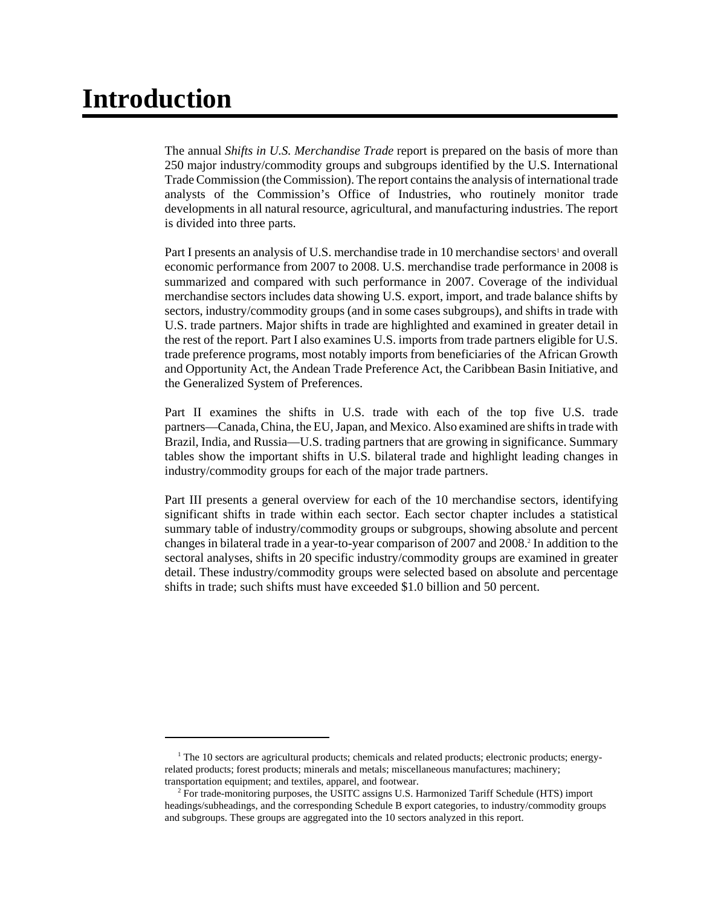# Introduction

The annual *Shifts in U.S. Merchandise Trade* report is prepared on the basis of more than 250 major industry/commodity groups and subgroups identified by the U.S. International Trade Commission (the Commission). The report contains the analysis of international trade analysts of the Commission's Office of Industries, who routinely monitor trade developments in all natural resource, agricultural, and manufacturing industries. The report is divided into three parts.

Part I presents an analysis of U.S. merchandise trade in 10 merchandise sectors[1] and overall economic performance from 2007 to 2008. U.S. merchandise trade performance in 2008 is summarized and compared with such performance in 2007. Coverage of the individual merchandise sectors includes data showing U.S. export, import, and trade balance shifts by sectors, industry/commodity groups (and in some cases subgroups), and shifts in trade with U.S. trade partners. Major shifts in trade are highlighted and examined in greater detail in the rest of the report. Part I also examines U.S. imports from trade partners eligible for U.S. trade preference programs, most notably imports from beneficiaries of the African Growth and Opportunity Act, the Andean Trade Preference Act, the Caribbean Basin Initiative, and the Generalized System of Preferences.

Part II examines the shifts in U.S. trade with each of the top five U.S. trade partners—Canada, China, the EU, Japan, and Mexico. Also examined are shifts in trade with Brazil, India, and Russia—U.S. trading partners that are growing in significance. Summary tables show the important shifts in U.S. bilateral trade and highlight leading changes in industry/commodity groups for each of the major trade partners.

Part III presents a general overview for each of the 10 merchandise sectors, identifying significant shifts in trade within each sector. Each sector chapter includes a statistical summary table of industry/commodity groups or subgroups, showing absolute and percent changes in bilateral trade in a year-to-year comparison of 2007 and 2008.[2] In addition to the sectoral analyses, shifts in 20 specific industry/commodity groups are examined in greater detail. These industry/commodity groups were selected based on absolute and percentage shifts in trade; such shifts must have exceeded $1.0 billion and 50 percent.

---

[1] The 10 sectors are agricultural products; chemicals and related products; electronic products; energy-related products; forest products; minerals and metals; miscellaneous manufactures; machinery; transportation equipment; and textiles, apparel, and footwear.

[2] For trade-monitoring purposes, the USITC assigns U.S. Harmonized Tariff Schedule (HTS) import headings/subheadings, and the corresponding Schedule B export categories, to industry/commodity groups and subgroups. These groups are aggregated into the 10 sectors analyzed in this report.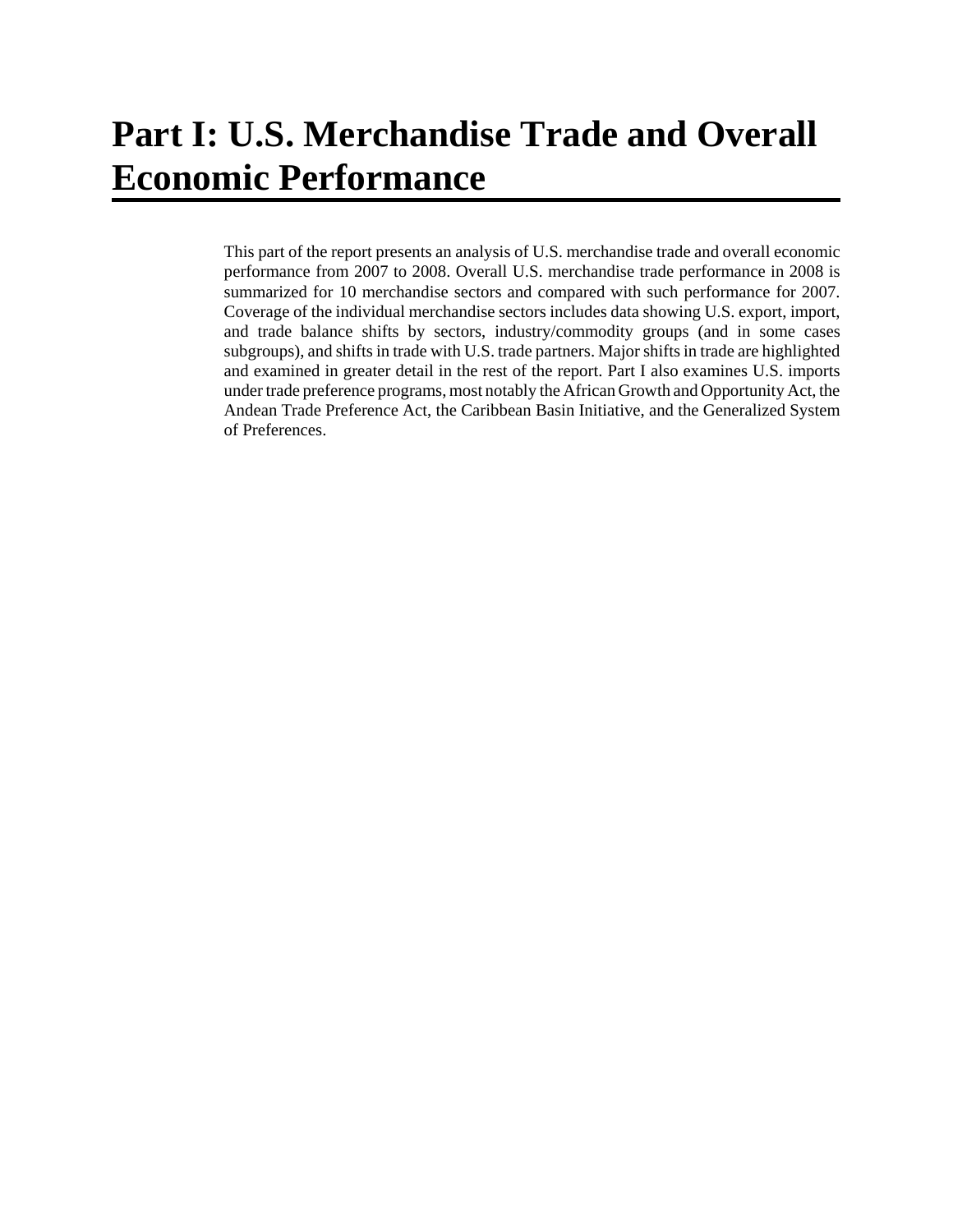# Part I: U.S. Merchandise Trade and Overall Economic Performance

This part of the report presents an analysis of U.S. merchandise trade and overall economic performance from 2007 to 2008. Overall U.S. merchandise trade performance in 2008 is summarized for 10 merchandise sectors and compared with such performance for 2007. Coverage of the individual merchandise sectors includes data showing U.S. export, import, and trade balance shifts by sectors, industry/commodity groups (and in some cases subgroups), and shifts in trade with U.S. trade partners. Major shifts in trade are highlighted and examined in greater detail in the rest of the report. Part I also examines U.S. imports under trade preference programs, most notably the African Growth and Opportunity Act, the Andean Trade Preference Act, the Caribbean Basin Initiative, and the Generalized System of Preferences.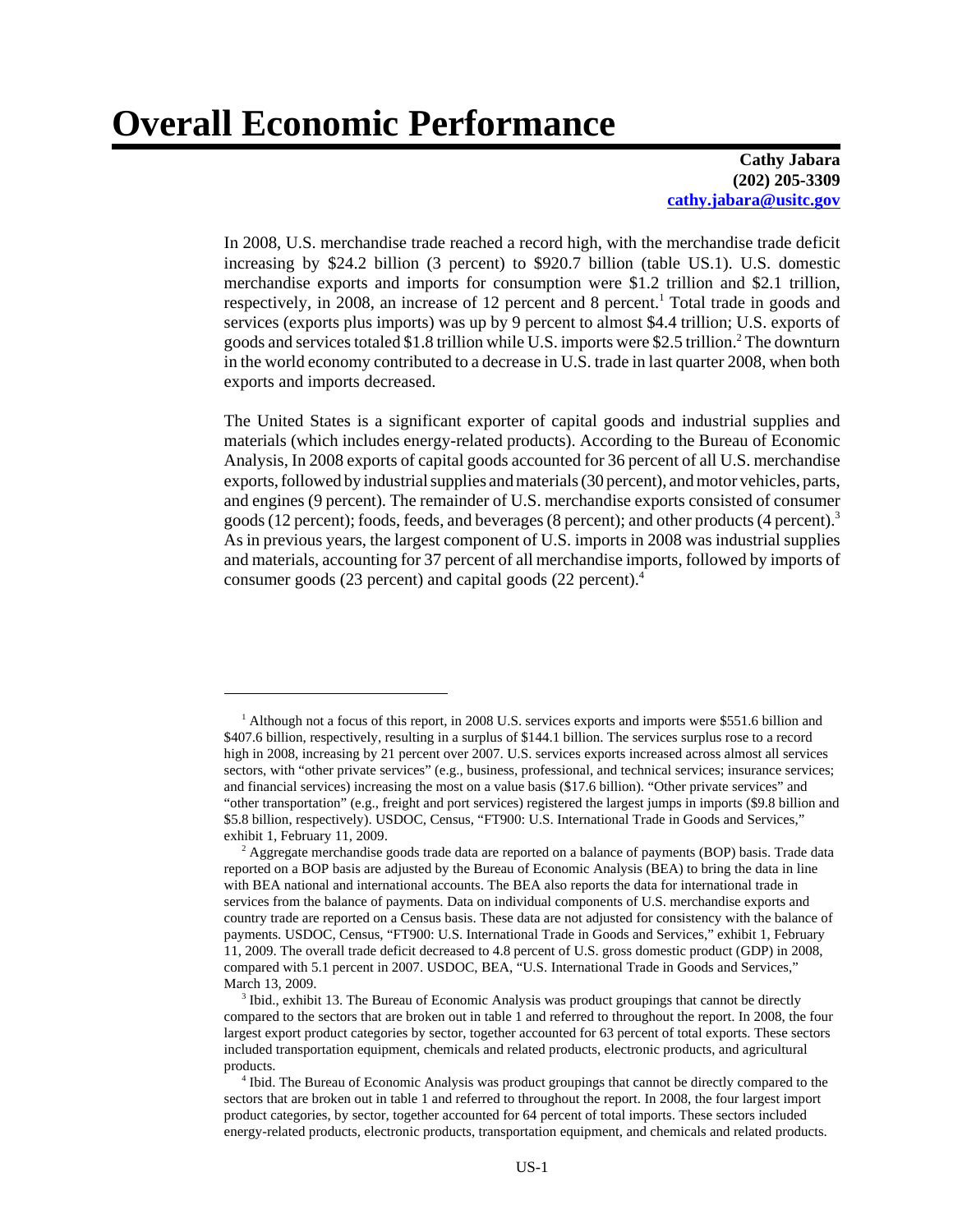# Overall Economic Performance

**Cathy Jabara**
**(202) 205-3309**
**cathy.jabara@usitc.gov**

In 2008, U.S. merchandise trade reached a record high, with the merchandise trade deficit increasing by $24.2 billion (3 percent) to $920.7 billion (table US.1). U.S. domestic merchandise exports and imports for consumption were $1.2 trillion and $2.1 trillion, respectively, in 2008, an increase of 12 percent and 8 percent.[1] Total trade in goods and services (exports plus imports) was up by 9 percent to almost $4.4 trillion; U.S. exports of goods and services totaled $1.8 trillion while U.S. imports were $2.5 trillion.[2] The downturn in the world economy contributed to a decrease in U.S. trade in last quarter 2008, when both exports and imports decreased.

The United States is a significant exporter of capital goods and industrial supplies and materials (which includes energy-related products). According to the Bureau of Economic Analysis, In 2008 exports of capital goods accounted for 36 percent of all U.S. merchandise exports, followed by industrial supplies and materials (30 percent), and motor vehicles, parts, and engines (9 percent). The remainder of U.S. merchandise exports consisted of consumer goods (12 percent); foods, feeds, and beverages (8 percent); and other products (4 percent).[3] As in previous years, the largest component of U.S. imports in 2008 was industrial supplies and materials, accounting for 37 percent of all merchandise imports, followed by imports of consumer goods (23 percent) and capital goods (22 percent).[4]

---

[1] Although not a focus of this report, in 2008 U.S. services exports and imports were $551.6 billion and $407.6 billion, respectively, resulting in a surplus of $144.1 billion. The services surplus rose to a record high in 2008, increasing by 21 percent over 2007. U.S. services exports increased across almost all services sectors, with "other private services" (e.g., business, professional, and technical services; insurance services; and financial services) increasing the most on a value basis ($17.6 billion). "Other private services" and "other transportation" (e.g., freight and port services) registered the largest jumps in imports ($9.8 billion and $5.8 billion, respectively). USDOC, Census, "FT900: U.S. International Trade in Goods and Services," exhibit 1, February 11, 2009.

[2] Aggregate merchandise goods trade data are reported on a balance of payments (BOP) basis. Trade data reported on a BOP basis are adjusted by the Bureau of Economic Analysis (BEA) to bring the data in line with BEA national and international accounts. The BEA also reports the data for international trade in services from the balance of payments. Data on individual components of U.S. merchandise exports and country trade are reported on a Census basis. These data are not adjusted for consistency with the balance of payments. USDOC, Census, "FT900: U.S. International Trade in Goods and Services," exhibit 1, February 11, 2009. The overall trade deficit decreased to 4.8 percent of U.S. gross domestic product (GDP) in 2008, compared with 5.1 percent in 2007. USDOC, BEA, "U.S. International Trade in Goods and Services," March 13, 2009.

[3] Ibid., exhibit 13. The Bureau of Economic Analysis was product groupings that cannot be directly compared to the sectors that are broken out in table 1 and referred to throughout the report. In 2008, the four largest export product categories by sector, together accounted for 63 percent of total exports. These sectors included transportation equipment, chemicals and related products, electronic products, and agricultural products.

[4] Ibid. The Bureau of Economic Analysis was product groupings that cannot be directly compared to the sectors that are broken out in table 1 and referred to throughout the report. In 2008, the four largest import product categories, by sector, together accounted for 64 percent of total imports. These sectors included energy-related products, electronic products, transportation equipment, and chemicals and related products.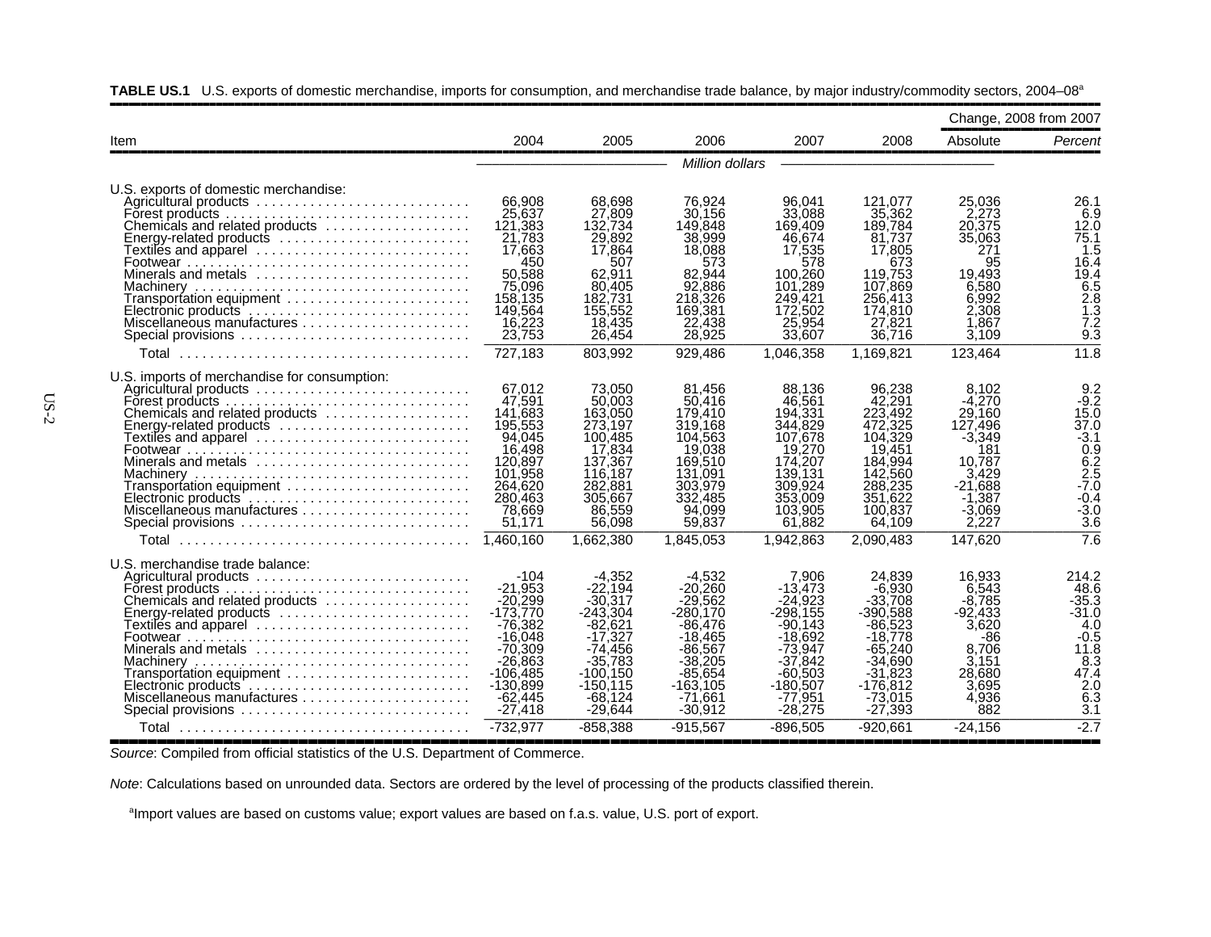**TABLE US.1** U.S. exports of domestic merchandise, imports for consumption, and merchandise trade balance, by major industry/commodity sectors, 2004–08[a]

| Item | 2004 | 2005 | 2006 | 2007 | 2008 | Change, 2008 from 2007 | |
|---|---|---|---|---|---|---|---|
| | | | | | | Absolute | *Percent* |
| | *Million dollars* | | | | | | |
| U.S. exports of domestic merchandise: | | | | | | | |
| Agricultural products | 66,908 | 68,698 | 76,924 | 96,041 | 121,077 | 25,036 | 26.1 |
| Forest products | 25,637 | 27,809 | 30,156 | 33,088 | 35,362 | 2,273 | 6.9 |
| Chemicals and related products | 121,383 | 132,734 | 149,848 | 169,409 | 189,784 | 20,375 | 12.0 |
| Energy-related products | 21,783 | 29,892 | 38,999 | 46,674 | 81,737 | 35,063 | 75.1 |
| Textiles and apparel | 17,663 | 17,864 | 18,088 | 17,535 | 17,805 | 271 | 1.5 |
| Footwear | 450 | 507 | 573 | 578 | 673 | 95 | 16.4 |
| Minerals and metals | 50,588 | 62,911 | 82,944 | 100,260 | 119,753 | 19,493 | 19.4 |
| Machinery | 75,096 | 80,405 | 92,886 | 101,289 | 107,869 | 6,580 | 6.5 |
| Transportation equipment | 158,135 | 182,731 | 218,326 | 249,421 | 256,413 | 6,992 | 2.8 |
| Electronic products | 149,564 | 155,552 | 169,381 | 172,502 | 174,810 | 2,308 | 1.3 |
| Miscellaneous manufactures | 16,223 | 18,435 | 22,438 | 25,954 | 27,821 | 1,867 | 7.2 |
| Special provisions | 23,753 | 26,454 | 28,925 | 33,607 | 36,716 | 3,109 | 9.3 |
| Total | 727,183 | 803,992 | 929,486 | 1,046,358 | 1,169,821 | 123,464 | 11.8 |
| U.S. imports of merchandise for consumption: | | | | | | | |
| Agricultural products | 67,012 | 73,050 | 81,456 | 88,136 | 96,238 | 8,102 | 9.2 |
| Forest products | 47,591 | 50,003 | 50,416 | 46,561 | 42,291 | -4,270 | -9.2 |
| Chemicals and related products | 141,683 | 163,050 | 179,410 | 194,331 | 223,492 | 29,160 | 15.0 |
| Energy-related products | 195,553 | 273,197 | 319,168 | 344,829 | 472,325 | 127,496 | 37.0 |
| Textiles and apparel | 94,045 | 100,485 | 104,563 | 107,678 | 104,329 | -3,349 | -3.1 |
| Footwear | 16,498 | 17,834 | 19,038 | 19,270 | 19,451 | 181 | 0.9 |
| Minerals and metals | 120,897 | 137,367 | 169,510 | 174,207 | 184,994 | 10,787 | 6.2 |
| Machinery | 101,958 | 116,187 | 131,091 | 139,131 | 142,560 | 3,429 | 2.5 |
| Transportation equipment | 264,620 | 282,881 | 303,979 | 309,924 | 288,235 | -21,688 | -7.0 |
| Electronic products | 280,463 | 305,667 | 332,485 | 353,009 | 351,622 | -1,387 | -0.4 |
| Miscellaneous manufactures | 78,669 | 86,559 | 94,099 | 103,905 | 100,837 | -3,069 | -3.0 |
| Special provisions | 51,171 | 56,098 | 59,837 | 61,882 | 64,109 | 2,227 | 3.6 |
| Total | 1,460,160 | 1,662,380 | 1,845,053 | 1,942,863 | 2,090,483 | 147,620 | 7.6 |
| U.S. merchandise trade balance: | | | | | | | |
| Agricultural products | -104 | -4,352 | -4,532 | 7,906 | 24,839 | 16,933 | 214.2 |
| Forest products | -21,953 | -22,194 | -20,260 | -13,473 | -6,930 | 6,543 | 48.6 |
| Chemicals and related products | -20,299 | -30,317 | -29,562 | -24,923 | -33,708 | -8,785 | -35.3 |
| Energy-related products | -173,770 | -243,304 | -280,170 | -298,155 | -390,588 | -92,433 | -31.0 |
| Textiles and apparel | -76,382 | -82,621 | -86,476 | -90,143 | -86,523 | 3,620 | 4.0 |
| Footwear | -16,048 | -17,327 | -18,465 | -18,692 | -18,778 | -86 | -0.5 |
| Minerals and metals | -70,309 | -74,456 | -86,567 | -73,947 | -65,240 | 8,706 | 11.8 |
| Machinery | -26,863 | -35,783 | -38,205 | -37,842 | -34,690 | 3,151 | 8.3 |
| Transportation equipment | -106,485 | -100,150 | -85,654 | -60,503 | -31,823 | 28,680 | 47.4 |
| Electronic products | -130,899 | -150,115 | -163,105 | -180,507 | -176,812 | 3,695 | 2.0 |
| Miscellaneous manufactures | -62,445 | -68,124 | -71,661 | -77,951 | -73,015 | 4,936 | 6.3 |
| Special provisions | -27,418 | -29,644 | -30,912 | -28,275 | -27,393 | 882 | 3.1 |
| Total | -732,977 | -858,388 | -915,567 | -896,505 | -920,661 | -24,156 | -2.7 |

*Source*: Compiled from official statistics of the U.S. Department of Commerce.

*Note*: Calculations based on unrounded data. Sectors are ordered by the level of processing of the products classified therein.

[a]Import values are based on customs value; export values are based on f.a.s. value, U.S. port of export.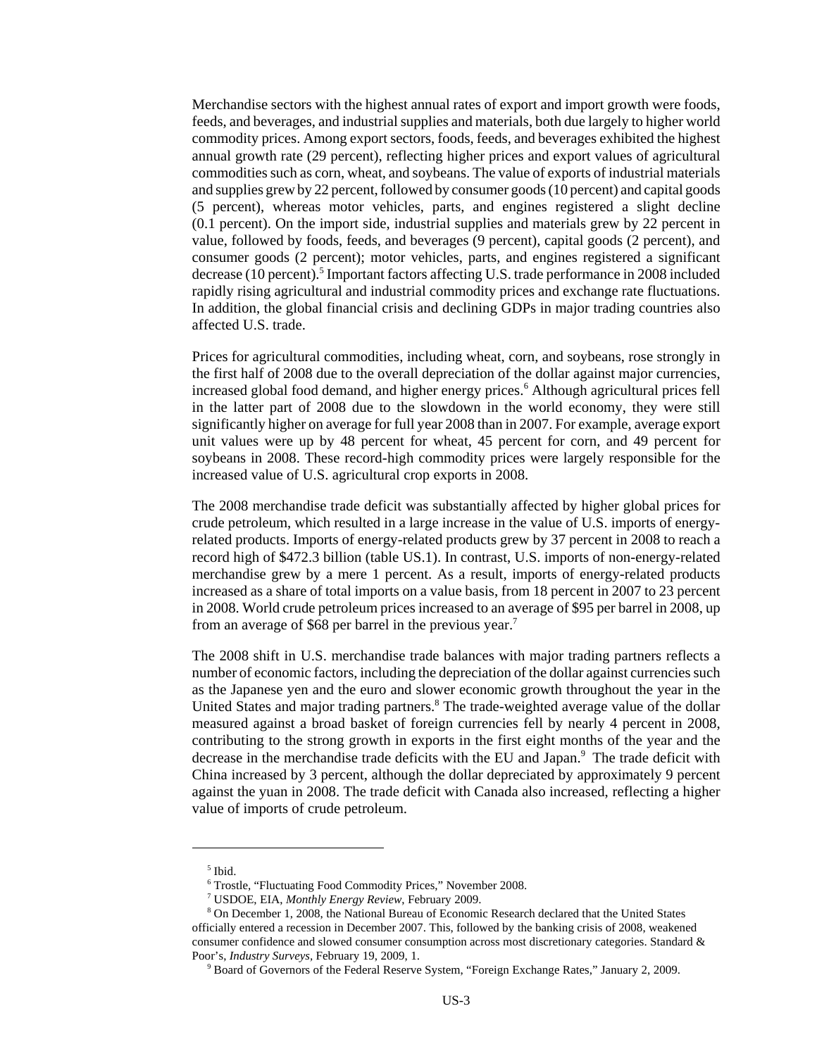Merchandise sectors with the highest annual rates of export and import growth were foods, feeds, and beverages, and industrial supplies and materials, both due largely to higher world commodity prices. Among export sectors, foods, feeds, and beverages exhibited the highest annual growth rate (29 percent), reflecting higher prices and export values of agricultural commodities such as corn, wheat, and soybeans. The value of exports of industrial materials and supplies grew by 22 percent, followed by consumer goods (10 percent) and capital goods (5 percent), whereas motor vehicles, parts, and engines registered a slight decline (0.1 percent). On the import side, industrial supplies and materials grew by 22 percent in value, followed by foods, feeds, and beverages (9 percent), capital goods (2 percent), and consumer goods (2 percent); motor vehicles, parts, and engines registered a significant decrease (10 percent).[5] Important factors affecting U.S. trade performance in 2008 included rapidly rising agricultural and industrial commodity prices and exchange rate fluctuations. In addition, the global financial crisis and declining GDPs in major trading countries also affected U.S. trade.

Prices for agricultural commodities, including wheat, corn, and soybeans, rose strongly in the first half of 2008 due to the overall depreciation of the dollar against major currencies, increased global food demand, and higher energy prices.[6] Although agricultural prices fell in the latter part of 2008 due to the slowdown in the world economy, they were still significantly higher on average for full year 2008 than in 2007. For example, average export unit values were up by 48 percent for wheat, 45 percent for corn, and 49 percent for soybeans in 2008. These record-high commodity prices were largely responsible for the increased value of U.S. agricultural crop exports in 2008.

The 2008 merchandise trade deficit was substantially affected by higher global prices for crude petroleum, which resulted in a large increase in the value of U.S. imports of energy-related products. Imports of energy-related products grew by 37 percent in 2008 to reach a record high of $472.3 billion (table US.1). In contrast, U.S. imports of non-energy-related merchandise grew by a mere 1 percent. As a result, imports of energy-related products increased as a share of total imports on a value basis, from 18 percent in 2007 to 23 percent in 2008. World crude petroleum prices increased to an average of $95 per barrel in 2008, up from an average of $68 per barrel in the previous year.[7]

The 2008 shift in U.S. merchandise trade balances with major trading partners reflects a number of economic factors, including the depreciation of the dollar against currencies such as the Japanese yen and the euro and slower economic growth throughout the year in the United States and major trading partners.[8] The trade-weighted average value of the dollar measured against a broad basket of foreign currencies fell by nearly 4 percent in 2008, contributing to the strong growth in exports in the first eight months of the year and the decrease in the merchandise trade deficits with the EU and Japan.[9] The trade deficit with China increased by 3 percent, although the dollar depreciated by approximately 9 percent against the yuan in 2008. The trade deficit with Canada also increased, reflecting a higher value of imports of crude petroleum.

---

[5] Ibid.

[6] Trostle, "Fluctuating Food Commodity Prices," November 2008.

[7] USDOE, EIA, *Monthly Energy Review*, February 2009.

[8] On December 1, 2008, the National Bureau of Economic Research declared that the United States officially entered a recession in December 2007. This, followed by the banking crisis of 2008, weakened consumer confidence and slowed consumer consumption across most discretionary categories. Standard & Poor's, *Industry Surveys*, February 19, 2009, 1.

[9] Board of Governors of the Federal Reserve System, "Foreign Exchange Rates," January 2, 2009.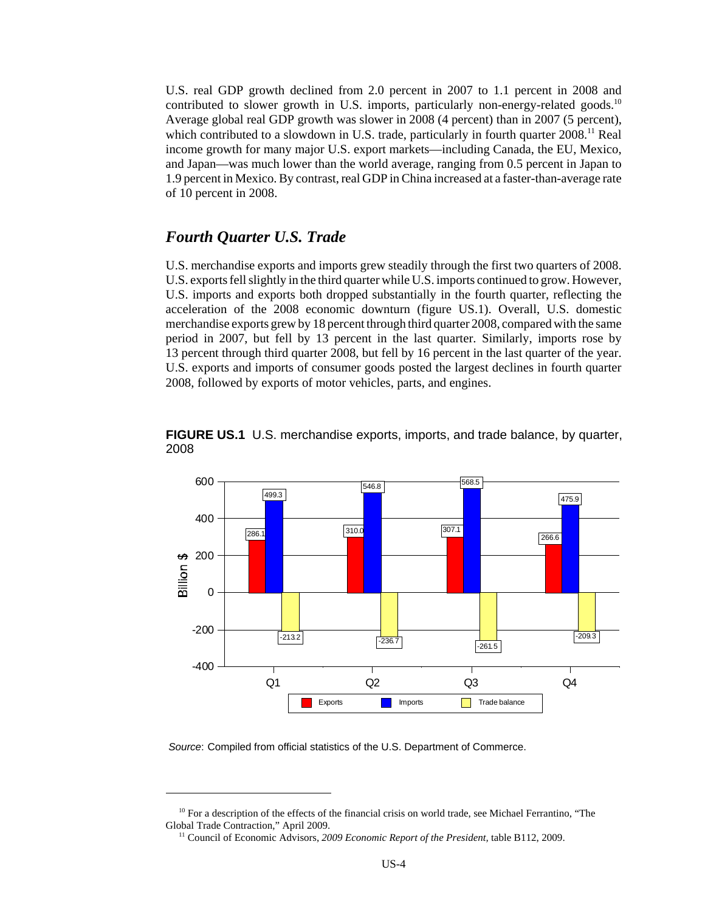U.S. real GDP growth declined from 2.0 percent in 2007 to 1.1 percent in 2008 and contributed to slower growth in U.S. imports, particularly non-energy-related goods.[10] Average global real GDP growth was slower in 2008 (4 percent) than in 2007 (5 percent), which contributed to a slowdown in U.S. trade, particularly in fourth quarter 2008.[11] Real income growth for many major U.S. export markets—including Canada, the EU, Mexico, and Japan—was much lower than the world average, ranging from 0.5 percent in Japan to 1.9 percent in Mexico. By contrast, real GDP in China increased at a faster-than-average rate of 10 percent in 2008.

## *Fourth Quarter U.S. Trade*

U.S. merchandise exports and imports grew steadily through the first two quarters of 2008. U.S. exports fell slightly in the third quarter while U.S. imports continued to grow. However, U.S. imports and exports both dropped substantially in the fourth quarter, reflecting the acceleration of the 2008 economic downturn (figure US.1). Overall, U.S. domestic merchandise exports grew by 18 percent through third quarter 2008, compared with the same period in 2007, but fell by 13 percent in the last quarter. Similarly, imports rose by 13 percent through third quarter 2008, but fell by 16 percent in the last quarter of the year. U.S. exports and imports of consumer goods posted the largest declines in fourth quarter 2008, followed by exports of motor vehicles, parts, and engines.

**FIGURE US.1** U.S. merchandise exports, imports, and trade balance, by quarter, 2008

| Quarter | Exports (Billion $) | Imports (Billion $) | Trade balance (Billion $) |
|---|---|---|---|
| Q1 | 286.1 | 499.3 | -213.2 |
| Q2 | 310.0 | 546.8 | -236.7 |
| Q3 | 307.1 | 568.5 | -261.5 |
| Q4 | 266.6 | 475.9 | -209.3 |

*Source*: Compiled from official statistics of the U.S. Department of Commerce.

[10] For a description of the effects of the financial crisis on world trade, see Michael Ferrantino, "The Global Trade Contraction," April 2009.

[11] Council of Economic Advisors, *2009 Economic Report of the President*, table B112, 2009.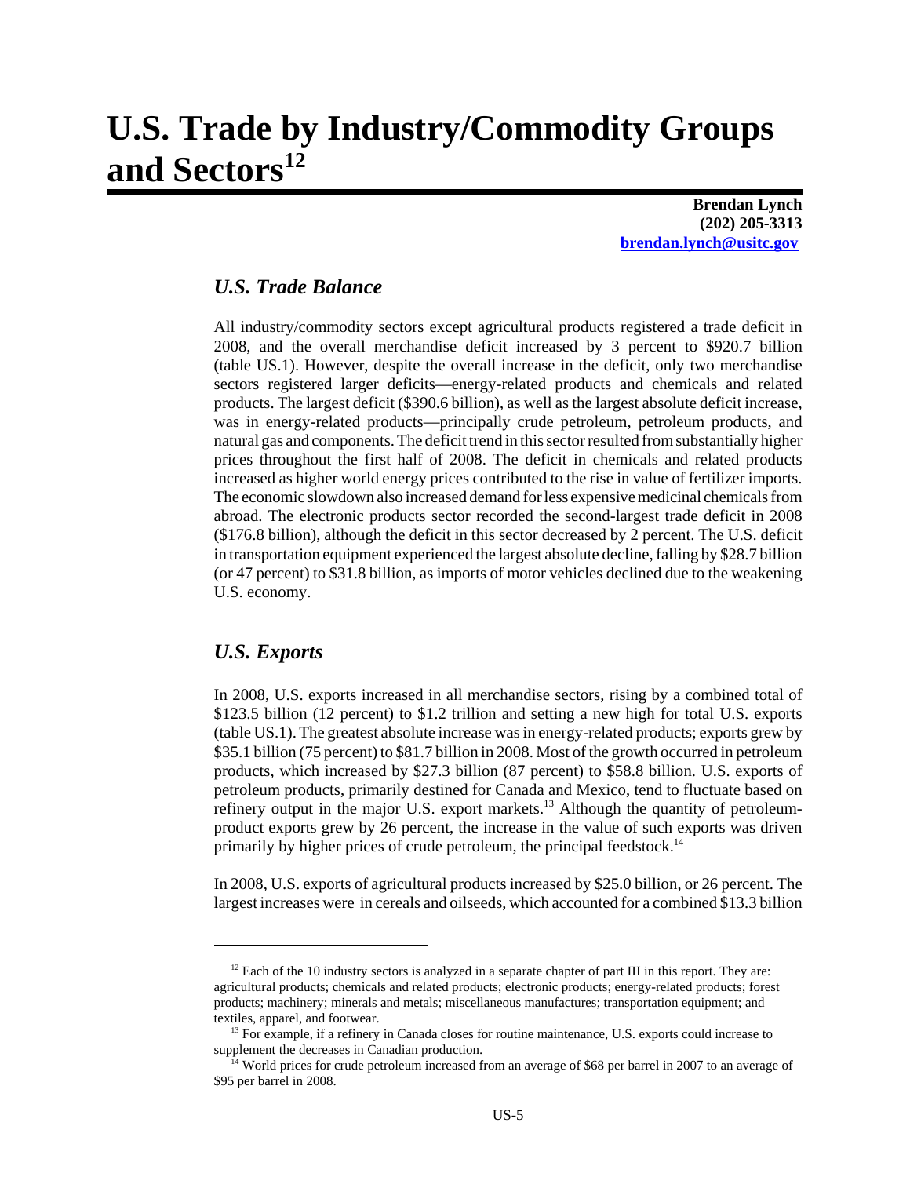# U.S. Trade by Industry/Commodity Groups and Sectors[12]

**Brendan Lynch**
**(202) 205-3313**
**brendan.lynch@usitc.gov**

## *U.S. Trade Balance*

All industry/commodity sectors except agricultural products registered a trade deficit in 2008, and the overall merchandise deficit increased by 3 percent to $920.7 billion (table US.1). However, despite the overall increase in the deficit, only two merchandise sectors registered larger deficits—energy-related products and chemicals and related products. The largest deficit ($390.6 billion), as well as the largest absolute deficit increase, was in energy-related products—principally crude petroleum, petroleum products, and natural gas and components. The deficit trend in this sector resulted from substantially higher prices throughout the first half of 2008. The deficit in chemicals and related products increased as higher world energy prices contributed to the rise in value of fertilizer imports. The economic slowdown also increased demand for less expensive medicinal chemicals from abroad. The electronic products sector recorded the second-largest trade deficit in 2008 ($176.8 billion), although the deficit in this sector decreased by 2 percent. The U.S. deficit in transportation equipment experienced the largest absolute decline, falling by $28.7 billion (or 47 percent) to $31.8 billion, as imports of motor vehicles declined due to the weakening U.S. economy.

## *U.S. Exports*

In 2008, U.S. exports increased in all merchandise sectors, rising by a combined total of $123.5 billion (12 percent) to $1.2 trillion and setting a new high for total U.S. exports (table US.1). The greatest absolute increase was in energy-related products; exports grew by $35.1 billion (75 percent) to $81.7 billion in 2008. Most of the growth occurred in petroleum products, which increased by $27.3 billion (87 percent) to $58.8 billion. U.S. exports of petroleum products, primarily destined for Canada and Mexico, tend to fluctuate based on refinery output in the major U.S. export markets.[13] Although the quantity of petroleum-product exports grew by 26 percent, the increase in the value of such exports was driven primarily by higher prices of crude petroleum, the principal feedstock.[14]

In 2008, U.S. exports of agricultural products increased by $25.0 billion, or 26 percent. The largest increases were in cereals and oilseeds, which accounted for a combined $13.3 billion

---

[12] Each of the 10 industry sectors is analyzed in a separate chapter of part III in this report. They are: agricultural products; chemicals and related products; electronic products; energy-related products; forest products; machinery; minerals and metals; miscellaneous manufactures; transportation equipment; and textiles, apparel, and footwear.

[13] For example, if a refinery in Canada closes for routine maintenance, U.S. exports could increase to supplement the decreases in Canadian production.

[14] World prices for crude petroleum increased from an average of $68 per barrel in 2007 to an average of $95 per barrel in 2008.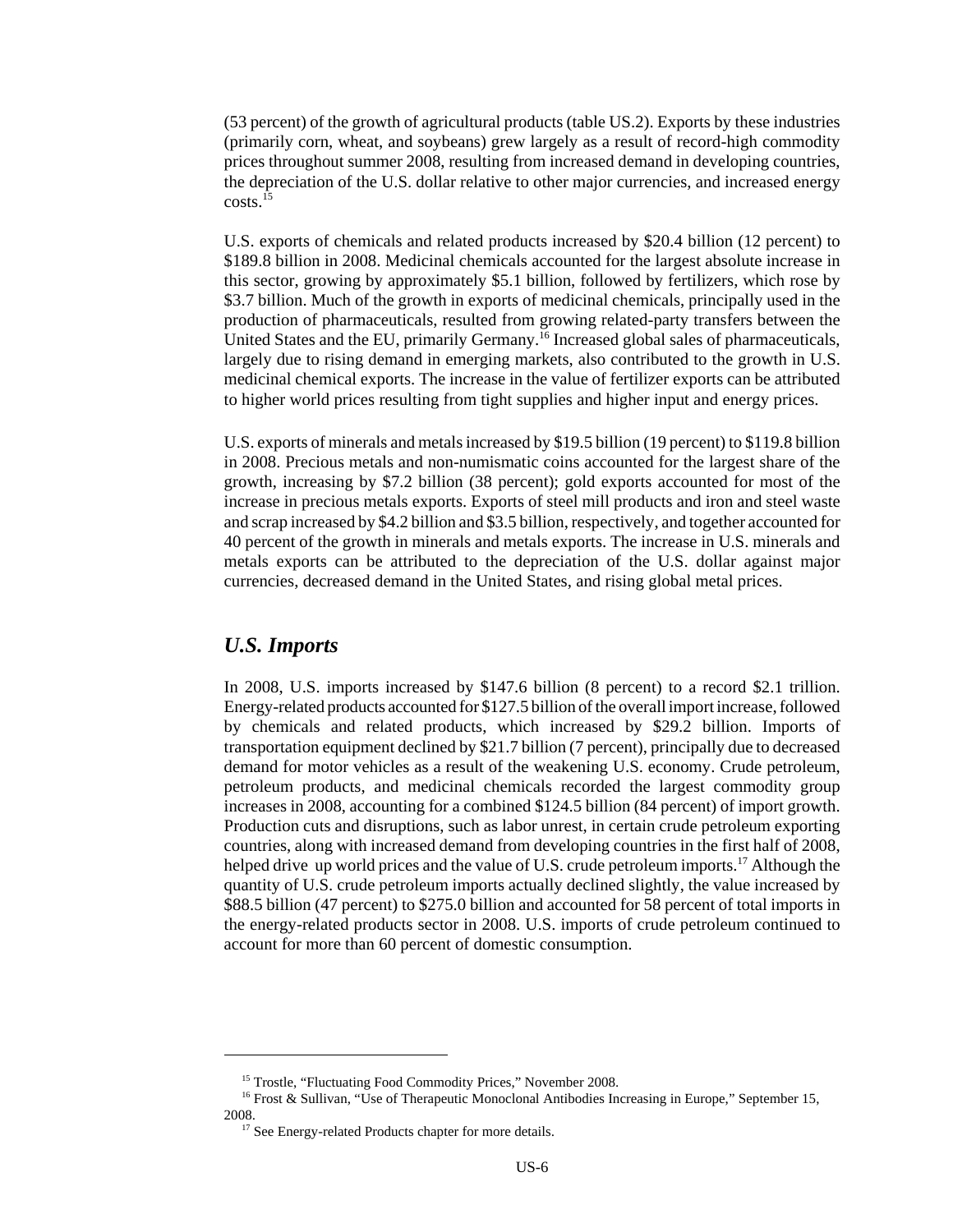(53 percent) of the growth of agricultural products (table US.2). Exports by these industries (primarily corn, wheat, and soybeans) grew largely as a result of record-high commodity prices throughout summer 2008, resulting from increased demand in developing countries, the depreciation of the U.S. dollar relative to other major currencies, and increased energy costs.[15]

U.S. exports of chemicals and related products increased by $20.4 billion (12 percent) to $189.8 billion in 2008. Medicinal chemicals accounted for the largest absolute increase in this sector, growing by approximately $5.1 billion, followed by fertilizers, which rose by $3.7 billion. Much of the growth in exports of medicinal chemicals, principally used in the production of pharmaceuticals, resulted from growing related-party transfers between the United States and the EU, primarily Germany.[16] Increased global sales of pharmaceuticals, largely due to rising demand in emerging markets, also contributed to the growth in U.S. medicinal chemical exports. The increase in the value of fertilizer exports can be attributed to higher world prices resulting from tight supplies and higher input and energy prices.

U.S. exports of minerals and metals increased by $19.5 billion (19 percent) to $119.8 billion in 2008. Precious metals and non-numismatic coins accounted for the largest share of the growth, increasing by $7.2 billion (38 percent); gold exports accounted for most of the increase in precious metals exports. Exports of steel mill products and iron and steel waste and scrap increased by $4.2 billion and $3.5 billion, respectively, and together accounted for 40 percent of the growth in minerals and metals exports. The increase in U.S. minerals and metals exports can be attributed to the depreciation of the U.S. dollar against major currencies, decreased demand in the United States, and rising global metal prices.

## *U.S. Imports*

In 2008, U.S. imports increased by $147.6 billion (8 percent) to a record $2.1 trillion. Energy-related products accounted for $127.5 billion of the overall import increase, followed by chemicals and related products, which increased by $29.2 billion. Imports of transportation equipment declined by $21.7 billion (7 percent), principally due to decreased demand for motor vehicles as a result of the weakening U.S. economy. Crude petroleum, petroleum products, and medicinal chemicals recorded the largest commodity group increases in 2008, accounting for a combined $124.5 billion (84 percent) of import growth. Production cuts and disruptions, such as labor unrest, in certain crude petroleum exporting countries, along with increased demand from developing countries in the first half of 2008, helped drive up world prices and the value of U.S. crude petroleum imports.[17] Although the quantity of U.S. crude petroleum imports actually declined slightly, the value increased by $88.5 billion (47 percent) to $275.0 billion and accounted for 58 percent of total imports in the energy-related products sector in 2008. U.S. imports of crude petroleum continued to account for more than 60 percent of domestic consumption.

---

[15] Trostle, "Fluctuating Food Commodity Prices," November 2008.

[16] Frost & Sullivan, "Use of Therapeutic Monoclonal Antibodies Increasing in Europe," September 15, 2008.

[17] See Energy-related Products chapter for more details.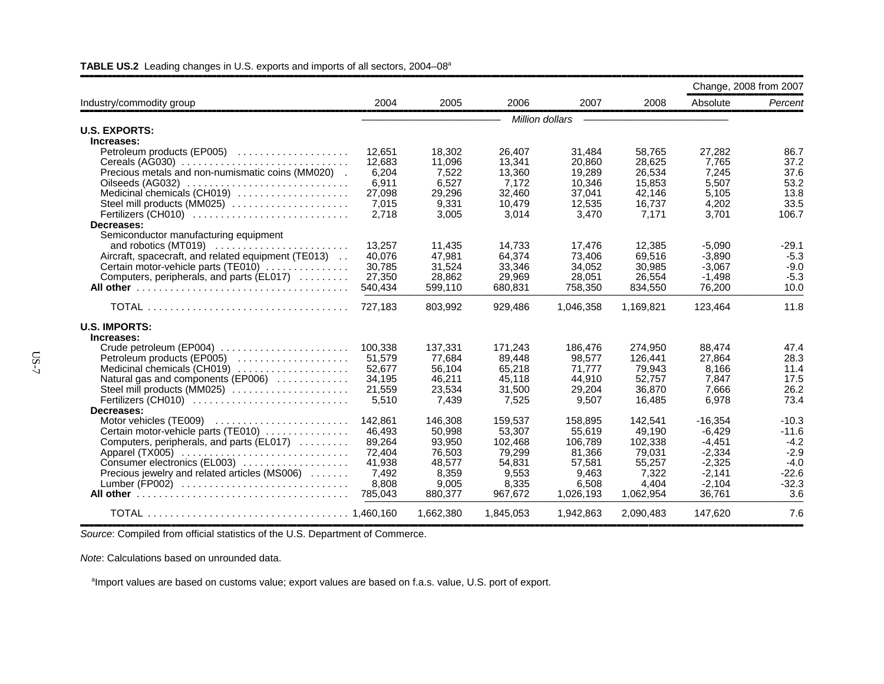**TABLE US.2** Leading changes in U.S. exports and imports of all sectors, 2004–08[a]

| Industry/commodity group | 2004 | 2005 | 2006 | 2007 | 2008 | Change, 2008 from 2007 | |
|---|---|---|---|---|---|---|---|
| | | | | | | Absolute | *Percent* |
| | *Million dollars* | | | | | | |
| **U.S. EXPORTS:** | | | | | | | |
| **Increases:** | | | | | | | |
| Petroleum products (EP005) | 12,651 | 18,302 | 26,407 | 31,484 | 58,765 | 27,282 | 86.7 |
| Cereals (AG030) | 12,683 | 11,096 | 13,341 | 20,860 | 28,625 | 7,765 | 37.2 |
| Precious metals and non-numismatic coins (MM020) | 6,204 | 7,522 | 13,360 | 19,289 | 26,534 | 7,245 | 37.6 |
| Oilseeds (AG032) | 6,911 | 6,527 | 7,172 | 10,346 | 15,853 | 5,507 | 53.2 |
| Medicinal chemicals (CH019) | 27,098 | 29,296 | 32,460 | 37,041 | 42,146 | 5,105 | 13.8 |
| Steel mill products (MM025) | 7,015 | 9,331 | 10,479 | 12,535 | 16,737 | 4,202 | 33.5 |
| Fertilizers (CH010) | 2,718 | 3,005 | 3,014 | 3,470 | 7,171 | 3,701 | 106.7 |
| **Decreases:** | | | | | | | |
| Semiconductor manufacturing equipment and robotics (MT019) | 13,257 | 11,435 | 14,733 | 17,476 | 12,385 | -5,090 | -29.1 |
| Aircraft, spacecraft, and related equipment (TE013) | 40,076 | 47,981 | 64,374 | 73,406 | 69,516 | -3,890 | -5.3 |
| Certain motor-vehicle parts (TE010) | 30,785 | 31,524 | 33,346 | 34,052 | 30,985 | -3,067 | -9.0 |
| Computers, peripherals, and parts (EL017) | 27,350 | 28,862 | 29,969 | 28,051 | 26,554 | -1,498 | -5.3 |
| **All other** | 540,434 | 599,110 | 680,831 | 758,350 | 834,550 | 76,200 | 10.0 |
| TOTAL | 727,183 | 803,992 | 929,486 | 1,046,358 | 1,169,821 | 123,464 | 11.8 |
| **U.S. IMPORTS:** | | | | | | | |
| **Increases:** | | | | | | | |
| Crude petroleum (EP004) | 100,338 | 137,331 | 171,243 | 186,476 | 274,950 | 88,474 | 47.4 |
| Petroleum products (EP005) | 51,579 | 77,684 | 89,448 | 98,577 | 126,441 | 27,864 | 28.3 |
| Medicinal chemicals (CH019) | 52,677 | 56,104 | 65,218 | 71,777 | 79,943 | 8,166 | 11.4 |
| Natural gas and components (EP006) | 34,195 | 46,211 | 45,118 | 44,910 | 52,757 | 7,847 | 17.5 |
| Steel mill products (MM025) | 21,559 | 23,534 | 31,500 | 29,204 | 36,870 | 7,666 | 26.2 |
| Fertilizers (CH010) | 5,510 | 7,439 | 7,525 | 9,507 | 16,485 | 6,978 | 73.4 |
| **Decreases:** | | | | | | | |
| Motor vehicles (TE009) | 142,861 | 146,308 | 159,537 | 158,895 | 142,541 | -16,354 | -10.3 |
| Certain motor-vehicle parts (TE010) | 46,493 | 50,998 | 53,307 | 55,619 | 49,190 | -6,429 | -11.6 |
| Computers, peripherals, and parts (EL017) | 89,264 | 93,950 | 102,468 | 106,789 | 102,338 | -4,451 | -4.2 |
| Apparel (TX005) | 72,404 | 76,503 | 79,299 | 81,366 | 79,031 | -2,334 | -2.9 |
| Consumer electronics (EL003) | 41,938 | 48,577 | 54,831 | 57,581 | 55,257 | -2,325 | -4.0 |
| Precious jewelry and related articles (MS006) | 7,492 | 8,359 | 9,553 | 9,463 | 7,322 | -2,141 | -22.6 |
| Lumber (FP002) | 8,808 | 9,005 | 8,335 | 6,508 | 4,404 | -2,104 | -32.3 |
| **All other** | 785,043 | 880,377 | 967,672 | 1,026,193 | 1,062,954 | 36,761 | 3.6 |
| TOTAL | 1,460,160 | 1,662,380 | 1,845,053 | 1,942,863 | 2,090,483 | 147,620 | 7.6 |

*Source*: Compiled from official statistics of the U.S. Department of Commerce.

*Note*: Calculations based on unrounded data.

[a]Import values are based on customs value; export values are based on f.a.s. value, U.S. port of export.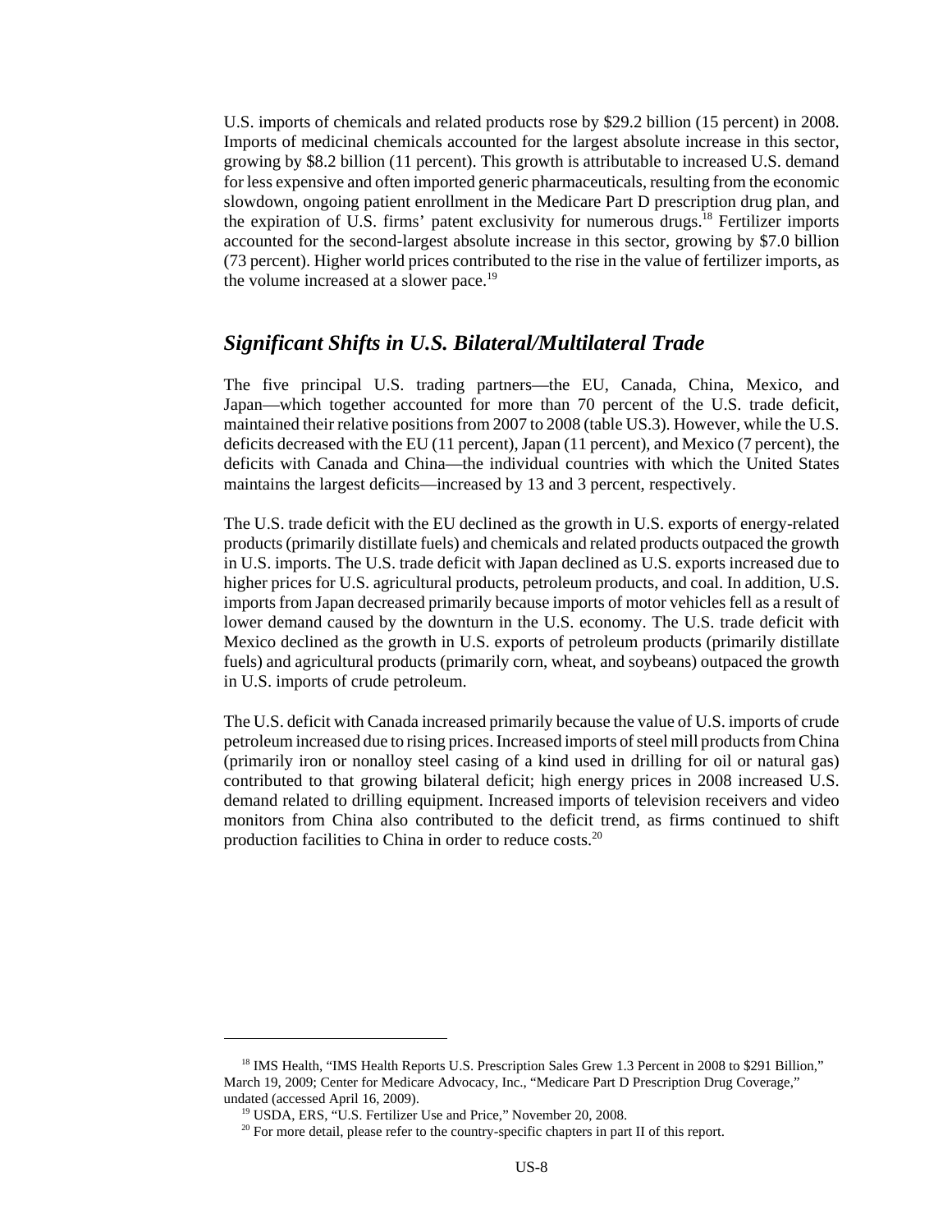U.S. imports of chemicals and related products rose by $29.2 billion (15 percent) in 2008. Imports of medicinal chemicals accounted for the largest absolute increase in this sector, growing by $8.2 billion (11 percent). This growth is attributable to increased U.S. demand for less expensive and often imported generic pharmaceuticals, resulting from the economic slowdown, ongoing patient enrollment in the Medicare Part D prescription drug plan, and the expiration of U.S. firms' patent exclusivity for numerous drugs.[18] Fertilizer imports accounted for the second-largest absolute increase in this sector, growing by $7.0 billion (73 percent). Higher world prices contributed to the rise in the value of fertilizer imports, as the volume increased at a slower pace.[19]

## *Significant Shifts in U.S. Bilateral/Multilateral Trade*

The five principal U.S. trading partners—the EU, Canada, China, Mexico, and Japan—which together accounted for more than 70 percent of the U.S. trade deficit, maintained their relative positions from 2007 to 2008 (table US.3). However, while the U.S. deficits decreased with the EU (11 percent), Japan (11 percent), and Mexico (7 percent), the deficits with Canada and China—the individual countries with which the United States maintains the largest deficits—increased by 13 and 3 percent, respectively.

The U.S. trade deficit with the EU declined as the growth in U.S. exports of energy-related products (primarily distillate fuels) and chemicals and related products outpaced the growth in U.S. imports. The U.S. trade deficit with Japan declined as U.S. exports increased due to higher prices for U.S. agricultural products, petroleum products, and coal. In addition, U.S. imports from Japan decreased primarily because imports of motor vehicles fell as a result of lower demand caused by the downturn in the U.S. economy. The U.S. trade deficit with Mexico declined as the growth in U.S. exports of petroleum products (primarily distillate fuels) and agricultural products (primarily corn, wheat, and soybeans) outpaced the growth in U.S. imports of crude petroleum.

The U.S. deficit with Canada increased primarily because the value of U.S. imports of crude petroleum increased due to rising prices. Increased imports of steel mill products from China (primarily iron or nonalloy steel casing of a kind used in drilling for oil or natural gas) contributed to that growing bilateral deficit; high energy prices in 2008 increased U.S. demand related to drilling equipment. Increased imports of television receivers and video monitors from China also contributed to the deficit trend, as firms continued to shift production facilities to China in order to reduce costs.[20]

---

[18] IMS Health, "IMS Health Reports U.S. Prescription Sales Grew 1.3 Percent in 2008 to $291 Billion," March 19, 2009; Center for Medicare Advocacy, Inc., "Medicare Part D Prescription Drug Coverage," undated (accessed April 16, 2009).

[19] USDA, ERS, "U.S. Fertilizer Use and Price," November 20, 2008.

[20] For more detail, please refer to the country-specific chapters in part II of this report.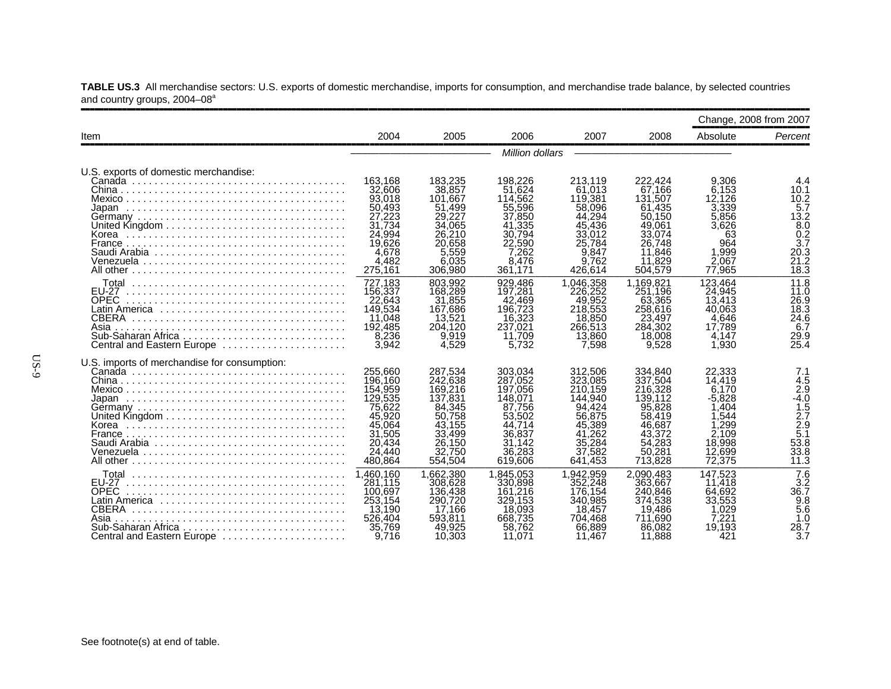**TABLE US.3** All merchandise sectors: U.S. exports of domestic merchandise, imports for consumption, and merchandise trade balance, by selected countries and country groups, 2004–08[a]

| Item | 2004 | 2005 | 2006 | 2007 | 2008 | Change, 2008 from 2007 | |
|---|---|---|---|---|---|---|---|
| | | | | | | Absolute | Percent |
| | *Million dollars* | | | | | | |
| U.S. exports of domestic merchandise: | | | | | | | |
| Canada | 163,168 | 183,235 | 198,226 | 213,119 | 222,424 | 9,306 | 4.4 |
| China | 32,606 | 38,857 | 51,624 | 61,013 | 67,166 | 6,153 | 10.1 |
| Mexico | 93,018 | 101,667 | 114,562 | 119,381 | 131,507 | 12,126 | 10.2 |
| Japan | 50,493 | 51,499 | 55,596 | 58,096 | 61,435 | 3,339 | 5.7 |
| Germany | 27,223 | 29,227 | 37,850 | 44,294 | 50,150 | 5,856 | 13.2 |
| United Kingdom | 31,734 | 34,065 | 41,335 | 45,436 | 49,061 | 3,626 | 8.0 |
| Korea | 24,994 | 26,210 | 30,794 | 33,012 | 33,074 | 63 | 0.2 |
| France | 19,626 | 20,658 | 22,590 | 25,784 | 26,748 | 964 | 3.7 |
| Saudi Arabia | 4,678 | 5,559 | 7,262 | 9,847 | 11,846 | 1,999 | 20.3 |
| Venezuela | 4,482 | 6,035 | 8,476 | 9,762 | 11,829 | 2,067 | 21.2 |
| All other | 275,161 | 306,980 | 361,171 | 426,614 | 504,579 | 77,965 | 18.3 |
| Total | 727,183 | 803,992 | 929,486 | 1,046,358 | 1,169,821 | 123,464 | 11.8 |
| EU-27 | 156,337 | 168,289 | 197,281 | 226,252 | 251,196 | 24,945 | 11.0 |
| OPEC | 22,643 | 31,855 | 42,469 | 49,952 | 63,365 | 13,413 | 26.9 |
| Latin America | 149,534 | 167,686 | 196,723 | 218,553 | 258,616 | 40,063 | 18.3 |
| CBERA | 11,048 | 13,521 | 16,323 | 18,850 | 23,497 | 4,646 | 24.6 |
| Asia | 192,485 | 204,120 | 237,021 | 266,513 | 284,302 | 17,789 | 6.7 |
| Sub-Saharan Africa | 8,236 | 9,919 | 11,709 | 13,860 | 18,008 | 4,147 | 29.9 |
| Central and Eastern Europe | 3,942 | 4,529 | 5,732 | 7,598 | 9,528 | 1,930 | 25.4 |
| U.S. imports of merchandise for consumption: | | | | | | | |
| Canada | 255,660 | 287,534 | 303,034 | 312,506 | 334,840 | 22,333 | 7.1 |
| China | 196,160 | 242,638 | 287,052 | 323,085 | 337,504 | 14,419 | 4.5 |
| Mexico | 154,959 | 169,216 | 197,056 | 210,159 | 216,328 | 6,170 | 2.9 |
| Japan | 129,535 | 137,831 | 148,071 | 144,940 | 139,112 | -5,828 | -4.0 |
| Germany | 75,622 | 84,345 | 87,756 | 94,424 | 95,828 | 1,404 | 1.5 |
| United Kingdom | 45,920 | 50,758 | 53,502 | 56,875 | 58,419 | 1,544 | 2.7 |
| Korea | 45,064 | 43,155 | 44,714 | 45,389 | 46,687 | 1,299 | 2.9 |
| France | 31,505 | 33,499 | 36,837 | 41,262 | 43,372 | 2,109 | 5.1 |
| Saudi Arabia | 20,434 | 26,150 | 31,142 | 35,284 | 54,283 | 18,998 | 53.8 |
| Venezuela | 24,440 | 32,750 | 36,283 | 37,582 | 50,281 | 12,699 | 33.8 |
| All other | 480,864 | 554,504 | 619,606 | 641,453 | 713,828 | 72,375 | 11.3 |
| Total | 1,460,160 | 1,662,380 | 1,845,053 | 1,942,959 | 2,090,483 | 147,523 | 7.6 |
| EU-27 | 281,115 | 308,628 | 330,898 | 352,248 | 363,667 | 11,418 | 3.2 |
| OPEC | 100,697 | 136,438 | 161,216 | 176,154 | 240,846 | 64,692 | 36.7 |
| Latin America | 253,154 | 290,720 | 329,153 | 340,985 | 374,538 | 33,553 | 9.8 |
| CBERA | 13,190 | 17,166 | 18,093 | 18,457 | 19,486 | 1,029 | 5.6 |
| Asia | 526,404 | 593,811 | 668,735 | 704,468 | 711,690 | 7,221 | 1.0 |
| Sub-Saharan Africa | 35,769 | 49,925 | 58,762 | 66,889 | 86,082 | 19,193 | 28.7 |
| Central and Eastern Europe | 9,716 | 10,303 | 11,071 | 11,467 | 11,888 | 421 | 3.7 |

See footnote(s) at end of table.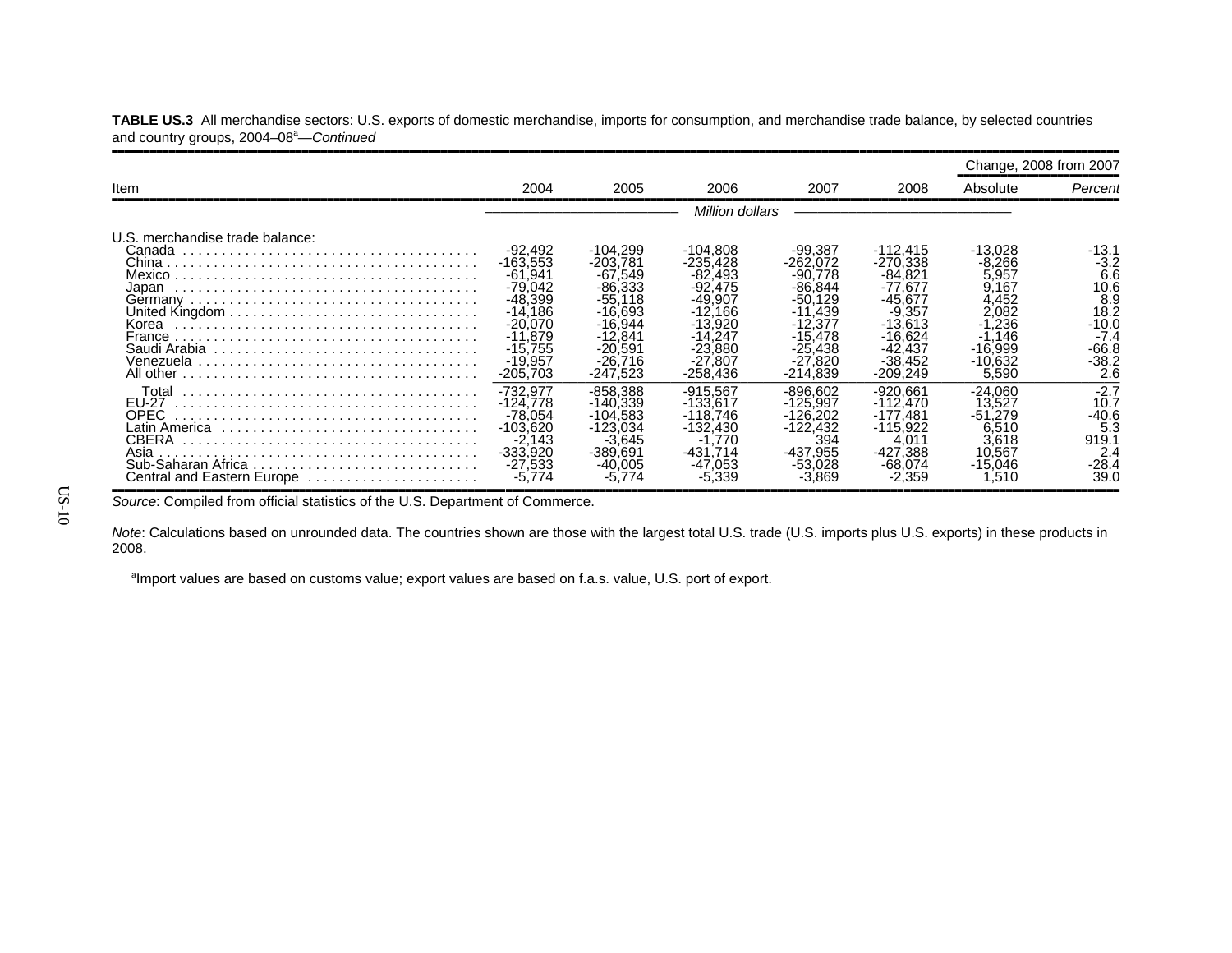**TABLE US.3** All merchandise sectors: U.S. exports of domestic merchandise, imports for consumption, and merchandise trade balance, by selected countries and country groups, 2004–08[a]—*Continued*

| Item | 2004 | 2005 | 2006 | 2007 | 2008 | Change, 2008 from 2007 | |
|---|---|---|---|---|---|---|---|
| | | | | | | Absolute | *Percent* |
| | *Million dollars* | | | | | | |
| U.S. merchandise trade balance: | | | | | | | |
| Canada | -92,492 | -104,299 | -104,808 | -99,387 | -112,415 | -13,028 | -13.1 |
| China | -163,553 | -203,781 | -235,428 | -262,072 | -270,338 | -8,266 | -3.2 |
| Mexico | -61,941 | -67,549 | -82,493 | -90,778 | -84,821 | 5,957 | 6.6 |
| Japan | -79,042 | -86,333 | -92,475 | -86,844 | -77,677 | 9,167 | 10.6 |
| Germany | -48,399 | -55,118 | -49,907 | -50,129 | -45,677 | 4,452 | 8.9 |
| United Kingdom | -14,186 | -16,693 | -12,166 | -11,439 | -9,357 | 2,082 | 18.2 |
| Korea | -20,070 | -16,944 | -13,920 | -12,377 | -13,613 | -1,236 | -10.0 |
| France | -11,879 | -12,841 | -14,247 | -15,478 | -16,624 | -1,146 | -7.4 |
| Saudi Arabia | -15,755 | -20,591 | -23,880 | -25,438 | -42,437 | -16,999 | -66.8 |
| Venezuela | -19,957 | -26,716 | -27,807 | -27,820 | -38,452 | -10,632 | -38.2 |
| All other | -205,703 | -247,523 | -258,436 | -214,839 | -209,249 | 5,590 | 2.6 |
| Total | -732,977 | -858,388 | -915,567 | -896,602 | -920,661 | -24,060 | -2.7 |
| EU-27 | -124,778 | -140,339 | -133,617 | -125,997 | -112,470 | 13,527 | 10.7 |
| OPEC | -78,054 | -104,583 | -118,746 | -126,202 | -177,481 | -51,279 | -40.6 |
| Latin America | -103,620 | -123,034 | -132,430 | -122,432 | -115,922 | 6,510 | 5.3 |
| CBERA | -2,143 | -3,645 | -1,770 | 394 | 4,011 | 3,618 | 919.1 |
| Asia | -333,920 | -389,691 | -431,714 | -437,955 | -427,388 | 10,567 | 2.4 |
| Sub-Saharan Africa | -27,533 | -40,005 | -47,053 | -53,028 | -68,074 | -15,046 | -28.4 |
| Central and Eastern Europe | -5,774 | -5,774 | -5,339 | -3,869 | -2,359 | 1,510 | 39.0 |

*Source*: Compiled from official statistics of the U.S. Department of Commerce.

*Note*: Calculations based on unrounded data. The countries shown are those with the largest total U.S. trade (U.S. imports plus U.S. exports) in these products in 2008.

[a]Import values are based on customs value; export values are based on f.a.s. value, U.S. port of export.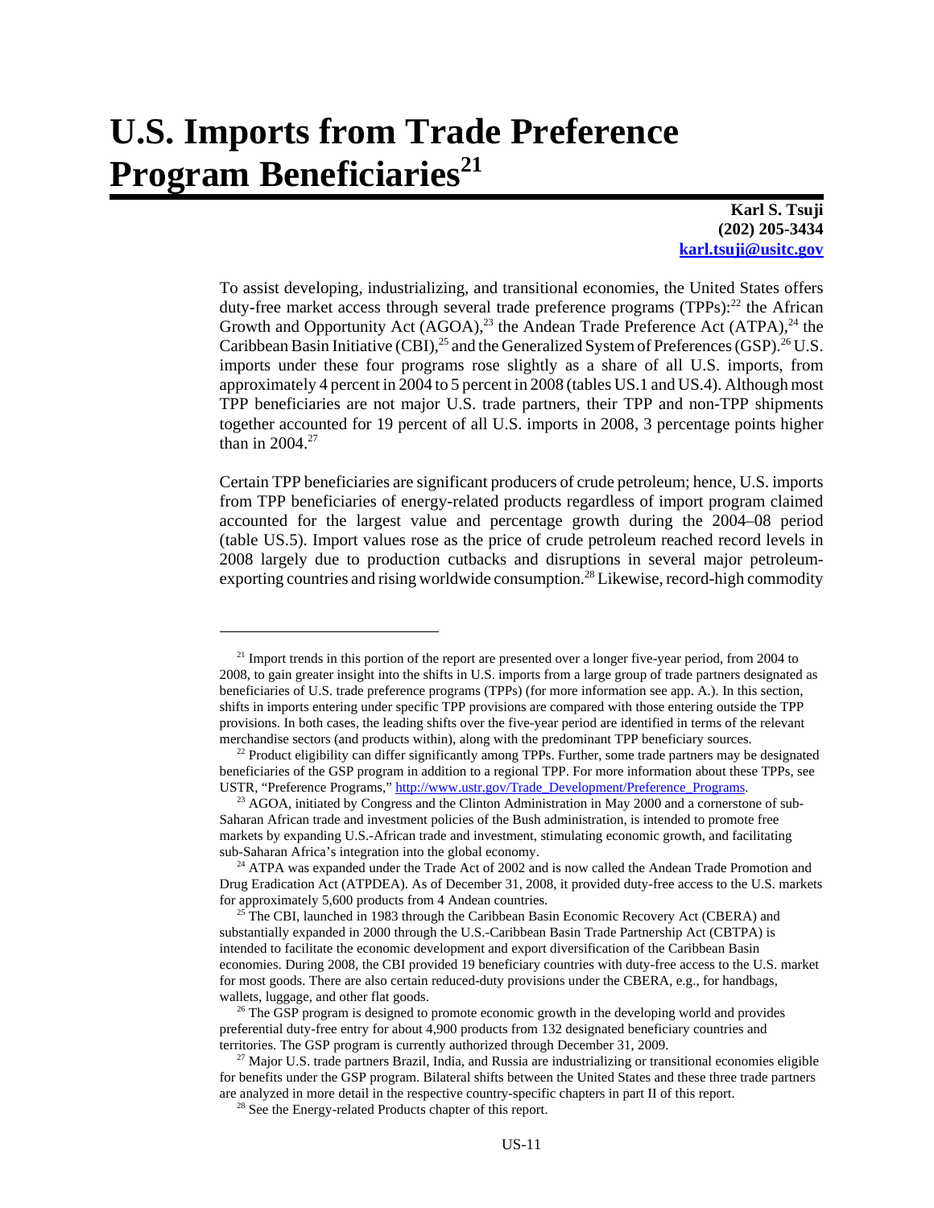# U.S. Imports from Trade Preference Program Beneficiaries[21]

**Karl S. Tsuji**
**(202) 205-3434**
**karl.tsuji@usitc.gov**

To assist developing, industrializing, and transitional economies, the United States offers duty-free market access through several trade preference programs (TPPs):[22] the African Growth and Opportunity Act (AGOA),[23] the Andean Trade Preference Act (ATPA),[24] the Caribbean Basin Initiative (CBI),[25] and the Generalized System of Preferences (GSP).[26] U.S. imports under these four programs rose slightly as a share of all U.S. imports, from approximately 4 percent in 2004 to 5 percent in 2008 (tables US.1 and US.4). Although most TPP beneficiaries are not major U.S. trade partners, their TPP and non-TPP shipments together accounted for 19 percent of all U.S. imports in 2008, 3 percentage points higher than in 2004.[27]

Certain TPP beneficiaries are significant producers of crude petroleum; hence, U.S. imports from TPP beneficiaries of energy-related products regardless of import program claimed accounted for the largest value and percentage growth during the 2004–08 period (table US.5). Import values rose as the price of crude petroleum reached record levels in 2008 largely due to production cutbacks and disruptions in several major petroleum-exporting countries and rising worldwide consumption.[28] Likewise, record-high commodity

---

[21] Import trends in this portion of the report are presented over a longer five-year period, from 2004 to 2008, to gain greater insight into the shifts in U.S. imports from a large group of trade partners designated as beneficiaries of U.S. trade preference programs (TPPs) (for more information see app. A.). In this section, shifts in imports entering under specific TPP provisions are compared with those entering outside the TPP provisions. In both cases, the leading shifts over the five-year period are identified in terms of the relevant merchandise sectors (and products within), along with the predominant TPP beneficiary sources.

[22] Product eligibility can differ significantly among TPPs. Further, some trade partners may be designated beneficiaries of the GSP program in addition to a regional TPP. For more information about these TPPs, see USTR, "Preference Programs," http://www.ustr.gov/Trade_Development/Preference_Programs.

[23] AGOA, initiated by Congress and the Clinton Administration in May 2000 and a cornerstone of sub-Saharan African trade and investment policies of the Bush administration, is intended to promote free markets by expanding U.S.-African trade and investment, stimulating economic growth, and facilitating sub-Saharan Africa's integration into the global economy.

[24] ATPA was expanded under the Trade Act of 2002 and is now called the Andean Trade Promotion and Drug Eradication Act (ATPDEA). As of December 31, 2008, it provided duty-free access to the U.S. markets for approximately 5,600 products from 4 Andean countries.

[25] The CBI, launched in 1983 through the Caribbean Basin Economic Recovery Act (CBERA) and substantially expanded in 2000 through the U.S.-Caribbean Basin Trade Partnership Act (CBTPA) is intended to facilitate the economic development and export diversification of the Caribbean Basin economies. During 2008, the CBI provided 19 beneficiary countries with duty-free access to the U.S. market for most goods. There are also certain reduced-duty provisions under the CBERA, e.g., for handbags, wallets, luggage, and other flat goods.

[26] The GSP program is designed to promote economic growth in the developing world and provides preferential duty-free entry for about 4,900 products from 132 designated beneficiary countries and territories. The GSP program is currently authorized through December 31, 2009.

[27] Major U.S. trade partners Brazil, India, and Russia are industrializing or transitional economies eligible for benefits under the GSP program. Bilateral shifts between the United States and these three trade partners are analyzed in more detail in the respective country-specific chapters in part II of this report.

[28] See the Energy-related Products chapter of this report.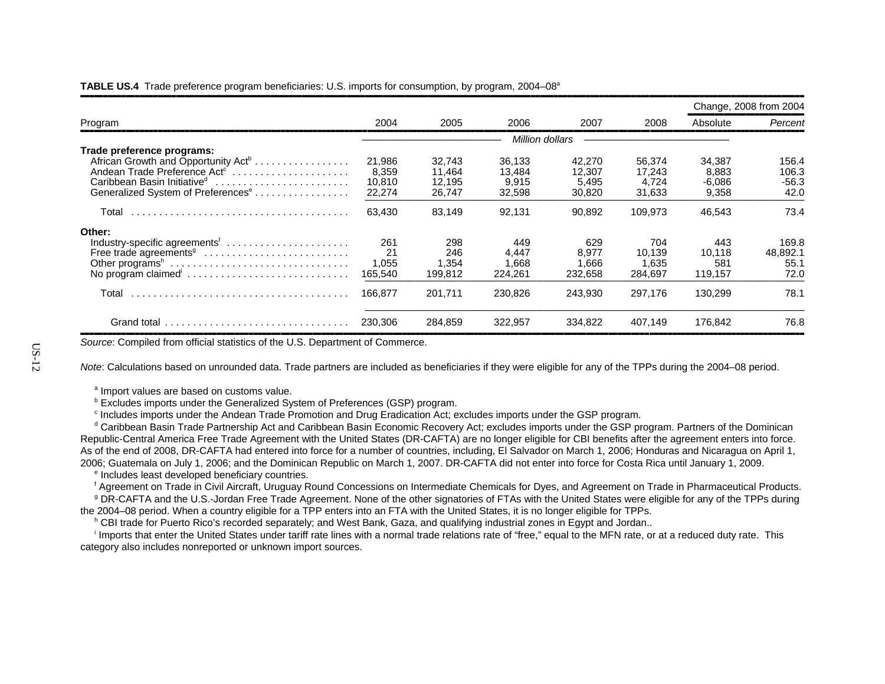**TABLE US.4** Trade preference program beneficiaries: U.S. imports for consumption, by program, 2004–08[a]

| Program | 2004 | 2005 | 2006 | 2007 | 2008 | Change, 2008 from 2004 | |
|---|---|---|---|---|---|---|---|
| | | | | | | Absolute | *Percent* |
| | *Million dollars* | | | | | | |
| **Trade preference programs:** | | | | | | | |
| African Growth and Opportunity Act[b] | 21,986 | 32,743 | 36,133 | 42,270 | 56,374 | 34,387 | 156.4 |
| Andean Trade Preference Act[c] | 8,359 | 11,464 | 13,484 | 12,307 | 17,243 | 8,883 | 106.3 |
| Caribbean Basin Initiative[d] | 10,810 | 12,195 | 9,915 | 5,495 | 4,724 | -6,086 | -56.3 |
| Generalized System of Preferences[e] | 22,274 | 26,747 | 32,598 | 30,820 | 31,633 | 9,358 | 42.0 |
| Total | 63,430 | 83,149 | 92,131 | 90,892 | 109,973 | 46,543 | 73.4 |
| **Other:** | | | | | | | |
| Industry-specific agreements[f] | 261 | 298 | 449 | 629 | 704 | 443 | 169.8 |
| Free trade agreements[g] | 21 | 246 | 4,447 | 8,977 | 10,139 | 10,118 | 48,892.1 |
| Other programs[h] | 1,055 | 1,354 | 1,668 | 1,666 | 1,635 | 581 | 55.1 |
| No program claimed[i] | 165,540 | 199,812 | 224,261 | 232,658 | 284,697 | 119,157 | 72.0 |
| Total | 166,877 | 201,711 | 230,826 | 243,930 | 297,176 | 130,299 | 78.1 |
| Grand total | 230,306 | 284,859 | 322,957 | 334,822 | 407,149 | 176,842 | 76.8 |

*Source*: Compiled from official statistics of the U.S. Department of Commerce.

*Note*: Calculations based on unrounded data. Trade partners are included as beneficiaries if they were eligible for any of the TPPs during the 2004–08 period.

[a] Import values are based on customs value.

[b] Excludes imports under the Generalized System of Preferences (GSP) program.

[c] Includes imports under the Andean Trade Promotion and Drug Eradication Act; excludes imports under the GSP program.

[d] Caribbean Basin Trade Partnership Act and Caribbean Basin Economic Recovery Act; excludes imports under the GSP program. Partners of the Dominican Republic-Central America Free Trade Agreement with the United States (DR-CAFTA) are no longer eligible for CBI benefits after the agreement enters into force. As of the end of 2008, DR-CAFTA had entered into force for a number of countries, including, El Salvador on March 1, 2006; Honduras and Nicaragua on April 1, 2006; Guatemala on July 1, 2006; and the Dominican Republic on March 1, 2007. DR-CAFTA did not enter into force for Costa Rica until January 1, 2009.

[e] Includes least developed beneficiary countries.

[f] Agreement on Trade in Civil Aircraft, Uruguay Round Concessions on Intermediate Chemicals for Dyes, and Agreement on Trade in Pharmaceutical Products.

[g] DR-CAFTA and the U.S.-Jordan Free Trade Agreement. None of the other signatories of FTAs with the United States were eligible for any of the TPPs during the 2004–08 period. When a country eligible for a TPP enters into an FTA with the United States, it is no longer eligible for TPPs.

[h] CBI trade for Puerto Rico's recorded separately; and West Bank, Gaza, and qualifying industrial zones in Egypt and Jordan..

[i] Imports that enter the United States under tariff rate lines with a normal trade relations rate of "free," equal to the MFN rate, or at a reduced duty rate. This category also includes nonreported or unknown import sources.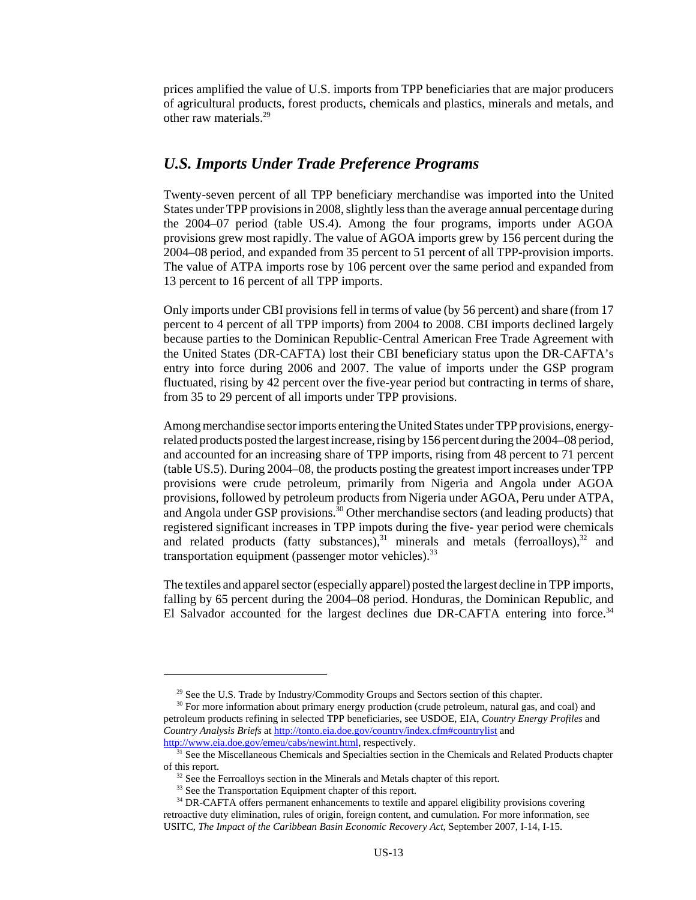prices amplified the value of U.S. imports from TPP beneficiaries that are major producers of agricultural products, forest products, chemicals and plastics, minerals and metals, and other raw materials.[29]

## *U.S. Imports Under Trade Preference Programs*

Twenty-seven percent of all TPP beneficiary merchandise was imported into the United States under TPP provisions in 2008, slightly less than the average annual percentage during the 2004–07 period (table US.4). Among the four programs, imports under AGOA provisions grew most rapidly. The value of AGOA imports grew by 156 percent during the 2004–08 period, and expanded from 35 percent to 51 percent of all TPP-provision imports. The value of ATPA imports rose by 106 percent over the same period and expanded from 13 percent to 16 percent of all TPP imports.

Only imports under CBI provisions fell in terms of value (by 56 percent) and share (from 17 percent to 4 percent of all TPP imports) from 2004 to 2008. CBI imports declined largely because parties to the Dominican Republic-Central American Free Trade Agreement with the United States (DR-CAFTA) lost their CBI beneficiary status upon the DR-CAFTA's entry into force during 2006 and 2007. The value of imports under the GSP program fluctuated, rising by 42 percent over the five-year period but contracting in terms of share, from 35 to 29 percent of all imports under TPP provisions.

Among merchandise sector imports entering the United States under TPP provisions, energy-related products posted the largest increase, rising by 156 percent during the 2004–08 period, and accounted for an increasing share of TPP imports, rising from 48 percent to 71 percent (table US.5). During 2004–08, the products posting the greatest import increases under TPP provisions were crude petroleum, primarily from Nigeria and Angola under AGOA provisions, followed by petroleum products from Nigeria under AGOA, Peru under ATPA, and Angola under GSP provisions.[30] Other merchandise sectors (and leading products) that registered significant increases in TPP impots during the five- year period were chemicals and related products (fatty substances),[31] minerals and metals (ferroalloys),[32] and transportation equipment (passenger motor vehicles).[33]

The textiles and apparel sector (especially apparel) posted the largest decline in TPP imports, falling by 65 percent during the 2004–08 period. Honduras, the Dominican Republic, and El Salvador accounted for the largest declines due DR-CAFTA entering into force.[34]

---

[29] See the U.S. Trade by Industry/Commodity Groups and Sectors section of this chapter.

[30] For more information about primary energy production (crude petroleum, natural gas, and coal) and petroleum products refining in selected TPP beneficiaries, see USDOE, EIA, *Country Energy Profiles* and *Country Analysis Briefs* at http://tonto.eia.doe.gov/country/index.cfm#countrylist and http://www.eia.doe.gov/emeu/cabs/newint.html, respectively.

[31] See the Miscellaneous Chemicals and Specialties section in the Chemicals and Related Products chapter of this report.

[32] See the Ferroalloys section in the Minerals and Metals chapter of this report.

[33] See the Transportation Equipment chapter of this report.

[34] DR-CAFTA offers permanent enhancements to textile and apparel eligibility provisions covering retroactive duty elimination, rules of origin, foreign content, and cumulation. For more information, see USITC, *The Impact of the Caribbean Basin Economic Recovery Act*, September 2007, I-14, I-15.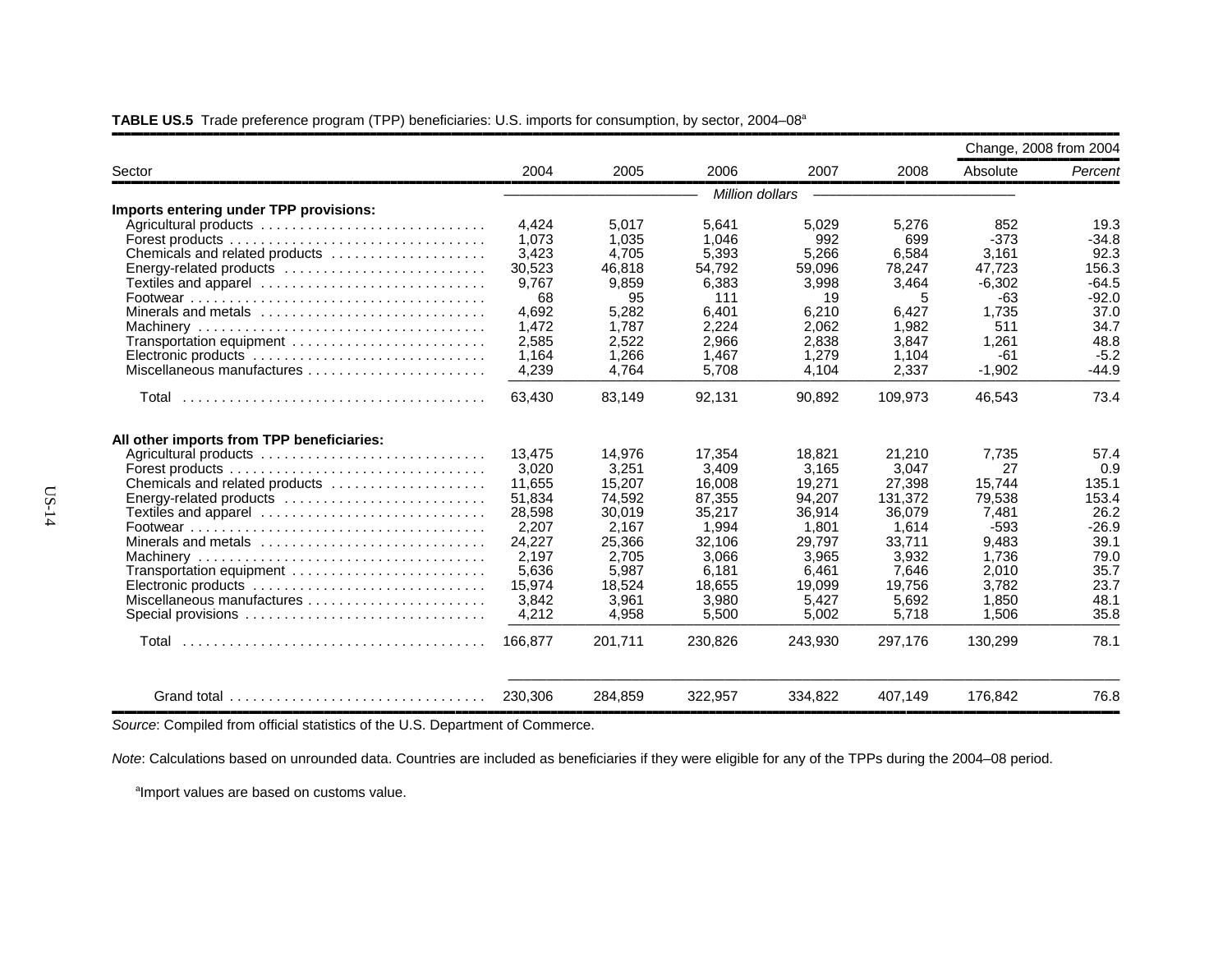**TABLE US.5** Trade preference program (TPP) beneficiaries: U.S. imports for consumption, by sector, 2004–08[a]

| Sector | 2004 | 2005 | 2006 | 2007 | 2008 | Change, 2008 from 2004 Absolute | Change, 2008 from 2004 *Percent* |
|---|---|---|---|---|---|---|---|
| | *Million dollars* | | | | | | |
| **Imports entering under TPP provisions:** | | | | | | | |
| Agricultural products | 4,424 | 5,017 | 5,641 | 5,029 | 5,276 | 852 | 19.3 |
| Forest products | 1,073 | 1,035 | 1,046 | 992 | 699 | -373 | -34.8 |
| Chemicals and related products | 3,423 | 4,705 | 5,393 | 5,266 | 6,584 | 3,161 | 92.3 |
| Energy-related products | 30,523 | 46,818 | 54,792 | 59,096 | 78,247 | 47,723 | 156.3 |
| Textiles and apparel | 9,767 | 9,859 | 6,383 | 3,998 | 3,464 | -6,302 | -64.5 |
| Footwear | 68 | 95 | 111 | 19 | 5 | -63 | -92.0 |
| Minerals and metals | 4,692 | 5,282 | 6,401 | 6,210 | 6,427 | 1,735 | 37.0 |
| Machinery | 1,472 | 1,787 | 2,224 | 2,062 | 1,982 | 511 | 34.7 |
| Transportation equipment | 2,585 | 2,522 | 2,966 | 2,838 | 3,847 | 1,261 | 48.8 |
| Electronic products | 1,164 | 1,266 | 1,467 | 1,279 | 1,104 | -61 | -5.2 |
| Miscellaneous manufactures | 4,239 | 4,764 | 5,708 | 4,104 | 2,337 | -1,902 | -44.9 |
| Total | 63,430 | 83,149 | 92,131 | 90,892 | 109,973 | 46,543 | 73.4 |
| **All other imports from TPP beneficiaries:** | | | | | | | |
| Agricultural products | 13,475 | 14,976 | 17,354 | 18,821 | 21,210 | 7,735 | 57.4 |
| Forest products | 3,020 | 3,251 | 3,409 | 3,165 | 3,047 | 27 | 0.9 |
| Chemicals and related products | 11,655 | 15,207 | 16,008 | 19,271 | 27,398 | 15,744 | 135.1 |
| Energy-related products | 51,834 | 74,592 | 87,355 | 94,207 | 131,372 | 79,538 | 153.4 |
| Textiles and apparel | 28,598 | 30,019 | 35,217 | 36,914 | 36,079 | 7,481 | 26.2 |
| Footwear | 2,207 | 2,167 | 1,994 | 1,801 | 1,614 | -593 | -26.9 |
| Minerals and metals | 24,227 | 25,366 | 32,106 | 29,797 | 33,711 | 9,483 | 39.1 |
| Machinery | 2,197 | 2,705 | 3,066 | 3,965 | 3,932 | 1,736 | 79.0 |
| Transportation equipment | 5,636 | 5,987 | 6,181 | 6,461 | 7,646 | 2,010 | 35.7 |
| Electronic products | 15,974 | 18,524 | 18,655 | 19,099 | 19,756 | 3,782 | 23.7 |
| Miscellaneous manufactures | 3,842 | 3,961 | 3,980 | 5,427 | 5,692 | 1,850 | 48.1 |
| Special provisions | 4,212 | 4,958 | 5,500 | 5,002 | 5,718 | 1,506 | 35.8 |
| Total | 166,877 | 201,711 | 230,826 | 243,930 | 297,176 | 130,299 | 78.1 |
| Grand total | 230,306 | 284,859 | 322,957 | 334,822 | 407,149 | 176,842 | 76.8 |

*Source*: Compiled from official statistics of the U.S. Department of Commerce.

*Note*: Calculations based on unrounded data. Countries are included as beneficiaries if they were eligible for any of the TPPs during the 2004–08 period.

[a]Import values are based on customs value.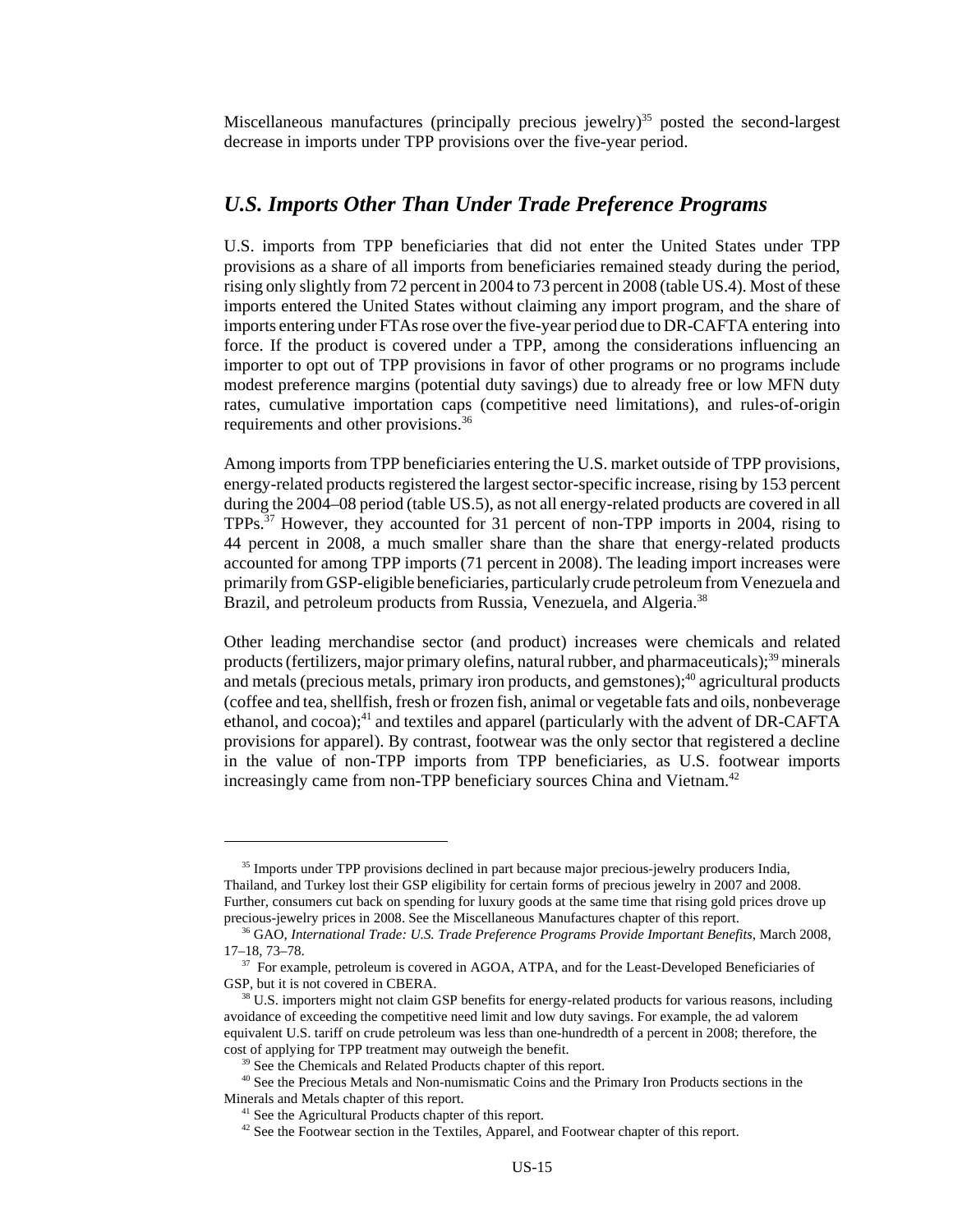Miscellaneous manufactures (principally precious jewelry)[35] posted the second-largest decrease in imports under TPP provisions over the five-year period.

## *U.S. Imports Other Than Under Trade Preference Programs*

U.S. imports from TPP beneficiaries that did not enter the United States under TPP provisions as a share of all imports from beneficiaries remained steady during the period, rising only slightly from 72 percent in 2004 to 73 percent in 2008 (table US.4). Most of these imports entered the United States without claiming any import program, and the share of imports entering under FTAs rose over the five-year period due to DR-CAFTA entering into force. If the product is covered under a TPP, among the considerations influencing an importer to opt out of TPP provisions in favor of other programs or no programs include modest preference margins (potential duty savings) due to already free or low MFN duty rates, cumulative importation caps (competitive need limitations), and rules-of-origin requirements and other provisions.[36]

Among imports from TPP beneficiaries entering the U.S. market outside of TPP provisions, energy-related products registered the largest sector-specific increase, rising by 153 percent during the 2004–08 period (table US.5), as not all energy-related products are covered in all TPPs.[37] However, they accounted for 31 percent of non-TPP imports in 2004, rising to 44 percent in 2008, a much smaller share than the share that energy-related products accounted for among TPP imports (71 percent in 2008). The leading import increases were primarily from GSP-eligible beneficiaries, particularly crude petroleum from Venezuela and Brazil, and petroleum products from Russia, Venezuela, and Algeria.[38]

Other leading merchandise sector (and product) increases were chemicals and related products (fertilizers, major primary olefins, natural rubber, and pharmaceuticals);[39] minerals and metals (precious metals, primary iron products, and gemstones);[40] agricultural products (coffee and tea, shellfish, fresh or frozen fish, animal or vegetable fats and oils, nonbeverage ethanol, and cocoa);[41] and textiles and apparel (particularly with the advent of DR-CAFTA provisions for apparel). By contrast, footwear was the only sector that registered a decline in the value of non-TPP imports from TPP beneficiaries, as U.S. footwear imports increasingly came from non-TPP beneficiary sources China and Vietnam.[42]

---

[35] Imports under TPP provisions declined in part because major precious-jewelry producers India, Thailand, and Turkey lost their GSP eligibility for certain forms of precious jewelry in 2007 and 2008. Further, consumers cut back on spending for luxury goods at the same time that rising gold prices drove up precious-jewelry prices in 2008. See the Miscellaneous Manufactures chapter of this report.

[36] GAO, *International Trade: U.S. Trade Preference Programs Provide Important Benefits*, March 2008, 17–18, 73–78.

[37] For example, petroleum is covered in AGOA, ATPA, and for the Least-Developed Beneficiaries of GSP, but it is not covered in CBERA.

[38] U.S. importers might not claim GSP benefits for energy-related products for various reasons, including avoidance of exceeding the competitive need limit and low duty savings. For example, the ad valorem equivalent U.S. tariff on crude petroleum was less than one-hundredth of a percent in 2008; therefore, the cost of applying for TPP treatment may outweigh the benefit.

[39] See the Chemicals and Related Products chapter of this report.

[40] See the Precious Metals and Non-numismatic Coins and the Primary Iron Products sections in the Minerals and Metals chapter of this report.

[41] See the Agricultural Products chapter of this report.

[42] See the Footwear section in the Textiles, Apparel, and Footwear chapter of this report.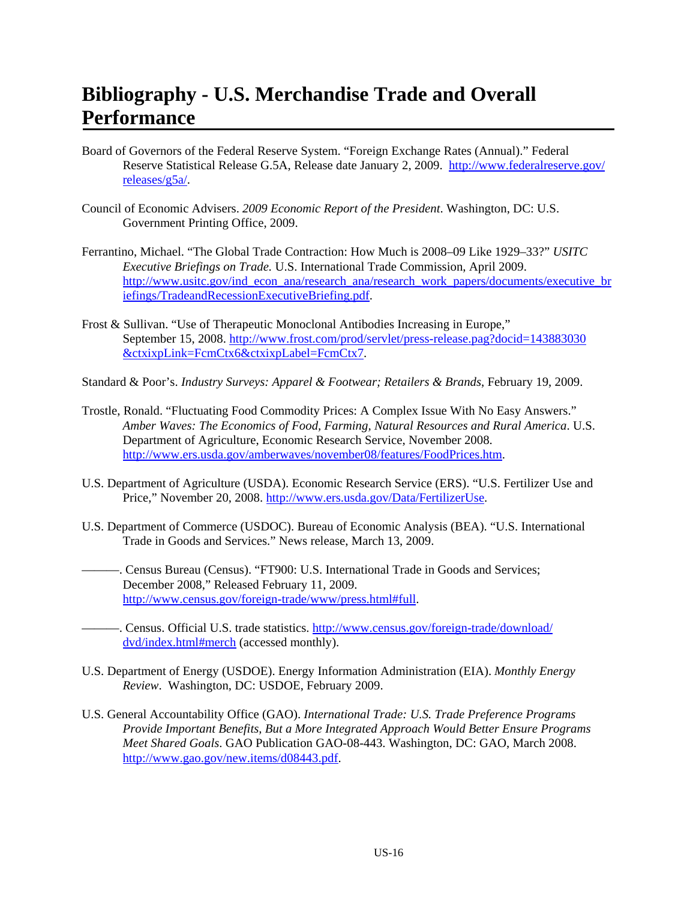# Bibliography - U.S. Merchandise Trade and Overall Performance

Board of Governors of the Federal Reserve System. "Foreign Exchange Rates (Annual)." Federal Reserve Statistical Release G.5A, Release date January 2, 2009. http://www.federalreserve.gov/releases/g5a/.

Council of Economic Advisers. *2009 Economic Report of the President*. Washington, DC: U.S. Government Printing Office, 2009.

Ferrantino, Michael. "The Global Trade Contraction: How Much is 2008–09 Like 1929–33?" *USITC Executive Briefings on Trade.* U.S. International Trade Commission, April 2009. http://www.usitc.gov/ind_econ_ana/research_ana/research_work_papers/documents/executive_briefings/TradeandRecessionExecutiveBriefing.pdf.

Frost & Sullivan. "Use of Therapeutic Monoclonal Antibodies Increasing in Europe," September 15, 2008. http://www.frost.com/prod/servlet/press-release.pag?docid=143883030&ctxixpLink=FcmCtx6&ctxixpLabel=FcmCtx7.

Standard & Poor's. *Industry Surveys: Apparel & Footwear; Retailers & Brands*, February 19, 2009.

Trostle, Ronald. "Fluctuating Food Commodity Prices: A Complex Issue With No Easy Answers." *Amber Waves: The Economics of Food, Farming, Natural Resources and Rural America*. U.S. Department of Agriculture, Economic Research Service, November 2008. http://www.ers.usda.gov/amberwaves/november08/features/FoodPrices.htm.

U.S. Department of Agriculture (USDA). Economic Research Service (ERS). "U.S. Fertilizer Use and Price," November 20, 2008. http://www.ers.usda.gov/Data/FertilizerUse.

U.S. Department of Commerce (USDOC). Bureau of Economic Analysis (BEA). "U.S. International Trade in Goods and Services." News release, March 13, 2009.

———. Census Bureau (Census). "FT900: U.S. International Trade in Goods and Services; December 2008," Released February 11, 2009. http://www.census.gov/foreign-trade/www/press.html#full.

———. Census. Official U.S. trade statistics. http://www.census.gov/foreign-trade/download/dvd/index.html#merch (accessed monthly).

U.S. Department of Energy (USDOE). Energy Information Administration (EIA). *Monthly Energy Review*. Washington, DC: USDOE, February 2009.

U.S. General Accountability Office (GAO). *International Trade: U.S. Trade Preference Programs Provide Important Benefits, But a More Integrated Approach Would Better Ensure Programs Meet Shared Goals*. GAO Publication GAO-08-443. Washington, DC: GAO, March 2008. http://www.gao.gov/new.items/d08443.pdf.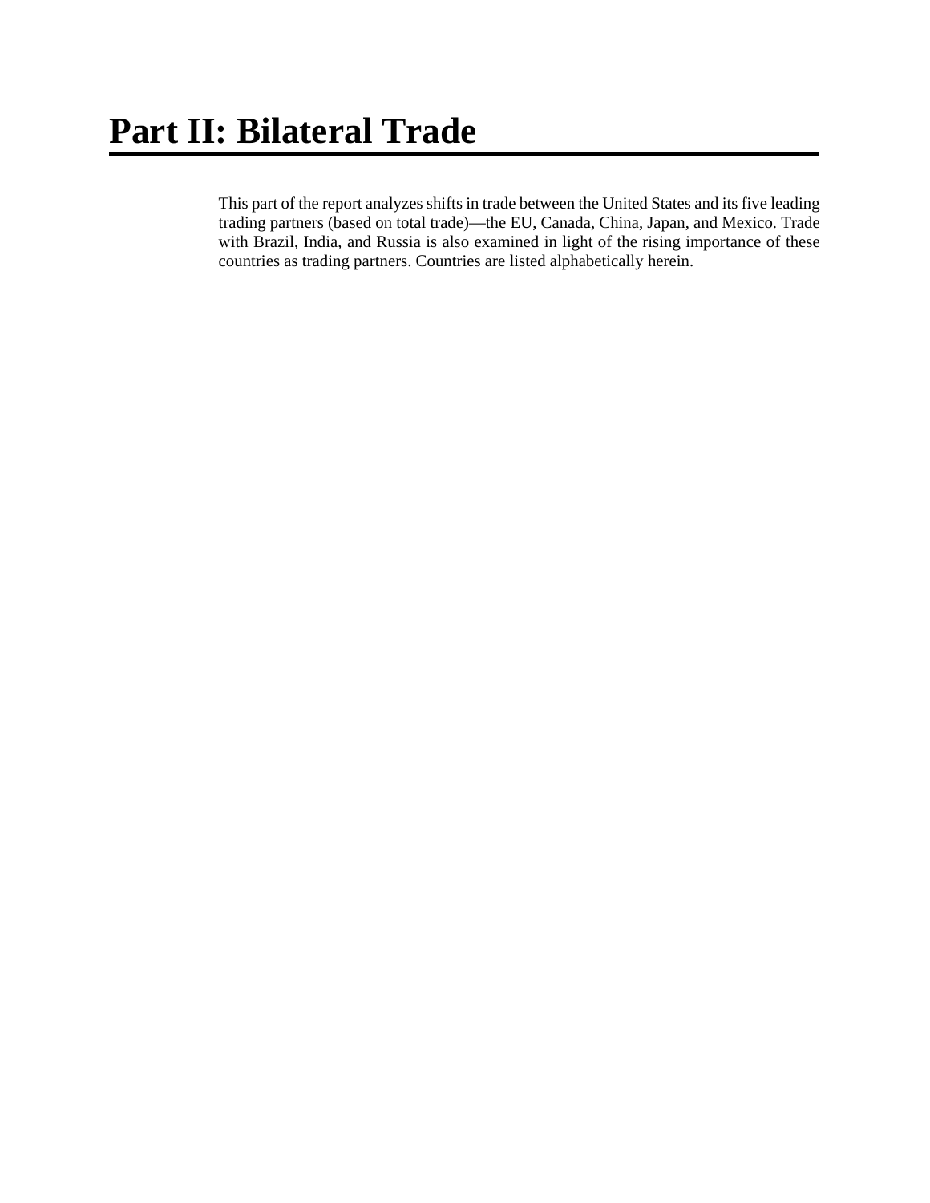# Part II: Bilateral Trade

This part of the report analyzes shifts in trade between the United States and its five leading trading partners (based on total trade)—the EU, Canada, China, Japan, and Mexico. Trade with Brazil, India, and Russia is also examined in light of the rising importance of these countries as trading partners. Countries are listed alphabetically herein.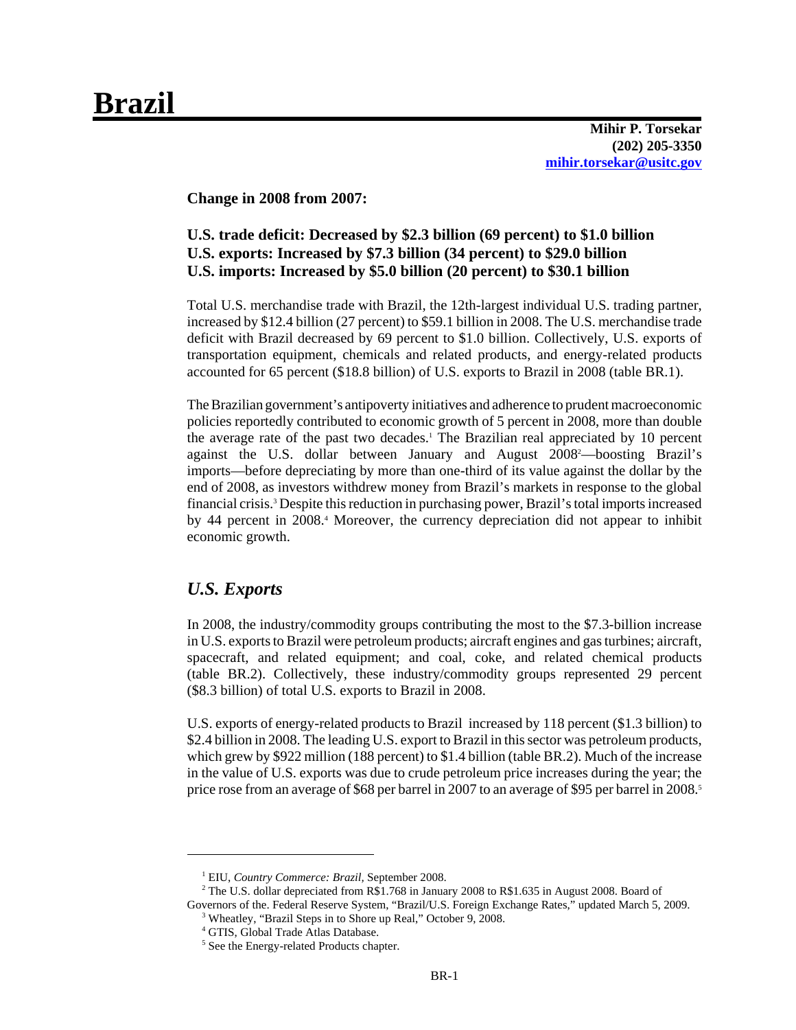# Brazil

**Mihir P. Torsekar**
**(202) 205-3350**
**mihir.torsekar@usitc.gov**

**Change in 2008 from 2007:**

**U.S. trade deficit: Decreased by $2.3 billion (69 percent) to $1.0 billion**
**U.S. exports: Increased by $7.3 billion (34 percent) to $29.0 billion**
**U.S. imports: Increased by $5.0 billion (20 percent) to $30.1 billion**

Total U.S. merchandise trade with Brazil, the 12th-largest individual U.S. trading partner, increased by $12.4 billion (27 percent) to $59.1 billion in 2008. The U.S. merchandise trade deficit with Brazil decreased by 69 percent to $1.0 billion. Collectively, U.S. exports of transportation equipment, chemicals and related products, and energy-related products accounted for 65 percent ($18.8 billion) of U.S. exports to Brazil in 2008 (table BR.1).

The Brazilian government's antipoverty initiatives and adherence to prudent macroeconomic policies reportedly contributed to economic growth of 5 percent in 2008, more than double the average rate of the past two decades.[1] The Brazilian real appreciated by 10 percent against the U.S. dollar between January and August 2008[2]—boosting Brazil's imports—before depreciating by more than one-third of its value against the dollar by the end of 2008, as investors withdrew money from Brazil's markets in response to the global financial crisis.[3] Despite this reduction in purchasing power, Brazil's total imports increased by 44 percent in 2008.[4] Moreover, the currency depreciation did not appear to inhibit economic growth.

## *U.S. Exports*

In 2008, the industry/commodity groups contributing the most to the $7.3-billion increase in U.S. exports to Brazil were petroleum products; aircraft engines and gas turbines; aircraft, spacecraft, and related equipment; and coal, coke, and related chemical products (table BR.2). Collectively, these industry/commodity groups represented 29 percent ($8.3 billion) of total U.S. exports to Brazil in 2008.

U.S. exports of energy-related products to Brazil increased by 118 percent ($1.3 billion) to $2.4 billion in 2008. The leading U.S. export to Brazil in this sector was petroleum products, which grew by $922 million (188 percent) to $1.4 billion (table BR.2). Much of the increase in the value of U.S. exports was due to crude petroleum price increases during the year; the price rose from an average of $68 per barrel in 2007 to an average of $95 per barrel in 2008.[5]

---

[1] EIU, *Country Commerce: Brazil*, September 2008.

[2] The U.S. dollar depreciated from R$1.768 in January 2008 to R$1.635 in August 2008. Board of Governors of the. Federal Reserve System, "Brazil/U.S. Foreign Exchange Rates," updated March 5, 2009.

[3] Wheatley, "Brazil Steps in to Shore up Real," October 9, 2008.

[4] GTIS, Global Trade Atlas Database.

[5] See the Energy-related Products chapter.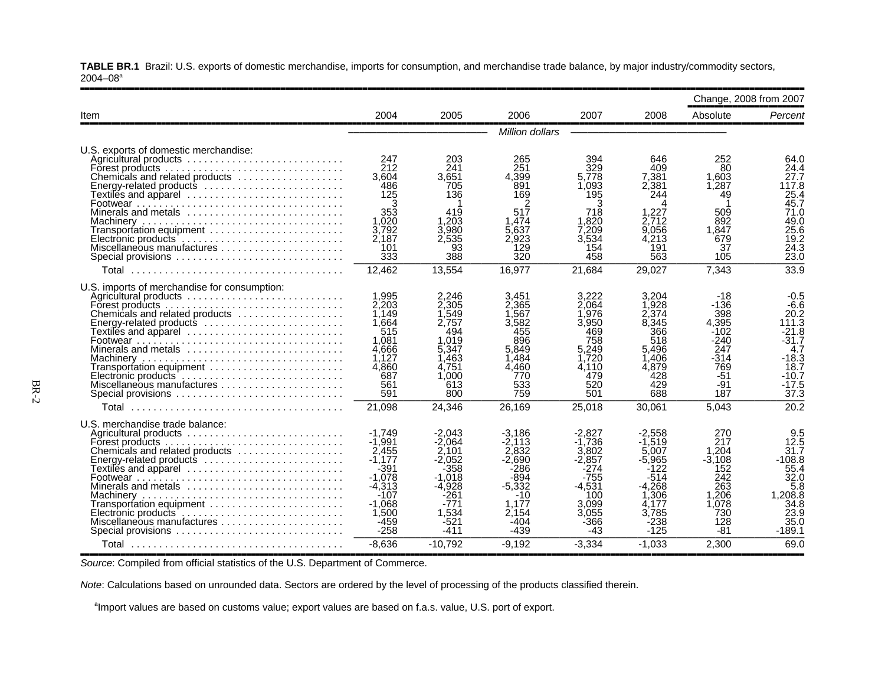**TABLE BR.1** Brazil: U.S. exports of domestic merchandise, imports for consumption, and merchandise trade balance, by major industry/commodity sectors, 2004–08[a]

| Item | 2004 | 2005 | 2006 | 2007 | 2008 | Change, 2008 from 2007 Absolute | *Percent* |
|---|---|---|---|---|---|---|---|
| | *Million dollars* | | | | | | |
| U.S. exports of domestic merchandise: | | | | | | | |
| Agricultural products | 247 | 203 | 265 | 394 | 646 | 252 | 64.0 |
| Forest products | 212 | 241 | 251 | 329 | 409 | 80 | 24.4 |
| Chemicals and related products | 3,604 | 3,651 | 4,399 | 5,778 | 7,381 | 1,603 | 27.7 |
| Energy-related products | 486 | 705 | 891 | 1,093 | 2,381 | 1,287 | 117.8 |
| Textiles and apparel | 125 | 136 | 169 | 195 | 244 | 49 | 25.4 |
| Footwear | 3 | 1 | 2 | 3 | 4 | 1 | 45.7 |
| Minerals and metals | 353 | 419 | 517 | 718 | 1,227 | 509 | 71.0 |
| Machinery | 1,020 | 1,203 | 1,474 | 1,820 | 2,712 | 892 | 49.0 |
| Transportation equipment | 3,792 | 3,980 | 5,637 | 7,209 | 9,056 | 1,847 | 25.6 |
| Electronic products | 2,187 | 2,535 | 2,923 | 3,534 | 4,213 | 679 | 19.2 |
| Miscellaneous manufactures | 101 | 93 | 129 | 154 | 191 | 37 | 24.3 |
| Special provisions | 333 | 388 | 320 | 458 | 563 | 105 | 23.0 |
| Total | 12,462 | 13,554 | 16,977 | 21,684 | 29,027 | 7,343 | 33.9 |
| U.S. imports of merchandise for consumption: | | | | | | | |
| Agricultural products | 1,995 | 2,246 | 3,451 | 3,222 | 3,204 | -18 | -0.5 |
| Forest products | 2,203 | 2,305 | 2,365 | 2,064 | 1,928 | -136 | -6.6 |
| Chemicals and related products | 1,149 | 1,549 | 1,567 | 1,976 | 2,374 | 398 | 20.2 |
| Energy-related products | 1,664 | 2,757 | 3,582 | 3,950 | 8,345 | 4,395 | 111.3 |
| Textiles and apparel | 515 | 494 | 455 | 469 | 366 | -102 | -21.8 |
| Footwear | 1,081 | 1,019 | 896 | 758 | 518 | -240 | -31.7 |
| Minerals and metals | 4,666 | 5,347 | 5,849 | 5,249 | 5,496 | 247 | 4.7 |
| Machinery | 1,127 | 1,463 | 1,484 | 1,720 | 1,406 | -314 | -18.3 |
| Transportation equipment | 4,860 | 4,751 | 4,460 | 4,110 | 4,879 | 769 | 18.7 |
| Electronic products | 687 | 1,000 | 770 | 479 | 428 | -51 | -10.7 |
| Miscellaneous manufactures | 561 | 613 | 533 | 520 | 429 | -91 | -17.5 |
| Special provisions | 591 | 800 | 759 | 501 | 688 | 187 | 37.3 |
| Total | 21,098 | 24,346 | 26,169 | 25,018 | 30,061 | 5,043 | 20.2 |
| U.S. merchandise trade balance: | | | | | | | |
| Agricultural products | -1,749 | -2,043 | -3,186 | -2,827 | -2,558 | 270 | 9.5 |
| Forest products | -1,991 | -2,064 | -2,113 | -1,736 | -1,519 | 217 | 12.5 |
| Chemicals and related products | 2,455 | 2,101 | 2,832 | 3,802 | 5,007 | 1,204 | 31.7 |
| Energy-related products | -1,177 | -2,052 | -2,690 | -2,857 | -5,965 | -3,108 | -108.8 |
| Textiles and apparel | -391 | -358 | -286 | -274 | -122 | 152 | 55.4 |
| Footwear | -1,078 | -1,018 | -894 | -755 | -514 | 242 | 32.0 |
| Minerals and metals | -4,313 | -4,928 | -5,332 | -4,531 | -4,268 | 263 | 5.8 |
| Machinery | -107 | -261 | -10 | 100 | 1,306 | 1,206 | 1,208.8 |
| Transportation equipment | -1,068 | -771 | 1,177 | 3,099 | 4,177 | 1,078 | 34.8 |
| Electronic products | 1,500 | 1,534 | 2,154 | 3,055 | 3,785 | 730 | 23.9 |
| Miscellaneous manufactures | -459 | -521 | -404 | -366 | -238 | 128 | 35.0 |
| Special provisions | -258 | -411 | -439 | -43 | -125 | -81 | -189.1 |
| Total | -8,636 | -10,792 | -9,192 | -3,334 | -1,033 | 2,300 | 69.0 |

*Source*: Compiled from official statistics of the U.S. Department of Commerce.

*Note*: Calculations based on unrounded data. Sectors are ordered by the level of processing of the products classified therein.

[a]Import values are based on customs value; export values are based on f.a.s. value, U.S. port of export.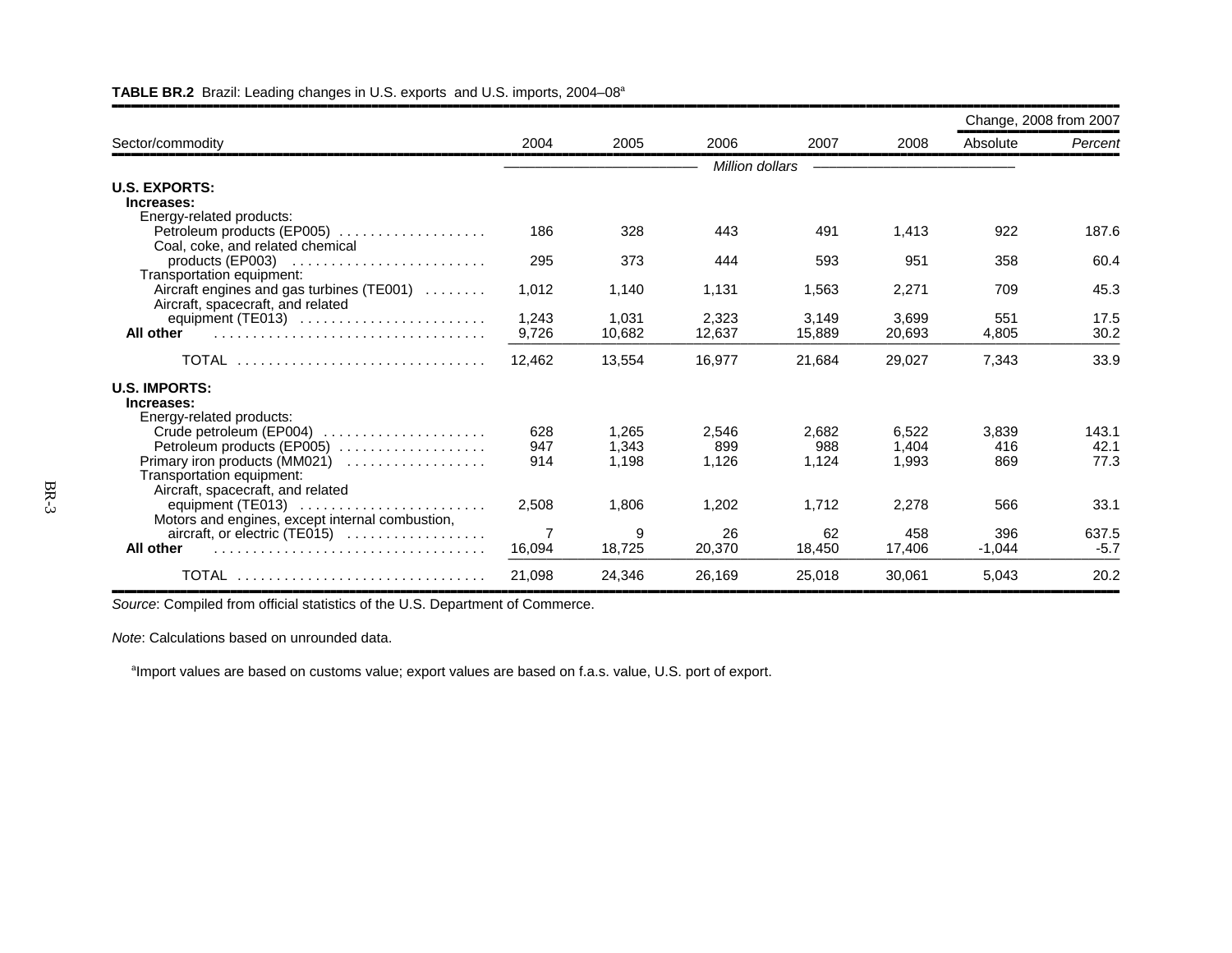**TABLE BR.2** Brazil: Leading changes in U.S. exports and U.S. imports, 2004–08[a]

| Sector/commodity | 2004 | 2005 | 2006 | 2007 | 2008 | Change, 2008 from 2007 Absolute | Change, 2008 from 2007 *Percent* |
|---|---|---|---|---|---|---|---|
| | *Million dollars* | | | | | | |
| **U.S. EXPORTS:** | | | | | | | |
| **Increases:** | | | | | | | |
| Energy-related products: | | | | | | | |
| Petroleum products (EP005) | 186 | 328 | 443 | 491 | 1,413 | 922 | 187.6 |
| Coal, coke, and related chemical products (EP003) | 295 | 373 | 444 | 593 | 951 | 358 | 60.4 |
| Transportation equipment: | | | | | | | |
| Aircraft engines and gas turbines (TE001) | 1,012 | 1,140 | 1,131 | 1,563 | 2,271 | 709 | 45.3 |
| Aircraft, spacecraft, and related equipment (TE013) | 1,243 | 1,031 | 2,323 | 3,149 | 3,699 | 551 | 17.5 |
| **All other** | 9,726 | 10,682 | 12,637 | 15,889 | 20,693 | 4,805 | 30.2 |
| TOTAL | 12,462 | 13,554 | 16,977 | 21,684 | 29,027 | 7,343 | 33.9 |
| **U.S. IMPORTS:** | | | | | | | |
| **Increases:** | | | | | | | |
| Energy-related products: | | | | | | | |
| Crude petroleum (EP004) | 628 | 1,265 | 2,546 | 2,682 | 6,522 | 3,839 | 143.1 |
| Petroleum products (EP005) | 947 | 1,343 | 899 | 988 | 1,404 | 416 | 42.1 |
| Primary iron products (MM021) | 914 | 1,198 | 1,126 | 1,124 | 1,993 | 869 | 77.3 |
| Transportation equipment: | | | | | | | |
| Aircraft, spacecraft, and related equipment (TE013) | 2,508 | 1,806 | 1,202 | 1,712 | 2,278 | 566 | 33.1 |
| Motors and engines, except internal combustion, aircraft, or electric (TE015) | 7 | 9 | 26 | 62 | 458 | 396 | 637.5 |
| **All other** | 16,094 | 18,725 | 20,370 | 18,450 | 17,406 | -1,044 | -5.7 |
| TOTAL | 21,098 | 24,346 | 26,169 | 25,018 | 30,061 | 5,043 | 20.2 |

*Source*: Compiled from official statistics of the U.S. Department of Commerce.

*Note*: Calculations based on unrounded data.

[a]Import values are based on customs value; export values are based on f.a.s. value, U.S. port of export.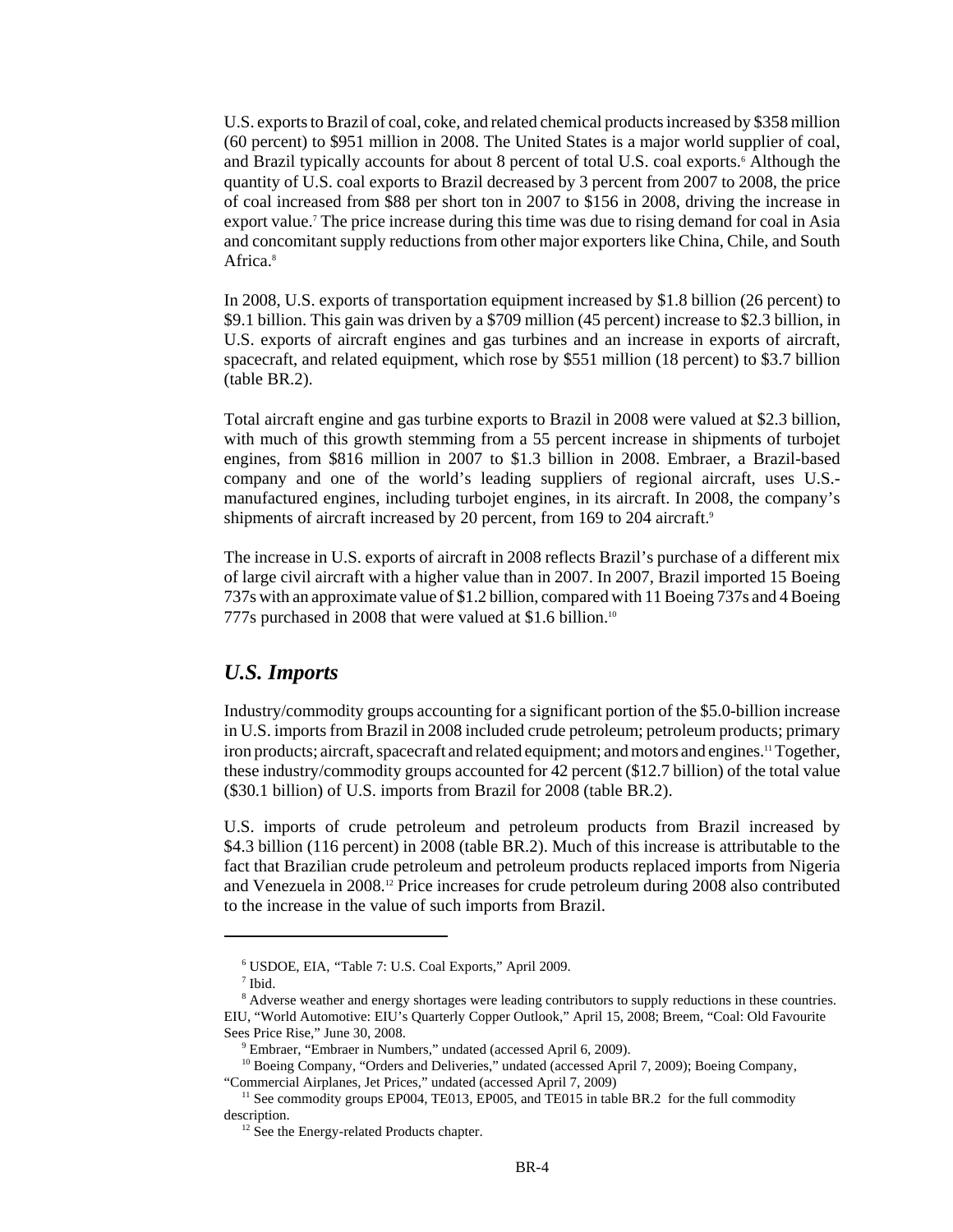U.S. exports to Brazil of coal, coke, and related chemical products increased by $358 million (60 percent) to $951 million in 2008. The United States is a major world supplier of coal, and Brazil typically accounts for about 8 percent of total U.S. coal exports.[6] Although the quantity of U.S. coal exports to Brazil decreased by 3 percent from 2007 to 2008, the price of coal increased from $88 per short ton in 2007 to $156 in 2008, driving the increase in export value.[7] The price increase during this time was due to rising demand for coal in Asia and concomitant supply reductions from other major exporters like China, Chile, and South Africa.[8]

In 2008, U.S. exports of transportation equipment increased by $1.8 billion (26 percent) to $9.1 billion. This gain was driven by a $709 million (45 percent) increase to $2.3 billion, in U.S. exports of aircraft engines and gas turbines and an increase in exports of aircraft, spacecraft, and related equipment, which rose by $551 million (18 percent) to $3.7 billion (table BR.2).

Total aircraft engine and gas turbine exports to Brazil in 2008 were valued at $2.3 billion, with much of this growth stemming from a 55 percent increase in shipments of turbojet engines, from $816 million in 2007 to $1.3 billion in 2008. Embraer, a Brazil-based company and one of the world's leading suppliers of regional aircraft, uses U.S.-manufactured engines, including turbojet engines, in its aircraft. In 2008, the company's shipments of aircraft increased by 20 percent, from 169 to 204 aircraft.[9]

The increase in U.S. exports of aircraft in 2008 reflects Brazil's purchase of a different mix of large civil aircraft with a higher value than in 2007. In 2007, Brazil imported 15 Boeing 737s with an approximate value of $1.2 billion, compared with 11 Boeing 737s and 4 Boeing 777s purchased in 2008 that were valued at $1.6 billion.[10]

## *U.S. Imports*

Industry/commodity groups accounting for a significant portion of the $5.0-billion increase in U.S. imports from Brazil in 2008 included crude petroleum; petroleum products; primary iron products; aircraft, spacecraft and related equipment; and motors and engines.[11] Together, these industry/commodity groups accounted for 42 percent ($12.7 billion) of the total value ($30.1 billion) of U.S. imports from Brazil for 2008 (table BR.2).

U.S. imports of crude petroleum and petroleum products from Brazil increased by $4.3 billion (116 percent) in 2008 (table BR.2). Much of this increase is attributable to the fact that Brazilian crude petroleum and petroleum products replaced imports from Nigeria and Venezuela in 2008.[12] Price increases for crude petroleum during 2008 also contributed to the increase in the value of such imports from Brazil.

---

[6] USDOE, EIA, "Table 7: U.S. Coal Exports," April 2009.

[7] Ibid.

[8] Adverse weather and energy shortages were leading contributors to supply reductions in these countries. EIU, "World Automotive: EIU's Quarterly Copper Outlook," April 15, 2008; Breem, "Coal: Old Favourite Sees Price Rise," June 30, 2008.

[9] Embraer, "Embraer in Numbers," undated (accessed April 6, 2009).

[10] Boeing Company, "Orders and Deliveries," undated (accessed April 7, 2009); Boeing Company, "Commercial Airplanes, Jet Prices," undated (accessed April 7, 2009)

[11] See commodity groups EP004, TE013, EP005, and TE015 in table BR.2 for the full commodity description.

[12] See the Energy-related Products chapter.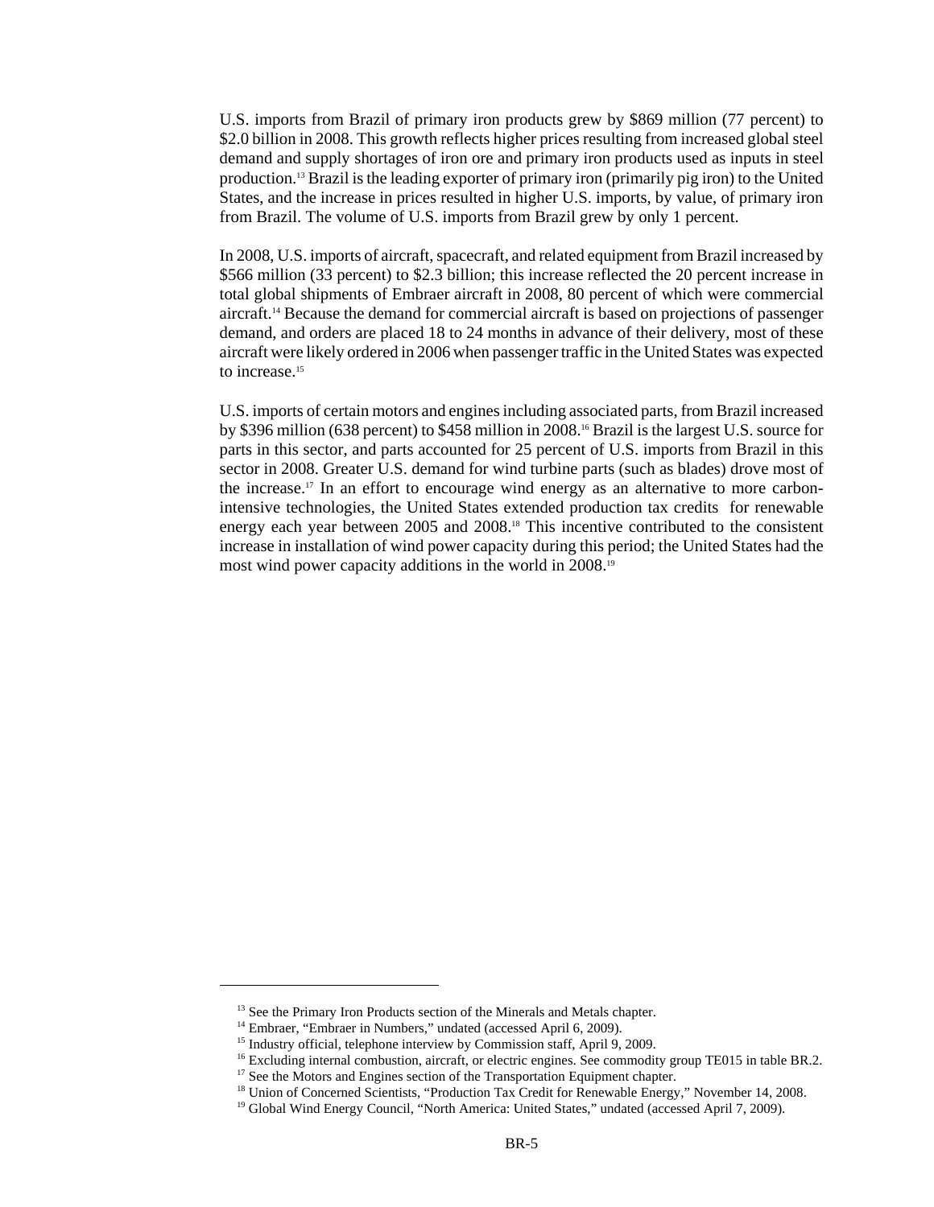U.S. imports from Brazil of primary iron products grew by $869 million (77 percent) to $2.0 billion in 2008. This growth reflects higher prices resulting from increased global steel demand and supply shortages of iron ore and primary iron products used as inputs in steel production.[13] Brazil is the leading exporter of primary iron (primarily pig iron) to the United States, and the increase in prices resulted in higher U.S. imports, by value, of primary iron from Brazil. The volume of U.S. imports from Brazil grew by only 1 percent.

In 2008, U.S. imports of aircraft, spacecraft, and related equipment from Brazil increased by $566 million (33 percent) to $2.3 billion; this increase reflected the 20 percent increase in total global shipments of Embraer aircraft in 2008, 80 percent of which were commercial aircraft.[14] Because the demand for commercial aircraft is based on projections of passenger demand, and orders are placed 18 to 24 months in advance of their delivery, most of these aircraft were likely ordered in 2006 when passenger traffic in the United States was expected to increase.[15]

U.S. imports of certain motors and engines including associated parts, from Brazil increased by $396 million (638 percent) to $458 million in 2008.[16] Brazil is the largest U.S. source for parts in this sector, and parts accounted for 25 percent of U.S. imports from Brazil in this sector in 2008. Greater U.S. demand for wind turbine parts (such as blades) drove most of the increase.[17] In an effort to encourage wind energy as an alternative to more carbon-intensive technologies, the United States extended production tax credits for renewable energy each year between 2005 and 2008.[18] This incentive contributed to the consistent increase in installation of wind power capacity during this period; the United States had the most wind power capacity additions in the world in 2008.[19]

---

[13] See the Primary Iron Products section of the Minerals and Metals chapter.

[14] Embraer, "Embraer in Numbers," undated (accessed April 6, 2009).

[15] Industry official, telephone interview by Commission staff, April 9, 2009.

[16] Excluding internal combustion, aircraft, or electric engines. See commodity group TE015 in table BR.2.

[17] See the Motors and Engines section of the Transportation Equipment chapter.

[18] Union of Concerned Scientists, "Production Tax Credit for Renewable Energy," November 14, 2008.

[19] Global Wind Energy Council, "North America: United States," undated (accessed April 7, 2009).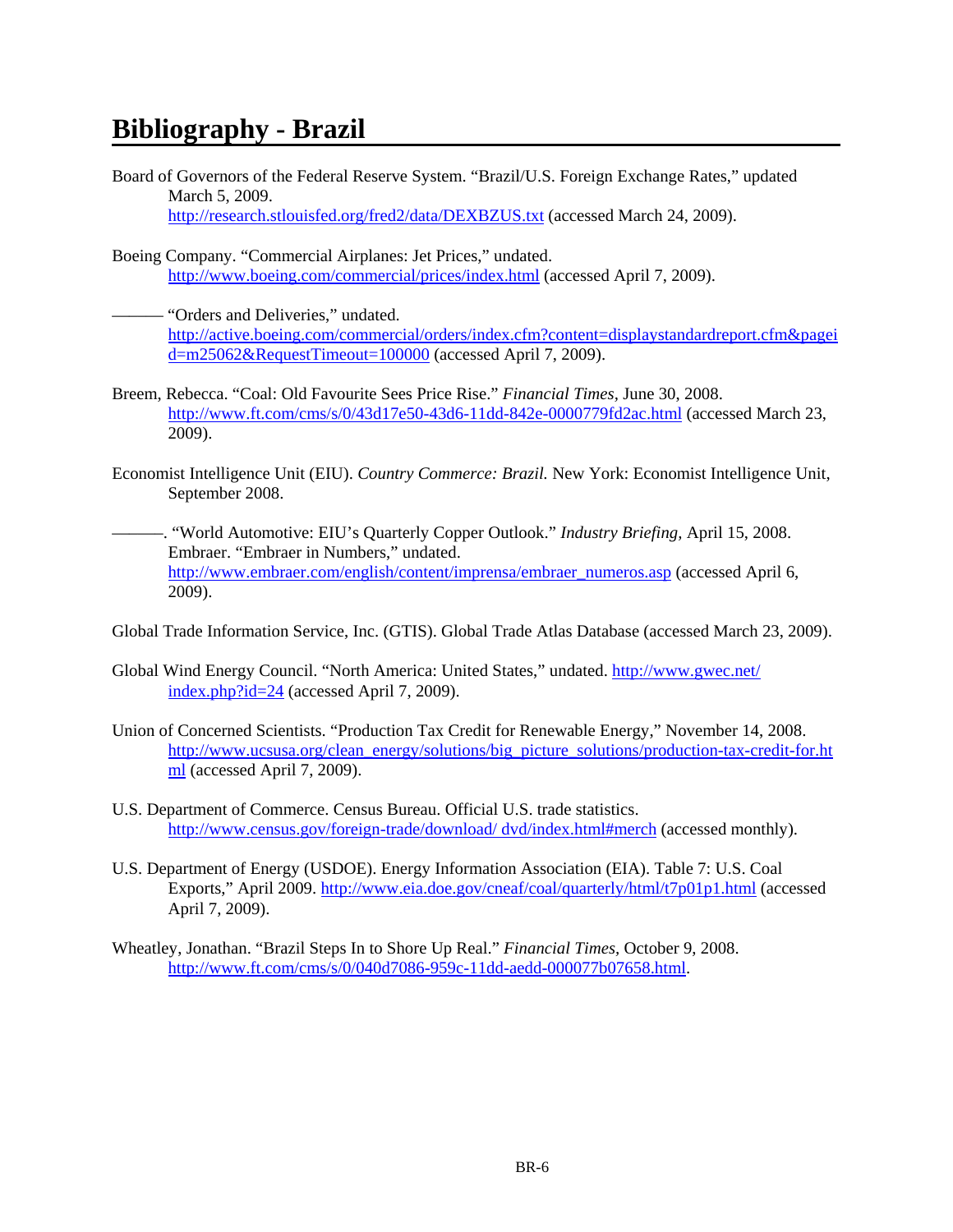# Bibliography - Brazil

Board of Governors of the Federal Reserve System. "Brazil/U.S. Foreign Exchange Rates," updated March 5, 2009. http://research.stlouisfed.org/fred2/data/DEXBZUS.txt (accessed March 24, 2009).

Boeing Company. "Commercial Airplanes: Jet Prices," undated. http://www.boeing.com/commercial/prices/index.html (accessed April 7, 2009).

——— "Orders and Deliveries," undated. http://active.boeing.com/commercial/orders/index.cfm?content=displaystandardreport.cfm&pageid=m25062&RequestTimeout=100000 (accessed April 7, 2009).

Breem, Rebecca. "Coal: Old Favourite Sees Price Rise." *Financial Times,* June 30, 2008. http://www.ft.com/cms/s/0/43d17e50-43d6-11dd-842e-0000779fd2ac.html (accessed March 23, 2009).

Economist Intelligence Unit (EIU). *Country Commerce: Brazil.* New York: Economist Intelligence Unit, September 2008.

———. "World Automotive: EIU's Quarterly Copper Outlook." *Industry Briefing,* April 15, 2008. Embraer. "Embraer in Numbers," undated. http://www.embraer.com/english/content/imprensa/embraer_numeros.asp (accessed April 6, 2009).

Global Trade Information Service, Inc. (GTIS). Global Trade Atlas Database (accessed March 23, 2009).

Global Wind Energy Council. "North America: United States," undated. http://www.gwec.net/index.php?id=24 (accessed April 7, 2009).

Union of Concerned Scientists. "Production Tax Credit for Renewable Energy," November 14, 2008. http://www.ucsusa.org/clean_energy/solutions/big_picture_solutions/production-tax-credit-for.html (accessed April 7, 2009).

U.S. Department of Commerce. Census Bureau. Official U.S. trade statistics. http://www.census.gov/foreign-trade/download/ dvd/index.html#merch (accessed monthly).

U.S. Department of Energy (USDOE). Energy Information Association (EIA). Table 7: U.S. Coal Exports," April 2009. http://www.eia.doe.gov/cneaf/coal/quarterly/html/t7p01p1.html (accessed April 7, 2009).

Wheatley, Jonathan. "Brazil Steps In to Shore Up Real." *Financial Times,* October 9, 2008. http://www.ft.com/cms/s/0/040d7086-959c-11dd-aedd-000077b07658.html.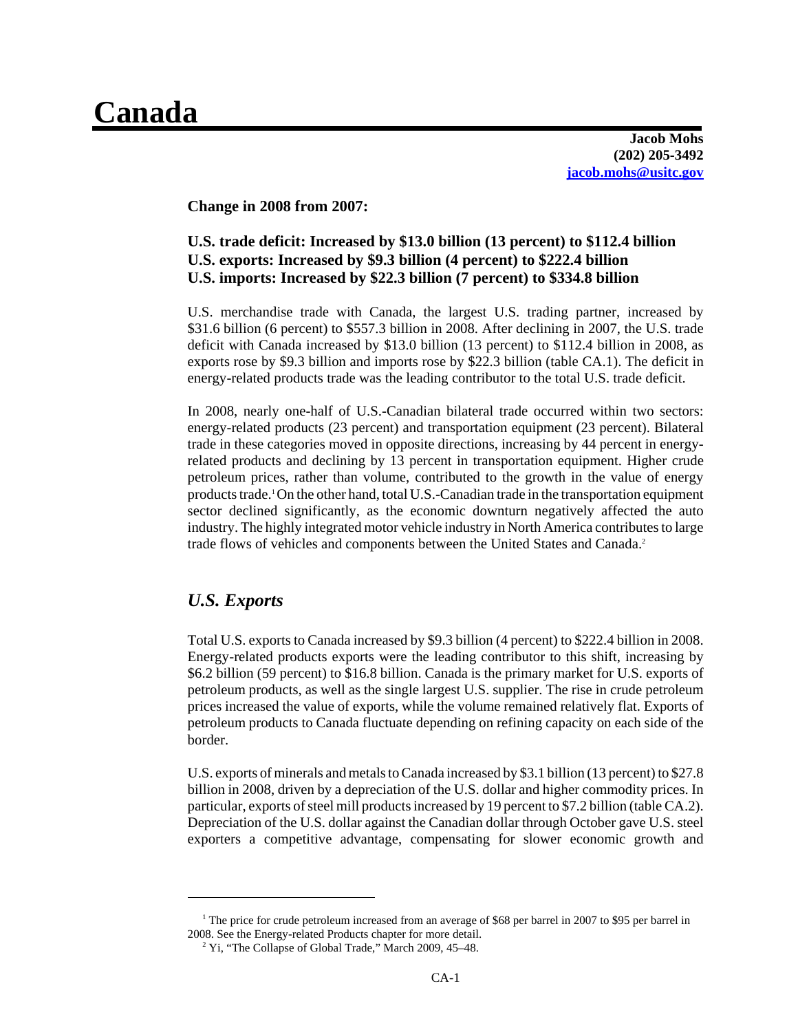# Canada

**Jacob Mohs**
**(202) 205-3492**
**jacob.mohs@usitc.gov**

**Change in 2008 from 2007:**

**U.S. trade deficit: Increased by $13.0 billion (13 percent) to $112.4 billion**
**U.S. exports: Increased by $9.3 billion (4 percent) to $222.4 billion**
**U.S. imports: Increased by $22.3 billion (7 percent) to $334.8 billion**

U.S. merchandise trade with Canada, the largest U.S. trading partner, increased by $31.6 billion (6 percent) to $557.3 billion in 2008. After declining in 2007, the U.S. trade deficit with Canada increased by $13.0 billion (13 percent) to $112.4 billion in 2008, as exports rose by $9.3 billion and imports rose by $22.3 billion (table CA.1). The deficit in energy-related products trade was the leading contributor to the total U.S. trade deficit.

In 2008, nearly one-half of U.S.-Canadian bilateral trade occurred within two sectors: energy-related products (23 percent) and transportation equipment (23 percent). Bilateral trade in these categories moved in opposite directions, increasing by 44 percent in energy-related products and declining by 13 percent in transportation equipment. Higher crude petroleum prices, rather than volume, contributed to the growth in the value of energy products trade.[1] On the other hand, total U.S.-Canadian trade in the transportation equipment sector declined significantly, as the economic downturn negatively affected the auto industry. The highly integrated motor vehicle industry in North America contributes to large trade flows of vehicles and components between the United States and Canada.[2]

## *U.S. Exports*

Total U.S. exports to Canada increased by $9.3 billion (4 percent) to $222.4 billion in 2008. Energy-related products exports were the leading contributor to this shift, increasing by $6.2 billion (59 percent) to $16.8 billion. Canada is the primary market for U.S. exports of petroleum products, as well as the single largest U.S. supplier. The rise in crude petroleum prices increased the value of exports, while the volume remained relatively flat. Exports of petroleum products to Canada fluctuate depending on refining capacity on each side of the border.

U.S. exports of minerals and metals to Canada increased by $3.1 billion (13 percent) to $27.8 billion in 2008, driven by a depreciation of the U.S. dollar and higher commodity prices. In particular, exports of steel mill products increased by 19 percent to $7.2 billion (table CA.2). Depreciation of the U.S. dollar against the Canadian dollar through October gave U.S. steel exporters a competitive advantage, compensating for slower economic growth and

---

[1] The price for crude petroleum increased from an average of $68 per barrel in 2007 to $95 per barrel in 2008. See the Energy-related Products chapter for more detail.

[2] Yi, "The Collapse of Global Trade," March 2009, 45–48.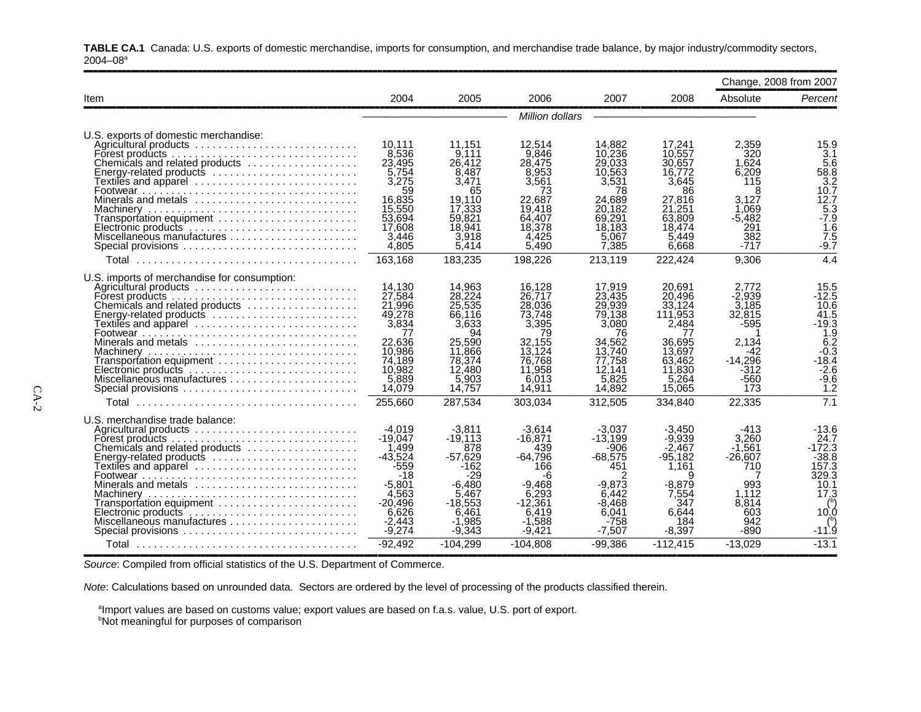**TABLE CA.1** Canada: U.S. exports of domestic merchandise, imports for consumption, and merchandise trade balance, by major industry/commodity sectors, 2004–08[a]

| Item | 2004 | 2005 | 2006 | 2007 | 2008 | Change, 2008 from 2007 | |
|---|---|---|---|---|---|---|---|
| | | | | | | Absolute | *Percent* |
| | *Million dollars* | | | | | | |
| U.S. exports of domestic merchandise: | | | | | | | |
| Agricultural products | 10,111 | 11,151 | 12,514 | 14,882 | 17,241 | 2,359 | 15.9 |
| Forest products | 8,536 | 9,111 | 9,846 | 10,236 | 10,557 | 320 | 3.1 |
| Chemicals and related products | 23,495 | 26,412 | 28,475 | 29,033 | 30,657 | 1,624 | 5.6 |
| Energy-related products | 5,754 | 8,487 | 8,953 | 10,563 | 16,772 | 6,209 | 58.8 |
| Textiles and apparel | 3,275 | 3,471 | 3,561 | 3,531 | 3,645 | 115 | 3.2 |
| Footwear | 59 | 65 | 73 | 78 | 86 | 8 | 10.7 |
| Minerals and metals | 16,835 | 19,110 | 22,687 | 24,689 | 27,816 | 3,127 | 12.7 |
| Machinery | 15,550 | 17,333 | 19,418 | 20,182 | 21,251 | 1,069 | 5.3 |
| Transportation equipment | 53,694 | 59,821 | 64,407 | 69,291 | 63,809 | -5,482 | -7.9 |
| Electronic products | 17,608 | 18,941 | 18,378 | 18,183 | 18,474 | 291 | 1.6 |
| Miscellaneous manufactures | 3,446 | 3,918 | 4,425 | 5,067 | 5,449 | 382 | 7.5 |
| Special provisions | 4,805 | 5,414 | 5,490 | 7,385 | 6,668 | -717 | -9.7 |
| Total | 163,168 | 183,235 | 198,226 | 213,119 | 222,424 | 9,306 | 4.4 |
| U.S. imports of merchandise for consumption: | | | | | | | |
| Agricultural products | 14,130 | 14,963 | 16,128 | 17,919 | 20,691 | 2,772 | 15.5 |
| Forest products | 27,584 | 28,224 | 26,717 | 23,435 | 20,496 | -2,939 | -12.5 |
| Chemicals and related products | 21,996 | 25,535 | 28,036 | 29,939 | 33,124 | 3,185 | 10.6 |
| Energy-related products | 49,278 | 66,116 | 73,748 | 79,138 | 111,953 | 32,815 | 41.5 |
| Textiles and apparel | 3,834 | 3,633 | 3,395 | 3,080 | 2,484 | -595 | -19.3 |
| Footwear | 77 | 94 | 79 | 76 | 77 | 1 | 1.9 |
| Minerals and metals | 22,636 | 25,590 | 32,155 | 34,562 | 36,695 | 2,134 | 6.2 |
| Machinery | 10,986 | 11,866 | 13,124 | 13,740 | 13,697 | -42 | -0.3 |
| Transportation equipment | 74,189 | 78,374 | 76,768 | 77,758 | 63,462 | -14,296 | -18.4 |
| Electronic products | 10,982 | 12,480 | 11,958 | 12,141 | 11,830 | -312 | -2.6 |
| Miscellaneous manufactures | 5,889 | 5,903 | 6,013 | 5,825 | 5,264 | -560 | -9.6 |
| Special provisions | 14,079 | 14,757 | 14,911 | 14,892 | 15,065 | 173 | 1.2 |
| Total | 255,660 | 287,534 | 303,034 | 312,505 | 334,840 | 22,335 | 7.1 |
| U.S. merchandise trade balance: | | | | | | | |
| Agricultural products | -4,019 | -3,811 | -3,614 | -3,037 | -3,450 | -413 | -13.6 |
| Forest products | -19,047 | -19,113 | -16,871 | -13,199 | -9,939 | 3,260 | 24.7 |
| Chemicals and related products | 1,499 | 878 | 439 | -906 | -2,467 | -1,561 | -172.3 |
| Energy-related products | -43,524 | -57,629 | -64,796 | -68,575 | -95,182 | -26,607 | -38.8 |
| Textiles and apparel | -559 | -162 | 166 | 451 | 1,161 | 710 | 157.3 |
| Footwear | -18 | -29 | -6 | 2 | 9 | 7 | 329.3 |
| Minerals and metals | -5,801 | -6,480 | -9,468 | -9,873 | -8,879 | 993 | 10.1 |
| Machinery | 4,563 | 5,467 | 6,293 | 6,442 | 7,554 | 1,112 | 17.3 |
| Transportation equipment | -20,496 | -18,553 | -12,361 | -8,468 | 347 | 8,814 | ([b]) |
| Electronic products | 6,626 | 6,461 | 6,419 | 6,041 | 6,644 | 603 | 10.0 |
| Miscellaneous manufactures | -2,443 | -1,985 | -1,588 | -758 | 184 | 942 | ([b]) |
| Special provisions | -9,274 | -9,343 | -9,421 | -7,507 | -8,397 | -890 | -11.9 |
| Total | -92,492 | -104,299 | -104,808 | -99,386 | -112,415 | -13,029 | -13.1 |

*Source*: Compiled from official statistics of the U.S. Department of Commerce.

*Note*: Calculations based on unrounded data. Sectors are ordered by the level of processing of the products classified therein.

[a]Import values are based on customs value; export values are based on f.a.s. value, U.S. port of export.
[b]Not meaningful for purposes of comparison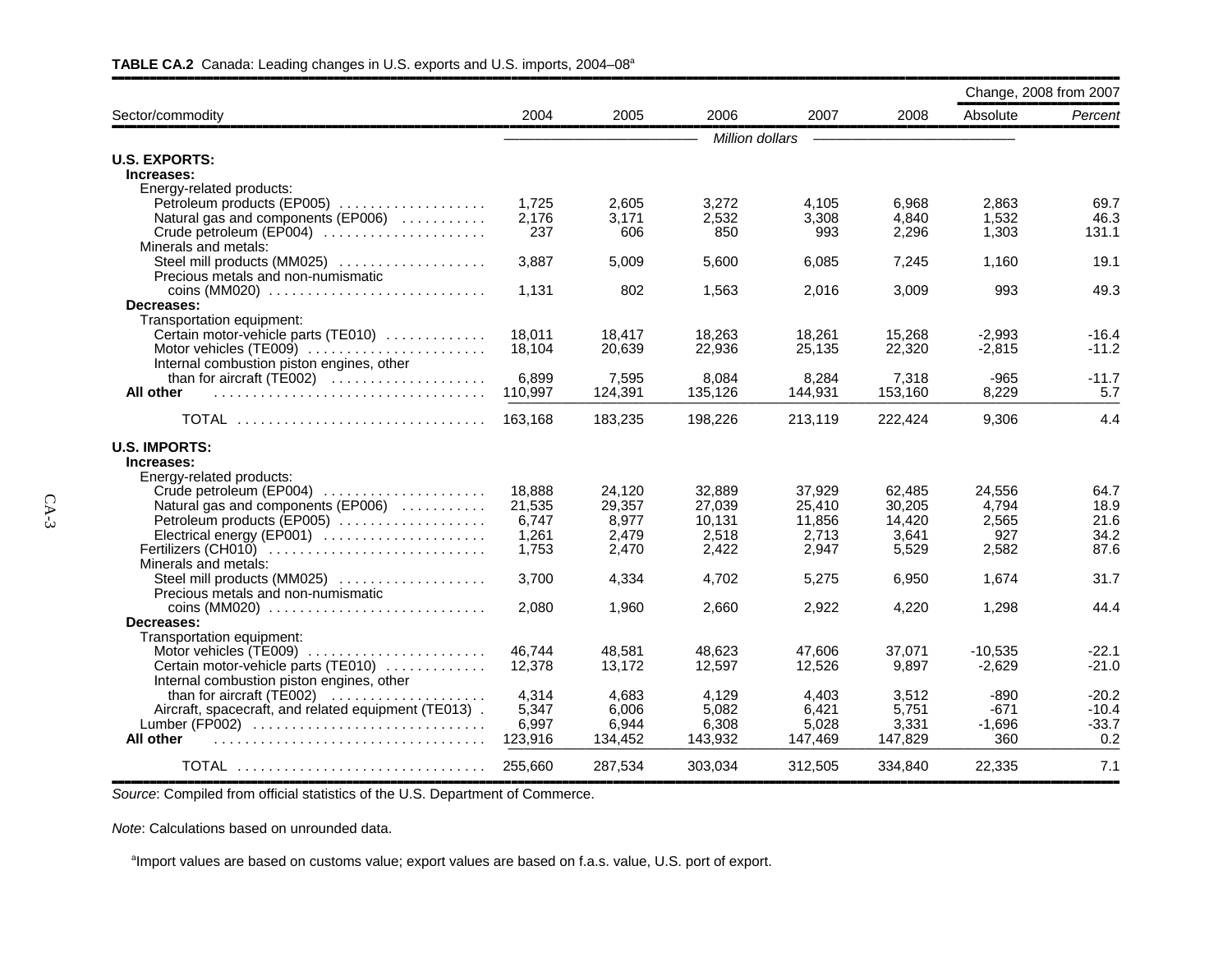**TABLE CA.2** Canada: Leading changes in U.S. exports and U.S. imports, 2004–08[a]

| Sector/commodity | 2004 | 2005 | 2006 | 2007 | 2008 | Change, 2008 from 2007 | |
|---|---|---|---|---|---|---|---|
| | | | | | | Absolute | *Percent* |
| | *Million dollars* | | | | | | |
| **U.S. EXPORTS:** | | | | | | | |
| **Increases:** | | | | | | | |
| Energy-related products: | | | | | | | |
| Petroleum products (EP005) | 1,725 | 2,605 | 3,272 | 4,105 | 6,968 | 2,863 | 69.7 |
| Natural gas and components (EP006) | 2,176 | 3,171 | 2,532 | 3,308 | 4,840 | 1,532 | 46.3 |
| Crude petroleum (EP004) | 237 | 606 | 850 | 993 | 2,296 | 1,303 | 131.1 |
| Minerals and metals: | | | | | | | |
| Steel mill products (MM025) | 3,887 | 5,009 | 5,600 | 6,085 | 7,245 | 1,160 | 19.1 |
| Precious metals and non-numismatic coins (MM020) | 1,131 | 802 | 1,563 | 2,016 | 3,009 | 993 | 49.3 |
| **Decreases:** | | | | | | | |
| Transportation equipment: | | | | | | | |
| Certain motor-vehicle parts (TE010) | 18,011 | 18,417 | 18,263 | 18,261 | 15,268 | -2,993 | -16.4 |
| Motor vehicles (TE009) | 18,104 | 20,639 | 22,936 | 25,135 | 22,320 | -2,815 | -11.2 |
| Internal combustion piston engines, other than for aircraft (TE002) | 6,899 | 7,595 | 8,084 | 8,284 | 7,318 | -965 | -11.7 |
| **All other** | 110,997 | 124,391 | 135,126 | 144,931 | 153,160 | 8,229 | 5.7 |
| TOTAL | 163,168 | 183,235 | 198,226 | 213,119 | 222,424 | 9,306 | 4.4 |
| **U.S. IMPORTS:** | | | | | | | |
| **Increases:** | | | | | | | |
| Energy-related products: | | | | | | | |
| Crude petroleum (EP004) | 18,888 | 24,120 | 32,889 | 37,929 | 62,485 | 24,556 | 64.7 |
| Natural gas and components (EP006) | 21,535 | 29,357 | 27,039 | 25,410 | 30,205 | 4,794 | 18.9 |
| Petroleum products (EP005) | 6,747 | 8,977 | 10,131 | 11,856 | 14,420 | 2,565 | 21.6 |
| Electrical energy (EP001) | 1,261 | 2,479 | 2,518 | 2,713 | 3,641 | 927 | 34.2 |
| Fertilizers (CH010) | 1,753 | 2,470 | 2,422 | 2,947 | 5,529 | 2,582 | 87.6 |
| Minerals and metals: | | | | | | | |
| Steel mill products (MM025) | 3,700 | 4,334 | 4,702 | 5,275 | 6,950 | 1,674 | 31.7 |
| Precious metals and non-numismatic coins (MM020) | 2,080 | 1,960 | 2,660 | 2,922 | 4,220 | 1,298 | 44.4 |
| **Decreases:** | | | | | | | |
| Transportation equipment: | | | | | | | |
| Motor vehicles (TE009) | 46,744 | 48,581 | 48,623 | 47,606 | 37,071 | -10,535 | -22.1 |
| Certain motor-vehicle parts (TE010) | 12,378 | 13,172 | 12,597 | 12,526 | 9,897 | -2,629 | -21.0 |
| Internal combustion piston engines, other than for aircraft (TE002) | 4,314 | 4,683 | 4,129 | 4,403 | 3,512 | -890 | -20.2 |
| Aircraft, spacecraft, and related equipment (TE013) | 5,347 | 6,006 | 5,082 | 6,421 | 5,751 | -671 | -10.4 |
| Lumber (FP002) | 6,997 | 6,944 | 6,308 | 5,028 | 3,331 | -1,696 | -33.7 |
| **All other** | 123,916 | 134,452 | 143,932 | 147,469 | 147,829 | 360 | 0.2 |
| TOTAL | 255,660 | 287,534 | 303,034 | 312,505 | 334,840 | 22,335 | 7.1 |

*Source*: Compiled from official statistics of the U.S. Department of Commerce.

*Note*: Calculations based on unrounded data.

[a]Import values are based on customs value; export values are based on f.a.s. value, U.S. port of export.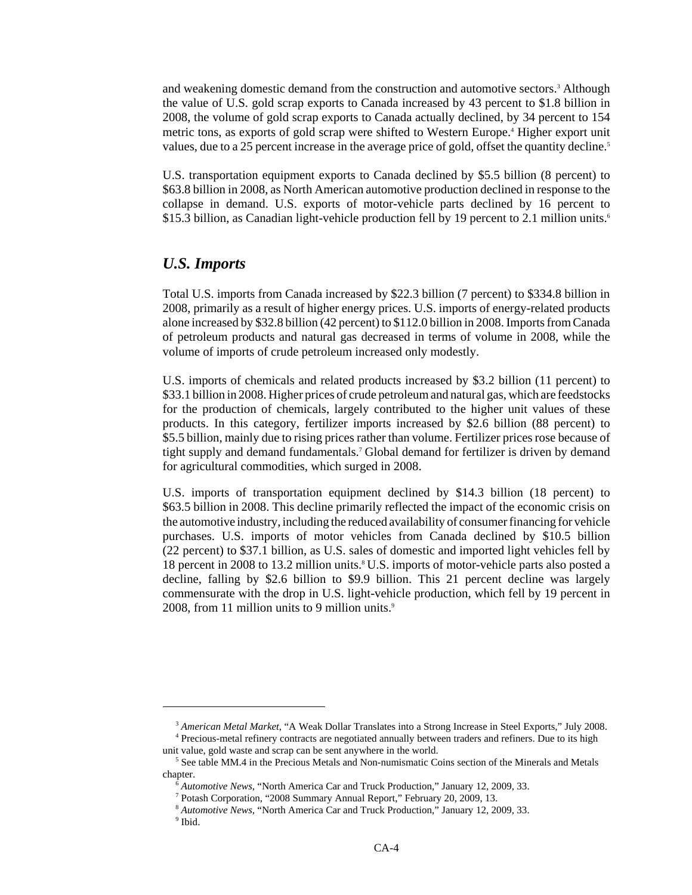and weakening domestic demand from the construction and automotive sectors.[3] Although the value of U.S. gold scrap exports to Canada increased by 43 percent to $1.8 billion in 2008, the volume of gold scrap exports to Canada actually declined, by 34 percent to 154 metric tons, as exports of gold scrap were shifted to Western Europe.[4] Higher export unit values, due to a 25 percent increase in the average price of gold, offset the quantity decline.[5]

U.S. transportation equipment exports to Canada declined by $5.5 billion (8 percent) to $63.8 billion in 2008, as North American automotive production declined in response to the collapse in demand. U.S. exports of motor-vehicle parts declined by 16 percent to $15.3 billion, as Canadian light-vehicle production fell by 19 percent to 2.1 million units.[6]

## *U.S. Imports*

Total U.S. imports from Canada increased by $22.3 billion (7 percent) to $334.8 billion in 2008, primarily as a result of higher energy prices. U.S. imports of energy-related products alone increased by $32.8 billion (42 percent) to $112.0 billion in 2008. Imports from Canada of petroleum products and natural gas decreased in terms of volume in 2008, while the volume of imports of crude petroleum increased only modestly.

U.S. imports of chemicals and related products increased by $3.2 billion (11 percent) to $33.1 billion in 2008. Higher prices of crude petroleum and natural gas, which are feedstocks for the production of chemicals, largely contributed to the higher unit values of these products. In this category, fertilizer imports increased by $2.6 billion (88 percent) to $5.5 billion, mainly due to rising prices rather than volume. Fertilizer prices rose because of tight supply and demand fundamentals.[7] Global demand for fertilizer is driven by demand for agricultural commodities, which surged in 2008.

U.S. imports of transportation equipment declined by $14.3 billion (18 percent) to $63.5 billion in 2008. This decline primarily reflected the impact of the economic crisis on the automotive industry, including the reduced availability of consumer financing for vehicle purchases. U.S. imports of motor vehicles from Canada declined by $10.5 billion (22 percent) to $37.1 billion, as U.S. sales of domestic and imported light vehicles fell by 18 percent in 2008 to 13.2 million units.[8] U.S. imports of motor-vehicle parts also posted a decline, falling by $2.6 billion to $9.9 billion. This 21 percent decline was largely commensurate with the drop in U.S. light-vehicle production, which fell by 19 percent in 2008, from 11 million units to 9 million units.[9]

---

[3] *American Metal Market*, "A Weak Dollar Translates into a Strong Increase in Steel Exports," July 2008.

[4] Precious-metal refinery contracts are negotiated annually between traders and refiners. Due to its high unit value, gold waste and scrap can be sent anywhere in the world.

[5] See table MM.4 in the Precious Metals and Non-numismatic Coins section of the Minerals and Metals chapter.

[6] *Automotive News*, "North America Car and Truck Production," January 12, 2009, 33.

[7] Potash Corporation, "2008 Summary Annual Report," February 20, 2009, 13.

[8] *Automotive News*, "North America Car and Truck Production," January 12, 2009, 33.

[9] Ibid.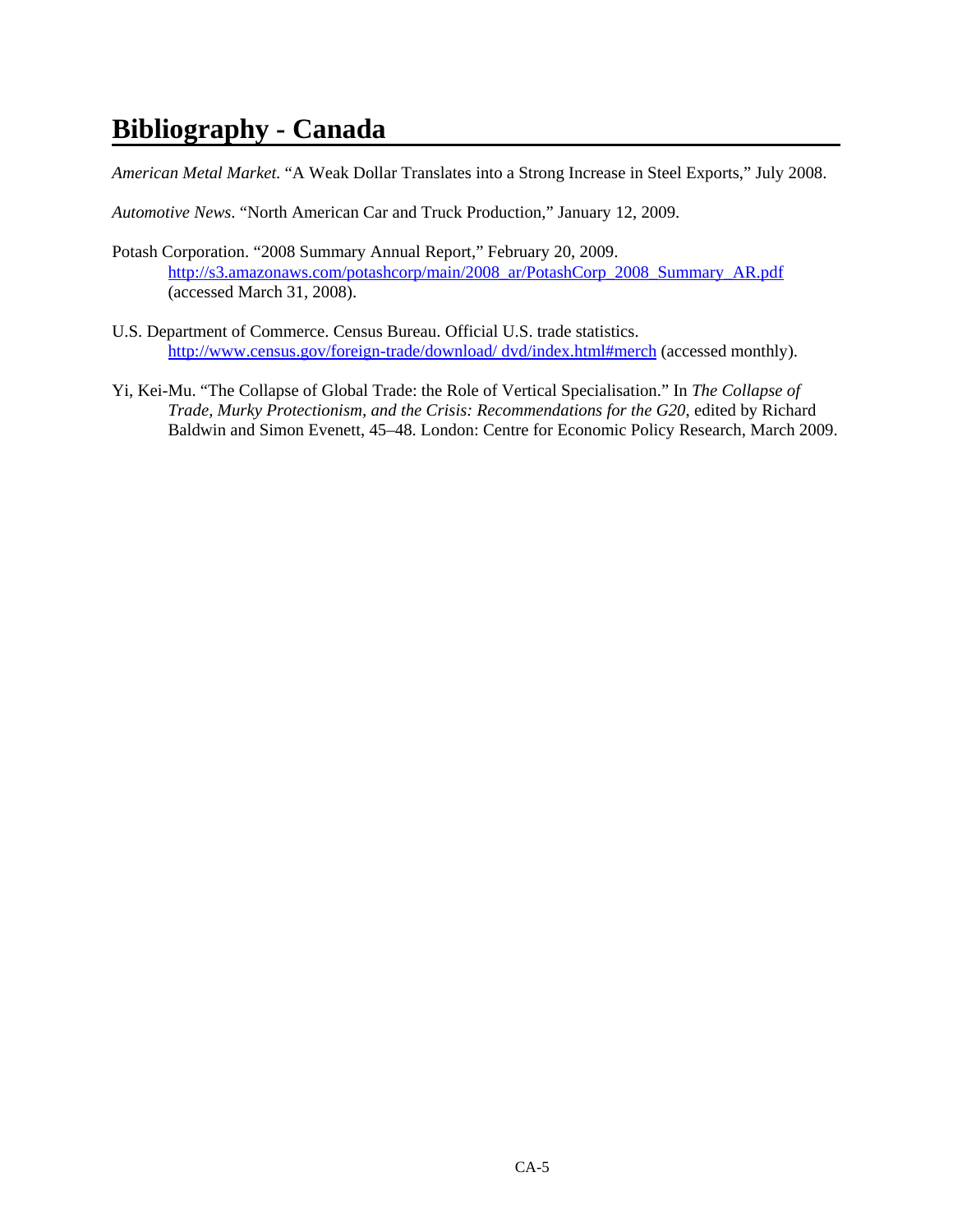# Bibliography - Canada

*American Metal Market*. "A Weak Dollar Translates into a Strong Increase in Steel Exports," July 2008.

*Automotive News*. "North American Car and Truck Production," January 12, 2009.

Potash Corporation. "2008 Summary Annual Report," February 20, 2009. http://s3.amazonaws.com/potashcorp/main/2008_ar/PotashCorp_2008_Summary_AR.pdf (accessed March 31, 2008).

U.S. Department of Commerce. Census Bureau. Official U.S. trade statistics. http://www.census.gov/foreign-trade/download/ dvd/index.html#merch (accessed monthly).

Yi, Kei-Mu. "The Collapse of Global Trade: the Role of Vertical Specialisation." In *The Collapse of Trade, Murky Protectionism, and the Crisis: Recommendations for the G20*, edited by Richard Baldwin and Simon Evenett, 45–48. London: Centre for Economic Policy Research, March 2009.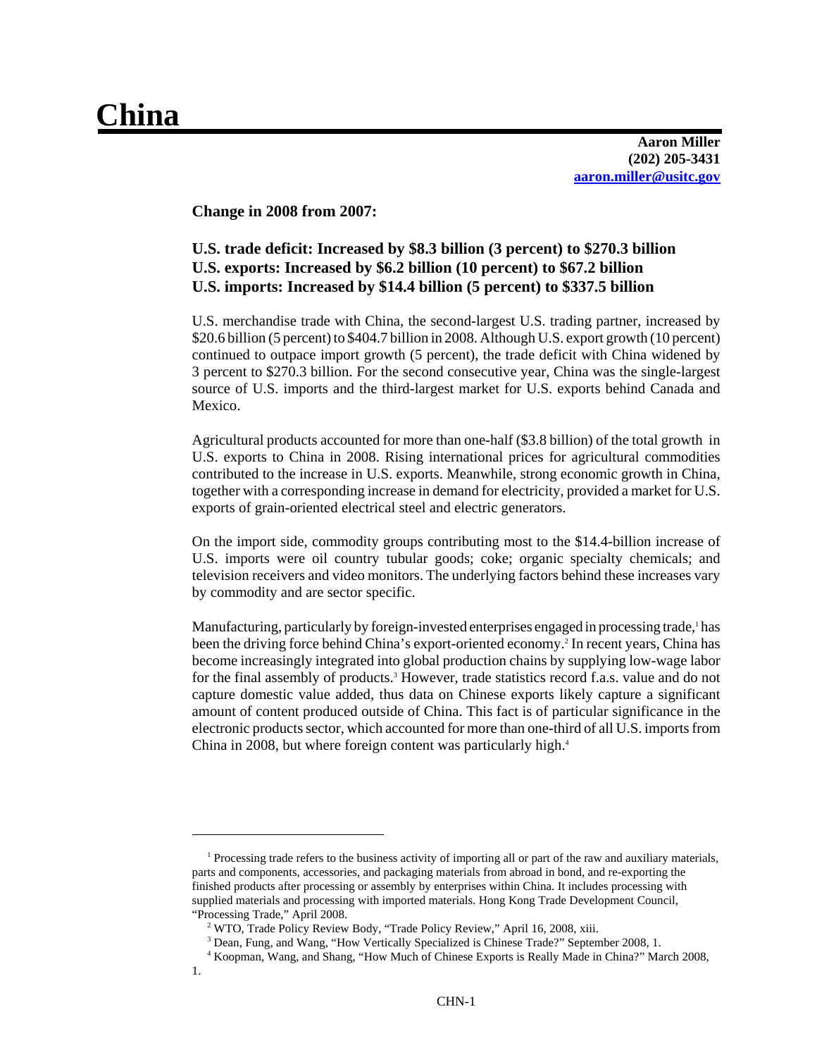# China

**Aaron Miller**
**(202) 205-3431**
**aaron.miller@usitc.gov**

**Change in 2008 from 2007:**

**U.S. trade deficit: Increased by $8.3 billion (3 percent) to $270.3 billion**
**U.S. exports: Increased by $6.2 billion (10 percent) to $67.2 billion**
**U.S. imports: Increased by $14.4 billion (5 percent) to $337.5 billion**

U.S. merchandise trade with China, the second-largest U.S. trading partner, increased by $20.6 billion (5 percent) to $404.7 billion in 2008. Although U.S. export growth (10 percent) continued to outpace import growth (5 percent), the trade deficit with China widened by 3 percent to $270.3 billion. For the second consecutive year, China was the single-largest source of U.S. imports and the third-largest market for U.S. exports behind Canada and Mexico.

Agricultural products accounted for more than one-half ($3.8 billion) of the total growth in U.S. exports to China in 2008. Rising international prices for agricultural commodities contributed to the increase in U.S. exports. Meanwhile, strong economic growth in China, together with a corresponding increase in demand for electricity, provided a market for U.S. exports of grain-oriented electrical steel and electric generators.

On the import side, commodity groups contributing most to the $14.4-billion increase of U.S. imports were oil country tubular goods; coke; organic specialty chemicals; and television receivers and video monitors. The underlying factors behind these increases vary by commodity and are sector specific.

Manufacturing, particularly by foreign-invested enterprises engaged in processing trade,[1] has been the driving force behind China's export-oriented economy.[2] In recent years, China has become increasingly integrated into global production chains by supplying low-wage labor for the final assembly of products.[3] However, trade statistics record f.a.s. value and do not capture domestic value added, thus data on Chinese exports likely capture a significant amount of content produced outside of China. This fact is of particular significance in the electronic products sector, which accounted for more than one-third of all U.S. imports from China in 2008, but where foreign content was particularly high.[4]

---

[1] Processing trade refers to the business activity of importing all or part of the raw and auxiliary materials, parts and components, accessories, and packaging materials from abroad in bond, and re-exporting the finished products after processing or assembly by enterprises within China. It includes processing with supplied materials and processing with imported materials. Hong Kong Trade Development Council, "Processing Trade," April 2008.

[2] WTO, Trade Policy Review Body, "Trade Policy Review," April 16, 2008, xiii.

[3] Dean, Fung, and Wang, "How Vertically Specialized is Chinese Trade?" September 2008, 1.

[4] Koopman, Wang, and Shang, "How Much of Chinese Exports is Really Made in China?" March 2008, 1.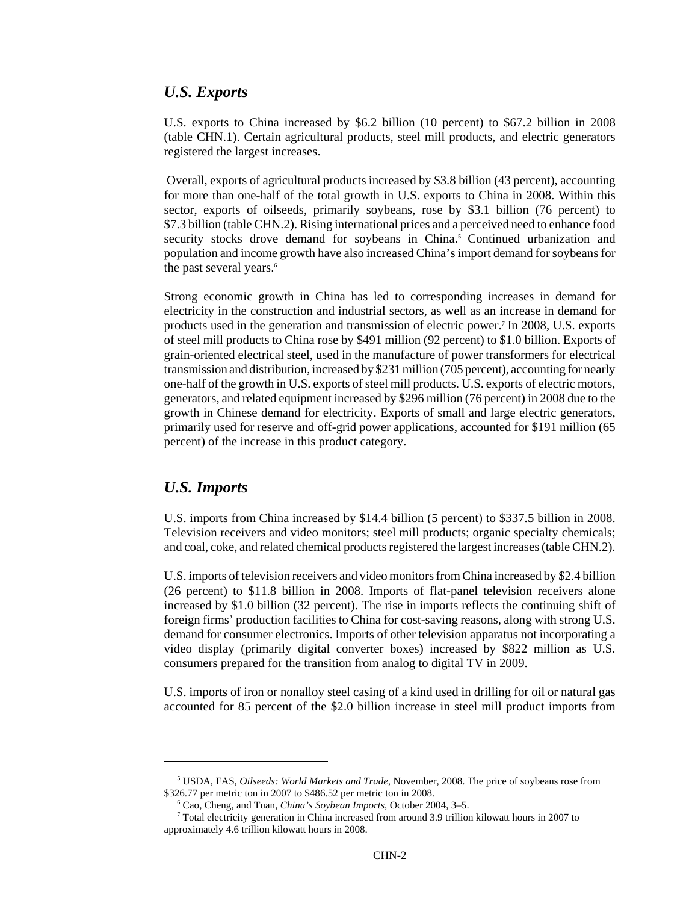## *U.S. Exports*

U.S. exports to China increased by $6.2 billion (10 percent) to $67.2 billion in 2008 (table CHN.1). Certain agricultural products, steel mill products, and electric generators registered the largest increases.

Overall, exports of agricultural products increased by $3.8 billion (43 percent), accounting for more than one-half of the total growth in U.S. exports to China in 2008. Within this sector, exports of oilseeds, primarily soybeans, rose by $3.1 billion (76 percent) to $7.3 billion (table CHN.2). Rising international prices and a perceived need to enhance food security stocks drove demand for soybeans in China.[5] Continued urbanization and population and income growth have also increased China's import demand for soybeans for the past several years.[6]

Strong economic growth in China has led to corresponding increases in demand for electricity in the construction and industrial sectors, as well as an increase in demand for products used in the generation and transmission of electric power.[7] In 2008, U.S. exports of steel mill products to China rose by $491 million (92 percent) to $1.0 billion. Exports of grain-oriented electrical steel, used in the manufacture of power transformers for electrical transmission and distribution, increased by $231 million (705 percent), accounting for nearly one-half of the growth in U.S. exports of steel mill products. U.S. exports of electric motors, generators, and related equipment increased by $296 million (76 percent) in 2008 due to the growth in Chinese demand for electricity. Exports of small and large electric generators, primarily used for reserve and off-grid power applications, accounted for $191 million (65 percent) of the increase in this product category.

## *U.S. Imports*

U.S. imports from China increased by $14.4 billion (5 percent) to $337.5 billion in 2008. Television receivers and video monitors; steel mill products; organic specialty chemicals; and coal, coke, and related chemical products registered the largest increases (table CHN.2).

U.S. imports of television receivers and video monitors from China increased by $2.4 billion (26 percent) to $11.8 billion in 2008. Imports of flat-panel television receivers alone increased by $1.0 billion (32 percent). The rise in imports reflects the continuing shift of foreign firms' production facilities to China for cost-saving reasons, along with strong U.S. demand for consumer electronics. Imports of other television apparatus not incorporating a video display (primarily digital converter boxes) increased by $822 million as U.S. consumers prepared for the transition from analog to digital TV in 2009.

U.S. imports of iron or nonalloy steel casing of a kind used in drilling for oil or natural gas accounted for 85 percent of the $2.0 billion increase in steel mill product imports from

---

[5] USDA, FAS, *Oilseeds: World Markets and Trade*, November, 2008. The price of soybeans rose from $326.77 per metric ton in 2007 to $486.52 per metric ton in 2008.

[6] Cao, Cheng, and Tuan, *China's Soybean Imports*, October 2004, 3–5.

[7] Total electricity generation in China increased from around 3.9 trillion kilowatt hours in 2007 to approximately 4.6 trillion kilowatt hours in 2008.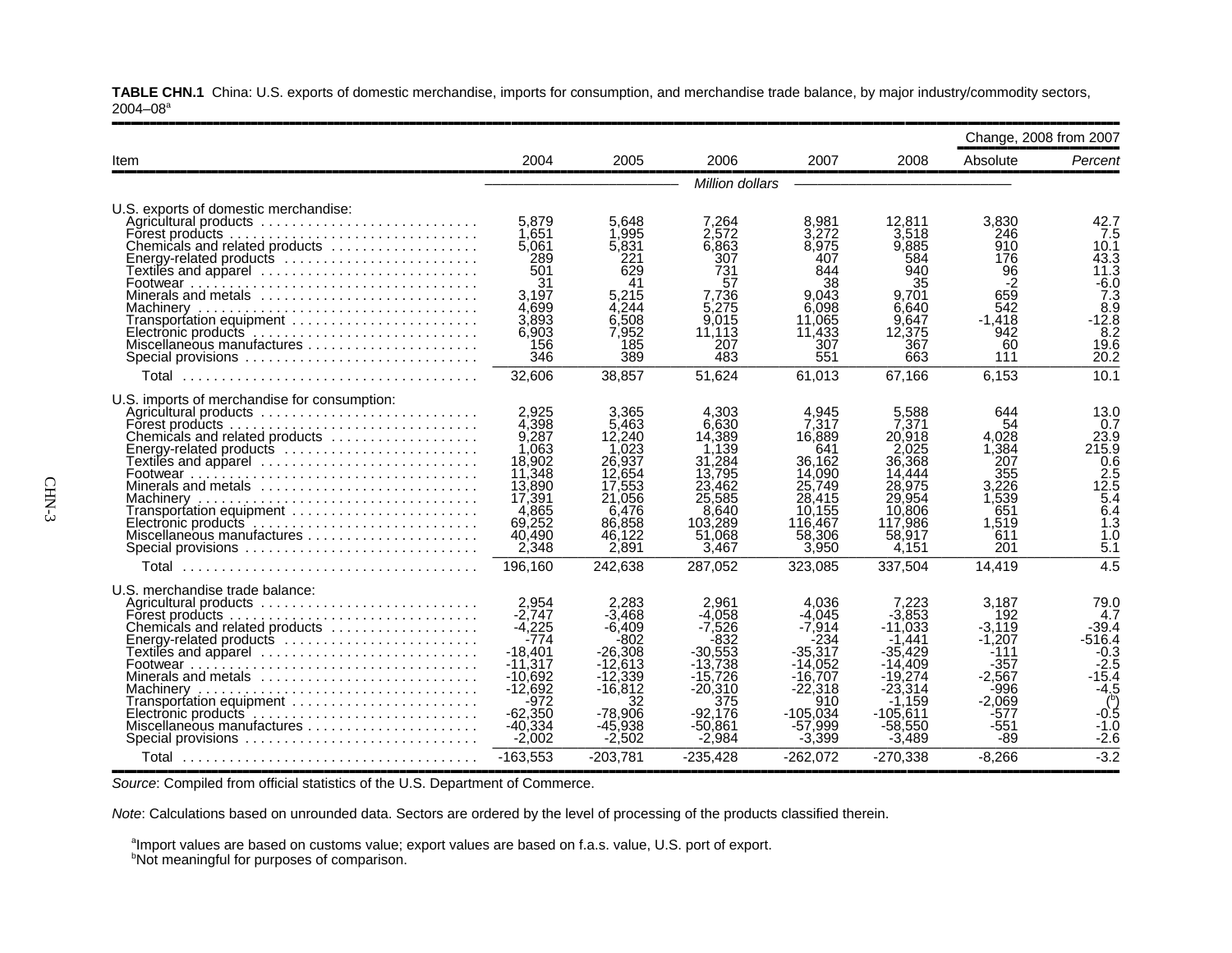**TABLE CHN.1** China: U.S. exports of domestic merchandise, imports for consumption, and merchandise trade balance, by major industry/commodity sectors, 2004–08[a]

| Item | 2004 | 2005 | 2006 | 2007 | 2008 | Change, 2008 from 2007 Absolute | Change, 2008 from 2007 *Percent* |
|---|---|---|---|---|---|---|---|
| | *Million dollars* | | | | | | |
| U.S. exports of domestic merchandise: | | | | | | | |
| Agricultural products | 5,879 | 5,648 | 7,264 | 8,981 | 12,811 | 3,830 | 42.7 |
| Forest products | 1,651 | 1,995 | 2,572 | 3,272 | 3,518 | 246 | 7.5 |
| Chemicals and related products | 5,061 | 5,831 | 6,863 | 8,975 | 9,885 | 910 | 10.1 |
| Energy-related products | 289 | 221 | 307 | 407 | 584 | 176 | 43.3 |
| Textiles and apparel | 501 | 629 | 731 | 844 | 940 | 96 | 11.3 |
| Footwear | 31 | 41 | 57 | 38 | 35 | -2 | -6.0 |
| Minerals and metals | 3,197 | 5,215 | 7,736 | 9,043 | 9,701 | 659 | 7.3 |
| Machinery | 4,699 | 4,244 | 5,275 | 6,098 | 6,640 | 542 | 8.9 |
| Transportation equipment | 3,893 | 6,508 | 9,015 | 11,065 | 9,647 | -1,418 | -12.8 |
| Electronic products | 6,903 | 7,952 | 11,113 | 11,433 | 12,375 | 942 | 8.2 |
| Miscellaneous manufactures | 156 | 185 | 207 | 307 | 367 | 60 | 19.6 |
| Special provisions | 346 | 389 | 483 | 551 | 663 | 111 | 20.2 |
| Total | 32,606 | 38,857 | 51,624 | 61,013 | 67,166 | 6,153 | 10.1 |
| U.S. imports of merchandise for consumption: | | | | | | | |
| Agricultural products | 2,925 | 3,365 | 4,303 | 4,945 | 5,588 | 644 | 13.0 |
| Forest products | 4,398 | 5,463 | 6,630 | 7,317 | 7,371 | 54 | 0.7 |
| Chemicals and related products | 9,287 | 12,240 | 14,389 | 16,889 | 20,918 | 4,028 | 23.9 |
| Energy-related products | 1,063 | 1,023 | 1,139 | 641 | 2,025 | 1,384 | 215.9 |
| Textiles and apparel | 18,902 | 26,937 | 31,284 | 36,162 | 36,368 | 207 | 0.6 |
| Footwear | 11,348 | 12,654 | 13,795 | 14,090 | 14,444 | 355 | 2.5 |
| Minerals and metals | 13,890 | 17,553 | 23,462 | 25,749 | 28,975 | 3,226 | 12.5 |
| Machinery | 17,391 | 21,056 | 25,585 | 28,415 | 29,954 | 1,539 | 5.4 |
| Transportation equipment | 4,865 | 6,476 | 8,640 | 10,155 | 10,806 | 651 | 6.4 |
| Electronic products | 69,252 | 86,858 | 103,289 | 116,467 | 117,986 | 1,519 | 1.3 |
| Miscellaneous manufactures | 40,490 | 46,122 | 51,068 | 58,306 | 58,917 | 611 | 1.0 |
| Special provisions | 2,348 | 2,891 | 3,467 | 3,950 | 4,151 | 201 | 5.1 |
| Total | 196,160 | 242,638 | 287,052 | 323,085 | 337,504 | 14,419 | 4.5 |
| U.S. merchandise trade balance: | | | | | | | |
| Agricultural products | 2,954 | 2,283 | 2,961 | 4,036 | 7,223 | 3,187 | 79.0 |
| Forest products | -2,747 | -3,468 | -4,058 | -4,045 | -3,853 | 192 | 4.7 |
| Chemicals and related products | -4,225 | -6,409 | -7,526 | -7,914 | -11,033 | -3,119 | -39.4 |
| Energy-related products | -774 | -802 | -832 | -234 | -1,441 | -1,207 | -516.4 |
| Textiles and apparel | -18,401 | -26,308 | -30,553 | -35,317 | -35,429 | -111 | -0.3 |
| Footwear | -11,317 | -12,613 | -13,738 | -14,052 | -14,409 | -357 | -2.5 |
| Minerals and metals | -10,692 | -12,339 | -15,726 | -16,707 | -19,274 | -2,567 | -15.4 |
| Machinery | -12,692 | -16,812 | -20,310 | -22,318 | -23,314 | -996 | -4.5 |
| Transportation equipment | -972 | 32 | 375 | 910 | -1,159 | -2,069 | [b] |
| Electronic products | -62,350 | -78,906 | -92,176 | -105,034 | -105,611 | -577 | -0.5 |
| Miscellaneous manufactures | -40,334 | -45,938 | -50,861 | -57,999 | -58,550 | -551 | -1.0 |
| Special provisions | -2,002 | -2,502 | -2,984 | -3,399 | -3,489 | -89 | -2.6 |
| Total | -163,553 | -203,781 | -235,428 | -262,072 | -270,338 | -8,266 | -3.2 |

*Source*: Compiled from official statistics of the U.S. Department of Commerce.

*Note*: Calculations based on unrounded data. Sectors are ordered by the level of processing of the products classified therein.

[a]Import values are based on customs value; export values are based on f.a.s. value, U.S. port of export.
[b]Not meaningful for purposes of comparison.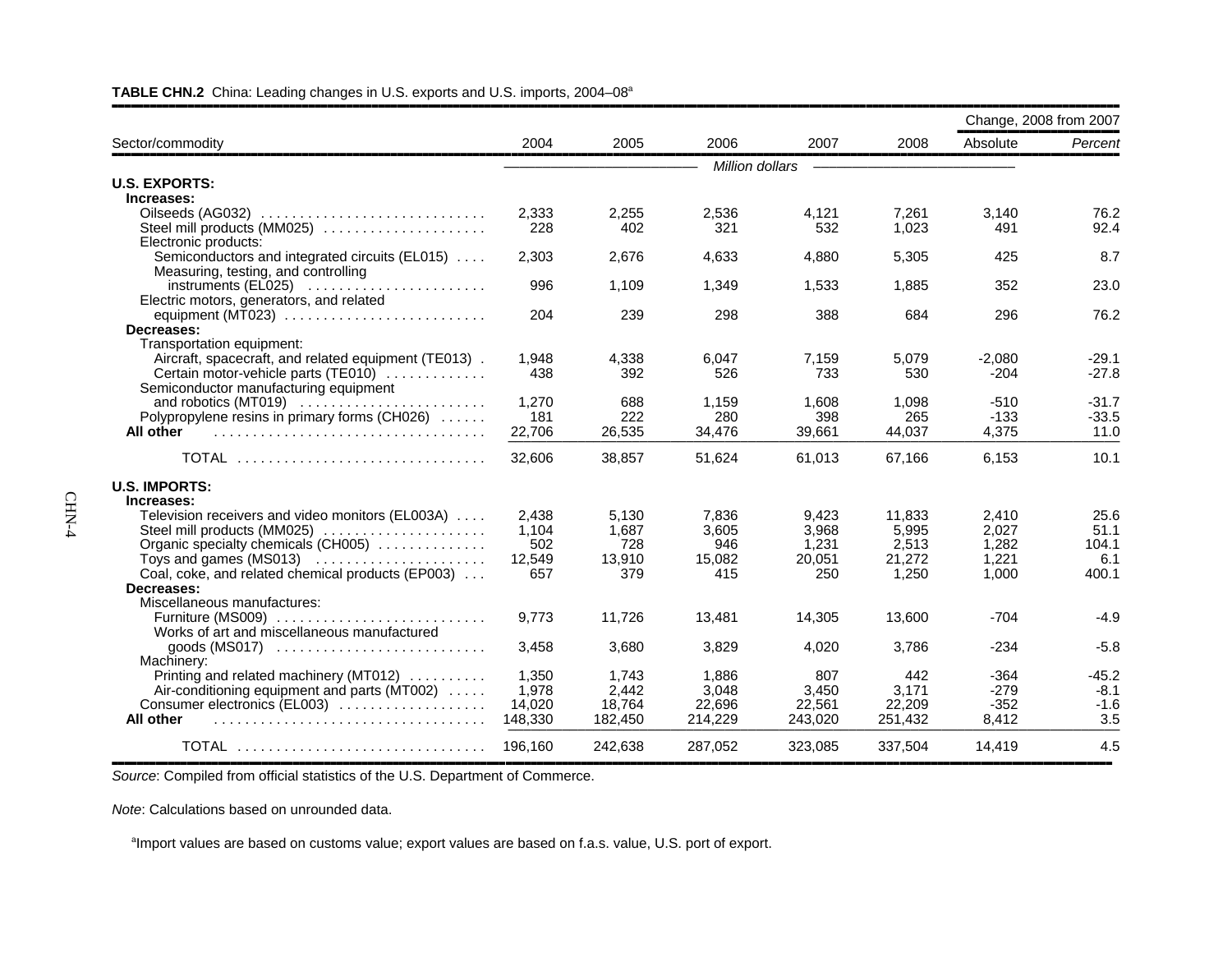**TABLE CHN.2** China: Leading changes in U.S. exports and U.S. imports, 2004–08[a]

| Sector/commodity | 2004 | 2005 | 2006 | 2007 | 2008 | Change, 2008 from 2007 Absolute | Change, 2008 from 2007 *Percent* |
|---|---|---|---|---|---|---|---|
| | *Million dollars* | | | | | | |
| **U.S. EXPORTS:** | | | | | | | |
| **Increases:** | | | | | | | |
| Oilseeds (AG032) | 2,333 | 2,255 | 2,536 | 4,121 | 7,261 | 3,140 | 76.2 |
| Steel mill products (MM025) | 228 | 402 | 321 | 532 | 1,023 | 491 | 92.4 |
| Electronic products: | | | | | | | |
| Semiconductors and integrated circuits (EL015) | 2,303 | 2,676 | 4,633 | 4,880 | 5,305 | 425 | 8.7 |
| Measuring, testing, and controlling instruments (EL025) | 996 | 1,109 | 1,349 | 1,533 | 1,885 | 352 | 23.0 |
| Electric motors, generators, and related equipment (MT023) | 204 | 239 | 298 | 388 | 684 | 296 | 76.2 |
| **Decreases:** | | | | | | | |
| Transportation equipment: | | | | | | | |
| Aircraft, spacecraft, and related equipment (TE013) | 1,948 | 4,338 | 6,047 | 7,159 | 5,079 | -2,080 | -29.1 |
| Certain motor-vehicle parts (TE010) | 438 | 392 | 526 | 733 | 530 | -204 | -27.8 |
| Semiconductor manufacturing equipment and robotics (MT019) | 1,270 | 688 | 1,159 | 1,608 | 1,098 | -510 | -31.7 |
| Polypropylene resins in primary forms (CH026) | 181 | 222 | 280 | 398 | 265 | -133 | -33.5 |
| **All other** | 22,706 | 26,535 | 34,476 | 39,661 | 44,037 | 4,375 | 11.0 |
| TOTAL | 32,606 | 38,857 | 51,624 | 61,013 | 67,166 | 6,153 | 10.1 |
| **U.S. IMPORTS:** | | | | | | | |
| **Increases:** | | | | | | | |
| Television receivers and video monitors (EL003A) | 2,438 | 5,130 | 7,836 | 9,423 | 11,833 | 2,410 | 25.6 |
| Steel mill products (MM025) | 1,104 | 1,687 | 3,605 | 3,968 | 5,995 | 2,027 | 51.1 |
| Organic specialty chemicals (CH005) | 502 | 728 | 946 | 1,231 | 2,513 | 1,282 | 104.1 |
| Toys and games (MS013) | 12,549 | 13,910 | 15,082 | 20,051 | 21,272 | 1,221 | 6.1 |
| Coal, coke, and related chemical products (EP003) | 657 | 379 | 415 | 250 | 1,250 | 1,000 | 400.1 |
| **Decreases:** | | | | | | | |
| Miscellaneous manufactures: | | | | | | | |
| Furniture (MS009) | 9,773 | 11,726 | 13,481 | 14,305 | 13,600 | -704 | -4.9 |
| Works of art and miscellaneous manufactured goods (MS017) | 3,458 | 3,680 | 3,829 | 4,020 | 3,786 | -234 | -5.8 |
| Machinery: | | | | | | | |
| Printing and related machinery (MT012) | 1,350 | 1,743 | 1,886 | 807 | 442 | -364 | -45.2 |
| Air-conditioning equipment and parts (MT002) | 1,978 | 2,442 | 3,048 | 3,450 | 3,171 | -279 | -8.1 |
| Consumer electronics (EL003) | 14,020 | 18,764 | 22,696 | 22,561 | 22,209 | -352 | -1.6 |
| **All other** | 148,330 | 182,450 | 214,229 | 243,020 | 251,432 | 8,412 | 3.5 |
| TOTAL | 196,160 | 242,638 | 287,052 | 323,085 | 337,504 | 14,419 | 4.5 |

*Source*: Compiled from official statistics of the U.S. Department of Commerce.

*Note*: Calculations based on unrounded data.

[a]Import values are based on customs value; export values are based on f.a.s. value, U.S. port of export.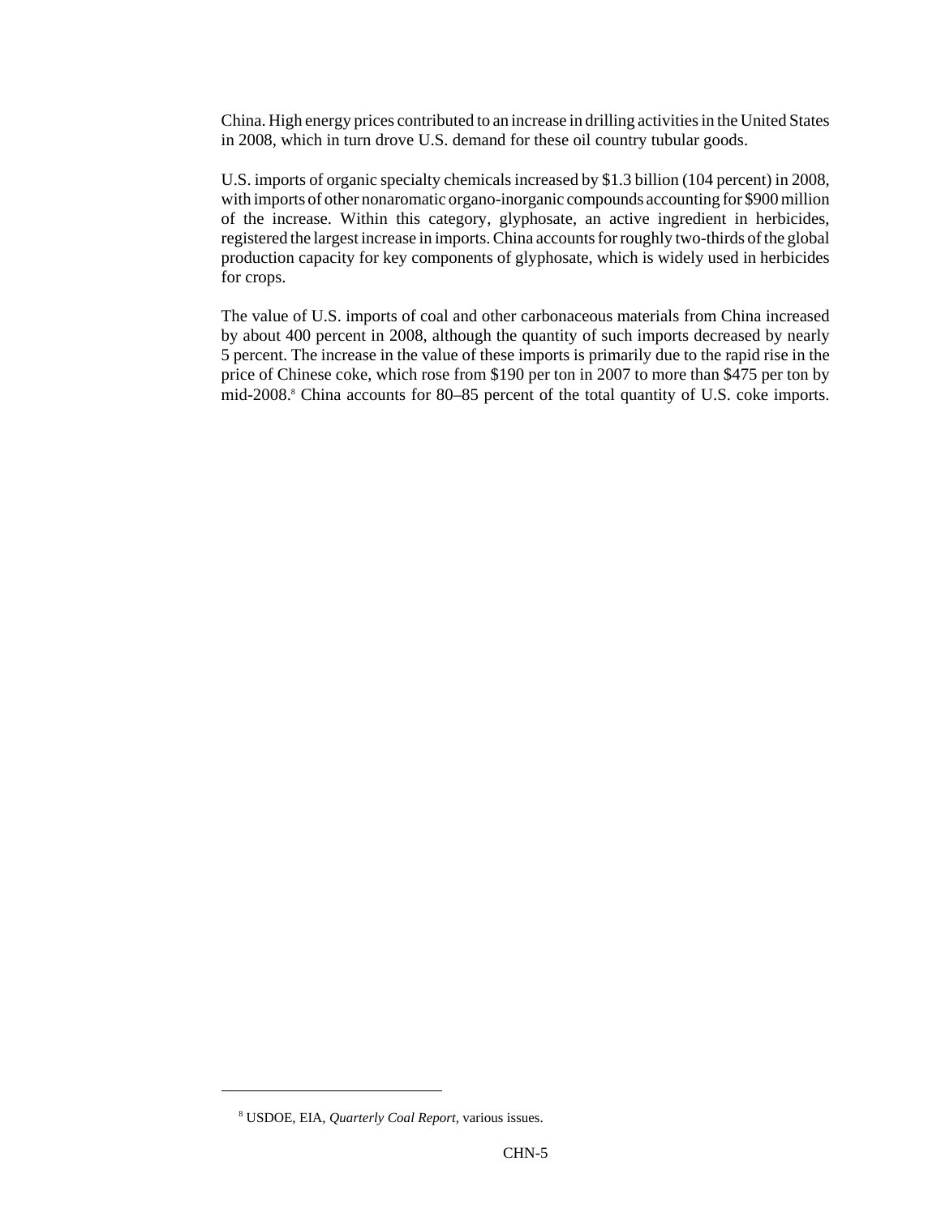China. High energy prices contributed to an increase in drilling activities in the United States in 2008, which in turn drove U.S. demand for these oil country tubular goods.

U.S. imports of organic specialty chemicals increased by $1.3 billion (104 percent) in 2008, with imports of other nonaromatic organo-inorganic compounds accounting for $900 million of the increase. Within this category, glyphosate, an active ingredient in herbicides, registered the largest increase in imports. China accounts for roughly two-thirds of the global production capacity for key components of glyphosate, which is widely used in herbicides for crops.

The value of U.S. imports of coal and other carbonaceous materials from China increased by about 400 percent in 2008, although the quantity of such imports decreased by nearly 5 percent. The increase in the value of these imports is primarily due to the rapid rise in the price of Chinese coke, which rose from $190 per ton in 2007 to more than $475 per ton by mid-2008.[8] China accounts for 80–85 percent of the total quantity of U.S. coke imports.

---

[8] USDOE, EIA, *Quarterly Coal Report*, various issues.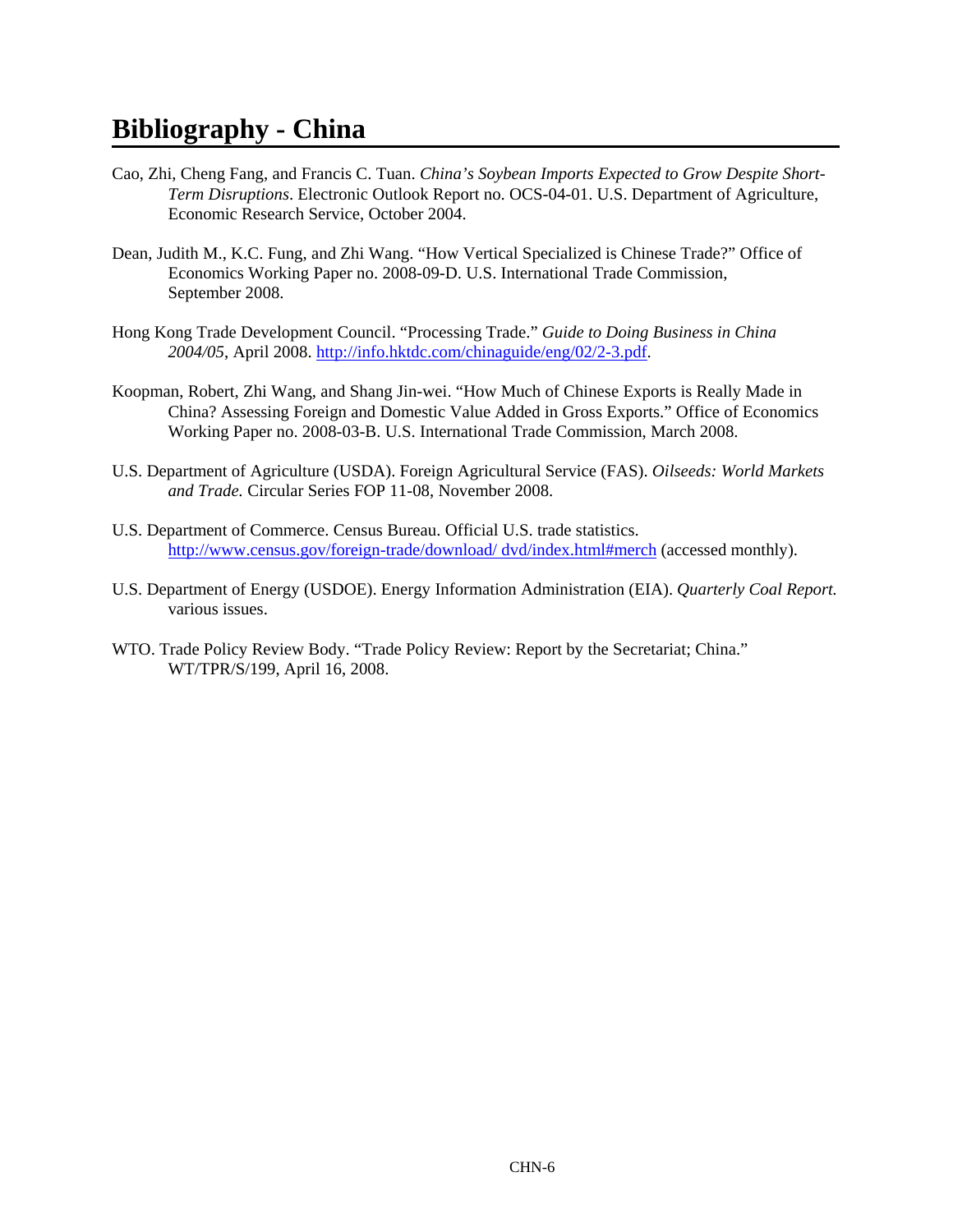# Bibliography - China

Cao, Zhi, Cheng Fang, and Francis C. Tuan. *China's Soybean Imports Expected to Grow Despite Short-Term Disruptions*. Electronic Outlook Report no. OCS-04-01. U.S. Department of Agriculture, Economic Research Service, October 2004.

Dean, Judith M., K.C. Fung, and Zhi Wang. "How Vertical Specialized is Chinese Trade?" Office of Economics Working Paper no. 2008-09-D. U.S. International Trade Commission, September 2008.

Hong Kong Trade Development Council. "Processing Trade." *Guide to Doing Business in China 2004/05*, April 2008. http://info.hktdc.com/chinaguide/eng/02/2-3.pdf.

Koopman, Robert, Zhi Wang, and Shang Jin-wei. "How Much of Chinese Exports is Really Made in China? Assessing Foreign and Domestic Value Added in Gross Exports." Office of Economics Working Paper no. 2008-03-B. U.S. International Trade Commission, March 2008.

U.S. Department of Agriculture (USDA). Foreign Agricultural Service (FAS). *Oilseeds: World Markets and Trade.* Circular Series FOP 11-08, November 2008.

U.S. Department of Commerce. Census Bureau. Official U.S. trade statistics. http://www.census.gov/foreign-trade/download/ dvd/index.html#merch (accessed monthly).

U.S. Department of Energy (USDOE). Energy Information Administration (EIA). *Quarterly Coal Report.* various issues.

WTO. Trade Policy Review Body. "Trade Policy Review: Report by the Secretariat; China." WT/TPR/S/199, April 16, 2008.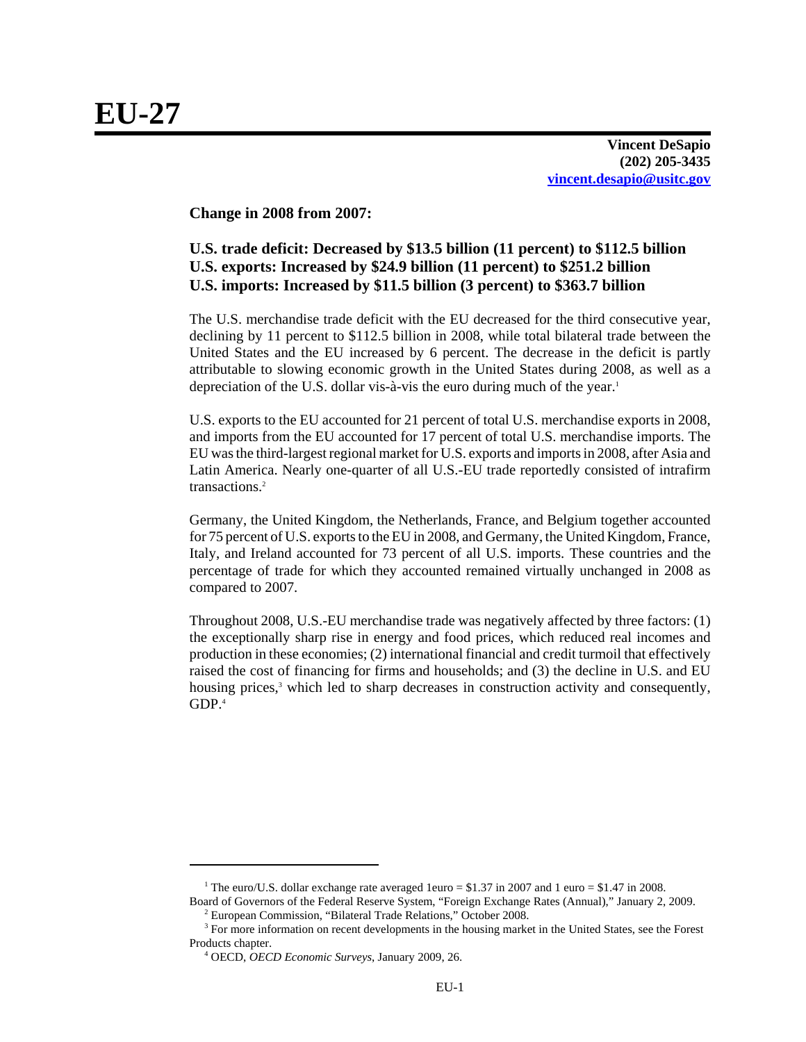# EU-27

**Vincent DeSapio**
**(202) 205-3435**
**vincent.desapio@usitc.gov**

**Change in 2008 from 2007:**

**U.S. trade deficit: Decreased by $13.5 billion (11 percent) to $112.5 billion**
**U.S. exports: Increased by $24.9 billion (11 percent) to $251.2 billion**
**U.S. imports: Increased by $11.5 billion (3 percent) to $363.7 billion**

The U.S. merchandise trade deficit with the EU decreased for the third consecutive year, declining by 11 percent to $112.5 billion in 2008, while total bilateral trade between the United States and the EU increased by 6 percent. The decrease in the deficit is partly attributable to slowing economic growth in the United States during 2008, as well as a depreciation of the U.S. dollar vis-à-vis the euro during much of the year.[1]

U.S. exports to the EU accounted for 21 percent of total U.S. merchandise exports in 2008, and imports from the EU accounted for 17 percent of total U.S. merchandise imports. The EU was the third-largest regional market for U.S. exports and imports in 2008, after Asia and Latin America. Nearly one-quarter of all U.S.-EU trade reportedly consisted of intrafirm transactions.[2]

Germany, the United Kingdom, the Netherlands, France, and Belgium together accounted for 75 percent of U.S. exports to the EU in 2008, and Germany, the United Kingdom, France, Italy, and Ireland accounted for 73 percent of all U.S. imports. These countries and the percentage of trade for which they accounted remained virtually unchanged in 2008 as compared to 2007.

Throughout 2008, U.S.-EU merchandise trade was negatively affected by three factors: (1) the exceptionally sharp rise in energy and food prices, which reduced real incomes and production in these economies; (2) international financial and credit turmoil that effectively raised the cost of financing for firms and households; and (3) the decline in U.S. and EU housing prices,[3] which led to sharp decreases in construction activity and consequently, GDP.[4]

---

[1] The euro/U.S. dollar exchange rate averaged 1euro = $1.37 in 2007 and 1 euro = $1.47 in 2008. Board of Governors of the Federal Reserve System, "Foreign Exchange Rates (Annual)," January 2, 2009.

[2] European Commission, "Bilateral Trade Relations," October 2008.

[3] For more information on recent developments in the housing market in the United States, see the Forest Products chapter.

[4] OECD, *OECD Economic Surveys*, January 2009, 26.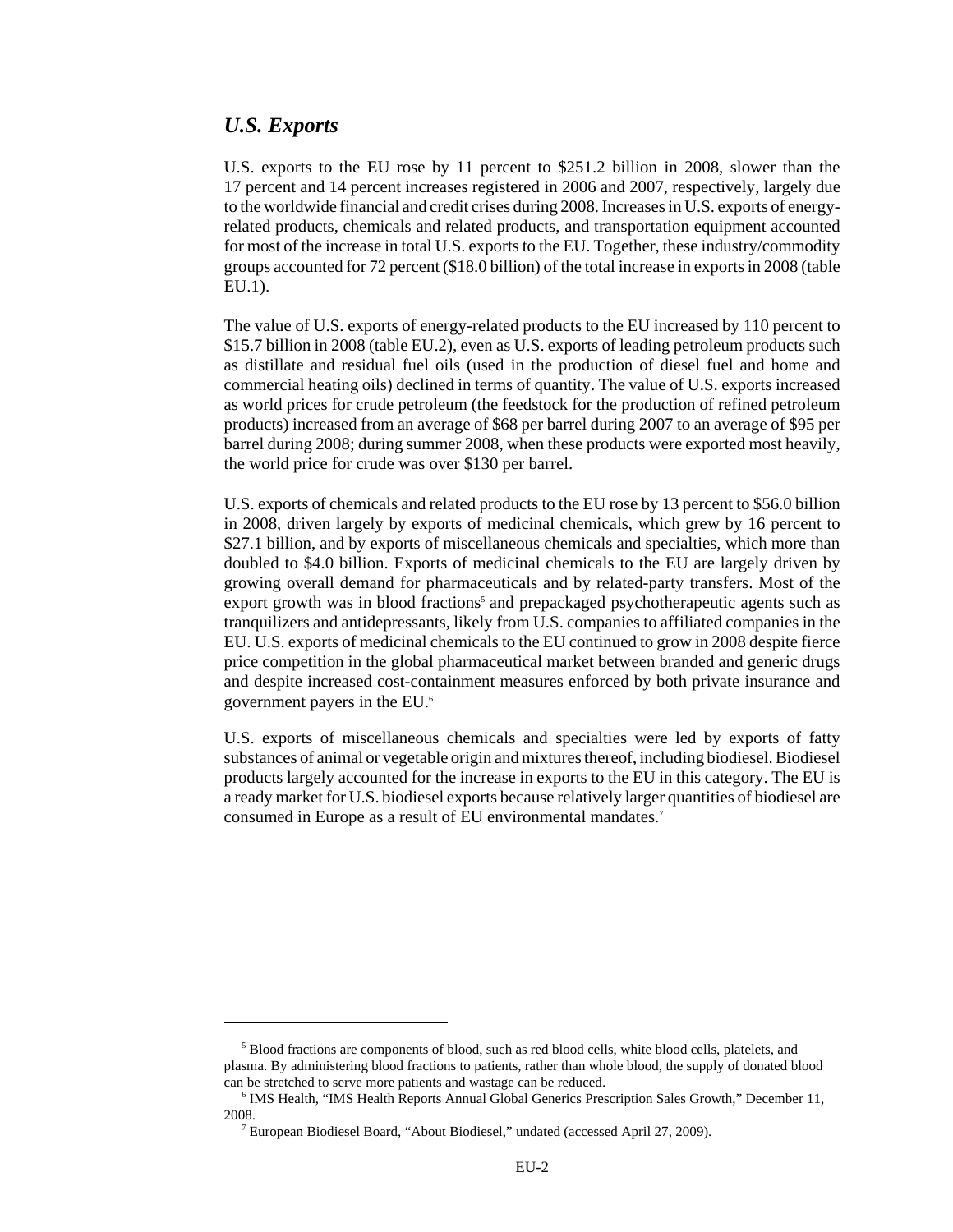### *U.S. Exports*

U.S. exports to the EU rose by 11 percent to $251.2 billion in 2008, slower than the 17 percent and 14 percent increases registered in 2006 and 2007, respectively, largely due to the worldwide financial and credit crises during 2008. Increases in U.S. exports of energy-related products, chemicals and related products, and transportation equipment accounted for most of the increase in total U.S. exports to the EU. Together, these industry/commodity groups accounted for 72 percent ($18.0 billion) of the total increase in exports in 2008 (table EU.1).

The value of U.S. exports of energy-related products to the EU increased by 110 percent to $15.7 billion in 2008 (table EU.2), even as U.S. exports of leading petroleum products such as distillate and residual fuel oils (used in the production of diesel fuel and home and commercial heating oils) declined in terms of quantity. The value of U.S. exports increased as world prices for crude petroleum (the feedstock for the production of refined petroleum products) increased from an average of $68 per barrel during 2007 to an average of $95 per barrel during 2008; during summer 2008, when these products were exported most heavily, the world price for crude was over $130 per barrel.

U.S. exports of chemicals and related products to the EU rose by 13 percent to $56.0 billion in 2008, driven largely by exports of medicinal chemicals, which grew by 16 percent to $27.1 billion, and by exports of miscellaneous chemicals and specialties, which more than doubled to $4.0 billion. Exports of medicinal chemicals to the EU are largely driven by growing overall demand for pharmaceuticals and by related-party transfers. Most of the export growth was in blood fractions[5] and prepackaged psychotherapeutic agents such as tranquilizers and antidepressants, likely from U.S. companies to affiliated companies in the EU. U.S. exports of medicinal chemicals to the EU continued to grow in 2008 despite fierce price competition in the global pharmaceutical market between branded and generic drugs and despite increased cost-containment measures enforced by both private insurance and government payers in the EU.[6]

U.S. exports of miscellaneous chemicals and specialties were led by exports of fatty substances of animal or vegetable origin and mixtures thereof, including biodiesel. Biodiesel products largely accounted for the increase in exports to the EU in this category. The EU is a ready market for U.S. biodiesel exports because relatively larger quantities of biodiesel are consumed in Europe as a result of EU environmental mandates.[7]

---

[5] Blood fractions are components of blood, such as red blood cells, white blood cells, platelets, and plasma. By administering blood fractions to patients, rather than whole blood, the supply of donated blood can be stretched to serve more patients and wastage can be reduced.

[6] IMS Health, "IMS Health Reports Annual Global Generics Prescription Sales Growth," December 11, 2008.

[7] European Biodiesel Board, "About Biodiesel," undated (accessed April 27, 2009).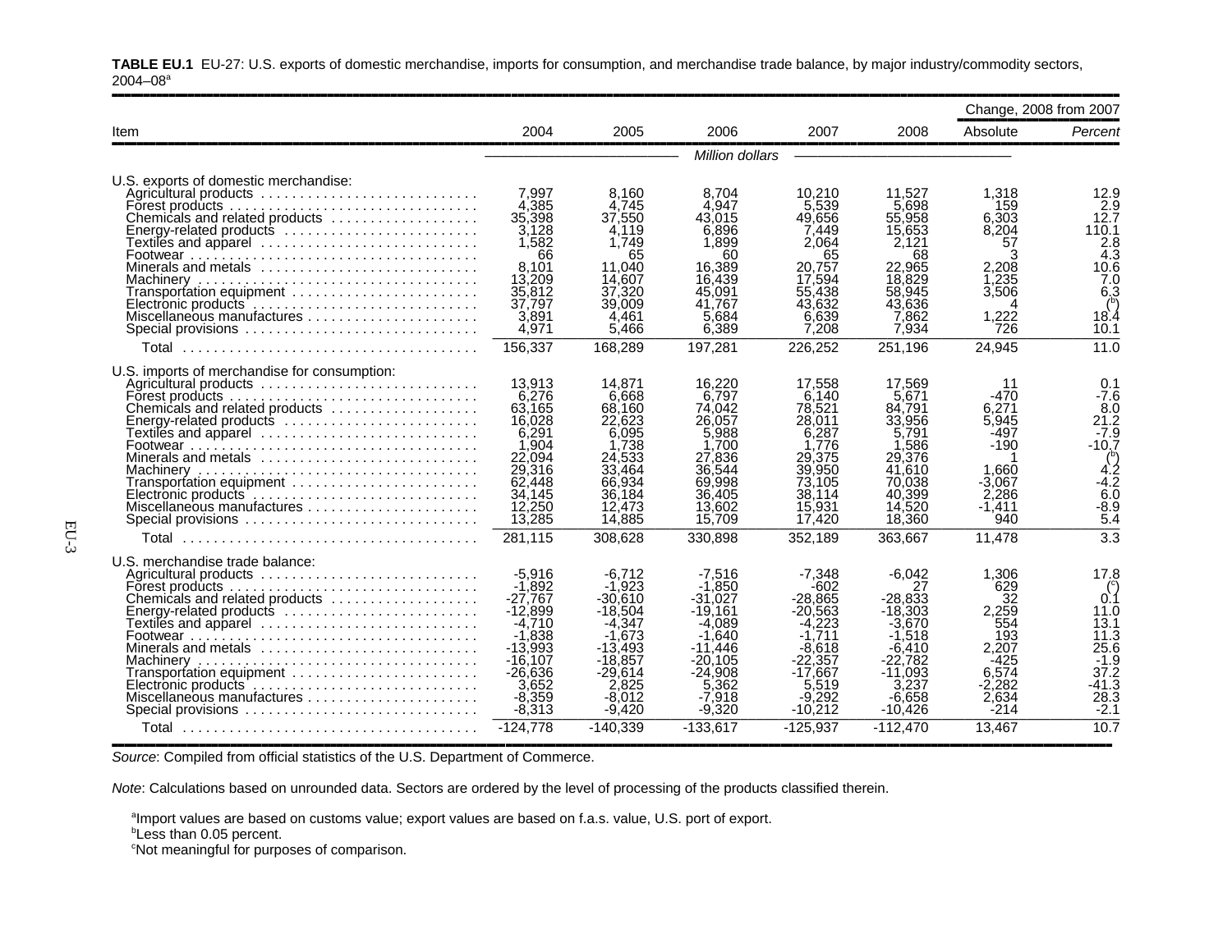**TABLE EU.1** EU-27: U.S. exports of domestic merchandise, imports for consumption, and merchandise trade balance, by major industry/commodity sectors, 2004–08[a]

| Item | 2004 | 2005 | 2006 | 2007 | 2008 | Change, 2008 from 2007 | |
|---|---|---|---|---|---|---|---|
| | | | | | | Absolute | *Percent* |
| | *Million dollars* | | | | | | |
| U.S. exports of domestic merchandise: | | | | | | | |
| Agricultural products | 7,997 | 8,160 | 8,704 | 10,210 | 11,527 | 1,318 | 12.9 |
| Forest products | 4,385 | 4,745 | 4,947 | 5,539 | 5,698 | 159 | 2.9 |
| Chemicals and related products | 35,398 | 37,550 | 43,015 | 49,656 | 55,958 | 6,303 | 12.7 |
| Energy-related products | 3,128 | 4,119 | 6,896 | 7,449 | 15,653 | 8,204 | 110.1 |
| Textiles and apparel | 1,582 | 1,749 | 1,899 | 2,064 | 2,121 | 57 | 2.8 |
| Footwear | 66 | 65 | 60 | 65 | 68 | 3 | 4.3 |
| Minerals and metals | 8,101 | 11,040 | 16,389 | 20,757 | 22,965 | 2,208 | 10.6 |
| Machinery | 13,209 | 14,607 | 16,439 | 17,594 | 18,829 | 1,235 | 7.0 |
| Transportation equipment | 35,812 | 37,320 | 45,091 | 55,438 | 58,945 | 3,506 | 6.3 |
| Electronic products | 37,797 | 39,009 | 41,767 | 43,632 | 43,636 | 4 | ([b]) |
| Miscellaneous manufactures | 3,891 | 4,461 | 5,684 | 6,639 | 7,862 | 1,222 | 18.4 |
| Special provisions | 4,971 | 5,466 | 6,389 | 7,208 | 7,934 | 726 | 10.1 |
| Total | 156,337 | 168,289 | 197,281 | 226,252 | 251,196 | 24,945 | 11.0 |
| U.S. imports of merchandise for consumption: | | | | | | | |
| Agricultural products | 13,913 | 14,871 | 16,220 | 17,558 | 17,569 | 11 | 0.1 |
| Forest products | 6,276 | 6,668 | 6,797 | 6,140 | 5,671 | -470 | -7.6 |
| Chemicals and related products | 63,165 | 68,160 | 74,042 | 78,521 | 84,791 | 6,271 | 8.0 |
| Energy-related products | 16,028 | 22,623 | 26,057 | 28,011 | 33,956 | 5,945 | 21.2 |
| Textiles and apparel | 6,291 | 6,095 | 5,988 | 6,287 | 5,791 | -497 | -7.9 |
| Footwear | 1,904 | 1,738 | 1,700 | 1,776 | 1,586 | -190 | -10.7 |
| Minerals and metals | 22,094 | 24,533 | 27,836 | 29,375 | 29,376 | 1 | ([b]) |
| Machinery | 29,316 | 33,464 | 36,544 | 39,950 | 41,610 | 1,660 | 4.2 |
| Transportation equipment | 62,448 | 66,934 | 69,998 | 73,105 | 70,038 | -3,067 | -4.2 |
| Electronic products | 34,145 | 36,184 | 36,405 | 38,114 | 40,399 | 2,286 | 6.0 |
| Miscellaneous manufactures | 12,250 | 12,473 | 13,602 | 15,931 | 14,520 | -1,411 | -8.9 |
| Special provisions | 13,285 | 14,885 | 15,709 | 17,420 | 18,360 | 940 | 5.4 |
| Total | 281,115 | 308,628 | 330,898 | 352,189 | 363,667 | 11,478 | 3.3 |
| U.S. merchandise trade balance: | | | | | | | |
| Agricultural products | -5,916 | -6,712 | -7,516 | -7,348 | -6,042 | 1,306 | 17.8 |
| Forest products | -1,892 | -1,923 | -1,850 | -602 | 27 | 629 | ([c]) |
| Chemicals and related products | -27,767 | -30,610 | -31,027 | -28,865 | -28,833 | 32 | 0.1 |
| Energy-related products | -12,899 | -18,504 | -19,161 | -20,563 | -18,303 | 2,259 | 11.0 |
| Textiles and apparel | -4,710 | -4,347 | -4,089 | -4,223 | -3,670 | 554 | 13.1 |
| Footwear | -1,838 | -1,673 | -1,640 | -1,711 | -1,518 | 193 | 11.3 |
| Minerals and metals | -13,993 | -13,493 | -11,446 | -8,618 | -6,410 | 2,207 | 25.6 |
| Machinery | -16,107 | -18,857 | -20,105 | -22,357 | -22,782 | -425 | -1.9 |
| Transportation equipment | -26,636 | -29,614 | -24,908 | -17,667 | -11,093 | 6,574 | 37.2 |
| Electronic products | 3,652 | 2,825 | 5,362 | 5,519 | 3,237 | -2,282 | -41.3 |
| Miscellaneous manufactures | -8,359 | -8,012 | -7,918 | -9,292 | -6,658 | 2,634 | 28.3 |
| Special provisions | -8,313 | -9,420 | -9,320 | -10,212 | -10,426 | -214 | -2.1 |
| Total | -124,778 | -140,339 | -133,617 | -125,937 | -112,470 | 13,467 | 10.7 |

*Source*: Compiled from official statistics of the U.S. Department of Commerce.

*Note*: Calculations based on unrounded data. Sectors are ordered by the level of processing of the products classified therein.

[a]Import values are based on customs value; export values are based on f.a.s. value, U.S. port of export.
[b]Less than 0.05 percent.
[c]Not meaningful for purposes of comparison.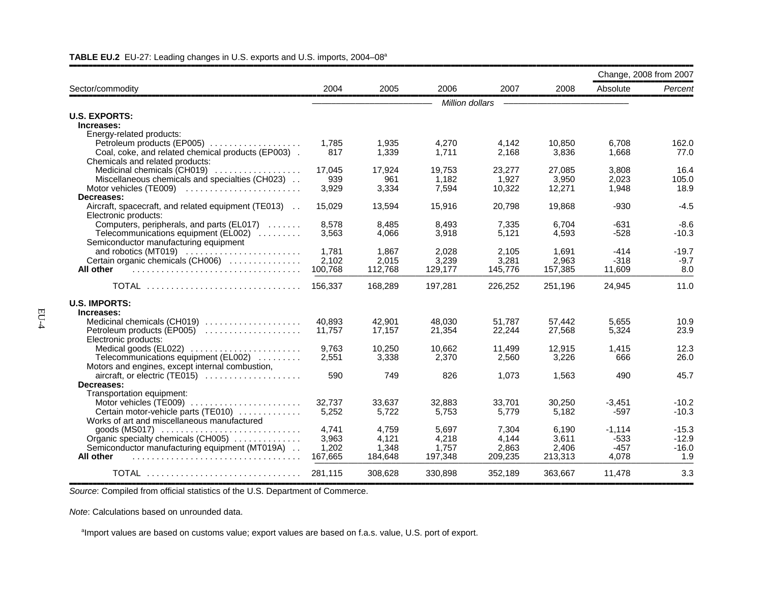**TABLE EU.2** EU-27: Leading changes in U.S. exports and U.S. imports, 2004–08[a]

| Sector/commodity | 2004 | 2005 | 2006 | 2007 | 2008 | Change, 2008 from 2007 Absolute | Percent |
|---|---|---|---|---|---|---|---|
| | *Million dollars* | | | | | | |
| **U.S. EXPORTS:** | | | | | | | |
| **Increases:** | | | | | | | |
| Energy-related products: | | | | | | | |
| Petroleum products (EP005) | 1,785 | 1,935 | 4,270 | 4,142 | 10,850 | 6,708 | 162.0 |
| Coal, coke, and related chemical products (EP003) | 817 | 1,339 | 1,711 | 2,168 | 3,836 | 1,668 | 77.0 |
| Chemicals and related products: | | | | | | | |
| Medicinal chemicals (CH019) | 17,045 | 17,924 | 19,753 | 23,277 | 27,085 | 3,808 | 16.4 |
| Miscellaneous chemicals and specialties (CH023) | 939 | 961 | 1,182 | 1,927 | 3,950 | 2,023 | 105.0 |
| Motor vehicles (TE009) | 3,929 | 3,334 | 7,594 | 10,322 | 12,271 | 1,948 | 18.9 |
| **Decreases:** | | | | | | | |
| Aircraft, spacecraft, and related equipment (TE013) | 15,029 | 13,594 | 15,916 | 20,798 | 19,868 | -930 | -4.5 |
| Electronic products: | | | | | | | |
| Computers, peripherals, and parts (EL017) | 8,578 | 8,485 | 8,493 | 7,335 | 6,704 | -631 | -8.6 |
| Telecommunications equipment (EL002) | 3,563 | 4,066 | 3,918 | 5,121 | 4,593 | -528 | -10.3 |
| Semiconductor manufacturing equipment and robotics (MT019) | 1,781 | 1,867 | 2,028 | 2,105 | 1,691 | -414 | -19.7 |
| Certain organic chemicals (CH006) | 2,102 | 2,015 | 3,239 | 3,281 | 2,963 | -318 | -9.7 |
| **All other** | 100,768 | 112,768 | 129,177 | 145,776 | 157,385 | 11,609 | 8.0 |
| TOTAL | 156,337 | 168,289 | 197,281 | 226,252 | 251,196 | 24,945 | 11.0 |
| **U.S. IMPORTS:** | | | | | | | |
| **Increases:** | | | | | | | |
| Medicinal chemicals (CH019) | 40,893 | 42,901 | 48,030 | 51,787 | 57,442 | 5,655 | 10.9 |
| Petroleum products (EP005) | 11,757 | 17,157 | 21,354 | 22,244 | 27,568 | 5,324 | 23.9 |
| Electronic products: | | | | | | | |
| Medical goods (EL022) | 9,763 | 10,250 | 10,662 | 11,499 | 12,915 | 1,415 | 12.3 |
| Telecommunications equipment (EL002) | 2,551 | 3,338 | 2,370 | 2,560 | 3,226 | 666 | 26.0 |
| Motors and engines, except internal combustion, aircraft, or electric (TE015) | 590 | 749 | 826 | 1,073 | 1,563 | 490 | 45.7 |
| **Decreases:** | | | | | | | |
| Transportation equipment: | | | | | | | |
| Motor vehicles (TE009) | 32,737 | 33,637 | 32,883 | 33,701 | 30,250 | -3,451 | -10.2 |
| Certain motor-vehicle parts (TE010) | 5,252 | 5,722 | 5,753 | 5,779 | 5,182 | -597 | -10.3 |
| Works of art and miscellaneous manufactured goods (MS017) | 4,741 | 4,759 | 5,697 | 7,304 | 6,190 | -1,114 | -15.3 |
| Organic specialty chemicals (CH005) | 3,963 | 4,121 | 4,218 | 4,144 | 3,611 | -533 | -12.9 |
| Semiconductor manufacturing equipment (MT019A) | 1,202 | 1,348 | 1,757 | 2,863 | 2,406 | -457 | -16.0 |
| **All other** | 167,665 | 184,648 | 197,348 | 209,235 | 213,313 | 4,078 | 1.9 |
| TOTAL | 281,115 | 308,628 | 330,898 | 352,189 | 363,667 | 11,478 | 3.3 |

*Source*: Compiled from official statistics of the U.S. Department of Commerce.

*Note*: Calculations based on unrounded data.

[a]Import values are based on customs value; export values are based on f.a.s. value, U.S. port of export.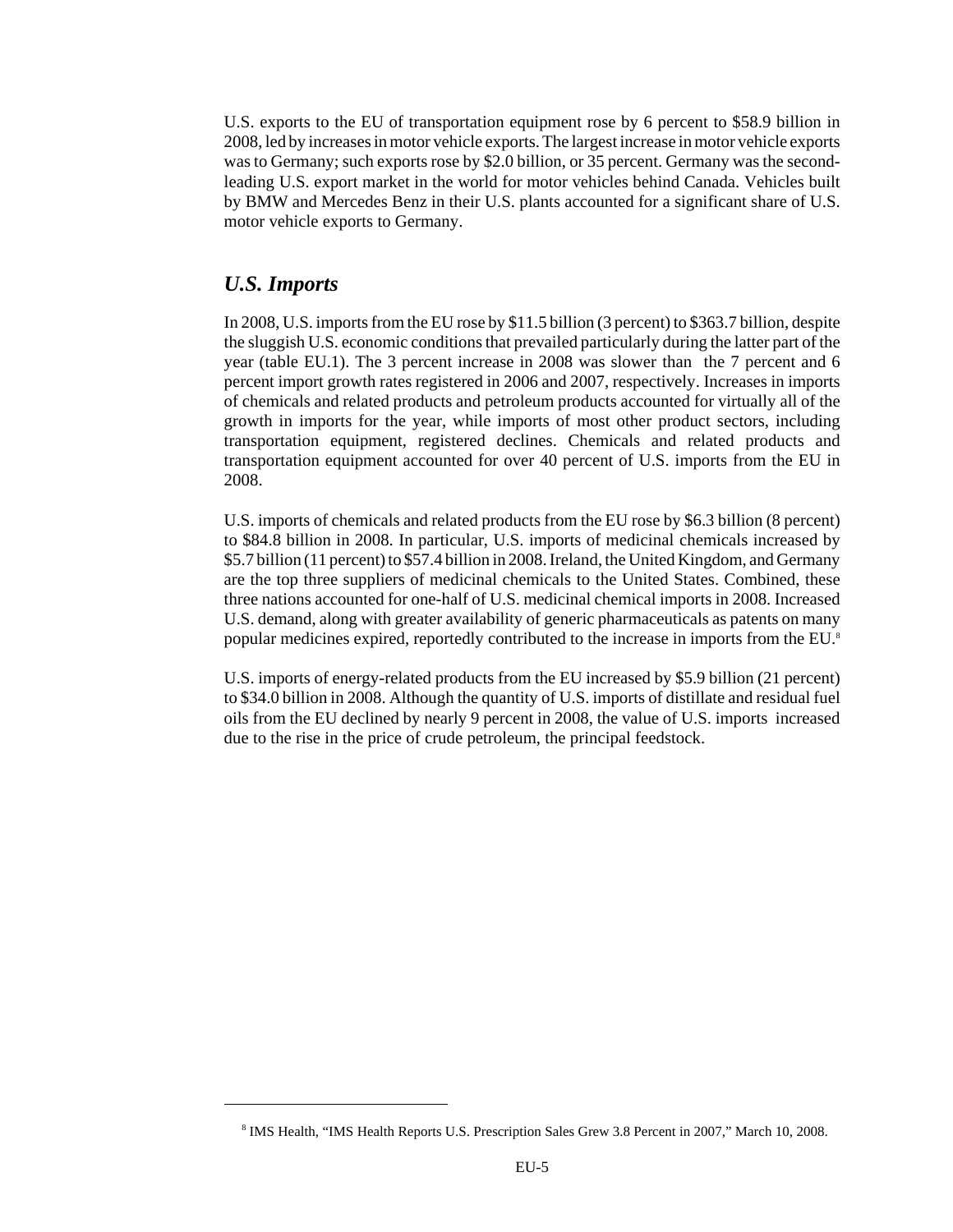U.S. exports to the EU of transportation equipment rose by 6 percent to $58.9 billion in 2008, led by increases in motor vehicle exports. The largest increase in motor vehicle exports was to Germany; such exports rose by $2.0 billion, or 35 percent. Germany was the second-leading U.S. export market in the world for motor vehicles behind Canada. Vehicles built by BMW and Mercedes Benz in their U.S. plants accounted for a significant share of U.S. motor vehicle exports to Germany.

## *U.S. Imports*

In 2008, U.S. imports from the EU rose by $11.5 billion (3 percent) to $363.7 billion, despite the sluggish U.S. economic conditions that prevailed particularly during the latter part of the year (table EU.1). The 3 percent increase in 2008 was slower than the 7 percent and 6 percent import growth rates registered in 2006 and 2007, respectively. Increases in imports of chemicals and related products and petroleum products accounted for virtually all of the growth in imports for the year, while imports of most other product sectors, including transportation equipment, registered declines. Chemicals and related products and transportation equipment accounted for over 40 percent of U.S. imports from the EU in 2008.

U.S. imports of chemicals and related products from the EU rose by $6.3 billion (8 percent) to $84.8 billion in 2008. In particular, U.S. imports of medicinal chemicals increased by $5.7 billion (11 percent) to $57.4 billion in 2008. Ireland, the United Kingdom, and Germany are the top three suppliers of medicinal chemicals to the United States. Combined, these three nations accounted for one-half of U.S. medicinal chemical imports in 2008. Increased U.S. demand, along with greater availability of generic pharmaceuticals as patents on many popular medicines expired, reportedly contributed to the increase in imports from the EU.[8]

U.S. imports of energy-related products from the EU increased by $5.9 billion (21 percent) to $34.0 billion in 2008. Although the quantity of U.S. imports of distillate and residual fuel oils from the EU declined by nearly 9 percent in 2008, the value of U.S. imports increased due to the rise in the price of crude petroleum, the principal feedstock.

---

[8] IMS Health, "IMS Health Reports U.S. Prescription Sales Grew 3.8 Percent in 2007," March 10, 2008.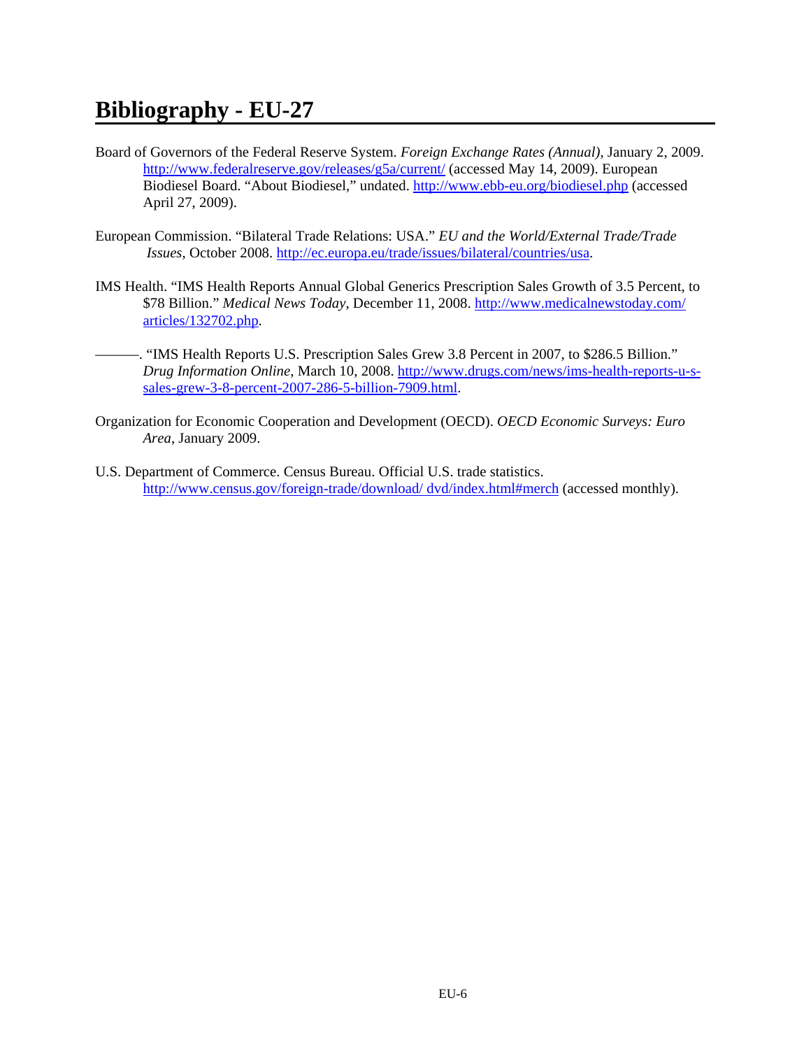# Bibliography - EU-27

Board of Governors of the Federal Reserve System. *Foreign Exchange Rates (Annual)*, January 2, 2009. http://www.federalreserve.gov/releases/g5a/current/ (accessed May 14, 2009). European Biodiesel Board. "About Biodiesel," undated. http://www.ebb-eu.org/biodiesel.php (accessed April 27, 2009).

European Commission. "Bilateral Trade Relations: USA." *EU and the World/External Trade/Trade Issues*, October 2008. http://ec.europa.eu/trade/issues/bilateral/countries/usa.

IMS Health. "IMS Health Reports Annual Global Generics Prescription Sales Growth of 3.5 Percent, to $78 Billion." *Medical News Today*, December 11, 2008. http://www.medicalnewstoday.com/articles/132702.php.

———. "IMS Health Reports U.S. Prescription Sales Grew 3.8 Percent in 2007, to $286.5 Billion." *Drug Information Online*, March 10, 2008. http://www.drugs.com/news/ims-health-reports-u-s-sales-grew-3-8-percent-2007-286-5-billion-7909.html.

Organization for Economic Cooperation and Development (OECD). *OECD Economic Surveys: Euro Area*, January 2009.

U.S. Department of Commerce. Census Bureau. Official U.S. trade statistics. http://www.census.gov/foreign-trade/download/ dvd/index.html#merch (accessed monthly).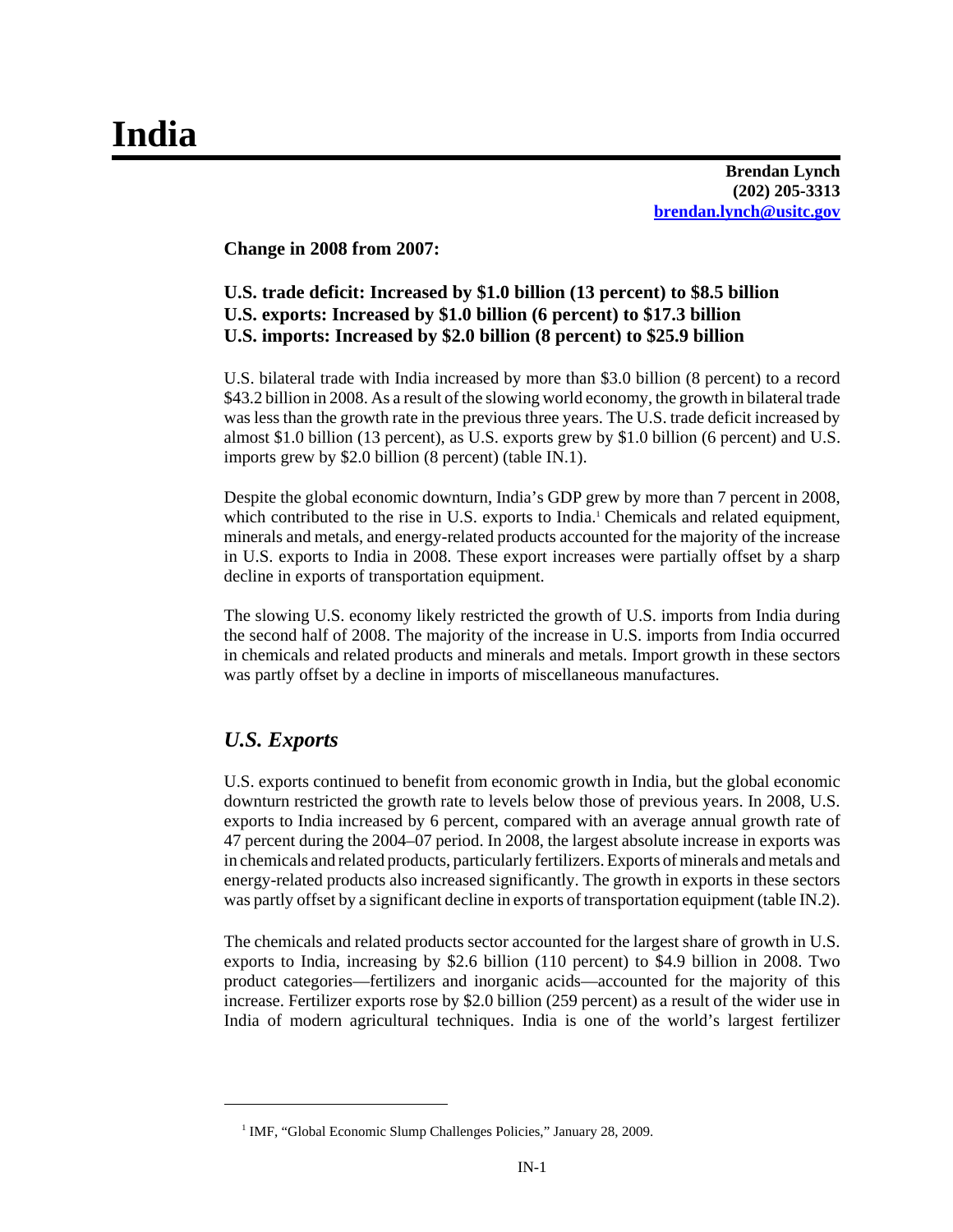# India

**Brendan Lynch**
**(202) 205-3313**
**brendan.lynch@usitc.gov**

**Change in 2008 from 2007:**

**U.S. trade deficit: Increased by $1.0 billion (13 percent) to $8.5 billion**
**U.S. exports: Increased by $1.0 billion (6 percent) to $17.3 billion**
**U.S. imports: Increased by $2.0 billion (8 percent) to $25.9 billion**

U.S. bilateral trade with India increased by more than $3.0 billion (8 percent) to a record $43.2 billion in 2008. As a result of the slowing world economy, the growth in bilateral trade was less than the growth rate in the previous three years. The U.S. trade deficit increased by almost $1.0 billion (13 percent), as U.S. exports grew by $1.0 billion (6 percent) and U.S. imports grew by $2.0 billion (8 percent) (table IN.1).

Despite the global economic downturn, India's GDP grew by more than 7 percent in 2008, which contributed to the rise in U.S. exports to India.[1] Chemicals and related equipment, minerals and metals, and energy-related products accounted for the majority of the increase in U.S. exports to India in 2008. These export increases were partially offset by a sharp decline in exports of transportation equipment.

The slowing U.S. economy likely restricted the growth of U.S. imports from India during the second half of 2008. The majority of the increase in U.S. imports from India occurred in chemicals and related products and minerals and metals. Import growth in these sectors was partly offset by a decline in imports of miscellaneous manufactures.

## *U.S. Exports*

U.S. exports continued to benefit from economic growth in India, but the global economic downturn restricted the growth rate to levels below those of previous years. In 2008, U.S. exports to India increased by 6 percent, compared with an average annual growth rate of 47 percent during the 2004–07 period. In 2008, the largest absolute increase in exports was in chemicals and related products, particularly fertilizers. Exports of minerals and metals and energy-related products also increased significantly. The growth in exports in these sectors was partly offset by a significant decline in exports of transportation equipment (table IN.2).

The chemicals and related products sector accounted for the largest share of growth in U.S. exports to India, increasing by $2.6 billion (110 percent) to $4.9 billion in 2008. Two product categories—fertilizers and inorganic acids—accounted for the majority of this increase. Fertilizer exports rose by $2.0 billion (259 percent) as a result of the wider use in India of modern agricultural techniques. India is one of the world's largest fertilizer

[1] IMF, "Global Economic Slump Challenges Policies," January 28, 2009.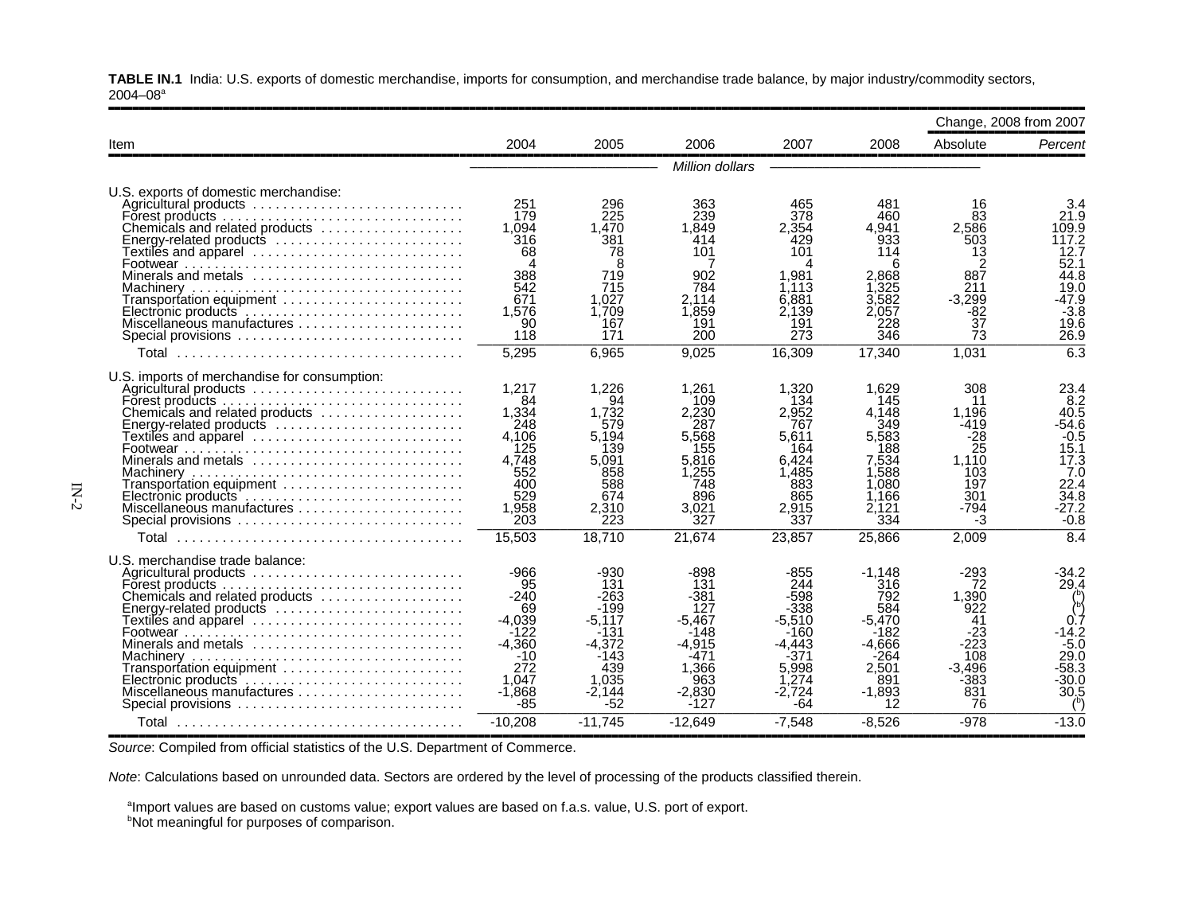**TABLE IN.1** India: U.S. exports of domestic merchandise, imports for consumption, and merchandise trade balance, by major industry/commodity sectors, 2004–08[a]

| Item | 2004 | 2005 | 2006 | 2007 | 2008 | Change, 2008 from 2007 | |
|---|---|---|---|---|---|---|---|
| | | | | | | Absolute | *Percent* |
| | *Million dollars* | | | | | | |
| U.S. exports of domestic merchandise: | | | | | | | |
| Agricultural products | 251 | 296 | 363 | 465 | 481 | 16 | 3.4 |
| Forest products | 179 | 225 | 239 | 378 | 460 | 83 | 21.9 |
| Chemicals and related products | 1,094 | 1,470 | 1,849 | 2,354 | 4,941 | 2,586 | 109.9 |
| Energy-related products | 316 | 381 | 414 | 429 | 933 | 503 | 117.2 |
| Textiles and apparel | 68 | 78 | 101 | 101 | 114 | 13 | 12.7 |
| Footwear | 4 | 8 | 7 | 4 | 6 | 2 | 52.1 |
| Minerals and metals | 388 | 719 | 902 | 1,981 | 2,868 | 887 | 44.8 |
| Machinery | 542 | 715 | 784 | 1,113 | 1,325 | 211 | 19.0 |
| Transportation equipment | 671 | 1,027 | 2,114 | 6,881 | 3,582 | -3,299 | -47.9 |
| Electronic products | 1,576 | 1,709 | 1,859 | 2,139 | 2,057 | -82 | -3.8 |
| Miscellaneous manufactures | 90 | 167 | 191 | 191 | 228 | 37 | 19.6 |
| Special provisions | 118 | 171 | 200 | 273 | 346 | 73 | 26.9 |
| Total | 5,295 | 6,965 | 9,025 | 16,309 | 17,340 | 1,031 | 6.3 |
| U.S. imports of merchandise for consumption: | | | | | | | |
| Agricultural products | 1,217 | 1,226 | 1,261 | 1,320 | 1,629 | 308 | 23.4 |
| Forest products | 84 | 94 | 109 | 134 | 145 | 11 | 8.2 |
| Chemicals and related products | 1,334 | 1,732 | 2,230 | 2,952 | 4,148 | 1,196 | 40.5 |
| Energy-related products | 248 | 579 | 287 | 767 | 349 | -419 | -54.6 |
| Textiles and apparel | 4,106 | 5,194 | 5,568 | 5,611 | 5,583 | -28 | -0.5 |
| Footwear | 125 | 139 | 155 | 164 | 188 | 25 | 15.1 |
| Minerals and metals | 4,748 | 5,091 | 5,816 | 6,424 | 7,534 | 1,110 | 17.3 |
| Machinery | 552 | 858 | 1,255 | 1,485 | 1,588 | 103 | 7.0 |
| Transportation equipment | 400 | 588 | 748 | 883 | 1,080 | 197 | 22.4 |
| Electronic products | 529 | 674 | 896 | 865 | 1,166 | 301 | 34.8 |
| Miscellaneous manufactures | 1,958 | 2,310 | 3,021 | 2,915 | 2,121 | -794 | -27.2 |
| Special provisions | 203 | 223 | 327 | 337 | 334 | -3 | -0.8 |
| Total | 15,503 | 18,710 | 21,674 | 23,857 | 25,866 | 2,009 | 8.4 |
| U.S. merchandise trade balance: | | | | | | | |
| Agricultural products | -966 | -930 | -898 | -855 | -1,148 | -293 | -34.2 |
| Forest products | 95 | 131 | 131 | 244 | 316 | 72 | 29.4 |
| Chemicals and related products | -240 | -263 | -381 | -598 | 792 | 1,390 | ([b]) |
| Energy-related products | 69 | -199 | 127 | -338 | 584 | 922 | ([b]) |
| Textiles and apparel | -4,039 | -5,117 | -5,467 | -5,510 | -5,470 | 41 | 0.7 |
| Footwear | -122 | -131 | -148 | -160 | -182 | -23 | -14.2 |
| Minerals and metals | -4,360 | -4,372 | -4,915 | -4,443 | -4,666 | -223 | -5.0 |
| Machinery | -10 | -143 | -471 | -371 | -264 | 108 | 29.0 |
| Transportation equipment | 272 | 439 | 1,366 | 5,998 | 2,501 | -3,496 | -58.3 |
| Electronic products | 1,047 | 1,035 | 963 | 1,274 | 891 | -383 | -30.0 |
| Miscellaneous manufactures | -1,868 | -2,144 | -2,830 | -2,724 | -1,893 | 831 | 30.5 |
| Special provisions | -85 | -52 | -127 | -64 | 12 | 76 | ([b]) |
| Total | -10,208 | -11,745 | -12,649 | -7,548 | -8,526 | -978 | -13.0 |

*Source*: Compiled from official statistics of the U.S. Department of Commerce.

*Note*: Calculations based on unrounded data. Sectors are ordered by the level of processing of the products classified therein.

[a]Import values are based on customs value; export values are based on f.a.s. value, U.S. port of export.
[b]Not meaningful for purposes of comparison.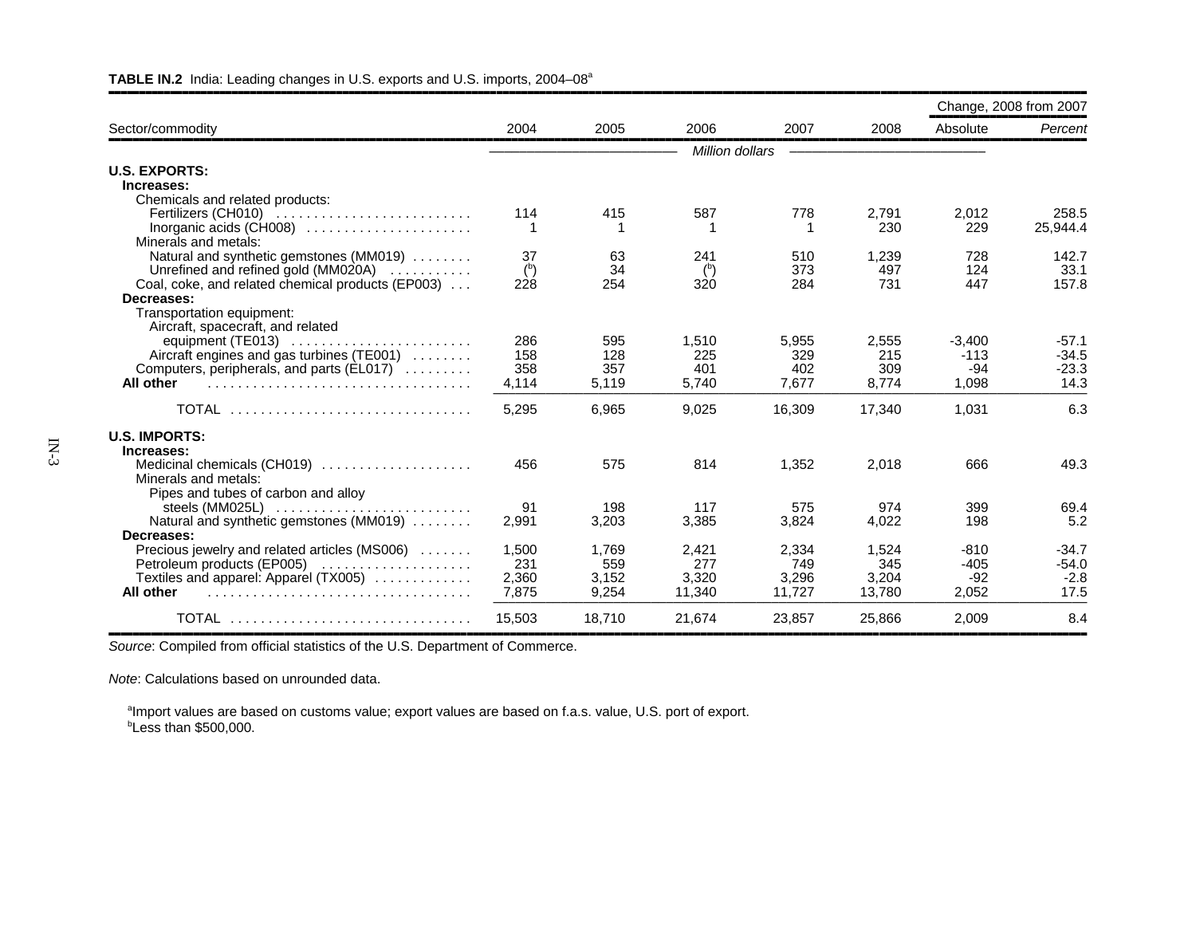**TABLE IN.2** India: Leading changes in U.S. exports and U.S. imports, 2004–08[a]

| Sector/commodity | 2004 | 2005 | 2006 | 2007 | 2008 | Change, 2008 from 2007 | |
|---|---|---|---|---|---|---|---|
| | | | | | | Absolute | *Percent* |
| | *Million dollars* | | | | | | |
| **U.S. EXPORTS:** | | | | | | | |
| **Increases:** | | | | | | | |
| Chemicals and related products: | | | | | | | |
| Fertilizers (CH010) | 114 | 415 | 587 | 778 | 2,791 | 2,012 | 258.5 |
| Inorganic acids (CH008) | 1 | 1 | 1 | 1 | 230 | 229 | 25,944.4 |
| Minerals and metals: | | | | | | | |
| Natural and synthetic gemstones (MM019) | 37 | 63 | 241 | 510 | 1,239 | 728 | 142.7 |
| Unrefined and refined gold (MM020A) | ([b]) | 34 | ([b]) | 373 | 497 | 124 | 33.1 |
| Coal, coke, and related chemical products (EP003) | 228 | 254 | 320 | 284 | 731 | 447 | 157.8 |
| **Decreases:** | | | | | | | |
| Transportation equipment: | | | | | | | |
| Aircraft, spacecraft, and related equipment (TE013) | 286 | 595 | 1,510 | 5,955 | 2,555 | -3,400 | -57.1 |
| Aircraft engines and gas turbines (TE001) | 158 | 128 | 225 | 329 | 215 | -113 | -34.5 |
| Computers, peripherals, and parts (EL017) | 358 | 357 | 401 | 402 | 309 | -94 | -23.3 |
| **All other** | 4,114 | 5,119 | 5,740 | 7,677 | 8,774 | 1,098 | 14.3 |
| TOTAL | 5,295 | 6,965 | 9,025 | 16,309 | 17,340 | 1,031 | 6.3 |
| **U.S. IMPORTS:** | | | | | | | |
| **Increases:** | | | | | | | |
| Medicinal chemicals (CH019) | 456 | 575 | 814 | 1,352 | 2,018 | 666 | 49.3 |
| Minerals and metals: | | | | | | | |
| Pipes and tubes of carbon and alloy steels (MM025L) | 91 | 198 | 117 | 575 | 974 | 399 | 69.4 |
| Natural and synthetic gemstones (MM019) | 2,991 | 3,203 | 3,385 | 3,824 | 4,022 | 198 | 5.2 |
| **Decreases:** | | | | | | | |
| Precious jewelry and related articles (MS006) | 1,500 | 1,769 | 2,421 | 2,334 | 1,524 | -810 | -34.7 |
| Petroleum products (EP005) | 231 | 559 | 277 | 749 | 345 | -405 | -54.0 |
| Textiles and apparel: Apparel (TX005) | 2,360 | 3,152 | 3,320 | 3,296 | 3,204 | -92 | -2.8 |
| **All other** | 7,875 | 9,254 | 11,340 | 11,727 | 13,780 | 2,052 | 17.5 |
| TOTAL | 15,503 | 18,710 | 21,674 | 23,857 | 25,866 | 2,009 | 8.4 |

*Source*: Compiled from official statistics of the U.S. Department of Commerce.

*Note*: Calculations based on unrounded data.

[a]Import values are based on customs value; export values are based on f.a.s. value, U.S. port of export.
[b]Less than $500,000.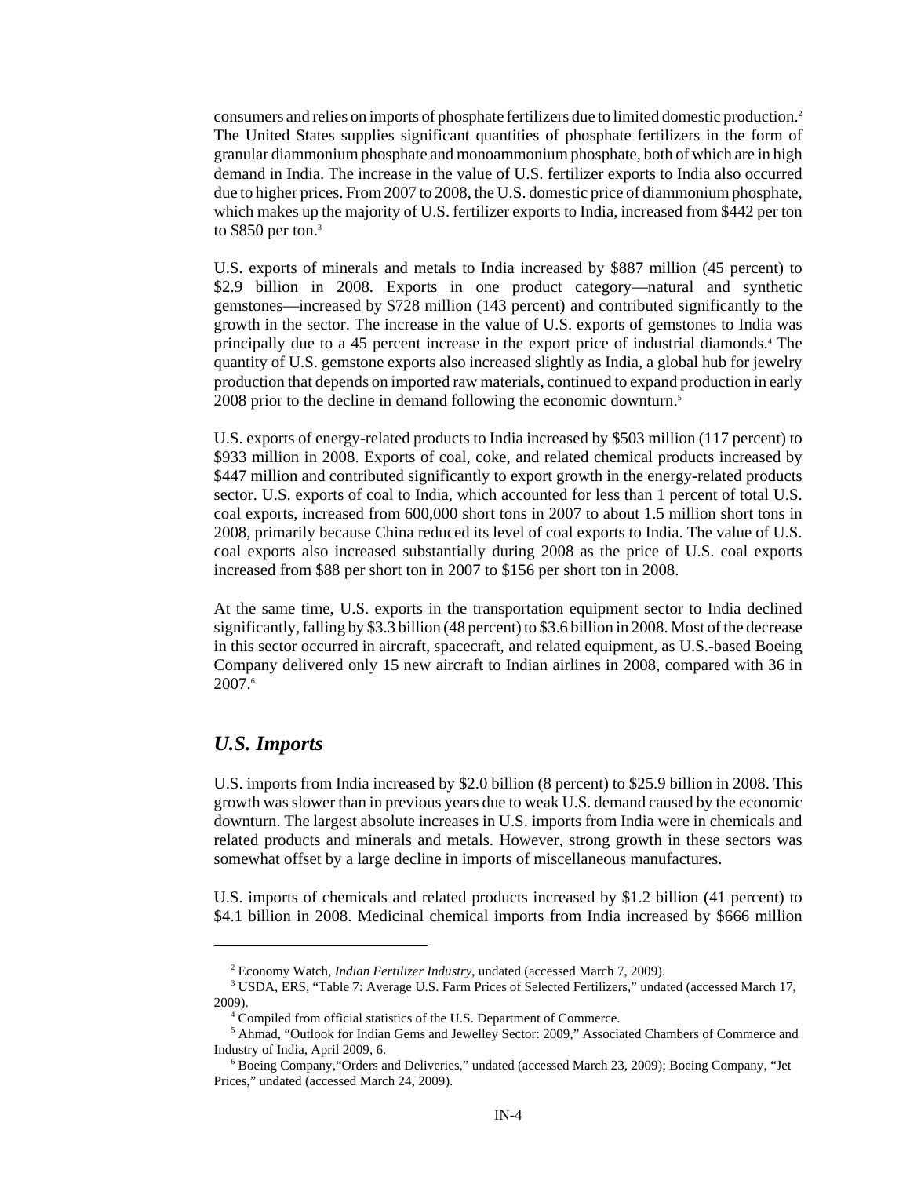consumers and relies on imports of phosphate fertilizers due to limited domestic production.[2] The United States supplies significant quantities of phosphate fertilizers in the form of granular diammonium phosphate and monoammonium phosphate, both of which are in high demand in India. The increase in the value of U.S. fertilizer exports to India also occurred due to higher prices. From 2007 to 2008, the U.S. domestic price of diammonium phosphate, which makes up the majority of U.S. fertilizer exports to India, increased from $442 per ton to $850 per ton.[3]

U.S. exports of minerals and metals to India increased by $887 million (45 percent) to $2.9 billion in 2008. Exports in one product category—natural and synthetic gemstones—increased by $728 million (143 percent) and contributed significantly to the growth in the sector. The increase in the value of U.S. exports of gemstones to India was principally due to a 45 percent increase in the export price of industrial diamonds.[4] The quantity of U.S. gemstone exports also increased slightly as India, a global hub for jewelry production that depends on imported raw materials, continued to expand production in early 2008 prior to the decline in demand following the economic downturn.[5]

U.S. exports of energy-related products to India increased by $503 million (117 percent) to $933 million in 2008. Exports of coal, coke, and related chemical products increased by $447 million and contributed significantly to export growth in the energy-related products sector. U.S. exports of coal to India, which accounted for less than 1 percent of total U.S. coal exports, increased from 600,000 short tons in 2007 to about 1.5 million short tons in 2008, primarily because China reduced its level of coal exports to India. The value of U.S. coal exports also increased substantially during 2008 as the price of U.S. coal exports increased from $88 per short ton in 2007 to $156 per short ton in 2008.

At the same time, U.S. exports in the transportation equipment sector to India declined significantly, falling by $3.3 billion (48 percent) to $3.6 billion in 2008. Most of the decrease in this sector occurred in aircraft, spacecraft, and related equipment, as U.S.-based Boeing Company delivered only 15 new aircraft to Indian airlines in 2008, compared with 36 in 2007.[6]

## *U.S. Imports*

U.S. imports from India increased by $2.0 billion (8 percent) to $25.9 billion in 2008. This growth was slower than in previous years due to weak U.S. demand caused by the economic downturn. The largest absolute increases in U.S. imports from India were in chemicals and related products and minerals and metals. However, strong growth in these sectors was somewhat offset by a large decline in imports of miscellaneous manufactures.

U.S. imports of chemicals and related products increased by $1.2 billion (41 percent) to $4.1 billion in 2008. Medicinal chemical imports from India increased by $666 million

---

[2] Economy Watch, *Indian Fertilizer Industry*, undated (accessed March 7, 2009).

[3] USDA, ERS, "Table 7: Average U.S. Farm Prices of Selected Fertilizers," undated (accessed March 17, 2009).

[4] Compiled from official statistics of the U.S. Department of Commerce.

[5] Ahmad, "Outlook for Indian Gems and Jewelley Sector: 2009," Associated Chambers of Commerce and Industry of India, April 2009, 6.

[6] Boeing Company,"Orders and Deliveries," undated (accessed March 23, 2009); Boeing Company, "Jet Prices," undated (accessed March 24, 2009).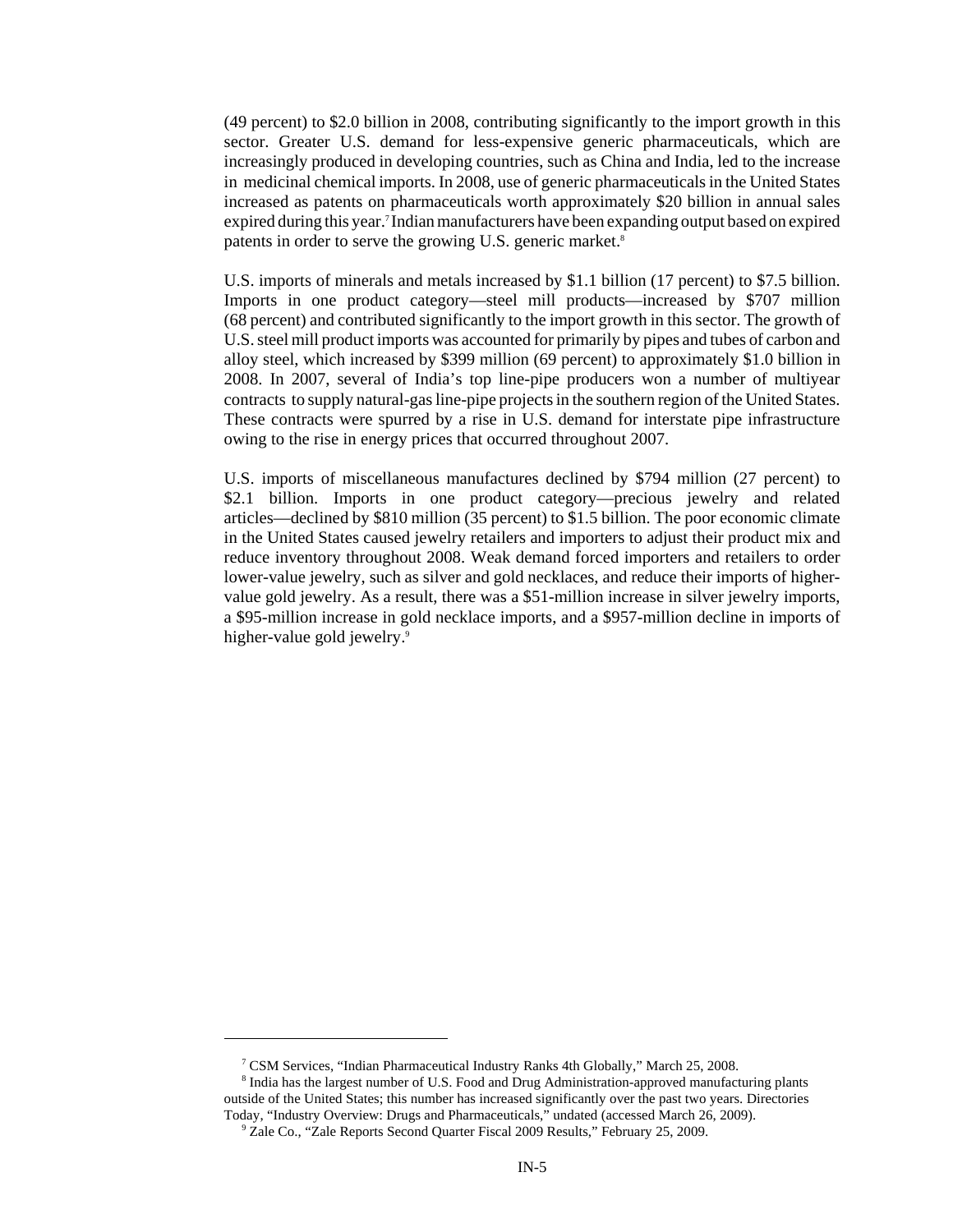(49 percent) to $2.0 billion in 2008, contributing significantly to the import growth in this sector. Greater U.S. demand for less-expensive generic pharmaceuticals, which are increasingly produced in developing countries, such as China and India, led to the increase in medicinal chemical imports. In 2008, use of generic pharmaceuticals in the United States increased as patents on pharmaceuticals worth approximately $20 billion in annual sales expired during this year.[7] Indian manufacturers have been expanding output based on expired patents in order to serve the growing U.S. generic market.[8]

U.S. imports of minerals and metals increased by $1.1 billion (17 percent) to $7.5 billion. Imports in one product category—steel mill products—increased by $707 million (68 percent) and contributed significantly to the import growth in this sector. The growth of U.S. steel mill product imports was accounted for primarily by pipes and tubes of carbon and alloy steel, which increased by $399 million (69 percent) to approximately $1.0 billion in 2008. In 2007, several of India's top line-pipe producers won a number of multiyear contracts to supply natural-gas line-pipe projects in the southern region of the United States. These contracts were spurred by a rise in U.S. demand for interstate pipe infrastructure owing to the rise in energy prices that occurred throughout 2007.

U.S. imports of miscellaneous manufactures declined by $794 million (27 percent) to $2.1 billion. Imports in one product category—precious jewelry and related articles—declined by $810 million (35 percent) to $1.5 billion. The poor economic climate in the United States caused jewelry retailers and importers to adjust their product mix and reduce inventory throughout 2008. Weak demand forced importers and retailers to order lower-value jewelry, such as silver and gold necklaces, and reduce their imports of higher-value gold jewelry. As a result, there was a $51-million increase in silver jewelry imports, a $95-million increase in gold necklace imports, and a $957-million decline in imports of higher-value gold jewelry.[9]

---

[7] CSM Services, "Indian Pharmaceutical Industry Ranks 4th Globally," March 25, 2008.

[8] India has the largest number of U.S. Food and Drug Administration-approved manufacturing plants outside of the United States; this number has increased significantly over the past two years. Directories Today, "Industry Overview: Drugs and Pharmaceuticals," undated (accessed March 26, 2009).

[9] Zale Co., "Zale Reports Second Quarter Fiscal 2009 Results," February 25, 2009.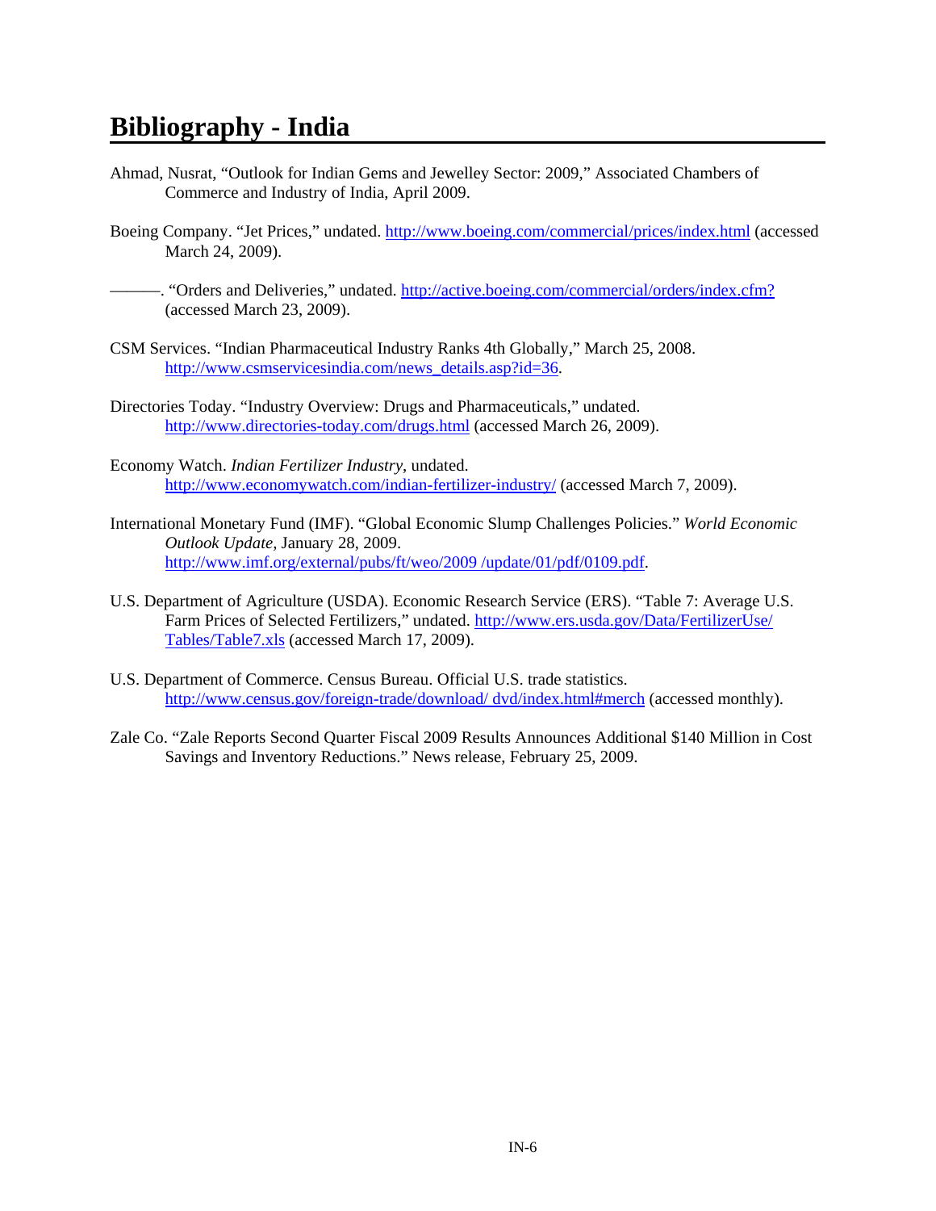# Bibliography - India

Ahmad, Nusrat, "Outlook for Indian Gems and Jewelley Sector: 2009," Associated Chambers of Commerce and Industry of India, April 2009.

Boeing Company. "Jet Prices," undated. http://www.boeing.com/commercial/prices/index.html (accessed March 24, 2009).

———. "Orders and Deliveries," undated. http://active.boeing.com/commercial/orders/index.cfm? (accessed March 23, 2009).

CSM Services. "Indian Pharmaceutical Industry Ranks 4th Globally," March 25, 2008. http://www.csmservicesindia.com/news_details.asp?id=36.

Directories Today. "Industry Overview: Drugs and Pharmaceuticals," undated. http://www.directories-today.com/drugs.html (accessed March 26, 2009).

Economy Watch. *Indian Fertilizer Industry*, undated. http://www.economywatch.com/indian-fertilizer-industry/ (accessed March 7, 2009).

International Monetary Fund (IMF). "Global Economic Slump Challenges Policies." *World Economic Outlook Update,* January 28, 2009. http://www.imf.org/external/pubs/ft/weo/2009 /update/01/pdf/0109.pdf.

U.S. Department of Agriculture (USDA). Economic Research Service (ERS). "Table 7: Average U.S. Farm Prices of Selected Fertilizers," undated. http://www.ers.usda.gov/Data/FertilizerUse/Tables/Table7.xls (accessed March 17, 2009).

U.S. Department of Commerce. Census Bureau. Official U.S. trade statistics. http://www.census.gov/foreign-trade/download/ dvd/index.html#merch (accessed monthly).

Zale Co. "Zale Reports Second Quarter Fiscal 2009 Results Announces Additional $140 Million in Cost Savings and Inventory Reductions." News release, February 25, 2009.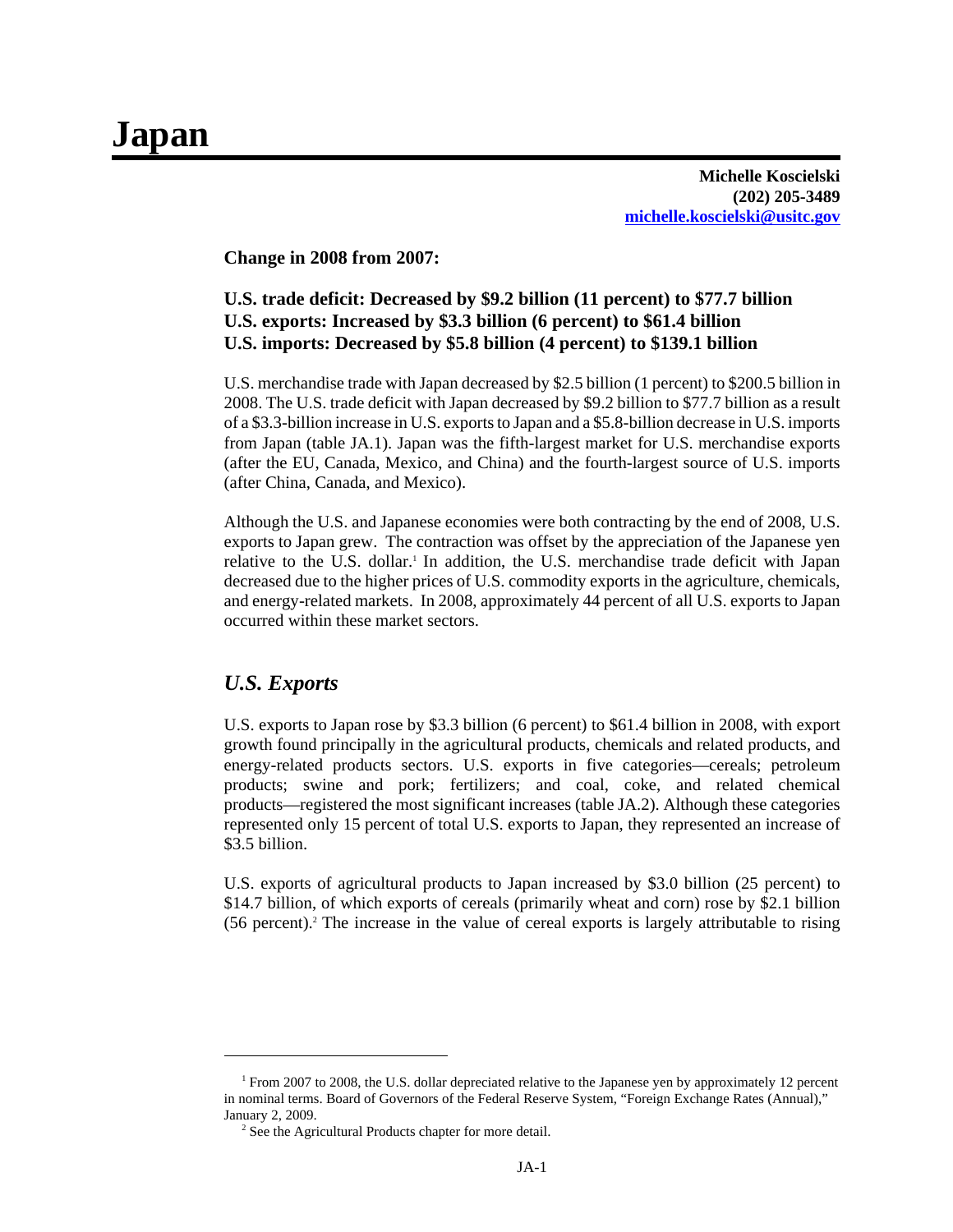# Japan

**Michelle Koscielski**
**(202) 205-3489**
**michelle.koscielski@usitc.gov**

**Change in 2008 from 2007:**

**U.S. trade deficit: Decreased by $9.2 billion (11 percent) to $77.7 billion**
**U.S. exports: Increased by $3.3 billion (6 percent) to $61.4 billion**
**U.S. imports: Decreased by $5.8 billion (4 percent) to $139.1 billion**

U.S. merchandise trade with Japan decreased by $2.5 billion (1 percent) to $200.5 billion in 2008. The U.S. trade deficit with Japan decreased by $9.2 billion to $77.7 billion as a result of a $3.3-billion increase in U.S. exports to Japan and a $5.8-billion decrease in U.S. imports from Japan (table JA.1). Japan was the fifth-largest market for U.S. merchandise exports (after the EU, Canada, Mexico, and China) and the fourth-largest source of U.S. imports (after China, Canada, and Mexico).

Although the U.S. and Japanese economies were both contracting by the end of 2008, U.S. exports to Japan grew. The contraction was offset by the appreciation of the Japanese yen relative to the U.S. dollar.[1] In addition, the U.S. merchandise trade deficit with Japan decreased due to the higher prices of U.S. commodity exports in the agriculture, chemicals, and energy-related markets. In 2008, approximately 44 percent of all U.S. exports to Japan occurred within these market sectors.

## *U.S. Exports*

U.S. exports to Japan rose by $3.3 billion (6 percent) to $61.4 billion in 2008, with export growth found principally in the agricultural products, chemicals and related products, and energy-related products sectors. U.S. exports in five categories—cereals; petroleum products; swine and pork; fertilizers; and coal, coke, and related chemical products—registered the most significant increases (table JA.2). Although these categories represented only 15 percent of total U.S. exports to Japan, they represented an increase of $3.5 billion.

U.S. exports of agricultural products to Japan increased by $3.0 billion (25 percent) to $14.7 billion, of which exports of cereals (primarily wheat and corn) rose by $2.1 billion (56 percent).[2] The increase in the value of cereal exports is largely attributable to rising

---

[1] From 2007 to 2008, the U.S. dollar depreciated relative to the Japanese yen by approximately 12 percent in nominal terms. Board of Governors of the Federal Reserve System, "Foreign Exchange Rates (Annual)," January 2, 2009.

[2] See the Agricultural Products chapter for more detail.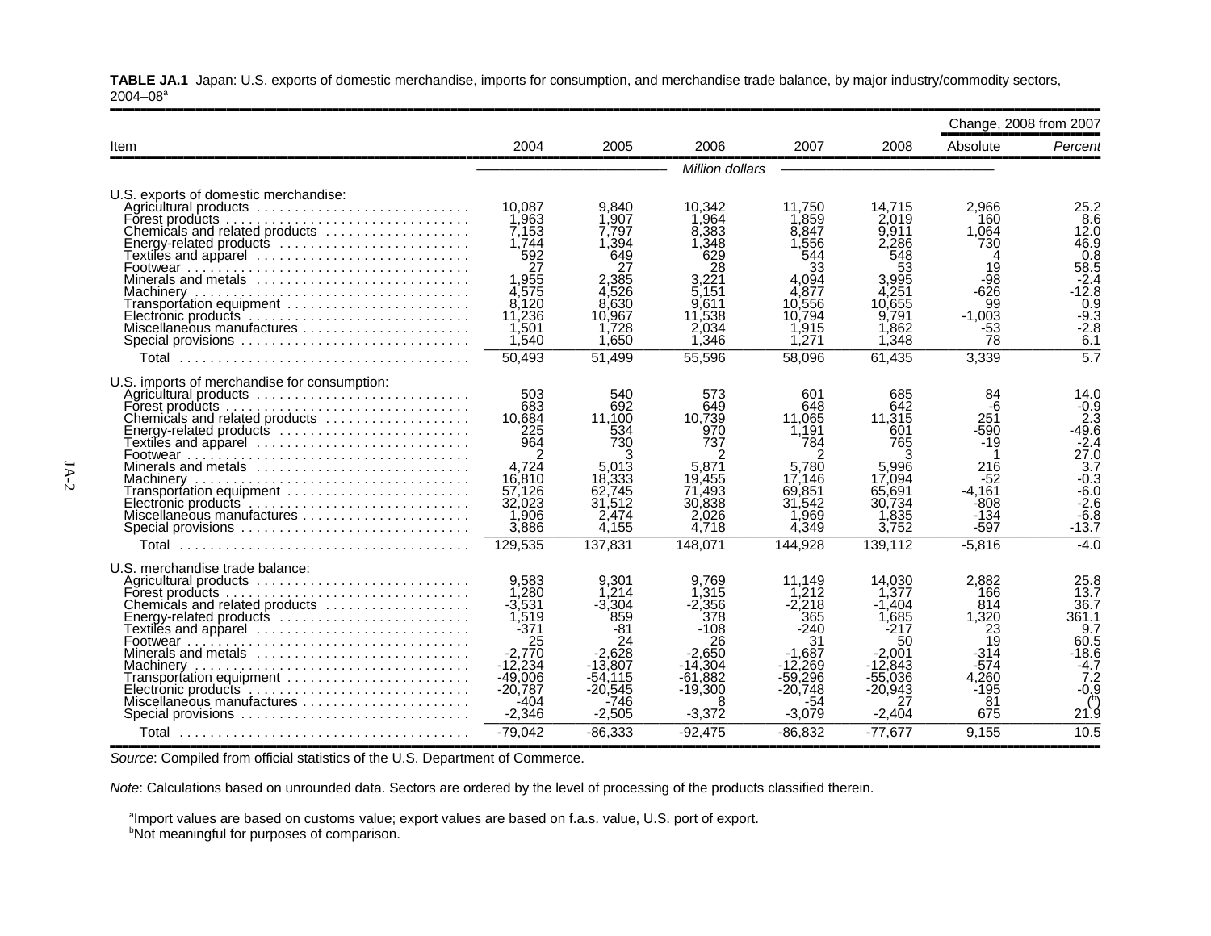**TABLE JA.1** Japan: U.S. exports of domestic merchandise, imports for consumption, and merchandise trade balance, by major industry/commodity sectors, 2004–08[a]

| Item | 2004 | 2005 | 2006 | 2007 | 2008 | Change, 2008 from 2007 | |
|---|---|---|---|---|---|---|---|
| | | | | | | Absolute | *Percent* |
| | *Million dollars* | | | | | | |
| U.S. exports of domestic merchandise: | | | | | | | |
| Agricultural products | 10,087 | 9,840 | 10,342 | 11,750 | 14,715 | 2,966 | 25.2 |
| Forest products | 1,963 | 1,907 | 1,964 | 1,859 | 2,019 | 160 | 8.6 |
| Chemicals and related products | 7,153 | 7,797 | 8,383 | 8,847 | 9,911 | 1,064 | 12.0 |
| Energy-related products | 1,744 | 1,394 | 1,348 | 1,556 | 2,286 | 730 | 46.9 |
| Textiles and apparel | 592 | 649 | 629 | 544 | 548 | 4 | 0.8 |
| Footwear | 27 | 27 | 28 | 33 | 53 | 19 | 58.5 |
| Minerals and metals | 1,955 | 2,385 | 3,221 | 4,094 | 3,995 | -98 | -2.4 |
| Machinery | 4,575 | 4,526 | 5,151 | 4,877 | 4,251 | -626 | -12.8 |
| Transportation equipment | 8,120 | 8,630 | 9,611 | 10,556 | 10,655 | 99 | 0.9 |
| Electronic products | 11,236 | 10,967 | 11,538 | 10,794 | 9,791 | -1,003 | -9.3 |
| Miscellaneous manufactures | 1,501 | 1,728 | 2,034 | 1,915 | 1,862 | -53 | -2.8 |
| Special provisions | 1,540 | 1,650 | 1,346 | 1,271 | 1,348 | 78 | 6.1 |
| Total | 50,493 | 51,499 | 55,596 | 58,096 | 61,435 | 3,339 | 5.7 |
| U.S. imports of merchandise for consumption: | | | | | | | |
| Agricultural products | 503 | 540 | 573 | 601 | 685 | 84 | 14.0 |
| Forest products | 683 | 692 | 649 | 648 | 642 | -6 | -0.9 |
| Chemicals and related products | 10,684 | 11,100 | 10,739 | 11,065 | 11,315 | 251 | 2.3 |
| Energy-related products | 225 | 534 | 970 | 1,191 | 601 | -590 | -49.6 |
| Textiles and apparel | 964 | 730 | 737 | 784 | 765 | -19 | -2.4 |
| Footwear | 2 | 3 | 2 | 2 | 3 | 1 | 27.0 |
| Minerals and metals | 4,724 | 5,013 | 5,871 | 5,780 | 5,996 | 216 | 3.7 |
| Machinery | 16,810 | 18,333 | 19,455 | 17,146 | 17,094 | -52 | -0.3 |
| Transportation equipment | 57,126 | 62,745 | 71,493 | 69,851 | 65,691 | -4,161 | -6.0 |
| Electronic products | 32,023 | 31,512 | 30,838 | 31,542 | 30,734 | -808 | -2.6 |
| Miscellaneous manufactures | 1,906 | 2,474 | 2,026 | 1,969 | 1,835 | -134 | -6.8 |
| Special provisions | 3,886 | 4,155 | 4,718 | 4,349 | 3,752 | -597 | -13.7 |
| Total | 129,535 | 137,831 | 148,071 | 144,928 | 139,112 | -5,816 | -4.0 |
| U.S. merchandise trade balance: | | | | | | | |
| Agricultural products | 9,583 | 9,301 | 9,769 | 11,149 | 14,030 | 2,882 | 25.8 |
| Forest products | 1,280 | 1,214 | 1,315 | 1,212 | 1,377 | 166 | 13.7 |
| Chemicals and related products | -3,531 | -3,304 | -2,356 | -2,218 | -1,404 | 814 | 36.7 |
| Energy-related products | 1,519 | 859 | 378 | 365 | 1,685 | 1,320 | 361.1 |
| Textiles and apparel | -371 | -81 | -108 | -240 | -217 | 23 | 9.7 |
| Footwear | 25 | 24 | 26 | 31 | 50 | 19 | 60.5 |
| Minerals and metals | -2,770 | -2,628 | -2,650 | -1,687 | -2,001 | -314 | -18.6 |
| Machinery | -12,234 | -13,807 | -14,304 | -12,269 | -12,843 | -574 | -4.7 |
| Transportation equipment | -49,006 | -54,115 | -61,882 | -59,296 | -55,036 | 4,260 | 7.2 |
| Electronic products | -20,787 | -20,545 | -19,300 | -20,748 | -20,943 | -195 | -0.9 |
| Miscellaneous manufactures | -404 | -746 | 8 | -54 | 27 | 81 | ([b]) |
| Special provisions | -2,346 | -2,505 | -3,372 | -3,079 | -2,404 | 675 | 21.9 |
| Total | -79,042 | -86,333 | -92,475 | -86,832 | -77,677 | 9,155 | 10.5 |

*Source*: Compiled from official statistics of the U.S. Department of Commerce.

*Note*: Calculations based on unrounded data. Sectors are ordered by the level of processing of the products classified therein.

[a]Import values are based on customs value; export values are based on f.a.s. value, U.S. port of export.
[b]Not meaningful for purposes of comparison.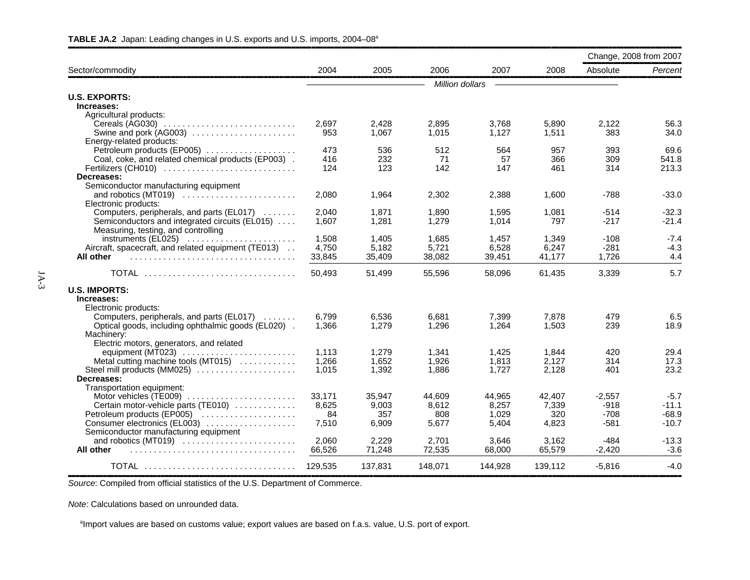**TABLE JA.2** Japan: Leading changes in U.S. exports and U.S. imports, 2004–08[a]

| Sector/commodity | 2004 | 2005 | 2006 | 2007 | 2008 | Change, 2008 from 2007 | |
|---|---|---|---|---|---|---|---|
| | | | | | | Absolute | *Percent* |
| | *Million dollars* | | | | | | |
| **U.S. EXPORTS:** | | | | | | | |
| **Increases:** | | | | | | | |
| Agricultural products: | | | | | | | |
| Cereals (AG030) | 2,697 | 2,428 | 2,895 | 3,768 | 5,890 | 2,122 | 56.3 |
| Swine and pork (AG003) | 953 | 1,067 | 1,015 | 1,127 | 1,511 | 383 | 34.0 |
| Energy-related products: | | | | | | | |
| Petroleum products (EP005) | 473 | 536 | 512 | 564 | 957 | 393 | 69.6 |
| Coal, coke, and related chemical products (EP003) | 416 | 232 | 71 | 57 | 366 | 309 | 541.8 |
| Fertilizers (CH010) | 124 | 123 | 142 | 147 | 461 | 314 | 213.3 |
| **Decreases:** | | | | | | | |
| Semiconductor manufacturing equipment and robotics (MT019) | 2,080 | 1,964 | 2,302 | 2,388 | 1,600 | -788 | -33.0 |
| Electronic products: | | | | | | | |
| Computers, peripherals, and parts (EL017) | 2,040 | 1,871 | 1,890 | 1,595 | 1,081 | -514 | -32.3 |
| Semiconductors and integrated circuits (EL015) | 1,607 | 1,281 | 1,279 | 1,014 | 797 | -217 | -21.4 |
| Measuring, testing, and controlling instruments (EL025) | 1,508 | 1,405 | 1,685 | 1,457 | 1,349 | -108 | -7.4 |
| Aircraft, spacecraft, and related equipment (TE013) | 4,750 | 5,182 | 5,721 | 6,528 | 6,247 | -281 | -4.3 |
| **All other** | 33,845 | 35,409 | 38,082 | 39,451 | 41,177 | 1,726 | 4.4 |
| TOTAL | 50,493 | 51,499 | 55,596 | 58,096 | 61,435 | 3,339 | 5.7 |
| **U.S. IMPORTS:** | | | | | | | |
| **Increases:** | | | | | | | |
| Electronic products: | | | | | | | |
| Computers, peripherals, and parts (EL017) | 6,799 | 6,536 | 6,681 | 7,399 | 7,878 | 479 | 6.5 |
| Optical goods, including ophthalmic goods (EL020) | 1,366 | 1,279 | 1,296 | 1,264 | 1,503 | 239 | 18.9 |
| Machinery: | | | | | | | |
| Electric motors, generators, and related equipment (MT023) | 1,113 | 1,279 | 1,341 | 1,425 | 1,844 | 420 | 29.4 |
| Metal cutting machine tools (MT015) | 1,266 | 1,652 | 1,926 | 1,813 | 2,127 | 314 | 17.3 |
| Steel mill products (MM025) | 1,015 | 1,392 | 1,886 | 1,727 | 2,128 | 401 | 23.2 |
| **Decreases:** | | | | | | | |
| Transportation equipment: | | | | | | | |
| Motor vehicles (TE009) | 33,171 | 35,947 | 44,609 | 44,965 | 42,407 | -2,557 | -5.7 |
| Certain motor-vehicle parts (TE010) | 8,625 | 9,003 | 8,612 | 8,257 | 7,339 | -918 | -11.1 |
| Petroleum products (EP005) | 84 | 357 | 808 | 1,029 | 320 | -708 | -68.9 |
| Consumer electronics (EL003) | 7,510 | 6,909 | 5,677 | 5,404 | 4,823 | -581 | -10.7 |
| Semiconductor manufacturing equipment and robotics (MT019) | 2,060 | 2,229 | 2,701 | 3,646 | 3,162 | -484 | -13.3 |
| **All other** | 66,526 | 71,248 | 72,535 | 68,000 | 65,579 | -2,420 | -3.6 |
| TOTAL | 129,535 | 137,831 | 148,071 | 144,928 | 139,112 | -5,816 | -4.0 |

*Source*: Compiled from official statistics of the U.S. Department of Commerce.

*Note*: Calculations based on unrounded data.

[a]Import values are based on customs value; export values are based on f.a.s. value, U.S. port of export.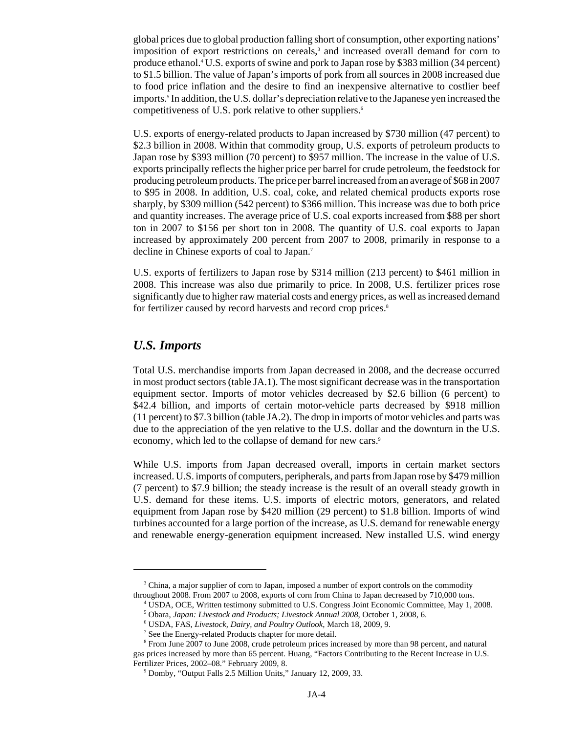global prices due to global production falling short of consumption, other exporting nations' imposition of export restrictions on cereals,[3] and increased overall demand for corn to produce ethanol.[4] U.S. exports of swine and pork to Japan rose by $383 million (34 percent) to $1.5 billion. The value of Japan's imports of pork from all sources in 2008 increased due to food price inflation and the desire to find an inexpensive alternative to costlier beef imports.[5] In addition, the U.S. dollar's depreciation relative to the Japanese yen increased the competitiveness of U.S. pork relative to other suppliers.[6]

U.S. exports of energy-related products to Japan increased by $730 million (47 percent) to $2.3 billion in 2008. Within that commodity group, U.S. exports of petroleum products to Japan rose by $393 million (70 percent) to $957 million. The increase in the value of U.S. exports principally reflects the higher price per barrel for crude petroleum, the feedstock for producing petroleum products. The price per barrel increased from an average of $68 in 2007 to $95 in 2008. In addition, U.S. coal, coke, and related chemical products exports rose sharply, by $309 million (542 percent) to $366 million. This increase was due to both price and quantity increases. The average price of U.S. coal exports increased from $88 per short ton in 2007 to $156 per short ton in 2008. The quantity of U.S. coal exports to Japan increased by approximately 200 percent from 2007 to 2008, primarily in response to a decline in Chinese exports of coal to Japan.[7]

U.S. exports of fertilizers to Japan rose by $314 million (213 percent) to $461 million in 2008. This increase was also due primarily to price. In 2008, U.S. fertilizer prices rose significantly due to higher raw material costs and energy prices, as well as increased demand for fertilizer caused by record harvests and record crop prices.[8]

## *U.S. Imports*

Total U.S. merchandise imports from Japan decreased in 2008, and the decrease occurred in most product sectors (table JA.1). The most significant decrease was in the transportation equipment sector. Imports of motor vehicles decreased by $2.6 billion (6 percent) to $42.4 billion, and imports of certain motor-vehicle parts decreased by $918 million (11 percent) to $7.3 billion (table JA.2). The drop in imports of motor vehicles and parts was due to the appreciation of the yen relative to the U.S. dollar and the downturn in the U.S. economy, which led to the collapse of demand for new cars.[9]

While U.S. imports from Japan decreased overall, imports in certain market sectors increased. U.S. imports of computers, peripherals, and parts from Japan rose by $479 million (7 percent) to $7.9 billion; the steady increase is the result of an overall steady growth in U.S. demand for these items. U.S. imports of electric motors, generators, and related equipment from Japan rose by $420 million (29 percent) to $1.8 billion. Imports of wind turbines accounted for a large portion of the increase, as U.S. demand for renewable energy and renewable energy-generation equipment increased. New installed U.S. wind energy

---

[3] China, a major supplier of corn to Japan, imposed a number of export controls on the commodity throughout 2008. From 2007 to 2008, exports of corn from China to Japan decreased by 710,000 tons.

[4] USDA, OCE, Written testimony submitted to U.S. Congress Joint Economic Committee, May 1, 2008.

[5] Obara, *Japan: Livestock and Products; Livestock Annual 2008*, October 1, 2008, 6.

[6] USDA, FAS, *Livestock, Dairy, and Poultry Outlook*, March 18, 2009, 9.

[7] See the Energy-related Products chapter for more detail.

[8] From June 2007 to June 2008, crude petroleum prices increased by more than 98 percent, and natural gas prices increased by more than 65 percent. Huang, "Factors Contributing to the Recent Increase in U.S. Fertilizer Prices, 2002–08." February 2009, 8.

[9] Domby, "Output Falls 2.5 Million Units," January 12, 2009, 33.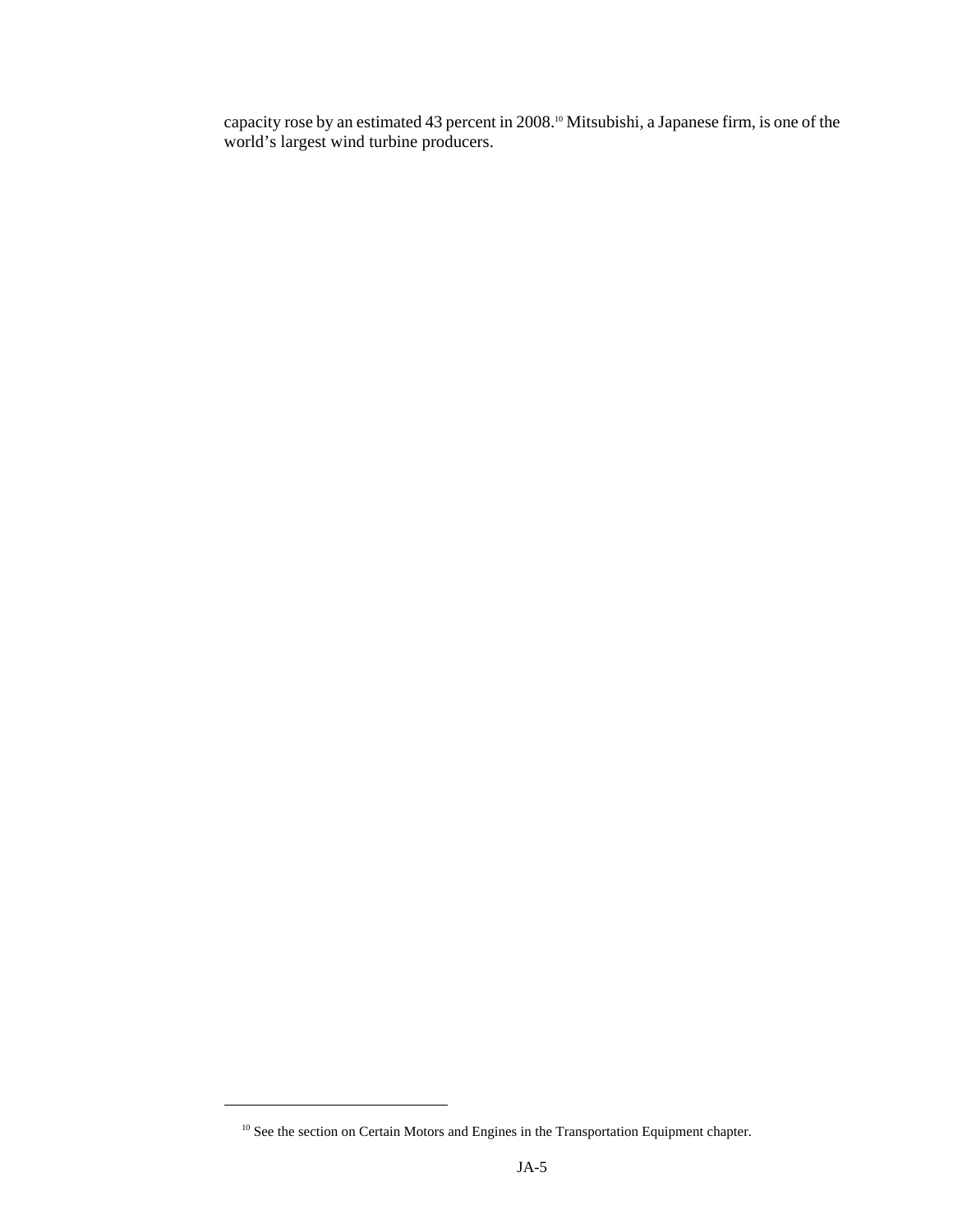capacity rose by an estimated 43 percent in 2008.[10] Mitsubishi, a Japanese firm, is one of the world's largest wind turbine producers.

[10] See the section on Certain Motors and Engines in the Transportation Equipment chapter.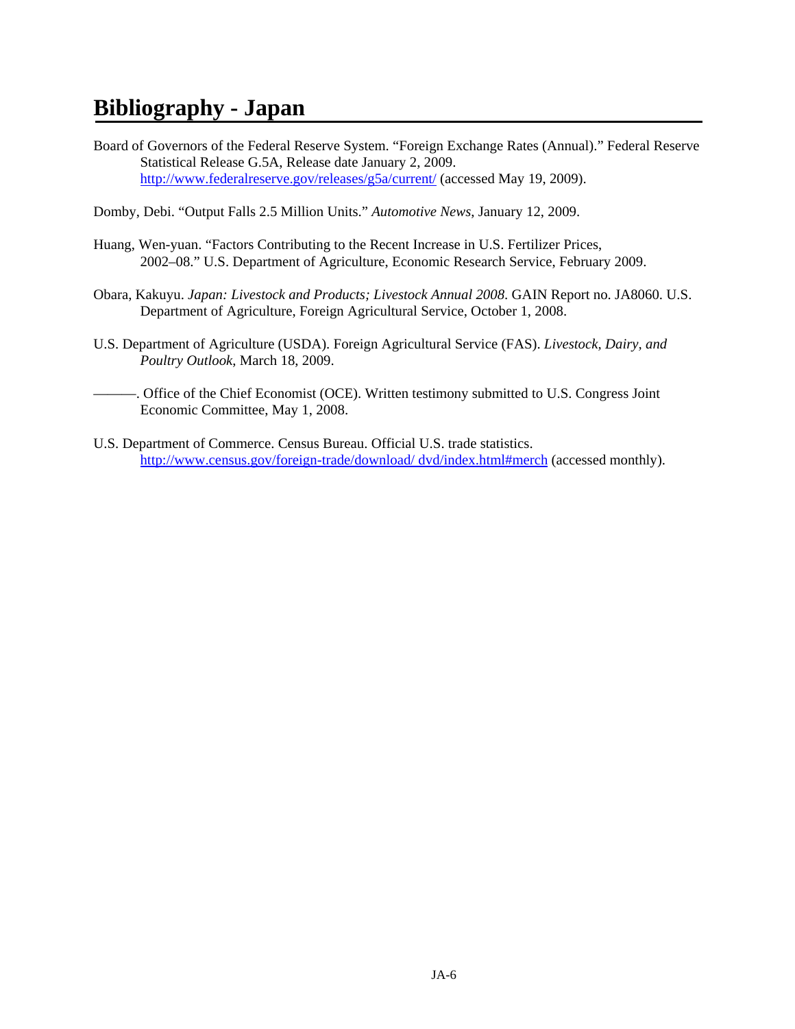# Bibliography - Japan

Board of Governors of the Federal Reserve System. "Foreign Exchange Rates (Annual)." Federal Reserve Statistical Release G.5A, Release date January 2, 2009. http://www.federalreserve.gov/releases/g5a/current/ (accessed May 19, 2009).

Domby, Debi. "Output Falls 2.5 Million Units." *Automotive News*, January 12, 2009.

Huang, Wen-yuan. "Factors Contributing to the Recent Increase in U.S. Fertilizer Prices, 2002–08." U.S. Department of Agriculture, Economic Research Service, February 2009.

Obara, Kakuyu. *Japan: Livestock and Products; Livestock Annual 2008*. GAIN Report no. JA8060. U.S. Department of Agriculture, Foreign Agricultural Service, October 1, 2008.

U.S. Department of Agriculture (USDA). Foreign Agricultural Service (FAS). *Livestock, Dairy, and Poultry Outlook*, March 18, 2009.

———. Office of the Chief Economist (OCE). Written testimony submitted to U.S. Congress Joint Economic Committee, May 1, 2008.

U.S. Department of Commerce. Census Bureau. Official U.S. trade statistics. http://www.census.gov/foreign-trade/download/ dvd/index.html#merch (accessed monthly).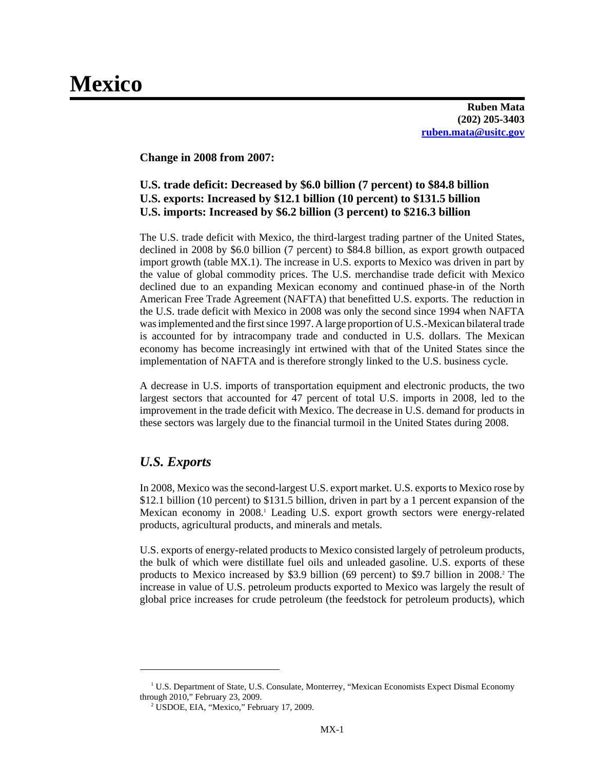# Mexico

**Ruben Mata**
**(202) 205-3403**
**ruben.mata@usitc.gov**

**Change in 2008 from 2007:**

**U.S. trade deficit: Decreased by $6.0 billion (7 percent) to $84.8 billion**
**U.S. exports: Increased by $12.1 billion (10 percent) to $131.5 billion**
**U.S. imports: Increased by $6.2 billion (3 percent) to $216.3 billion**

The U.S. trade deficit with Mexico, the third-largest trading partner of the United States, declined in 2008 by $6.0 billion (7 percent) to $84.8 billion, as export growth outpaced import growth (table MX.1). The increase in U.S. exports to Mexico was driven in part by the value of global commodity prices. The U.S. merchandise trade deficit with Mexico declined due to an expanding Mexican economy and continued phase-in of the North American Free Trade Agreement (NAFTA) that benefitted U.S. exports. The reduction in the U.S. trade deficit with Mexico in 2008 was only the second since 1994 when NAFTA was implemented and the first since 1997. A large proportion of U.S.-Mexican bilateral trade is accounted for by intracompany trade and conducted in U.S. dollars. The Mexican economy has become increasingly int ertwined with that of the United States since the implementation of NAFTA and is therefore strongly linked to the U.S. business cycle.

A decrease in U.S. imports of transportation equipment and electronic products, the two largest sectors that accounted for 47 percent of total U.S. imports in 2008, led to the improvement in the trade deficit with Mexico. The decrease in U.S. demand for products in these sectors was largely due to the financial turmoil in the United States during 2008.

## *U.S. Exports*

In 2008, Mexico was the second-largest U.S. export market. U.S. exports to Mexico rose by $12.1 billion (10 percent) to $131.5 billion, driven in part by a 1 percent expansion of the Mexican economy in 2008.[1] Leading U.S. export growth sectors were energy-related products, agricultural products, and minerals and metals.

U.S. exports of energy-related products to Mexico consisted largely of petroleum products, the bulk of which were distillate fuel oils and unleaded gasoline. U.S. exports of these products to Mexico increased by $3.9 billion (69 percent) to $9.7 billion in 2008.[2] The increase in value of U.S. petroleum products exported to Mexico was largely the result of global price increases for crude petroleum (the feedstock for petroleum products), which

[1] U.S. Department of State, U.S. Consulate, Monterrey, "Mexican Economists Expect Dismal Economy through 2010," February 23, 2009.

[2] USDOE, EIA, "Mexico," February 17, 2009.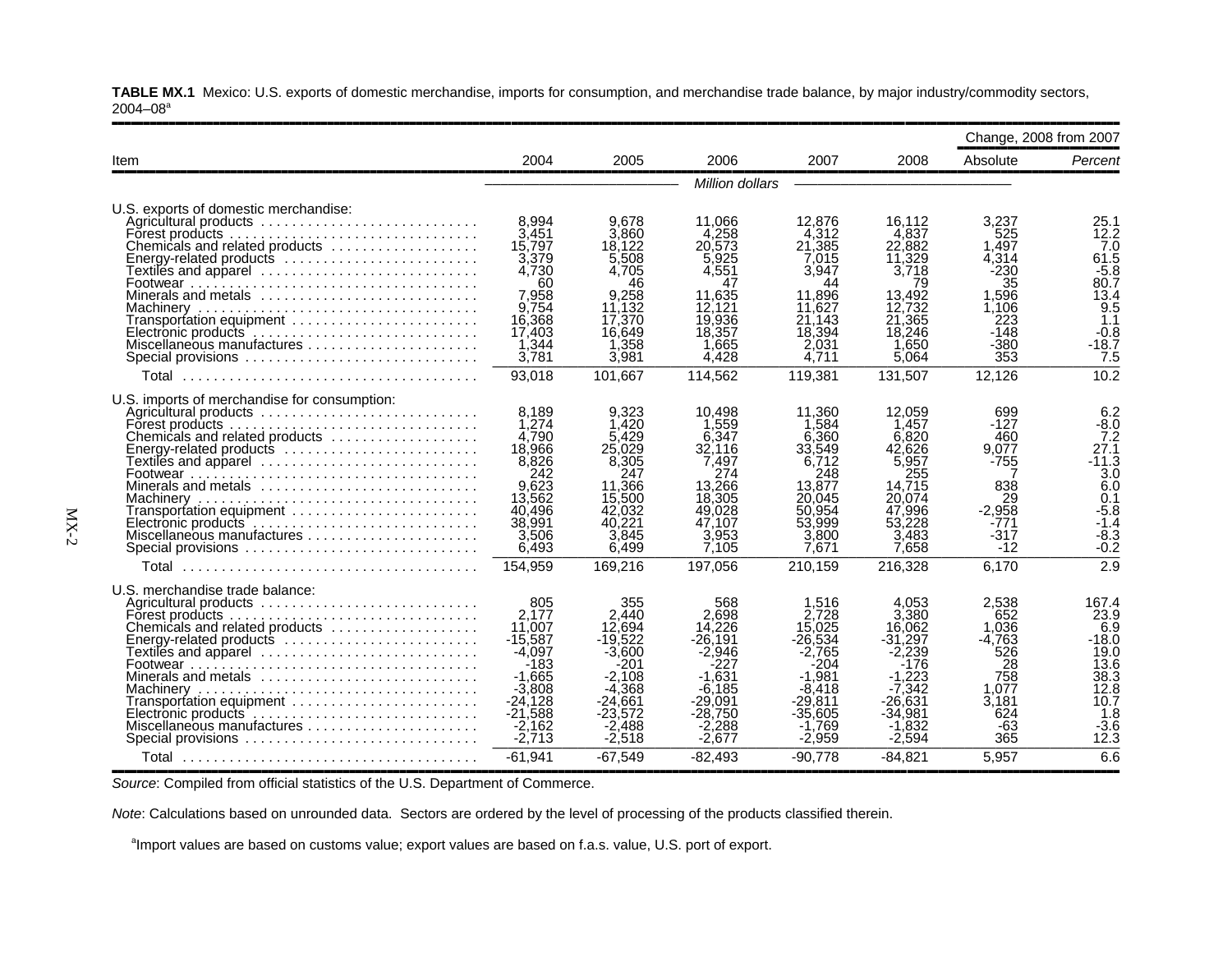**TABLE MX.1** Mexico: U.S. exports of domestic merchandise, imports for consumption, and merchandise trade balance, by major industry/commodity sectors, 2004–08[a]

| Item | 2004 | 2005 | 2006 | 2007 | 2008 | Change, 2008 from 2007 | |
|---|---|---|---|---|---|---|---|
| | | | | | | Absolute | *Percent* |
| | *Million dollars* | | | | | | |
| U.S. exports of domestic merchandise: | | | | | | | |
| Agricultural products | 8,994 | 9,678 | 11,066 | 12,876 | 16,112 | 3,237 | 25.1 |
| Forest products | 3,451 | 3,860 | 4,258 | 4,312 | 4,837 | 525 | 12.2 |
| Chemicals and related products | 15,797 | 18,122 | 20,573 | 21,385 | 22,882 | 1,497 | 7.0 |
| Energy-related products | 3,379 | 5,508 | 5,925 | 7,015 | 11,329 | 4,314 | 61.5 |
| Textiles and apparel | 4,730 | 4,705 | 4,551 | 3,947 | 3,718 | -230 | -5.8 |
| Footwear | 60 | 46 | 47 | 44 | 79 | 35 | 80.7 |
| Minerals and metals | 7,958 | 9,258 | 11,635 | 11,896 | 13,492 | 1,596 | 13.4 |
| Machinery | 9,754 | 11,132 | 12,121 | 11,627 | 12,732 | 1,106 | 9.5 |
| Transportation equipment | 16,368 | 17,370 | 19,936 | 21,143 | 21,365 | 223 | 1.1 |
| Electronic products | 17,403 | 16,649 | 18,357 | 18,394 | 18,246 | -148 | -0.8 |
| Miscellaneous manufactures | 1,344 | 1,358 | 1,665 | 2,031 | 1,650 | -380 | -18.7 |
| Special provisions | 3,781 | 3,981 | 4,428 | 4,711 | 5,064 | 353 | 7.5 |
| Total | 93,018 | 101,667 | 114,562 | 119,381 | 131,507 | 12,126 | 10.2 |
| U.S. imports of merchandise for consumption: | | | | | | | |
| Agricultural products | 8,189 | 9,323 | 10,498 | 11,360 | 12,059 | 699 | 6.2 |
| Forest products | 1,274 | 1,420 | 1,559 | 1,584 | 1,457 | -127 | -8.0 |
| Chemicals and related products | 4,790 | 5,429 | 6,347 | 6,360 | 6,820 | 460 | 7.2 |
| Energy-related products | 18,966 | 25,029 | 32,116 | 33,549 | 42,626 | 9,077 | 27.1 |
| Textiles and apparel | 8,826 | 8,305 | 7,497 | 6,712 | 5,957 | -755 | -11.3 |
| Footwear | 242 | 247 | 274 | 248 | 255 | 7 | 3.0 |
| Minerals and metals | 9,623 | 11,366 | 13,266 | 13,877 | 14,715 | 838 | 6.0 |
| Machinery | 13,562 | 15,500 | 18,305 | 20,045 | 20,074 | 29 | 0.1 |
| Transportation equipment | 40,496 | 42,032 | 49,028 | 50,954 | 47,996 | -2,958 | -5.8 |
| Electronic products | 38,991 | 40,221 | 47,107 | 53,999 | 53,228 | -771 | -1.4 |
| Miscellaneous manufactures | 3,506 | 3,845 | 3,953 | 3,800 | 3,483 | -317 | -8.3 |
| Special provisions | 6,493 | 6,499 | 7,105 | 7,671 | 7,658 | -12 | -0.2 |
| Total | 154,959 | 169,216 | 197,056 | 210,159 | 216,328 | 6,170 | 2.9 |
| U.S. merchandise trade balance: | | | | | | | |
| Agricultural products | 805 | 355 | 568 | 1,516 | 4,053 | 2,538 | 167.4 |
| Forest products | 2,177 | 2,440 | 2,698 | 2,728 | 3,380 | 652 | 23.9 |
| Chemicals and related products | 11,007 | 12,694 | 14,226 | 15,025 | 16,062 | 1,036 | 6.9 |
| Energy-related products | -15,587 | -19,522 | -26,191 | -26,534 | -31,297 | -4,763 | -18.0 |
| Textiles and apparel | -4,097 | -3,600 | -2,946 | -2,765 | -2,239 | 526 | 19.0 |
| Footwear | -183 | -201 | -227 | -204 | -176 | 28 | 13.6 |
| Minerals and metals | -1,665 | -2,108 | -1,631 | -1,981 | -1,223 | 758 | 38.3 |
| Machinery | -3,808 | -4,368 | -6,185 | -8,418 | -7,342 | 1,077 | 12.8 |
| Transportation equipment | -24,128 | -24,661 | -29,091 | -29,811 | -26,631 | 3,181 | 10.7 |
| Electronic products | -21,588 | -23,572 | -28,750 | -35,605 | -34,981 | 624 | 1.8 |
| Miscellaneous manufactures | -2,162 | -2,488 | -2,288 | -1,769 | -1,832 | -63 | -3.6 |
| Special provisions | -2,713 | -2,518 | -2,677 | -2,959 | -2,594 | 365 | 12.3 |
| Total | -61,941 | -67,549 | -82,493 | -90,778 | -84,821 | 5,957 | 6.6 |

*Source*: Compiled from official statistics of the U.S. Department of Commerce.

*Note*: Calculations based on unrounded data. Sectors are ordered by the level of processing of the products classified therein.

[a]Import values are based on customs value; export values are based on f.a.s. value, U.S. port of export.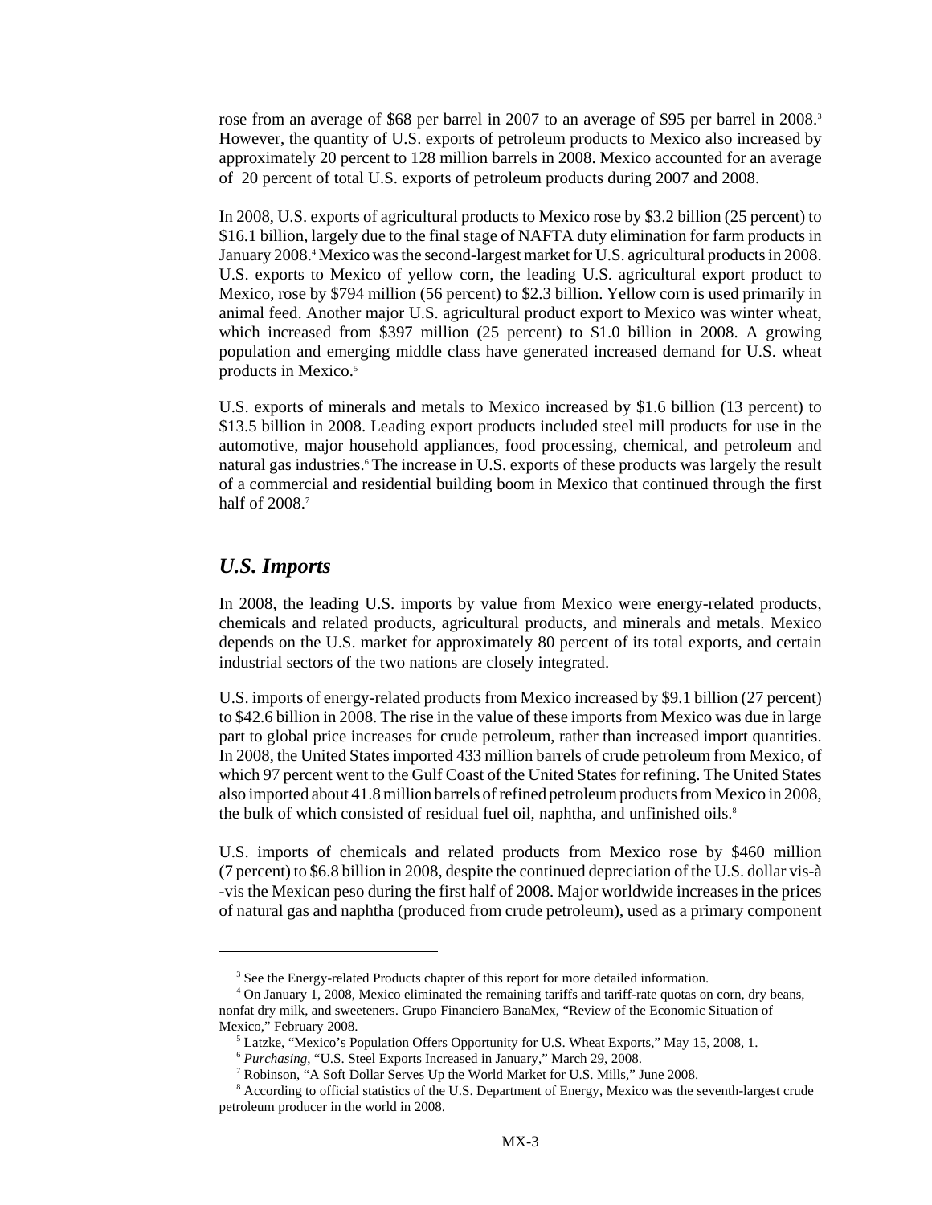rose from an average of $68 per barrel in 2007 to an average of $95 per barrel in 2008.[3] However, the quantity of U.S. exports of petroleum products to Mexico also increased by approximately 20 percent to 128 million barrels in 2008. Mexico accounted for an average of 20 percent of total U.S. exports of petroleum products during 2007 and 2008.

In 2008, U.S. exports of agricultural products to Mexico rose by $3.2 billion (25 percent) to $16.1 billion, largely due to the final stage of NAFTA duty elimination for farm products in January 2008.[4] Mexico was the second-largest market for U.S. agricultural products in 2008. U.S. exports to Mexico of yellow corn, the leading U.S. agricultural export product to Mexico, rose by $794 million (56 percent) to $2.3 billion. Yellow corn is used primarily in animal feed. Another major U.S. agricultural product export to Mexico was winter wheat, which increased from $397 million (25 percent) to $1.0 billion in 2008. A growing population and emerging middle class have generated increased demand for U.S. wheat products in Mexico.[5]

U.S. exports of minerals and metals to Mexico increased by $1.6 billion (13 percent) to $13.5 billion in 2008. Leading export products included steel mill products for use in the automotive, major household appliances, food processing, chemical, and petroleum and natural gas industries.[6] The increase in U.S. exports of these products was largely the result of a commercial and residential building boom in Mexico that continued through the first half of 2008.[7]

## *U.S. Imports*

In 2008, the leading U.S. imports by value from Mexico were energy-related products, chemicals and related products, agricultural products, and minerals and metals. Mexico depends on the U.S. market for approximately 80 percent of its total exports, and certain industrial sectors of the two nations are closely integrated.

U.S. imports of energy-related products from Mexico increased by $9.1 billion (27 percent) to $42.6 billion in 2008. The rise in the value of these imports from Mexico was due in large part to global price increases for crude petroleum, rather than increased import quantities. In 2008, the United States imported 433 million barrels of crude petroleum from Mexico, of which 97 percent went to the Gulf Coast of the United States for refining. The United States also imported about 41.8 million barrels of refined petroleum products from Mexico in 2008, the bulk of which consisted of residual fuel oil, naphtha, and unfinished oils.[8]

U.S. imports of chemicals and related products from Mexico rose by $460 million (7 percent) to $6.8 billion in 2008, despite the continued depreciation of the U.S. dollar vis-à-vis the Mexican peso during the first half of 2008. Major worldwide increases in the prices of natural gas and naphtha (produced from crude petroleum), used as a primary component

---

[3] See the Energy-related Products chapter of this report for more detailed information.

[4] On January 1, 2008, Mexico eliminated the remaining tariffs and tariff-rate quotas on corn, dry beans, nonfat dry milk, and sweeteners. Grupo Financiero BanaMex, "Review of the Economic Situation of Mexico," February 2008.

[5] Latzke, "Mexico's Population Offers Opportunity for U.S. Wheat Exports," May 15, 2008, 1.

[6] *Purchasing*, "U.S. Steel Exports Increased in January," March 29, 2008.

[7] Robinson, "A Soft Dollar Serves Up the World Market for U.S. Mills," June 2008.

[8] According to official statistics of the U.S. Department of Energy, Mexico was the seventh-largest crude petroleum producer in the world in 2008.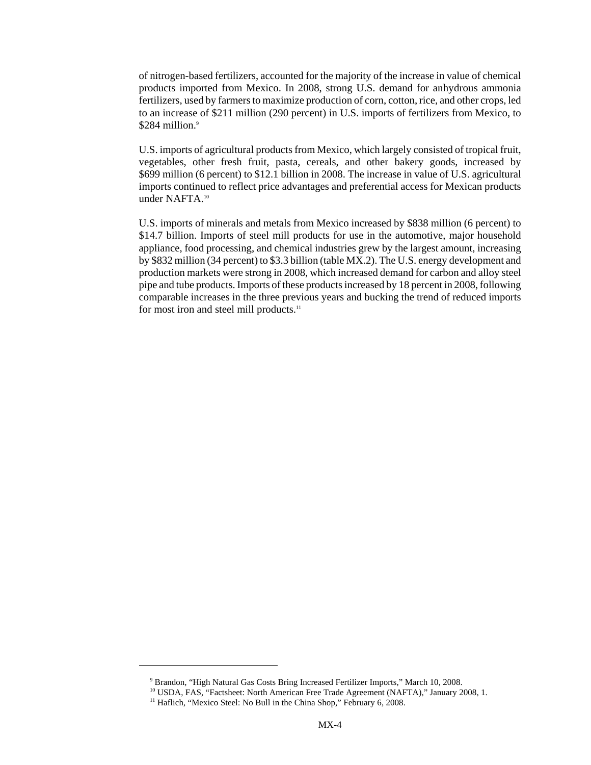of nitrogen-based fertilizers, accounted for the majority of the increase in value of chemical products imported from Mexico. In 2008, strong U.S. demand for anhydrous ammonia fertilizers, used by farmers to maximize production of corn, cotton, rice, and other crops, led to an increase of $211 million (290 percent) in U.S. imports of fertilizers from Mexico, to $284 million.[9]

U.S. imports of agricultural products from Mexico, which largely consisted of tropical fruit, vegetables, other fresh fruit, pasta, cereals, and other bakery goods, increased by $699 million (6 percent) to $12.1 billion in 2008. The increase in value of U.S. agricultural imports continued to reflect price advantages and preferential access for Mexican products under NAFTA.[10]

U.S. imports of minerals and metals from Mexico increased by $838 million (6 percent) to $14.7 billion. Imports of steel mill products for use in the automotive, major household appliance, food processing, and chemical industries grew by the largest amount, increasing by $832 million (34 percent) to $3.3 billion (table MX.2). The U.S. energy development and production markets were strong in 2008, which increased demand for carbon and alloy steel pipe and tube products. Imports of these products increased by 18 percent in 2008, following comparable increases in the three previous years and bucking the trend of reduced imports for most iron and steel mill products.[11]

---

[9] Brandon, "High Natural Gas Costs Bring Increased Fertilizer Imports," March 10, 2008.

[10] USDA, FAS, "Factsheet: North American Free Trade Agreement (NAFTA)," January 2008, 1.

[11] Haflich, "Mexico Steel: No Bull in the China Shop," February 6, 2008.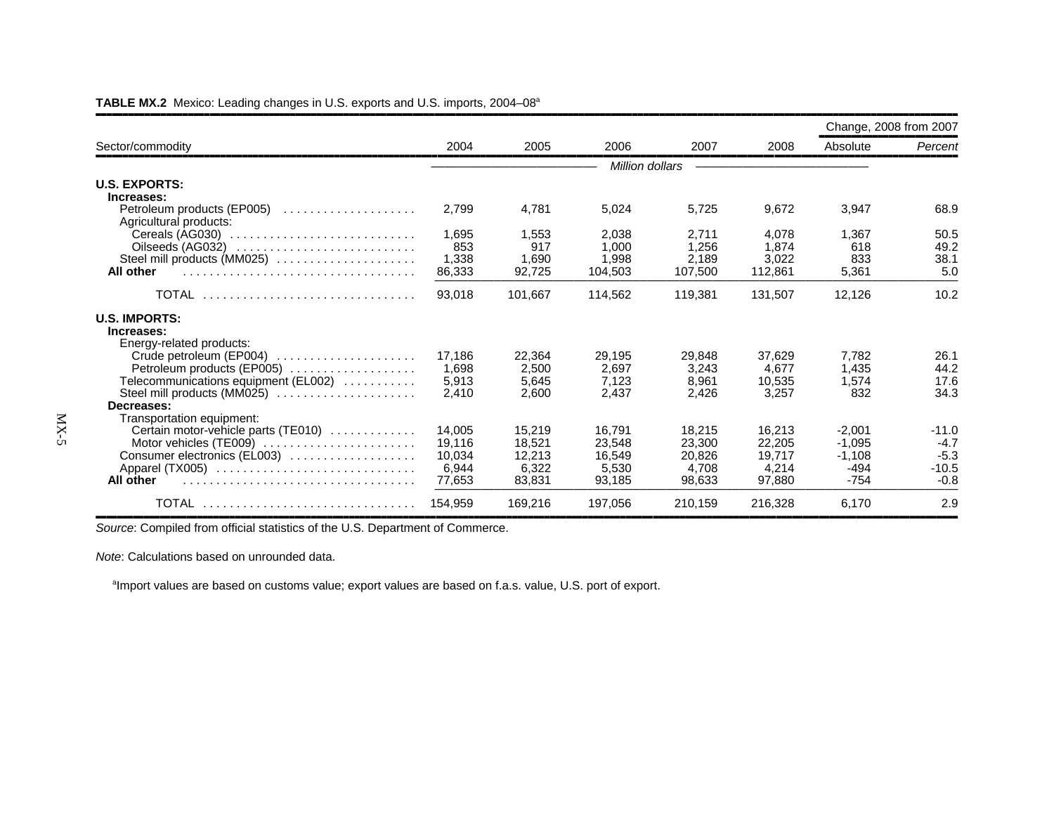**TABLE MX.2** Mexico: Leading changes in U.S. exports and U.S. imports, 2004–08[a]

| Sector/commodity | 2004 | 2005 | 2006 | 2007 | 2008 | Change, 2008 from 2007 | |
|---|---|---|---|---|---|---|---|
| | | | | | | Absolute | *Percent* |
| | *Million dollars* | | | | | | |
| **U.S. EXPORTS:** | | | | | | | |
| **Increases:** | | | | | | | |
| Petroleum products (EP005) | 2,799 | 4,781 | 5,024 | 5,725 | 9,672 | 3,947 | 68.9 |
| Agricultural products: | | | | | | | |
| Cereals (AG030) | 1,695 | 1,553 | 2,038 | 2,711 | 4,078 | 1,367 | 50.5 |
| Oilseeds (AG032) | 853 | 917 | 1,000 | 1,256 | 1,874 | 618 | 49.2 |
| Steel mill products (MM025) | 1,338 | 1,690 | 1,998 | 2,189 | 3,022 | 833 | 38.1 |
| **All other** | 86,333 | 92,725 | 104,503 | 107,500 | 112,861 | 5,361 | 5.0 |
| TOTAL | 93,018 | 101,667 | 114,562 | 119,381 | 131,507 | 12,126 | 10.2 |
| **U.S. IMPORTS:** | | | | | | | |
| **Increases:** | | | | | | | |
| Energy-related products: | | | | | | | |
| Crude petroleum (EP004) | 17,186 | 22,364 | 29,195 | 29,848 | 37,629 | 7,782 | 26.1 |
| Petroleum products (EP005) | 1,698 | 2,500 | 2,697 | 3,243 | 4,677 | 1,435 | 44.2 |
| Telecommunications equipment (EL002) | 5,913 | 5,645 | 7,123 | 8,961 | 10,535 | 1,574 | 17.6 |
| Steel mill products (MM025) | 2,410 | 2,600 | 2,437 | 2,426 | 3,257 | 832 | 34.3 |
| **Decreases:** | | | | | | | |
| Transportation equipment: | | | | | | | |
| Certain motor-vehicle parts (TE010) | 14,005 | 15,219 | 16,791 | 18,215 | 16,213 | -2,001 | -11.0 |
| Motor vehicles (TE009) | 19,116 | 18,521 | 23,548 | 23,300 | 22,205 | -1,095 | -4.7 |
| Consumer electronics (EL003) | 10,034 | 12,213 | 16,549 | 20,826 | 19,717 | -1,108 | -5.3 |
| Apparel (TX005) | 6,944 | 6,322 | 5,530 | 4,708 | 4,214 | -494 | -10.5 |
| **All other** | 77,653 | 83,831 | 93,185 | 98,633 | 97,880 | -754 | -0.8 |
| TOTAL | 154,959 | 169,216 | 197,056 | 210,159 | 216,328 | 6,170 | 2.9 |

*Source*: Compiled from official statistics of the U.S. Department of Commerce.

*Note*: Calculations based on unrounded data.

[a]Import values are based on customs value; export values are based on f.a.s. value, U.S. port of export.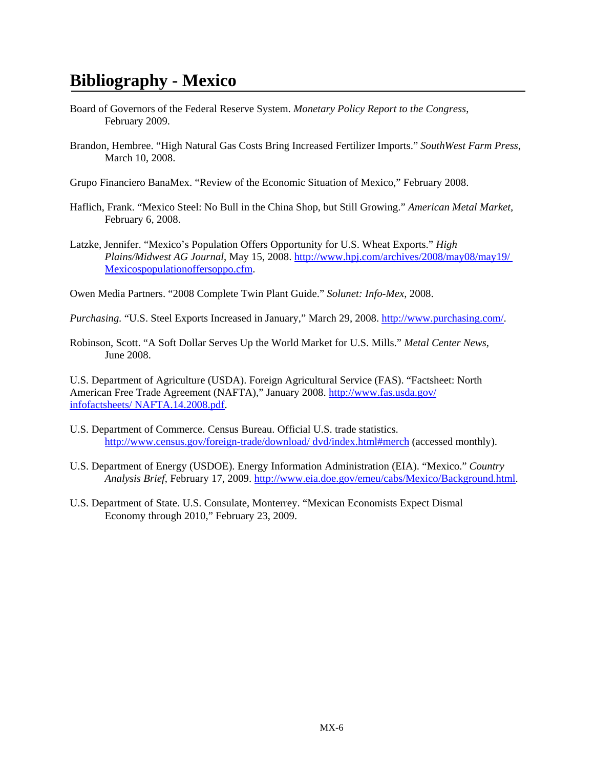# Bibliography - Mexico

Board of Governors of the Federal Reserve System. *Monetary Policy Report to the Congress*, February 2009.

Brandon, Hembree. "High Natural Gas Costs Bring Increased Fertilizer Imports." *SouthWest Farm Press*, March 10, 2008.

Grupo Financiero BanaMex. "Review of the Economic Situation of Mexico," February 2008.

Haflich, Frank. "Mexico Steel: No Bull in the China Shop, but Still Growing." *American Metal Market,* February 6, 2008.

Latzke, Jennifer. "Mexico's Population Offers Opportunity for U.S. Wheat Exports." *High Plains/Midwest AG Journal*, May 15, 2008. http://www.hpj.com/archives/2008/may08/may19/ Mexicospopulationoffersoppo.cfm.

Owen Media Partners. "2008 Complete Twin Plant Guide." *Solunet: Info-Mex,* 2008.

*Purchasing.* "U.S. Steel Exports Increased in January," March 29, 2008. http://www.purchasing.com/.

Robinson, Scott. "A Soft Dollar Serves Up the World Market for U.S. Mills." *Metal Center News*, June 2008.

U.S. Department of Agriculture (USDA). Foreign Agricultural Service (FAS). "Factsheet: North American Free Trade Agreement (NAFTA)," January 2008. http://www.fas.usda.gov/ infofactsheets/ NAFTA.14.2008.pdf.

U.S. Department of Commerce. Census Bureau. Official U.S. trade statistics. http://www.census.gov/foreign-trade/download/ dvd/index.html#merch (accessed monthly).

U.S. Department of Energy (USDOE). Energy Information Administration (EIA). "Mexico." *Country Analysis Brief*, February 17, 2009. http://www.eia.doe.gov/emeu/cabs/Mexico/Background.html.

U.S. Department of State. U.S. Consulate, Monterrey. "Mexican Economists Expect Dismal Economy through 2010," February 23, 2009.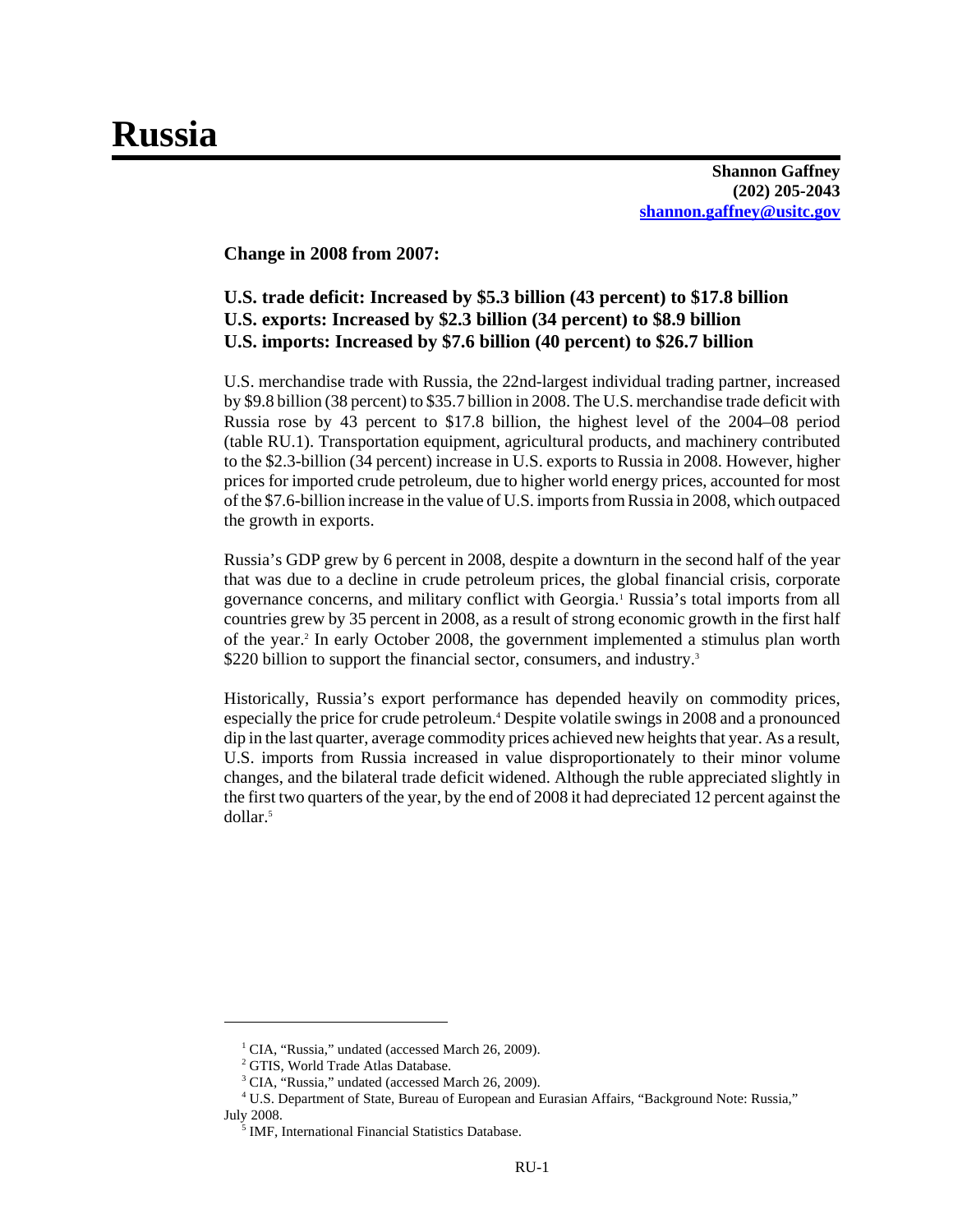# Russia

**Shannon Gaffney**
**(202) 205-2043**
**shannon.gaffney@usitc.gov**

**Change in 2008 from 2007:**

**U.S. trade deficit: Increased by $5.3 billion (43 percent) to $17.8 billion**
**U.S. exports: Increased by $2.3 billion (34 percent) to $8.9 billion**
**U.S. imports: Increased by $7.6 billion (40 percent) to $26.7 billion**

U.S. merchandise trade with Russia, the 22nd-largest individual trading partner, increased by $9.8 billion (38 percent) to $35.7 billion in 2008. The U.S. merchandise trade deficit with Russia rose by 43 percent to $17.8 billion, the highest level of the 2004–08 period (table RU.1). Transportation equipment, agricultural products, and machinery contributed to the $2.3-billion (34 percent) increase in U.S. exports to Russia in 2008. However, higher prices for imported crude petroleum, due to higher world energy prices, accounted for most of the $7.6-billion increase in the value of U.S. imports from Russia in 2008, which outpaced the growth in exports.

Russia's GDP grew by 6 percent in 2008, despite a downturn in the second half of the year that was due to a decline in crude petroleum prices, the global financial crisis, corporate governance concerns, and military conflict with Georgia.[1] Russia's total imports from all countries grew by 35 percent in 2008, as a result of strong economic growth in the first half of the year.[2] In early October 2008, the government implemented a stimulus plan worth $220 billion to support the financial sector, consumers, and industry.[3]

Historically, Russia's export performance has depended heavily on commodity prices, especially the price for crude petroleum.[4] Despite volatile swings in 2008 and a pronounced dip in the last quarter, average commodity prices achieved new heights that year. As a result, U.S. imports from Russia increased in value disproportionately to their minor volume changes, and the bilateral trade deficit widened. Although the ruble appreciated slightly in the first two quarters of the year, by the end of 2008 it had depreciated 12 percent against the dollar.[5]

---

[1] CIA, "Russia," undated (accessed March 26, 2009).
[2] GTIS, World Trade Atlas Database.
[3] CIA, "Russia," undated (accessed March 26, 2009).
[4] U.S. Department of State, Bureau of European and Eurasian Affairs, "Background Note: Russia," July 2008.
[5] IMF, International Financial Statistics Database.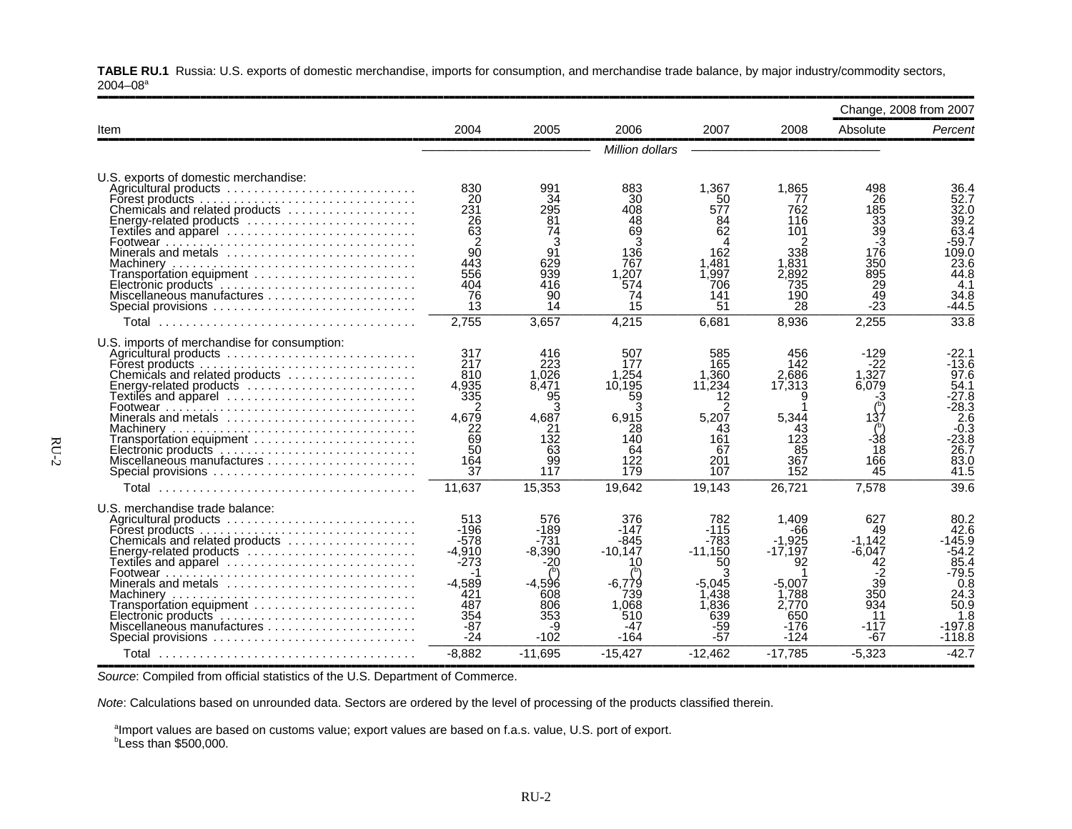**TABLE RU.1** Russia: U.S. exports of domestic merchandise, imports for consumption, and merchandise trade balance, by major industry/commodity sectors, 2004–08[a]

| Item | 2004 | 2005 | 2006 | 2007 | 2008 | Change, 2008 from 2007 | |
|---|---|---|---|---|---|---|---|
| | | | | | | Absolute | *Percent* |
| | *Million dollars* | | | | | | |
| U.S. exports of domestic merchandise: | | | | | | | |
| Agricultural products | 830 | 991 | 883 | 1,367 | 1,865 | 498 | 36.4 |
| Forest products | 20 | 34 | 30 | 50 | 77 | 26 | 52.7 |
| Chemicals and related products | 231 | 295 | 408 | 577 | 762 | 185 | 32.0 |
| Energy-related products | 26 | 81 | 48 | 84 | 116 | 33 | 39.2 |
| Textiles and apparel | 63 | 74 | 69 | 62 | 101 | 39 | 63.4 |
| Footwear | 2 | 3 | 3 | 4 | 2 | -3 | -59.7 |
| Minerals and metals | 90 | 91 | 136 | 162 | 338 | 176 | 109.0 |
| Machinery | 443 | 629 | 767 | 1,481 | 1,831 | 350 | 23.6 |
| Transportation equipment | 556 | 939 | 1,207 | 1,997 | 2,892 | 895 | 44.8 |
| Electronic products | 404 | 416 | 574 | 706 | 735 | 29 | 4.1 |
| Miscellaneous manufactures | 76 | 90 | 74 | 141 | 190 | 49 | 34.8 |
| Special provisions | 13 | 14 | 15 | 51 | 28 | -23 | -44.5 |
| Total | 2,755 | 3,657 | 4,215 | 6,681 | 8,936 | 2,255 | 33.8 |
| U.S. imports of merchandise for consumption: | | | | | | | |
| Agricultural products | 317 | 416 | 507 | 585 | 456 | -129 | -22.1 |
| Forest products | 217 | 223 | 177 | 165 | 142 | -22 | -13.6 |
| Chemicals and related products | 810 | 1,026 | 1,254 | 1,360 | 2,686 | 1,327 | 97.6 |
| Energy-related products | 4,935 | 8,471 | 10,195 | 11,234 | 17,313 | 6,079 | 54.1 |
| Textiles and apparel | 335 | 95 | 59 | 12 | 9 | -3 | -27.8 |
| Footwear | 2 | 3 | 3 | 2 | 1 | ([b]) | -28.3 |
| Minerals and metals | 4,679 | 4,687 | 6,915 | 5,207 | 5,344 | 137 | 2.6 |
| Machinery | 22 | 21 | 28 | 43 | 43 | ([b]) | -0.3 |
| Transportation equipment | 69 | 132 | 140 | 161 | 123 | -38 | -23.8 |
| Electronic products | 50 | 63 | 64 | 67 | 85 | 18 | 26.7 |
| Miscellaneous manufactures | 164 | 99 | 122 | 201 | 367 | 166 | 83.0 |
| Special provisions | 37 | 117 | 179 | 107 | 152 | 45 | 41.5 |
| Total | 11,637 | 15,353 | 19,642 | 19,143 | 26,721 | 7,578 | 39.6 |
| U.S. merchandise trade balance: | | | | | | | |
| Agricultural products | 513 | 576 | 376 | 782 | 1,409 | 627 | 80.2 |
| Forest products | -196 | -189 | -147 | -115 | -66 | 49 | 42.6 |
| Chemicals and related products | -578 | -731 | -845 | -783 | -1,925 | -1,142 | -145.9 |
| Energy-related products | -4,910 | -8,390 | -10,147 | -11,150 | -17,197 | -6,047 | -54.2 |
| Textiles and apparel | -273 | -20 | 10 | 50 | 92 | 42 | 85.4 |
| Footwear | -1 | ([b]) | ([b]) | 3 | 1 | -2 | -79.5 |
| Minerals and metals | -4,589 | -4,596 | -6,779 | -5,045 | -5,007 | 39 | 0.8 |
| Machinery | 421 | 608 | 739 | 1,438 | 1,788 | 350 | 24.3 |
| Transportation equipment | 487 | 806 | 1,068 | 1,836 | 2,770 | 934 | 50.9 |
| Electronic products | 354 | 353 | 510 | 639 | 650 | 11 | 1.8 |
| Miscellaneous manufactures | -87 | -9 | -47 | -59 | -176 | -117 | -197.8 |
| Special provisions | -24 | -102 | -164 | -57 | -124 | -67 | -118.8 |
| Total | -8,882 | -11,695 | -15,427 | -12,462 | -17,785 | -5,323 | -42.7 |

*Source*: Compiled from official statistics of the U.S. Department of Commerce.

*Note*: Calculations based on unrounded data. Sectors are ordered by the level of processing of the products classified therein.

[a]Import values are based on customs value; export values are based on f.a.s. value, U.S. port of export.
[b]Less than $500,000.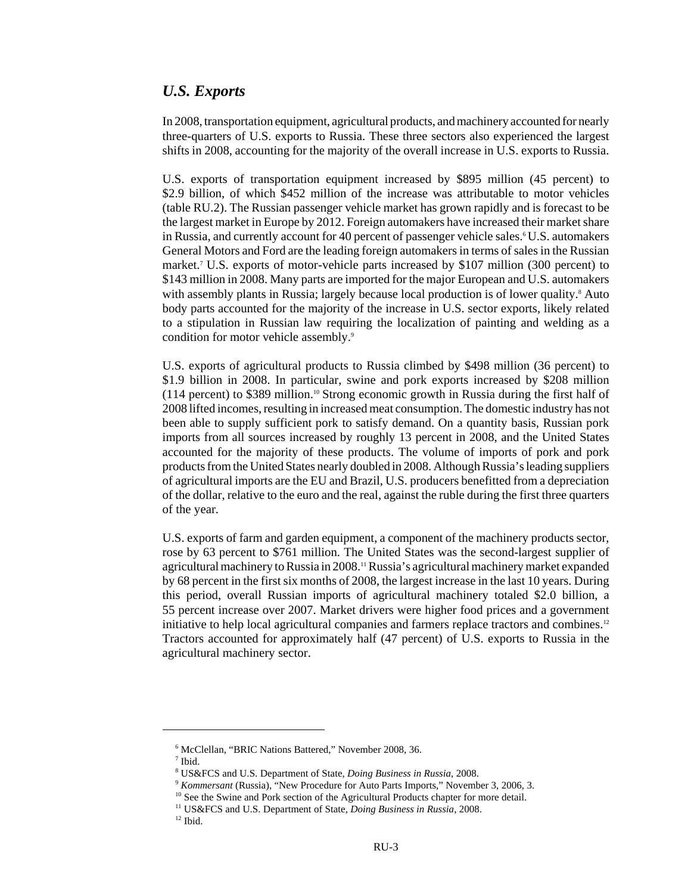### *U.S. Exports*

In 2008, transportation equipment, agricultural products, and machinery accounted for nearly three-quarters of U.S. exports to Russia. These three sectors also experienced the largest shifts in 2008, accounting for the majority of the overall increase in U.S. exports to Russia.

U.S. exports of transportation equipment increased by $895 million (45 percent) to $2.9 billion, of which $452 million of the increase was attributable to motor vehicles (table RU.2). The Russian passenger vehicle market has grown rapidly and is forecast to be the largest market in Europe by 2012. Foreign automakers have increased their market share in Russia, and currently account for 40 percent of passenger vehicle sales.[6] U.S. automakers General Motors and Ford are the leading foreign automakers in terms of sales in the Russian market.[7] U.S. exports of motor-vehicle parts increased by $107 million (300 percent) to $143 million in 2008. Many parts are imported for the major European and U.S. automakers with assembly plants in Russia; largely because local production is of lower quality.[8] Auto body parts accounted for the majority of the increase in U.S. sector exports, likely related to a stipulation in Russian law requiring the localization of painting and welding as a condition for motor vehicle assembly.[9]

U.S. exports of agricultural products to Russia climbed by $498 million (36 percent) to $1.9 billion in 2008. In particular, swine and pork exports increased by $208 million (114 percent) to $389 million.[10] Strong economic growth in Russia during the first half of 2008 lifted incomes, resulting in increased meat consumption. The domestic industry has not been able to supply sufficient pork to satisfy demand. On a quantity basis, Russian pork imports from all sources increased by roughly 13 percent in 2008, and the United States accounted for the majority of these products. The volume of imports of pork and pork products from the United States nearly doubled in 2008. Although Russia's leading suppliers of agricultural imports are the EU and Brazil, U.S. producers benefitted from a depreciation of the dollar, relative to the euro and the real, against the ruble during the first three quarters of the year.

U.S. exports of farm and garden equipment, a component of the machinery products sector, rose by 63 percent to $761 million. The United States was the second-largest supplier of agricultural machinery to Russia in 2008.[11] Russia's agricultural machinery market expanded by 68 percent in the first six months of 2008, the largest increase in the last 10 years. During this period, overall Russian imports of agricultural machinery totaled $2.0 billion, a 55 percent increase over 2007. Market drivers were higher food prices and a government initiative to help local agricultural companies and farmers replace tractors and combines.[12] Tractors accounted for approximately half (47 percent) of U.S. exports to Russia in the agricultural machinery sector.

---

[6] McClellan, "BRIC Nations Battered," November 2008, 36.

[7] Ibid.

[8] US&FCS and U.S. Department of State, *Doing Business in Russia*, 2008.

[9] *Kommersant* (Russia), "New Procedure for Auto Parts Imports," November 3, 2006, 3.

[10] See the Swine and Pork section of the Agricultural Products chapter for more detail.

[11] US&FCS and U.S. Department of State, *Doing Business in Russia*, 2008.

[12] Ibid.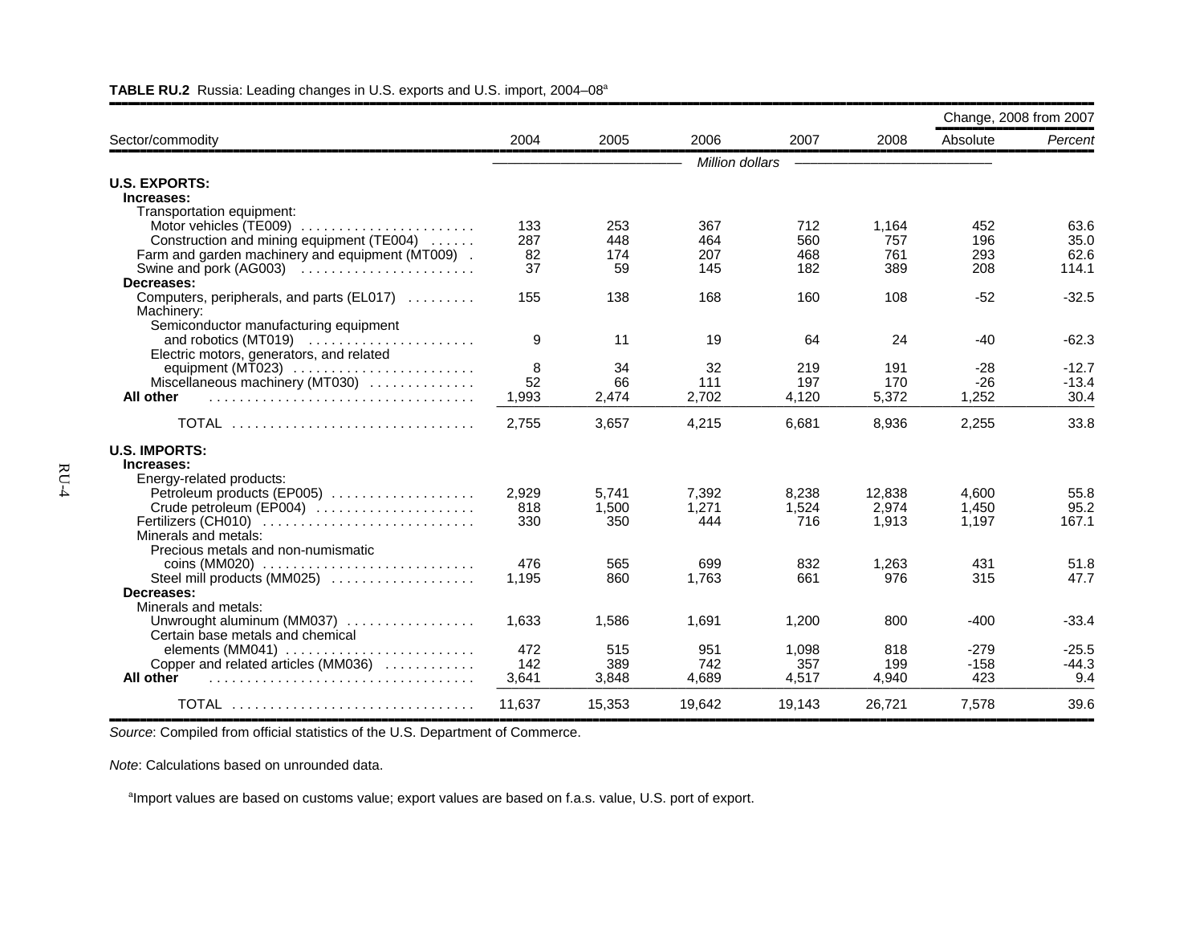**TABLE RU.2** Russia: Leading changes in U.S. exports and U.S. import, 2004–08[a]

| Sector/commodity | 2004 | 2005 | 2006 | 2007 | 2008 | Change, 2008 from 2007 Absolute | Change, 2008 from 2007 *Percent* |
|---|---|---|---|---|---|---|---|
| | *Million dollars* | | | | | | |
| **U.S. EXPORTS:** | | | | | | | |
| **Increases:** | | | | | | | |
| Transportation equipment: | | | | | | | |
| Motor vehicles (TE009) | 133 | 253 | 367 | 712 | 1,164 | 452 | 63.6 |
| Construction and mining equipment (TE004) | 287 | 448 | 464 | 560 | 757 | 196 | 35.0 |
| Farm and garden machinery and equipment (MT009) | 82 | 174 | 207 | 468 | 761 | 293 | 62.6 |
| Swine and pork (AG003) | 37 | 59 | 145 | 182 | 389 | 208 | 114.1 |
| **Decreases:** | | | | | | | |
| Computers, peripherals, and parts (EL017) | 155 | 138 | 168 | 160 | 108 | -52 | -32.5 |
| Machinery: | | | | | | | |
| Semiconductor manufacturing equipment and robotics (MT019) | 9 | 11 | 19 | 64 | 24 | -40 | -62.3 |
| Electric motors, generators, and related equipment (MT023) | 8 | 34 | 32 | 219 | 191 | -28 | -12.7 |
| Miscellaneous machinery (MT030) | 52 | 66 | 111 | 197 | 170 | -26 | -13.4 |
| **All other** | 1,993 | 2,474 | 2,702 | 4,120 | 5,372 | 1,252 | 30.4 |
| TOTAL | 2,755 | 3,657 | 4,215 | 6,681 | 8,936 | 2,255 | 33.8 |
| **U.S. IMPORTS:** | | | | | | | |
| **Increases:** | | | | | | | |
| Energy-related products: | | | | | | | |
| Petroleum products (EP005) | 2,929 | 5,741 | 7,392 | 8,238 | 12,838 | 4,600 | 55.8 |
| Crude petroleum (EP004) | 818 | 1,500 | 1,271 | 1,524 | 2,974 | 1,450 | 95.2 |
| Fertilizers (CH010) | 330 | 350 | 444 | 716 | 1,913 | 1,197 | 167.1 |
| Minerals and metals: | | | | | | | |
| Precious metals and non-numismatic coins (MM020) | 476 | 565 | 699 | 832 | 1,263 | 431 | 51.8 |
| Steel mill products (MM025) | 1,195 | 860 | 1,763 | 661 | 976 | 315 | 47.7 |
| **Decreases:** | | | | | | | |
| Minerals and metals: | | | | | | | |
| Unwrought aluminum (MM037) | 1,633 | 1,586 | 1,691 | 1,200 | 800 | -400 | -33.4 |
| Certain base metals and chemical elements (MM041) | 472 | 515 | 951 | 1,098 | 818 | -279 | -25.5 |
| Copper and related articles (MM036) | 142 | 389 | 742 | 357 | 199 | -158 | -44.3 |
| **All other** | 3,641 | 3,848 | 4,689 | 4,517 | 4,940 | 423 | 9.4 |
| TOTAL | 11,637 | 15,353 | 19,642 | 19,143 | 26,721 | 7,578 | 39.6 |

*Source*: Compiled from official statistics of the U.S. Department of Commerce.

*Note*: Calculations based on unrounded data.

[a]Import values are based on customs value; export values are based on f.a.s. value, U.S. port of export.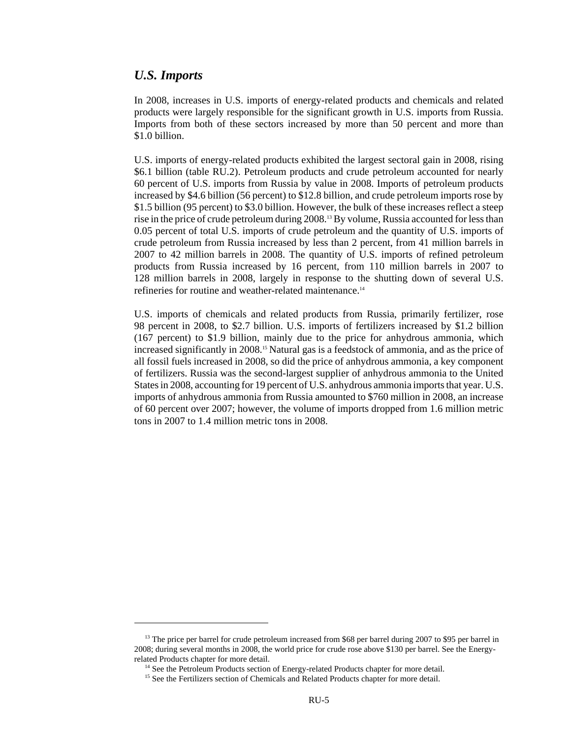### *U.S. Imports*

In 2008, increases in U.S. imports of energy-related products and chemicals and related products were largely responsible for the significant growth in U.S. imports from Russia. Imports from both of these sectors increased by more than 50 percent and more than $1.0 billion.

U.S. imports of energy-related products exhibited the largest sectoral gain in 2008, rising $6.1 billion (table RU.2). Petroleum products and crude petroleum accounted for nearly 60 percent of U.S. imports from Russia by value in 2008. Imports of petroleum products increased by $4.6 billion (56 percent) to $12.8 billion, and crude petroleum imports rose by $1.5 billion (95 percent) to $3.0 billion. However, the bulk of these increases reflect a steep rise in the price of crude petroleum during 2008.[13] By volume, Russia accounted for less than 0.05 percent of total U.S. imports of crude petroleum and the quantity of U.S. imports of crude petroleum from Russia increased by less than 2 percent, from 41 million barrels in 2007 to 42 million barrels in 2008. The quantity of U.S. imports of refined petroleum products from Russia increased by 16 percent, from 110 million barrels in 2007 to 128 million barrels in 2008, largely in response to the shutting down of several U.S. refineries for routine and weather-related maintenance.[14]

U.S. imports of chemicals and related products from Russia, primarily fertilizer, rose 98 percent in 2008, to $2.7 billion. U.S. imports of fertilizers increased by $1.2 billion (167 percent) to $1.9 billion, mainly due to the price for anhydrous ammonia, which increased significantly in 2008.[15] Natural gas is a feedstock of ammonia, and as the price of all fossil fuels increased in 2008, so did the price of anhydrous ammonia, a key component of fertilizers. Russia was the second-largest supplier of anhydrous ammonia to the United States in 2008, accounting for 19 percent of U.S. anhydrous ammonia imports that year. U.S. imports of anhydrous ammonia from Russia amounted to $760 million in 2008, an increase of 60 percent over 2007; however, the volume of imports dropped from 1.6 million metric tons in 2007 to 1.4 million metric tons in 2008.

---

[13] The price per barrel for crude petroleum increased from $68 per barrel during 2007 to $95 per barrel in 2008; during several months in 2008, the world price for crude rose above $130 per barrel. See the Energy-related Products chapter for more detail.

[14] See the Petroleum Products section of Energy-related Products chapter for more detail.

[15] See the Fertilizers section of Chemicals and Related Products chapter for more detail.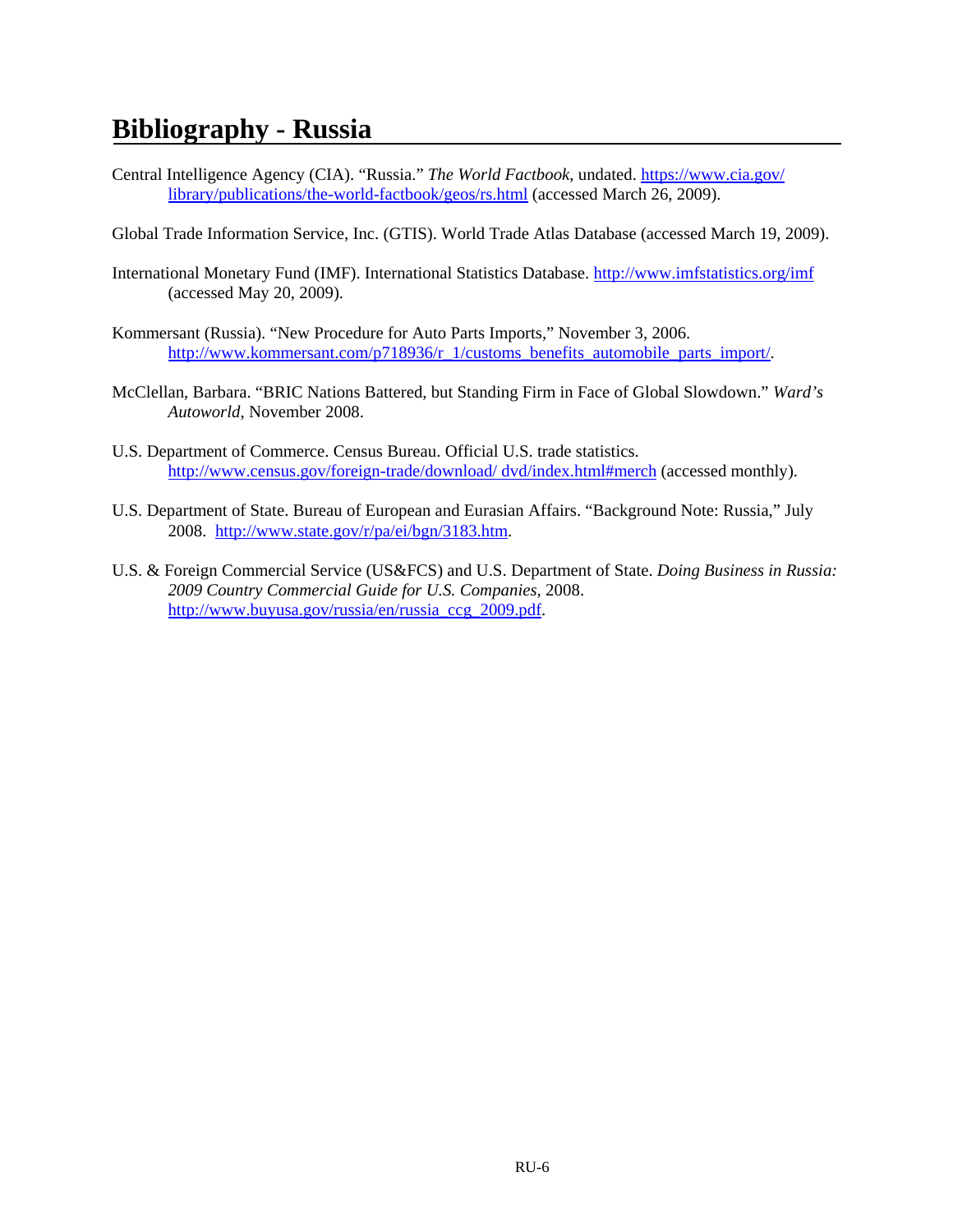# Bibliography - Russia

Central Intelligence Agency (CIA). "Russia." *The World Factbook*, undated. https://www.cia.gov/library/publications/the-world-factbook/geos/rs.html (accessed March 26, 2009).

Global Trade Information Service, Inc. (GTIS). World Trade Atlas Database (accessed March 19, 2009).

International Monetary Fund (IMF). International Statistics Database. http://www.imfstatistics.org/imf (accessed May 20, 2009).

Kommersant (Russia). "New Procedure for Auto Parts Imports," November 3, 2006. http://www.kommersant.com/p718936/r_1/customs_benefits_automobile_parts_import/.

McClellan, Barbara. "BRIC Nations Battered, but Standing Firm in Face of Global Slowdown." *Ward's Autoworld*, November 2008.

U.S. Department of Commerce. Census Bureau. Official U.S. trade statistics. http://www.census.gov/foreign-trade/download/ dvd/index.html#merch (accessed monthly).

U.S. Department of State. Bureau of European and Eurasian Affairs. "Background Note: Russia," July 2008. http://www.state.gov/r/pa/ei/bgn/3183.htm.

U.S. & Foreign Commercial Service (US&FCS) and U.S. Department of State. *Doing Business in Russia: 2009 Country Commercial Guide for U.S. Companies*, 2008. http://www.buyusa.gov/russia/en/russia_ccg_2009.pdf.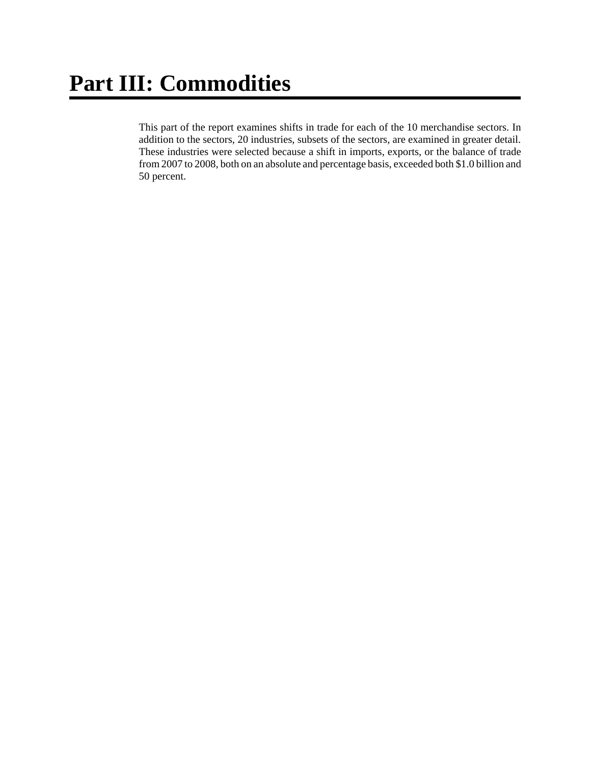# Part III: Commodities

This part of the report examines shifts in trade for each of the 10 merchandise sectors. In addition to the sectors, 20 industries, subsets of the sectors, are examined in greater detail. These industries were selected because a shift in imports, exports, or the balance of trade from 2007 to 2008, both on an absolute and percentage basis, exceeded both $1.0 billion and 50 percent.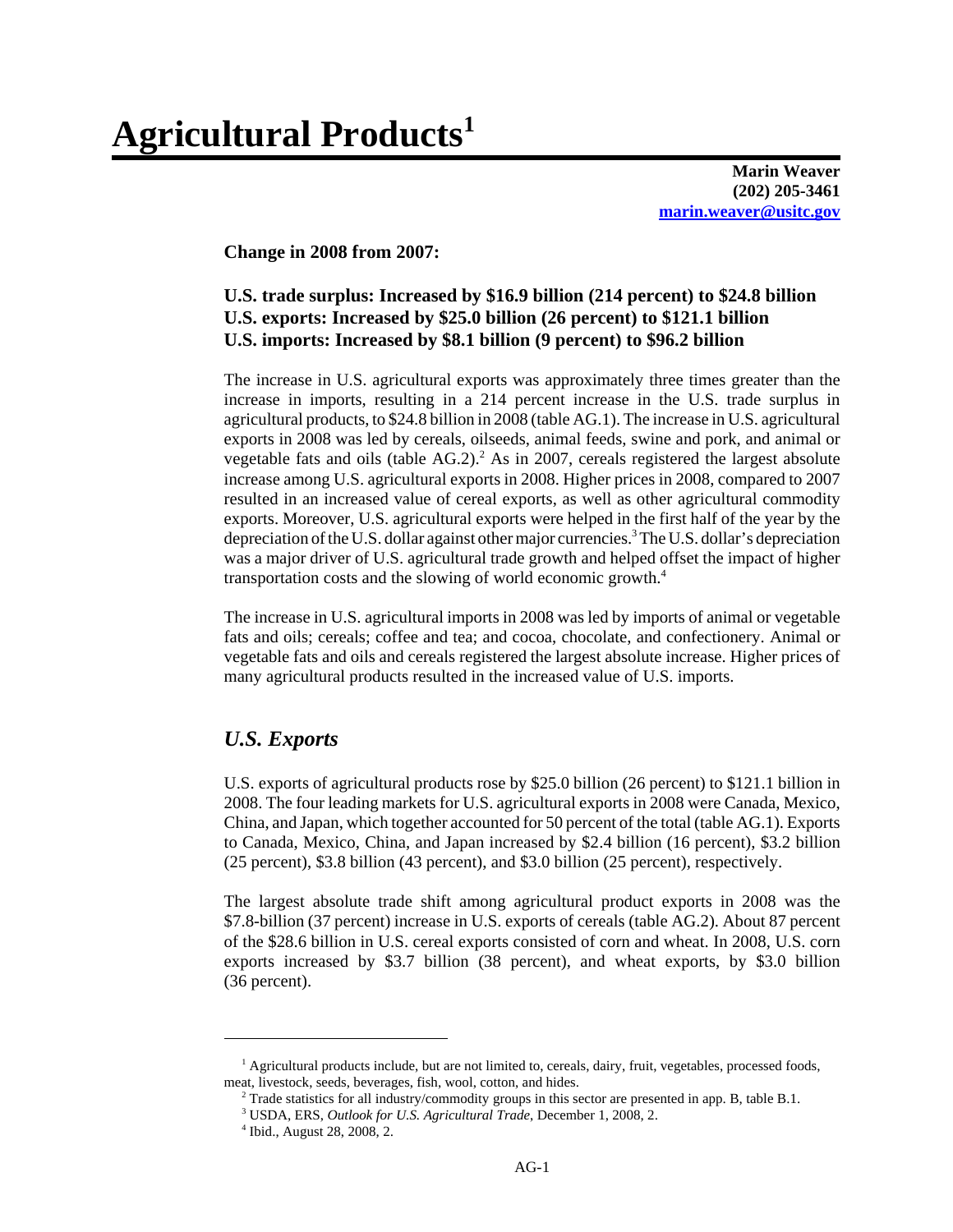# Agricultural Products[1]

**Marin Weaver**
**(202) 205-3461**
**marin.weaver@usitc.gov**

**Change in 2008 from 2007:**

**U.S. trade surplus: Increased by $16.9 billion (214 percent) to $24.8 billion**
**U.S. exports: Increased by $25.0 billion (26 percent) to $121.1 billion**
**U.S. imports: Increased by $8.1 billion (9 percent) to $96.2 billion**

The increase in U.S. agricultural exports was approximately three times greater than the increase in imports, resulting in a 214 percent increase in the U.S. trade surplus in agricultural products, to $24.8 billion in 2008 (table AG.1). The increase in U.S. agricultural exports in 2008 was led by cereals, oilseeds, animal feeds, swine and pork, and animal or vegetable fats and oils (table AG.2).[2] As in 2007, cereals registered the largest absolute increase among U.S. agricultural exports in 2008. Higher prices in 2008, compared to 2007 resulted in an increased value of cereal exports, as well as other agricultural commodity exports. Moreover, U.S. agricultural exports were helped in the first half of the year by the depreciation of the U.S. dollar against other major currencies.[3] The U.S. dollar's depreciation was a major driver of U.S. agricultural trade growth and helped offset the impact of higher transportation costs and the slowing of world economic growth.[4]

The increase in U.S. agricultural imports in 2008 was led by imports of animal or vegetable fats and oils; cereals; coffee and tea; and cocoa, chocolate, and confectionery. Animal or vegetable fats and oils and cereals registered the largest absolute increase. Higher prices of many agricultural products resulted in the increased value of U.S. imports.

## *U.S. Exports*

U.S. exports of agricultural products rose by $25.0 billion (26 percent) to $121.1 billion in 2008. The four leading markets for U.S. agricultural exports in 2008 were Canada, Mexico, China, and Japan, which together accounted for 50 percent of the total (table AG.1). Exports to Canada, Mexico, China, and Japan increased by $2.4 billion (16 percent), $3.2 billion (25 percent), $3.8 billion (43 percent), and $3.0 billion (25 percent), respectively.

The largest absolute trade shift among agricultural product exports in 2008 was the $7.8-billion (37 percent) increase in U.S. exports of cereals (table AG.2). About 87 percent of the $28.6 billion in U.S. cereal exports consisted of corn and wheat. In 2008, U.S. corn exports increased by $3.7 billion (38 percent), and wheat exports, by $3.0 billion (36 percent).

---

[1] Agricultural products include, but are not limited to, cereals, dairy, fruit, vegetables, processed foods, meat, livestock, seeds, beverages, fish, wool, cotton, and hides.

[2] Trade statistics for all industry/commodity groups in this sector are presented in app. B, table B.1.

[3] USDA, ERS, *Outlook for U.S. Agricultural Trade*, December 1, 2008, 2.

[4] Ibid., August 28, 2008, 2.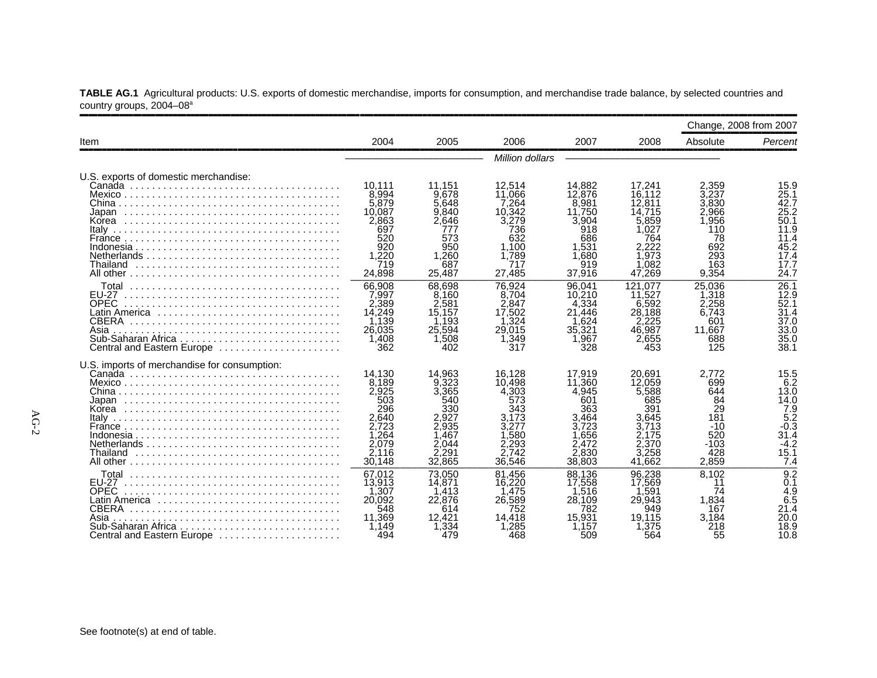**TABLE AG.1** Agricultural products: U.S. exports of domestic merchandise, imports for consumption, and merchandise trade balance, by selected countries and country groups, 2004–08[a]

| Item | 2004 | 2005 | 2006 | 2007 | 2008 | Change, 2008 from 2007 | |
|---|---|---|---|---|---|---|---|
| | | | | | | Absolute | *Percent* |
| | *Million dollars* | | | | | | |
| U.S. exports of domestic merchandise: | | | | | | | |
| Canada | 10,111 | 11,151 | 12,514 | 14,882 | 17,241 | 2,359 | 15.9 |
| Mexico | 8,994 | 9,678 | 11,066 | 12,876 | 16,112 | 3,237 | 25.1 |
| China | 5,879 | 5,648 | 7,264 | 8,981 | 12,811 | 3,830 | 42.7 |
| Japan | 10,087 | 9,840 | 10,342 | 11,750 | 14,715 | 2,966 | 25.2 |
| Korea | 2,863 | 2,646 | 3,279 | 3,904 | 5,859 | 1,956 | 50.1 |
| Italy | 697 | 777 | 736 | 918 | 1,027 | 110 | 11.9 |
| France | 520 | 573 | 632 | 686 | 764 | 78 | 11.4 |
| Indonesia | 920 | 950 | 1,100 | 1,531 | 2,222 | 692 | 45.2 |
| Netherlands | 1,220 | 1,260 | 1,789 | 1,680 | 1,973 | 293 | 17.4 |
| Thailand | 719 | 687 | 717 | 919 | 1,082 | 163 | 17.7 |
| All other | 24,898 | 25,487 | 27,485 | 37,916 | 47,269 | 9,354 | 24.7 |
| Total | 66,908 | 68,698 | 76,924 | 96,041 | 121,077 | 25,036 | 26.1 |
| EU-27 | 7,997 | 8,160 | 8,704 | 10,210 | 11,527 | 1,318 | 12.9 |
| OPEC | 2,389 | 2,581 | 2,847 | 4,334 | 6,592 | 2,258 | 52.1 |
| Latin America | 14,249 | 15,157 | 17,502 | 21,446 | 28,188 | 6,743 | 31.4 |
| CBERA | 1,139 | 1,193 | 1,324 | 1,624 | 2,225 | 601 | 37.0 |
| Asia | 26,035 | 25,594 | 29,015 | 35,321 | 46,987 | 11,667 | 33.0 |
| Sub-Saharan Africa | 1,408 | 1,508 | 1,349 | 1,967 | 2,655 | 688 | 35.0 |
| Central and Eastern Europe | 362 | 402 | 317 | 328 | 453 | 125 | 38.1 |
| U.S. imports of merchandise for consumption: | | | | | | | |
| Canada | 14,130 | 14,963 | 16,128 | 17,919 | 20,691 | 2,772 | 15.5 |
| Mexico | 8,189 | 9,323 | 10,498 | 11,360 | 12,059 | 699 | 6.2 |
| China | 2,925 | 3,365 | 4,303 | 4,945 | 5,588 | 644 | 13.0 |
| Japan | 503 | 540 | 573 | 601 | 685 | 84 | 14.0 |
| Korea | 296 | 330 | 343 | 363 | 391 | 29 | 7.9 |
| Italy | 2,640 | 2,927 | 3,173 | 3,464 | 3,645 | 181 | 5.2 |
| France | 2,723 | 2,935 | 3,277 | 3,723 | 3,713 | -10 | -0.3 |
| Indonesia | 1,264 | 1,467 | 1,580 | 1,656 | 2,175 | 520 | 31.4 |
| Netherlands | 2,079 | 2,044 | 2,293 | 2,472 | 2,370 | -103 | -4.2 |
| Thailand | 2,116 | 2,291 | 2,742 | 2,830 | 3,258 | 428 | 15.1 |
| All other | 30,148 | 32,865 | 36,546 | 38,803 | 41,662 | 2,859 | 7.4 |
| Total | 67,012 | 73,050 | 81,456 | 88,136 | 96,238 | 8,102 | 9.2 |
| EU-27 | 13,913 | 14,871 | 16,220 | 17,558 | 17,569 | 11 | 0.1 |
| OPEC | 1,307 | 1,413 | 1,475 | 1,516 | 1,591 | 74 | 4.9 |
| Latin America | 20,092 | 22,876 | 26,589 | 28,109 | 29,943 | 1,834 | 6.5 |
| CBERA | 548 | 614 | 752 | 782 | 949 | 167 | 21.4 |
| Asia | 11,369 | 12,421 | 14,418 | 15,931 | 19,115 | 3,184 | 20.0 |
| Sub-Saharan Africa | 1,149 | 1,334 | 1,285 | 1,157 | 1,375 | 218 | 18.9 |
| Central and Eastern Europe | 494 | 479 | 468 | 509 | 564 | 55 | 10.8 |

See footnote(s) at end of table.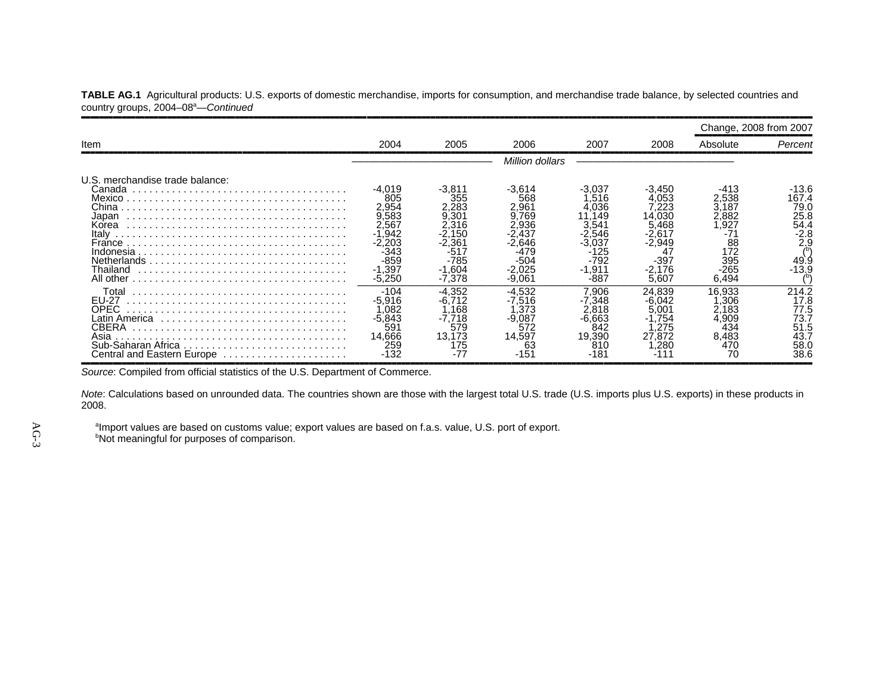**TABLE AG.1** Agricultural products: U.S. exports of domestic merchandise, imports for consumption, and merchandise trade balance, by selected countries and country groups, 2004–08[a]—*Continued*

| Item | 2004 | 2005 | 2006 | 2007 | 2008 | Change, 2008 from 2007 | |
|---|---|---|---|---|---|---|---|
| | | | | | | Absolute | *Percent* |
| | *Million dollars* | | | | | | |
| U.S. merchandise trade balance: | | | | | | | |
| Canada | -4,019 | -3,811 | -3,614 | -3,037 | -3,450 | -413 | -13.6 |
| Mexico | 805 | 355 | 568 | 1,516 | 4,053 | 2,538 | 167.4 |
| China | 2,954 | 2,283 | 2,961 | 4,036 | 7,223 | 3,187 | 79.0 |
| Japan | 9,583 | 9,301 | 9,769 | 11,149 | 14,030 | 2,882 | 25.8 |
| Korea | 2,567 | 2,316 | 2,936 | 3,541 | 5,468 | 1,927 | 54.4 |
| Italy | -1,942 | -2,150 | -2,437 | -2,546 | -2,617 | -71 | -2.8 |
| France | -2,203 | -2,361 | -2,646 | -3,037 | -2,949 | 88 | 2.9 |
| Indonesia | -343 | -517 | -479 | -125 | 47 | 172 | ([b]) |
| Netherlands | -859 | -785 | -504 | -792 | -397 | 395 | 49.9 |
| Thailand | -1,397 | -1,604 | -2,025 | -1,911 | -2,176 | -265 | -13.9 |
| All other | -5,250 | -7,378 | -9,061 | -887 | 5,607 | 6,494 | ([b]) |
| Total | -104 | -4,352 | -4,532 | 7,906 | 24,839 | 16,933 | 214.2 |
| EU-27 | -5,916 | -6,712 | -7,516 | -7,348 | -6,042 | 1,306 | 17.8 |
| OPEC | 1,082 | 1,168 | 1,373 | 2,818 | 5,001 | 2,183 | 77.5 |
| Latin America | -5,843 | -7,718 | -9,087 | -6,663 | -1,754 | 4,909 | 73.7 |
| CBERA | 591 | 579 | 572 | 842 | 1,275 | 434 | 51.5 |
| Asia | 14,666 | 13,173 | 14,597 | 19,390 | 27,872 | 8,483 | 43.7 |
| Sub-Saharan Africa | 259 | 175 | 63 | 810 | 1,280 | 470 | 58.0 |
| Central and Eastern Europe | -132 | -77 | -151 | -181 | -111 | 70 | 38.6 |

*Source*: Compiled from official statistics of the U.S. Department of Commerce.

*Note*: Calculations based on unrounded data. The countries shown are those with the largest total U.S. trade (U.S. imports plus U.S. exports) in these products in 2008.

[a]Import values are based on customs value; export values are based on f.a.s. value, U.S. port of export.

[b]Not meaningful for purposes of comparison.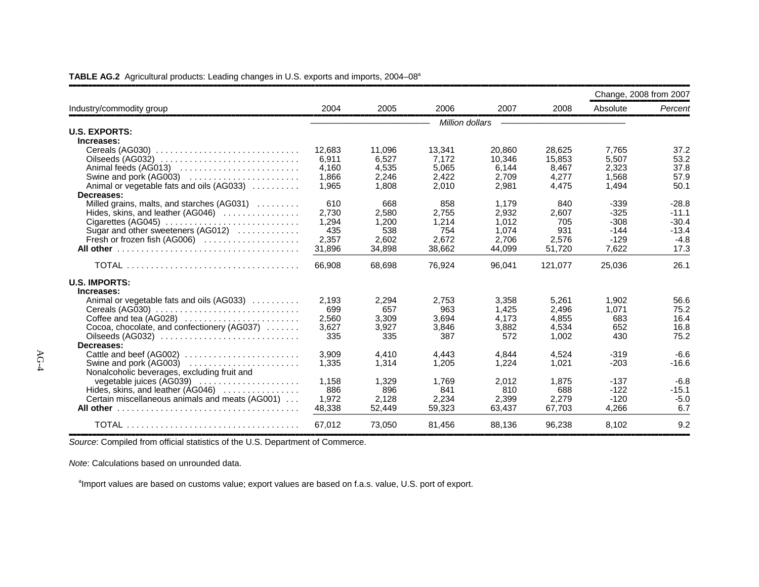**TABLE AG.2** Agricultural products: Leading changes in U.S. exports and imports, 2004–08[a]

| Industry/commodity group | 2004 | 2005 | 2006 | 2007 | 2008 | Change, 2008 from 2007 | |
|---|---|---|---|---|---|---|---|
| | | | | | | Absolute | *Percent* |
| | *Million dollars* | | | | | | |
| **U.S. EXPORTS:** | | | | | | | |
| **Increases:** | | | | | | | |
| Cereals (AG030) | 12,683 | 11,096 | 13,341 | 20,860 | 28,625 | 7,765 | 37.2 |
| Oilseeds (AG032) | 6,911 | 6,527 | 7,172 | 10,346 | 15,853 | 5,507 | 53.2 |
| Animal feeds (AG013) | 4,160 | 4,535 | 5,065 | 6,144 | 8,467 | 2,323 | 37.8 |
| Swine and pork (AG003) | 1,866 | 2,246 | 2,422 | 2,709 | 4,277 | 1,568 | 57.9 |
| Animal or vegetable fats and oils (AG033) | 1,965 | 1,808 | 2,010 | 2,981 | 4,475 | 1,494 | 50.1 |
| **Decreases:** | | | | | | | |
| Milled grains, malts, and starches (AG031) | 610 | 668 | 858 | 1,179 | 840 | -339 | -28.8 |
| Hides, skins, and leather (AG046) | 2,730 | 2,580 | 2,755 | 2,932 | 2,607 | -325 | -11.1 |
| Cigarettes (AG045) | 1,294 | 1,200 | 1,214 | 1,012 | 705 | -308 | -30.4 |
| Sugar and other sweeteners (AG012) | 435 | 538 | 754 | 1,074 | 931 | -144 | -13.4 |
| Fresh or frozen fish (AG006) | 2,357 | 2,602 | 2,672 | 2,706 | 2,576 | -129 | -4.8 |
| **All other** | 31,896 | 34,898 | 38,662 | 44,099 | 51,720 | 7,622 | 17.3 |
| TOTAL | 66,908 | 68,698 | 76,924 | 96,041 | 121,077 | 25,036 | 26.1 |
| **U.S. IMPORTS:** | | | | | | | |
| **Increases:** | | | | | | | |
| Animal or vegetable fats and oils (AG033) | 2,193 | 2,294 | 2,753 | 3,358 | 5,261 | 1,902 | 56.6 |
| Cereals (AG030) | 699 | 657 | 963 | 1,425 | 2,496 | 1,071 | 75.2 |
| Coffee and tea (AG028) | 2,560 | 3,309 | 3,694 | 4,173 | 4,855 | 683 | 16.4 |
| Cocoa, chocolate, and confectionery (AG037) | 3,627 | 3,927 | 3,846 | 3,882 | 4,534 | 652 | 16.8 |
| Oilseeds (AG032) | 335 | 335 | 387 | 572 | 1,002 | 430 | 75.2 |
| **Decreases:** | | | | | | | |
| Cattle and beef (AG002) | 3,909 | 4,410 | 4,443 | 4,844 | 4,524 | -319 | -6.6 |
| Swine and pork (AG003) | 1,335 | 1,314 | 1,205 | 1,224 | 1,021 | -203 | -16.6 |
| Nonalcoholic beverages, excluding fruit and vegetable juices (AG039) | 1,158 | 1,329 | 1,769 | 2,012 | 1,875 | -137 | -6.8 |
| Hides, skins, and leather (AG046) | 886 | 896 | 841 | 810 | 688 | -122 | -15.1 |
| Certain miscellaneous animals and meats (AG001) | 1,972 | 2,128 | 2,234 | 2,399 | 2,279 | -120 | -5.0 |
| **All other** | 48,338 | 52,449 | 59,323 | 63,437 | 67,703 | 4,266 | 6.7 |
| TOTAL | 67,012 | 73,050 | 81,456 | 88,136 | 96,238 | 8,102 | 9.2 |

*Source*: Compiled from official statistics of the U.S. Department of Commerce.

*Note*: Calculations based on unrounded data.

[a]Import values are based on customs value; export values are based on f.a.s. value, U.S. port of export.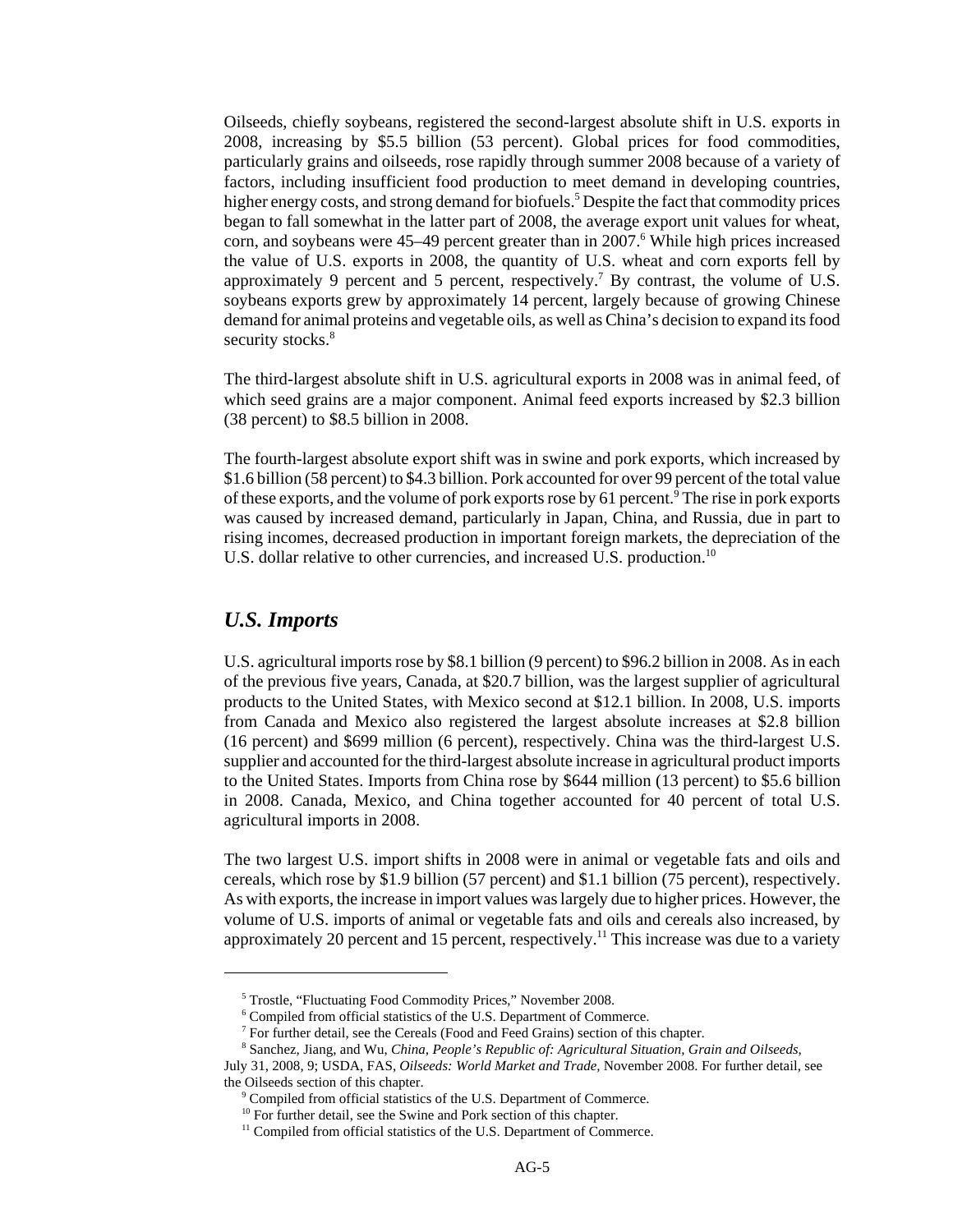Oilseeds, chiefly soybeans, registered the second-largest absolute shift in U.S. exports in 2008, increasing by $5.5 billion (53 percent). Global prices for food commodities, particularly grains and oilseeds, rose rapidly through summer 2008 because of a variety of factors, including insufficient food production to meet demand in developing countries, higher energy costs, and strong demand for biofuels.[5] Despite the fact that commodity prices began to fall somewhat in the latter part of 2008, the average export unit values for wheat, corn, and soybeans were 45–49 percent greater than in 2007.[6] While high prices increased the value of U.S. exports in 2008, the quantity of U.S. wheat and corn exports fell by approximately 9 percent and 5 percent, respectively.[7] By contrast, the volume of U.S. soybeans exports grew by approximately 14 percent, largely because of growing Chinese demand for animal proteins and vegetable oils, as well as China's decision to expand its food security stocks.[8]

The third-largest absolute shift in U.S. agricultural exports in 2008 was in animal feed, of which seed grains are a major component. Animal feed exports increased by $2.3 billion (38 percent) to $8.5 billion in 2008.

The fourth-largest absolute export shift was in swine and pork exports, which increased by $1.6 billion (58 percent) to $4.3 billion. Pork accounted for over 99 percent of the total value of these exports, and the volume of pork exports rose by 61 percent.[9] The rise in pork exports was caused by increased demand, particularly in Japan, China, and Russia, due in part to rising incomes, decreased production in important foreign markets, the depreciation of the U.S. dollar relative to other currencies, and increased U.S. production.[10]

## *U.S. Imports*

U.S. agricultural imports rose by $8.1 billion (9 percent) to $96.2 billion in 2008. As in each of the previous five years, Canada, at $20.7 billion, was the largest supplier of agricultural products to the United States, with Mexico second at $12.1 billion. In 2008, U.S. imports from Canada and Mexico also registered the largest absolute increases at $2.8 billion (16 percent) and $699 million (6 percent), respectively. China was the third-largest U.S. supplier and accounted for the third-largest absolute increase in agricultural product imports to the United States. Imports from China rose by $644 million (13 percent) to $5.6 billion in 2008. Canada, Mexico, and China together accounted for 40 percent of total U.S. agricultural imports in 2008.

The two largest U.S. import shifts in 2008 were in animal or vegetable fats and oils and cereals, which rose by $1.9 billion (57 percent) and $1.1 billion (75 percent), respectively. As with exports, the increase in import values was largely due to higher prices. However, the volume of U.S. imports of animal or vegetable fats and oils and cereals also increased, by approximately 20 percent and 15 percent, respectively.[11] This increase was due to a variety

---

[5] Trostle, "Fluctuating Food Commodity Prices," November 2008.

[6] Compiled from official statistics of the U.S. Department of Commerce.

[7] For further detail, see the Cereals (Food and Feed Grains) section of this chapter.

[8] Sanchez, Jiang, and Wu, *China, People's Republic of: Agricultural Situation, Grain and Oilseeds,* July 31, 2008, 9; USDA, FAS, *Oilseeds: World Market and Trade,* November 2008. For further detail, see the Oilseeds section of this chapter.

[9] Compiled from official statistics of the U.S. Department of Commerce.

[10] For further detail, see the Swine and Pork section of this chapter.

[11] Compiled from official statistics of the U.S. Department of Commerce.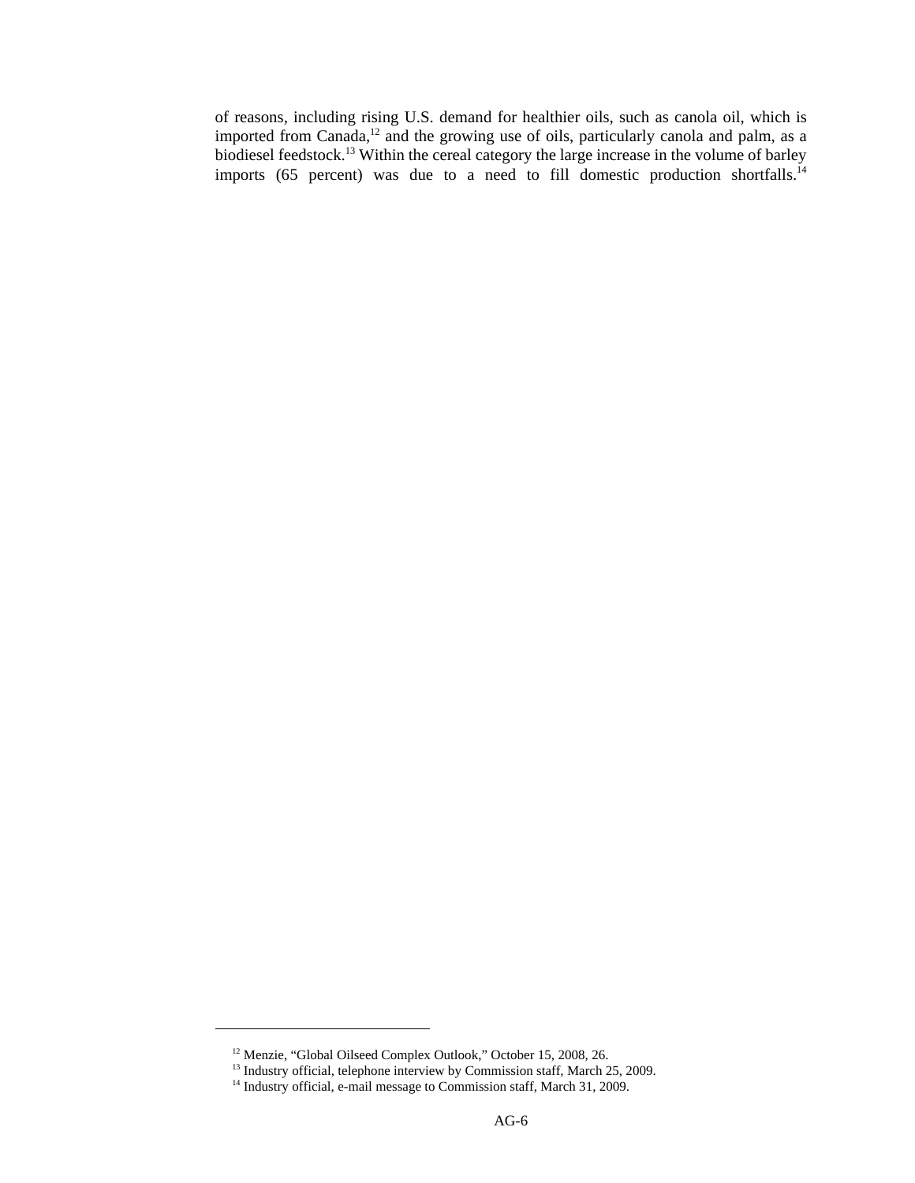of reasons, including rising U.S. demand for healthier oils, such as canola oil, which is imported from Canada,[12] and the growing use of oils, particularly canola and palm, as a biodiesel feedstock.[13] Within the cereal category the large increase in the volume of barley imports (65 percent) was due to a need to fill domestic production shortfalls.[14]

---

[12] Menzie, "Global Oilseed Complex Outlook," October 15, 2008, 26.

[13] Industry official, telephone interview by Commission staff, March 25, 2009.

[14] Industry official, e-mail message to Commission staff, March 31, 2009.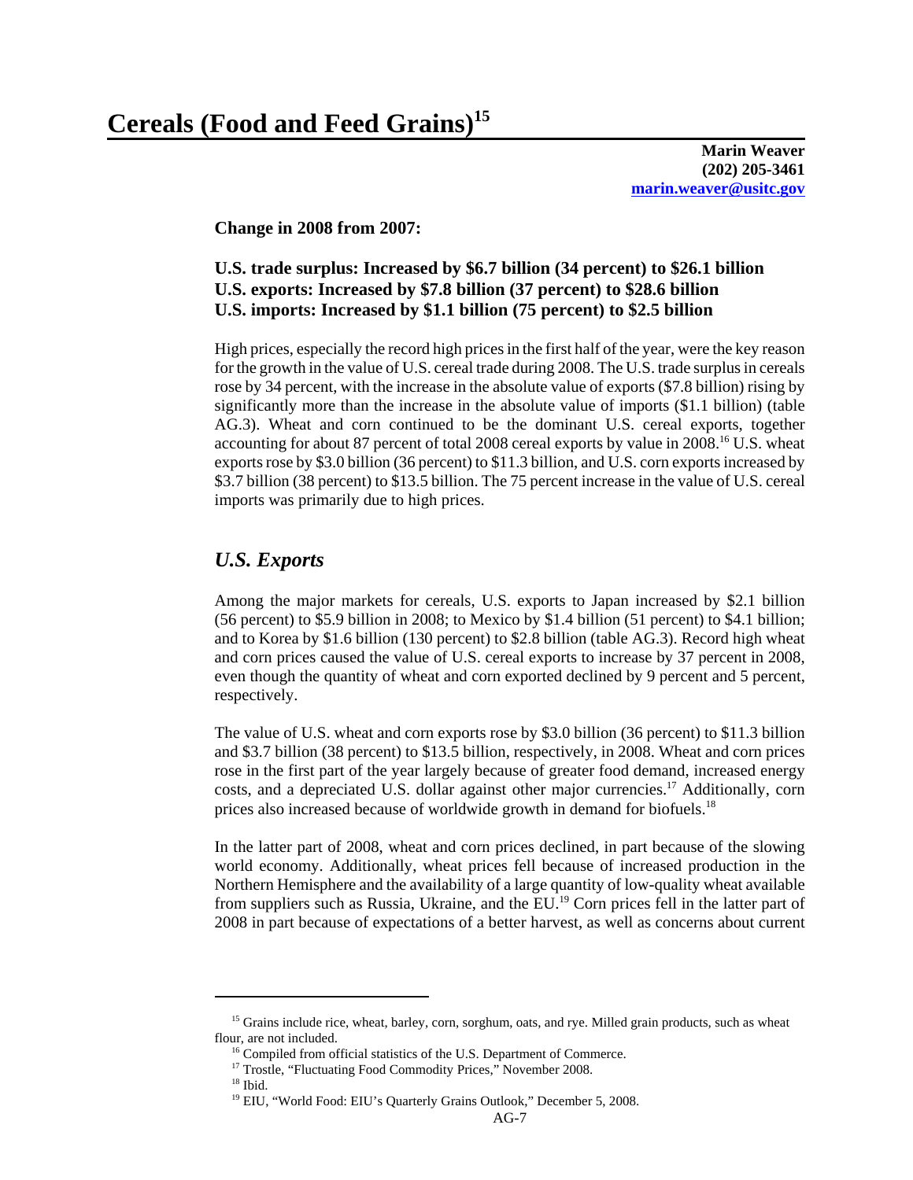# Cereals (Food and Feed Grains)[15]

**Marin Weaver**
**(202) 205-3461**
**marin.weaver@usitc.gov**

**Change in 2008 from 2007:**

**U.S. trade surplus: Increased by $6.7 billion (34 percent) to $26.1 billion**
**U.S. exports: Increased by $7.8 billion (37 percent) to $28.6 billion**
**U.S. imports: Increased by $1.1 billion (75 percent) to $2.5 billion**

High prices, especially the record high prices in the first half of the year, were the key reason for the growth in the value of U.S. cereal trade during 2008. The U.S. trade surplus in cereals rose by 34 percent, with the increase in the absolute value of exports ($7.8 billion) rising by significantly more than the increase in the absolute value of imports ($1.1 billion) (table AG.3). Wheat and corn continued to be the dominant U.S. cereal exports, together accounting for about 87 percent of total 2008 cereal exports by value in 2008.[16] U.S. wheat exports rose by $3.0 billion (36 percent) to $11.3 billion, and U.S. corn exports increased by $3.7 billion (38 percent) to $13.5 billion. The 75 percent increase in the value of U.S. cereal imports was primarily due to high prices.

## *U.S. Exports*

Among the major markets for cereals, U.S. exports to Japan increased by $2.1 billion (56 percent) to $5.9 billion in 2008; to Mexico by $1.4 billion (51 percent) to $4.1 billion; and to Korea by $1.6 billion (130 percent) to $2.8 billion (table AG.3). Record high wheat and corn prices caused the value of U.S. cereal exports to increase by 37 percent in 2008, even though the quantity of wheat and corn exported declined by 9 percent and 5 percent, respectively.

The value of U.S. wheat and corn exports rose by $3.0 billion (36 percent) to $11.3 billion and $3.7 billion (38 percent) to $13.5 billion, respectively, in 2008. Wheat and corn prices rose in the first part of the year largely because of greater food demand, increased energy costs, and a depreciated U.S. dollar against other major currencies.[17] Additionally, corn prices also increased because of worldwide growth in demand for biofuels.[18]

In the latter part of 2008, wheat and corn prices declined, in part because of the slowing world economy. Additionally, wheat prices fell because of increased production in the Northern Hemisphere and the availability of a large quantity of low-quality wheat available from suppliers such as Russia, Ukraine, and the EU.[19] Corn prices fell in the latter part of 2008 in part because of expectations of a better harvest, as well as concerns about current

---

[15] Grains include rice, wheat, barley, corn, sorghum, oats, and rye. Milled grain products, such as wheat flour, are not included.

[16] Compiled from official statistics of the U.S. Department of Commerce.

[17] Trostle, "Fluctuating Food Commodity Prices," November 2008.

[18] Ibid.

[19] EIU, "World Food: EIU's Quarterly Grains Outlook," December 5, 2008.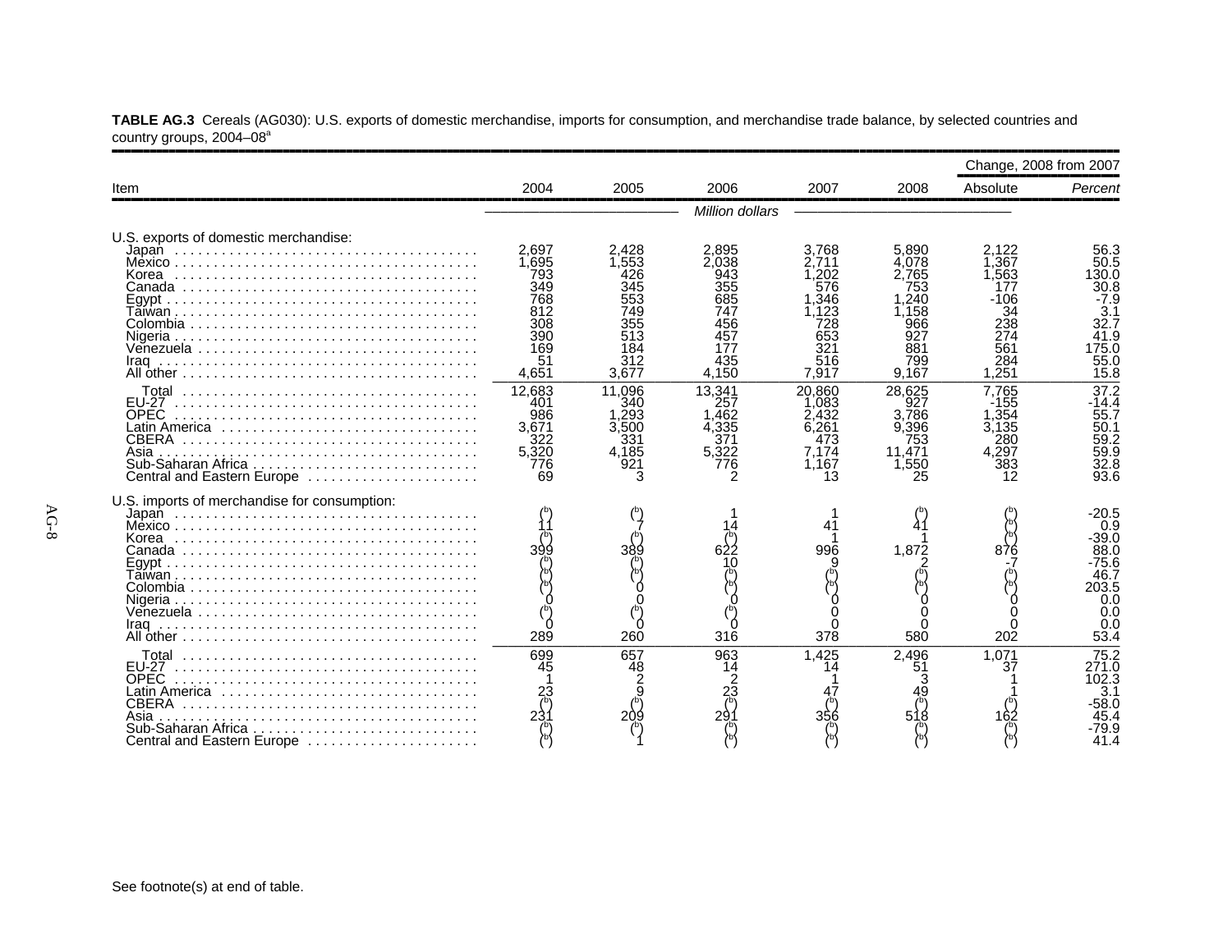**TABLE AG.3** Cereals (AG030): U.S. exports of domestic merchandise, imports for consumption, and merchandise trade balance, by selected countries and country groups, 2004–08[a]

| Item | 2004 | 2005 | 2006 | 2007 | 2008 | Change, 2008 from 2007 Absolute | Change, 2008 from 2007 Percent |
|---|---|---|---|---|---|---|---|
| | | | *Million dollars* | | | | |
| U.S. exports of domestic merchandise: | | | | | | | |
| Japan | 2,697 | 2,428 | 2,895 | 3,768 | 5,890 | 2,122 | 56.3 |
| Mexico | 1,695 | 1,553 | 2,038 | 2,711 | 4,078 | 1,367 | 50.5 |
| Korea | 793 | 426 | 943 | 1,202 | 2,765 | 1,563 | 130.0 |
| Canada | 349 | 345 | 355 | 576 | 753 | 177 | 30.8 |
| Egypt | 768 | 553 | 685 | 1,346 | 1,240 | -106 | -7.9 |
| Taiwan | 812 | 749 | 747 | 1,123 | 1,158 | 34 | 3.1 |
| Colombia | 308 | 355 | 456 | 728 | 966 | 238 | 32.7 |
| Nigeria | 390 | 513 | 457 | 653 | 927 | 274 | 41.9 |
| Venezuela | 169 | 184 | 177 | 321 | 881 | 561 | 175.0 |
| Iraq | 51 | 312 | 435 | 516 | 799 | 284 | 55.0 |
| All other | 4,651 | 3,677 | 4,150 | 7,917 | 9,167 | 1,251 | 15.8 |
| Total | 12,683 | 11,096 | 13,341 | 20,860 | 28,625 | 7,765 | 37.2 |
| EU-27 | 401 | 340 | 257 | 1,083 | 927 | -155 | -14.4 |
| OPEC | 986 | 1,293 | 1,462 | 2,432 | 3,786 | 1,354 | 55.7 |
| Latin America | 3,671 | 3,500 | 4,335 | 6,261 | 9,396 | 3,135 | 50.1 |
| CBERA | 322 | 331 | 371 | 473 | 753 | 280 | 59.2 |
| Asia | 5,320 | 4,185 | 5,322 | 7,174 | 11,471 | 4,297 | 59.9 |
| Sub-Saharan Africa | 776 | 921 | 776 | 1,167 | 1,550 | 383 | 32.8 |
| Central and Eastern Europe | 69 | 3 | 2 | 13 | 25 | 12 | 93.6 |
| U.S. imports of merchandise for consumption: | | | | | | | |
| Japan | ([b]) | ([b]) | 1 | 1 | ([b]) | ([b]) | -20.5 |
| Mexico | 11 | 7 | 14 | 41 | 41 | ([b]) | 0.9 |
| Korea | ([b]) | ([b]) | ([b]) | 1 | 1 | ([b]) | -39.0 |
| Canada | 399 | 389 | 622 | 996 | 1,872 | 876 | 88.0 |
| Egypt | ([b]) | ([b]) | 10 | 9 | 2 | -7 | -75.6 |
| Taiwan | ([b]) | ([b]) | ([b]) | ([b]) | ([b]) | ([b]) | 46.7 |
| Colombia | ([b]) | 0 | ([b]) | ([b]) | ([b]) | ([b]) | 203.5 |
| Nigeria | 0 | 0 | 0 | 0 | 0 | 0 | 0.0 |
| Venezuela | ([b]) | ([b]) | ([b]) | 0 | 0 | 0 | 0.0 |
| Iraq | 0 | 0 | 0 | 0 | 0 | 0 | 0.0 |
| All other | 289 | 260 | 316 | 378 | 580 | 202 | 53.4 |
| Total | 699 | 657 | 963 | 1,425 | 2,496 | 1,071 | 75.2 |
| EU-27 | 45 | 48 | 14 | 14 | 51 | 37 | 271.0 |
| OPEC | 1 | 2 | 2 | 1 | 3 | 1 | 102.3 |
| Latin America | 23 | 9 | 23 | 47 | 49 | 1 | 3.1 |
| CBERA | ([b]) | ([b]) | ([b]) | ([b]) | ([b]) | ([b]) | -58.0 |
| Asia | 231 | 209 | 291 | 356 | 518 | 162 | 45.4 |
| Sub-Saharan Africa | ([b]) | ([b]) | ([b]) | ([b]) | ([b]) | ([b]) | -79.9 |
| Central and Eastern Europe | ([b]) | 1 | ([b]) | ([b]) | ([b]) | ([b]) | 41.4 |

See footnote(s) at end of table.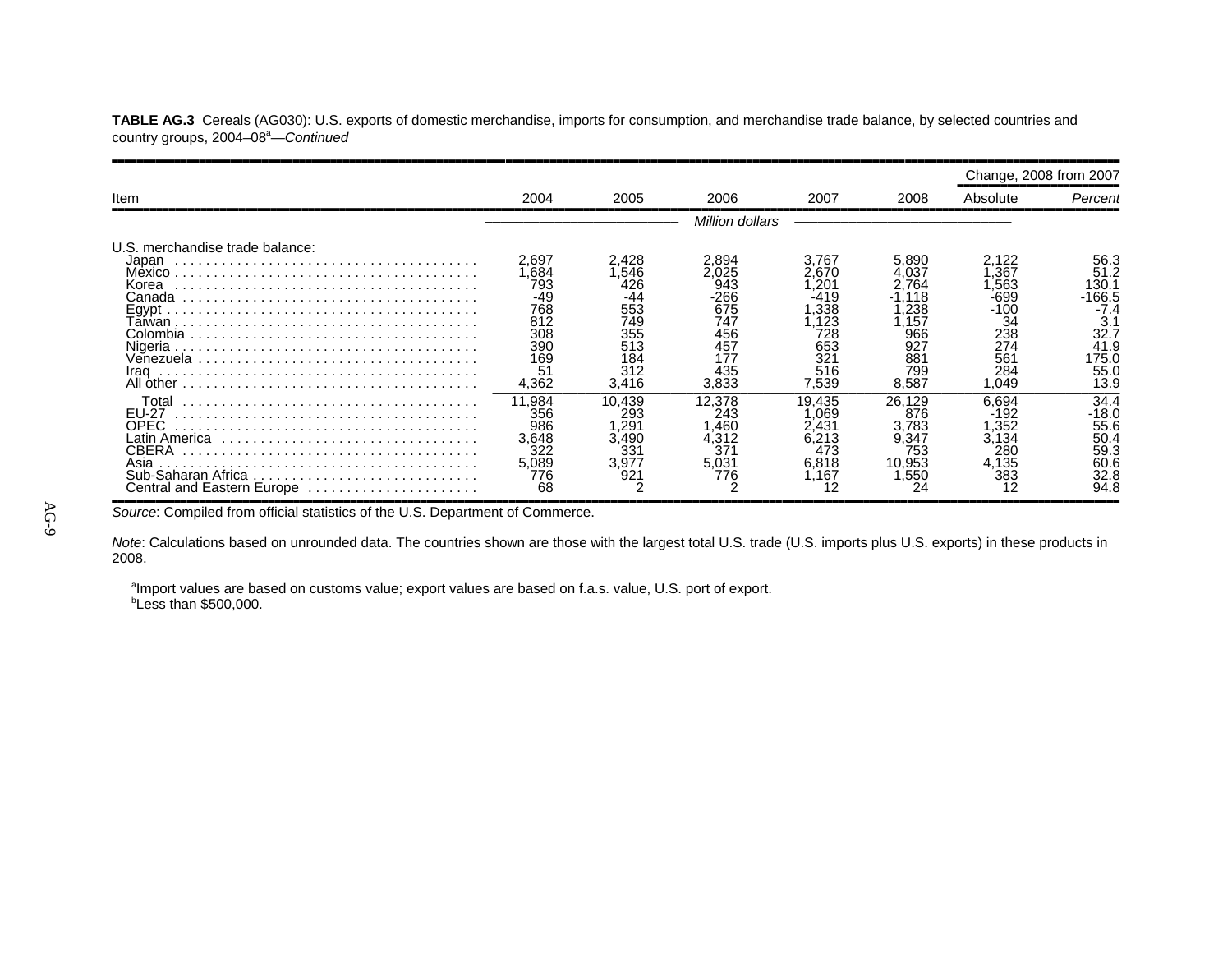**TABLE AG.3** Cereals (AG030): U.S. exports of domestic merchandise, imports for consumption, and merchandise trade balance, by selected countries and country groups, 2004–08[a]—*Continued*

| Item | 2004 | 2005 | 2006 | 2007 | 2008 | Change, 2008 from 2007 | |
|---|---|---|---|---|---|---|---|
| | | | | | | Absolute | *Percent* |
| | *Million dollars* | | | | | | |
| U.S. merchandise trade balance: | | | | | | | |
| Japan | 2,697 | 2,428 | 2,894 | 3,767 | 5,890 | 2,122 | 56.3 |
| Mexico | 1,684 | 1,546 | 2,025 | 2,670 | 4,037 | 1,367 | 51.2 |
| Korea | 793 | 426 | 943 | 1,201 | 2,764 | 1,563 | 130.1 |
| Canada | -49 | -44 | -266 | -419 | -1,118 | -699 | -166.5 |
| Egypt | 768 | 553 | 675 | 1,338 | 1,238 | -100 | -7.4 |
| Taiwan | 812 | 749 | 747 | 1,123 | 1,157 | 34 | 3.1 |
| Colombia | 308 | 355 | 456 | 728 | 966 | 238 | 32.7 |
| Nigeria | 390 | 513 | 457 | 653 | 927 | 274 | 41.9 |
| Venezuela | 169 | 184 | 177 | 321 | 881 | 561 | 175.0 |
| Iraq | 51 | 312 | 435 | 516 | 799 | 284 | 55.0 |
| All other | 4,362 | 3,416 | 3,833 | 7,539 | 8,587 | 1,049 | 13.9 |
| Total | 11,984 | 10,439 | 12,378 | 19,435 | 26,129 | 6,694 | 34.4 |
| EU-27 | 356 | 293 | 243 | 1,069 | 876 | -192 | -18.0 |
| OPEC | 986 | 1,291 | 1,460 | 2,431 | 3,783 | 1,352 | 55.6 |
| Latin America | 3,648 | 3,490 | 4,312 | 6,213 | 9,347 | 3,134 | 50.4 |
| CBERA | 322 | 331 | 371 | 473 | 753 | 280 | 59.3 |
| Asia | 5,089 | 3,977 | 5,031 | 6,818 | 10,953 | 4,135 | 60.6 |
| Sub-Saharan Africa | 776 | 921 | 776 | 1,167 | 1,550 | 383 | 32.8 |
| Central and Eastern Europe | 68 | 2 | 2 | 12 | 24 | 12 | 94.8 |

*Source*: Compiled from official statistics of the U.S. Department of Commerce.

*Note*: Calculations based on unrounded data. The countries shown are those with the largest total U.S. trade (U.S. imports plus U.S. exports) in these products in 2008.

[a]Import values are based on customs value; export values are based on f.a.s. value, U.S. port of export.
[b]Less than $500,000.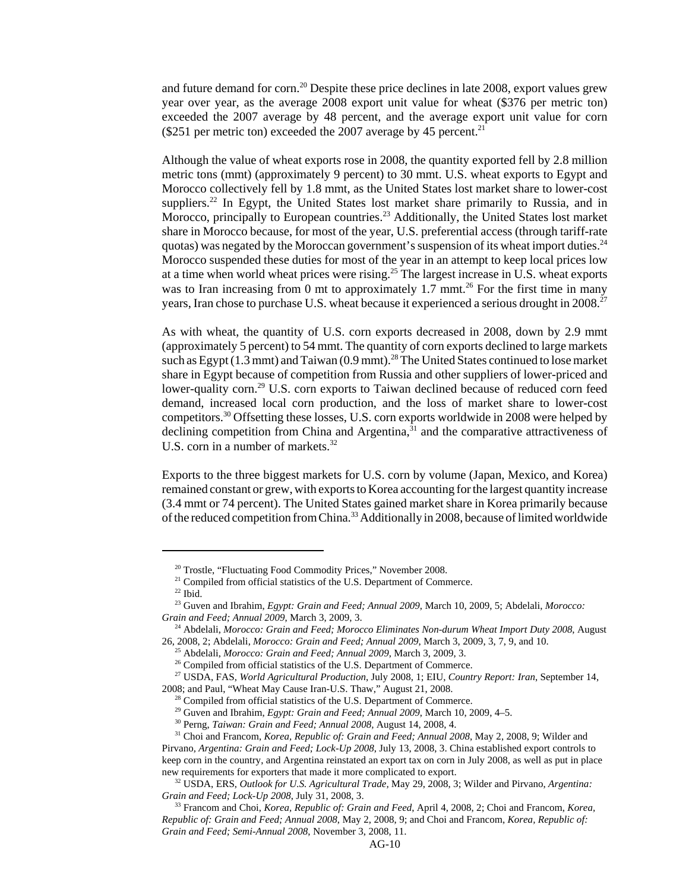and future demand for corn.[20] Despite these price declines in late 2008, export values grew year over year, as the average 2008 export unit value for wheat ($376 per metric ton) exceeded the 2007 average by 48 percent, and the average export unit value for corn ($251 per metric ton) exceeded the 2007 average by 45 percent.[21]

Although the value of wheat exports rose in 2008, the quantity exported fell by 2.8 million metric tons (mmt) (approximately 9 percent) to 30 mmt. U.S. wheat exports to Egypt and Morocco collectively fell by 1.8 mmt, as the United States lost market share to lower-cost suppliers.[22] In Egypt, the United States lost market share primarily to Russia, and in Morocco, principally to European countries.[23] Additionally, the United States lost market share in Morocco because, for most of the year, U.S. preferential access (through tariff-rate quotas) was negated by the Moroccan government's suspension of its wheat import duties.[24] Morocco suspended these duties for most of the year in an attempt to keep local prices low at a time when world wheat prices were rising.[25] The largest increase in U.S. wheat exports was to Iran increasing from 0 mt to approximately 1.7 mmt.[26] For the first time in many years, Iran chose to purchase U.S. wheat because it experienced a serious drought in 2008.[27]

As with wheat, the quantity of U.S. corn exports decreased in 2008, down by 2.9 mmt (approximately 5 percent) to 54 mmt. The quantity of corn exports declined to large markets such as Egypt (1.3 mmt) and Taiwan (0.9 mmt).[28] The United States continued to lose market share in Egypt because of competition from Russia and other suppliers of lower-priced and lower-quality corn.[29] U.S. corn exports to Taiwan declined because of reduced corn feed demand, increased local corn production, and the loss of market share to lower-cost competitors.[30] Offsetting these losses, U.S. corn exports worldwide in 2008 were helped by declining competition from China and Argentina,[31] and the comparative attractiveness of U.S. corn in a number of markets.[32]

Exports to the three biggest markets for U.S. corn by volume (Japan, Mexico, and Korea) remained constant or grew, with exports to Korea accounting for the largest quantity increase (3.4 mmt or 74 percent). The United States gained market share in Korea primarily because of the reduced competition from China.[33] Additionally in 2008, because of limited worldwide

---

[20] Trostle, "Fluctuating Food Commodity Prices," November 2008.

[21] Compiled from official statistics of the U.S. Department of Commerce.

[22] Ibid.

[23] Guven and Ibrahim, *Egypt: Grain and Feed; Annual 2009*, March 10, 2009, 5; Abdelali, *Morocco: Grain and Feed; Annual 2009*, March 3, 2009, 3.

[24] Abdelali, *Morocco: Grain and Feed; Morocco Eliminates Non-durum Wheat Import Duty 2008*, August 26, 2008, 2; Abdelali, *Morocco: Grain and Feed; Annual 2009*, March 3, 2009, 3, 7, 9, and 10.

[25] Abdelali, *Morocco: Grain and Feed; Annual 2009*, March 3, 2009, 3.

[26] Compiled from official statistics of the U.S. Department of Commerce.

[27] USDA, FAS, *World Agricultural Production*, July 2008, 1; EIU, *Country Report: Iran*, September 14, 2008; and Paul, "Wheat May Cause Iran-U.S. Thaw," August 21, 2008.

[28] Compiled from official statistics of the U.S. Department of Commerce.

[29] Guven and Ibrahim, *Egypt: Grain and Feed; Annual 2009*, March 10, 2009, 4–5.

[30] Perng, *Taiwan: Grain and Feed; Annual 2008*, August 14, 2008, 4.

[31] Choi and Francom, *Korea, Republic of: Grain and Feed; Annual 2008*, May 2, 2008, 9; Wilder and Pirvano, *Argentina: Grain and Feed; Lock-Up 2008*, July 13, 2008, 3. China established export controls to keep corn in the country, and Argentina reinstated an export tax on corn in July 2008, as well as put in place new requirements for exporters that made it more complicated to export.

[32] USDA, ERS, *Outlook for U.S. Agricultural Trade*, May 29, 2008, 3; Wilder and Pirvano, *Argentina: Grain and Feed; Lock-Up 2008*, July 31, 2008, 3.

[33] Francom and Choi, *Korea, Republic of: Grain and Feed*, April 4, 2008, 2; Choi and Francom, *Korea, Republic of: Grain and Feed; Annual 2008*, May 2, 2008, 9; and Choi and Francom, *Korea, Republic of: Grain and Feed; Semi-Annual 2008*, November 3, 2008, 11.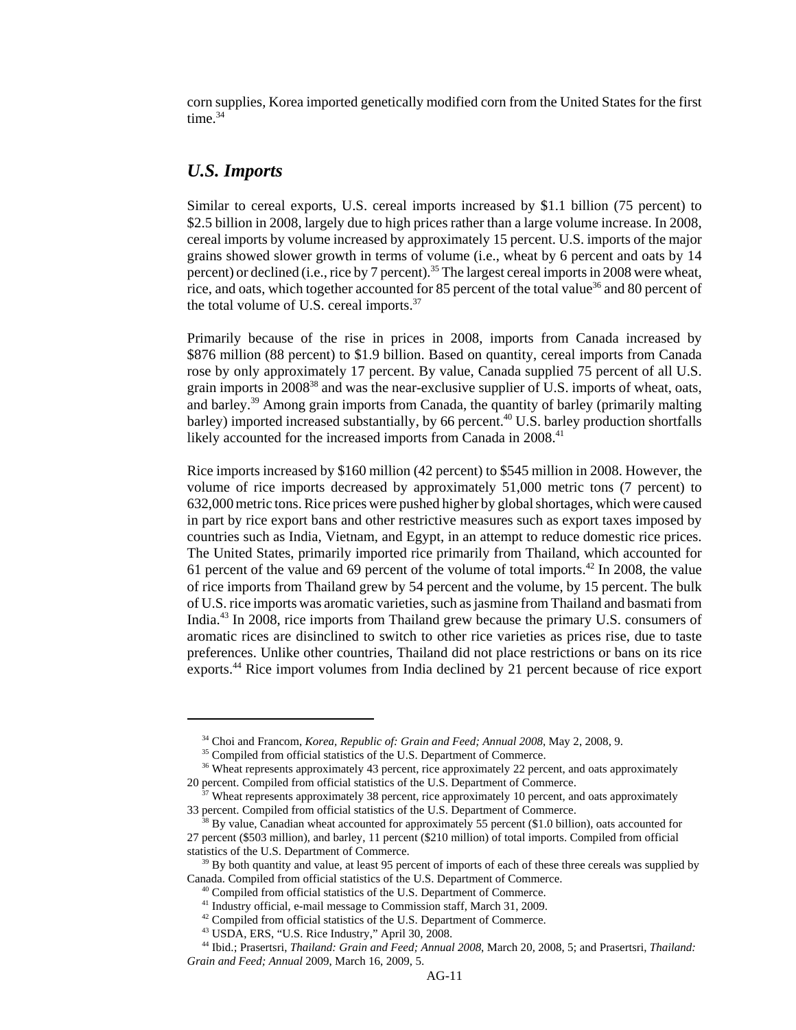corn supplies, Korea imported genetically modified corn from the United States for the first time.[34]

### *U.S. Imports*

Similar to cereal exports, U.S. cereal imports increased by $1.1 billion (75 percent) to $2.5 billion in 2008, largely due to high prices rather than a large volume increase. In 2008, cereal imports by volume increased by approximately 15 percent. U.S. imports of the major grains showed slower growth in terms of volume (i.e., wheat by 6 percent and oats by 14 percent) or declined (i.e., rice by 7 percent).[35] The largest cereal imports in 2008 were wheat, rice, and oats, which together accounted for 85 percent of the total value[36] and 80 percent of the total volume of U.S. cereal imports.[37]

Primarily because of the rise in prices in 2008, imports from Canada increased by $876 million (88 percent) to $1.9 billion. Based on quantity, cereal imports from Canada rose by only approximately 17 percent. By value, Canada supplied 75 percent of all U.S. grain imports in 2008[38] and was the near-exclusive supplier of U.S. imports of wheat, oats, and barley.[39] Among grain imports from Canada, the quantity of barley (primarily malting barley) imported increased substantially, by 66 percent.[40] U.S. barley production shortfalls likely accounted for the increased imports from Canada in 2008.[41]

Rice imports increased by $160 million (42 percent) to $545 million in 2008. However, the volume of rice imports decreased by approximately 51,000 metric tons (7 percent) to 632,000 metric tons. Rice prices were pushed higher by global shortages, which were caused in part by rice export bans and other restrictive measures such as export taxes imposed by countries such as India, Vietnam, and Egypt, in an attempt to reduce domestic rice prices. The United States, primarily imported rice primarily from Thailand, which accounted for 61 percent of the value and 69 percent of the volume of total imports.[42] In 2008, the value of rice imports from Thailand grew by 54 percent and the volume, by 15 percent. The bulk of U.S. rice imports was aromatic varieties, such as jasmine from Thailand and basmati from India.[43] In 2008, rice imports from Thailand grew because the primary U.S. consumers of aromatic rices are disinclined to switch to other rice varieties as prices rise, due to taste preferences. Unlike other countries, Thailand did not place restrictions or bans on its rice exports.[44] Rice import volumes from India declined by 21 percent because of rice export

---

[34] Choi and Francom, *Korea, Republic of: Grain and Feed; Annual 2008*, May 2, 2008, 9.

[35] Compiled from official statistics of the U.S. Department of Commerce.

[36] Wheat represents approximately 43 percent, rice approximately 22 percent, and oats approximately 20 percent. Compiled from official statistics of the U.S. Department of Commerce.

[37] Wheat represents approximately 38 percent, rice approximately 10 percent, and oats approximately 33 percent. Compiled from official statistics of the U.S. Department of Commerce.

[38] By value, Canadian wheat accounted for approximately 55 percent ($1.0 billion), oats accounted for 27 percent ($503 million), and barley, 11 percent ($210 million) of total imports. Compiled from official statistics of the U.S. Department of Commerce.

[39] By both quantity and value, at least 95 percent of imports of each of these three cereals was supplied by Canada. Compiled from official statistics of the U.S. Department of Commerce.

[40] Compiled from official statistics of the U.S. Department of Commerce.

[41] Industry official, e-mail message to Commission staff, March 31, 2009.

[42] Compiled from official statistics of the U.S. Department of Commerce.

[43] USDA, ERS, "U.S. Rice Industry," April 30, 2008.

[44] Ibid.; Prasertsri, *Thailand: Grain and Feed; Annual 2008*, March 20, 2008, 5; and Prasertsri, *Thailand: Grain and Feed; Annual* 2009, March 16, 2009, 5.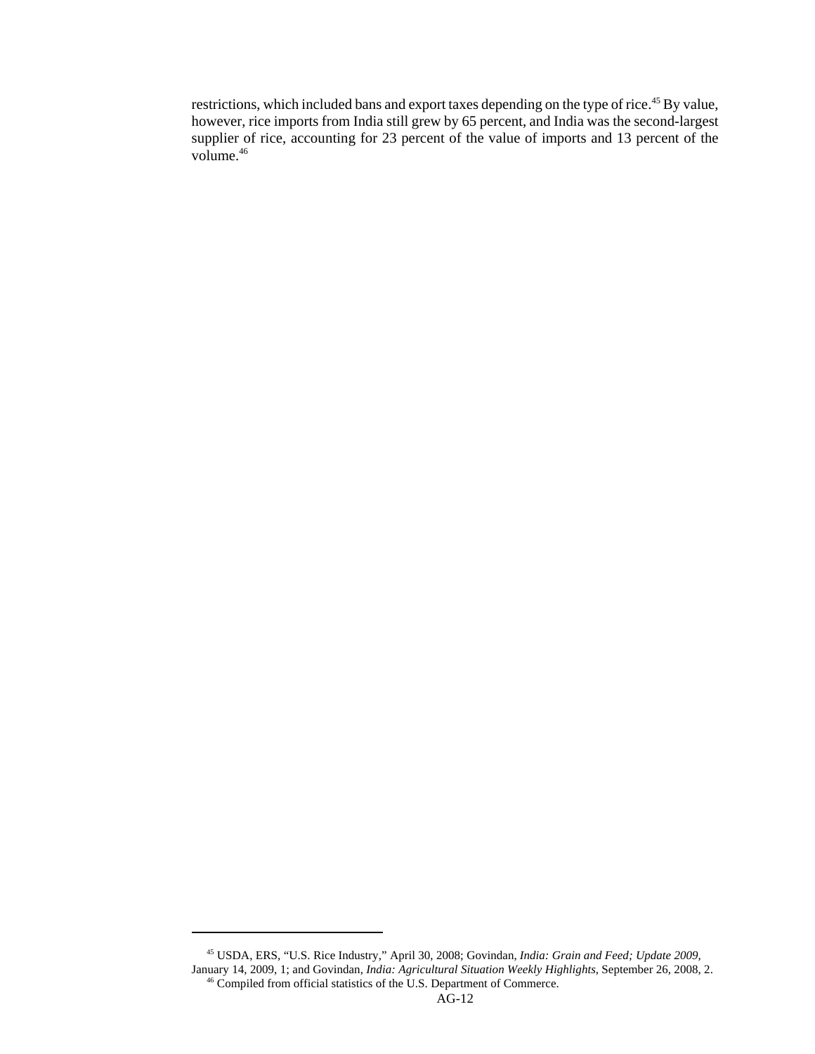restrictions, which included bans and export taxes depending on the type of rice.[45] By value, however, rice imports from India still grew by 65 percent, and India was the second-largest supplier of rice, accounting for 23 percent of the value of imports and 13 percent of the volume.[46]

---

[45] USDA, ERS, "U.S. Rice Industry," April 30, 2008; Govindan, *India: Grain and Feed; Update 2009*, January 14, 2009, 1; and Govindan, *India: Agricultural Situation Weekly Highlights*, September 26, 2008, 2.

[46] Compiled from official statistics of the U.S. Department of Commerce.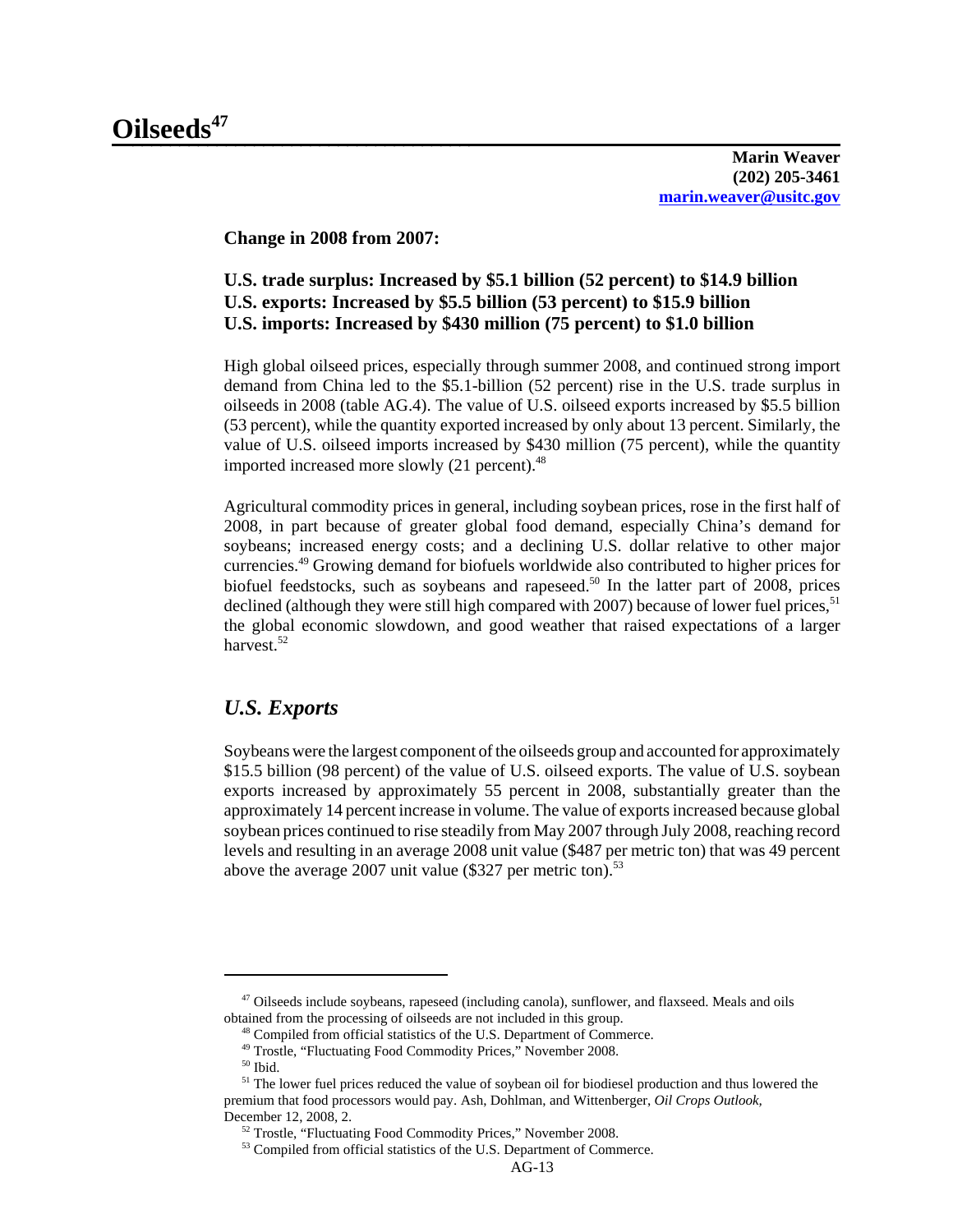# Oilseeds[47]

**Marin Weaver**
**(202) 205-3461**
**marin.weaver@usitc.gov**

**Change in 2008 from 2007:**

**U.S. trade surplus: Increased by $5.1 billion (52 percent) to $14.9 billion**
**U.S. exports: Increased by $5.5 billion (53 percent) to $15.9 billion**
**U.S. imports: Increased by $430 million (75 percent) to $1.0 billion**

High global oilseed prices, especially through summer 2008, and continued strong import demand from China led to the $5.1-billion (52 percent) rise in the U.S. trade surplus in oilseeds in 2008 (table AG.4). The value of U.S. oilseed exports increased by $5.5 billion (53 percent), while the quantity exported increased by only about 13 percent. Similarly, the value of U.S. oilseed imports increased by $430 million (75 percent), while the quantity imported increased more slowly (21 percent).[48]

Agricultural commodity prices in general, including soybean prices, rose in the first half of 2008, in part because of greater global food demand, especially China's demand for soybeans; increased energy costs; and a declining U.S. dollar relative to other major currencies.[49] Growing demand for biofuels worldwide also contributed to higher prices for biofuel feedstocks, such as soybeans and rapeseed.[50] In the latter part of 2008, prices declined (although they were still high compared with 2007) because of lower fuel prices,[51] the global economic slowdown, and good weather that raised expectations of a larger harvest.[52]

## *U.S. Exports*

Soybeans were the largest component of the oilseeds group and accounted for approximately $15.5 billion (98 percent) of the value of U.S. oilseed exports. The value of U.S. soybean exports increased by approximately 55 percent in 2008, substantially greater than the approximately 14 percent increase in volume. The value of exports increased because global soybean prices continued to rise steadily from May 2007 through July 2008, reaching record levels and resulting in an average 2008 unit value ($487 per metric ton) that was 49 percent above the average 2007 unit value ($327 per metric ton).[53]

---

[47] Oilseeds include soybeans, rapeseed (including canola), sunflower, and flaxseed. Meals and oils obtained from the processing of oilseeds are not included in this group.

[48] Compiled from official statistics of the U.S. Department of Commerce.

[49] Trostle, "Fluctuating Food Commodity Prices," November 2008.

[50] Ibid.

[51] The lower fuel prices reduced the value of soybean oil for biodiesel production and thus lowered the premium that food processors would pay. Ash, Dohlman, and Wittenberger, *Oil Crops Outlook*, December 12, 2008, 2.

[52] Trostle, "Fluctuating Food Commodity Prices," November 2008.

[53] Compiled from official statistics of the U.S. Department of Commerce.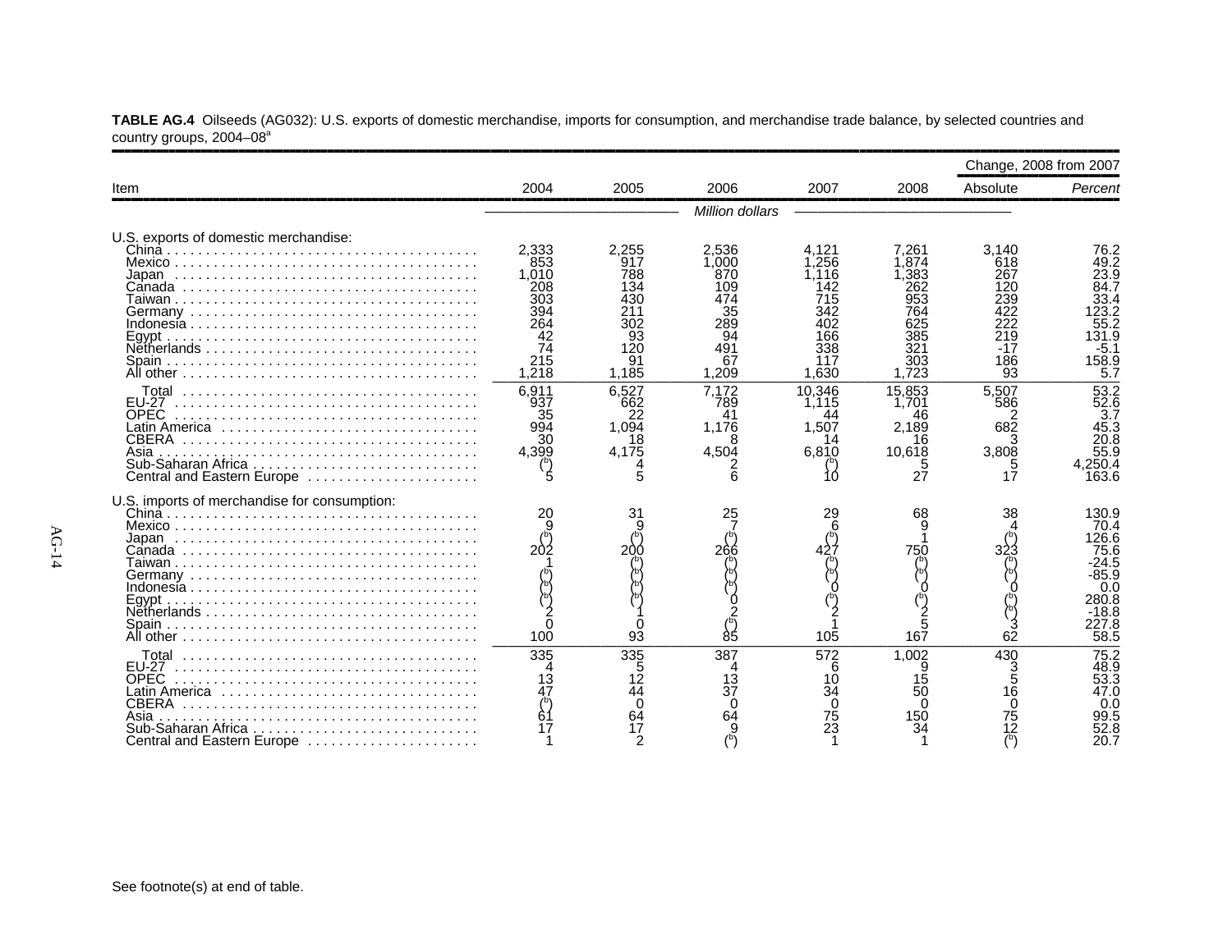**TABLE AG.4** Oilseeds (AG032): U.S. exports of domestic merchandise, imports for consumption, and merchandise trade balance, by selected countries and country groups, 2004–08[a]

| Item | 2004 | 2005 | 2006 | 2007 | 2008 | Change, 2008 from 2007 Absolute | Percent |
|---|---|---|---|---|---|---|---|
| | *Million dollars* | | | | | | |
| U.S. exports of domestic merchandise: | | | | | | | |
| China | 2,333 | 2,255 | 2,536 | 4,121 | 7,261 | 3,140 | 76.2 |
| Mexico | 853 | 917 | 1,000 | 1,256 | 1,874 | 618 | 49.2 |
| Japan | 1,010 | 788 | 870 | 1,116 | 1,383 | 267 | 23.9 |
| Canada | 208 | 134 | 109 | 142 | 262 | 120 | 84.7 |
| Taiwan | 303 | 430 | 474 | 715 | 953 | 239 | 33.4 |
| Germany | 394 | 211 | 35 | 342 | 764 | 422 | 123.2 |
| Indonesia | 264 | 302 | 289 | 402 | 625 | 222 | 55.2 |
| Egypt | 42 | 93 | 94 | 166 | 385 | 219 | 131.9 |
| Netherlands | 74 | 120 | 491 | 338 | 321 | -17 | -5.1 |
| Spain | 215 | 91 | 67 | 117 | 303 | 186 | 158.9 |
| All other | 1,218 | 1,185 | 1,209 | 1,630 | 1,723 | 93 | 5.7 |
| Total | 6,911 | 6,527 | 7,172 | 10,346 | 15,853 | 5,507 | 53.2 |
| EU-27 | 937 | 662 | 789 | 1,115 | 1,701 | 586 | 52.6 |
| OPEC | 35 | 22 | 41 | 44 | 46 | 2 | 3.7 |
| Latin America | 994 | 1,094 | 1,176 | 1,507 | 2,189 | 682 | 45.3 |
| CBERA | 30 | 18 | 8 | 14 | 16 | 3 | 20.8 |
| Asia | 4,399 | 4,175 | 4,504 | 6,810 | 10,618 | 3,808 | 55.9 |
| Sub-Saharan Africa | ([b]) | 4 | 2 | ([b]) | 5 | 5 | 4,250.4 |
| Central and Eastern Europe | 5 | 5 | 6 | 10 | 27 | 17 | 163.6 |
| U.S. imports of merchandise for consumption: | | | | | | | |
| China | 20 | 31 | 25 | 29 | 68 | 38 | 130.9 |
| Mexico | 9 | 9 | 7 | 6 | 9 | 4 | 70.4 |
| Japan | ([b]) | ([b]) | ([b]) | ([b]) | 1 | ([b]) | 126.6 |
| Canada | 202 | 200 | 266 | 427 | 750 | 323 | 75.6 |
| Taiwan | 1 | ([b]) | ([b]) | ([b]) | ([b]) | ([b]) | -24.5 |
| Germany | ([b]) | ([b]) | ([b]) | ([b]) | ([b]) | ([b]) | -85.9 |
| Indonesia | ([b]) | ([b]) | ([b]) | 0 | 0 | 0 | 0.0 |
| Egypt | ([b]) | ([b]) | 0 | ([b]) | ([b]) | ([b]) | 280.8 |
| Netherlands | 2 | 1 | 2 | 2 | 2 | ([b]) | -18.8 |
| Spain | 0 | 0 | ([b]) | 1 | 5 | 3 | 227.8 |
| All other | 100 | 93 | 85 | 105 | 167 | 62 | 58.5 |
| Total | 335 | 335 | 387 | 572 | 1,002 | 430 | 75.2 |
| EU-27 | 4 | 5 | 4 | 6 | 9 | 3 | 48.9 |
| OPEC | 13 | 12 | 13 | 10 | 15 | 5 | 53.3 |
| Latin America | 47 | 44 | 37 | 34 | 50 | 16 | 47.0 |
| CBERA | ([b]) | 0 | 0 | 0 | 0 | 0 | 0.0 |
| Asia | 61 | 64 | 64 | 75 | 150 | 75 | 99.5 |
| Sub-Saharan Africa | 17 | 17 | 9 | 23 | 34 | 12 | 52.8 |
| Central and Eastern Europe | 1 | 2 | ([b]) | 1 | 1 | ([b]) | 20.7 |

See footnote(s) at end of table.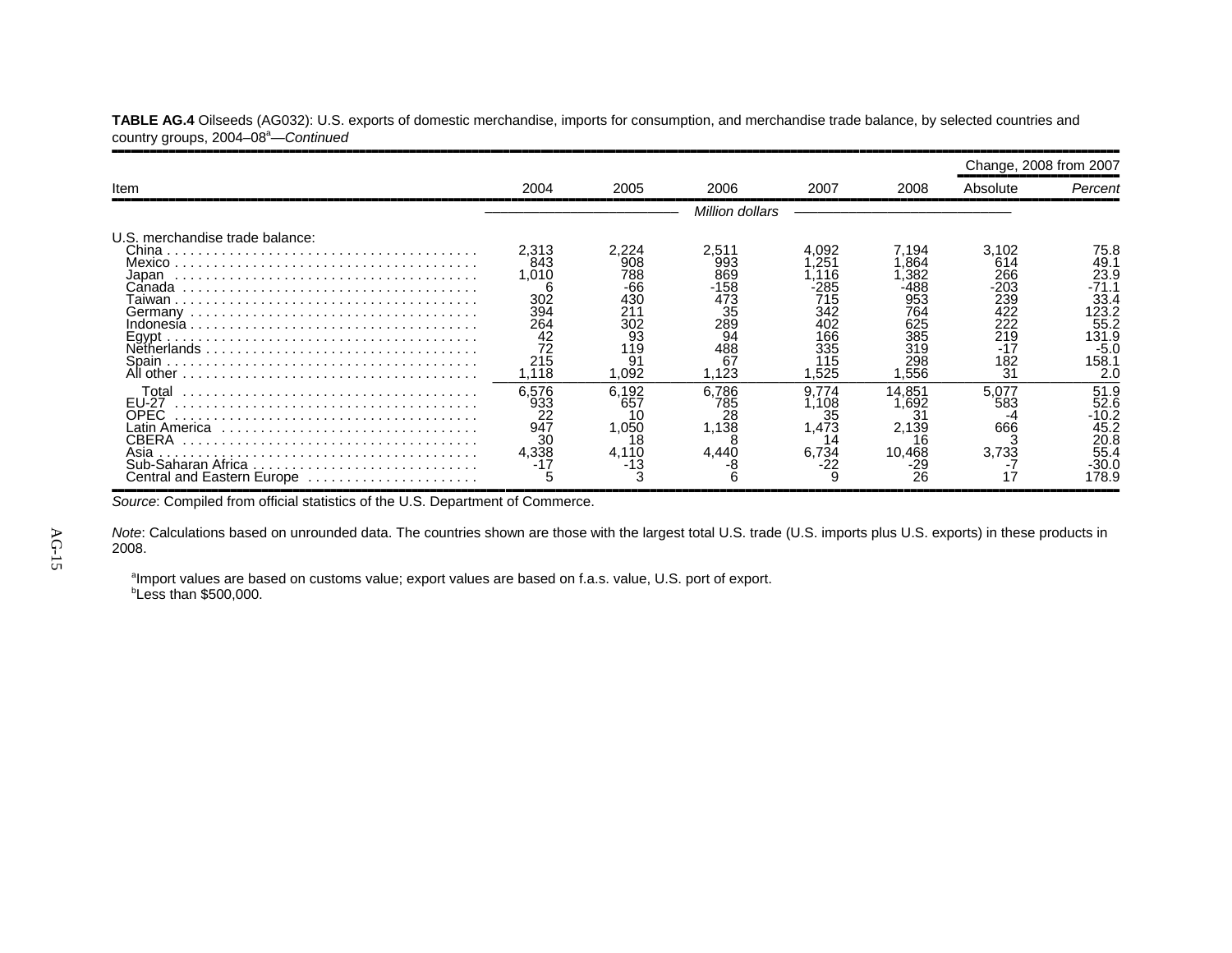**TABLE AG.4** Oilseeds (AG032): U.S. exports of domestic merchandise, imports for consumption, and merchandise trade balance, by selected countries and country groups, 2004–08[a]—*Continued*

| Item | 2004 | 2005 | 2006 | 2007 | 2008 | Change, 2008 from 2007 | |
|---|---|---|---|---|---|---|---|
| | | | | | | Absolute | *Percent* |
| | *Million dollars* | | | | | | |
| U.S. merchandise trade balance: | | | | | | | |
| China | 2,313 | 2,224 | 2,511 | 4,092 | 7,194 | 3,102 | 75.8 |
| Mexico | 843 | 908 | 993 | 1,251 | 1,864 | 614 | 49.1 |
| Japan | 1,010 | 788 | 869 | 1,116 | 1,382 | 266 | 23.9 |
| Canada | 6 | -66 | -158 | -285 | -488 | -203 | -71.1 |
| Taiwan | 302 | 430 | 473 | 715 | 953 | 239 | 33.4 |
| Germany | 394 | 211 | 35 | 342 | 764 | 422 | 123.2 |
| Indonesia | 264 | 302 | 289 | 402 | 625 | 222 | 55.2 |
| Egypt | 42 | 93 | 94 | 166 | 385 | 219 | 131.9 |
| Netherlands | 72 | 119 | 488 | 335 | 319 | -17 | -5.0 |
| Spain | 215 | 91 | 67 | 115 | 298 | 182 | 158.1 |
| All other | 1,118 | 1,092 | 1,123 | 1,525 | 1,556 | 31 | 2.0 |
| Total | 6,576 | 6,192 | 6,786 | 9,774 | 14,851 | 5,077 | 51.9 |
| EU-27 | 933 | 657 | 785 | 1,108 | 1,692 | 583 | 52.6 |
| OPEC | 22 | 10 | 28 | 35 | 31 | -4 | -10.2 |
| Latin America | 947 | 1,050 | 1,138 | 1,473 | 2,139 | 666 | 45.2 |
| CBERA | 30 | 18 | 8 | 14 | 16 | 3 | 20.8 |
| Asia | 4,338 | 4,110 | 4,440 | 6,734 | 10,468 | 3,733 | 55.4 |
| Sub-Saharan Africa | -17 | -13 | -8 | -22 | -29 | -7 | -30.0 |
| Central and Eastern Europe | 5 | 3 | 6 | 9 | 26 | 17 | 178.9 |

*Source*: Compiled from official statistics of the U.S. Department of Commerce.

*Note*: Calculations based on unrounded data. The countries shown are those with the largest total U.S. trade (U.S. imports plus U.S. exports) in these products in 2008.

[a]Import values are based on customs value; export values are based on f.a.s. value, U.S. port of export.
[b]Less than $500,000.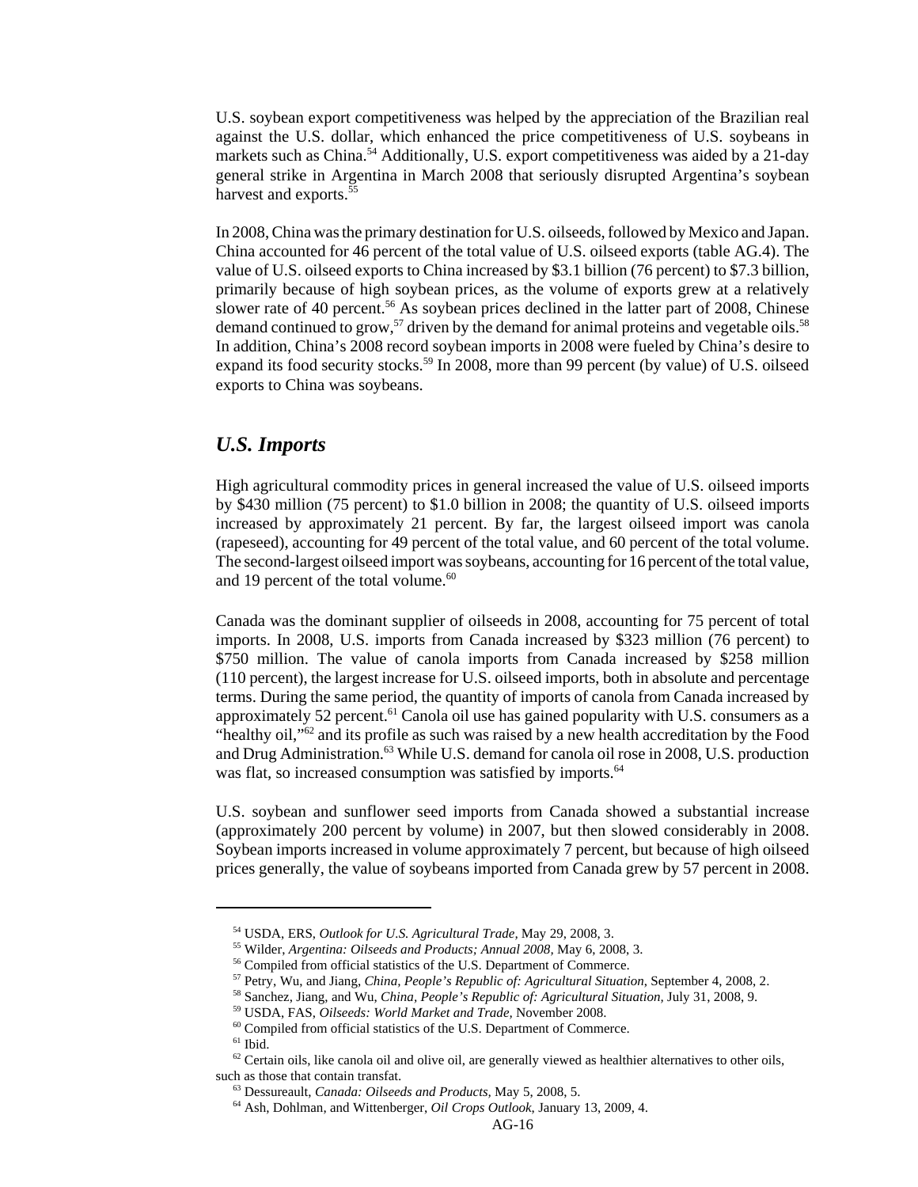U.S. soybean export competitiveness was helped by the appreciation of the Brazilian real against the U.S. dollar, which enhanced the price competitiveness of U.S. soybeans in markets such as China.[54] Additionally, U.S. export competitiveness was aided by a 21-day general strike in Argentina in March 2008 that seriously disrupted Argentina's soybean harvest and exports.[55]

In 2008, China was the primary destination for U.S. oilseeds, followed by Mexico and Japan. China accounted for 46 percent of the total value of U.S. oilseed exports (table AG.4). The value of U.S. oilseed exports to China increased by $3.1 billion (76 percent) to $7.3 billion, primarily because of high soybean prices, as the volume of exports grew at a relatively slower rate of 40 percent.[56] As soybean prices declined in the latter part of 2008, Chinese demand continued to grow,[57] driven by the demand for animal proteins and vegetable oils.[58] In addition, China's 2008 record soybean imports in 2008 were fueled by China's desire to expand its food security stocks.[59] In 2008, more than 99 percent (by value) of U.S. oilseed exports to China was soybeans.

## *U.S. Imports*

High agricultural commodity prices in general increased the value of U.S. oilseed imports by $430 million (75 percent) to $1.0 billion in 2008; the quantity of U.S. oilseed imports increased by approximately 21 percent. By far, the largest oilseed import was canola (rapeseed), accounting for 49 percent of the total value, and 60 percent of the total volume. The second-largest oilseed import was soybeans, accounting for 16 percent of the total value, and 19 percent of the total volume.[60]

Canada was the dominant supplier of oilseeds in 2008, accounting for 75 percent of total imports. In 2008, U.S. imports from Canada increased by $323 million (76 percent) to $750 million. The value of canola imports from Canada increased by $258 million (110 percent), the largest increase for U.S. oilseed imports, both in absolute and percentage terms. During the same period, the quantity of imports of canola from Canada increased by approximately 52 percent.[61] Canola oil use has gained popularity with U.S. consumers as a "healthy oil,"[62] and its profile as such was raised by a new health accreditation by the Food and Drug Administration.[63] While U.S. demand for canola oil rose in 2008, U.S. production was flat, so increased consumption was satisfied by imports.[64]

U.S. soybean and sunflower seed imports from Canada showed a substantial increase (approximately 200 percent by volume) in 2007, but then slowed considerably in 2008. Soybean imports increased in volume approximately 7 percent, but because of high oilseed prices generally, the value of soybeans imported from Canada grew by 57 percent in 2008.

---

[54] USDA, ERS, *Outlook for U.S. Agricultural Trade,* May 29, 2008, 3.

[55] Wilder, *Argentina: Oilseeds and Products; Annual 2008,* May 6, 2008, 3.

[56] Compiled from official statistics of the U.S. Department of Commerce.

[57] Petry, Wu, and Jiang, *China, People's Republic of: Agricultural Situation,* September 4, 2008, 2.

[58] Sanchez, Jiang, and Wu, *China, People's Republic of: Agricultural Situation,* July 31, 2008, 9.

[59] USDA, FAS, *Oilseeds: World Market and Trade,* November 2008.

[60] Compiled from official statistics of the U.S. Department of Commerce.

[61] Ibid.

[62] Certain oils, like canola oil and olive oil, are generally viewed as healthier alternatives to other oils, such as those that contain transfat.

[63] Dessureault, *Canada: Oilseeds and Products,* May 5, 2008, 5.

[64] Ash, Dohlman, and Wittenberger, *Oil Crops Outlook,* January 13, 2009, 4.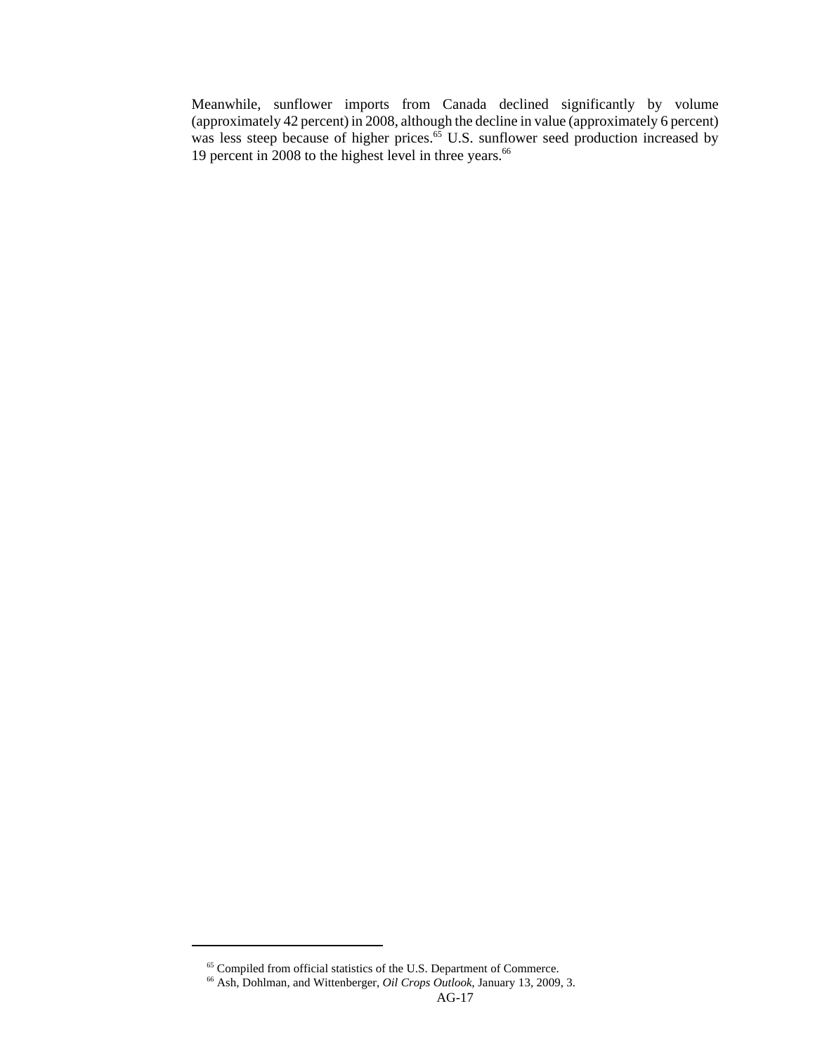Meanwhile, sunflower imports from Canada declined significantly by volume (approximately 42 percent) in 2008, although the decline in value (approximately 6 percent) was less steep because of higher prices.[65] U.S. sunflower seed production increased by 19 percent in 2008 to the highest level in three years.[66]

---

[65] Compiled from official statistics of the U.S. Department of Commerce.

[66] Ash, Dohlman, and Wittenberger, *Oil Crops Outlook*, January 13, 2009, 3.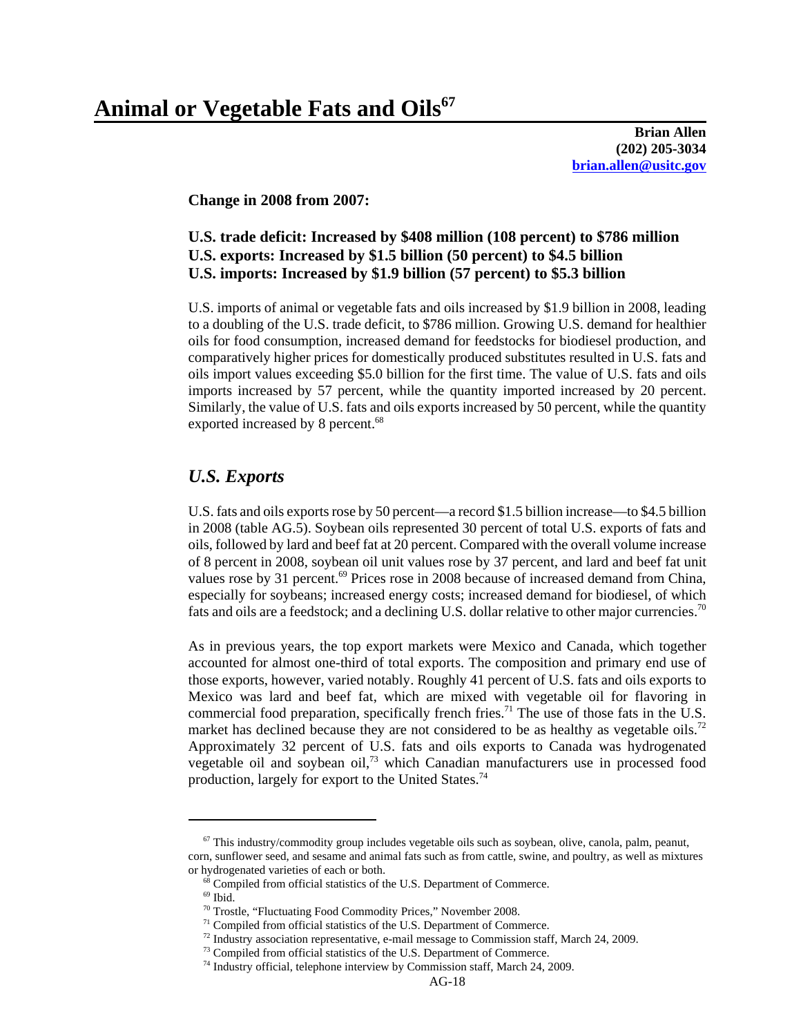# Animal or Vegetable Fats and Oils[67]

**Brian Allen**
**(202) 205-3034**
**brian.allen@usitc.gov**

**Change in 2008 from 2007:**

**U.S. trade deficit: Increased by $408 million (108 percent) to $786 million**
**U.S. exports: Increased by $1.5 billion (50 percent) to $4.5 billion**
**U.S. imports: Increased by $1.9 billion (57 percent) to $5.3 billion**

U.S. imports of animal or vegetable fats and oils increased by $1.9 billion in 2008, leading to a doubling of the U.S. trade deficit, to $786 million. Growing U.S. demand for healthier oils for food consumption, increased demand for feedstocks for biodiesel production, and comparatively higher prices for domestically produced substitutes resulted in U.S. fats and oils import values exceeding $5.0 billion for the first time. The value of U.S. fats and oils imports increased by 57 percent, while the quantity imported increased by 20 percent. Similarly, the value of U.S. fats and oils exports increased by 50 percent, while the quantity exported increased by 8 percent.[68]

## *U.S. Exports*

U.S. fats and oils exports rose by 50 percent—a record $1.5 billion increase—to $4.5 billion in 2008 (table AG.5). Soybean oils represented 30 percent of total U.S. exports of fats and oils, followed by lard and beef fat at 20 percent. Compared with the overall volume increase of 8 percent in 2008, soybean oil unit values rose by 37 percent, and lard and beef fat unit values rose by 31 percent.[69] Prices rose in 2008 because of increased demand from China, especially for soybeans; increased energy costs; increased demand for biodiesel, of which fats and oils are a feedstock; and a declining U.S. dollar relative to other major currencies.[70]

As in previous years, the top export markets were Mexico and Canada, which together accounted for almost one-third of total exports. The composition and primary end use of those exports, however, varied notably. Roughly 41 percent of U.S. fats and oils exports to Mexico was lard and beef fat, which are mixed with vegetable oil for flavoring in commercial food preparation, specifically french fries.[71] The use of those fats in the U.S. market has declined because they are not considered to be as healthy as vegetable oils.[72] Approximately 32 percent of U.S. fats and oils exports to Canada was hydrogenated vegetable oil and soybean oil,[73] which Canadian manufacturers use in processed food production, largely for export to the United States.[74]

---

[67] This industry/commodity group includes vegetable oils such as soybean, olive, canola, palm, peanut, corn, sunflower seed, and sesame and animal fats such as from cattle, swine, and poultry, as well as mixtures or hydrogenated varieties of each or both.

[68] Compiled from official statistics of the U.S. Department of Commerce.

[69] Ibid.

[70] Trostle, "Fluctuating Food Commodity Prices," November 2008.

[71] Compiled from official statistics of the U.S. Department of Commerce.

[72] Industry association representative, e-mail message to Commission staff, March 24, 2009.

[73] Compiled from official statistics of the U.S. Department of Commerce.

[74] Industry official, telephone interview by Commission staff, March 24, 2009.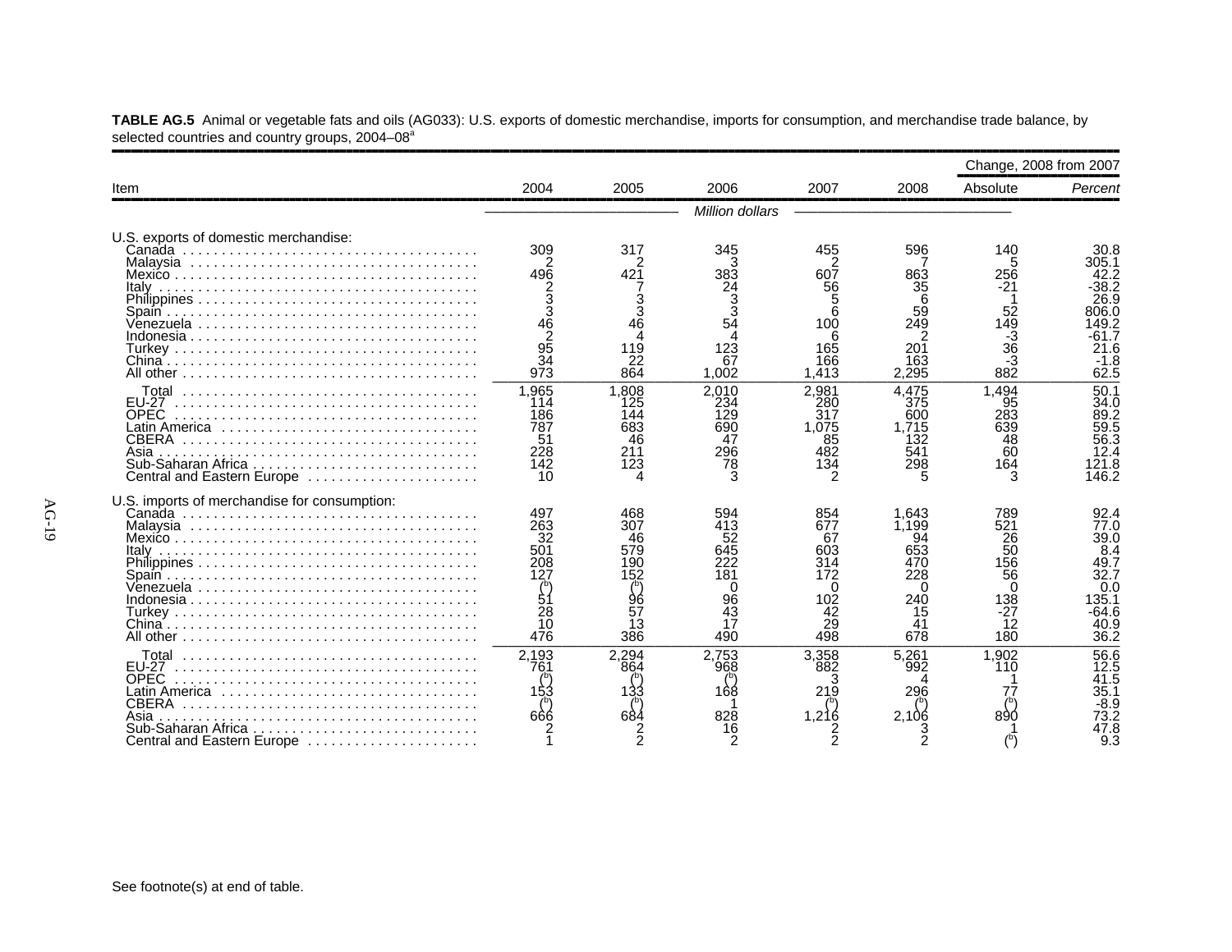**TABLE AG.5** Animal or vegetable fats and oils (AG033): U.S. exports of domestic merchandise, imports for consumption, and merchandise trade balance, by selected countries and country groups, 2004–08[a]

| Item | 2004 | 2005 | 2006 | 2007 | 2008 | Change, 2008 from 2007 | |
|---|---|---|---|---|---|---|---|
| | | | | | | Absolute | *Percent* |
| | | | *Million dollars* | | | | |
| U.S. exports of domestic merchandise: | | | | | | | |
| Canada | 309 | 317 | 345 | 455 | 596 | 140 | 30.8 |
| Malaysia | 2 | 2 | 3 | 2 | 7 | 5 | 305.1 |
| Mexico | 496 | 421 | 383 | 607 | 863 | 256 | 42.2 |
| Italy | 2 | 7 | 24 | 56 | 35 | -21 | -38.2 |
| Philippines | 3 | 3 | 3 | 5 | 6 | 1 | 26.9 |
| Spain | 3 | 3 | 3 | 6 | 59 | 52 | 806.0 |
| Venezuela | 46 | 46 | 54 | 100 | 249 | 149 | 149.2 |
| Indonesia | 2 | 4 | 4 | 6 | 2 | -3 | -61.7 |
| Turkey | 95 | 119 | 123 | 165 | 201 | 36 | 21.6 |
| China | 34 | 22 | 67 | 166 | 163 | -3 | -1.8 |
| All other | 973 | 864 | 1,002 | 1,413 | 2,295 | 882 | 62.5 |
| Total | 1,965 | 1,808 | 2,010 | 2,981 | 4,475 | 1,494 | 50.1 |
| EU-27 | 114 | 125 | 234 | 280 | 375 | 95 | 34.0 |
| OPEC | 186 | 144 | 129 | 317 | 600 | 283 | 89.2 |
| Latin America | 787 | 683 | 690 | 1,075 | 1,715 | 639 | 59.5 |
| CBERA | 51 | 46 | 47 | 85 | 132 | 48 | 56.3 |
| Asia | 228 | 211 | 296 | 482 | 541 | 60 | 12.4 |
| Sub-Saharan Africa | 142 | 123 | 78 | 134 | 298 | 164 | 121.8 |
| Central and Eastern Europe | 10 | 4 | 3 | 2 | 5 | 3 | 146.2 |
| U.S. imports of merchandise for consumption: | | | | | | | |
| Canada | 497 | 468 | 594 | 854 | 1,643 | 789 | 92.4 |
| Malaysia | 263 | 307 | 413 | 677 | 1,199 | 521 | 77.0 |
| Mexico | 32 | 46 | 52 | 67 | 94 | 26 | 39.0 |
| Italy | 501 | 579 | 645 | 603 | 653 | 50 | 8.4 |
| Philippines | 208 | 190 | 222 | 314 | 470 | 156 | 49.7 |
| Spain | 127 | 152 | 181 | 172 | 228 | 56 | 32.7 |
| Venezuela | ([b]) | ([b]) | 0 | 0 | 0 | 0 | 0.0 |
| Indonesia | 51 | 96 | 96 | 102 | 240 | 138 | 135.1 |
| Turkey | 28 | 57 | 43 | 42 | 15 | -27 | -64.6 |
| China | 10 | 13 | 17 | 29 | 41 | 12 | 40.9 |
| All other | 476 | 386 | 490 | 498 | 678 | 180 | 36.2 |
| Total | 2,193 | 2,294 | 2,753 | 3,358 | 5,261 | 1,902 | 56.6 |
| EU-27 | 761 | 864 | 968 | 882 | 992 | 110 | 12.5 |
| OPEC | ([b]) | ([b]) | ([b]) | 3 | 4 | 1 | 41.5 |
| Latin America | 153 | 133 | 168 | 219 | 296 | 77 | 35.1 |
| CBERA | ([b]) | ([b]) | 1 | ([b]) | ([b]) | ([b]) | -8.9 |
| Asia | 666 | 684 | 828 | 1,216 | 2,106 | 890 | 73.2 |
| Sub-Saharan Africa | 2 | 2 | 16 | 2 | 3 | 1 | 47.8 |
| Central and Eastern Europe | 1 | 2 | 2 | 2 | 2 | ([b]) | 9.3 |

See footnote(s) at end of table.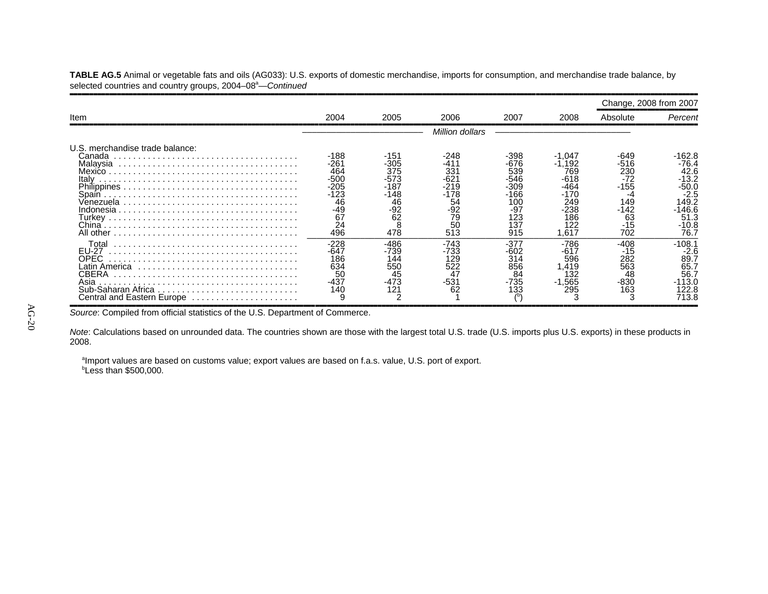**TABLE AG.5** Animal or vegetable fats and oils (AG033): U.S. exports of domestic merchandise, imports for consumption, and merchandise trade balance, by selected countries and country groups, 2004–08[a]—*Continued*

| Item | 2004 | 2005 | 2006 | 2007 | 2008 | Change, 2008 from 2007 Absolute | Change, 2008 from 2007 *Percent* |
|---|---|---|---|---|---|---|---|
| | *Million dollars* | | | | | | |
| U.S. merchandise trade balance: | | | | | | | |
| Canada | -188 | -151 | -248 | -398 | -1,047 | -649 | -162.8 |
| Malaysia | -261 | -305 | -411 | -676 | -1,192 | -516 | -76.4 |
| Mexico | 464 | 375 | 331 | 539 | 769 | 230 | 42.6 |
| Italy | -500 | -573 | -621 | -546 | -618 | -72 | -13.2 |
| Philippines | -205 | -187 | -219 | -309 | -464 | -155 | -50.0 |
| Spain | -123 | -148 | -178 | -166 | -170 | -4 | -2.5 |
| Venezuela | 46 | 46 | 54 | 100 | 249 | 149 | 149.2 |
| Indonesia | -49 | -92 | -92 | -97 | -238 | -142 | -146.6 |
| Turkey | 67 | 62 | 79 | 123 | 186 | 63 | 51.3 |
| China | 24 | 8 | 50 | 137 | 122 | -15 | -10.8 |
| All other | 496 | 478 | 513 | 915 | 1,617 | 702 | 76.7 |
| Total | -228 | -486 | -743 | -377 | -786 | -408 | -108.1 |
| EU-27 | -647 | -739 | -733 | -602 | -617 | -15 | -2.6 |
| OPEC | 186 | 144 | 129 | 314 | 596 | 282 | 89.7 |
| Latin America | 634 | 550 | 522 | 856 | 1,419 | 563 | 65.7 |
| CBERA | 50 | 45 | 47 | 84 | 132 | 48 | 56.7 |
| Asia | -437 | -473 | -531 | -735 | -1,565 | -830 | -113.0 |
| Sub-Saharan Africa | 140 | 121 | 62 | 133 | 295 | 163 | 122.8 |
| Central and Eastern Europe | 9 | 2 | 1 | ([b]) | 3 | 3 | 713.8 |

*Source*: Compiled from official statistics of the U.S. Department of Commerce.

*Note*: Calculations based on unrounded data. The countries shown are those with the largest total U.S. trade (U.S. imports plus U.S. exports) in these products in 2008.

[a]Import values are based on customs value; export values are based on f.a.s. value, U.S. port of export.
[b]Less than $500,000.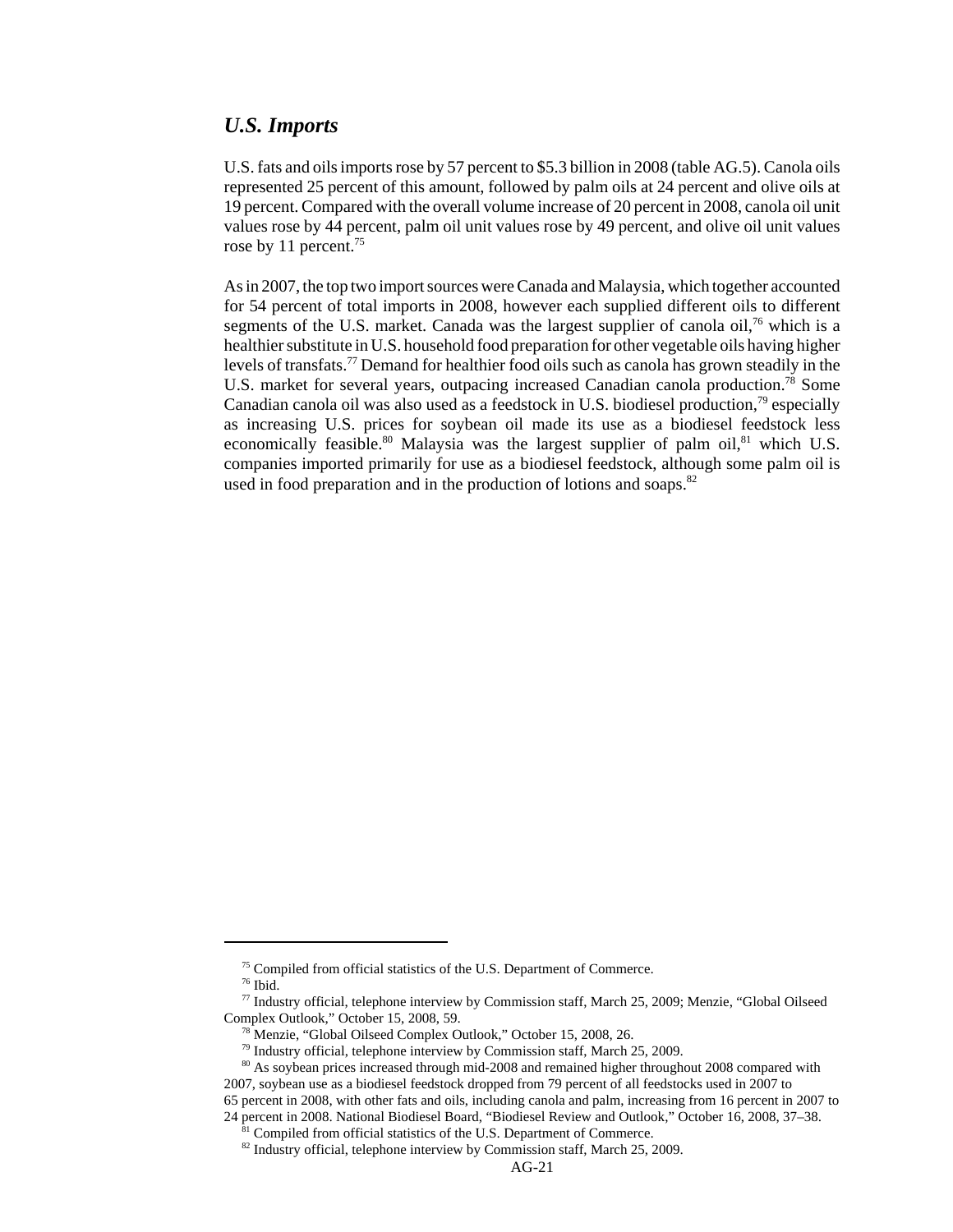### *U.S. Imports*

U.S. fats and oils imports rose by 57 percent to $5.3 billion in 2008 (table AG.5). Canola oils represented 25 percent of this amount, followed by palm oils at 24 percent and olive oils at 19 percent. Compared with the overall volume increase of 20 percent in 2008, canola oil unit values rose by 44 percent, palm oil unit values rose by 49 percent, and olive oil unit values rose by 11 percent.[75]

As in 2007, the top two import sources were Canada and Malaysia, which together accounted for 54 percent of total imports in 2008, however each supplied different oils to different segments of the U.S. market. Canada was the largest supplier of canola oil,[76] which is a healthier substitute in U.S. household food preparation for other vegetable oils having higher levels of transfats.[77] Demand for healthier food oils such as canola has grown steadily in the U.S. market for several years, outpacing increased Canadian canola production.[78] Some Canadian canola oil was also used as a feedstock in U.S. biodiesel production,[79] especially as increasing U.S. prices for soybean oil made its use as a biodiesel feedstock less economically feasible.[80] Malaysia was the largest supplier of palm oil,[81] which U.S. companies imported primarily for use as a biodiesel feedstock, although some palm oil is used in food preparation and in the production of lotions and soaps.[82]

---

[75] Compiled from official statistics of the U.S. Department of Commerce.

[76] Ibid.

[77] Industry official, telephone interview by Commission staff, March 25, 2009; Menzie, "Global Oilseed Complex Outlook," October 15, 2008, 59.

[78] Menzie, "Global Oilseed Complex Outlook," October 15, 2008, 26.

[79] Industry official, telephone interview by Commission staff, March 25, 2009.

[80] As soybean prices increased through mid-2008 and remained higher throughout 2008 compared with 2007, soybean use as a biodiesel feedstock dropped from 79 percent of all feedstocks used in 2007 to 65 percent in 2008, with other fats and oils, including canola and palm, increasing from 16 percent in 2007 to 24 percent in 2008. National Biodiesel Board, "Biodiesel Review and Outlook," October 16, 2008, 37–38.

[81] Compiled from official statistics of the U.S. Department of Commerce.

[82] Industry official, telephone interview by Commission staff, March 25, 2009.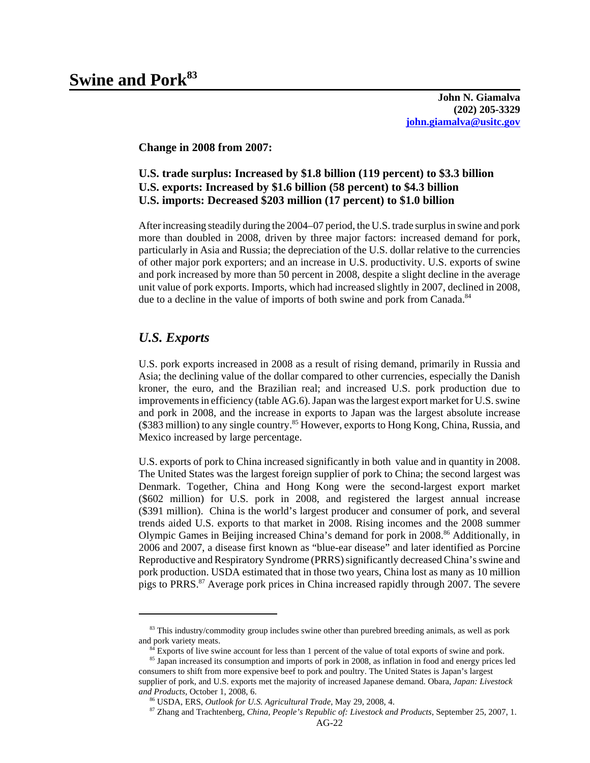# Swine and Pork[83]

**John N. Giamalva**
**(202) 205-3329**
**john.giamalva@usitc.gov**

**Change in 2008 from 2007:**

**U.S. trade surplus: Increased by $1.8 billion (119 percent) to $3.3 billion**
**U.S. exports: Increased by $1.6 billion (58 percent) to $4.3 billion**
**U.S. imports: Decreased $203 million (17 percent) to $1.0 billion**

After increasing steadily during the 2004–07 period, the U.S. trade surplus in swine and pork more than doubled in 2008, driven by three major factors: increased demand for pork, particularly in Asia and Russia; the depreciation of the U.S. dollar relative to the currencies of other major pork exporters; and an increase in U.S. productivity. U.S. exports of swine and pork increased by more than 50 percent in 2008, despite a slight decline in the average unit value of pork exports. Imports, which had increased slightly in 2007, declined in 2008, due to a decline in the value of imports of both swine and pork from Canada.[84]

## *U.S. Exports*

U.S. pork exports increased in 2008 as a result of rising demand, primarily in Russia and Asia; the declining value of the dollar compared to other currencies, especially the Danish kroner, the euro, and the Brazilian real; and increased U.S. pork production due to improvements in efficiency (table AG.6). Japan was the largest export market for U.S. swine and pork in 2008, and the increase in exports to Japan was the largest absolute increase ($383 million) to any single country.[85] However, exports to Hong Kong, China, Russia, and Mexico increased by large percentage.

U.S. exports of pork to China increased significantly in both value and in quantity in 2008. The United States was the largest foreign supplier of pork to China; the second largest was Denmark. Together, China and Hong Kong were the second-largest export market ($602 million) for U.S. pork in 2008, and registered the largest annual increase ($391 million). China is the world's largest producer and consumer of pork, and several trends aided U.S. exports to that market in 2008. Rising incomes and the 2008 summer Olympic Games in Beijing increased China's demand for pork in 2008.[86] Additionally, in 2006 and 2007, a disease first known as "blue-ear disease" and later identified as Porcine Reproductive and Respiratory Syndrome (PRRS) significantly decreased China's swine and pork production. USDA estimated that in those two years, China lost as many as 10 million pigs to PRRS.[87] Average pork prices in China increased rapidly through 2007. The severe

---

[83] This industry/commodity group includes swine other than purebred breeding animals, as well as pork and pork variety meats.

[84] Exports of live swine account for less than 1 percent of the value of total exports of swine and pork.

[85] Japan increased its consumption and imports of pork in 2008, as inflation in food and energy prices led consumers to shift from more expensive beef to pork and poultry. The United States is Japan's largest supplier of pork, and U.S. exports met the majority of increased Japanese demand. Obara, *Japan: Livestock and Products*, October 1, 2008, 6.

[86] USDA, ERS, *Outlook for U.S. Agricultural Trade*, May 29, 2008, 4.

[87] Zhang and Trachtenberg, *China, People's Republic of: Livestock and Products*, September 25, 2007, 1.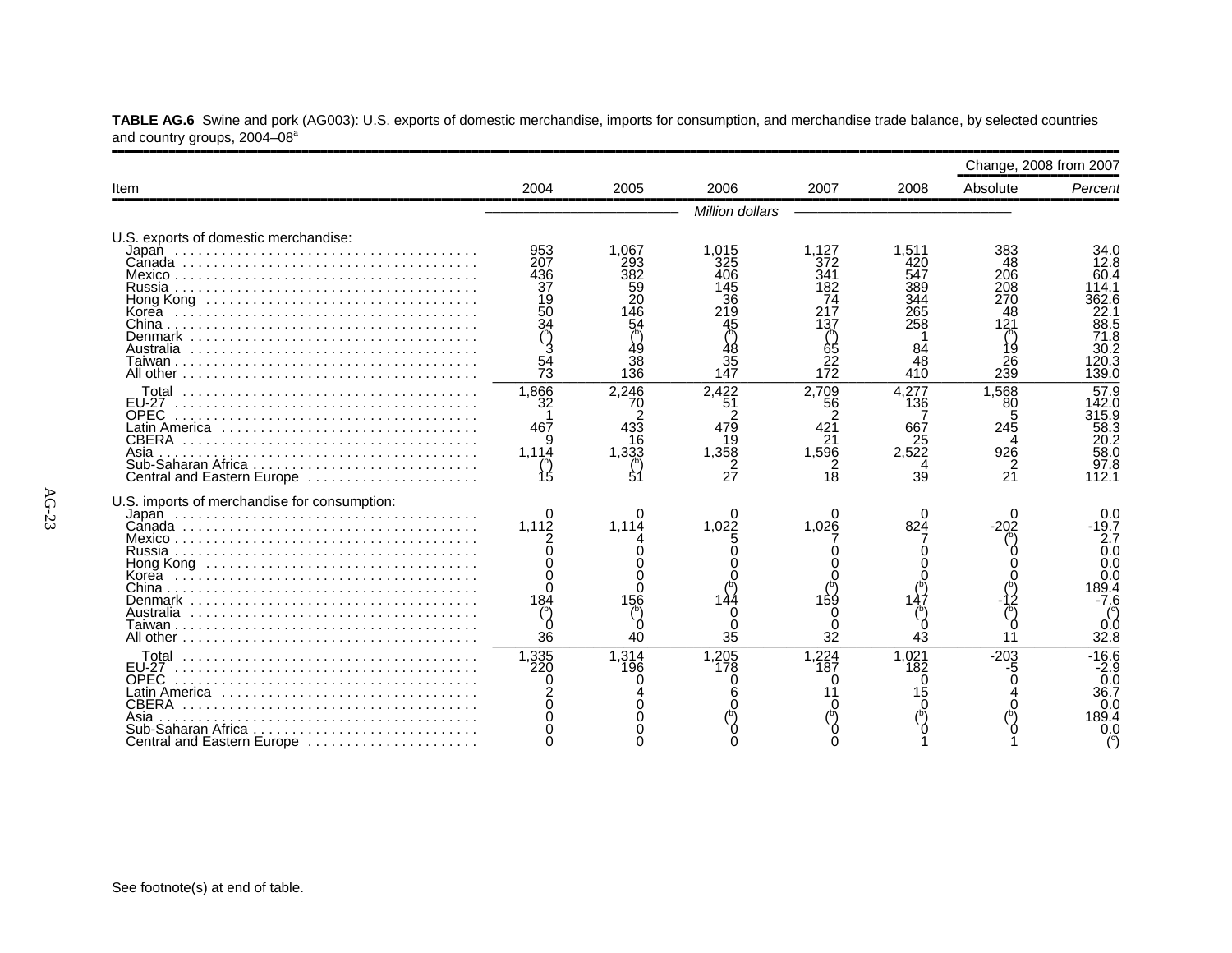**TABLE AG.6** Swine and pork (AG003): U.S. exports of domestic merchandise, imports for consumption, and merchandise trade balance, by selected countries and country groups, 2004–08[a]

| Item | 2004 | 2005 | 2006 | 2007 | 2008 | Change, 2008 from 2007 | |
|---|---|---|---|---|---|---|---|
| | | | | | | Absolute | *Percent* |
| | | | *Million dollars* | | | | |
| U.S. exports of domestic merchandise: | | | | | | | |
| Japan | 953 | 1,067 | 1,015 | 1,127 | 1,511 | 383 | 34.0 |
| Canada | 207 | 293 | 325 | 372 | 420 | 48 | 12.8 |
| Mexico | 436 | 382 | 406 | 341 | 547 | 206 | 60.4 |
| Russia | 37 | 59 | 145 | 182 | 389 | 208 | 114.1 |
| Hong Kong | 19 | 20 | 36 | 74 | 344 | 270 | 362.6 |
| Korea | 50 | 146 | 219 | 217 | 265 | 48 | 22.1 |
| China | 34 | 54 | 45 | 137 | 258 | 121 | 88.5 |
| Denmark | ([b]) | ([b]) | ([b]) | ([b]) | 1 | ([b]) | 71.8 |
| Australia | 3 | 49 | 48 | 65 | 84 | 19 | 30.2 |
| Taiwan | 54 | 38 | 35 | 22 | 48 | 26 | 120.3 |
| All other | 73 | 136 | 147 | 172 | 410 | 239 | 139.0 |
| Total | 1,866 | 2,246 | 2,422 | 2,709 | 4,277 | 1,568 | 57.9 |
| EU-27 | 32 | 70 | 51 | 56 | 136 | 80 | 142.0 |
| OPEC | 1 | 2 | 2 | 2 | 7 | 5 | 315.9 |
| Latin America | 467 | 433 | 479 | 421 | 667 | 245 | 58.3 |
| CBERA | 9 | 16 | 19 | 21 | 25 | 4 | 20.2 |
| Asia | 1,114 | 1,333 | 1,358 | 1,596 | 2,522 | 926 | 58.0 |
| Sub-Saharan Africa | ([b]) | ([b]) | 2 | 2 | 4 | 2 | 97.8 |
| Central and Eastern Europe | 15 | 51 | 27 | 18 | 39 | 21 | 112.1 |
| U.S. imports of merchandise for consumption: | | | | | | | |
| Japan | 0 | 0 | 0 | 0 | 0 | 0 | 0.0 |
| Canada | 1,112 | 1,114 | 1,022 | 1,026 | 824 | -202 | -19.7 |
| Mexico | 2 | 4 | 5 | 7 | 7 | ([b]) | 2.7 |
| Russia | 0 | 0 | 0 | 0 | 0 | 0 | 0.0 |
| Hong Kong | 0 | 0 | 0 | 0 | 0 | 0 | 0.0 |
| Korea | 0 | 0 | 0 | 0 | 0 | 0 | 0.0 |
| China | 0 | 0 | ([b]) | ([b]) | ([b]) | ([b]) | 189.4 |
| Denmark | 184 | 156 | 144 | 159 | 147 | -12 | -7.6 |
| Australia | ([b]) | ([b]) | 0 | 0 | ([b]) | ([b]) | ([c]) |
| Taiwan | 0 | 0 | 0 | 0 | 0 | 0 | 0.0 |
| All other | 36 | 40 | 35 | 32 | 43 | 11 | 32.8 |
| Total | 1,335 | 1,314 | 1,205 | 1,224 | 1,021 | -203 | -16.6 |
| EU-27 | 220 | 196 | 178 | 187 | 182 | -5 | -2.9 |
| OPEC | 0 | 0 | 0 | 0 | 0 | 0 | 0.0 |
| Latin America | 2 | 4 | 6 | 11 | 15 | 4 | 36.7 |
| CBERA | 0 | 0 | 0 | 0 | 0 | 0 | 0.0 |
| Asia | 0 | 0 | ([b]) | ([b]) | ([b]) | ([b]) | 189.4 |
| Sub-Saharan Africa | 0 | 0 | 0 | 0 | 0 | 0 | 0.0 |
| Central and Eastern Europe | 0 | 0 | 0 | 0 | 1 | 1 | ([c]) |

See footnote(s) at end of table.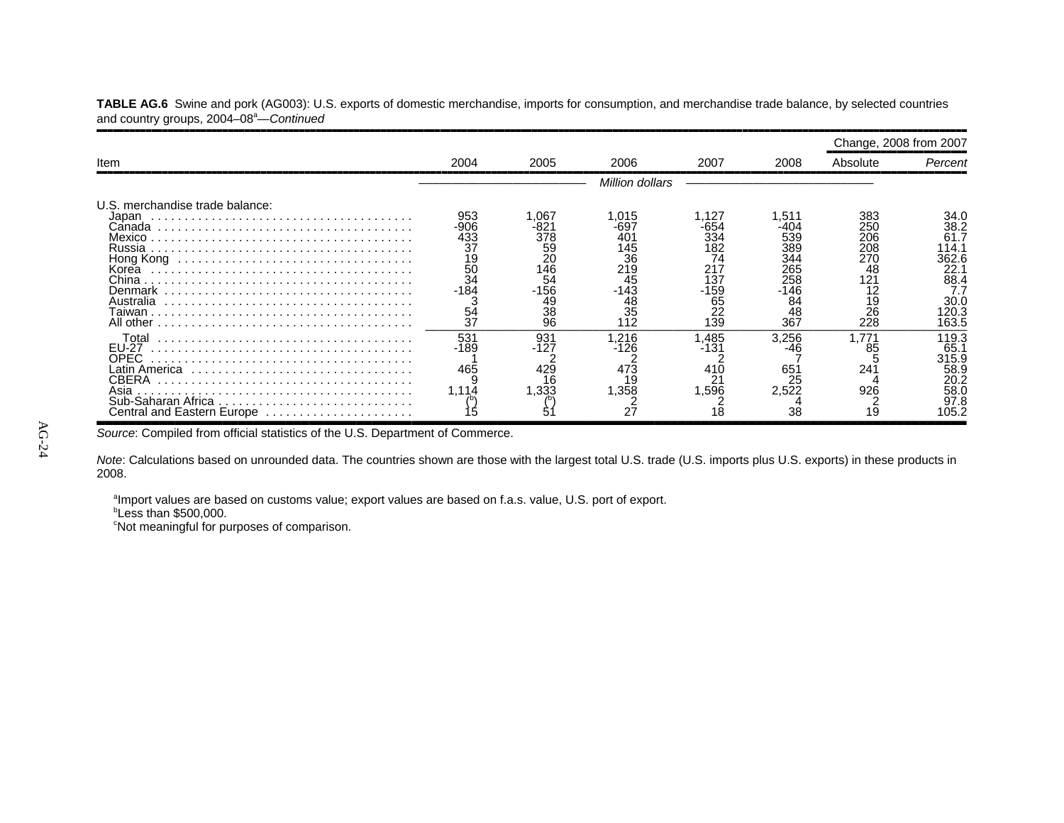**TABLE AG.6** Swine and pork (AG003): U.S. exports of domestic merchandise, imports for consumption, and merchandise trade balance, by selected countries and country groups, 2004–08[a]—*Continued*

| Item | 2004 | 2005 | 2006 | 2007 | 2008 | Change, 2008 from 2007 | |
|---|---|---|---|---|---|---|---|
| | | | | | | Absolute | *Percent* |
| | *Million dollars* | | | | | | |
| U.S. merchandise trade balance: | | | | | | | |
| Japan | 953 | 1,067 | 1,015 | 1,127 | 1,511 | 383 | 34.0 |
| Canada | -906 | -821 | -697 | -654 | -404 | 250 | 38.2 |
| Mexico | 433 | 378 | 401 | 334 | 539 | 206 | 61.7 |
| Russia | 37 | 59 | 145 | 182 | 389 | 208 | 114.1 |
| Hong Kong | 19 | 20 | 36 | 74 | 344 | 270 | 362.6 |
| Korea | 50 | 146 | 219 | 217 | 265 | 48 | 22.1 |
| China | 34 | 54 | 45 | 137 | 258 | 121 | 88.4 |
| Denmark | -184 | -156 | -143 | -159 | -146 | 12 | 7.7 |
| Australia | 3 | 49 | 48 | 65 | 84 | 19 | 30.0 |
| Taiwan | 54 | 38 | 35 | 22 | 48 | 26 | 120.3 |
| All other | 37 | 96 | 112 | 139 | 367 | 228 | 163.5 |
| Total | 531 | 931 | 1,216 | 1,485 | 3,256 | 1,771 | 119.3 |
| EU-27 | -189 | -127 | -126 | -131 | -46 | 85 | 65.1 |
| OPEC | 1 | 2 | 2 | 2 | 7 | 5 | 315.9 |
| Latin America | 465 | 429 | 473 | 410 | 651 | 241 | 58.9 |
| CBERA | 9 | 16 | 19 | 21 | 25 | 4 | 20.2 |
| Asia | 1,114 | 1,333 | 1,358 | 1,596 | 2,522 | 926 | 58.0 |
| Sub-Saharan Africa | ([b]) | ([b]) | 2 | 2 | 4 | 2 | 97.8 |
| Central and Eastern Europe | 15 | 51 | 27 | 18 | 38 | 19 | 105.2 |

*Source*: Compiled from official statistics of the U.S. Department of Commerce.

*Note*: Calculations based on unrounded data. The countries shown are those with the largest total U.S. trade (U.S. imports plus U.S. exports) in these products in 2008.

[a]Import values are based on customs value; export values are based on f.a.s. value, U.S. port of export.
[b]Less than $500,000.
[c]Not meaningful for purposes of comparison.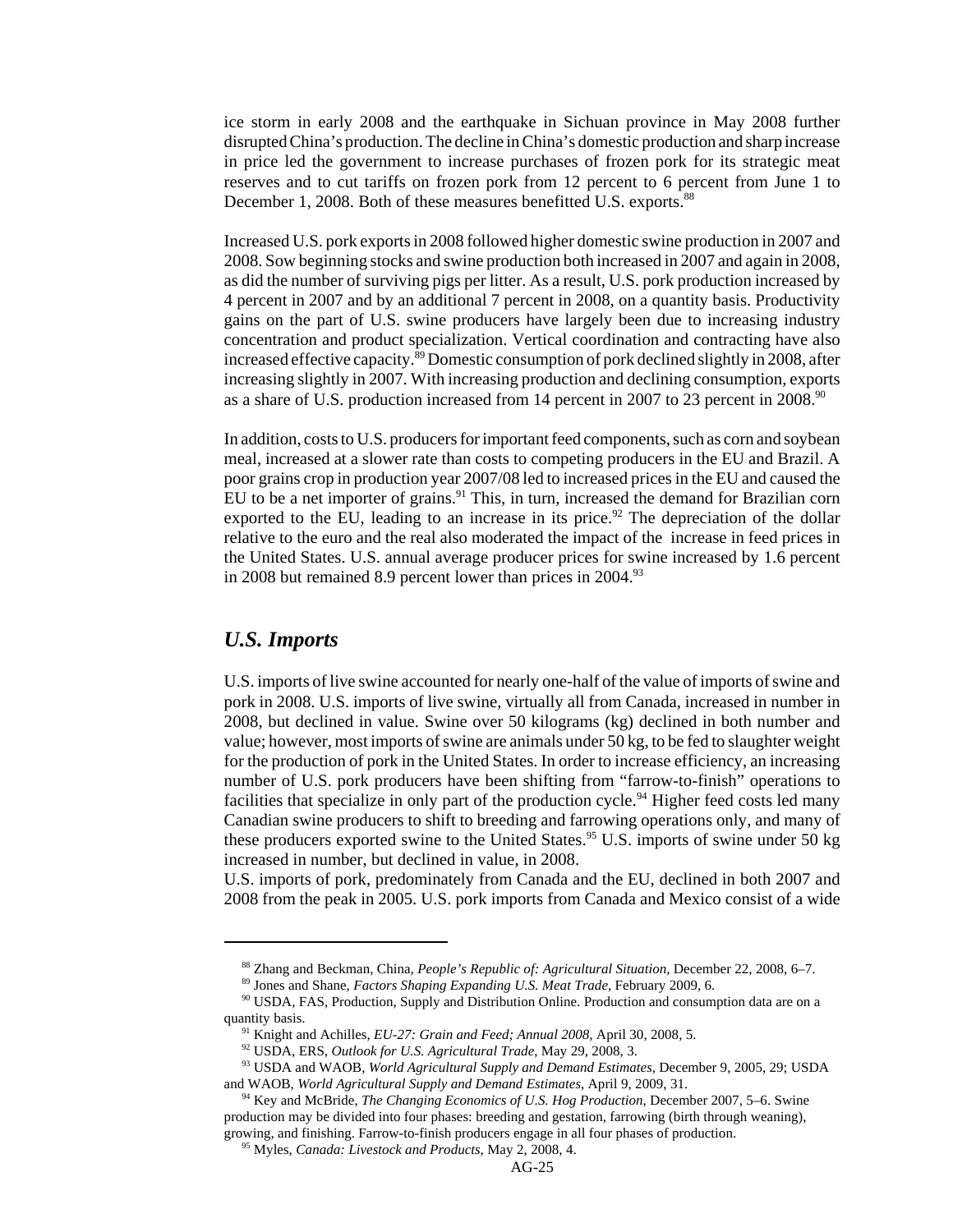ice storm in early 2008 and the earthquake in Sichuan province in May 2008 further disrupted China's production. The decline in China's domestic production and sharp increase in price led the government to increase purchases of frozen pork for its strategic meat reserves and to cut tariffs on frozen pork from 12 percent to 6 percent from June 1 to December 1, 2008. Both of these measures benefitted U.S. exports.[88]

Increased U.S. pork exports in 2008 followed higher domestic swine production in 2007 and 2008. Sow beginning stocks and swine production both increased in 2007 and again in 2008, as did the number of surviving pigs per litter. As a result, U.S. pork production increased by 4 percent in 2007 and by an additional 7 percent in 2008, on a quantity basis. Productivity gains on the part of U.S. swine producers have largely been due to increasing industry concentration and product specialization. Vertical coordination and contracting have also increased effective capacity.[89] Domestic consumption of pork declined slightly in 2008, after increasing slightly in 2007. With increasing production and declining consumption, exports as a share of U.S. production increased from 14 percent in 2007 to 23 percent in 2008.[90]

In addition, costs to U.S. producers for important feed components, such as corn and soybean meal, increased at a slower rate than costs to competing producers in the EU and Brazil. A poor grains crop in production year 2007/08 led to increased prices in the EU and caused the EU to be a net importer of grains.[91] This, in turn, increased the demand for Brazilian corn exported to the EU, leading to an increase in its price.[92] The depreciation of the dollar relative to the euro and the real also moderated the impact of the increase in feed prices in the United States. U.S. annual average producer prices for swine increased by 1.6 percent in 2008 but remained 8.9 percent lower than prices in 2004.[93]

## *U.S. Imports*

U.S. imports of live swine accounted for nearly one-half of the value of imports of swine and pork in 2008. U.S. imports of live swine, virtually all from Canada, increased in number in 2008, but declined in value. Swine over 50 kilograms (kg) declined in both number and value; however, most imports of swine are animals under 50 kg, to be fed to slaughter weight for the production of pork in the United States. In order to increase efficiency, an increasing number of U.S. pork producers have been shifting from "farrow-to-finish" operations to facilities that specialize in only part of the production cycle.[94] Higher feed costs led many Canadian swine producers to shift to breeding and farrowing operations only, and many of these producers exported swine to the United States.[95] U.S. imports of swine under 50 kg increased in number, but declined in value, in 2008.

U.S. imports of pork, predominately from Canada and the EU, declined in both 2007 and 2008 from the peak in 2005. U.S. pork imports from Canada and Mexico consist of a wide

---

[88] Zhang and Beckman, China, *People's Republic of: Agricultural Situation,* December 22, 2008, 6–7.

[89] Jones and Shane, *Factors Shaping Expanding U.S. Meat Trade*, February 2009, 6.

[90] USDA, FAS, Production, Supply and Distribution Online. Production and consumption data are on a quantity basis.

[91] Knight and Achilles, *EU-27: Grain and Feed; Annual 2008*, April 30, 2008, 5.

[92] USDA, ERS, *Outlook for U.S. Agricultural Trade*, May 29, 2008, 3.

[93] USDA and WAOB, *World Agricultural Supply and Demand Estimates*, December 9, 2005, 29; USDA and WAOB, *World Agricultural Supply and Demand Estimates*, April 9, 2009, 31.

[94] Key and McBride, *The Changing Economics of U.S. Hog Production*, December 2007, 5–6. Swine production may be divided into four phases: breeding and gestation, farrowing (birth through weaning), growing, and finishing. Farrow-to-finish producers engage in all four phases of production.

[95] Myles, *Canada: Livestock and Products,* May 2, 2008, 4.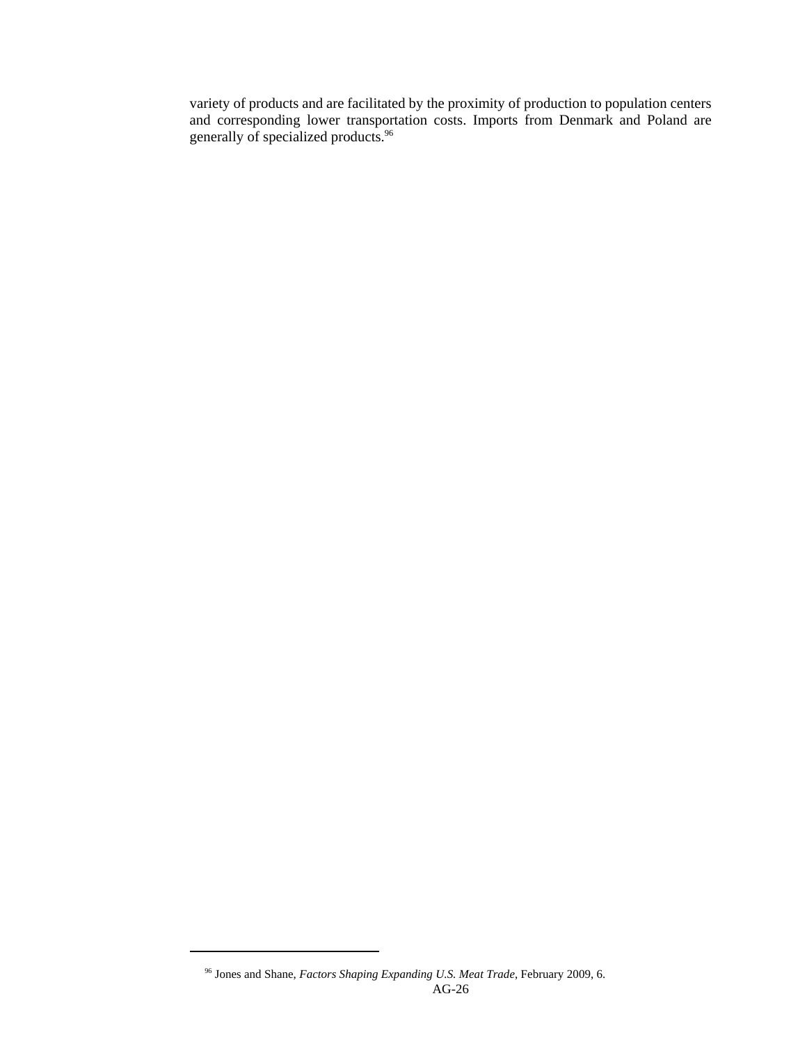variety of products and are facilitated by the proximity of production to population centers and corresponding lower transportation costs. Imports from Denmark and Poland are generally of specialized products.[96]

[96] Jones and Shane, *Factors Shaping Expanding U.S. Meat Trade*, February 2009, 6.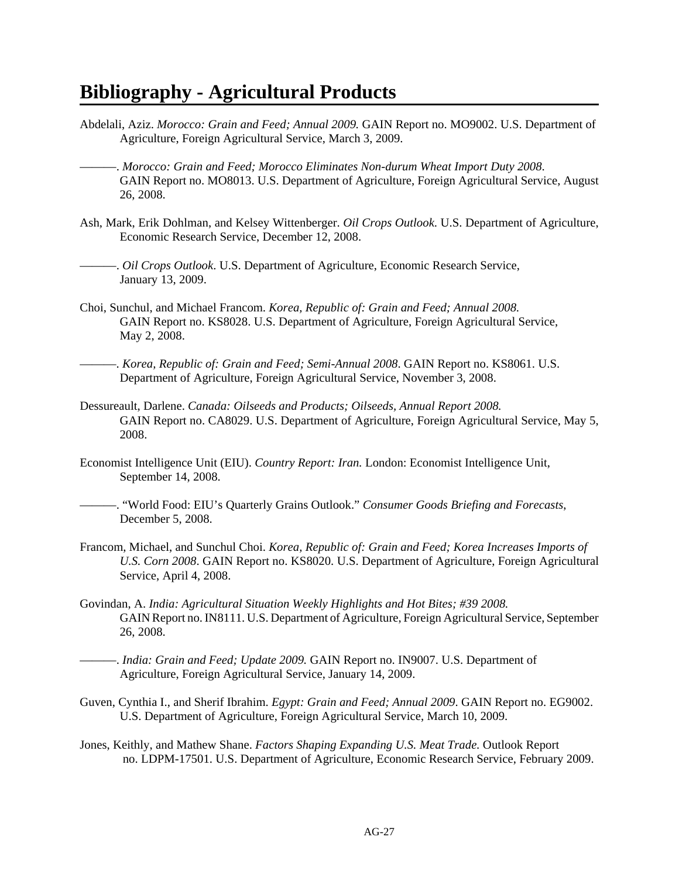# Bibliography - Agricultural Products

Abdelali, Aziz. *Morocco: Grain and Feed; Annual 2009.* GAIN Report no. MO9002. U.S. Department of Agriculture, Foreign Agricultural Service, March 3, 2009.

———. *Morocco: Grain and Feed; Morocco Eliminates Non-durum Wheat Import Duty 2008.* GAIN Report no. MO8013. U.S. Department of Agriculture, Foreign Agricultural Service, August 26, 2008.

Ash, Mark, Erik Dohlman, and Kelsey Wittenberger. *Oil Crops Outlook.* U.S. Department of Agriculture, Economic Research Service, December 12, 2008.

———. *Oil Crops Outlook*. U.S. Department of Agriculture, Economic Research Service, January 13, 2009.

Choi, Sunchul, and Michael Francom. *Korea, Republic of: Grain and Feed; Annual 2008.* GAIN Report no. KS8028. U.S. Department of Agriculture, Foreign Agricultural Service, May 2, 2008.

———. *Korea, Republic of: Grain and Feed; Semi-Annual 2008*. GAIN Report no. KS8061. U.S. Department of Agriculture, Foreign Agricultural Service, November 3, 2008.

Dessureault, Darlene. *Canada: Oilseeds and Products; Oilseeds, Annual Report 2008.* GAIN Report no. CA8029. U.S. Department of Agriculture, Foreign Agricultural Service, May 5, 2008.

Economist Intelligence Unit (EIU). *Country Report: Iran.* London: Economist Intelligence Unit, September 14, 2008.

———. "World Food: EIU's Quarterly Grains Outlook." *Consumer Goods Briefing and Forecasts*, December 5, 2008.

Francom, Michael, and Sunchul Choi. *Korea, Republic of: Grain and Feed; Korea Increases Imports of U.S. Corn 2008*. GAIN Report no. KS8020. U.S. Department of Agriculture, Foreign Agricultural Service, April 4, 2008.

Govindan, A. *India: Agricultural Situation Weekly Highlights and Hot Bites; #39 2008.* GAIN Report no. IN8111. U.S. Department of Agriculture, Foreign Agricultural Service, September 26, 2008.

———. *India: Grain and Feed; Update 2009.* GAIN Report no. IN9007. U.S. Department of Agriculture, Foreign Agricultural Service, January 14, 2009.

Guven, Cynthia I., and Sherif Ibrahim. *Egypt: Grain and Feed; Annual 2009*. GAIN Report no. EG9002. U.S. Department of Agriculture, Foreign Agricultural Service, March 10, 2009.

Jones, Keithly, and Mathew Shane. *Factors Shaping Expanding U.S. Meat Trade.* Outlook Report no. LDPM-17501. U.S. Department of Agriculture, Economic Research Service, February 2009.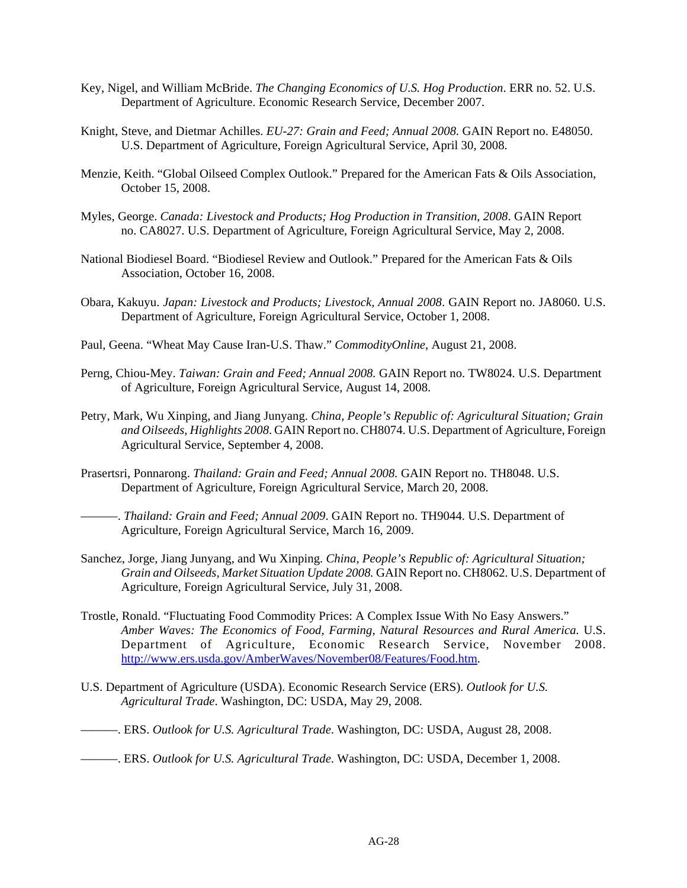Key, Nigel, and William McBride. *The Changing Economics of U.S. Hog Production*. ERR no. 52. U.S. Department of Agriculture. Economic Research Service, December 2007.

Knight, Steve, and Dietmar Achilles. *EU-27: Grain and Feed; Annual 2008.* GAIN Report no. E48050. U.S. Department of Agriculture, Foreign Agricultural Service, April 30, 2008.

Menzie, Keith. "Global Oilseed Complex Outlook." Prepared for the American Fats & Oils Association, October 15, 2008.

Myles, George. *Canada: Livestock and Products; Hog Production in Transition, 2008*. GAIN Report no. CA8027. U.S. Department of Agriculture, Foreign Agricultural Service, May 2, 2008.

National Biodiesel Board. "Biodiesel Review and Outlook." Prepared for the American Fats & Oils Association, October 16, 2008.

Obara, Kakuyu. *Japan: Livestock and Products; Livestock, Annual 2008*. GAIN Report no. JA8060. U.S. Department of Agriculture, Foreign Agricultural Service, October 1, 2008.

Paul, Geena. "Wheat May Cause Iran-U.S. Thaw." *CommodityOnline*, August 21, 2008.

Perng, Chiou-Mey. *Taiwan: Grain and Feed; Annual 2008.* GAIN Report no. TW8024. U.S. Department of Agriculture, Foreign Agricultural Service, August 14, 2008.

Petry, Mark, Wu Xinping, and Jiang Junyang. *China, People's Republic of: Agricultural Situation; Grain and Oilseeds, Highlights 2008*. GAIN Report no. CH8074. U.S. Department of Agriculture, Foreign Agricultural Service, September 4, 2008.

Prasertsri, Ponnarong. *Thailand: Grain and Feed; Annual 2008.* GAIN Report no. TH8048. U.S. Department of Agriculture, Foreign Agricultural Service, March 20, 2008.

———. *Thailand: Grain and Feed; Annual 2009*. GAIN Report no. TH9044. U.S. Department of Agriculture, Foreign Agricultural Service, March 16, 2009.

Sanchez, Jorge, Jiang Junyang, and Wu Xinping. *China, People's Republic of: Agricultural Situation; Grain and Oilseeds, Market Situation Update 2008.* GAIN Report no. CH8062. U.S. Department of Agriculture, Foreign Agricultural Service, July 31, 2008.

Trostle, Ronald. "Fluctuating Food Commodity Prices: A Complex Issue With No Easy Answers." *Amber Waves: The Economics of Food, Farming, Natural Resources and Rural America.* U.S. Department of Agriculture, Economic Research Service, November 2008. http://www.ers.usda.gov/AmberWaves/November08/Features/Food.htm.

U.S. Department of Agriculture (USDA). Economic Research Service (ERS). *Outlook for U.S. Agricultural Trade*. Washington, DC: USDA, May 29, 2008.

———. ERS. *Outlook for U.S. Agricultural Trade*. Washington, DC: USDA, August 28, 2008.

———. ERS. *Outlook for U.S. Agricultural Trade*. Washington, DC: USDA, December 1, 2008.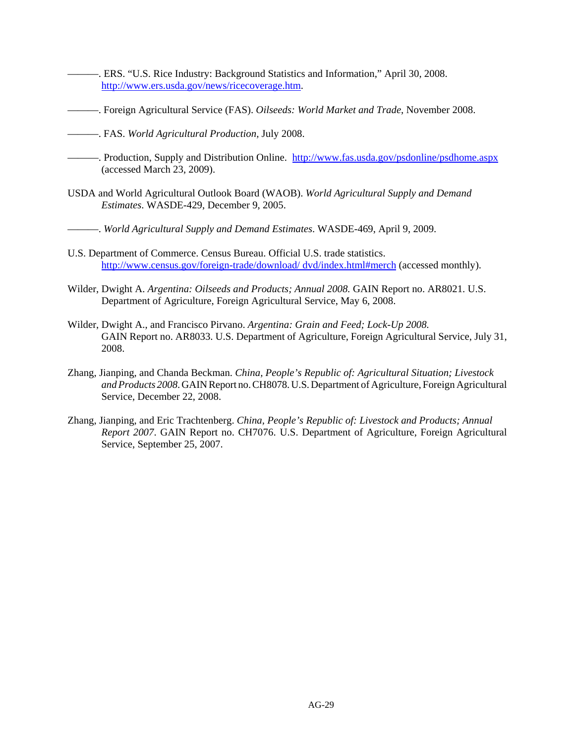———. ERS. "U.S. Rice Industry: Background Statistics and Information," April 30, 2008. http://www.ers.usda.gov/news/ricecoverage.htm.

———. Foreign Agricultural Service (FAS). *Oilseeds: World Market and Trade*, November 2008.

———. FAS. *World Agricultural Production*, July 2008.

———. Production, Supply and Distribution Online. http://www.fas.usda.gov/psdonline/psdhome.aspx (accessed March 23, 2009).

USDA and World Agricultural Outlook Board (WAOB). *World Agricultural Supply and Demand Estimates*. WASDE-429, December 9, 2005.

———. *World Agricultural Supply and Demand Estimates*. WASDE-469, April 9, 2009.

U.S. Department of Commerce. Census Bureau. Official U.S. trade statistics. http://www.census.gov/foreign-trade/download/ dvd/index.html#merch (accessed monthly).

Wilder, Dwight A. *Argentina: Oilseeds and Products; Annual 2008.* GAIN Report no. AR8021. U.S. Department of Agriculture, Foreign Agricultural Service, May 6, 2008.

Wilder, Dwight A., and Francisco Pirvano. *Argentina: Grain and Feed; Lock-Up 2008.* GAIN Report no. AR8033. U.S. Department of Agriculture, Foreign Agricultural Service, July 31, 2008.

Zhang, Jianping, and Chanda Beckman. *China, People's Republic of: Agricultural Situation; Livestock and Products 2008*. GAIN Report no. CH8078. U.S. Department of Agriculture, Foreign Agricultural Service, December 22, 2008.

Zhang, Jianping, and Eric Trachtenberg. *China, People's Republic of: Livestock and Products; Annual Report 2007*. GAIN Report no. CH7076. U.S. Department of Agriculture, Foreign Agricultural Service, September 25, 2007.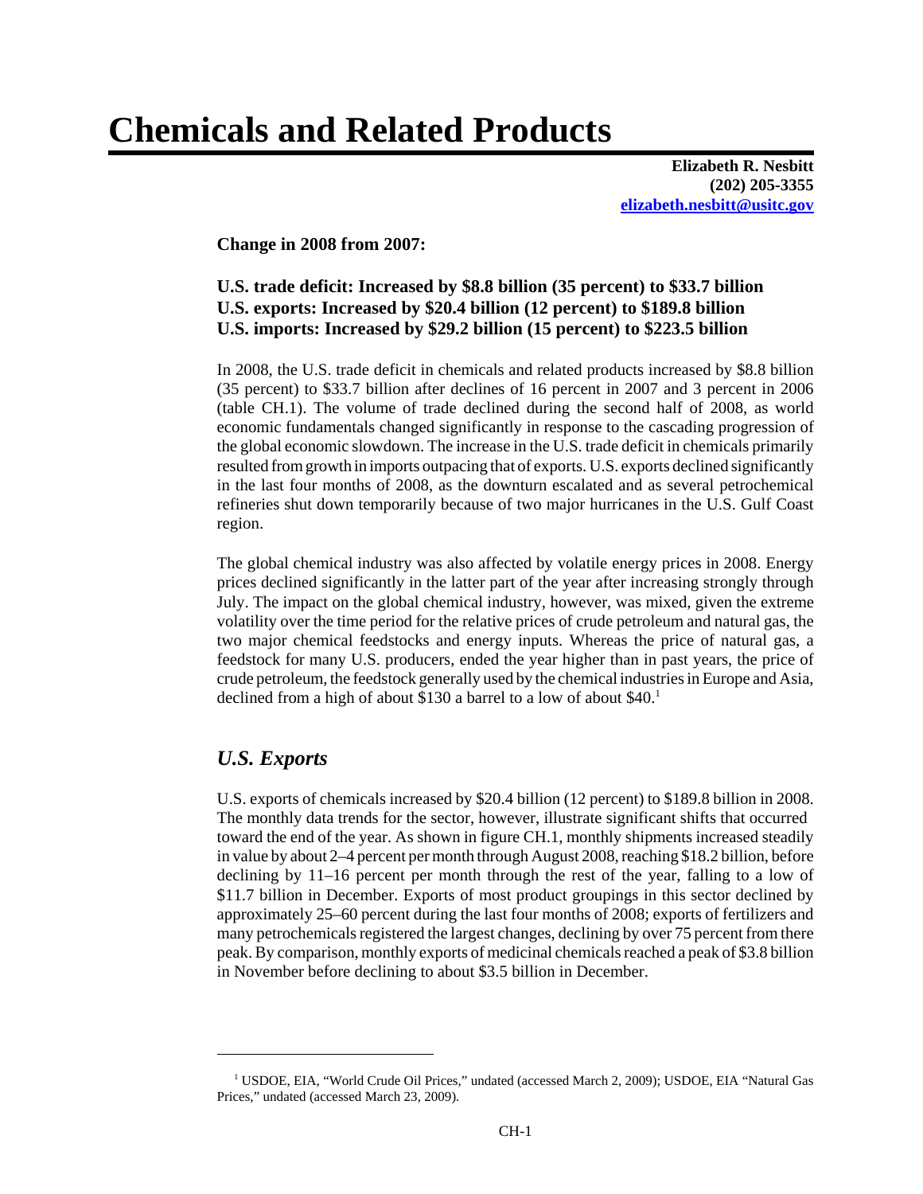# Chemicals and Related Products

**Elizabeth R. Nesbitt**
**(202) 205-3355**
**elizabeth.nesbitt@usitc.gov**

**Change in 2008 from 2007:**

**U.S. trade deficit: Increased by $8.8 billion (35 percent) to $33.7 billion**
**U.S. exports: Increased by $20.4 billion (12 percent) to $189.8 billion**
**U.S. imports: Increased by $29.2 billion (15 percent) to $223.5 billion**

In 2008, the U.S. trade deficit in chemicals and related products increased by $8.8 billion (35 percent) to $33.7 billion after declines of 16 percent in 2007 and 3 percent in 2006 (table CH.1). The volume of trade declined during the second half of 2008, as world economic fundamentals changed significantly in response to the cascading progression of the global economic slowdown. The increase in the U.S. trade deficit in chemicals primarily resulted from growth in imports outpacing that of exports. U.S. exports declined significantly in the last four months of 2008, as the downturn escalated and as several petrochemical refineries shut down temporarily because of two major hurricanes in the U.S. Gulf Coast region.

The global chemical industry was also affected by volatile energy prices in 2008. Energy prices declined significantly in the latter part of the year after increasing strongly through July. The impact on the global chemical industry, however, was mixed, given the extreme volatility over the time period for the relative prices of crude petroleum and natural gas, the two major chemical feedstocks and energy inputs. Whereas the price of natural gas, a feedstock for many U.S. producers, ended the year higher than in past years, the price of crude petroleum, the feedstock generally used by the chemical industries in Europe and Asia, declined from a high of about $130 a barrel to a low of about $40.[1]

## *U.S. Exports*

U.S. exports of chemicals increased by $20.4 billion (12 percent) to $189.8 billion in 2008. The monthly data trends for the sector, however, illustrate significant shifts that occurred toward the end of the year. As shown in figure CH.1, monthly shipments increased steadily in value by about 2–4 percent per month through August 2008, reaching $18.2 billion, before declining by 11–16 percent per month through the rest of the year, falling to a low of $11.7 billion in December. Exports of most product groupings in this sector declined by approximately 25–60 percent during the last four months of 2008; exports of fertilizers and many petrochemicals registered the largest changes, declining by over 75 percent from there peak. By comparison, monthly exports of medicinal chemicals reached a peak of $3.8 billion in November before declining to about $3.5 billion in December.

---

[1] USDOE, EIA, "World Crude Oil Prices," undated (accessed March 2, 2009); USDOE, EIA "Natural Gas Prices," undated (accessed March 23, 2009).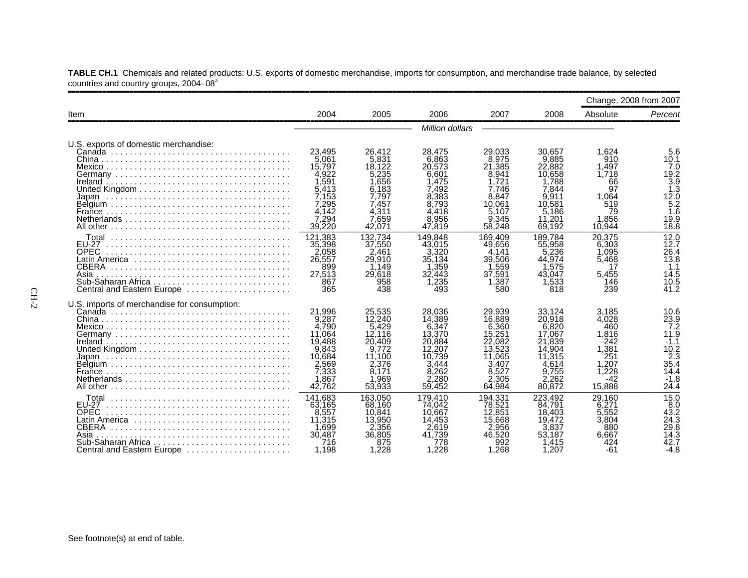**TABLE CH.1** Chemicals and related products: U.S. exports of domestic merchandise, imports for consumption, and merchandise trade balance, by selected countries and country groups, 2004–08[a]

| Item | 2004 | 2005 | 2006 | 2007 | 2008 | Change, 2008 from 2007 Absolute | Change, 2008 from 2007 Percent |
|---|---|---|---|---|---|---|---|
| | *Million dollars* | | | | | | |
| U.S. exports of domestic merchandise: | | | | | | | |
| Canada | 23,495 | 26,412 | 28,475 | 29,033 | 30,657 | 1,624 | 5.6 |
| China | 5,061 | 5,831 | 6,863 | 8,975 | 9,885 | 910 | 10.1 |
| Mexico | 15,797 | 18,122 | 20,573 | 21,385 | 22,882 | 1,497 | 7.0 |
| Germany | 4,922 | 5,235 | 6,601 | 8,941 | 10,658 | 1,718 | 19.2 |
| Ireland | 1,591 | 1,656 | 1,475 | 1,721 | 1,788 | 66 | 3.9 |
| United Kingdom | 5,413 | 6,183 | 7,492 | 7,746 | 7,844 | 97 | 1.3 |
| Japan | 7,153 | 7,797 | 8,383 | 8,847 | 9,911 | 1,064 | 12.0 |
| Belgium | 7,295 | 7,457 | 8,793 | 10,061 | 10,581 | 519 | 5.2 |
| France | 4,142 | 4,311 | 4,418 | 5,107 | 5,186 | 79 | 1.6 |
| Netherlands | 7,294 | 7,659 | 8,956 | 9,345 | 11,201 | 1,856 | 19.9 |
| All other | 39,220 | 42,071 | 47,819 | 58,248 | 69,192 | 10,944 | 18.8 |
| Total | 121,383 | 132,734 | 149,848 | 169,409 | 189,784 | 20,375 | 12.0 |
| EU-27 | 35,398 | 37,550 | 43,015 | 49,656 | 55,958 | 6,303 | 12.7 |
| OPEC | 2,058 | 2,461 | 3,320 | 4,141 | 5,236 | 1,095 | 26.4 |
| Latin America | 26,557 | 29,910 | 35,134 | 39,506 | 44,974 | 5,468 | 13.8 |
| CBERA | 899 | 1,149 | 1,359 | 1,559 | 1,575 | 17 | 1.1 |
| Asia | 27,513 | 29,618 | 32,443 | 37,591 | 43,047 | 5,455 | 14.5 |
| Sub-Saharan Africa | 867 | 958 | 1,235 | 1,387 | 1,533 | 146 | 10.5 |
| Central and Eastern Europe | 365 | 438 | 493 | 580 | 818 | 239 | 41.2 |
| U.S. imports of merchandise for consumption: | | | | | | | |
| Canada | 21,996 | 25,535 | 28,036 | 29,939 | 33,124 | 3,185 | 10.6 |
| China | 9,287 | 12,240 | 14,389 | 16,889 | 20,918 | 4,028 | 23.9 |
| Mexico | 4,790 | 5,429 | 6,347 | 6,360 | 6,820 | 460 | 7.2 |
| Germany | 11,064 | 12,116 | 13,370 | 15,251 | 17,067 | 1,816 | 11.9 |
| Ireland | 19,488 | 20,409 | 20,884 | 22,082 | 21,839 | -242 | -1.1 |
| United Kingdom | 9,843 | 9,772 | 12,207 | 13,523 | 14,904 | 1,381 | 10.2 |
| Japan | 10,684 | 11,100 | 10,739 | 11,065 | 11,315 | 251 | 2.3 |
| Belgium | 2,569 | 2,376 | 3,444 | 3,407 | 4,614 | 1,207 | 35.4 |
| France | 7,333 | 8,171 | 8,262 | 8,527 | 9,755 | 1,228 | 14.4 |
| Netherlands | 1,867 | 1,969 | 2,280 | 2,305 | 2,262 | -42 | -1.8 |
| All other | 42,762 | 53,933 | 59,452 | 64,984 | 80,872 | 15,888 | 24.4 |
| Total | 141,683 | 163,050 | 179,410 | 194,331 | 223,492 | 29,160 | 15.0 |
| EU-27 | 63,165 | 68,160 | 74,042 | 78,521 | 84,791 | 6,271 | 8.0 |
| OPEC | 8,557 | 10,841 | 10,667 | 12,851 | 18,403 | 5,552 | 43.2 |
| Latin America | 11,315 | 13,950 | 14,453 | 15,668 | 19,472 | 3,804 | 24.3 |
| CBERA | 1,699 | 2,356 | 2,619 | 2,956 | 3,837 | 880 | 29.8 |
| Asia | 30,487 | 36,805 | 41,739 | 46,520 | 53,187 | 6,667 | 14.3 |
| Sub-Saharan Africa | 716 | 875 | 778 | 992 | 1,415 | 424 | 42.7 |
| Central and Eastern Europe | 1,198 | 1,228 | 1,228 | 1,268 | 1,207 | -61 | -4.8 |

See footnote(s) at end of table.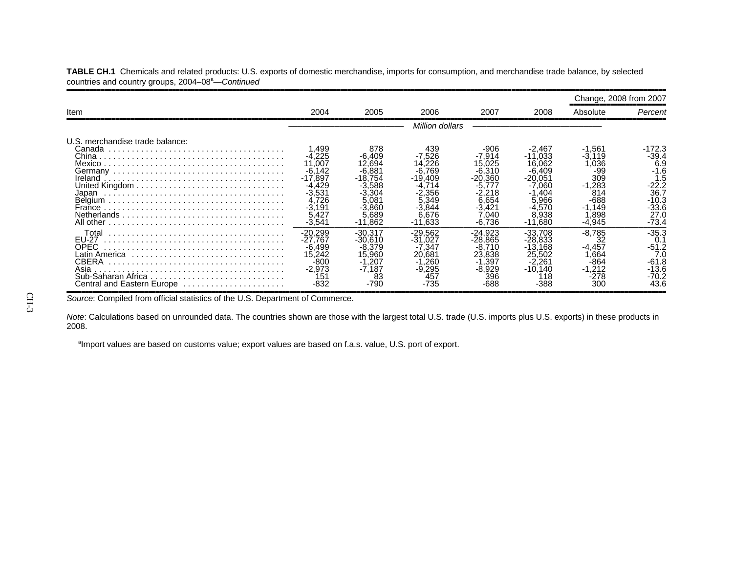**TABLE CH.1** Chemicals and related products: U.S. exports of domestic merchandise, imports for consumption, and merchandise trade balance, by selected countries and country groups, 2004–08[a]—*Continued*

| Item | 2004 | 2005 | 2006 | 2007 | 2008 | Change, 2008 from 2007 Absolute | Change, 2008 from 2007 *Percent* |
|---|---|---|---|---|---|---|---|
| | | | *Million dollars* | | | | |
| U.S. merchandise trade balance: | | | | | | | |
| Canada | 1,499 | 878 | 439 | -906 | -2,467 | -1,561 | -172.3 |
| China | -4,225 | -6,409 | -7,526 | -7,914 | -11,033 | -3,119 | -39.4 |
| Mexico | 11,007 | 12,694 | 14,226 | 15,025 | 16,062 | 1,036 | 6.9 |
| Germany | -6,142 | -6,881 | -6,769 | -6,310 | -6,409 | -99 | -1.6 |
| Ireland | -17,897 | -18,754 | -19,409 | -20,360 | -20,051 | 309 | 1.5 |
| United Kingdom | -4,429 | -3,588 | -4,714 | -5,777 | -7,060 | -1,283 | -22.2 |
| Japan | -3,531 | -3,304 | -2,356 | -2,218 | -1,404 | 814 | 36.7 |
| Belgium | 4,726 | 5,081 | 5,349 | 6,654 | 5,966 | -688 | -10.3 |
| France | -3,191 | -3,860 | -3,844 | -3,421 | -4,570 | -1,149 | -33.6 |
| Netherlands | 5,427 | 5,689 | 6,676 | 7,040 | 8,938 | 1,898 | 27.0 |
| All other | -3,541 | -11,862 | -11,633 | -6,736 | -11,680 | -4,945 | -73.4 |
| Total | -20,299 | -30,317 | -29,562 | -24,923 | -33,708 | -8,785 | -35.3 |
| EU-27 | -27,767 | -30,610 | -31,027 | -28,865 | -28,833 | 32 | 0.1 |
| OPEC | -6,499 | -8,379 | -7,347 | -8,710 | -13,168 | -4,457 | -51.2 |
| Latin America | 15,242 | 15,960 | 20,681 | 23,838 | 25,502 | 1,664 | 7.0 |
| CBERA | -800 | -1,207 | -1,260 | -1,397 | -2,261 | -864 | -61.8 |
| Asia | -2,973 | -7,187 | -9,295 | -8,929 | -10,140 | -1,212 | -13.6 |
| Sub-Saharan Africa | 151 | 83 | 457 | 396 | 118 | -278 | -70.2 |
| Central and Eastern Europe | -832 | -790 | -735 | -688 | -388 | 300 | 43.6 |

*Source*: Compiled from official statistics of the U.S. Department of Commerce.

*Note*: Calculations based on unrounded data. The countries shown are those with the largest total U.S. trade (U.S. imports plus U.S. exports) in these products in 2008.

[a]Import values are based on customs value; export values are based on f.a.s. value, U.S. port of export.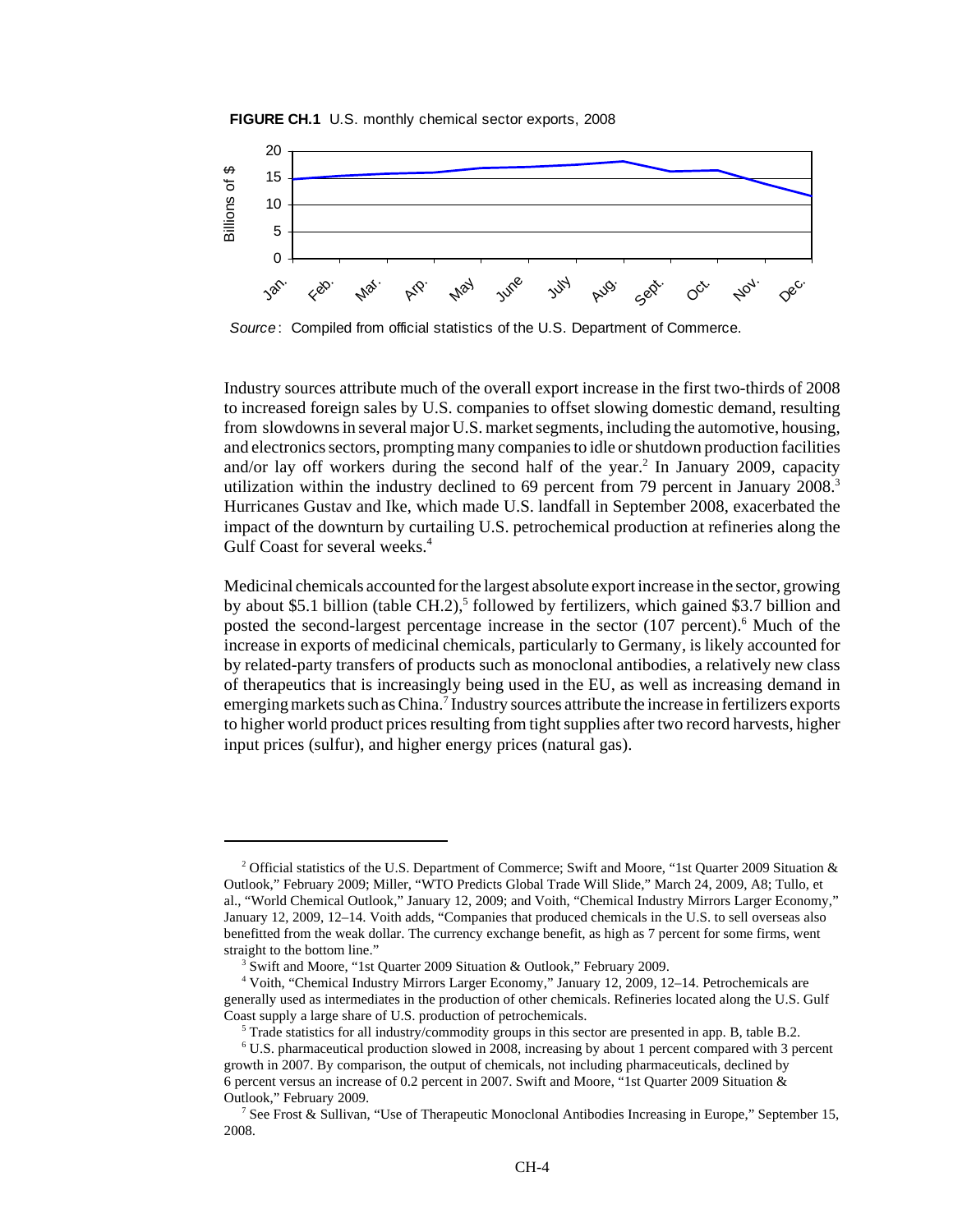**FIGURE CH.1** U.S. monthly chemical sector exports, 2008

*Source*: Compiled from official statistics of the U.S. Department of Commerce.

Industry sources attribute much of the overall export increase in the first two-thirds of 2008 to increased foreign sales by U.S. companies to offset slowing domestic demand, resulting from slowdowns in several major U.S. market segments, including the automotive, housing, and electronics sectors, prompting many companies to idle or shutdown production facilities and/or lay off workers during the second half of the year.[2] In January 2009, capacity utilization within the industry declined to 69 percent from 79 percent in January 2008.[3] Hurricanes Gustav and Ike, which made U.S. landfall in September 2008, exacerbated the impact of the downturn by curtailing U.S. petrochemical production at refineries along the Gulf Coast for several weeks.[4]

Medicinal chemicals accounted for the largest absolute export increase in the sector, growing by about $5.1 billion (table CH.2),[5] followed by fertilizers, which gained $3.7 billion and posted the second-largest percentage increase in the sector (107 percent).[6] Much of the increase in exports of medicinal chemicals, particularly to Germany, is likely accounted for by related-party transfers of products such as monoclonal antibodies, a relatively new class of therapeutics that is increasingly being used in the EU, as well as increasing demand in emerging markets such as China.[7] Industry sources attribute the increase in fertilizers exports to higher world product prices resulting from tight supplies after two record harvests, higher input prices (sulfur), and higher energy prices (natural gas).

---

[2] Official statistics of the U.S. Department of Commerce; Swift and Moore, "1st Quarter 2009 Situation & Outlook," February 2009; Miller, "WTO Predicts Global Trade Will Slide," March 24, 2009, A8; Tullo, et al., "World Chemical Outlook," January 12, 2009; and Voith, "Chemical Industry Mirrors Larger Economy," January 12, 2009, 12–14. Voith adds, "Companies that produced chemicals in the U.S. to sell overseas also benefitted from the weak dollar. The currency exchange benefit, as high as 7 percent for some firms, went straight to the bottom line."

[3] Swift and Moore, "1st Quarter 2009 Situation & Outlook," February 2009.

[4] Voith, "Chemical Industry Mirrors Larger Economy," January 12, 2009, 12–14. Petrochemicals are generally used as intermediates in the production of other chemicals. Refineries located along the U.S. Gulf Coast supply a large share of U.S. production of petrochemicals.

[5] Trade statistics for all industry/commodity groups in this sector are presented in app. B, table B.2.

[6] U.S. pharmaceutical production slowed in 2008, increasing by about 1 percent compared with 3 percent growth in 2007. By comparison, the output of chemicals, not including pharmaceuticals, declined by 6 percent versus an increase of 0.2 percent in 2007. Swift and Moore, "1st Quarter 2009 Situation & Outlook," February 2009.

[7] See Frost & Sullivan, "Use of Therapeutic Monoclonal Antibodies Increasing in Europe," September 15, 2008.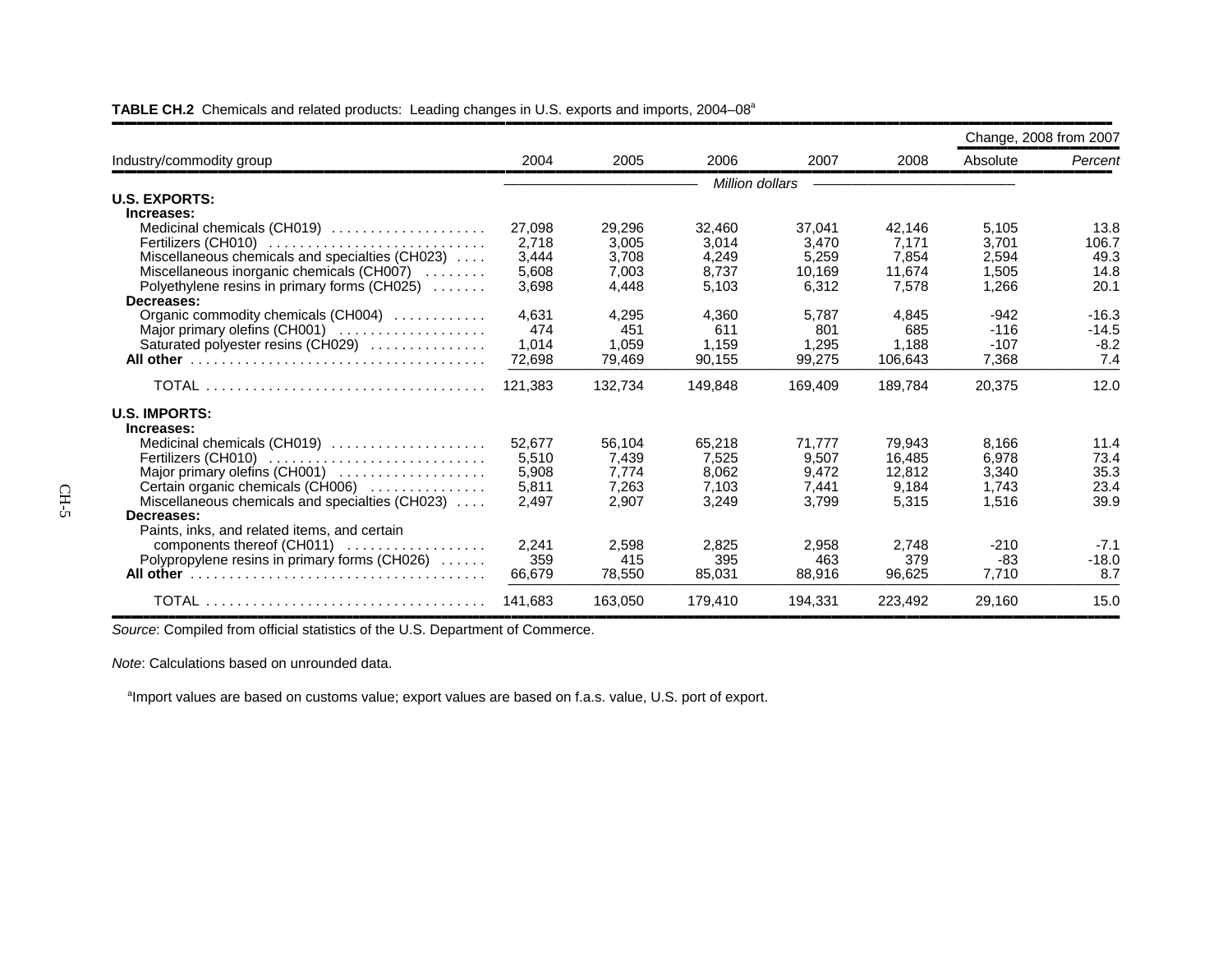**TABLE CH.2** Chemicals and related products: Leading changes in U.S. exports and imports, 2004–08[a]

| Industry/commodity group | 2004 | 2005 | 2006 | 2007 | 2008 | Change, 2008 from 2007 | |
|---|---|---|---|---|---|---|---|
| | | | | | | Absolute | *Percent* |
| | *Million dollars* | | | | | | |
| **U.S. EXPORTS:** | | | | | | | |
| **Increases:** | | | | | | | |
| Medicinal chemicals (CH019) | 27,098 | 29,296 | 32,460 | 37,041 | 42,146 | 5,105 | 13.8 |
| Fertilizers (CH010) | 2,718 | 3,005 | 3,014 | 3,470 | 7,171 | 3,701 | 106.7 |
| Miscellaneous chemicals and specialties (CH023) | 3,444 | 3,708 | 4,249 | 5,259 | 7,854 | 2,594 | 49.3 |
| Miscellaneous inorganic chemicals (CH007) | 5,608 | 7,003 | 8,737 | 10,169 | 11,674 | 1,505 | 14.8 |
| Polyethylene resins in primary forms (CH025) | 3,698 | 4,448 | 5,103 | 6,312 | 7,578 | 1,266 | 20.1 |
| **Decreases:** | | | | | | | |
| Organic commodity chemicals (CH004) | 4,631 | 4,295 | 4,360 | 5,787 | 4,845 | -942 | -16.3 |
| Major primary olefins (CH001) | 474 | 451 | 611 | 801 | 685 | -116 | -14.5 |
| Saturated polyester resins (CH029) | 1,014 | 1,059 | 1,159 | 1,295 | 1,188 | -107 | -8.2 |
| **All other** | 72,698 | 79,469 | 90,155 | 99,275 | 106,643 | 7,368 | 7.4 |
| TOTAL | 121,383 | 132,734 | 149,848 | 169,409 | 189,784 | 20,375 | 12.0 |
| **U.S. IMPORTS:** | | | | | | | |
| **Increases:** | | | | | | | |
| Medicinal chemicals (CH019) | 52,677 | 56,104 | 65,218 | 71,777 | 79,943 | 8,166 | 11.4 |
| Fertilizers (CH010) | 5,510 | 7,439 | 7,525 | 9,507 | 16,485 | 6,978 | 73.4 |
| Major primary olefins (CH001) | 5,908 | 7,774 | 8,062 | 9,472 | 12,812 | 3,340 | 35.3 |
| Certain organic chemicals (CH006) | 5,811 | 7,263 | 7,103 | 7,441 | 9,184 | 1,743 | 23.4 |
| Miscellaneous chemicals and specialties (CH023) | 2,497 | 2,907 | 3,249 | 3,799 | 5,315 | 1,516 | 39.9 |
| **Decreases:** | | | | | | | |
| Paints, inks, and related items, and certain components thereof (CH011) | 2,241 | 2,598 | 2,825 | 2,958 | 2,748 | -210 | -7.1 |
| Polypropylene resins in primary forms (CH026) | 359 | 415 | 395 | 463 | 379 | -83 | -18.0 |
| **All other** | 66,679 | 78,550 | 85,031 | 88,916 | 96,625 | 7,710 | 8.7 |
| TOTAL | 141,683 | 163,050 | 179,410 | 194,331 | 223,492 | 29,160 | 15.0 |

*Source*: Compiled from official statistics of the U.S. Department of Commerce.

*Note*: Calculations based on unrounded data.

[a]Import values are based on customs value; export values are based on f.a.s. value, U.S. port of export.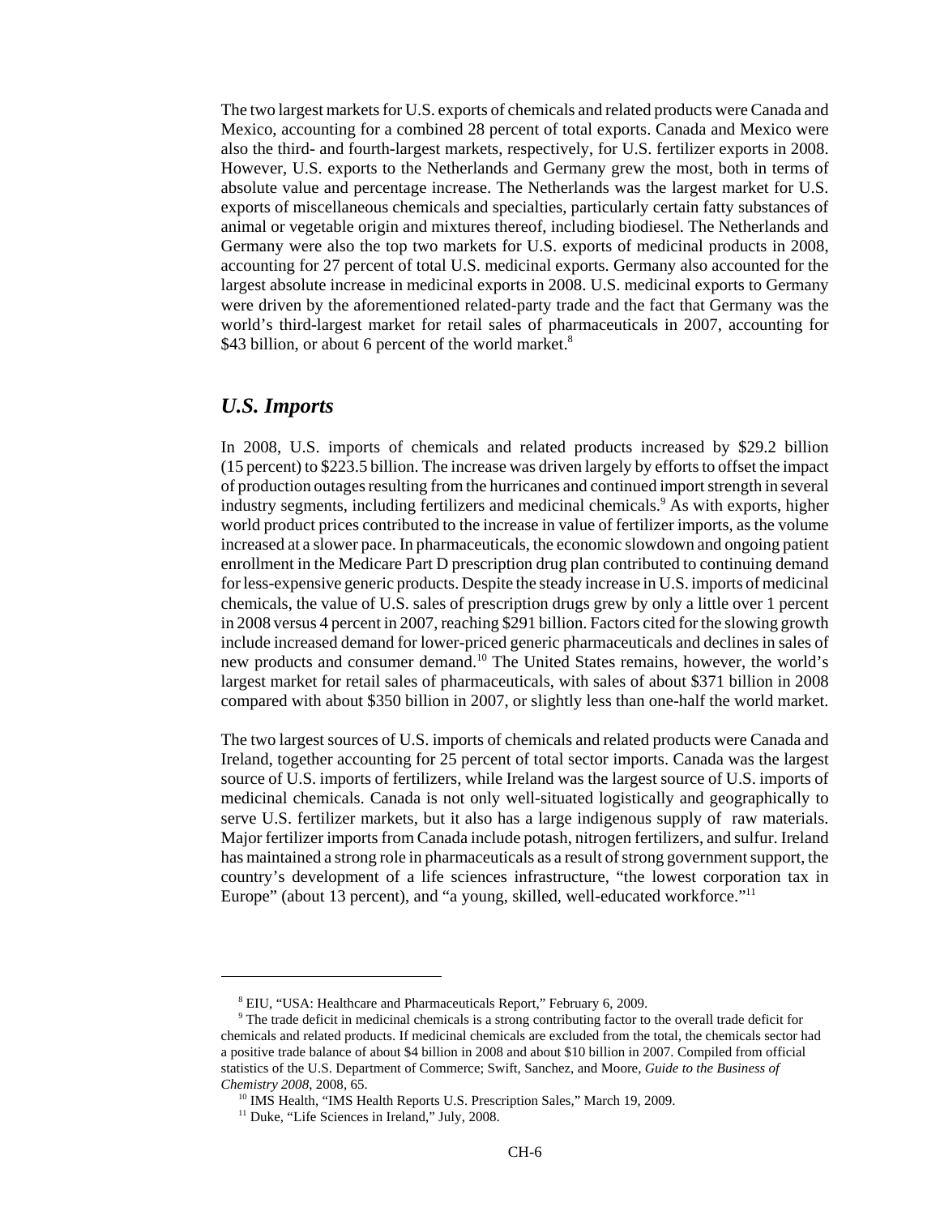The two largest markets for U.S. exports of chemicals and related products were Canada and Mexico, accounting for a combined 28 percent of total exports. Canada and Mexico were also the third- and fourth-largest markets, respectively, for U.S. fertilizer exports in 2008. However, U.S. exports to the Netherlands and Germany grew the most, both in terms of absolute value and percentage increase. The Netherlands was the largest market for U.S. exports of miscellaneous chemicals and specialties, particularly certain fatty substances of animal or vegetable origin and mixtures thereof, including biodiesel. The Netherlands and Germany were also the top two markets for U.S. exports of medicinal products in 2008, accounting for 27 percent of total U.S. medicinal exports. Germany also accounted for the largest absolute increase in medicinal exports in 2008. U.S. medicinal exports to Germany were driven by the aforementioned related-party trade and the fact that Germany was the world's third-largest market for retail sales of pharmaceuticals in 2007, accounting for $43 billion, or about 6 percent of the world market.[8]

## *U.S. Imports*

In 2008, U.S. imports of chemicals and related products increased by $29.2 billion (15 percent) to $223.5 billion. The increase was driven largely by efforts to offset the impact of production outages resulting from the hurricanes and continued import strength in several industry segments, including fertilizers and medicinal chemicals.[9] As with exports, higher world product prices contributed to the increase in value of fertilizer imports, as the volume increased at a slower pace. In pharmaceuticals, the economic slowdown and ongoing patient enrollment in the Medicare Part D prescription drug plan contributed to continuing demand for less-expensive generic products. Despite the steady increase in U.S. imports of medicinal chemicals, the value of U.S. sales of prescription drugs grew by only a little over 1 percent in 2008 versus 4 percent in 2007, reaching $291 billion. Factors cited for the slowing growth include increased demand for lower-priced generic pharmaceuticals and declines in sales of new products and consumer demand.[10] The United States remains, however, the world's largest market for retail sales of pharmaceuticals, with sales of about $371 billion in 2008 compared with about $350 billion in 2007, or slightly less than one-half the world market.

The two largest sources of U.S. imports of chemicals and related products were Canada and Ireland, together accounting for 25 percent of total sector imports. Canada was the largest source of U.S. imports of fertilizers, while Ireland was the largest source of U.S. imports of medicinal chemicals. Canada is not only well-situated logistically and geographically to serve U.S. fertilizer markets, but it also has a large indigenous supply of raw materials. Major fertilizer imports from Canada include potash, nitrogen fertilizers, and sulfur. Ireland has maintained a strong role in pharmaceuticals as a result of strong government support, the country's development of a life sciences infrastructure, "the lowest corporation tax in Europe" (about 13 percent), and "a young, skilled, well-educated workforce."[11]

---

[8] EIU, "USA: Healthcare and Pharmaceuticals Report," February 6, 2009.

[9] The trade deficit in medicinal chemicals is a strong contributing factor to the overall trade deficit for chemicals and related products. If medicinal chemicals are excluded from the total, the chemicals sector had a positive trade balance of about $4 billion in 2008 and about $10 billion in 2007. Compiled from official statistics of the U.S. Department of Commerce; Swift, Sanchez, and Moore, *Guide to the Business of Chemistry 2008*, 2008, 65.

[10] IMS Health, "IMS Health Reports U.S. Prescription Sales," March 19, 2009.

[11] Duke, "Life Sciences in Ireland," July, 2008.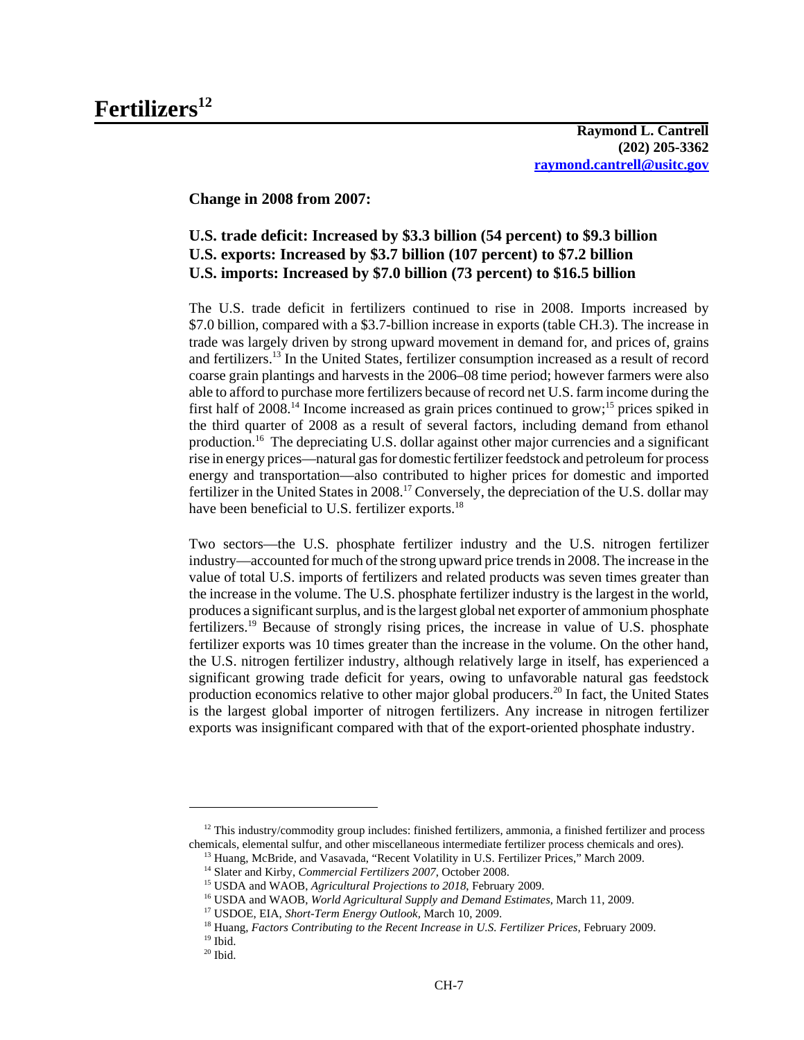# Fertilizers[12]

**Raymond L. Cantrell**
**(202) 205-3362**
**raymond.cantrell@usitc.gov**

**Change in 2008 from 2007:**

**U.S. trade deficit: Increased by $3.3 billion (54 percent) to $9.3 billion**
**U.S. exports: Increased by $3.7 billion (107 percent) to $7.2 billion**
**U.S. imports: Increased by $7.0 billion (73 percent) to $16.5 billion**

The U.S. trade deficit in fertilizers continued to rise in 2008. Imports increased by $7.0 billion, compared with a $3.7-billion increase in exports (table CH.3). The increase in trade was largely driven by strong upward movement in demand for, and prices of, grains and fertilizers.[13] In the United States, fertilizer consumption increased as a result of record coarse grain plantings and harvests in the 2006–08 time period; however farmers were also able to afford to purchase more fertilizers because of record net U.S. farm income during the first half of 2008.[14] Income increased as grain prices continued to grow;[15] prices spiked in the third quarter of 2008 as a result of several factors, including demand from ethanol production.[16] The depreciating U.S. dollar against other major currencies and a significant rise in energy prices—natural gas for domestic fertilizer feedstock and petroleum for process energy and transportation—also contributed to higher prices for domestic and imported fertilizer in the United States in 2008.[17] Conversely, the depreciation of the U.S. dollar may have been beneficial to U.S. fertilizer exports.[18]

Two sectors—the U.S. phosphate fertilizer industry and the U.S. nitrogen fertilizer industry—accounted for much of the strong upward price trends in 2008. The increase in the value of total U.S. imports of fertilizers and related products was seven times greater than the increase in the volume. The U.S. phosphate fertilizer industry is the largest in the world, produces a significant surplus, and is the largest global net exporter of ammonium phosphate fertilizers.[19] Because of strongly rising prices, the increase in value of U.S. phosphate fertilizer exports was 10 times greater than the increase in the volume. On the other hand, the U.S. nitrogen fertilizer industry, although relatively large in itself, has experienced a significant growing trade deficit for years, owing to unfavorable natural gas feedstock production economics relative to other major global producers.[20] In fact, the United States is the largest global importer of nitrogen fertilizers. Any increase in nitrogen fertilizer exports was insignificant compared with that of the export-oriented phosphate industry.

---

[12] This industry/commodity group includes: finished fertilizers, ammonia, a finished fertilizer and process chemicals, elemental sulfur, and other miscellaneous intermediate fertilizer process chemicals and ores).

[13] Huang, McBride, and Vasavada, "Recent Volatility in U.S. Fertilizer Prices," March 2009.

[14] Slater and Kirby, *Commercial Fertilizers 2007*, October 2008.

[15] USDA and WAOB, *Agricultural Projections to 2018*, February 2009.

[16] USDA and WAOB, *World Agricultural Supply and Demand Estimates*, March 11, 2009.

[17] USDOE, EIA, *Short-Term Energy Outlook*, March 10, 2009.

[18] Huang, *Factors Contributing to the Recent Increase in U.S. Fertilizer Prices*, February 2009.

[19] Ibid.

[20] Ibid.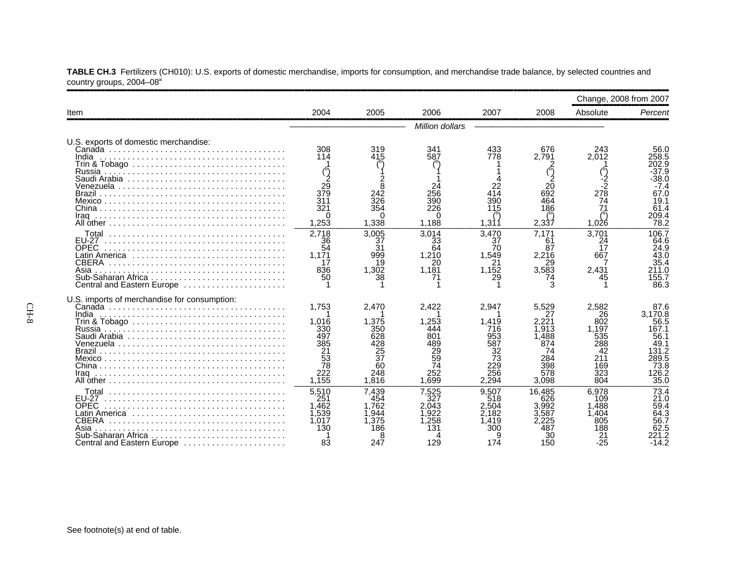**TABLE CH.3** Fertilizers (CH010): U.S. exports of domestic merchandise, imports for consumption, and merchandise trade balance, by selected countries and country groups, 2004–08[a]

| Item | 2004 | 2005 | 2006 | 2007 | 2008 | Change, 2008 from 2007 | |
|---|---|---|---|---|---|---|---|
| | | | | | | Absolute | *Percent* |
| | *Million dollars* | | | | | | |
| U.S. exports of domestic merchandise: | | | | | | | |
| Canada | 308 | 319 | 341 | 433 | 676 | 243 | 56.0 |
| India | 114 | 415 | 587 | 778 | 2,791 | 2,012 | 258.5 |
| Trin & Tobago | 1 | ([b]) | ([b]) | 1 | 2 | 1 | 202.9 |
| Russia | ([b]) | 1 | 1 | 1 | ([b]) | ([b]) | -37.9 |
| Saudi Arabia | 2 | 2 | 1 | 4 | 2 | -2 | -38.0 |
| Venezuela | 29 | 8 | 24 | 22 | 20 | -2 | -7.4 |
| Brazil | 379 | 242 | 256 | 414 | 692 | 278 | 67.0 |
| Mexico | 311 | 326 | 390 | 390 | 464 | 74 | 19.1 |
| China | 321 | 354 | 226 | 115 | 186 | 71 | 61.4 |
| Iraq | 0 | 0 | 0 | ([b]) | ([b]) | ([b]) | 209.4 |
| All other | 1,253 | 1,338 | 1,188 | 1,311 | 2,337 | 1,026 | 78.2 |
| Total | 2,718 | 3,005 | 3,014 | 3,470 | 7,171 | 3,701 | 106.7 |
| EU-27 | 36 | 37 | 33 | 37 | 61 | 24 | 64.6 |
| OPEC | 54 | 31 | 64 | 70 | 87 | 17 | 24.9 |
| Latin America | 1,171 | 999 | 1,210 | 1,549 | 2,216 | 667 | 43.0 |
| CBERA | 17 | 19 | 20 | 21 | 29 | 7 | 35.4 |
| Asia | 836 | 1,302 | 1,181 | 1,152 | 3,583 | 2,431 | 211.0 |
| Sub-Saharan Africa | 50 | 38 | 71 | 29 | 74 | 45 | 155.7 |
| Central and Eastern Europe | 1 | 1 | 1 | 1 | 3 | 1 | 86.3 |
| U.S. imports of merchandise for consumption: | | | | | | | |
| Canada | 1,753 | 2,470 | 2,422 | 2,947 | 5,529 | 2,582 | 87.6 |
| India | 1 | 1 | 1 | 1 | 27 | 26 | 3,170.8 |
| Trin & Tobago | 1,016 | 1,375 | 1,253 | 1,419 | 2,221 | 802 | 56.5 |
| Russia | 330 | 350 | 444 | 716 | 1,913 | 1,197 | 167.1 |
| Saudi Arabia | 497 | 628 | 801 | 953 | 1,488 | 535 | 56.1 |
| Venezuela | 385 | 428 | 489 | 587 | 874 | 288 | 49.1 |
| Brazil | 21 | 25 | 29 | 32 | 74 | 42 | 131.2 |
| Mexico | 53 | 37 | 59 | 73 | 284 | 211 | 289.5 |
| China | 78 | 60 | 74 | 229 | 398 | 169 | 73.8 |
| Iraq | 222 | 248 | 252 | 256 | 578 | 323 | 126.2 |
| All other | 1,155 | 1,816 | 1,699 | 2,294 | 3,098 | 804 | 35.0 |
| Total | 5,510 | 7,439 | 7,525 | 9,507 | 16,485 | 6,978 | 73.4 |
| EU-27 | 251 | 454 | 327 | 518 | 626 | 109 | 21.0 |
| OPEC | 1,462 | 1,762 | 2,043 | 2,504 | 3,992 | 1,488 | 59.4 |
| Latin America | 1,539 | 1,944 | 1,922 | 2,182 | 3,587 | 1,404 | 64.3 |
| CBERA | 1,017 | 1,375 | 1,258 | 1,419 | 2,225 | 805 | 56.7 |
| Asia | 130 | 186 | 131 | 300 | 487 | 188 | 62.5 |
| Sub-Saharan Africa | 1 | 8 | 4 | 9 | 30 | 21 | 221.2 |
| Central and Eastern Europe | 83 | 247 | 129 | 174 | 150 | -25 | -14.2 |

See footnote(s) at end of table.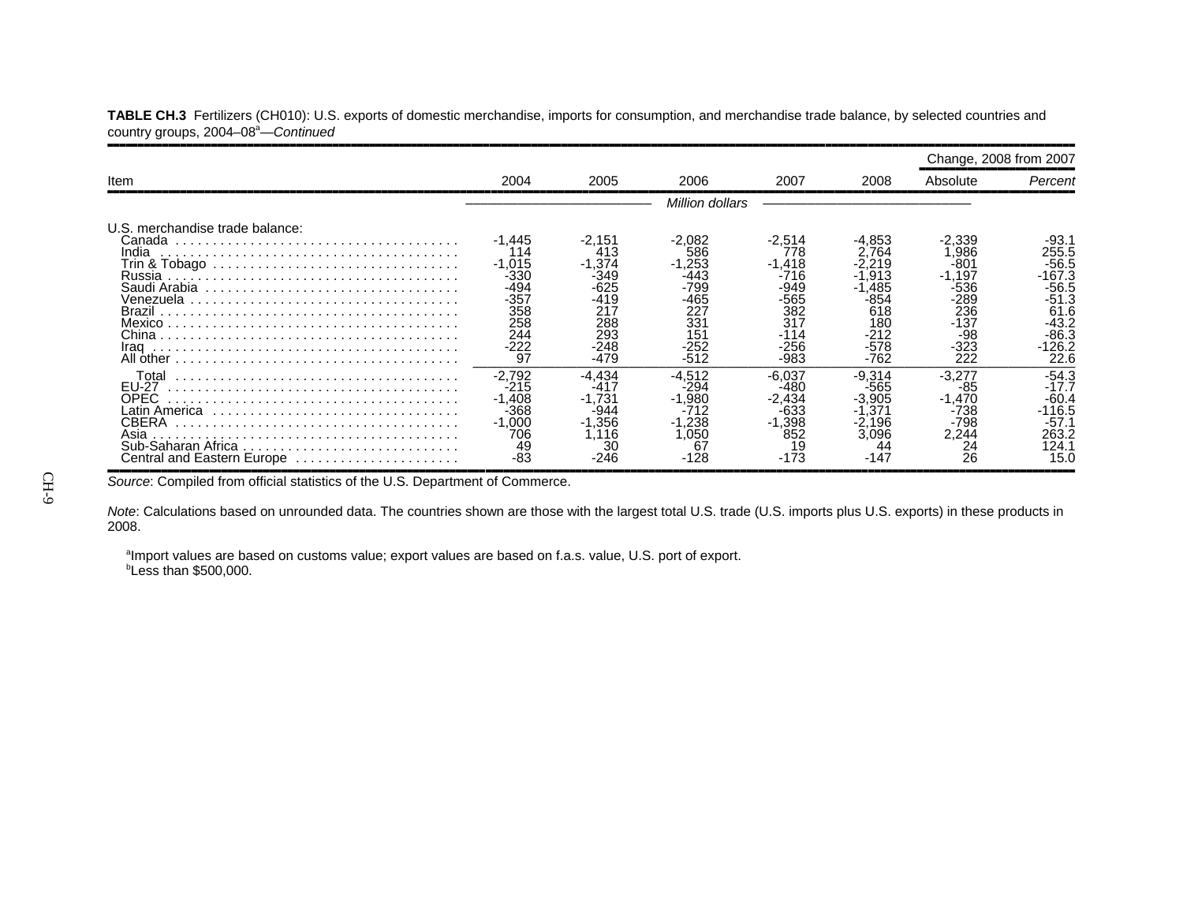**TABLE CH.3** Fertilizers (CH010): U.S. exports of domestic merchandise, imports for consumption, and merchandise trade balance, by selected countries and country groups, 2004–08[a]—*Continued*

| Item | 2004 | 2005 | 2006 | 2007 | 2008 | Change, 2008 from 2007 | |
|---|---|---|---|---|---|---|---|
| | | | | | | Absolute | *Percent* |
| | | | *Million dollars* | | | | |
| U.S. merchandise trade balance: | | | | | | | |
| Canada | -1,445 | -2,151 | -2,082 | -2,514 | -4,853 | -2,339 | -93.1 |
| India | 114 | 413 | 586 | 778 | 2,764 | 1,986 | 255.5 |
| Trin & Tobago | -1,015 | -1,374 | -1,253 | -1,418 | -2,219 | -801 | -56.5 |
| Russia | -330 | -349 | -443 | -716 | -1,913 | -1,197 | -167.3 |
| Saudi Arabia | -494 | -625 | -799 | -949 | -1,485 | -536 | -56.5 |
| Venezuela | -357 | -419 | -465 | -565 | -854 | -289 | -51.3 |
| Brazil | 358 | 217 | 227 | 382 | 618 | 236 | 61.6 |
| Mexico | 258 | 288 | 331 | 317 | 180 | -137 | -43.2 |
| China | 244 | 293 | 151 | -114 | -212 | -98 | -86.3 |
| Iraq | -222 | -248 | -252 | -256 | -578 | -323 | -126.2 |
| All other | 97 | -479 | -512 | -983 | -762 | 222 | 22.6 |
| Total | -2,792 | -4,434 | -4,512 | -6,037 | -9,314 | -3,277 | -54.3 |
| EU-27 | -215 | -417 | -294 | -480 | -565 | -85 | -17.7 |
| OPEC | -1,408 | -1,731 | -1,980 | -2,434 | -3,905 | -1,470 | -60.4 |
| Latin America | -368 | -944 | -712 | -633 | -1,371 | -738 | -116.5 |
| CBERA | -1,000 | -1,356 | -1,238 | -1,398 | -2,196 | -798 | -57.1 |
| Asia | 706 | 1,116 | 1,050 | 852 | 3,096 | 2,244 | 263.2 |
| Sub-Saharan Africa | 49 | 30 | 67 | 19 | 44 | 24 | 124.1 |
| Central and Eastern Europe | -83 | -246 | -128 | -173 | -147 | 26 | 15.0 |

*Source*: Compiled from official statistics of the U.S. Department of Commerce.

*Note*: Calculations based on unrounded data. The countries shown are those with the largest total U.S. trade (U.S. imports plus U.S. exports) in these products in 2008.

[a]Import values are based on customs value; export values are based on f.a.s. value, U.S. port of export.
[b]Less than $500,000.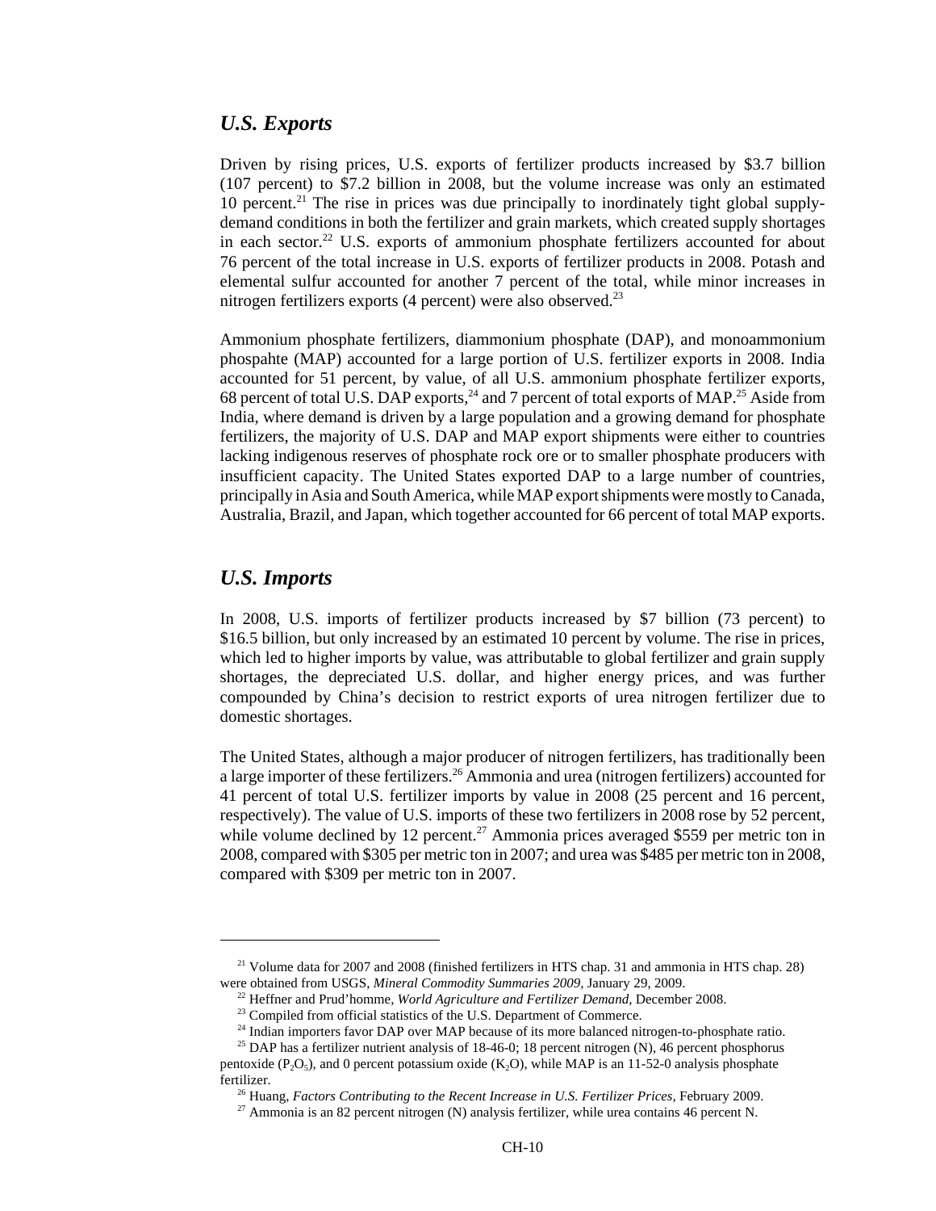## *U.S. Exports*

Driven by rising prices, U.S. exports of fertilizer products increased by $3.7 billion (107 percent) to $7.2 billion in 2008, but the volume increase was only an estimated 10 percent.[21] The rise in prices was due principally to inordinately tight global supply-demand conditions in both the fertilizer and grain markets, which created supply shortages in each sector.[22] U.S. exports of ammonium phosphate fertilizers accounted for about 76 percent of the total increase in U.S. exports of fertilizer products in 2008. Potash and elemental sulfur accounted for another 7 percent of the total, while minor increases in nitrogen fertilizers exports (4 percent) were also observed.[23]

Ammonium phosphate fertilizers, diammonium phosphate (DAP), and monoammonium phospahte (MAP) accounted for a large portion of U.S. fertilizer exports in 2008. India accounted for 51 percent, by value, of all U.S. ammonium phosphate fertilizer exports, 68 percent of total U.S. DAP exports,[24] and 7 percent of total exports of MAP.[25] Aside from India, where demand is driven by a large population and a growing demand for phosphate fertilizers, the majority of U.S. DAP and MAP export shipments were either to countries lacking indigenous reserves of phosphate rock ore or to smaller phosphate producers with insufficient capacity. The United States exported DAP to a large number of countries, principally in Asia and South America, while MAP export shipments were mostly to Canada, Australia, Brazil, and Japan, which together accounted for 66 percent of total MAP exports.

## *U.S. Imports*

In 2008, U.S. imports of fertilizer products increased by $7 billion (73 percent) to $16.5 billion, but only increased by an estimated 10 percent by volume. The rise in prices, which led to higher imports by value, was attributable to global fertilizer and grain supply shortages, the depreciated U.S. dollar, and higher energy prices, and was further compounded by China's decision to restrict exports of urea nitrogen fertilizer due to domestic shortages.

The United States, although a major producer of nitrogen fertilizers, has traditionally been a large importer of these fertilizers.[26] Ammonia and urea (nitrogen fertilizers) accounted for 41 percent of total U.S. fertilizer imports by value in 2008 (25 percent and 16 percent, respectively). The value of U.S. imports of these two fertilizers in 2008 rose by 52 percent, while volume declined by 12 percent.[27] Ammonia prices averaged $559 per metric ton in 2008, compared with $305 per metric ton in 2007; and urea was $485 per metric ton in 2008, compared with $309 per metric ton in 2007.

---

[21] Volume data for 2007 and 2008 (finished fertilizers in HTS chap. 31 and ammonia in HTS chap. 28) were obtained from USGS, *Mineral Commodity Summaries 2009*, January 29, 2009.

[22] Heffner and Prud'homme, *World Agriculture and Fertilizer Demand*, December 2008.

[23] Compiled from official statistics of the U.S. Department of Commerce.

[24] Indian importers favor DAP over MAP because of its more balanced nitrogen-to-phosphate ratio.

[25] DAP has a fertilizer nutrient analysis of 18-46-0; 18 percent nitrogen (N), 46 percent phosphorus pentoxide ($P_2O_5$), and 0 percent potassium oxide ($K_2O$), while MAP is an 11-52-0 analysis phosphate fertilizer.

[26] Huang, *Factors Contributing to the Recent Increase in U.S. Fertilizer Prices*, February 2009.

[27] Ammonia is an 82 percent nitrogen (N) analysis fertilizer, while urea contains 46 percent N.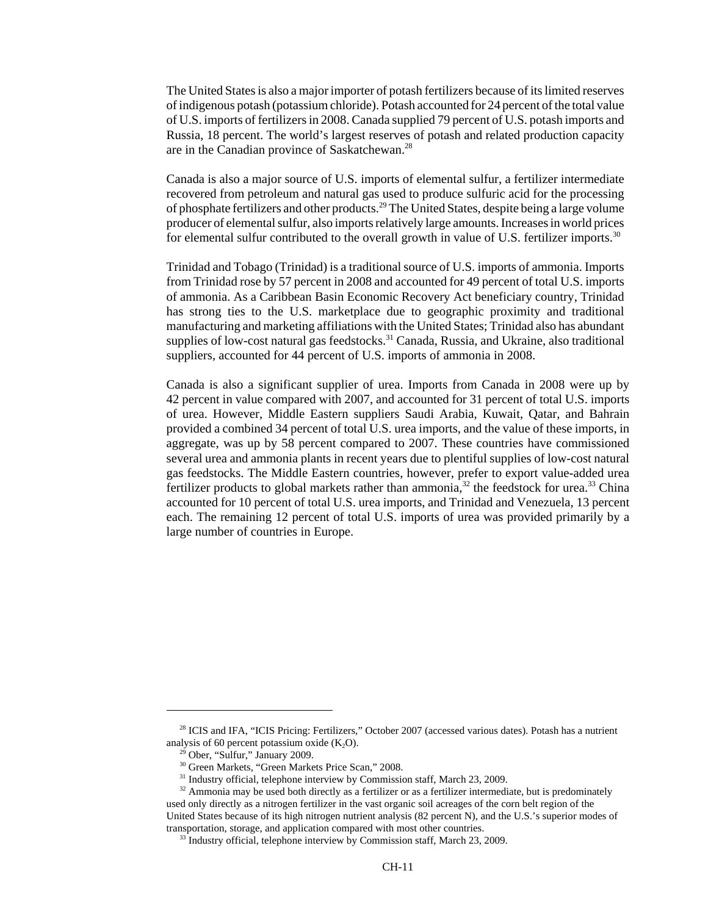The United States is also a major importer of potash fertilizers because of its limited reserves of indigenous potash (potassium chloride). Potash accounted for 24 percent of the total value of U.S. imports of fertilizers in 2008. Canada supplied 79 percent of U.S. potash imports and Russia, 18 percent. The world's largest reserves of potash and related production capacity are in the Canadian province of Saskatchewan.[28]

Canada is also a major source of U.S. imports of elemental sulfur, a fertilizer intermediate recovered from petroleum and natural gas used to produce sulfuric acid for the processing of phosphate fertilizers and other products.[29] The United States, despite being a large volume producer of elemental sulfur, also imports relatively large amounts. Increases in world prices for elemental sulfur contributed to the overall growth in value of U.S. fertilizer imports.[30]

Trinidad and Tobago (Trinidad) is a traditional source of U.S. imports of ammonia. Imports from Trinidad rose by 57 percent in 2008 and accounted for 49 percent of total U.S. imports of ammonia. As a Caribbean Basin Economic Recovery Act beneficiary country, Trinidad has strong ties to the U.S. marketplace due to geographic proximity and traditional manufacturing and marketing affiliations with the United States; Trinidad also has abundant supplies of low-cost natural gas feedstocks.[31] Canada, Russia, and Ukraine, also traditional suppliers, accounted for 44 percent of U.S. imports of ammonia in 2008.

Canada is also a significant supplier of urea. Imports from Canada in 2008 were up by 42 percent in value compared with 2007, and accounted for 31 percent of total U.S. imports of urea. However, Middle Eastern suppliers Saudi Arabia, Kuwait, Qatar, and Bahrain provided a combined 34 percent of total U.S. urea imports, and the value of these imports, in aggregate, was up by 58 percent compared to 2007. These countries have commissioned several urea and ammonia plants in recent years due to plentiful supplies of low-cost natural gas feedstocks. The Middle Eastern countries, however, prefer to export value-added urea fertilizer products to global markets rather than ammonia,[32] the feedstock for urea.[33] China accounted for 10 percent of total U.S. urea imports, and Trinidad and Venezuela, 13 percent each. The remaining 12 percent of total U.S. imports of urea was provided primarily by a large number of countries in Europe.

---

[28] ICIS and IFA, "ICIS Pricing: Fertilizers," October 2007 (accessed various dates). Potash has a nutrient analysis of 60 percent potassium oxide ($K_2O$).

[29] Ober, "Sulfur," January 2009.

[30] Green Markets, "Green Markets Price Scan," 2008.

[31] Industry official, telephone interview by Commission staff, March 23, 2009.

[32] Ammonia may be used both directly as a fertilizer or as a fertilizer intermediate, but is predominately used only directly as a nitrogen fertilizer in the vast organic soil acreages of the corn belt region of the United States because of its high nitrogen nutrient analysis (82 percent N), and the U.S.'s superior modes of transportation, storage, and application compared with most other countries.

[33] Industry official, telephone interview by Commission staff, March 23, 2009.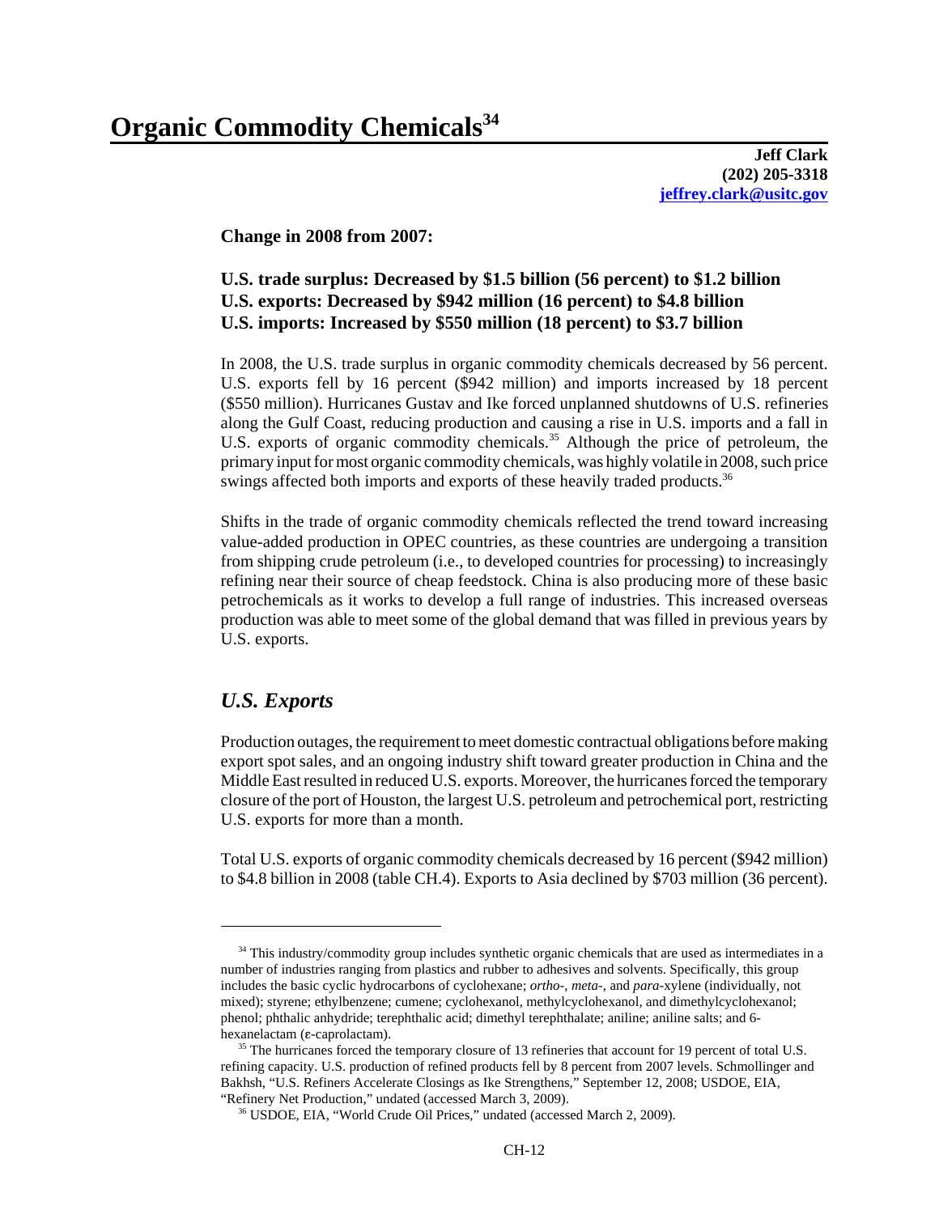# Organic Commodity Chemicals[34]

**Jeff Clark**
**(202) 205-3318**
**jeffrey.clark@usitc.gov**

**Change in 2008 from 2007:**

**U.S. trade surplus: Decreased by $1.5 billion (56 percent) to $1.2 billion**
**U.S. exports: Decreased by $942 million (16 percent) to $4.8 billion**
**U.S. imports: Increased by $550 million (18 percent) to $3.7 billion**

In 2008, the U.S. trade surplus in organic commodity chemicals decreased by 56 percent. U.S. exports fell by 16 percent ($942 million) and imports increased by 18 percent ($550 million). Hurricanes Gustav and Ike forced unplanned shutdowns of U.S. refineries along the Gulf Coast, reducing production and causing a rise in U.S. imports and a fall in U.S. exports of organic commodity chemicals.[35] Although the price of petroleum, the primary input for most organic commodity chemicals, was highly volatile in 2008, such price swings affected both imports and exports of these heavily traded products.[36]

Shifts in the trade of organic commodity chemicals reflected the trend toward increasing value-added production in OPEC countries, as these countries are undergoing a transition from shipping crude petroleum (i.e., to developed countries for processing) to increasingly refining near their source of cheap feedstock. China is also producing more of these basic petrochemicals as it works to develop a full range of industries. This increased overseas production was able to meet some of the global demand that was filled in previous years by U.S. exports.

## *U.S. Exports*

Production outages, the requirement to meet domestic contractual obligations before making export spot sales, and an ongoing industry shift toward greater production in China and the Middle East resulted in reduced U.S. exports. Moreover, the hurricanes forced the temporary closure of the port of Houston, the largest U.S. petroleum and petrochemical port, restricting U.S. exports for more than a month.

Total U.S. exports of organic commodity chemicals decreased by 16 percent ($942 million) to $4.8 billion in 2008 (table CH.4). Exports to Asia declined by $703 million (36 percent).

---

[34] This industry/commodity group includes synthetic organic chemicals that are used as intermediates in a number of industries ranging from plastics and rubber to adhesives and solvents. Specifically, this group includes the basic cyclic hydrocarbons of cyclohexane; *ortho-*, *meta-*, and *para-*xylene (individually, not mixed); styrene; ethylbenzene; cumene; cyclohexanol, methylcyclohexanol, and dimethylcyclohexanol; phenol; phthalic anhydride; terephthalic acid; dimethyl terephthalate; aniline; aniline salts; and 6-hexanelactam (ε-caprolactam).

[35] The hurricanes forced the temporary closure of 13 refineries that account for 19 percent of total U.S. refining capacity. U.S. production of refined products fell by 8 percent from 2007 levels. Schmollinger and Bakhsh, "U.S. Refiners Accelerate Closings as Ike Strengthens," September 12, 2008; USDOE, EIA, "Refinery Net Production," undated (accessed March 3, 2009).

[36] USDOE, EIA, "World Crude Oil Prices," undated (accessed March 2, 2009).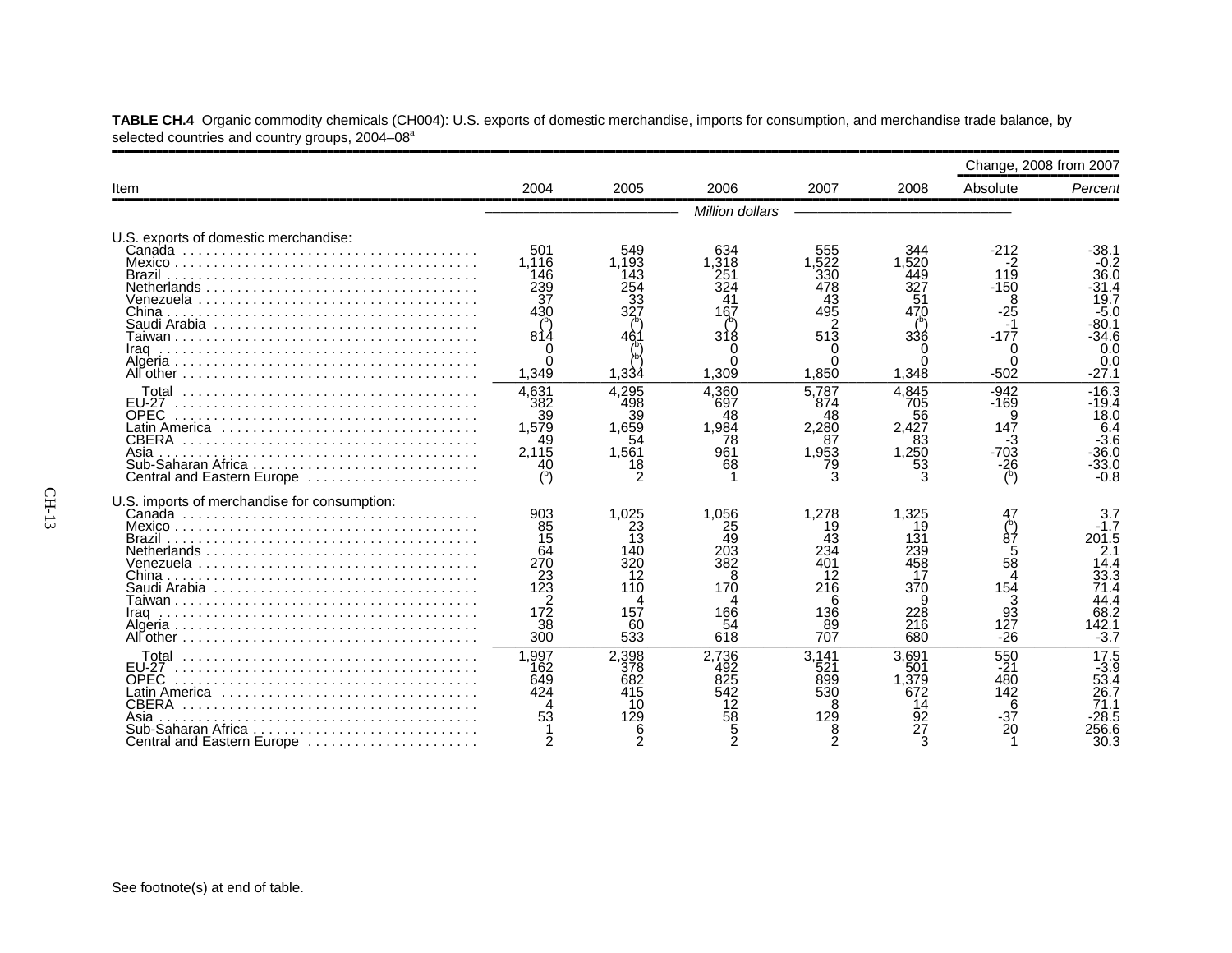**TABLE CH.4** Organic commodity chemicals (CH004): U.S. exports of domestic merchandise, imports for consumption, and merchandise trade balance, by selected countries and country groups, 2004–08[a]

| Item | 2004 | 2005 | 2006 | 2007 | 2008 | Change, 2008 from 2007 | |
|---|---|---|---|---|---|---|---|
| | | | | | | Absolute | *Percent* |
| | *Million dollars* | | | | | | |
| U.S. exports of domestic merchandise: | | | | | | | |
| Canada | 501 | 549 | 634 | 555 | 344 | -212 | -38.1 |
| Mexico | 1,116 | 1,193 | 1,318 | 1,522 | 1,520 | -2 | -0.2 |
| Brazil | 146 | 143 | 251 | 330 | 449 | 119 | 36.0 |
| Netherlands | 239 | 254 | 324 | 478 | 327 | -150 | -31.4 |
| Venezuela | 37 | 33 | 41 | 43 | 51 | 8 | 19.7 |
| China | 430 | 327 | 167 | 495 | 470 | -25 | -5.0 |
| Saudi Arabia | ([b]) | ([b]) | ([b]) | 2 | ([b]) | -1 | -80.1 |
| Taiwan | 814 | 461 | 318 | 513 | 336 | -177 | -34.6 |
| Iraq | 0 | ([b]) | 0 | 0 | 0 | 0 | 0.0 |
| Algeria | 0 | ([b]) | 0 | 0 | 0 | 0 | 0.0 |
| All other | 1,349 | 1,334 | 1,309 | 1,850 | 1,348 | -502 | -27.1 |
| Total | 4,631 | 4,295 | 4,360 | 5,787 | 4,845 | -942 | -16.3 |
| EU-27 | 382 | 498 | 697 | 874 | 705 | -169 | -19.4 |
| OPEC | 39 | 39 | 48 | 48 | 56 | 9 | 18.0 |
| Latin America | 1,579 | 1,659 | 1,984 | 2,280 | 2,427 | 147 | 6.4 |
| CBERA | 49 | 54 | 78 | 87 | 83 | -3 | -3.6 |
| Asia | 2,115 | 1,561 | 961 | 1,953 | 1,250 | -703 | -36.0 |
| Sub-Saharan Africa | 40 | 18 | 68 | 79 | 53 | -26 | -33.0 |
| Central and Eastern Europe | ([b]) | 2 | 1 | 3 | 3 | ([b]) | -0.8 |
| U.S. imports of merchandise for consumption: | | | | | | | |
| Canada | 903 | 1,025 | 1,056 | 1,278 | 1,325 | 47 | 3.7 |
| Mexico | 85 | 23 | 25 | 19 | 19 | ([b]) | -1.7 |
| Brazil | 15 | 13 | 49 | 43 | 131 | 87 | 201.5 |
| Netherlands | 64 | 140 | 203 | 234 | 239 | 5 | 2.1 |
| Venezuela | 270 | 320 | 382 | 401 | 458 | 58 | 14.4 |
| China | 23 | 12 | 8 | 12 | 17 | 4 | 33.3 |
| Saudi Arabia | 123 | 110 | 170 | 216 | 370 | 154 | 71.4 |
| Taiwan | 2 | 4 | 4 | 6 | 9 | 3 | 44.4 |
| Iraq | 172 | 157 | 166 | 136 | 228 | 93 | 68.2 |
| Algeria | 38 | 60 | 54 | 89 | 216 | 127 | 142.1 |
| All other | 300 | 533 | 618 | 707 | 680 | -26 | -3.7 |
| Total | 1,997 | 2,398 | 2,736 | 3,141 | 3,691 | 550 | 17.5 |
| EU-27 | 162 | 378 | 492 | 521 | 501 | -21 | -3.9 |
| OPEC | 649 | 682 | 825 | 899 | 1,379 | 480 | 53.4 |
| Latin America | 424 | 415 | 542 | 530 | 672 | 142 | 26.7 |
| CBERA | 4 | 10 | 12 | 8 | 14 | 6 | 71.1 |
| Asia | 53 | 129 | 58 | 129 | 92 | -37 | -28.5 |
| Sub-Saharan Africa | 1 | 6 | 5 | 8 | 27 | 20 | 256.6 |
| Central and Eastern Europe | 2 | 2 | 2 | 2 | 3 | 1 | 30.3 |

See footnote(s) at end of table.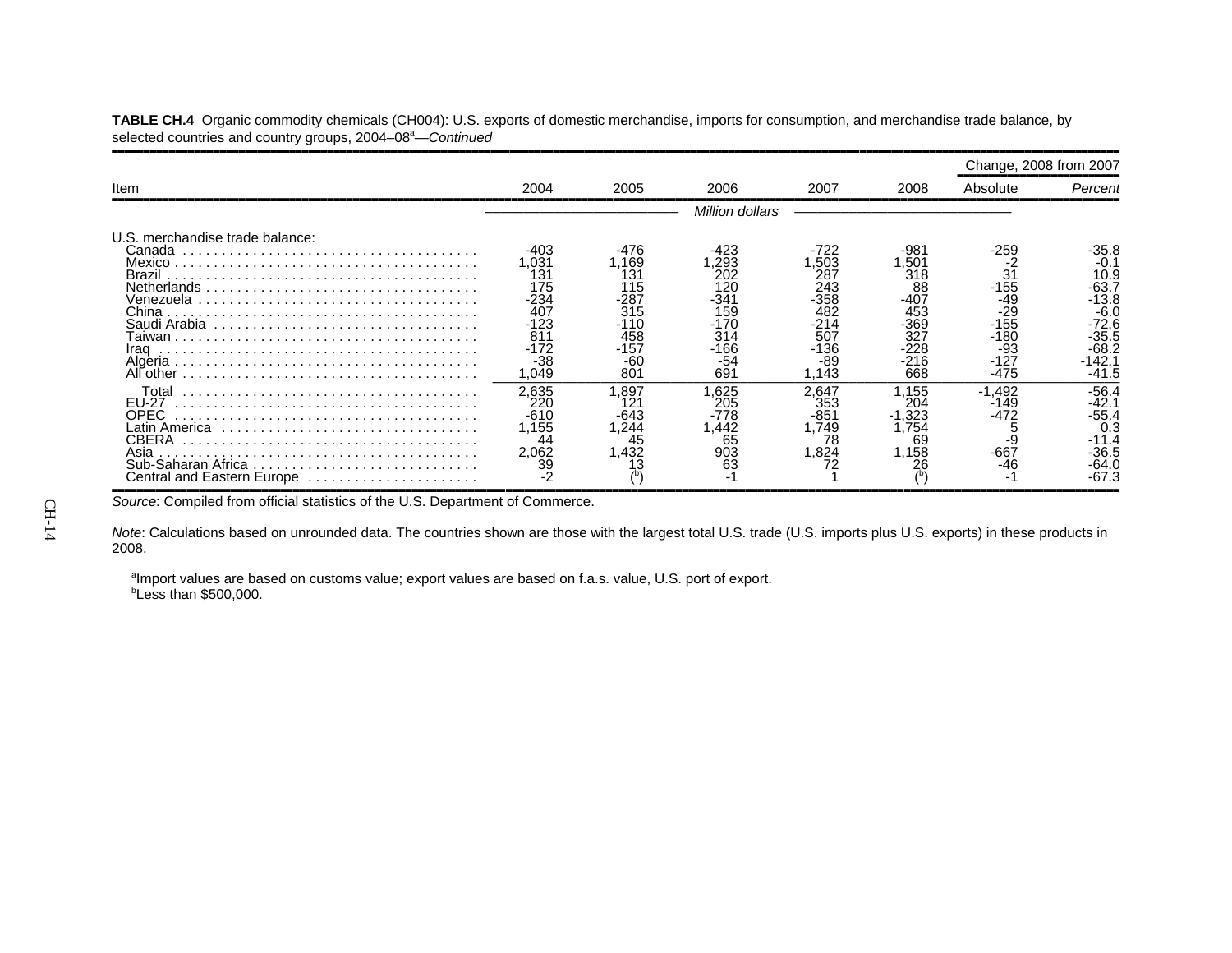**TABLE CH.4** Organic commodity chemicals (CH004): U.S. exports of domestic merchandise, imports for consumption, and merchandise trade balance, by selected countries and country groups, 2004–08[a]—*Continued*

| Item | 2004 | 2005 | 2006 | 2007 | 2008 | Change, 2008 from 2007 | |
|---|---|---|---|---|---|---|---|
| | | | | | | Absolute | *Percent* |
| | *Million dollars* | | | | | | |
| U.S. merchandise trade balance: | | | | | | | |
| Canada | -403 | -476 | -423 | -722 | -981 | -259 | -35.8 |
| Mexico | 1,031 | 1,169 | 1,293 | 1,503 | 1,501 | -2 | -0.1 |
| Brazil | 131 | 131 | 202 | 287 | 318 | 31 | 10.9 |
| Netherlands | 175 | 115 | 120 | 243 | 88 | -155 | -63.7 |
| Venezuela | -234 | -287 | -341 | -358 | -407 | -49 | -13.8 |
| China | 407 | 315 | 159 | 482 | 453 | -29 | -6.0 |
| Saudi Arabia | -123 | -110 | -170 | -214 | -369 | -155 | -72.6 |
| Taiwan | 811 | 458 | 314 | 507 | 327 | -180 | -35.5 |
| Iraq | -172 | -157 | -166 | -136 | -228 | -93 | -68.2 |
| Algeria | -38 | -60 | -54 | -89 | -216 | -127 | -142.1 |
| All other | 1,049 | 801 | 691 | 1,143 | 668 | -475 | -41.5 |
| Total | 2,635 | 1,897 | 1,625 | 2,647 | 1,155 | -1,492 | -56.4 |
| EU-27 | 220 | 121 | 205 | 353 | 204 | -149 | -42.1 |
| OPEC | -610 | -643 | -778 | -851 | -1,323 | -472 | -55.4 |
| Latin America | 1,155 | 1,244 | 1,442 | 1,749 | 1,754 | 5 | 0.3 |
| CBERA | 44 | 45 | 65 | 78 | 69 | -9 | -11.4 |
| Asia | 2,062 | 1,432 | 903 | 1,824 | 1,158 | -667 | -36.5 |
| Sub-Saharan Africa | 39 | 13 | 63 | 72 | 26 | -46 | -64.0 |
| Central and Eastern Europe | -2 | ([b]) | -1 | 1 | ([b]) | -1 | -67.3 |

*Source*: Compiled from official statistics of the U.S. Department of Commerce.

*Note*: Calculations based on unrounded data. The countries shown are those with the largest total U.S. trade (U.S. imports plus U.S. exports) in these products in 2008.

[a]Import values are based on customs value; export values are based on f.a.s. value, U.S. port of export.
[b]Less than $500,000.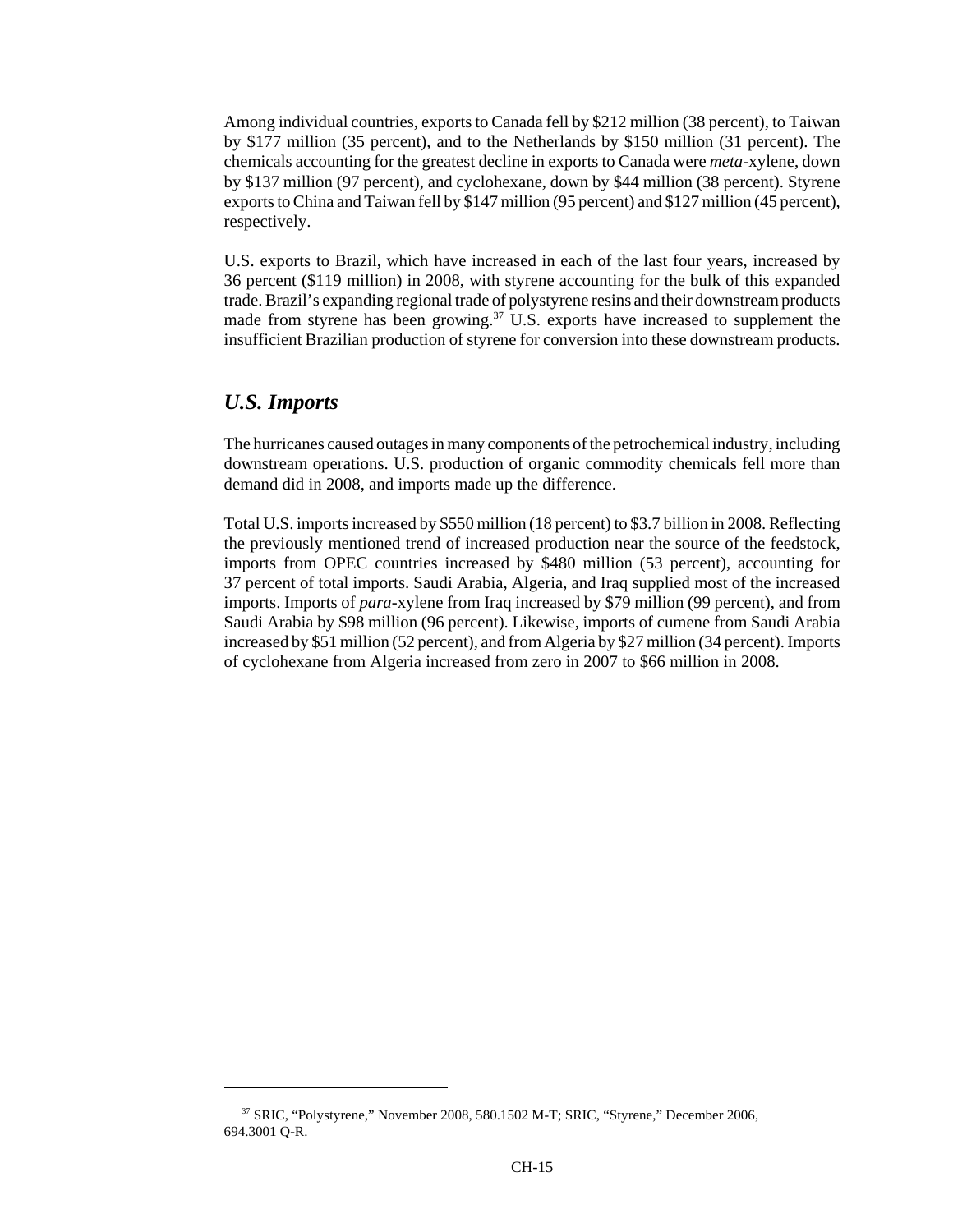Among individual countries, exports to Canada fell by $212 million (38 percent), to Taiwan by $177 million (35 percent), and to the Netherlands by $150 million (31 percent). The chemicals accounting for the greatest decline in exports to Canada were *meta*-xylene, down by $137 million (97 percent), and cyclohexane, down by $44 million (38 percent). Styrene exports to China and Taiwan fell by $147 million (95 percent) and $127 million (45 percent), respectively.

U.S. exports to Brazil, which have increased in each of the last four years, increased by 36 percent ($119 million) in 2008, with styrene accounting for the bulk of this expanded trade. Brazil's expanding regional trade of polystyrene resins and their downstream products made from styrene has been growing.[37] U.S. exports have increased to supplement the insufficient Brazilian production of styrene for conversion into these downstream products.

## *U.S. Imports*

The hurricanes caused outages in many components of the petrochemical industry, including downstream operations. U.S. production of organic commodity chemicals fell more than demand did in 2008, and imports made up the difference.

Total U.S. imports increased by $550 million (18 percent) to $3.7 billion in 2008. Reflecting the previously mentioned trend of increased production near the source of the feedstock, imports from OPEC countries increased by $480 million (53 percent), accounting for 37 percent of total imports. Saudi Arabia, Algeria, and Iraq supplied most of the increased imports. Imports of *para*-xylene from Iraq increased by $79 million (99 percent), and from Saudi Arabia by $98 million (96 percent). Likewise, imports of cumene from Saudi Arabia increased by $51 million (52 percent), and from Algeria by $27 million (34 percent). Imports of cyclohexane from Algeria increased from zero in 2007 to $66 million in 2008.

---

[37] SRIC, "Polystyrene," November 2008, 580.1502 M-T; SRIC, "Styrene," December 2006, 694.3001 Q-R.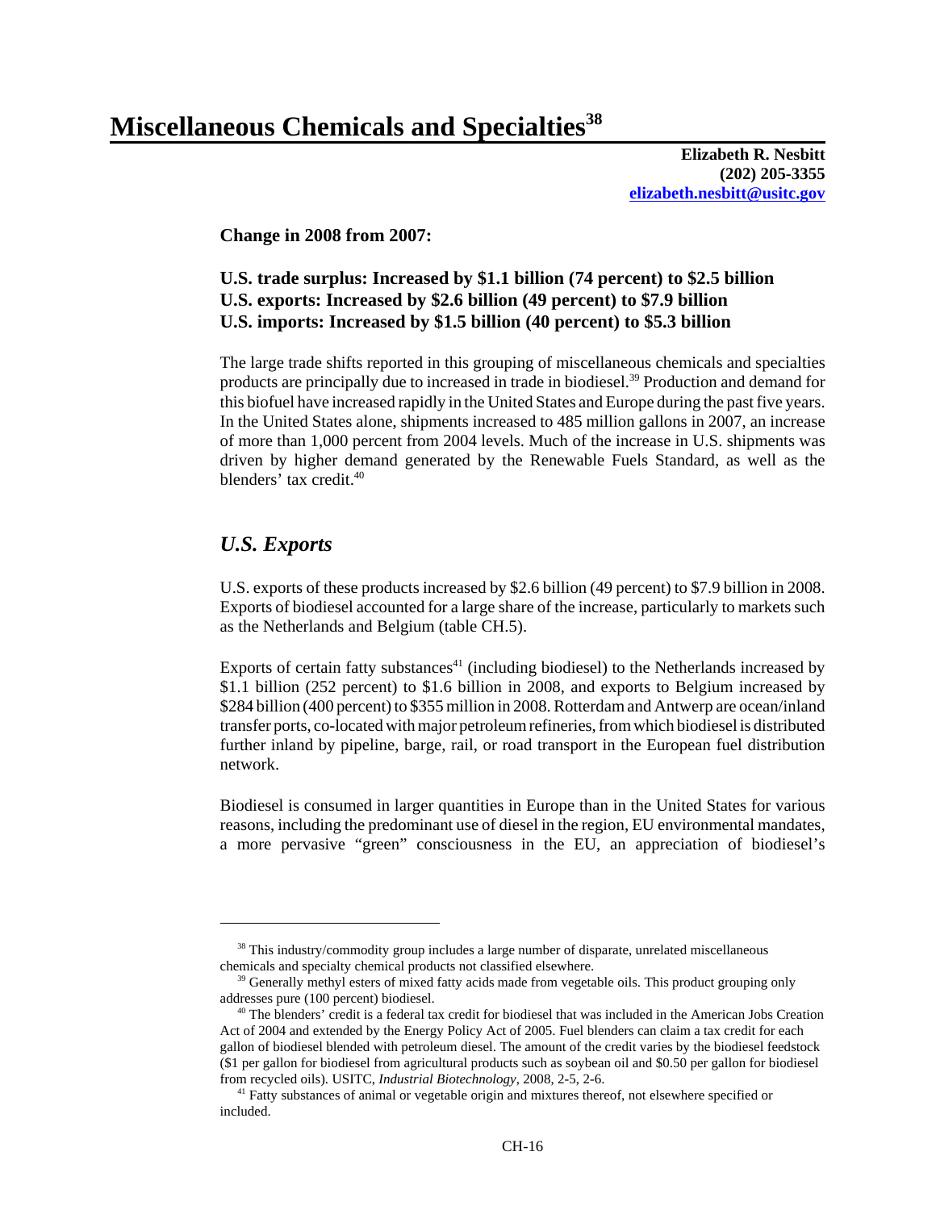# Miscellaneous Chemicals and Specialties[38]

**Elizabeth R. Nesbitt**
**(202) 205-3355**
**elizabeth.nesbitt@usitc.gov**

**Change in 2008 from 2007:**

**U.S. trade surplus: Increased by $1.1 billion (74 percent) to $2.5 billion**
**U.S. exports: Increased by $2.6 billion (49 percent) to $7.9 billion**
**U.S. imports: Increased by $1.5 billion (40 percent) to $5.3 billion**

The large trade shifts reported in this grouping of miscellaneous chemicals and specialties products are principally due to increased in trade in biodiesel.[39] Production and demand for this biofuel have increased rapidly in the United States and Europe during the past five years. In the United States alone, shipments increased to 485 million gallons in 2007, an increase of more than 1,000 percent from 2004 levels. Much of the increase in U.S. shipments was driven by higher demand generated by the Renewable Fuels Standard, as well as the blenders' tax credit.[40]

## *U.S. Exports*

U.S. exports of these products increased by $2.6 billion (49 percent) to $7.9 billion in 2008. Exports of biodiesel accounted for a large share of the increase, particularly to markets such as the Netherlands and Belgium (table CH.5).

Exports of certain fatty substances[41] (including biodiesel) to the Netherlands increased by $1.1 billion (252 percent) to $1.6 billion in 2008, and exports to Belgium increased by $284 billion (400 percent) to $355 million in 2008. Rotterdam and Antwerp are ocean/inland transfer ports, co-located with major petroleum refineries, from which biodiesel is distributed further inland by pipeline, barge, rail, or road transport in the European fuel distribution network.

Biodiesel is consumed in larger quantities in Europe than in the United States for various reasons, including the predominant use of diesel in the region, EU environmental mandates, a more pervasive "green" consciousness in the EU, an appreciation of biodiesel's

---

[38] This industry/commodity group includes a large number of disparate, unrelated miscellaneous chemicals and specialty chemical products not classified elsewhere.

[39] Generally methyl esters of mixed fatty acids made from vegetable oils. This product grouping only addresses pure (100 percent) biodiesel.

[40] The blenders' credit is a federal tax credit for biodiesel that was included in the American Jobs Creation Act of 2004 and extended by the Energy Policy Act of 2005. Fuel blenders can claim a tax credit for each gallon of biodiesel blended with petroleum diesel. The amount of the credit varies by the biodiesel feedstock ($1 per gallon for biodiesel from agricultural products such as soybean oil and $0.50 per gallon for biodiesel from recycled oils). USITC, *Industrial Biotechnology*, 2008, 2-5, 2-6.

[41] Fatty substances of animal or vegetable origin and mixtures thereof, not elsewhere specified or included.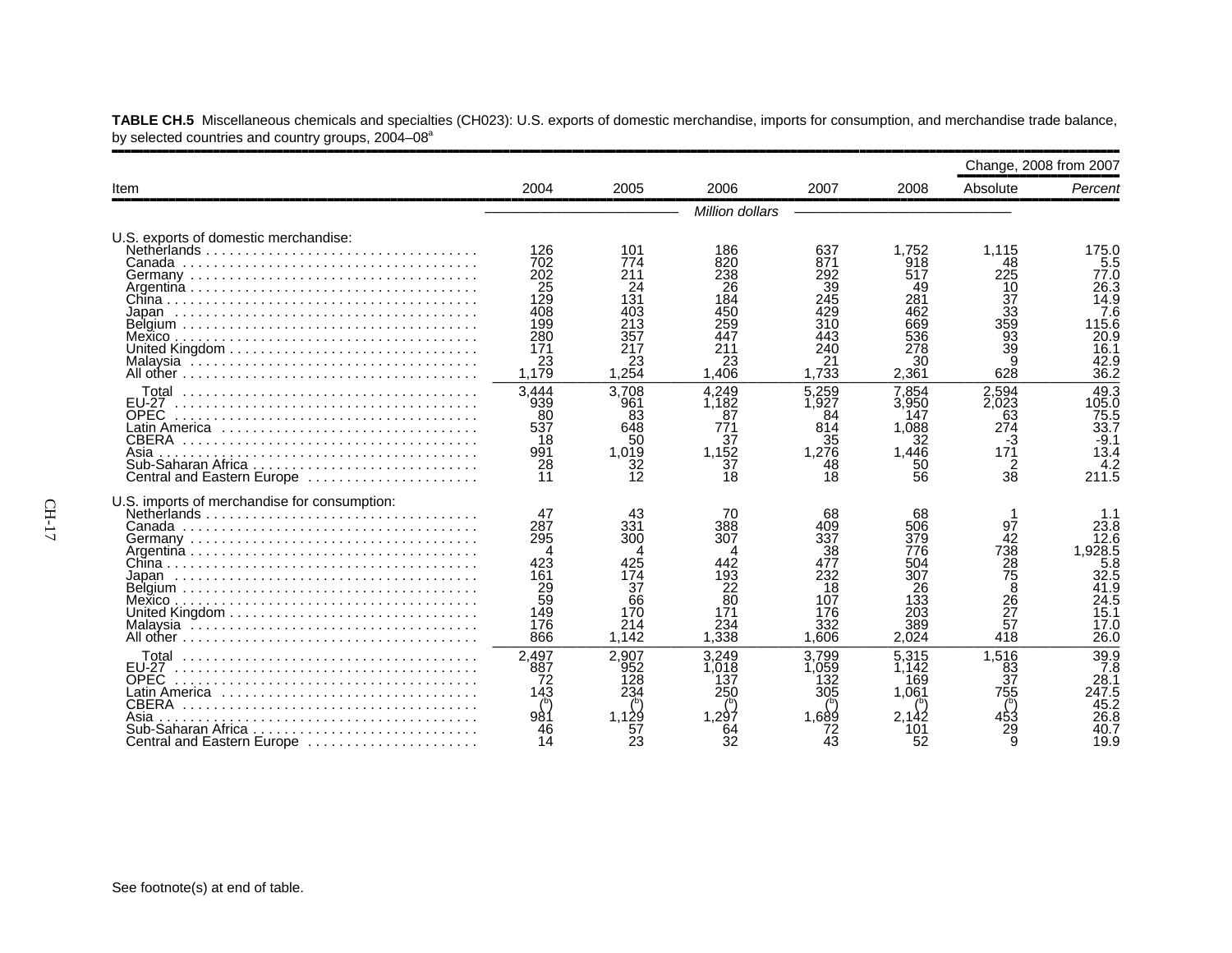**TABLE CH.5** Miscellaneous chemicals and specialties (CH023): U.S. exports of domestic merchandise, imports for consumption, and merchandise trade balance, by selected countries and country groups, 2004–08[a]

| Item | 2004 | 2005 | 2006 | 2007 | 2008 | Change, 2008 from 2007 Absolute | *Percent* |
|---|---|---|---|---|---|---|---|
| | | | *Million dollars* | | | | |
| U.S. exports of domestic merchandise: | | | | | | | |
| Netherlands | 126 | 101 | 186 | 637 | 1,752 | 1,115 | 175.0 |
| Canada | 702 | 774 | 820 | 871 | 918 | 48 | 5.5 |
| Germany | 202 | 211 | 238 | 292 | 517 | 225 | 77.0 |
| Argentina | 25 | 24 | 26 | 39 | 49 | 10 | 26.3 |
| China | 129 | 131 | 184 | 245 | 281 | 37 | 14.9 |
| Japan | 408 | 403 | 450 | 429 | 462 | 33 | 7.6 |
| Belgium | 199 | 213 | 259 | 310 | 669 | 359 | 115.6 |
| Mexico | 280 | 357 | 447 | 443 | 536 | 93 | 20.9 |
| United Kingdom | 171 | 217 | 211 | 240 | 278 | 39 | 16.1 |
| Malaysia | 23 | 23 | 23 | 21 | 30 | 9 | 42.9 |
| All other | 1,179 | 1,254 | 1,406 | 1,733 | 2,361 | 628 | 36.2 |
| Total | 3,444 | 3,708 | 4,249 | 5,259 | 7,854 | 2,594 | 49.3 |
| EU-27 | 939 | 961 | 1,182 | 1,927 | 3,950 | 2,023 | 105.0 |
| OPEC | 80 | 83 | 87 | 84 | 147 | 63 | 75.5 |
| Latin America | 537 | 648 | 771 | 814 | 1,088 | 274 | 33.7 |
| CBERA | 18 | 50 | 37 | 35 | 32 | -3 | -9.1 |
| Asia | 991 | 1,019 | 1,152 | 1,276 | 1,446 | 171 | 13.4 |
| Sub-Saharan Africa | 28 | 32 | 37 | 48 | 50 | 2 | 4.2 |
| Central and Eastern Europe | 11 | 12 | 18 | 18 | 56 | 38 | 211.5 |
| U.S. imports of merchandise for consumption: | | | | | | | |
| Netherlands | 47 | 43 | 70 | 68 | 68 | 1 | 1.1 |
| Canada | 287 | 331 | 388 | 409 | 506 | 97 | 23.8 |
| Germany | 295 | 300 | 307 | 337 | 379 | 42 | 12.6 |
| Argentina | 4 | 4 | 4 | 38 | 776 | 738 | 1,928.5 |
| China | 423 | 425 | 442 | 477 | 504 | 28 | 5.8 |
| Japan | 161 | 174 | 193 | 232 | 307 | 75 | 32.5 |
| Belgium | 29 | 37 | 22 | 18 | 26 | 8 | 41.9 |
| Mexico | 59 | 66 | 80 | 107 | 133 | 26 | 24.5 |
| United Kingdom | 149 | 170 | 171 | 176 | 203 | 27 | 15.1 |
| Malaysia | 176 | 214 | 234 | 332 | 389 | 57 | 17.0 |
| All other | 866 | 1,142 | 1,338 | 1,606 | 2,024 | 418 | 26.0 |
| Total | 2,497 | 2,907 | 3,249 | 3,799 | 5,315 | 1,516 | 39.9 |
| EU-27 | 887 | 952 | 1,018 | 1,059 | 1,142 | 83 | 7.8 |
| OPEC | 72 | 128 | 137 | 132 | 169 | 37 | 28.1 |
| Latin America | 143 | 234 | 250 | 305 | 1,061 | 755 | 247.5 |
| CBERA | ([b]) | ([b]) | ([b]) | ([b]) | ([b]) | ([b]) | 45.2 |
| Asia | 981 | 1,129 | 1,297 | 1,689 | 2,142 | 453 | 26.8 |
| Sub-Saharan Africa | 46 | 57 | 64 | 72 | 101 | 29 | 40.7 |
| Central and Eastern Europe | 14 | 23 | 32 | 43 | 52 | 9 | 19.9 |

See footnote(s) at end of table.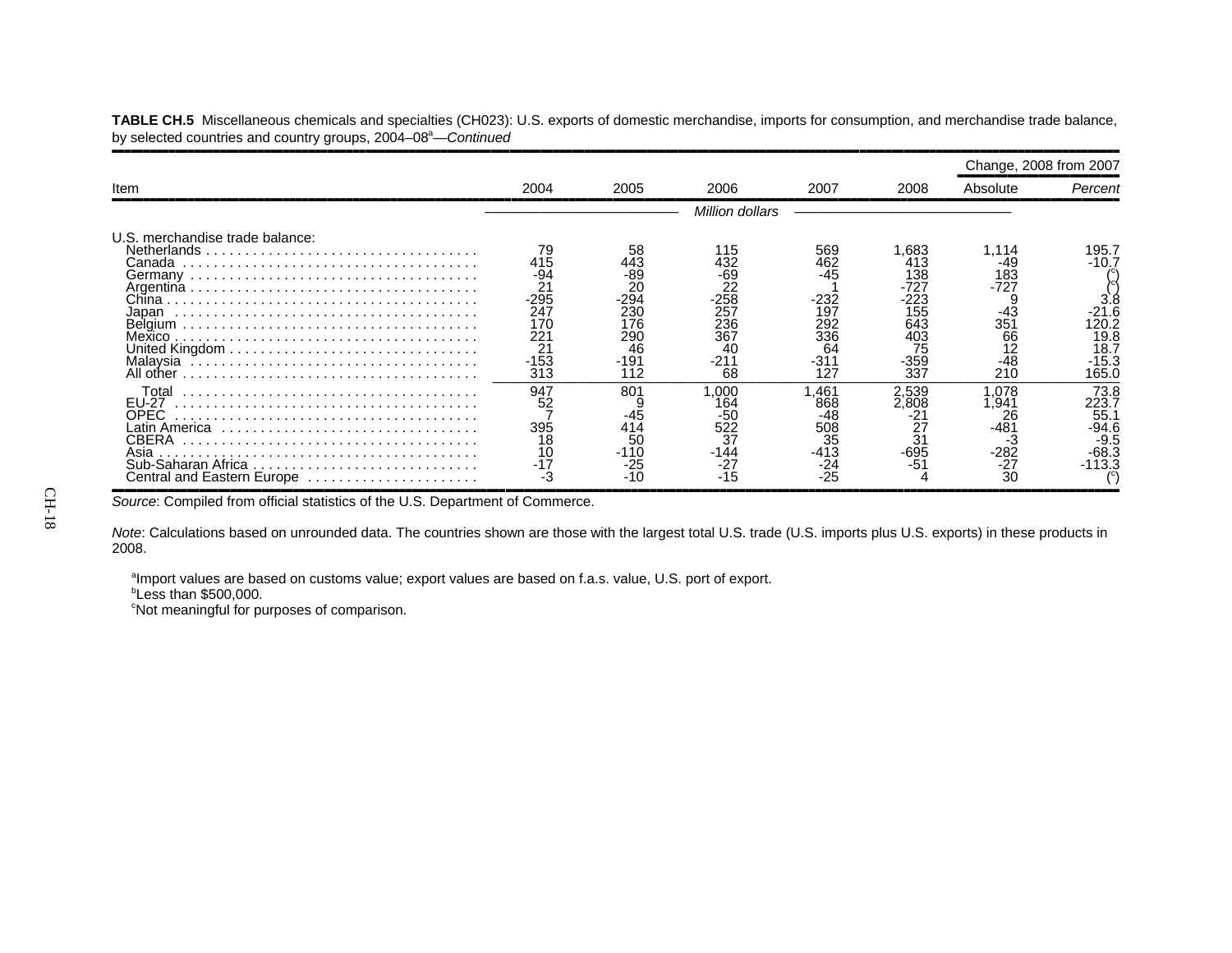**TABLE CH.5** Miscellaneous chemicals and specialties (CH023): U.S. exports of domestic merchandise, imports for consumption, and merchandise trade balance, by selected countries and country groups, 2004–08[a]—*Continued*

| Item | 2004 | 2005 | 2006 | 2007 | 2008 | Change, 2008 from 2007 | |
|---|---|---|---|---|---|---|---|
| | | | | | | Absolute | *Percent* |
| | *Million dollars* | | | | | | |
| U.S. merchandise trade balance: | | | | | | | |
| Netherlands | 79 | 58 | 115 | 569 | 1,683 | 1,114 | 195.7 |
| Canada | 415 | 443 | 432 | 462 | 413 | -49 | -10.7 |
| Germany | -94 | -89 | -69 | -45 | 138 | 183 | ([c]) |
| Argentina | 21 | 20 | 22 | 1 | -727 | -727 | ([c]) |
| China | -295 | -294 | -258 | -232 | -223 | 9 | 3.8 |
| Japan | 247 | 230 | 257 | 197 | 155 | -43 | -21.6 |
| Belgium | 170 | 176 | 236 | 292 | 643 | 351 | 120.2 |
| Mexico | 221 | 290 | 367 | 336 | 403 | 66 | 19.8 |
| United Kingdom | 21 | 46 | 40 | 64 | 75 | 12 | 18.7 |
| Malaysia | -153 | -191 | -211 | -311 | -359 | -48 | -15.3 |
| All other | 313 | 112 | 68 | 127 | 337 | 210 | 165.0 |
| Total | 947 | 801 | 1,000 | 1,461 | 2,539 | 1,078 | 73.8 |
| EU-27 | 52 | 9 | 164 | 868 | 2,808 | 1,941 | 223.7 |
| OPEC | 7 | -45 | -50 | -48 | -21 | 26 | 55.1 |
| Latin America | 395 | 414 | 522 | 508 | 27 | -481 | -94.6 |
| CBERA | 18 | 50 | 37 | 35 | 31 | -3 | -9.5 |
| Asia | 10 | -110 | -144 | -413 | -695 | -282 | -68.3 |
| Sub-Saharan Africa | -17 | -25 | -27 | -24 | -51 | -27 | -113.3 |
| Central and Eastern Europe | -3 | -10 | -15 | -25 | 4 | 30 | ([c]) |

*Source*: Compiled from official statistics of the U.S. Department of Commerce.

*Note*: Calculations based on unrounded data. The countries shown are those with the largest total U.S. trade (U.S. imports plus U.S. exports) in these products in 2008.

[a]Import values are based on customs value; export values are based on f.a.s. value, U.S. port of export.
[b]Less than $500,000.
[c]Not meaningful for purposes of comparison.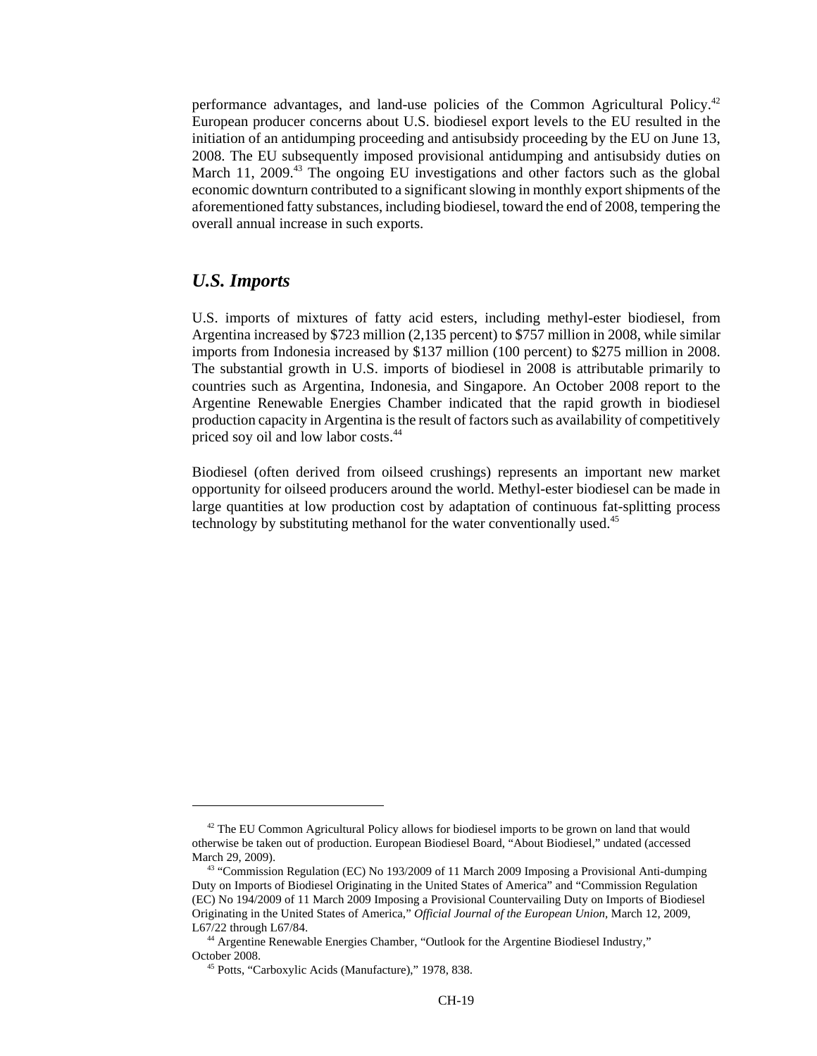performance advantages, and land-use policies of the Common Agricultural Policy.[42] European producer concerns about U.S. biodiesel export levels to the EU resulted in the initiation of an antidumping proceeding and antisubsidy proceeding by the EU on June 13, 2008. The EU subsequently imposed provisional antidumping and antisubsidy duties on March 11, 2009.[43] The ongoing EU investigations and other factors such as the global economic downturn contributed to a significant slowing in monthly export shipments of the aforementioned fatty substances, including biodiesel, toward the end of 2008, tempering the overall annual increase in such exports.

## *U.S. Imports*

U.S. imports of mixtures of fatty acid esters, including methyl-ester biodiesel, from Argentina increased by $723 million (2,135 percent) to $757 million in 2008, while similar imports from Indonesia increased by $137 million (100 percent) to $275 million in 2008. The substantial growth in U.S. imports of biodiesel in 2008 is attributable primarily to countries such as Argentina, Indonesia, and Singapore. An October 2008 report to the Argentine Renewable Energies Chamber indicated that the rapid growth in biodiesel production capacity in Argentina is the result of factors such as availability of competitively priced soy oil and low labor costs.[44]

Biodiesel (often derived from oilseed crushings) represents an important new market opportunity for oilseed producers around the world. Methyl-ester biodiesel can be made in large quantities at low production cost by adaptation of continuous fat-splitting process technology by substituting methanol for the water conventionally used.[45]

---

[42] The EU Common Agricultural Policy allows for biodiesel imports to be grown on land that would otherwise be taken out of production. European Biodiesel Board, "About Biodiesel," undated (accessed March 29, 2009).

[43] "Commission Regulation (EC) No 193/2009 of 11 March 2009 Imposing a Provisional Anti-dumping Duty on Imports of Biodiesel Originating in the United States of America" and "Commission Regulation (EC) No 194/2009 of 11 March 2009 Imposing a Provisional Countervailing Duty on Imports of Biodiesel Originating in the United States of America," *Official Journal of the European Union*, March 12, 2009, L67/22 through L67/84.

[44] Argentine Renewable Energies Chamber, "Outlook for the Argentine Biodiesel Industry," October 2008.

[45] Potts, "Carboxylic Acids (Manufacture)," 1978, 838.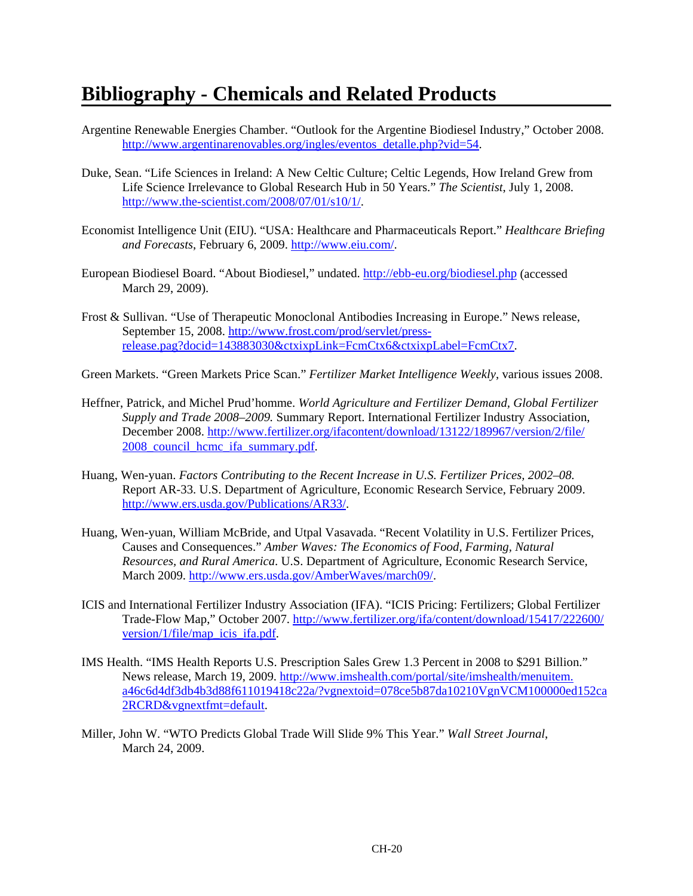# Bibliography - Chemicals and Related Products

Argentine Renewable Energies Chamber. "Outlook for the Argentine Biodiesel Industry," October 2008. http://www.argentinarenovables.org/ingles/eventos_detalle.php?vid=54.

Duke, Sean. "Life Sciences in Ireland: A New Celtic Culture; Celtic Legends, How Ireland Grew from Life Science Irrelevance to Global Research Hub in 50 Years." *The Scientist*, July 1, 2008. http://www.the-scientist.com/2008/07/01/s10/1/.

Economist Intelligence Unit (EIU). "USA: Healthcare and Pharmaceuticals Report." *Healthcare Briefing and Forecasts*, February 6, 2009. http://www.eiu.com/.

European Biodiesel Board. "About Biodiesel," undated. http://ebb-eu.org/biodiesel.php (accessed March 29, 2009).

Frost & Sullivan. "Use of Therapeutic Monoclonal Antibodies Increasing in Europe." News release, September 15, 2008. http://www.frost.com/prod/servlet/press-release.pag?docid=143883030&ctxixpLink=FcmCtx6&ctxixpLabel=FcmCtx7.

Green Markets. "Green Markets Price Scan." *Fertilizer Market Intelligence Weekly*, various issues 2008.

Heffner, Patrick, and Michel Prud'homme. *World Agriculture and Fertilizer Demand, Global Fertilizer Supply and Trade 2008–2009.* Summary Report. International Fertilizer Industry Association, December 2008. http://www.fertilizer.org/ifacontent/download/13122/189967/version/2/file/2008_council_hcmc_ifa_summary.pdf.

Huang, Wen-yuan. *Factors Contributing to the Recent Increase in U.S. Fertilizer Prices, 2002–08.* Report AR-33. U.S. Department of Agriculture, Economic Research Service, February 2009. http://www.ers.usda.gov/Publications/AR33/.

Huang, Wen-yuan, William McBride, and Utpal Vasavada. "Recent Volatility in U.S. Fertilizer Prices, Causes and Consequences." *Amber Waves: The Economics of Food, Farming, Natural Resources, and Rural America*. U.S. Department of Agriculture, Economic Research Service, March 2009. http://www.ers.usda.gov/AmberWaves/march09/.

ICIS and International Fertilizer Industry Association (IFA). "ICIS Pricing: Fertilizers; Global Fertilizer Trade-Flow Map," October 2007. http://www.fertilizer.org/ifa/content/download/15417/222600/version/1/file/map_icis_ifa.pdf.

IMS Health. "IMS Health Reports U.S. Prescription Sales Grew 1.3 Percent in 2008 to $291 Billion." News release, March 19, 2009. http://www.imshealth.com/portal/site/imshealth/menuitem.a46c6d4df3db4b3d88f611019418c22a/?vgnextoid=078ce5b87da10210VgnVCM100000ed152ca2RCRD&vgnextfmt=default.

Miller, John W. "WTO Predicts Global Trade Will Slide 9% This Year." *Wall Street Journal*, March 24, 2009.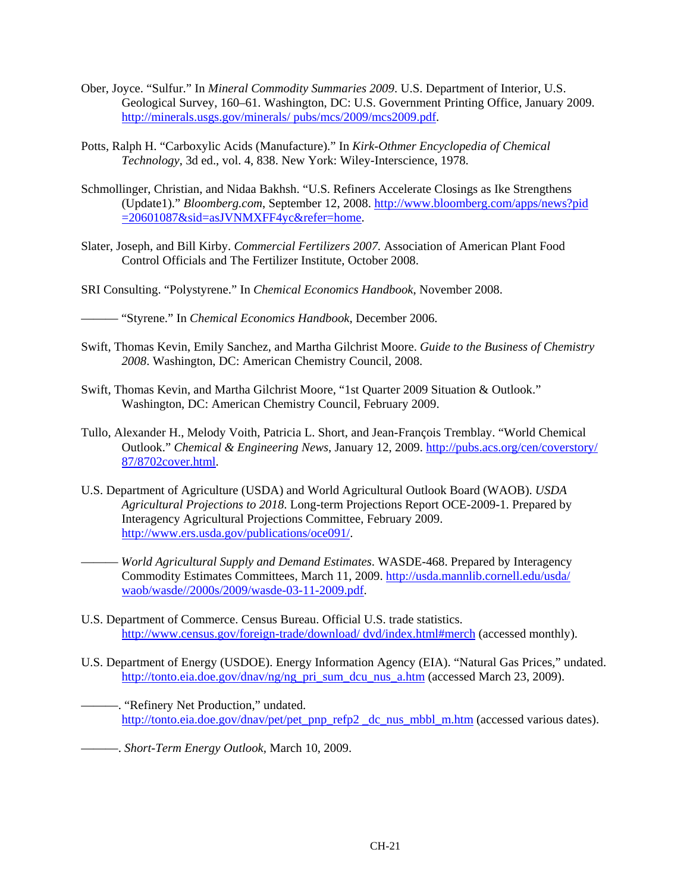Ober, Joyce. "Sulfur." In *Mineral Commodity Summaries 2009*. U.S. Department of Interior, U.S. Geological Survey, 160–61. Washington, DC: U.S. Government Printing Office, January 2009. http://minerals.usgs.gov/minerals/ pubs/mcs/2009/mcs2009.pdf.

Potts, Ralph H. "Carboxylic Acids (Manufacture)." In *Kirk-Othmer Encyclopedia of Chemical Technology*, 3d ed., vol. 4, 838. New York: Wiley-Interscience, 1978.

Schmollinger, Christian, and Nidaa Bakhsh. "U.S. Refiners Accelerate Closings as Ike Strengthens (Update1)." *Bloomberg.com*, September 12, 2008. http://www.bloomberg.com/apps/news?pid =20601087&sid=asJVNMXFF4yc&refer=home.

Slater, Joseph, and Bill Kirby. *Commercial Fertilizers 2007.* Association of American Plant Food Control Officials and The Fertilizer Institute, October 2008.

SRI Consulting. "Polystyrene." In *Chemical Economics Handbook*, November 2008.

——— "Styrene." In *Chemical Economics Handbook*, December 2006.

Swift, Thomas Kevin, Emily Sanchez, and Martha Gilchrist Moore. *Guide to the Business of Chemistry 2008*. Washington, DC: American Chemistry Council, 2008.

Swift, Thomas Kevin, and Martha Gilchrist Moore, "1st Quarter 2009 Situation & Outlook." Washington, DC: American Chemistry Council, February 2009.

Tullo, Alexander H., Melody Voith, Patricia L. Short, and Jean-François Tremblay. "World Chemical Outlook." *Chemical & Engineering News*, January 12, 2009. http://pubs.acs.org/cen/coverstory/ 87/8702cover.html.

U.S. Department of Agriculture (USDA) and World Agricultural Outlook Board (WAOB). *USDA Agricultural Projections to 2018*. Long-term Projections Report OCE-2009-1. Prepared by Interagency Agricultural Projections Committee, February 2009. http://www.ers.usda.gov/publications/oce091/.

——— *World Agricultural Supply and Demand Estimates*. WASDE-468. Prepared by Interagency Commodity Estimates Committees, March 11, 2009. http://usda.mannlib.cornell.edu/usda/ waob/wasde//2000s/2009/wasde-03-11-2009.pdf.

U.S. Department of Commerce. Census Bureau. Official U.S. trade statistics. http://www.census.gov/foreign-trade/download/ dvd/index.html#merch (accessed monthly).

U.S. Department of Energy (USDOE). Energy Information Agency (EIA). "Natural Gas Prices," undated. http://tonto.eia.doe.gov/dnav/ng/ng_pri_sum_dcu_nus_a.htm (accessed March 23, 2009).

———. "Refinery Net Production," undated. http://tonto.eia.doe.gov/dnav/pet/pet_pnp_refp2 _dc_nus_mbbl_m.htm (accessed various dates).

———. *Short-Term Energy Outlook*, March 10, 2009.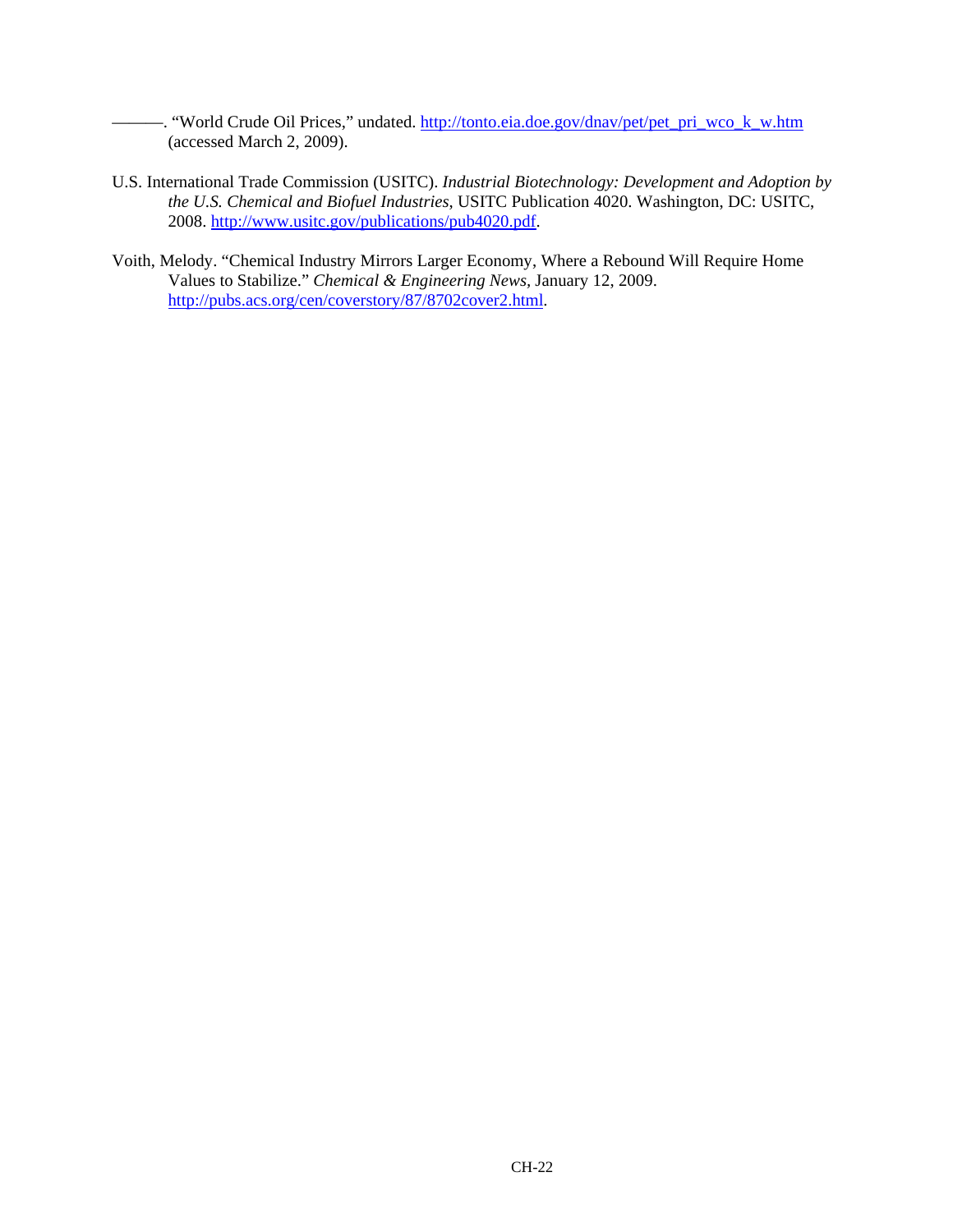———. "World Crude Oil Prices," undated. http://tonto.eia.doe.gov/dnav/pet/pet_pri_wco_k_w.htm (accessed March 2, 2009).

U.S. International Trade Commission (USITC). *Industrial Biotechnology: Development and Adoption by the U.S. Chemical and Biofuel Industries*, USITC Publication 4020. Washington, DC: USITC, 2008. http://www.usitc.gov/publications/pub4020.pdf.

Voith, Melody. "Chemical Industry Mirrors Larger Economy, Where a Rebound Will Require Home Values to Stabilize." *Chemical & Engineering News*, January 12, 2009. http://pubs.acs.org/cen/coverstory/87/8702cover2.html.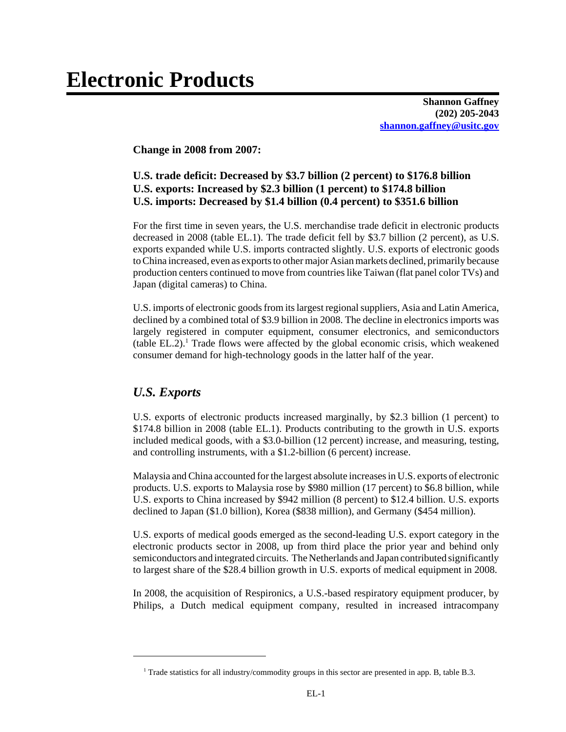# Electronic Products

**Shannon Gaffney**
**(202) 205-2043**
**shannon.gaffney@usitc.gov**

**Change in 2008 from 2007:**

**U.S. trade deficit: Decreased by $3.7 billion (2 percent) to $176.8 billion**
**U.S. exports: Increased by $2.3 billion (1 percent) to $174.8 billion**
**U.S. imports: Decreased by $1.4 billion (0.4 percent) to $351.6 billion**

For the first time in seven years, the U.S. merchandise trade deficit in electronic products decreased in 2008 (table EL.1). The trade deficit fell by $3.7 billion (2 percent), as U.S. exports expanded while U.S. imports contracted slightly. U.S. exports of electronic goods to China increased, even as exports to other major Asian markets declined, primarily because production centers continued to move from countries like Taiwan (flat panel color TVs) and Japan (digital cameras) to China.

U.S. imports of electronic goods from its largest regional suppliers, Asia and Latin America, declined by a combined total of $3.9 billion in 2008. The decline in electronics imports was largely registered in computer equipment, consumer electronics, and semiconductors (table EL.2).[1] Trade flows were affected by the global economic crisis, which weakened consumer demand for high-technology goods in the latter half of the year.

## *U.S. Exports*

U.S. exports of electronic products increased marginally, by $2.3 billion (1 percent) to $174.8 billion in 2008 (table EL.1). Products contributing to the growth in U.S. exports included medical goods, with a $3.0-billion (12 percent) increase, and measuring, testing, and controlling instruments, with a $1.2-billion (6 percent) increase.

Malaysia and China accounted for the largest absolute increases in U.S. exports of electronic products. U.S. exports to Malaysia rose by $980 million (17 percent) to $6.8 billion, while U.S. exports to China increased by $942 million (8 percent) to $12.4 billion. U.S. exports declined to Japan ($1.0 billion), Korea ($838 million), and Germany ($454 million).

U.S. exports of medical goods emerged as the second-leading U.S. export category in the electronic products sector in 2008, up from third place the prior year and behind only semiconductors and integrated circuits. The Netherlands and Japan contributed significantly to largest share of the $28.4 billion growth in U.S. exports of medical equipment in 2008.

In 2008, the acquisition of Respironics, a U.S.-based respiratory equipment producer, by Philips, a Dutch medical equipment company, resulted in increased intracompany

[1] Trade statistics for all industry/commodity groups in this sector are presented in app. B, table B.3.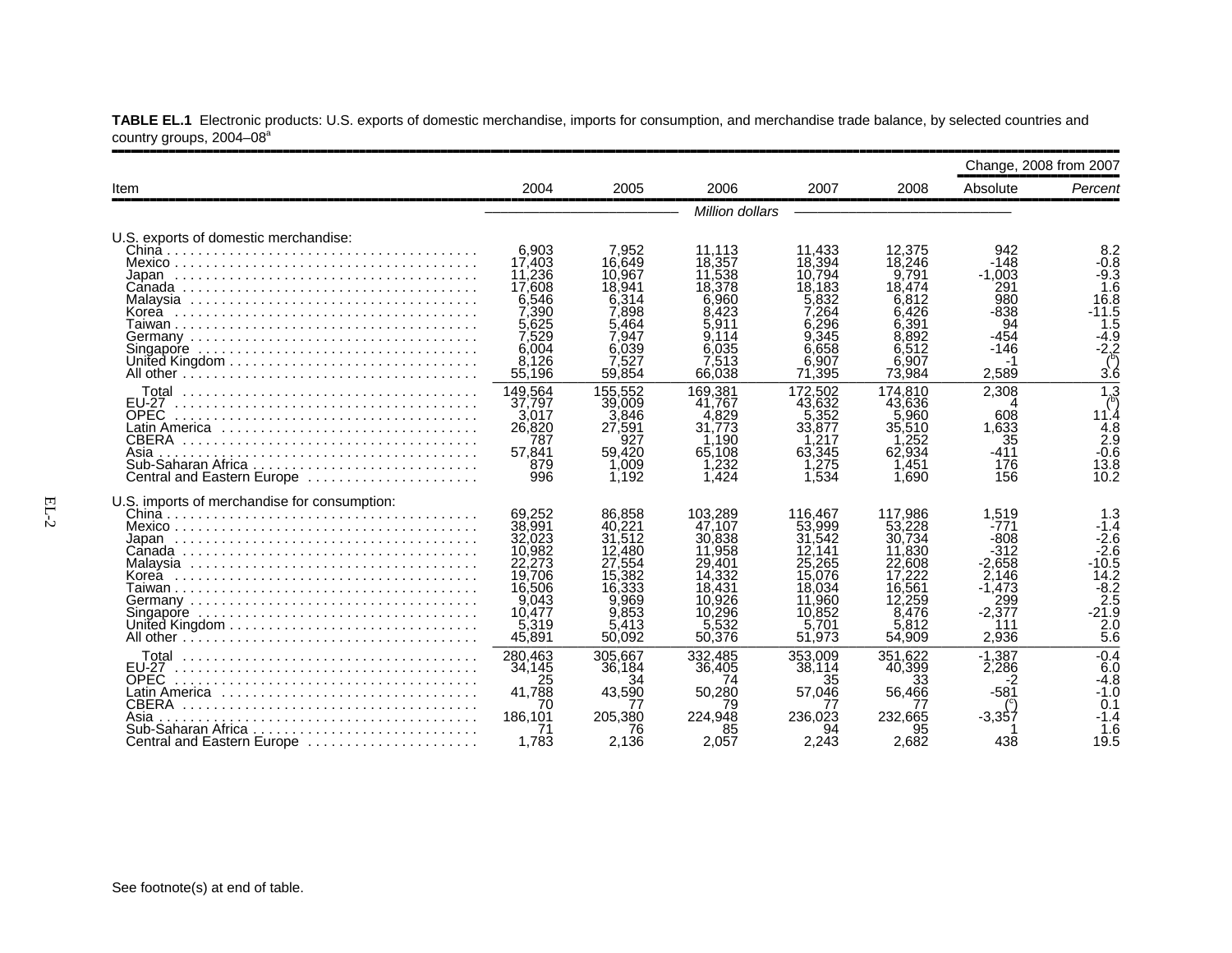**TABLE EL.1** Electronic products: U.S. exports of domestic merchandise, imports for consumption, and merchandise trade balance, by selected countries and country groups, 2004–08[a]

| Item | 2004 | 2005 | 2006 | 2007 | 2008 | Change, 2008 from 2007 Absolute | Change, 2008 from 2007 Percent |
|---|---|---|---|---|---|---|---|
| | | | *Million dollars* | | | | |
| U.S. exports of domestic merchandise: | | | | | | | |
| China | 6,903 | 7,952 | 11,113 | 11,433 | 12,375 | 942 | 8.2 |
| Mexico | 17,403 | 16,649 | 18,357 | 18,394 | 18,246 | -148 | -0.8 |
| Japan | 11,236 | 10,967 | 11,538 | 10,794 | 9,791 | -1,003 | -9.3 |
| Canada | 17,608 | 18,941 | 18,378 | 18,183 | 18,474 | 291 | 1.6 |
| Malaysia | 6,546 | 6,314 | 6,960 | 5,832 | 6,812 | 980 | 16.8 |
| Korea | 7,390 | 7,898 | 8,423 | 7,264 | 6,426 | -838 | -11.5 |
| Taiwan | 5,625 | 5,464 | 5,911 | 6,296 | 6,391 | 94 | 1.5 |
| Germany | 7,529 | 7,947 | 9,114 | 9,345 | 8,892 | -454 | -4.9 |
| Singapore | 6,004 | 6,039 | 6,035 | 6,658 | 6,512 | -146 | -2.2 |
| United Kingdom | 8,126 | 7,527 | 7,513 | 6,907 | 6,907 | -1 | ([b]) |
| All other | 55,196 | 59,854 | 66,038 | 71,395 | 73,984 | 2,589 | 3.6 |
| Total | 149,564 | 155,552 | 169,381 | 172,502 | 174,810 | 2,308 | 1.3 |
| EU-27 | 37,797 | 39,009 | 41,767 | 43,632 | 43,636 | 4 | ([b]) |
| OPEC | 3,017 | 3,846 | 4,829 | 5,352 | 5,960 | 608 | 11.4 |
| Latin America | 26,820 | 27,591 | 31,773 | 33,877 | 35,510 | 1,633 | 4.8 |
| CBERA | 787 | 927 | 1,190 | 1,217 | 1,252 | 35 | 2.9 |
| Asia | 57,841 | 59,420 | 65,108 | 63,345 | 62,934 | -411 | -0.6 |
| Sub-Saharan Africa | 879 | 1,009 | 1,232 | 1,275 | 1,451 | 176 | 13.8 |
| Central and Eastern Europe | 996 | 1,192 | 1,424 | 1,534 | 1,690 | 156 | 10.2 |
| U.S. imports of merchandise for consumption: | | | | | | | |
| China | 69,252 | 86,858 | 103,289 | 116,467 | 117,986 | 1,519 | 1.3 |
| Mexico | 38,991 | 40,221 | 47,107 | 53,999 | 53,228 | -771 | -1.4 |
| Japan | 32,023 | 31,512 | 30,838 | 31,542 | 30,734 | -808 | -2.6 |
| Canada | 10,982 | 12,480 | 11,958 | 12,141 | 11,830 | -312 | -2.6 |
| Malaysia | 22,273 | 27,554 | 29,401 | 25,265 | 22,608 | -2,658 | -10.5 |
| Korea | 19,706 | 15,382 | 14,332 | 15,076 | 17,222 | 2,146 | 14.2 |
| Taiwan | 16,506 | 16,333 | 18,431 | 18,034 | 16,561 | -1,473 | -8.2 |
| Germany | 9,043 | 9,969 | 10,926 | 11,960 | 12,259 | 299 | 2.5 |
| Singapore | 10,477 | 9,853 | 10,296 | 10,852 | 8,476 | -2,377 | -21.9 |
| United Kingdom | 5,319 | 5,413 | 5,532 | 5,701 | 5,812 | 111 | 2.0 |
| All other | 45,891 | 50,092 | 50,376 | 51,973 | 54,909 | 2,936 | 5.6 |
| Total | 280,463 | 305,667 | 332,485 | 353,009 | 351,622 | -1,387 | -0.4 |
| EU-27 | 34,145 | 36,184 | 36,405 | 38,114 | 40,399 | 2,286 | 6.0 |
| OPEC | 25 | 34 | 74 | 35 | 33 | -2 | -4.8 |
| Latin America | 41,788 | 43,590 | 50,280 | 57,046 | 56,466 | -581 | -1.0 |
| CBERA | 70 | 77 | 79 | 77 | 77 | ([c]) | 0.1 |
| Asia | 186,101 | 205,380 | 224,948 | 236,023 | 232,665 | -3,357 | -1.4 |
| Sub-Saharan Africa | 71 | 76 | 85 | 94 | 95 | 1 | 1.6 |
| Central and Eastern Europe | 1,783 | 2,136 | 2,057 | 2,243 | 2,682 | 438 | 19.5 |

See footnote(s) at end of table.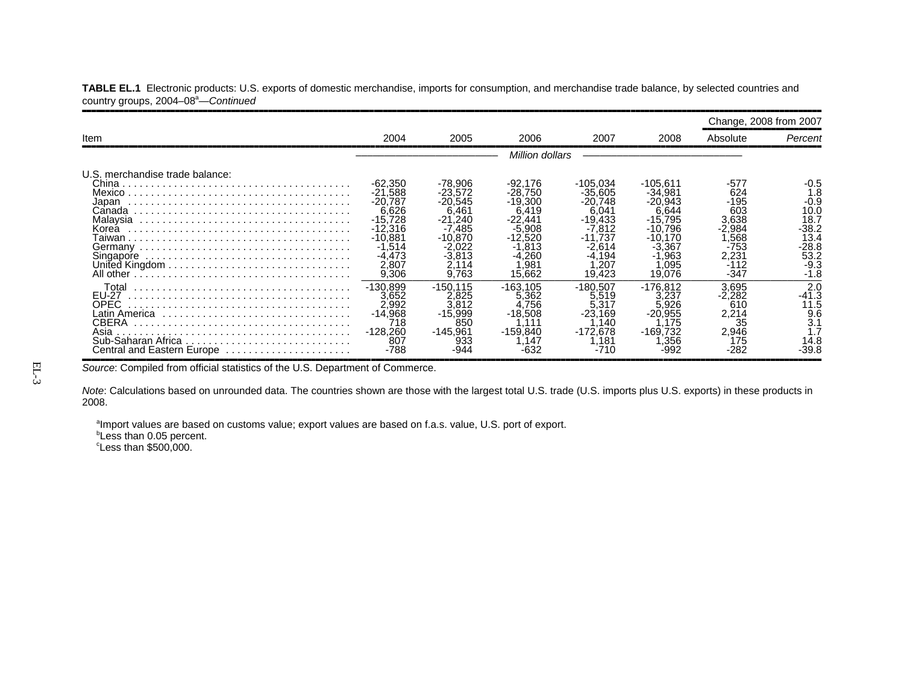**TABLE EL.1** Electronic products: U.S. exports of domestic merchandise, imports for consumption, and merchandise trade balance, by selected countries and country groups, 2004–08[a]—*Continued*

| Item | 2004 | 2005 | 2006 | 2007 | 2008 | Change, 2008 from 2007 Absolute | Change, 2008 from 2007 *Percent* |
|---|---|---|---|---|---|---|---|
| | *Million dollars* | | | | | | |
| U.S. merchandise trade balance: | | | | | | | |
| China | -62,350 | -78,906 | -92,176 | -105,034 | -105,611 | -577 | -0.5 |
| Mexico | -21,588 | -23,572 | -28,750 | -35,605 | -34,981 | 624 | 1.8 |
| Japan | -20,787 | -20,545 | -19,300 | -20,748 | -20,943 | -195 | -0.9 |
| Canada | 6,626 | 6,461 | 6,419 | 6,041 | 6,644 | 603 | 10.0 |
| Malaysia | -15,728 | -21,240 | -22,441 | -19,433 | -15,795 | 3,638 | 18.7 |
| Korea | -12,316 | -7,485 | -5,908 | -7,812 | -10,796 | -2,984 | -38.2 |
| Taiwan | -10,881 | -10,870 | -12,520 | -11,737 | -10,170 | 1,568 | 13.4 |
| Germany | -1,514 | -2,022 | -1,813 | -2,614 | -3,367 | -753 | -28.8 |
| Singapore | -4,473 | -3,813 | -4,260 | -4,194 | -1,963 | 2,231 | 53.2 |
| United Kingdom | 2,807 | 2,114 | 1,981 | 1,207 | 1,095 | -112 | -9.3 |
| All other | 9,306 | 9,763 | 15,662 | 19,423 | 19,076 | -347 | -1.8 |
| Total | -130,899 | -150,115 | -163,105 | -180,507 | -176,812 | 3,695 | 2.0 |
| EU-27 | 3,652 | 2,825 | 5,362 | 5,519 | 3,237 | -2,282 | -41.3 |
| OPEC | 2,992 | 3,812 | 4,756 | 5,317 | 5,926 | 610 | 11.5 |
| Latin America | -14,968 | -15,999 | -18,508 | -23,169 | -20,955 | 2,214 | 9.6 |
| CBERA | 718 | 850 | 1,111 | 1,140 | 1,175 | 35 | 3.1 |
| Asia | -128,260 | -145,961 | -159,840 | -172,678 | -169,732 | 2,946 | 1.7 |
| Sub-Saharan Africa | 807 | 933 | 1,147 | 1,181 | 1,356 | 175 | 14.8 |
| Central and Eastern Europe | -788 | -944 | -632 | -710 | -992 | -282 | -39.8 |

*Source*: Compiled from official statistics of the U.S. Department of Commerce.

*Note*: Calculations based on unrounded data. The countries shown are those with the largest total U.S. trade (U.S. imports plus U.S. exports) in these products in 2008.

[a]Import values are based on customs value; export values are based on f.a.s. value, U.S. port of export.
[b]Less than 0.05 percent.
[c]Less than $500,000.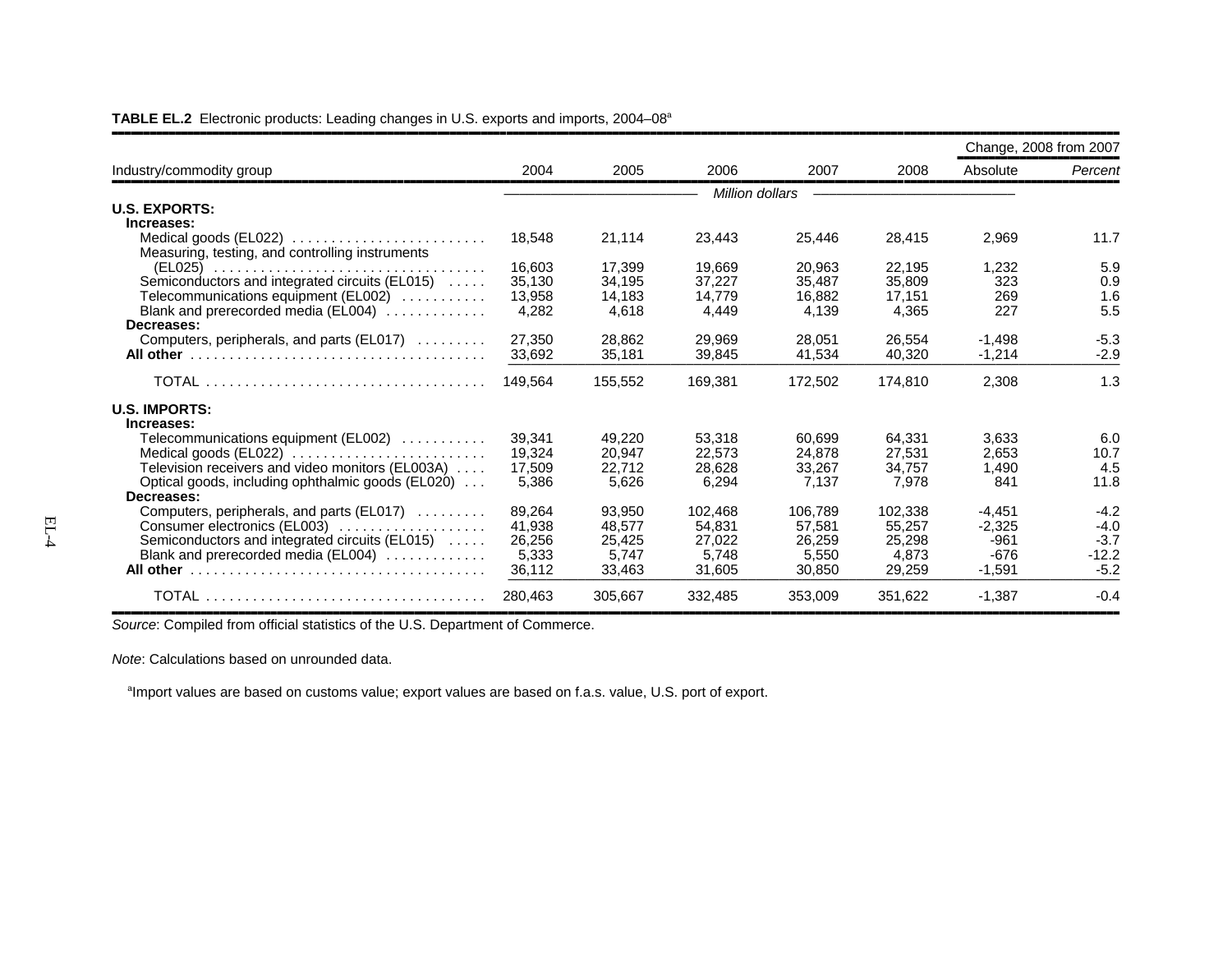**TABLE EL.2** Electronic products: Leading changes in U.S. exports and imports, 2004–08[a]

| Industry/commodity group | 2004 | 2005 | 2006 | 2007 | 2008 | Change, 2008 from 2007 Absolute | Change, 2008 from 2007 *Percent* |
|---|---|---|---|---|---|---|---|
| | *Million dollars* | | | | | | |
| **U.S. EXPORTS:** | | | | | | | |
| **Increases:** | | | | | | | |
| Medical goods (EL022) | 18,548 | 21,114 | 23,443 | 25,446 | 28,415 | 2,969 | 11.7 |
| Measuring, testing, and controlling instruments (EL025) | 16,603 | 17,399 | 19,669 | 20,963 | 22,195 | 1,232 | 5.9 |
| Semiconductors and integrated circuits (EL015) | 35,130 | 34,195 | 37,227 | 35,487 | 35,809 | 323 | 0.9 |
| Telecommunications equipment (EL002) | 13,958 | 14,183 | 14,779 | 16,882 | 17,151 | 269 | 1.6 |
| Blank and prerecorded media (EL004) | 4,282 | 4,618 | 4,449 | 4,139 | 4,365 | 227 | 5.5 |
| **Decreases:** | | | | | | | |
| Computers, peripherals, and parts (EL017) | 27,350 | 28,862 | 29,969 | 28,051 | 26,554 | -1,498 | -5.3 |
| **All other** | 33,692 | 35,181 | 39,845 | 41,534 | 40,320 | -1,214 | -2.9 |
| TOTAL | 149,564 | 155,552 | 169,381 | 172,502 | 174,810 | 2,308 | 1.3 |
| **U.S. IMPORTS:** | | | | | | | |
| **Increases:** | | | | | | | |
| Telecommunications equipment (EL002) | 39,341 | 49,220 | 53,318 | 60,699 | 64,331 | 3,633 | 6.0 |
| Medical goods (EL022) | 19,324 | 20,947 | 22,573 | 24,878 | 27,531 | 2,653 | 10.7 |
| Television receivers and video monitors (EL003A) | 17,509 | 22,712 | 28,628 | 33,267 | 34,757 | 1,490 | 4.5 |
| Optical goods, including ophthalmic goods (EL020) | 5,386 | 5,626 | 6,294 | 7,137 | 7,978 | 841 | 11.8 |
| **Decreases:** | | | | | | | |
| Computers, peripherals, and parts (EL017) | 89,264 | 93,950 | 102,468 | 106,789 | 102,338 | -4,451 | -4.2 |
| Consumer electronics (EL003) | 41,938 | 48,577 | 54,831 | 57,581 | 55,257 | -2,325 | -4.0 |
| Semiconductors and integrated circuits (EL015) | 26,256 | 25,425 | 27,022 | 26,259 | 25,298 | -961 | -3.7 |
| Blank and prerecorded media (EL004) | 5,333 | 5,747 | 5,748 | 5,550 | 4,873 | -676 | -12.2 |
| **All other** | 36,112 | 33,463 | 31,605 | 30,850 | 29,259 | -1,591 | -5.2 |
| TOTAL | 280,463 | 305,667 | 332,485 | 353,009 | 351,622 | -1,387 | -0.4 |

*Source*: Compiled from official statistics of the U.S. Department of Commerce.

*Note*: Calculations based on unrounded data.

[a]Import values are based on customs value; export values are based on f.a.s. value, U.S. port of export.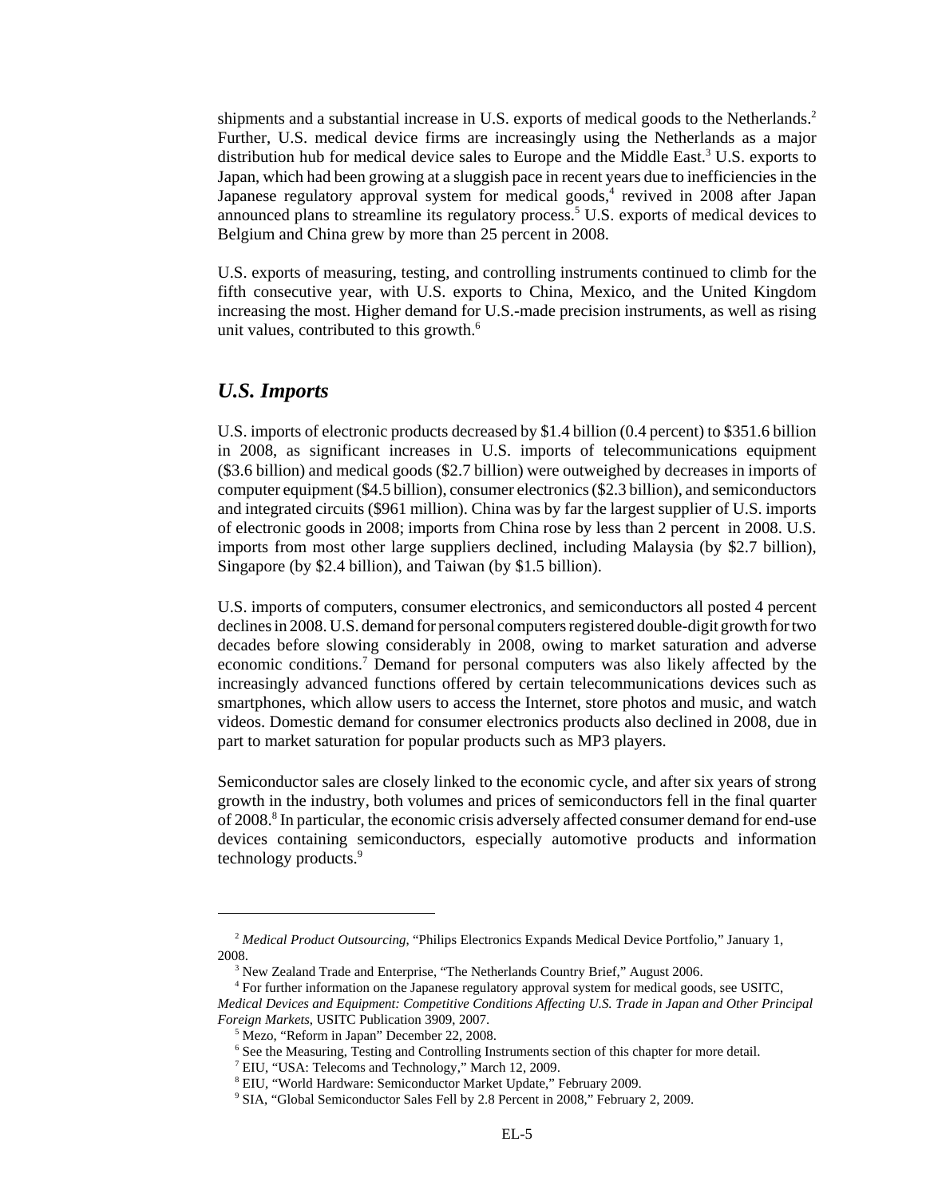shipments and a substantial increase in U.S. exports of medical goods to the Netherlands.[2] Further, U.S. medical device firms are increasingly using the Netherlands as a major distribution hub for medical device sales to Europe and the Middle East.[3] U.S. exports to Japan, which had been growing at a sluggish pace in recent years due to inefficiencies in the Japanese regulatory approval system for medical goods,[4] revived in 2008 after Japan announced plans to streamline its regulatory process.[5] U.S. exports of medical devices to Belgium and China grew by more than 25 percent in 2008.

U.S. exports of measuring, testing, and controlling instruments continued to climb for the fifth consecutive year, with U.S. exports to China, Mexico, and the United Kingdom increasing the most. Higher demand for U.S.-made precision instruments, as well as rising unit values, contributed to this growth.[6]

## *U.S. Imports*

U.S. imports of electronic products decreased by $1.4 billion (0.4 percent) to $351.6 billion in 2008, as significant increases in U.S. imports of telecommunications equipment ($3.6 billion) and medical goods ($2.7 billion) were outweighed by decreases in imports of computer equipment ($4.5 billion), consumer electronics ($2.3 billion), and semiconductors and integrated circuits ($961 million). China was by far the largest supplier of U.S. imports of electronic goods in 2008; imports from China rose by less than 2 percent in 2008. U.S. imports from most other large suppliers declined, including Malaysia (by $2.7 billion), Singapore (by $2.4 billion), and Taiwan (by $1.5 billion).

U.S. imports of computers, consumer electronics, and semiconductors all posted 4 percent declines in 2008. U.S. demand for personal computers registered double-digit growth for two decades before slowing considerably in 2008, owing to market saturation and adverse economic conditions.[7] Demand for personal computers was also likely affected by the increasingly advanced functions offered by certain telecommunications devices such as smartphones, which allow users to access the Internet, store photos and music, and watch videos. Domestic demand for consumer electronics products also declined in 2008, due in part to market saturation for popular products such as MP3 players.

Semiconductor sales are closely linked to the economic cycle, and after six years of strong growth in the industry, both volumes and prices of semiconductors fell in the final quarter of 2008.[8] In particular, the economic crisis adversely affected consumer demand for end-use devices containing semiconductors, especially automotive products and information technology products.[9]

---

[2] *Medical Product Outsourcing*, "Philips Electronics Expands Medical Device Portfolio," January 1, 2008.

[3] New Zealand Trade and Enterprise, "The Netherlands Country Brief," August 2006.

[4] For further information on the Japanese regulatory approval system for medical goods, see USITC, *Medical Devices and Equipment: Competitive Conditions Affecting U.S. Trade in Japan and Other Principal Foreign Markets*, USITC Publication 3909, 2007.

[5] Mezo, "Reform in Japan" December 22, 2008.

[6] See the Measuring, Testing and Controlling Instruments section of this chapter for more detail.

[7] EIU, "USA: Telecoms and Technology," March 12, 2009.

[8] EIU, "World Hardware: Semiconductor Market Update," February 2009.

[9] SIA, "Global Semiconductor Sales Fell by 2.8 Percent in 2008," February 2, 2009.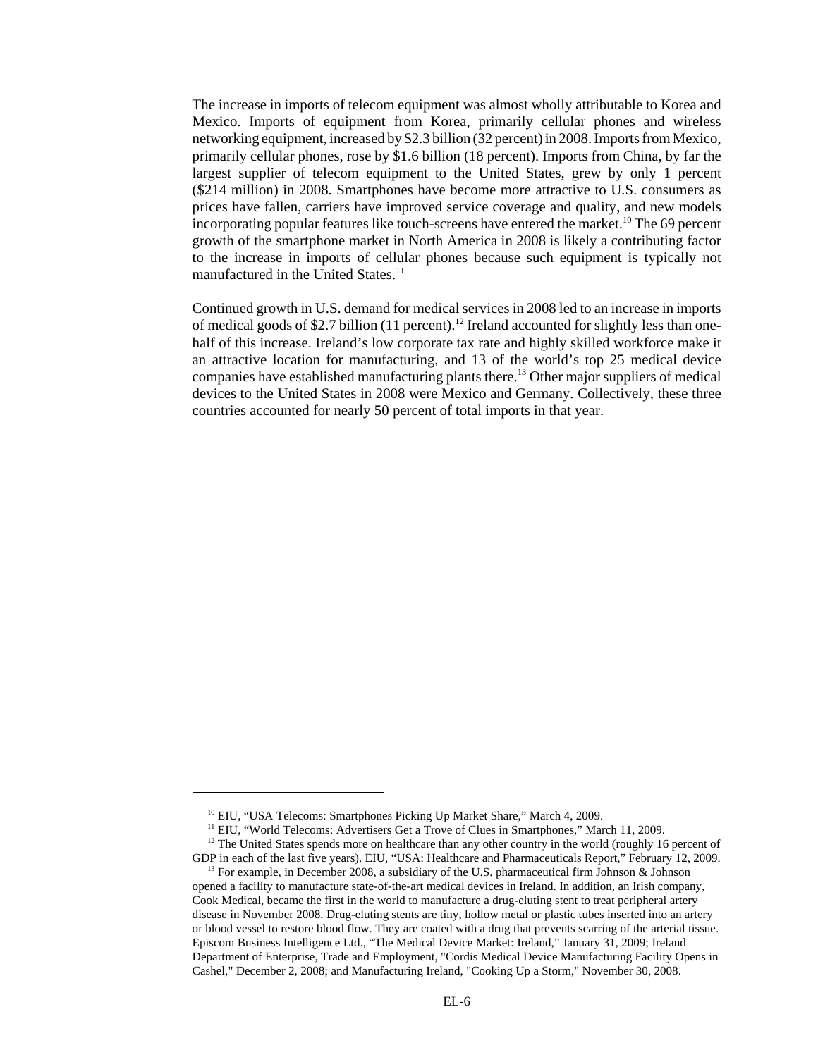The increase in imports of telecom equipment was almost wholly attributable to Korea and Mexico. Imports of equipment from Korea, primarily cellular phones and wireless networking equipment, increased by $2.3 billion (32 percent) in 2008. Imports from Mexico, primarily cellular phones, rose by $1.6 billion (18 percent). Imports from China, by far the largest supplier of telecom equipment to the United States, grew by only 1 percent ($214 million) in 2008. Smartphones have become more attractive to U.S. consumers as prices have fallen, carriers have improved service coverage and quality, and new models incorporating popular features like touch-screens have entered the market.[10] The 69 percent growth of the smartphone market in North America in 2008 is likely a contributing factor to the increase in imports of cellular phones because such equipment is typically not manufactured in the United States.[11]

Continued growth in U.S. demand for medical services in 2008 led to an increase in imports of medical goods of $2.7 billion (11 percent).[12] Ireland accounted for slightly less than one-half of this increase. Ireland's low corporate tax rate and highly skilled workforce make it an attractive location for manufacturing, and 13 of the world's top 25 medical device companies have established manufacturing plants there.[13] Other major suppliers of medical devices to the United States in 2008 were Mexico and Germany. Collectively, these three countries accounted for nearly 50 percent of total imports in that year.

---

[10] EIU, "USA Telecoms: Smartphones Picking Up Market Share," March 4, 2009.

[11] EIU, "World Telecoms: Advertisers Get a Trove of Clues in Smartphones," March 11, 2009.

[12] The United States spends more on healthcare than any other country in the world (roughly 16 percent of GDP in each of the last five years). EIU, "USA: Healthcare and Pharmaceuticals Report," February 12, 2009.

[13] For example, in December 2008, a subsidiary of the U.S. pharmaceutical firm Johnson & Johnson opened a facility to manufacture state-of-the-art medical devices in Ireland. In addition, an Irish company, Cook Medical, became the first in the world to manufacture a drug-eluting stent to treat peripheral artery disease in November 2008. Drug-eluting stents are tiny, hollow metal or plastic tubes inserted into an artery or blood vessel to restore blood flow. They are coated with a drug that prevents scarring of the arterial tissue. Episcom Business Intelligence Ltd., "The Medical Device Market: Ireland," January 31, 2009; Ireland Department of Enterprise, Trade and Employment, "Cordis Medical Device Manufacturing Facility Opens in Cashel," December 2, 2008; and Manufacturing Ireland, "Cooking Up a Storm," November 30, 2008.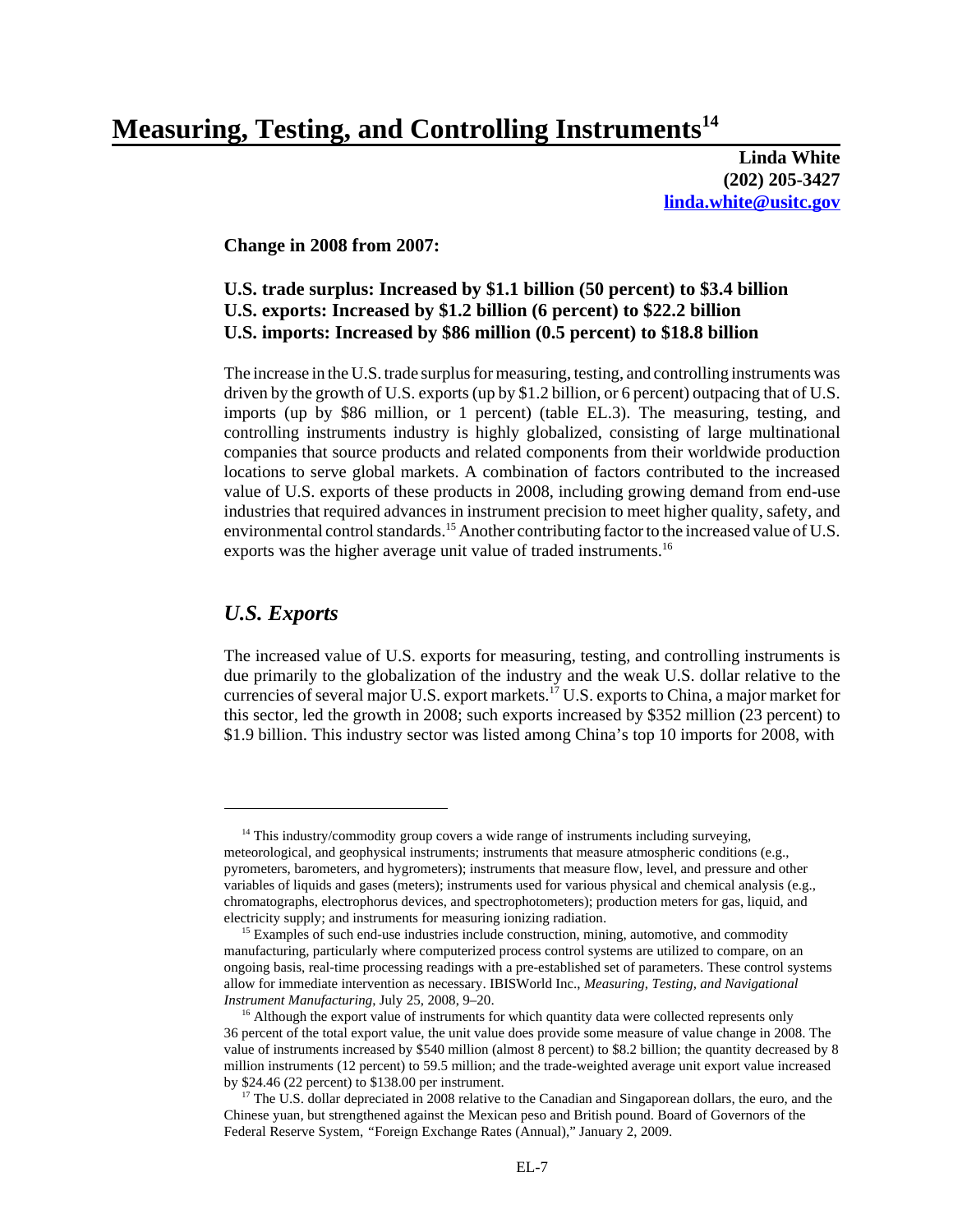# Measuring, Testing, and Controlling Instruments[14]

**Linda White**
**(202) 205-3427**
**linda.white@usitc.gov**

**Change in 2008 from 2007:**

**U.S. trade surplus: Increased by $1.1 billion (50 percent) to $3.4 billion**
**U.S. exports: Increased by $1.2 billion (6 percent) to $22.2 billion**
**U.S. imports: Increased by $86 million (0.5 percent) to $18.8 billion**

The increase in the U.S. trade surplus for measuring, testing, and controlling instruments was driven by the growth of U.S. exports (up by $1.2 billion, or 6 percent) outpacing that of U.S. imports (up by $86 million, or 1 percent) (table EL.3). The measuring, testing, and controlling instruments industry is highly globalized, consisting of large multinational companies that source products and related components from their worldwide production locations to serve global markets. A combination of factors contributed to the increased value of U.S. exports of these products in 2008, including growing demand from end-use industries that required advances in instrument precision to meet higher quality, safety, and environmental control standards.[15] Another contributing factor to the increased value of U.S. exports was the higher average unit value of traded instruments.[16]

## *U.S. Exports*

The increased value of U.S. exports for measuring, testing, and controlling instruments is due primarily to the globalization of the industry and the weak U.S. dollar relative to the currencies of several major U.S. export markets.[17] U.S. exports to China, a major market for this sector, led the growth in 2008; such exports increased by $352 million (23 percent) to $1.9 billion. This industry sector was listed among China's top 10 imports for 2008, with

---

[14] This industry/commodity group covers a wide range of instruments including surveying, meteorological, and geophysical instruments; instruments that measure atmospheric conditions (e.g., pyrometers, barometers, and hygrometers); instruments that measure flow, level, and pressure and other variables of liquids and gases (meters); instruments used for various physical and chemical analysis (e.g., chromatographs, electrophorus devices, and spectrophotometers); production meters for gas, liquid, and electricity supply; and instruments for measuring ionizing radiation.

[15] Examples of such end-use industries include construction, mining, automotive, and commodity manufacturing, particularly where computerized process control systems are utilized to compare, on an ongoing basis, real-time processing readings with a pre-established set of parameters. These control systems allow for immediate intervention as necessary. IBISWorld Inc., *Measuring, Testing, and Navigational Instrument Manufacturing*, July 25, 2008, 9–20.

[16] Although the export value of instruments for which quantity data were collected represents only 36 percent of the total export value, the unit value does provide some measure of value change in 2008. The value of instruments increased by $540 million (almost 8 percent) to $8.2 billion; the quantity decreased by 8 million instruments (12 percent) to 59.5 million; and the trade-weighted average unit export value increased by $24.46 (22 percent) to $138.00 per instrument.

[17] The U.S. dollar depreciated in 2008 relative to the Canadian and Singaporean dollars, the euro, and the Chinese yuan, but strengthened against the Mexican peso and British pound. Board of Governors of the Federal Reserve System, "Foreign Exchange Rates (Annual)," January 2, 2009.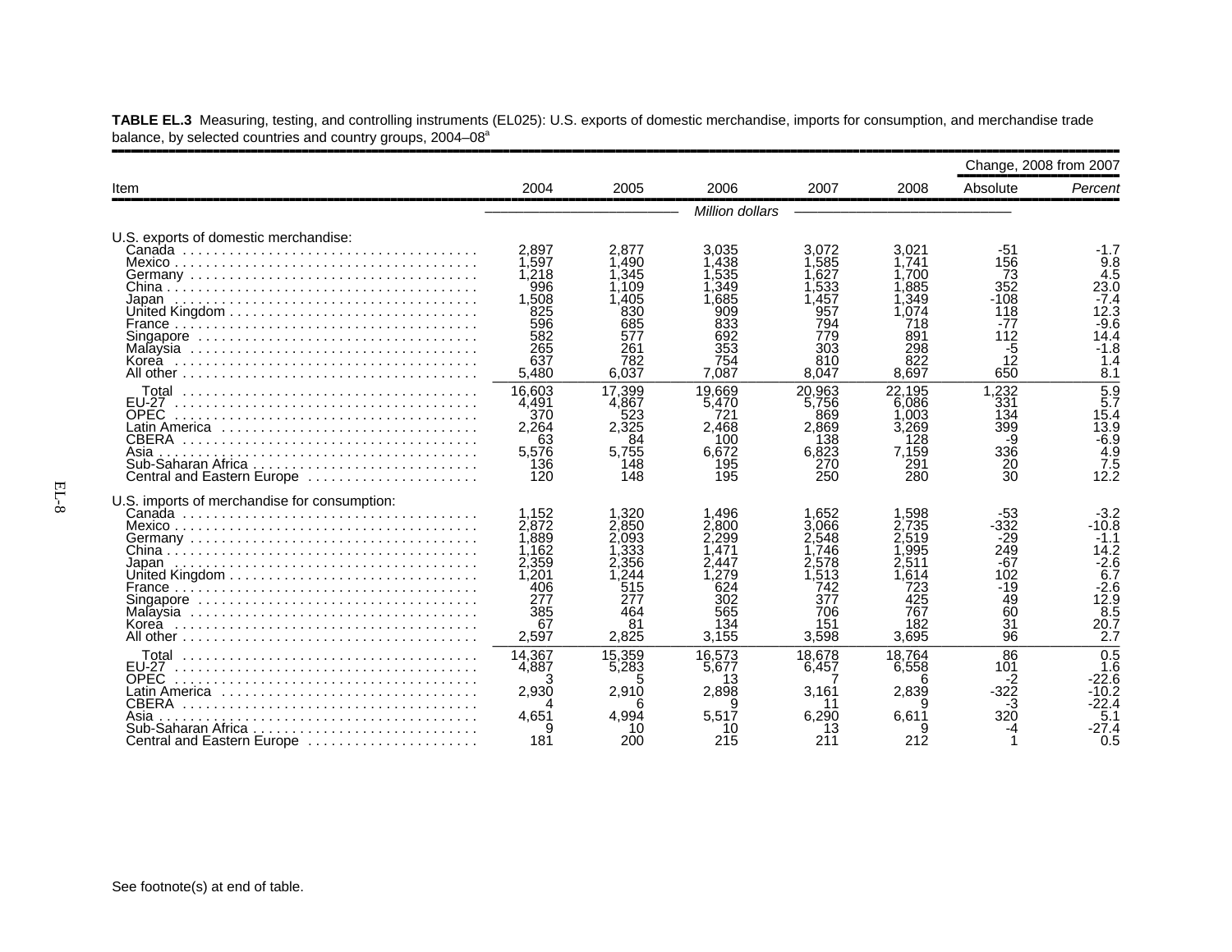**TABLE EL.3** Measuring, testing, and controlling instruments (EL025): U.S. exports of domestic merchandise, imports for consumption, and merchandise trade balance, by selected countries and country groups, 2004–08[a]

| Item | 2004 | 2005 | 2006 | 2007 | 2008 | Change, 2008 from 2007 Absolute | Change, 2008 from 2007 Percent |
|---|---|---|---|---|---|---|---|
| | | | *Million dollars* | | | | |
| U.S. exports of domestic merchandise: | | | | | | | |
| Canada | 2,897 | 2,877 | 3,035 | 3,072 | 3,021 | -51 | -1.7 |
| Mexico | 1,597 | 1,490 | 1,438 | 1,585 | 1,741 | 156 | 9.8 |
| Germany | 1,218 | 1,345 | 1,535 | 1,627 | 1,700 | 73 | 4.5 |
| China | 996 | 1,109 | 1,349 | 1,533 | 1,885 | 352 | 23.0 |
| Japan | 1,508 | 1,405 | 1,685 | 1,457 | 1,349 | -108 | -7.4 |
| United Kingdom | 825 | 830 | 909 | 957 | 1,074 | 118 | 12.3 |
| France | 596 | 685 | 833 | 794 | 718 | -77 | -9.6 |
| Singapore | 582 | 577 | 692 | 779 | 891 | 112 | 14.4 |
| Malaysia | 265 | 261 | 353 | 303 | 298 | -5 | -1.8 |
| Korea | 637 | 782 | 754 | 810 | 822 | 12 | 1.4 |
| All other | 5,480 | 6,037 | 7,087 | 8,047 | 8,697 | 650 | 8.1 |
| Total | 16,603 | 17,399 | 19,669 | 20,963 | 22,195 | 1,232 | 5.9 |
| EU-27 | 4,491 | 4,867 | 5,470 | 5,756 | 6,086 | 331 | 5.7 |
| OPEC | 370 | 523 | 721 | 869 | 1,003 | 134 | 15.4 |
| Latin America | 2,264 | 2,325 | 2,468 | 2,869 | 3,269 | 399 | 13.9 |
| CBERA | 63 | 84 | 100 | 138 | 128 | -9 | -6.9 |
| Asia | 5,576 | 5,755 | 6,672 | 6,823 | 7,159 | 336 | 4.9 |
| Sub-Saharan Africa | 136 | 148 | 195 | 270 | 291 | 20 | 7.5 |
| Central and Eastern Europe | 120 | 148 | 195 | 250 | 280 | 30 | 12.2 |
| U.S. imports of merchandise for consumption: | | | | | | | |
| Canada | 1,152 | 1,320 | 1,496 | 1,652 | 1,598 | -53 | -3.2 |
| Mexico | 2,872 | 2,850 | 2,800 | 3,066 | 2,735 | -332 | -10.8 |
| Germany | 1,889 | 2,093 | 2,299 | 2,548 | 2,519 | -29 | -1.1 |
| China | 1,162 | 1,333 | 1,471 | 1,746 | 1,995 | 249 | 14.2 |
| Japan | 2,359 | 2,356 | 2,447 | 2,578 | 2,511 | -67 | -2.6 |
| United Kingdom | 1,201 | 1,244 | 1,279 | 1,513 | 1,614 | 102 | 6.7 |
| France | 406 | 515 | 624 | 742 | 723 | -19 | -2.6 |
| Singapore | 277 | 277 | 302 | 377 | 425 | 49 | 12.9 |
| Malaysia | 385 | 464 | 565 | 706 | 767 | 60 | 8.5 |
| Korea | 67 | 81 | 134 | 151 | 182 | 31 | 20.7 |
| All other | 2,597 | 2,825 | 3,155 | 3,598 | 3,695 | 96 | 2.7 |
| Total | 14,367 | 15,359 | 16,573 | 18,678 | 18,764 | 86 | 0.5 |
| EU-27 | 4,887 | 5,283 | 5,677 | 6,457 | 6,558 | 101 | 1.6 |
| OPEC | 3 | 5 | 13 | 7 | 6 | -2 | -22.6 |
| Latin America | 2,930 | 2,910 | 2,898 | 3,161 | 2,839 | -322 | -10.2 |
| CBERA | 4 | 6 | 9 | 11 | 9 | -3 | -22.4 |
| Asia | 4,651 | 4,994 | 5,517 | 6,290 | 6,611 | 320 | 5.1 |
| Sub-Saharan Africa | 9 | 10 | 10 | 13 | 9 | -4 | -27.4 |
| Central and Eastern Europe | 181 | 200 | 215 | 211 | 212 | 1 | 0.5 |

See footnote(s) at end of table.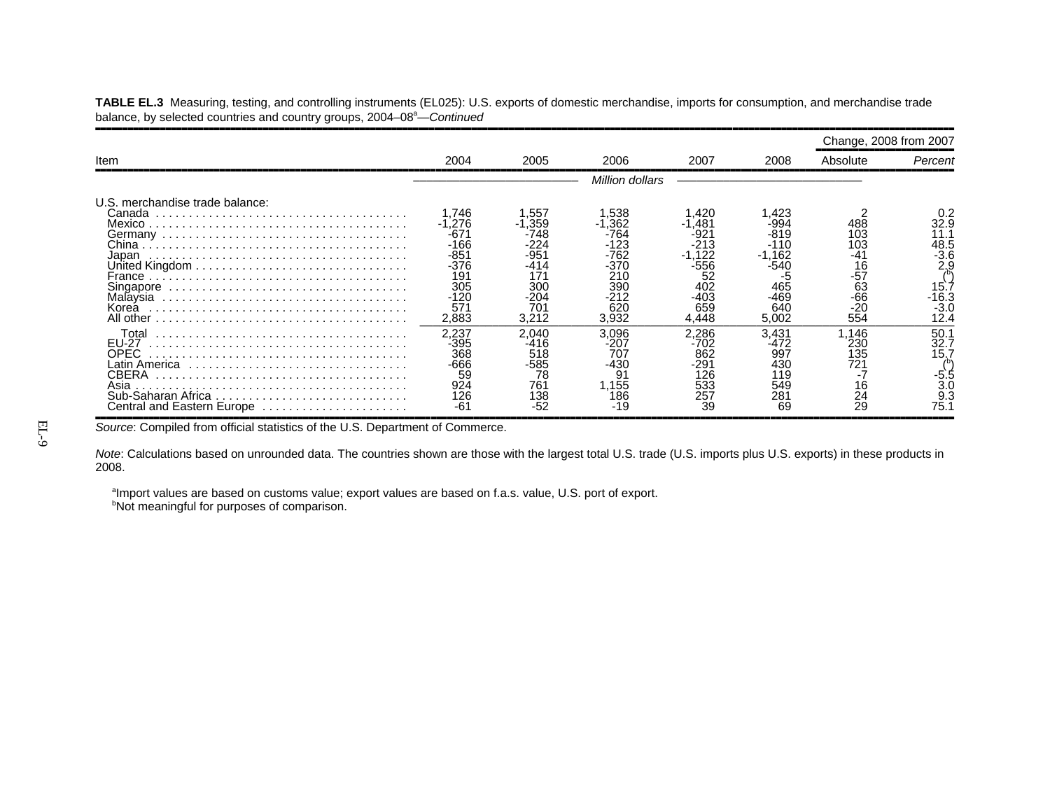**TABLE EL.3** Measuring, testing, and controlling instruments (EL025): U.S. exports of domestic merchandise, imports for consumption, and merchandise trade balance, by selected countries and country groups, 2004–08[a]—*Continued*

| Item | 2004 | 2005 | 2006 | 2007 | 2008 | Change, 2008 from 2007 | |
|---|---|---|---|---|---|---|---|
| | | | | | | Absolute | *Percent* |
| | *Million dollars* | | | | | | |
| U.S. merchandise trade balance: | | | | | | | |
| Canada | 1,746 | 1,557 | 1,538 | 1,420 | 1,423 | 2 | 0.2 |
| Mexico | -1,276 | -1,359 | -1,362 | -1,481 | -994 | 488 | 32.9 |
| Germany | -671 | -748 | -764 | -921 | -819 | 103 | 11.1 |
| China | -166 | -224 | -123 | -213 | -110 | 103 | 48.5 |
| Japan | -851 | -951 | -762 | -1,122 | -1,162 | -41 | -3.6 |
| United Kingdom | -376 | -414 | -370 | -556 | -540 | 16 | 2.9 |
| France | 191 | 171 | 210 | 52 | -5 | -57 | ([b]) |
| Singapore | 305 | 300 | 390 | 402 | 465 | 63 | 15.7 |
| Malaysia | -120 | -204 | -212 | -403 | -469 | -66 | -16.3 |
| Korea | 571 | 701 | 620 | 659 | 640 | -20 | -3.0 |
| All other | 2,883 | 3,212 | 3,932 | 4,448 | 5,002 | 554 | 12.4 |
| Total | 2,237 | 2,040 | 3,096 | 2,286 | 3,431 | 1,146 | 50.1 |
| EU-27 | -395 | -416 | -207 | -702 | -472 | 230 | 32.7 |
| OPEC | 368 | 518 | 707 | 862 | 997 | 135 | 15.7 |
| Latin America | -666 | -585 | -430 | -291 | 430 | 721 | ([b]) |
| CBERA | 59 | 78 | 91 | 126 | 119 | -7 | -5.5 |
| Asia | 924 | 761 | 1,155 | 533 | 549 | 16 | 3.0 |
| Sub-Saharan Africa | 126 | 138 | 186 | 257 | 281 | 24 | 9.3 |
| Central and Eastern Europe | -61 | -52 | -19 | 39 | 69 | 29 | 75.1 |

*Source*: Compiled from official statistics of the U.S. Department of Commerce.

*Note*: Calculations based on unrounded data. The countries shown are those with the largest total U.S. trade (U.S. imports plus U.S. exports) in these products in 2008.

[a]Import values are based on customs value; export values are based on f.a.s. value, U.S. port of export.
[b]Not meaningful for purposes of comparison.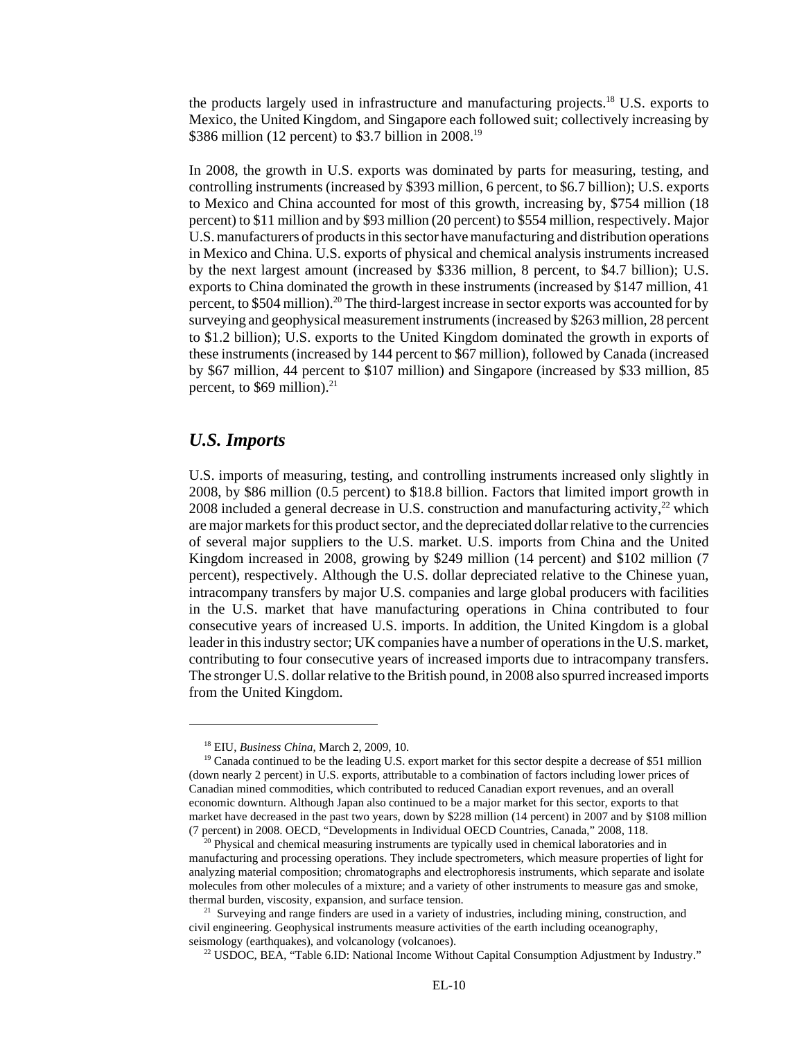the products largely used in infrastructure and manufacturing projects.[18] U.S. exports to Mexico, the United Kingdom, and Singapore each followed suit; collectively increasing by $386 million (12 percent) to $3.7 billion in 2008.[19]

In 2008, the growth in U.S. exports was dominated by parts for measuring, testing, and controlling instruments (increased by $393 million, 6 percent, to $6.7 billion); U.S. exports to Mexico and China accounted for most of this growth, increasing by, $754 million (18 percent) to $11 million and by $93 million (20 percent) to $554 million, respectively. Major U.S. manufacturers of products in this sector have manufacturing and distribution operations in Mexico and China. U.S. exports of physical and chemical analysis instruments increased by the next largest amount (increased by $336 million, 8 percent, to $4.7 billion); U.S. exports to China dominated the growth in these instruments (increased by $147 million, 41 percent, to $504 million).[20] The third-largest increase in sector exports was accounted for by surveying and geophysical measurement instruments (increased by $263 million, 28 percent to $1.2 billion); U.S. exports to the United Kingdom dominated the growth in exports of these instruments (increased by 144 percent to $67 million), followed by Canada (increased by $67 million, 44 percent to $107 million) and Singapore (increased by $33 million, 85 percent, to $69 million).[21]

## *U.S. Imports*

U.S. imports of measuring, testing, and controlling instruments increased only slightly in 2008, by $86 million (0.5 percent) to $18.8 billion. Factors that limited import growth in 2008 included a general decrease in U.S. construction and manufacturing activity,[22] which are major markets for this product sector, and the depreciated dollar relative to the currencies of several major suppliers to the U.S. market. U.S. imports from China and the United Kingdom increased in 2008, growing by $249 million (14 percent) and $102 million (7 percent), respectively. Although the U.S. dollar depreciated relative to the Chinese yuan, intracompany transfers by major U.S. companies and large global producers with facilities in the U.S. market that have manufacturing operations in China contributed to four consecutive years of increased U.S. imports. In addition, the United Kingdom is a global leader in this industry sector; UK companies have a number of operations in the U.S. market, contributing to four consecutive years of increased imports due to intracompany transfers. The stronger U.S. dollar relative to the British pound, in 2008 also spurred increased imports from the United Kingdom.

---

[18] EIU, *Business China*, March 2, 2009, 10.

[19] Canada continued to be the leading U.S. export market for this sector despite a decrease of $51 million (down nearly 2 percent) in U.S. exports, attributable to a combination of factors including lower prices of Canadian mined commodities, which contributed to reduced Canadian export revenues, and an overall economic downturn. Although Japan also continued to be a major market for this sector, exports to that market have decreased in the past two years, down by $228 million (14 percent) in 2007 and by $108 million (7 percent) in 2008. OECD, "Developments in Individual OECD Countries, Canada," 2008, 118.

[20] Physical and chemical measuring instruments are typically used in chemical laboratories and in manufacturing and processing operations. They include spectrometers, which measure properties of light for analyzing material composition; chromatographs and electrophoresis instruments, which separate and isolate molecules from other molecules of a mixture; and a variety of other instruments to measure gas and smoke, thermal burden, viscosity, expansion, and surface tension.

[21] Surveying and range finders are used in a variety of industries, including mining, construction, and civil engineering. Geophysical instruments measure activities of the earth including oceanography, seismology (earthquakes), and volcanology (volcanoes).

[22] USDOC, BEA, "Table 6.ID: National Income Without Capital Consumption Adjustment by Industry."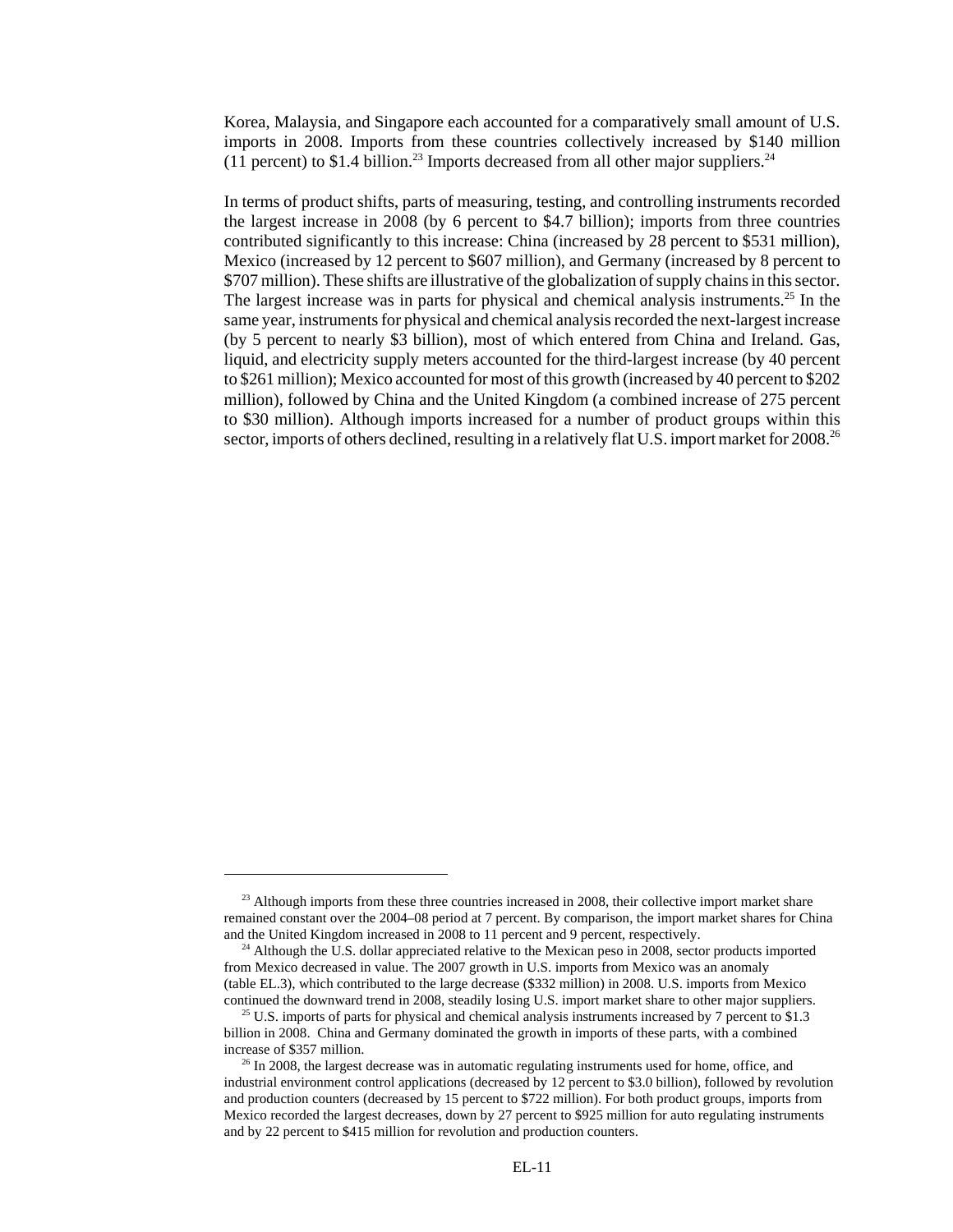Korea, Malaysia, and Singapore each accounted for a comparatively small amount of U.S. imports in 2008. Imports from these countries collectively increased by $140 million (11 percent) to $1.4 billion.[23] Imports decreased from all other major suppliers.[24]

In terms of product shifts, parts of measuring, testing, and controlling instruments recorded the largest increase in 2008 (by 6 percent to $4.7 billion); imports from three countries contributed significantly to this increase: China (increased by 28 percent to $531 million), Mexico (increased by 12 percent to $607 million), and Germany (increased by 8 percent to $707 million). These shifts are illustrative of the globalization of supply chains in this sector. The largest increase was in parts for physical and chemical analysis instruments.[25] In the same year, instruments for physical and chemical analysis recorded the next-largest increase (by 5 percent to nearly $3 billion), most of which entered from China and Ireland. Gas, liquid, and electricity supply meters accounted for the third-largest increase (by 40 percent to $261 million); Mexico accounted for most of this growth (increased by 40 percent to $202 million), followed by China and the United Kingdom (a combined increase of 275 percent to $30 million). Although imports increased for a number of product groups within this sector, imports of others declined, resulting in a relatively flat U.S. import market for 2008.[26]

---

[23] Although imports from these three countries increased in 2008, their collective import market share remained constant over the 2004–08 period at 7 percent. By comparison, the import market shares for China and the United Kingdom increased in 2008 to 11 percent and 9 percent, respectively.

[24] Although the U.S. dollar appreciated relative to the Mexican peso in 2008, sector products imported from Mexico decreased in value. The 2007 growth in U.S. imports from Mexico was an anomaly (table EL.3), which contributed to the large decrease ($332 million) in 2008. U.S. imports from Mexico continued the downward trend in 2008, steadily losing U.S. import market share to other major suppliers.

[25] U.S. imports of parts for physical and chemical analysis instruments increased by 7 percent to $1.3 billion in 2008. China and Germany dominated the growth in imports of these parts, with a combined increase of $357 million.

[26] In 2008, the largest decrease was in automatic regulating instruments used for home, office, and industrial environment control applications (decreased by 12 percent to $3.0 billion), followed by revolution and production counters (decreased by 15 percent to $722 million). For both product groups, imports from Mexico recorded the largest decreases, down by 27 percent to $925 million for auto regulating instruments and by 22 percent to $415 million for revolution and production counters.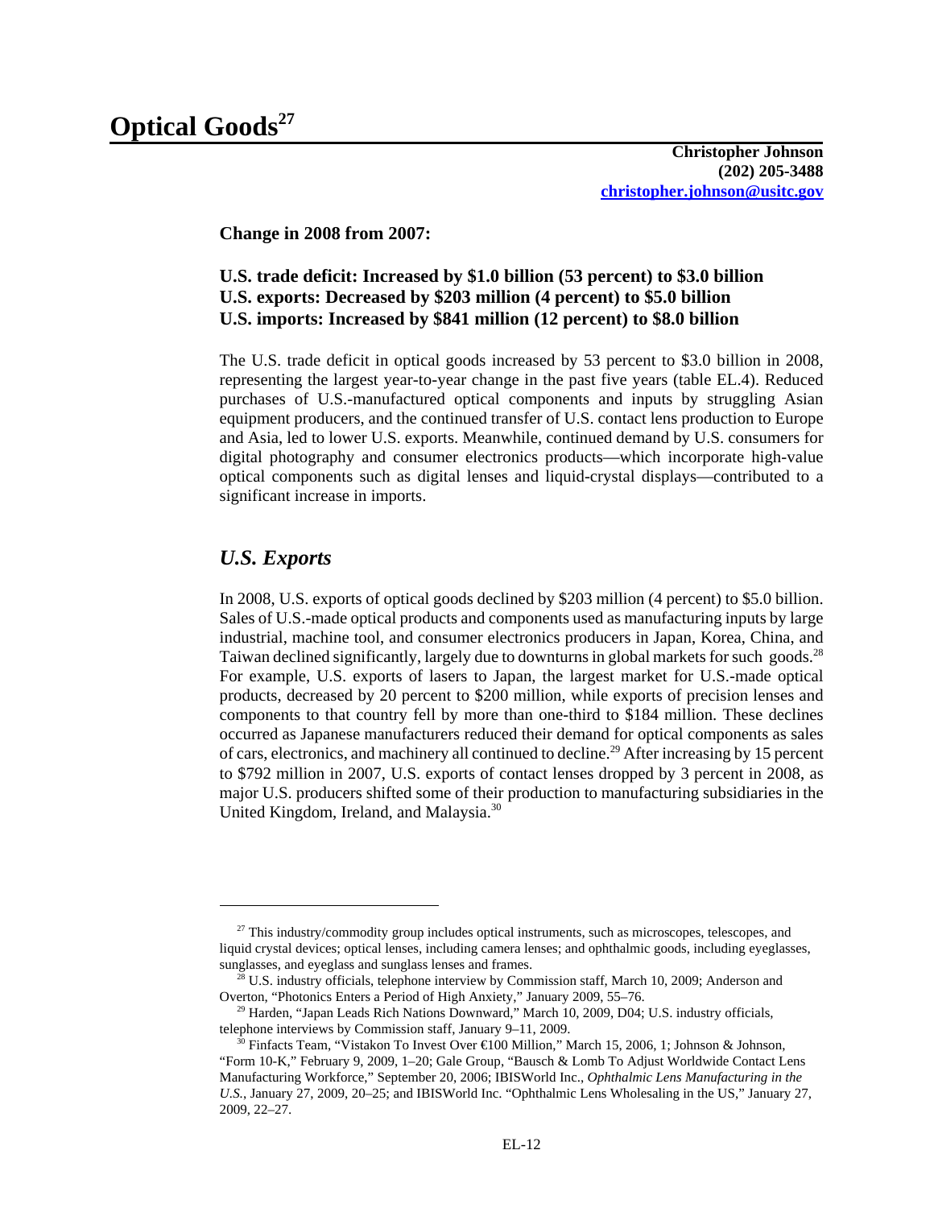# Optical Goods[27]

**Christopher Johnson**
**(202) 205-3488**
**christopher.johnson@usitc.gov**

**Change in 2008 from 2007:**

**U.S. trade deficit: Increased by $1.0 billion (53 percent) to $3.0 billion**
**U.S. exports: Decreased by $203 million (4 percent) to $5.0 billion**
**U.S. imports: Increased by $841 million (12 percent) to $8.0 billion**

The U.S. trade deficit in optical goods increased by 53 percent to $3.0 billion in 2008, representing the largest year-to-year change in the past five years (table EL.4). Reduced purchases of U.S.-manufactured optical components and inputs by struggling Asian equipment producers, and the continued transfer of U.S. contact lens production to Europe and Asia, led to lower U.S. exports. Meanwhile, continued demand by U.S. consumers for digital photography and consumer electronics products—which incorporate high-value optical components such as digital lenses and liquid-crystal displays—contributed to a significant increase in imports.

## *U.S. Exports*

In 2008, U.S. exports of optical goods declined by $203 million (4 percent) to $5.0 billion. Sales of U.S.-made optical products and components used as manufacturing inputs by large industrial, machine tool, and consumer electronics producers in Japan, Korea, China, and Taiwan declined significantly, largely due to downturns in global markets for such goods.[28] For example, U.S. exports of lasers to Japan, the largest market for U.S.-made optical products, decreased by 20 percent to $200 million, while exports of precision lenses and components to that country fell by more than one-third to $184 million. These declines occurred as Japanese manufacturers reduced their demand for optical components as sales of cars, electronics, and machinery all continued to decline.[29] After increasing by 15 percent to $792 million in 2007, U.S. exports of contact lenses dropped by 3 percent in 2008, as major U.S. producers shifted some of their production to manufacturing subsidiaries in the United Kingdom, Ireland, and Malaysia.[30]

---

[27] This industry/commodity group includes optical instruments, such as microscopes, telescopes, and liquid crystal devices; optical lenses, including camera lenses; and ophthalmic goods, including eyeglasses, sunglasses, and eyeglass and sunglass lenses and frames.

[28] U.S. industry officials, telephone interview by Commission staff, March 10, 2009; Anderson and Overton, "Photonics Enters a Period of High Anxiety," January 2009, 55–76.

[29] Harden, "Japan Leads Rich Nations Downward," March 10, 2009, D04; U.S. industry officials, telephone interviews by Commission staff, January 9–11, 2009.

[30] Finfacts Team, "Vistakon To Invest Over €100 Million," March 15, 2006, 1; Johnson & Johnson, "Form 10-K," February 9, 2009, 1–20; Gale Group, "Bausch & Lomb To Adjust Worldwide Contact Lens Manufacturing Workforce," September 20, 2006; IBISWorld Inc., *Ophthalmic Lens Manufacturing in the U.S.*, January 27, 2009, 20–25; and IBISWorld Inc. "Ophthalmic Lens Wholesaling in the US," January 27, 2009, 22–27.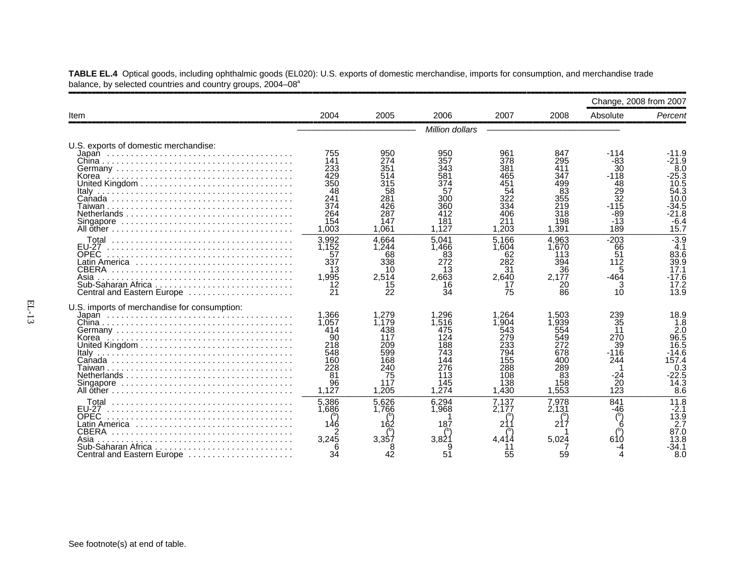**TABLE EL.4** Optical goods, including ophthalmic goods (EL020): U.S. exports of domestic merchandise, imports for consumption, and merchandise trade balance, by selected countries and country groups, 2004–08[a]

| Item | 2004 | 2005 | 2006 | 2007 | 2008 | Change, 2008 from 2007 | |
|---|---|---|---|---|---|---|---|
| | | | | | | Absolute | *Percent* |
| | | | *Million dollars* | | | | |
| U.S. exports of domestic merchandise: | | | | | | | |
| Japan | 755 | 950 | 950 | 961 | 847 | -114 | -11.9 |
| China | 141 | 274 | 357 | 378 | 295 | -83 | -21.9 |
| Germany | 233 | 351 | 343 | 381 | 411 | 30 | 8.0 |
| Korea | 429 | 514 | 581 | 465 | 347 | -118 | -25.3 |
| United Kingdom | 350 | 315 | 374 | 451 | 499 | 48 | 10.5 |
| Italy | 48 | 58 | 57 | 54 | 83 | 29 | 54.3 |
| Canada | 241 | 281 | 300 | 322 | 355 | 32 | 10.0 |
| Taiwan | 374 | 426 | 360 | 334 | 219 | -115 | -34.5 |
| Netherlands | 264 | 287 | 412 | 406 | 318 | -89 | -21.8 |
| Singapore | 154 | 147 | 181 | 211 | 198 | -13 | -6.4 |
| All other | 1,003 | 1,061 | 1,127 | 1,203 | 1,391 | 189 | 15.7 |
| Total | 3,992 | 4,664 | 5,041 | 5,166 | 4,963 | -203 | -3.9 |
| EU-27 | 1,152 | 1,244 | 1,466 | 1,604 | 1,670 | 66 | 4.1 |
| OPEC | 57 | 68 | 83 | 62 | 113 | 51 | 83.6 |
| Latin America | 337 | 338 | 272 | 282 | 394 | 112 | 39.9 |
| CBERA | 13 | 10 | 13 | 31 | 36 | 5 | 17.1 |
| Asia | 1,995 | 2,514 | 2,663 | 2,640 | 2,177 | -464 | -17.6 |
| Sub-Saharan Africa | 12 | 15 | 16 | 17 | 20 | 3 | 17.2 |
| Central and Eastern Europe | 21 | 22 | 34 | 75 | 86 | 10 | 13.9 |
| U.S. imports of merchandise for consumption: | | | | | | | |
| Japan | 1,366 | 1,279 | 1,296 | 1,264 | 1,503 | 239 | 18.9 |
| China | 1,057 | 1,179 | 1,516 | 1,904 | 1,939 | 35 | 1.8 |
| Germany | 414 | 438 | 475 | 543 | 554 | 11 | 2.0 |
| Korea | 90 | 117 | 124 | 279 | 549 | 270 | 96.5 |
| United Kingdom | 218 | 209 | 188 | 233 | 272 | 39 | 16.5 |
| Italy | 548 | 599 | 743 | 794 | 678 | -116 | -14.6 |
| Canada | 160 | 168 | 144 | 155 | 400 | 244 | 157.4 |
| Taiwan | 228 | 240 | 276 | 288 | 289 | 1 | 0.3 |
| Netherlands | 81 | 75 | 113 | 108 | 83 | -24 | -22.5 |
| Singapore | 96 | 117 | 145 | 138 | 158 | 20 | 14.3 |
| All other | 1,127 | 1,205 | 1,274 | 1,430 | 1,553 | 123 | 8.6 |
| Total | 5,386 | 5,626 | 6,294 | 7,137 | 7,978 | 841 | 11.8 |
| EU-27 | 1,686 | 1,766 | 1,968 | 2,177 | 2,131 | -46 | -2.1 |
| OPEC | ([b]) | ([b]) | 1 | ([b]) | ([b]) | ([b]) | 13.9 |
| Latin America | 146 | 162 | 187 | 211 | 217 | 6 | 2.7 |
| CBERA | 2 | ([b]) | ([b]) | ([b]) | 1 | ([b]) | 87.0 |
| Asia | 3,245 | 3,357 | 3,821 | 4,414 | 5,024 | 610 | 13.8 |
| Sub-Saharan Africa | 6 | 8 | 9 | 11 | 7 | -4 | -34.1 |
| Central and Eastern Europe | 34 | 42 | 51 | 55 | 59 | 4 | 8.0 |

See footnote(s) at end of table.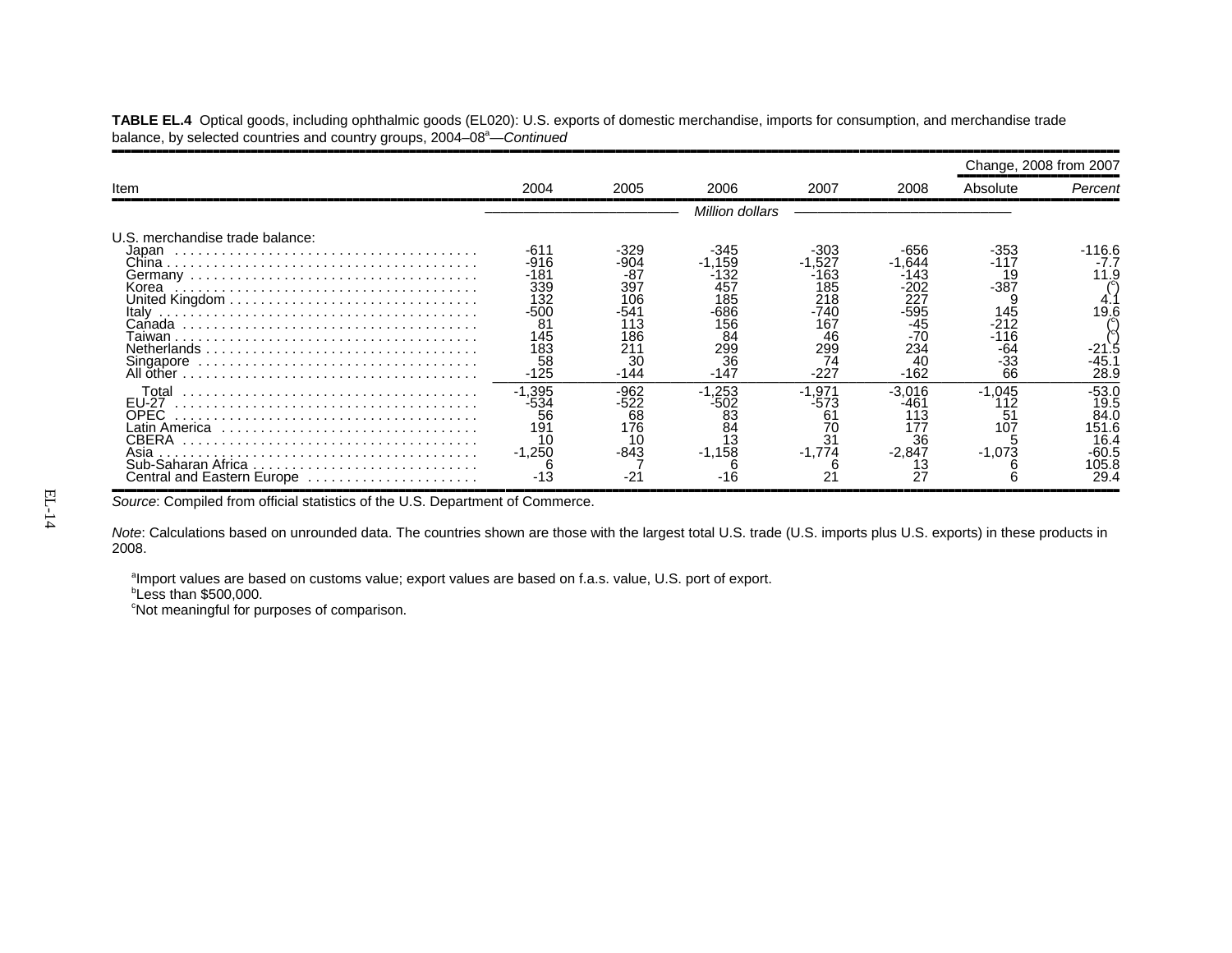**TABLE EL.4** Optical goods, including ophthalmic goods (EL020): U.S. exports of domestic merchandise, imports for consumption, and merchandise trade balance, by selected countries and country groups, 2004–08[a]—*Continued*

| Item | 2004 | 2005 | 2006 | 2007 | 2008 | Change, 2008 from 2007 | |
|---|---|---|---|---|---|---|---|
| | | | | | | Absolute | *Percent* |
| | *Million dollars* | | | | | | |
| U.S. merchandise trade balance: | | | | | | | |
| Japan | -611 | -329 | -345 | -303 | -656 | -353 | -116.6 |
| China | -916 | -904 | -1,159 | -1,527 | -1,644 | -117 | -7.7 |
| Germany | -181 | -87 | -132 | -163 | -143 | 19 | 11.9 |
| Korea | 339 | 397 | 457 | 185 | -202 | -387 | ([c]) |
| United Kingdom | 132 | 106 | 185 | 218 | 227 | 9 | 4.1 |
| Italy | -500 | -541 | -686 | -740 | -595 | 145 | 19.6 |
| Canada | 81 | 113 | 156 | 167 | -45 | -212 | ([c]) |
| Taiwan | 145 | 186 | 84 | 46 | -70 | -116 | ([c]) |
| Netherlands | 183 | 211 | 299 | 299 | 234 | -64 | -21.5 |
| Singapore | 58 | 30 | 36 | 74 | 40 | -33 | -45.1 |
| All other | -125 | -144 | -147 | -227 | -162 | 66 | 28.9 |
| Total | -1,395 | -962 | -1,253 | -1,971 | -3,016 | -1,045 | -53.0 |
| EU-27 | -534 | -522 | -502 | -573 | -461 | 112 | 19.5 |
| OPEC | 56 | 68 | 83 | 61 | 113 | 51 | 84.0 |
| Latin America | 191 | 176 | 84 | 70 | 177 | 107 | 151.6 |
| CBERA | 10 | 10 | 13 | 31 | 36 | 5 | 16.4 |
| Asia | -1,250 | -843 | -1,158 | -1,774 | -2,847 | -1,073 | -60.5 |
| Sub-Saharan Africa | 6 | 7 | 6 | 6 | 13 | 6 | 105.8 |
| Central and Eastern Europe | -13 | -21 | -16 | 21 | 27 | 6 | 29.4 |

*Source*: Compiled from official statistics of the U.S. Department of Commerce.

*Note*: Calculations based on unrounded data. The countries shown are those with the largest total U.S. trade (U.S. imports plus U.S. exports) in these products in 2008.

[a]Import values are based on customs value; export values are based on f.a.s. value, U.S. port of export.
[b]Less than $500,000.
[c]Not meaningful for purposes of comparison.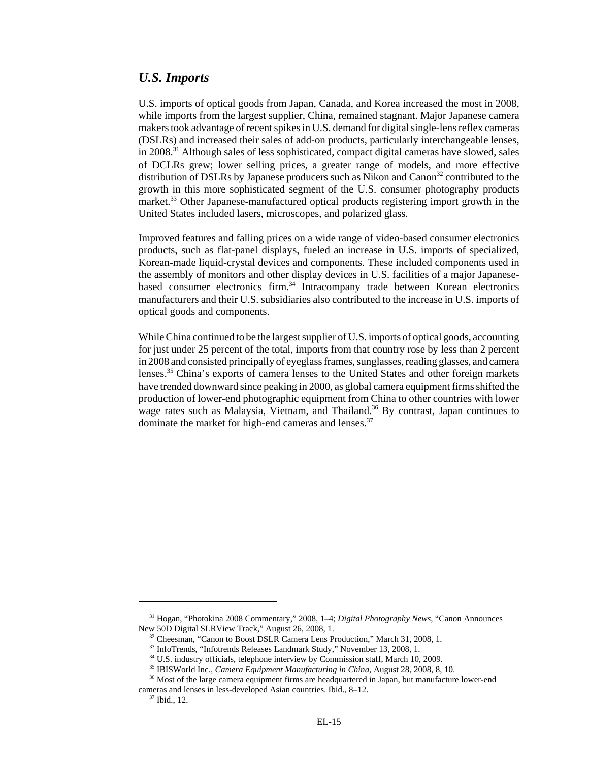## *U.S. Imports*

U.S. imports of optical goods from Japan, Canada, and Korea increased the most in 2008, while imports from the largest supplier, China, remained stagnant. Major Japanese camera makers took advantage of recent spikes in U.S. demand for digital single-lens reflex cameras (DSLRs) and increased their sales of add-on products, particularly interchangeable lenses, in 2008.[31] Although sales of less sophisticated, compact digital cameras have slowed, sales of DCLRs grew; lower selling prices, a greater range of models, and more effective distribution of DSLRs by Japanese producers such as Nikon and Canon[32] contributed to the growth in this more sophisticated segment of the U.S. consumer photography products market.[33] Other Japanese-manufactured optical products registering import growth in the United States included lasers, microscopes, and polarized glass.

Improved features and falling prices on a wide range of video-based consumer electronics products, such as flat-panel displays, fueled an increase in U.S. imports of specialized, Korean-made liquid-crystal devices and components. These included components used in the assembly of monitors and other display devices in U.S. facilities of a major Japanese-based consumer electronics firm.[34] Intracompany trade between Korean electronics manufacturers and their U.S. subsidiaries also contributed to the increase in U.S. imports of optical goods and components.

While China continued to be the largest supplier of U.S. imports of optical goods, accounting for just under 25 percent of the total, imports from that country rose by less than 2 percent in 2008 and consisted principally of eyeglass frames, sunglasses, reading glasses, and camera lenses.[35] China's exports of camera lenses to the United States and other foreign markets have trended downward since peaking in 2000, as global camera equipment firms shifted the production of lower-end photographic equipment from China to other countries with lower wage rates such as Malaysia, Vietnam, and Thailand.[36] By contrast, Japan continues to dominate the market for high-end cameras and lenses.[37]

---

[31] Hogan, "Photokina 2008 Commentary," 2008, 1–4; *Digital Photography News*, "Canon Announces New 50D Digital SLRView Track," August 26, 2008, 1.

[32] Cheesman, "Canon to Boost DSLR Camera Lens Production," March 31, 2008, 1.

[33] InfoTrends, "Infotrends Releases Landmark Study," November 13, 2008, 1.

[34] U.S. industry officials, telephone interview by Commission staff, March 10, 2009.

[35] IBISWorld Inc., *Camera Equipment Manufacturing in China*, August 28, 2008, 8, 10.

[36] Most of the large camera equipment firms are headquartered in Japan, but manufacture lower-end cameras and lenses in less-developed Asian countries. Ibid., 8–12.

[37] Ibid., 12.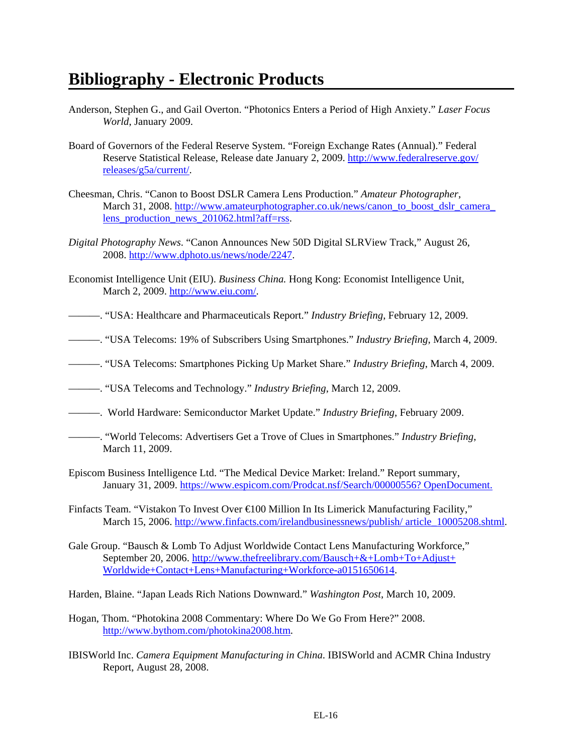# Bibliography - Electronic Products

Anderson, Stephen G., and Gail Overton. "Photonics Enters a Period of High Anxiety." *Laser Focus World*, January 2009.

Board of Governors of the Federal Reserve System. "Foreign Exchange Rates (Annual)." Federal Reserve Statistical Release, Release date January 2, 2009. http://www.federalreserve.gov/releases/g5a/current/.

Cheesman, Chris. "Canon to Boost DSLR Camera Lens Production." *Amateur Photographer*, March 31, 2008. http://www.amateurphotographer.co.uk/news/canon_to_boost_dslr_camera_lens_production_news_201062.html?aff=rss.

*Digital Photography News*. "Canon Announces New 50D Digital SLRView Track," August 26, 2008. http://www.dphoto.us/news/node/2247.

Economist Intelligence Unit (EIU). *Business China.* Hong Kong: Economist Intelligence Unit, March 2, 2009. http://www.eiu.com/.

———. "USA: Healthcare and Pharmaceuticals Report." *Industry Briefing*, February 12, 2009.

———. "USA Telecoms: 19% of Subscribers Using Smartphones." *Industry Briefing*, March 4, 2009.

———. "USA Telecoms: Smartphones Picking Up Market Share." *Industry Briefing*, March 4, 2009.

———. "USA Telecoms and Technology." *Industry Briefing*, March 12, 2009.

———. World Hardware: Semiconductor Market Update." *Industry Briefing*, February 2009.

———. "World Telecoms: Advertisers Get a Trove of Clues in Smartphones." *Industry Briefing*, March 11, 2009.

Episcom Business Intelligence Ltd. "The Medical Device Market: Ireland." Report summary, January 31, 2009. https://www.espicom.com/Prodcat.nsf/Search/00000556? OpenDocument.

Finfacts Team. "Vistakon To Invest Over €100 Million In Its Limerick Manufacturing Facility," March 15, 2006. http://www.finfacts.com/irelandbusinessnews/publish/ article_10005208.shtml.

Gale Group. "Bausch & Lomb To Adjust Worldwide Contact Lens Manufacturing Workforce," September 20, 2006. http://www.thefreelibrary.com/Bausch+&+Lomb+To+Adjust+Worldwide+Contact+Lens+Manufacturing+Workforce-a0151650614.

Harden, Blaine. "Japan Leads Rich Nations Downward." *Washington Post*, March 10, 2009.

Hogan, Thom. "Photokina 2008 Commentary: Where Do We Go From Here?" 2008. http://www.bythom.com/photokina2008.htm.

IBISWorld Inc. *Camera Equipment Manufacturing in China*. IBISWorld and ACMR China Industry Report, August 28, 2008.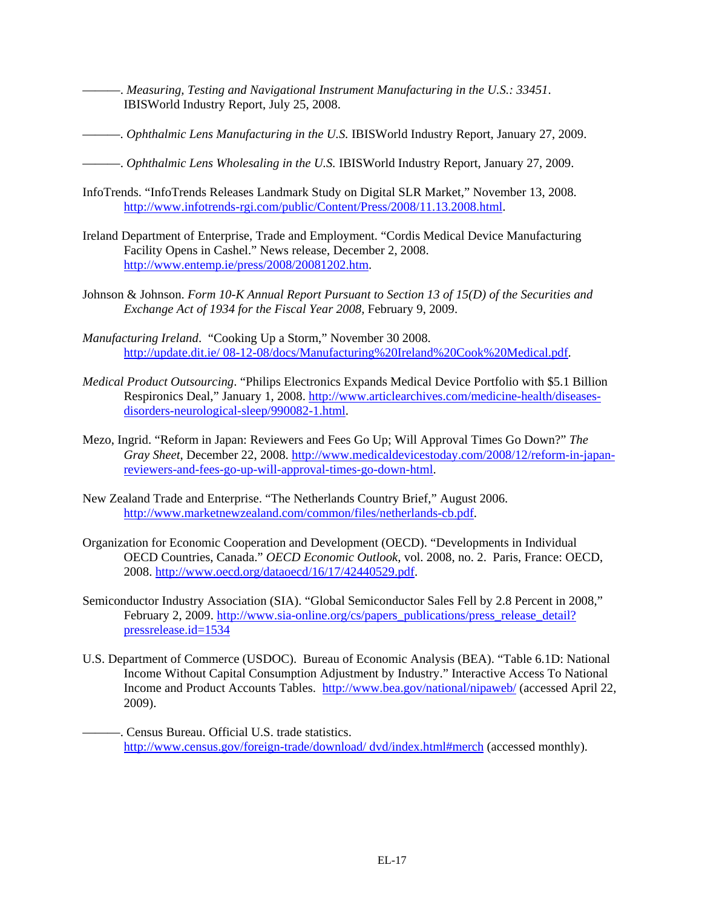———. *Measuring, Testing and Navigational Instrument Manufacturing in the U.S.: 33451*. IBISWorld Industry Report, July 25, 2008.

———. *Ophthalmic Lens Manufacturing in the U.S.* IBISWorld Industry Report, January 27, 2009.

———. *Ophthalmic Lens Wholesaling in the U.S.* IBISWorld Industry Report, January 27, 2009.

InfoTrends. "InfoTrends Releases Landmark Study on Digital SLR Market," November 13, 2008. http://www.infotrends-rgi.com/public/Content/Press/2008/11.13.2008.html.

Ireland Department of Enterprise, Trade and Employment. "Cordis Medical Device Manufacturing Facility Opens in Cashel." News release, December 2, 2008. http://www.entemp.ie/press/2008/20081202.htm.

Johnson & Johnson. *Form 10-K Annual Report Pursuant to Section 13 of 15(D) of the Securities and Exchange Act of 1934 for the Fiscal Year 2008*, February 9, 2009.

*Manufacturing Ireland*. "Cooking Up a Storm," November 30 2008. http://update.dit.ie/ 08-12-08/docs/Manufacturing%20Ireland%20Cook%20Medical.pdf.

*Medical Product Outsourcing*. "Philips Electronics Expands Medical Device Portfolio with $5.1 Billion Respironics Deal," January 1, 2008. http://www.articlearchives.com/medicine-health/diseases-disorders-neurological-sleep/990082-1.html.

Mezo, Ingrid. "Reform in Japan: Reviewers and Fees Go Up; Will Approval Times Go Down?" *The Gray Sheet*, December 22, 2008. http://www.medicaldevicestoday.com/2008/12/reform-in-japan-reviewers-and-fees-go-up-will-approval-times-go-down-html.

New Zealand Trade and Enterprise. "The Netherlands Country Brief," August 2006. http://www.marketnewzealand.com/common/files/netherlands-cb.pdf.

Organization for Economic Cooperation and Development (OECD). "Developments in Individual OECD Countries, Canada." *OECD Economic Outlook,* vol. 2008, no. 2. Paris, France: OECD, 2008. http://www.oecd.org/dataoecd/16/17/42440529.pdf.

Semiconductor Industry Association (SIA). "Global Semiconductor Sales Fell by 2.8 Percent in 2008," February 2, 2009. http://www.sia-online.org/cs/papers_publications/press_release_detail?pressrelease.id=1534

U.S. Department of Commerce (USDOC). Bureau of Economic Analysis (BEA). "Table 6.1D: National Income Without Capital Consumption Adjustment by Industry." Interactive Access To National Income and Product Accounts Tables. http://www.bea.gov/national/nipaweb/ (accessed April 22, 2009).

———. Census Bureau. Official U.S. trade statistics. http://www.census.gov/foreign-trade/download/ dvd/index.html#merch (accessed monthly).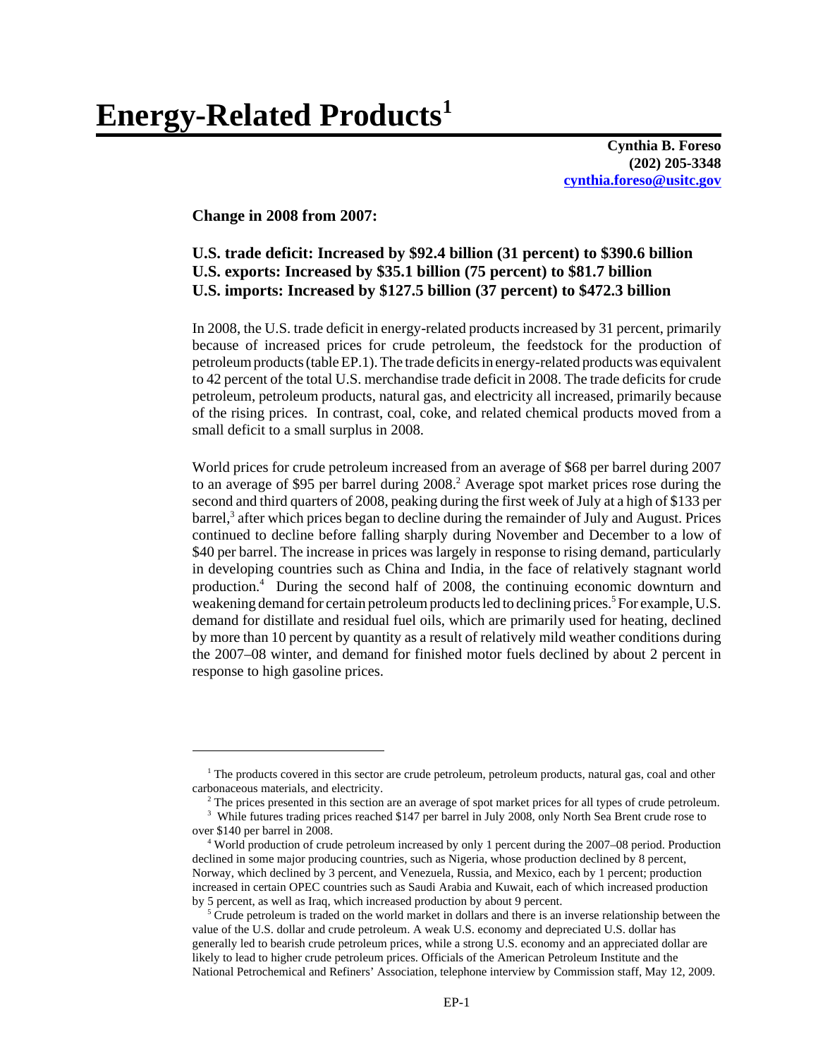# Energy-Related Products[1]

**Cynthia B. Foreso**
**(202) 205-3348**
**cynthia.foreso@usitc.gov**

**Change in 2008 from 2007:**

**U.S. trade deficit: Increased by $92.4 billion (31 percent) to $390.6 billion**
**U.S. exports: Increased by $35.1 billion (75 percent) to $81.7 billion**
**U.S. imports: Increased by $127.5 billion (37 percent) to $472.3 billion**

In 2008, the U.S. trade deficit in energy-related products increased by 31 percent, primarily because of increased prices for crude petroleum, the feedstock for the production of petroleum products (table EP.1). The trade deficits in energy-related products was equivalent to 42 percent of the total U.S. merchandise trade deficit in 2008. The trade deficits for crude petroleum, petroleum products, natural gas, and electricity all increased, primarily because of the rising prices. In contrast, coal, coke, and related chemical products moved from a small deficit to a small surplus in 2008.

World prices for crude petroleum increased from an average of $68 per barrel during 2007 to an average of $95 per barrel during 2008.[2] Average spot market prices rose during the second and third quarters of 2008, peaking during the first week of July at a high of $133 per barrel,[3] after which prices began to decline during the remainder of July and August. Prices continued to decline before falling sharply during November and December to a low of $40 per barrel. The increase in prices was largely in response to rising demand, particularly in developing countries such as China and India, in the face of relatively stagnant world production.[4] During the second half of 2008, the continuing economic downturn and weakening demand for certain petroleum products led to declining prices.[5] For example, U.S. demand for distillate and residual fuel oils, which are primarily used for heating, declined by more than 10 percent by quantity as a result of relatively mild weather conditions during the 2007–08 winter, and demand for finished motor fuels declined by about 2 percent in response to high gasoline prices.

---

[1] The products covered in this sector are crude petroleum, petroleum products, natural gas, coal and other carbonaceous materials, and electricity.

[2] The prices presented in this section are an average of spot market prices for all types of crude petroleum.

[3] While futures trading prices reached $147 per barrel in July 2008, only North Sea Brent crude rose to over $140 per barrel in 2008.

[4] World production of crude petroleum increased by only 1 percent during the 2007–08 period. Production declined in some major producing countries, such as Nigeria, whose production declined by 8 percent, Norway, which declined by 3 percent, and Venezuela, Russia, and Mexico, each by 1 percent; production increased in certain OPEC countries such as Saudi Arabia and Kuwait, each of which increased production by 5 percent, as well as Iraq, which increased production by about 9 percent.

[5] Crude petroleum is traded on the world market in dollars and there is an inverse relationship between the value of the U.S. dollar and crude petroleum. A weak U.S. economy and depreciated U.S. dollar has generally led to bearish crude petroleum prices, while a strong U.S. economy and an appreciated dollar are likely to lead to higher crude petroleum prices. Officials of the American Petroleum Institute and the National Petrochemical and Refiners' Association, telephone interview by Commission staff, May 12, 2009.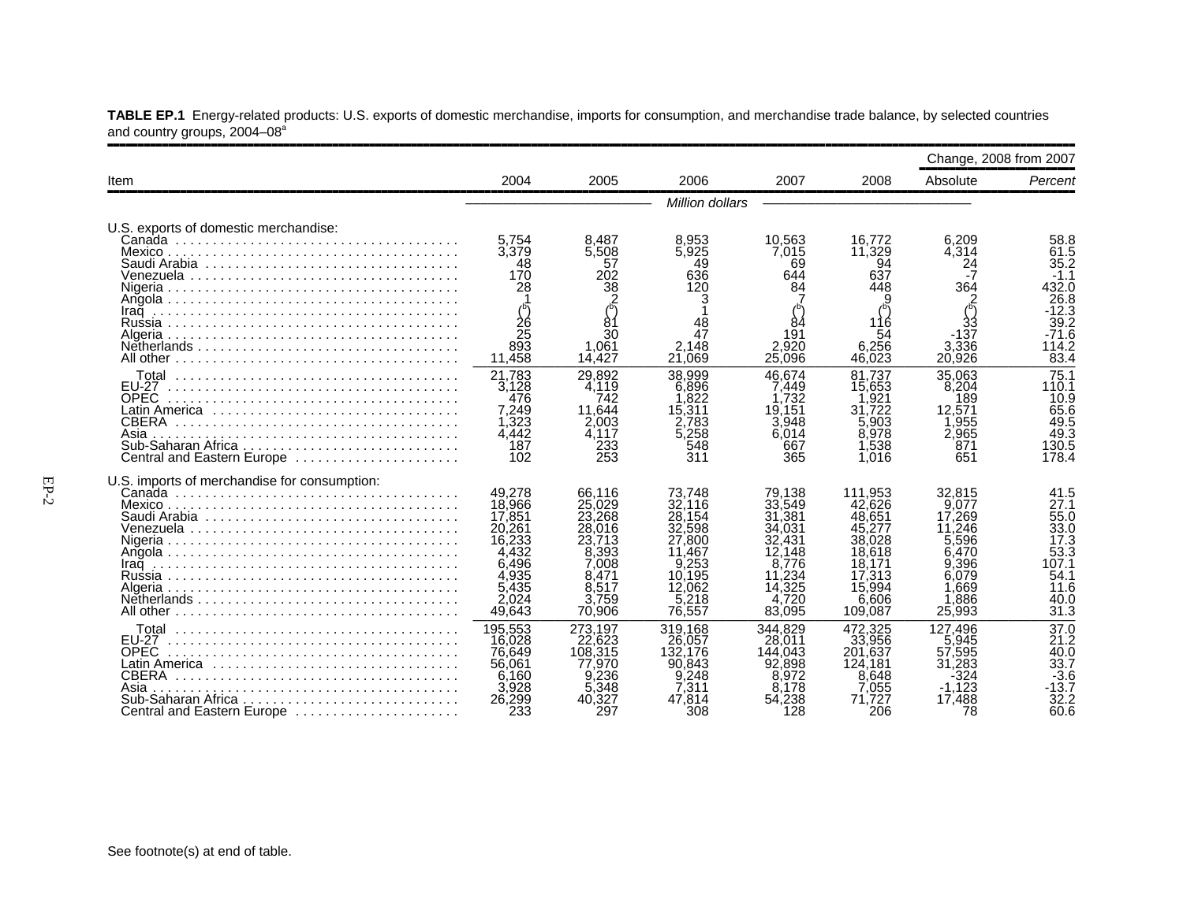**TABLE EP.1** Energy-related products: U.S. exports of domestic merchandise, imports for consumption, and merchandise trade balance, by selected countries and country groups, 2004–08[a]

| Item | 2004 | 2005 | 2006 | 2007 | 2008 | Change, 2008 from 2007 | |
|---|---|---|---|---|---|---|---|
| | | | | | | Absolute | *Percent* |
| | *Million dollars* | | | | | | |
| U.S. exports of domestic merchandise: | | | | | | | |
| Canada | 5,754 | 8,487 | 8,953 | 10,563 | 16,772 | 6,209 | 58.8 |
| Mexico | 3,379 | 5,508 | 5,925 | 7,015 | 11,329 | 4,314 | 61.5 |
| Saudi Arabia | 48 | 57 | 49 | 69 | 94 | 24 | 35.2 |
| Venezuela | 170 | 202 | 636 | 644 | 637 | -7 | -1.1 |
| Nigeria | 28 | 38 | 120 | 84 | 448 | 364 | 432.0 |
| Angola | 1 | 2 | 3 | 7 | 9 | 2 | 26.8 |
| Iraq | ([b]) | ([b]) | 1 | ([b]) | ([b]) | ([b]) | -12.3 |
| Russia | 26 | 81 | 48 | 84 | 116 | 33 | 39.2 |
| Algeria | 25 | 30 | 47 | 191 | 54 | -137 | -71.6 |
| Netherlands | 893 | 1,061 | 2,148 | 2,920 | 6,256 | 3,336 | 114.2 |
| All other | 11,458 | 14,427 | 21,069 | 25,096 | 46,023 | 20,926 | 83.4 |
| Total | 21,783 | 29,892 | 38,999 | 46,674 | 81,737 | 35,063 | 75.1 |
| EU-27 | 3,128 | 4,119 | 6,896 | 7,449 | 15,653 | 8,204 | 110.1 |
| OPEC | 476 | 742 | 1,822 | 1,732 | 1,921 | 189 | 10.9 |
| Latin America | 7,249 | 11,644 | 15,311 | 19,151 | 31,722 | 12,571 | 65.6 |
| CBERA | 1,323 | 2,003 | 2,783 | 3,948 | 5,903 | 1,955 | 49.5 |
| Asia | 4,442 | 4,117 | 5,258 | 6,014 | 8,978 | 2,965 | 49.3 |
| Sub-Saharan Africa | 187 | 233 | 548 | 667 | 1,538 | 871 | 130.5 |
| Central and Eastern Europe | 102 | 253 | 311 | 365 | 1,016 | 651 | 178.4 |
| U.S. imports of merchandise for consumption: | | | | | | | |
| Canada | 49,278 | 66,116 | 73,748 | 79,138 | 111,953 | 32,815 | 41.5 |
| Mexico | 18,966 | 25,029 | 32,116 | 33,549 | 42,626 | 9,077 | 27.1 |
| Saudi Arabia | 17,851 | 23,268 | 28,154 | 31,381 | 48,651 | 17,269 | 55.0 |
| Venezuela | 20,261 | 28,016 | 32,598 | 34,031 | 45,277 | 11,246 | 33.0 |
| Nigeria | 16,233 | 23,713 | 27,800 | 32,431 | 38,028 | 5,596 | 17.3 |
| Angola | 4,432 | 8,393 | 11,467 | 12,148 | 18,618 | 6,470 | 53.3 |
| Iraq | 6,496 | 7,008 | 9,253 | 8,776 | 18,171 | 9,396 | 107.1 |
| Russia | 4,935 | 8,471 | 10,195 | 11,234 | 17,313 | 6,079 | 54.1 |
| Algeria | 5,435 | 8,517 | 12,062 | 14,325 | 15,994 | 1,669 | 11.6 |
| Netherlands | 2,024 | 3,759 | 5,218 | 4,720 | 6,606 | 1,886 | 40.0 |
| All other | 49,643 | 70,906 | 76,557 | 83,095 | 109,087 | 25,993 | 31.3 |
| Total | 195,553 | 273,197 | 319,168 | 344,829 | 472,325 | 127,496 | 37.0 |
| EU-27 | 16,028 | 22,623 | 26,057 | 28,011 | 33,956 | 5,945 | 21.2 |
| OPEC | 76,649 | 108,315 | 132,176 | 144,043 | 201,637 | 57,595 | 40.0 |
| Latin America | 56,061 | 77,970 | 90,843 | 92,898 | 124,181 | 31,283 | 33.7 |
| CBERA | 6,160 | 9,236 | 9,248 | 8,972 | 8,648 | -324 | -3.6 |
| Asia | 3,928 | 5,348 | 7,311 | 8,178 | 7,055 | -1,123 | -13.7 |
| Sub-Saharan Africa | 26,299 | 40,327 | 47,814 | 54,238 | 71,727 | 17,488 | 32.2 |
| Central and Eastern Europe | 233 | 297 | 308 | 128 | 206 | 78 | 60.6 |

See footnote(s) at end of table.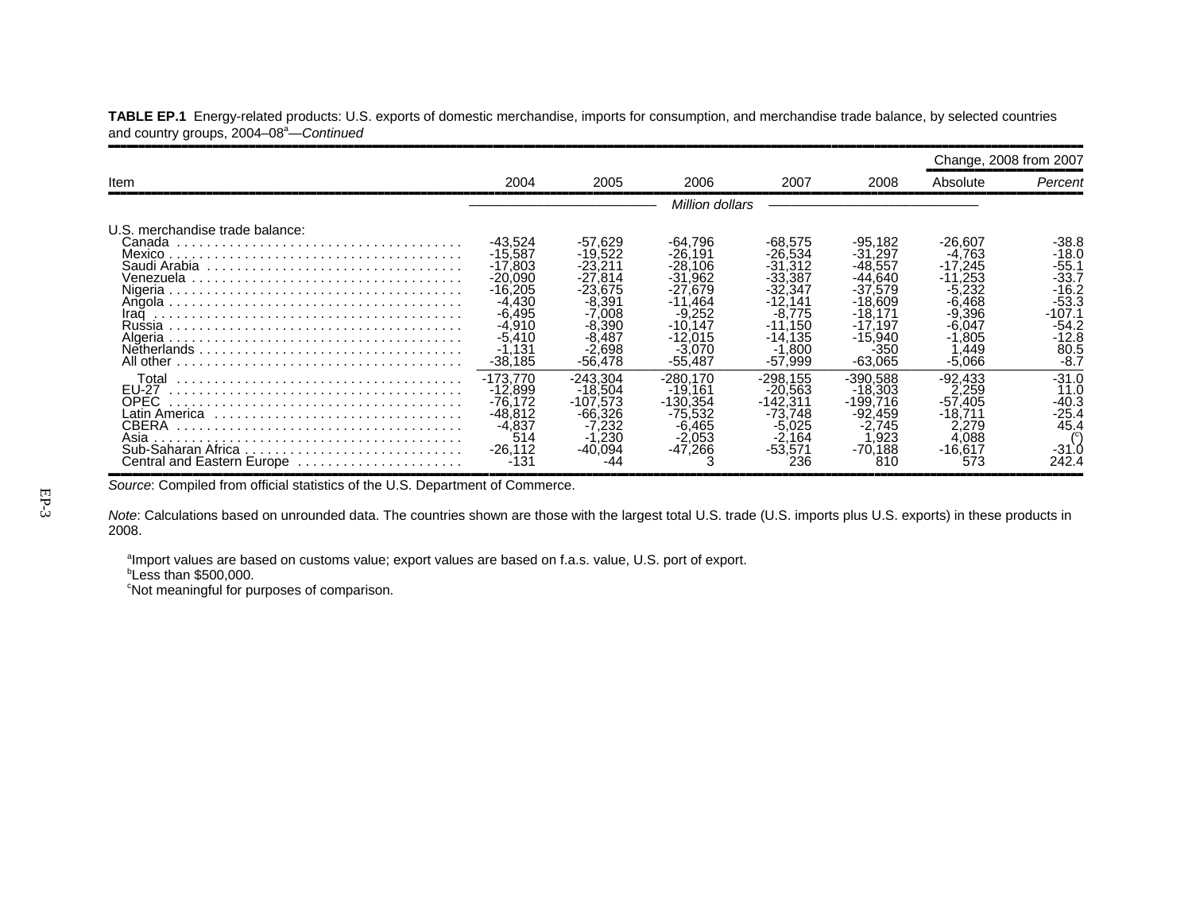**TABLE EP.1** Energy-related products: U.S. exports of domestic merchandise, imports for consumption, and merchandise trade balance, by selected countries and country groups, 2004–08[a]—*Continued*

| Item | 2004 | 2005 | 2006 | 2007 | 2008 | Change, 2008 from 2007 Absolute | Change, 2008 from 2007 *Percent* |
|---|---|---|---|---|---|---|---|
| | *Million dollars* | | | | | | |
| U.S. merchandise trade balance: | | | | | | | |
| Canada | -43,524 | -57,629 | -64,796 | -68,575 | -95,182 | -26,607 | -38.8 |
| Mexico | -15,587 | -19,522 | -26,191 | -26,534 | -31,297 | -4,763 | -18.0 |
| Saudi Arabia | -17,803 | -23,211 | -28,106 | -31,312 | -48,557 | -17,245 | -55.1 |
| Venezuela | -20,090 | -27,814 | -31,962 | -33,387 | -44,640 | -11,253 | -33.7 |
| Nigeria | -16,205 | -23,675 | -27,679 | -32,347 | -37,579 | -5,232 | -16.2 |
| Angola | -4,430 | -8,391 | -11,464 | -12,141 | -18,609 | -6,468 | -53.3 |
| Iraq | -6,495 | -7,008 | -9,252 | -8,775 | -18,171 | -9,396 | -107.1 |
| Russia | -4,910 | -8,390 | -10,147 | -11,150 | -17,197 | -6,047 | -54.2 |
| Algeria | -5,410 | -8,487 | -12,015 | -14,135 | -15,940 | -1,805 | -12.8 |
| Netherlands | -1,131 | -2,698 | -3,070 | -1,800 | -350 | 1,449 | 80.5 |
| All other | -38,185 | -56,478 | -55,487 | -57,999 | -63,065 | -5,066 | -8.7 |
| Total | -173,770 | -243,304 | -280,170 | -298,155 | -390,588 | -92,433 | -31.0 |
| EU-27 | -12,899 | -18,504 | -19,161 | -20,563 | -18,303 | 2,259 | 11.0 |
| OPEC | -76,172 | -107,573 | -130,354 | -142,311 | -199,716 | -57,405 | -40.3 |
| Latin America | -48,812 | -66,326 | -75,532 | -73,748 | -92,459 | -18,711 | -25.4 |
| CBERA | -4,837 | -7,232 | -6,465 | -5,025 | -2,745 | 2,279 | 45.4 |
| Asia | 514 | -1,230 | -2,053 | -2,164 | 1,923 | 4,088 | ([c]) |
| Sub-Saharan Africa | -26,112 | -40,094 | -47,266 | -53,571 | -70,188 | -16,617 | -31.0 |
| Central and Eastern Europe | -131 | -44 | 3 | 236 | 810 | 573 | 242.4 |

*Source*: Compiled from official statistics of the U.S. Department of Commerce.

*Note*: Calculations based on unrounded data. The countries shown are those with the largest total U.S. trade (U.S. imports plus U.S. exports) in these products in 2008.

[a]Import values are based on customs value; export values are based on f.a.s. value, U.S. port of export.
[b]Less than $500,000.
[c]Not meaningful for purposes of comparison.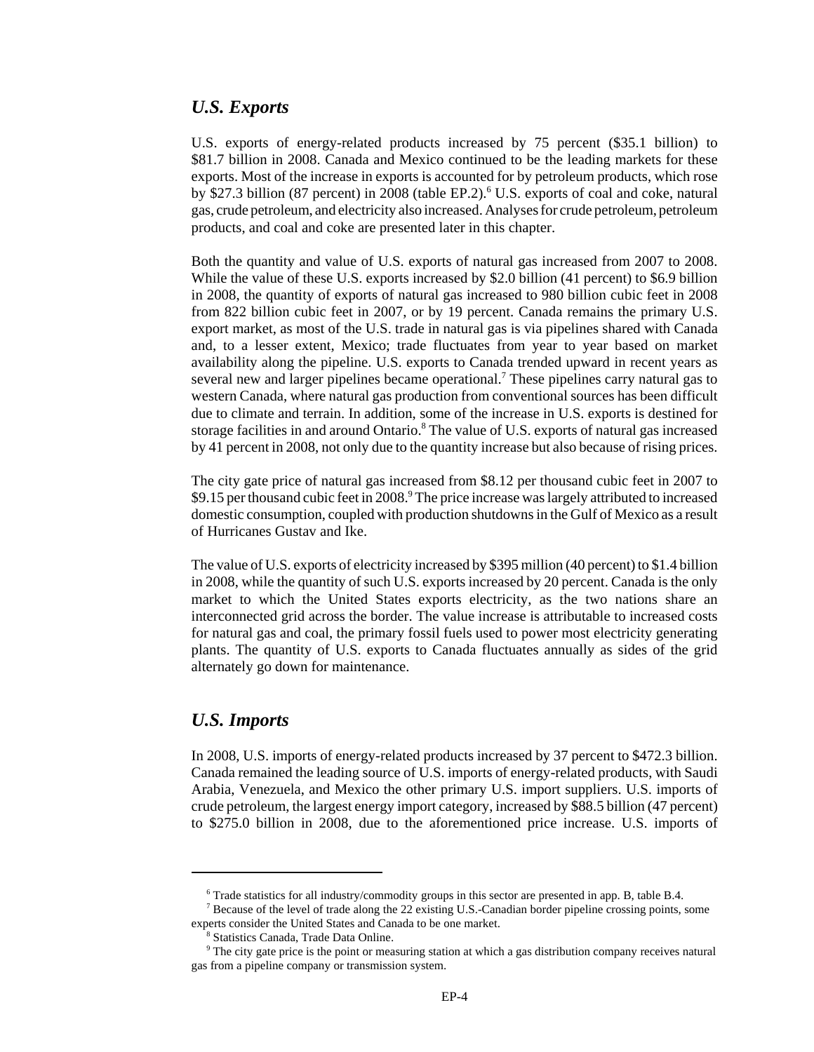## *U.S. Exports*

U.S. exports of energy-related products increased by 75 percent ($35.1 billion) to $81.7 billion in 2008. Canada and Mexico continued to be the leading markets for these exports. Most of the increase in exports is accounted for by petroleum products, which rose by $27.3 billion (87 percent) in 2008 (table EP.2).[6] U.S. exports of coal and coke, natural gas, crude petroleum, and electricity also increased. Analyses for crude petroleum, petroleum products, and coal and coke are presented later in this chapter.

Both the quantity and value of U.S. exports of natural gas increased from 2007 to 2008. While the value of these U.S. exports increased by $2.0 billion (41 percent) to $6.9 billion in 2008, the quantity of exports of natural gas increased to 980 billion cubic feet in 2008 from 822 billion cubic feet in 2007, or by 19 percent. Canada remains the primary U.S. export market, as most of the U.S. trade in natural gas is via pipelines shared with Canada and, to a lesser extent, Mexico; trade fluctuates from year to year based on market availability along the pipeline. U.S. exports to Canada trended upward in recent years as several new and larger pipelines became operational.[7] These pipelines carry natural gas to western Canada, where natural gas production from conventional sources has been difficult due to climate and terrain. In addition, some of the increase in U.S. exports is destined for storage facilities in and around Ontario.[8] The value of U.S. exports of natural gas increased by 41 percent in 2008, not only due to the quantity increase but also because of rising prices.

The city gate price of natural gas increased from $8.12 per thousand cubic feet in 2007 to $9.15 per thousand cubic feet in 2008.[9] The price increase was largely attributed to increased domestic consumption, coupled with production shutdowns in the Gulf of Mexico as a result of Hurricanes Gustav and Ike.

The value of U.S. exports of electricity increased by $395 million (40 percent) to $1.4 billion in 2008, while the quantity of such U.S. exports increased by 20 percent. Canada is the only market to which the United States exports electricity, as the two nations share an interconnected grid across the border. The value increase is attributable to increased costs for natural gas and coal, the primary fossil fuels used to power most electricity generating plants. The quantity of U.S. exports to Canada fluctuates annually as sides of the grid alternately go down for maintenance.

## *U.S. Imports*

In 2008, U.S. imports of energy-related products increased by 37 percent to $472.3 billion. Canada remained the leading source of U.S. imports of energy-related products, with Saudi Arabia, Venezuela, and Mexico the other primary U.S. import suppliers. U.S. imports of crude petroleum, the largest energy import category, increased by $88.5 billion (47 percent) to $275.0 billion in 2008, due to the aforementioned price increase. U.S. imports of

---

[6] Trade statistics for all industry/commodity groups in this sector are presented in app. B, table B.4.

[7] Because of the level of trade along the 22 existing U.S.-Canadian border pipeline crossing points, some experts consider the United States and Canada to be one market.

[8] Statistics Canada, Trade Data Online.

[9] The city gate price is the point or measuring station at which a gas distribution company receives natural gas from a pipeline company or transmission system.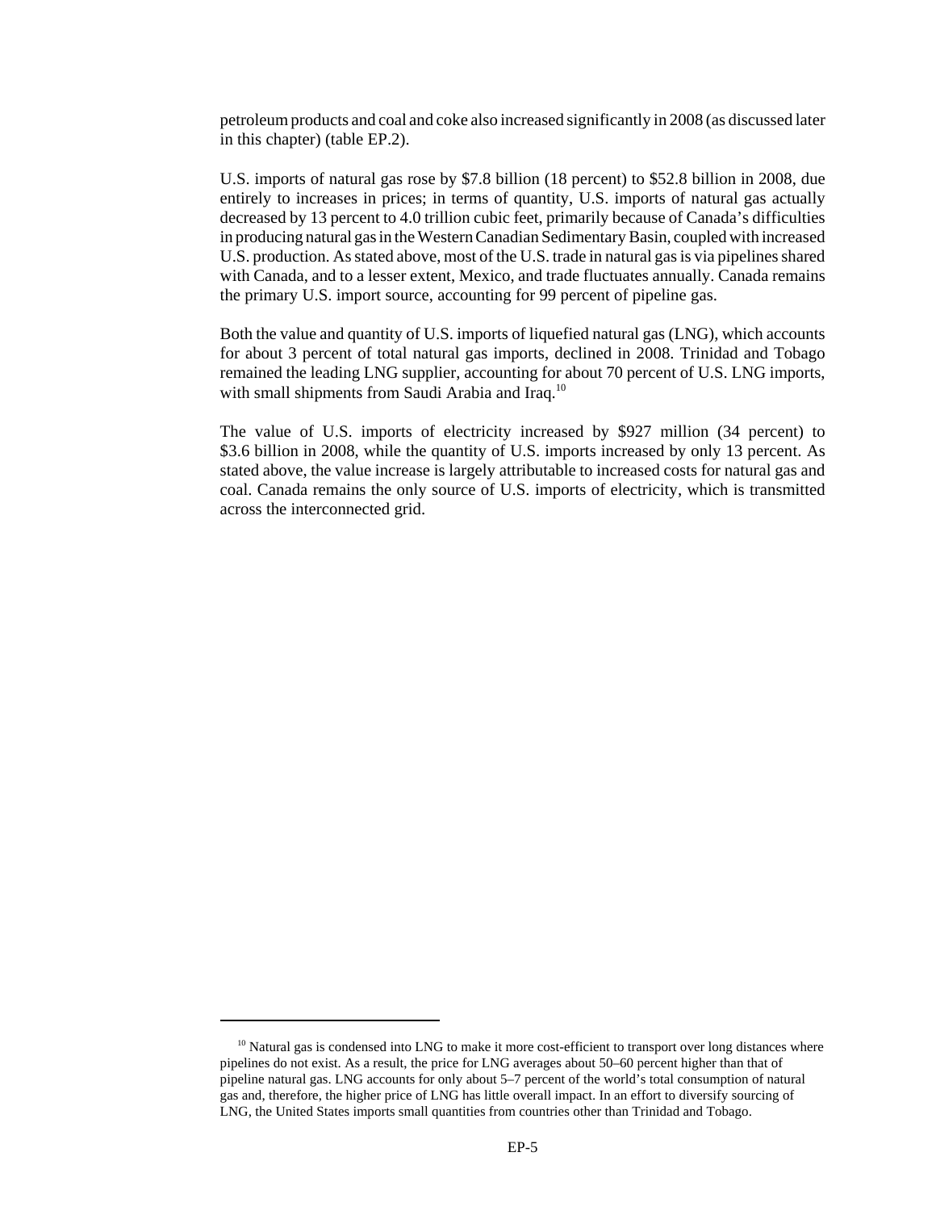petroleum products and coal and coke also increased significantly in 2008 (as discussed later in this chapter) (table EP.2).

U.S. imports of natural gas rose by $7.8 billion (18 percent) to $52.8 billion in 2008, due entirely to increases in prices; in terms of quantity, U.S. imports of natural gas actually decreased by 13 percent to 4.0 trillion cubic feet, primarily because of Canada's difficulties in producing natural gas in the Western Canadian Sedimentary Basin, coupled with increased U.S. production. As stated above, most of the U.S. trade in natural gas is via pipelines shared with Canada, and to a lesser extent, Mexico, and trade fluctuates annually. Canada remains the primary U.S. import source, accounting for 99 percent of pipeline gas.

Both the value and quantity of U.S. imports of liquefied natural gas (LNG), which accounts for about 3 percent of total natural gas imports, declined in 2008. Trinidad and Tobago remained the leading LNG supplier, accounting for about 70 percent of U.S. LNG imports, with small shipments from Saudi Arabia and Iraq.[10]

The value of U.S. imports of electricity increased by $927 million (34 percent) to $3.6 billion in 2008, while the quantity of U.S. imports increased by only 13 percent. As stated above, the value increase is largely attributable to increased costs for natural gas and coal. Canada remains the only source of U.S. imports of electricity, which is transmitted across the interconnected grid.

---

[10] Natural gas is condensed into LNG to make it more cost-efficient to transport over long distances where pipelines do not exist. As a result, the price for LNG averages about 50–60 percent higher than that of pipeline natural gas. LNG accounts for only about 5–7 percent of the world's total consumption of natural gas and, therefore, the higher price of LNG has little overall impact. In an effort to diversify sourcing of LNG, the United States imports small quantities from countries other than Trinidad and Tobago.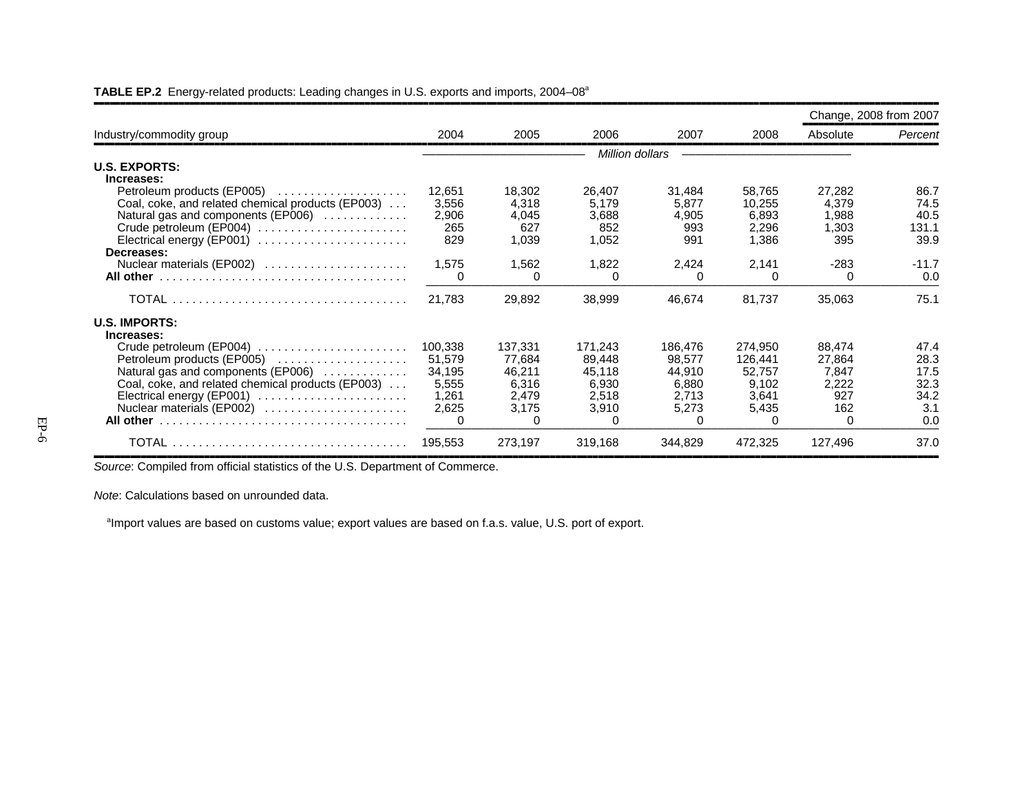**TABLE EP.2** Energy-related products: Leading changes in U.S. exports and imports, 2004–08[a]

| Industry/commodity group | 2004 | 2005 | 2006 | 2007 | 2008 | Change, 2008 from 2007 | |
|---|---|---|---|---|---|---|---|
| | | | | | | Absolute | *Percent* |
| | *Million dollars* | | | | | | |
| **U.S. EXPORTS:** | | | | | | | |
| **Increases:** | | | | | | | |
| Petroleum products (EP005) | 12,651 | 18,302 | 26,407 | 31,484 | 58,765 | 27,282 | 86.7 |
| Coal, coke, and related chemical products (EP003) | 3,556 | 4,318 | 5,179 | 5,877 | 10,255 | 4,379 | 74.5 |
| Natural gas and components (EP006) | 2,906 | 4,045 | 3,688 | 4,905 | 6,893 | 1,988 | 40.5 |
| Crude petroleum (EP004) | 265 | 627 | 852 | 993 | 2,296 | 1,303 | 131.1 |
| Electrical energy (EP001) | 829 | 1,039 | 1,052 | 991 | 1,386 | 395 | 39.9 |
| **Decreases:** | | | | | | | |
| Nuclear materials (EP002) | 1,575 | 1,562 | 1,822 | 2,424 | 2,141 | -283 | -11.7 |
| **All other** | 0 | 0 | 0 | 0 | 0 | 0 | 0.0 |
| TOTAL | 21,783 | 29,892 | 38,999 | 46,674 | 81,737 | 35,063 | 75.1 |
| **U.S. IMPORTS:** | | | | | | | |
| **Increases:** | | | | | | | |
| Crude petroleum (EP004) | 100,338 | 137,331 | 171,243 | 186,476 | 274,950 | 88,474 | 47.4 |
| Petroleum products (EP005) | 51,579 | 77,684 | 89,448 | 98,577 | 126,441 | 27,864 | 28.3 |
| Natural gas and components (EP006) | 34,195 | 46,211 | 45,118 | 44,910 | 52,757 | 7,847 | 17.5 |
| Coal, coke, and related chemical products (EP003) | 5,555 | 6,316 | 6,930 | 6,880 | 9,102 | 2,222 | 32.3 |
| Electrical energy (EP001) | 1,261 | 2,479 | 2,518 | 2,713 | 3,641 | 927 | 34.2 |
| Nuclear materials (EP002) | 2,625 | 3,175 | 3,910 | 5,273 | 5,435 | 162 | 3.1 |
| **All other** | 0 | 0 | 0 | 0 | 0 | 0 | 0.0 |
| TOTAL | 195,553 | 273,197 | 319,168 | 344,829 | 472,325 | 127,496 | 37.0 |

*Source*: Compiled from official statistics of the U.S. Department of Commerce.

*Note*: Calculations based on unrounded data.

[a]Import values are based on customs value; export values are based on f.a.s. value, U.S. port of export.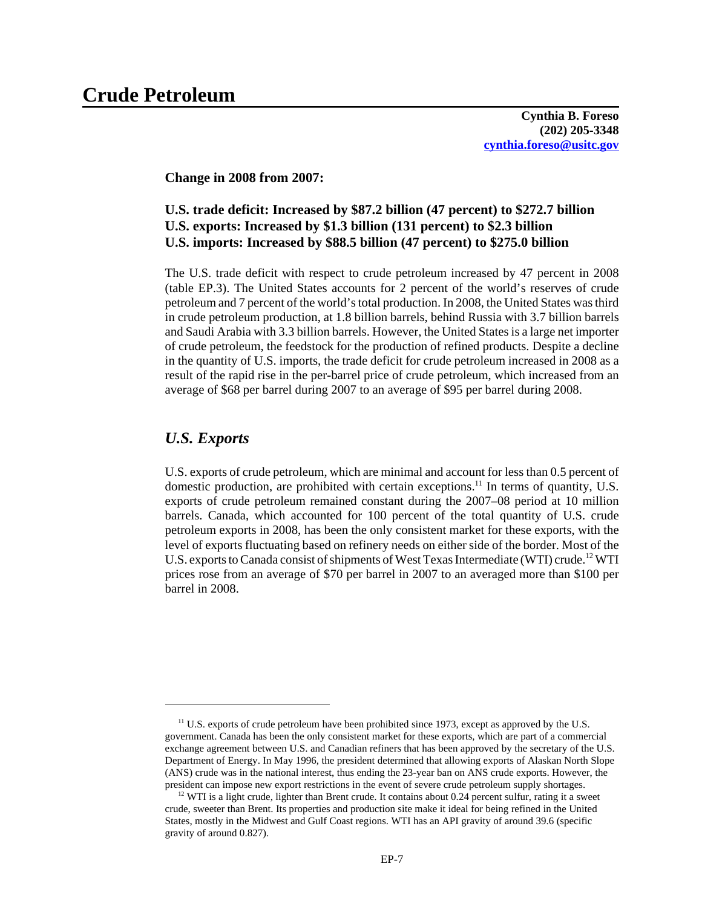# Crude Petroleum

**Cynthia B. Foreso**
**(202) 205-3348**
**[cynthia.foreso@usitc.gov](mailto:cynthia.foreso@usitc.gov)**

**Change in 2008 from 2007:**

**U.S. trade deficit: Increased by $87.2 billion (47 percent) to $272.7 billion**
**U.S. exports: Increased by $1.3 billion (131 percent) to $2.3 billion**
**U.S. imports: Increased by $88.5 billion (47 percent) to $275.0 billion**

The U.S. trade deficit with respect to crude petroleum increased by 47 percent in 2008 (table EP.3). The United States accounts for 2 percent of the world's reserves of crude petroleum and 7 percent of the world's total production. In 2008, the United States was third in crude petroleum production, at 1.8 billion barrels, behind Russia with 3.7 billion barrels and Saudi Arabia with 3.3 billion barrels. However, the United States is a large net importer of crude petroleum, the feedstock for the production of refined products. Despite a decline in the quantity of U.S. imports, the trade deficit for crude petroleum increased in 2008 as a result of the rapid rise in the per-barrel price of crude petroleum, which increased from an average of $68 per barrel during 2007 to an average of $95 per barrel during 2008.

## *U.S. Exports*

U.S. exports of crude petroleum, which are minimal and account for less than 0.5 percent of domestic production, are prohibited with certain exceptions.[11] In terms of quantity, U.S. exports of crude petroleum remained constant during the 2007–08 period at 10 million barrels. Canada, which accounted for 100 percent of the total quantity of U.S. crude petroleum exports in 2008, has been the only consistent market for these exports, with the level of exports fluctuating based on refinery needs on either side of the border. Most of the U.S. exports to Canada consist of shipments of West Texas Intermediate (WTI) crude.[12] WTI prices rose from an average of $70 per barrel in 2007 to an averaged more than $100 per barrel in 2008.

---

[11] U.S. exports of crude petroleum have been prohibited since 1973, except as approved by the U.S. government. Canada has been the only consistent market for these exports, which are part of a commercial exchange agreement between U.S. and Canadian refiners that has been approved by the secretary of the U.S. Department of Energy. In May 1996, the president determined that allowing exports of Alaskan North Slope (ANS) crude was in the national interest, thus ending the 23-year ban on ANS crude exports. However, the president can impose new export restrictions in the event of severe crude petroleum supply shortages.

[12] WTI is a light crude, lighter than Brent crude. It contains about 0.24 percent sulfur, rating it a sweet crude, sweeter than Brent. Its properties and production site make it ideal for being refined in the United States, mostly in the Midwest and Gulf Coast regions. WTI has an API gravity of around 39.6 (specific gravity of around 0.827).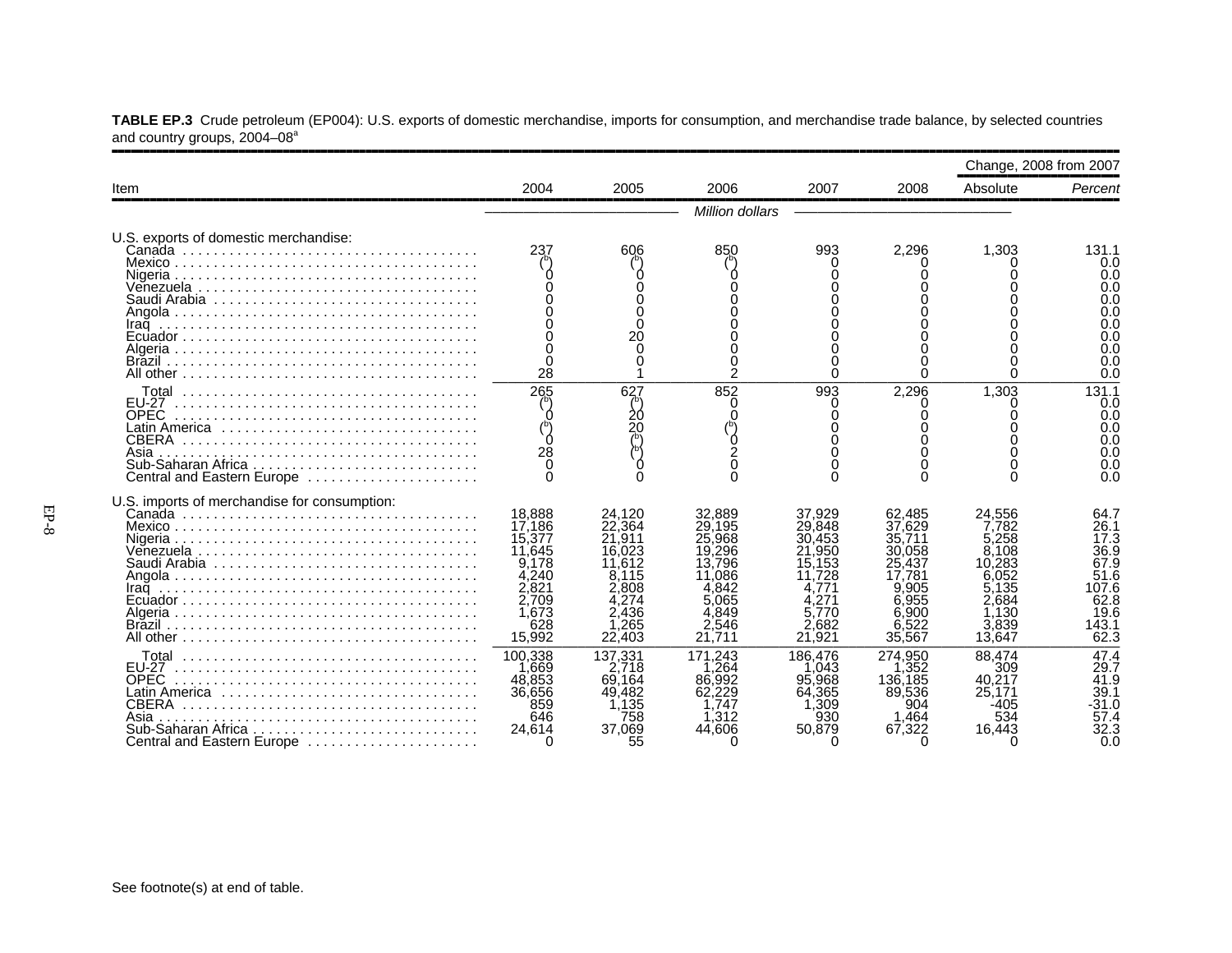**TABLE EP.3** Crude petroleum (EP004): U.S. exports of domestic merchandise, imports for consumption, and merchandise trade balance, by selected countries and country groups, 2004–08[a]

| Item | 2004 | 2005 | 2006 | 2007 | 2008 | Change, 2008 from 2007 Absolute | Change, 2008 from 2007 *Percent* |
|---|---|---|---|---|---|---|---|
| | | | *Million dollars* | | | | |
| U.S. exports of domestic merchandise: | | | | | | | |
| Canada | 237 | 606 | 850 | 993 | 2,296 | 1,303 | 131.1 |
| Mexico | ([b]) | ([b]) | ([b]) | 0 | 0 | 0 | 0.0 |
| Nigeria | 0 | 0 | 0 | 0 | 0 | 0 | 0.0 |
| Venezuela | 0 | 0 | 0 | 0 | 0 | 0 | 0.0 |
| Saudi Arabia | 0 | 0 | 0 | 0 | 0 | 0 | 0.0 |
| Angola | 0 | 0 | 0 | 0 | 0 | 0 | 0.0 |
| Iraq | 0 | 0 | 0 | 0 | 0 | 0 | 0.0 |
| Ecuador | 0 | 20 | 0 | 0 | 0 | 0 | 0.0 |
| Algeria | 0 | 0 | 0 | 0 | 0 | 0 | 0.0 |
| Brazil | 0 | 0 | 0 | 0 | 0 | 0 | 0.0 |
| All other | 28 | 1 | 2 | 0 | 0 | 0 | 0.0 |
| Total | 265 | 627 | 852 | 993 | 2,296 | 1,303 | 131.1 |
| EU-27 | ([b]) | ([b]) | 0 | 0 | 0 | 0 | 0.0 |
| OPEC | 0 | 20 | 0 | 0 | 0 | 0 | 0.0 |
| Latin America | ([b]) | 20 | ([b]) | 0 | 0 | 0 | 0.0 |
| CBERA | 0 | ([b]) | 0 | 0 | 0 | 0 | 0.0 |
| Asia | 28 | ([b]) | 2 | 0 | 0 | 0 | 0.0 |
| Sub-Saharan Africa | 0 | 0 | 0 | 0 | 0 | 0 | 0.0 |
| Central and Eastern Europe | 0 | 0 | 0 | 0 | 0 | 0 | 0.0 |
| U.S. imports of merchandise for consumption: | | | | | | | |
| Canada | 18,888 | 24,120 | 32,889 | 37,929 | 62,485 | 24,556 | 64.7 |
| Mexico | 17,186 | 22,364 | 29,195 | 29,848 | 37,629 | 7,782 | 26.1 |
| Nigeria | 15,377 | 21,911 | 25,968 | 30,453 | 35,711 | 5,258 | 17.3 |
| Venezuela | 11,645 | 16,023 | 19,296 | 21,950 | 30,058 | 8,108 | 36.9 |
| Saudi Arabia | 9,178 | 11,612 | 13,796 | 15,153 | 25,437 | 10,283 | 67.9 |
| Angola | 4,240 | 8,115 | 11,086 | 11,728 | 17,781 | 6,052 | 51.6 |
| Iraq | 2,821 | 2,808 | 4,842 | 4,771 | 9,905 | 5,135 | 107.6 |
| Ecuador | 2,709 | 4,274 | 5,065 | 4,271 | 6,955 | 2,684 | 62.8 |
| Algeria | 1,673 | 2,436 | 4,849 | 5,770 | 6,900 | 1,130 | 19.6 |
| Brazil | 628 | 1,265 | 2,546 | 2,682 | 6,522 | 3,839 | 143.1 |
| All other | 15,992 | 22,403 | 21,711 | 21,921 | 35,567 | 13,647 | 62.3 |
| Total | 100,338 | 137,331 | 171,243 | 186,476 | 274,950 | 88,474 | 47.4 |
| EU-27 | 1,669 | 2,718 | 1,264 | 1,043 | 1,352 | 309 | 29.7 |
| OPEC | 48,853 | 69,164 | 86,992 | 95,968 | 136,185 | 40,217 | 41.9 |
| Latin America | 36,656 | 49,482 | 62,229 | 64,365 | 89,536 | 25,171 | 39.1 |
| CBERA | 859 | 1,135 | 1,747 | 1,309 | 904 | -405 | -31.0 |
| Asia | 646 | 758 | 1,312 | 930 | 1,464 | 534 | 57.4 |
| Sub-Saharan Africa | 24,614 | 37,069 | 44,606 | 50,879 | 67,322 | 16,443 | 32.3 |
| Central and Eastern Europe | 0 | 55 | 0 | 0 | 0 | 0 | 0.0 |

See footnote(s) at end of table.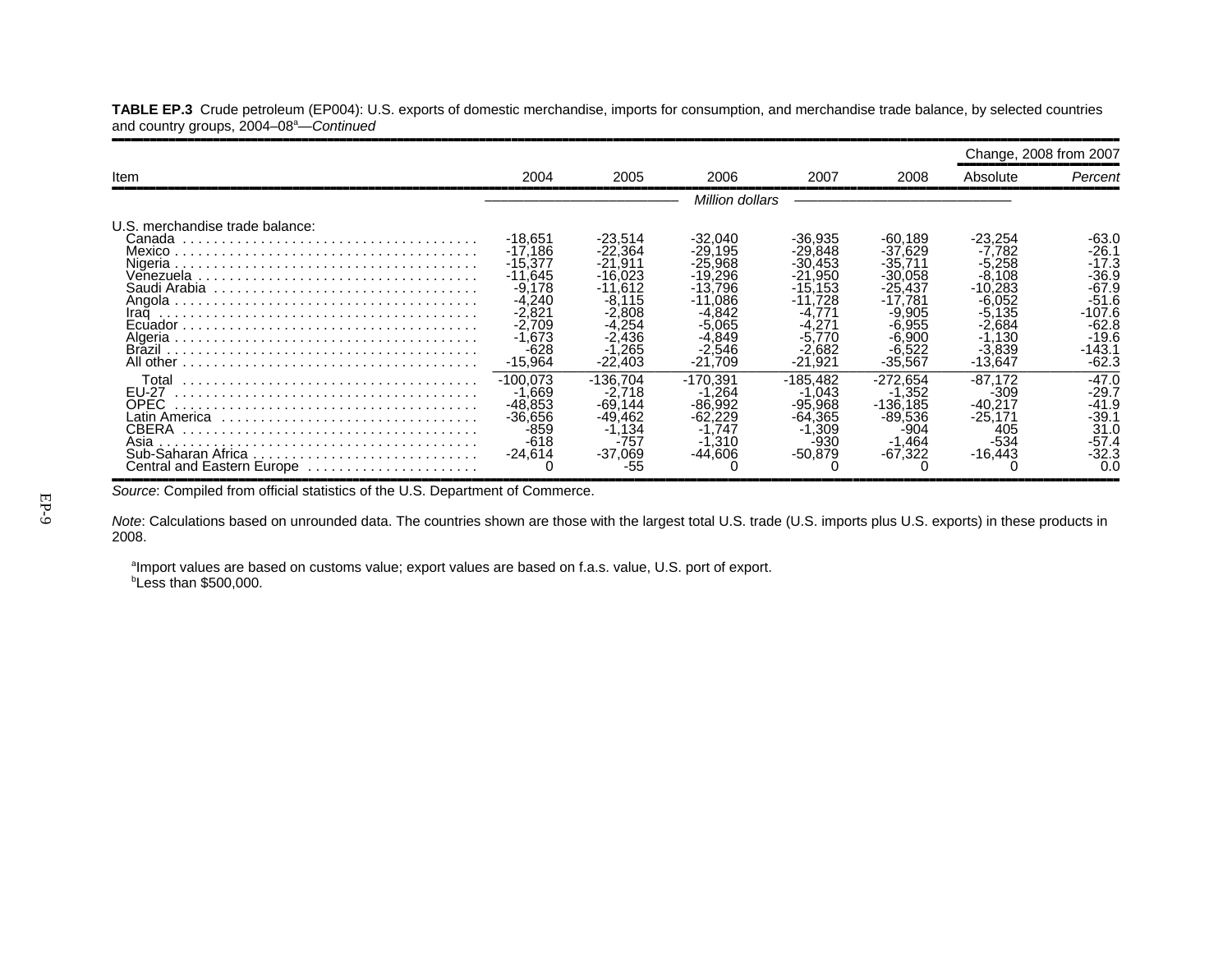**TABLE EP.3** Crude petroleum (EP004): U.S. exports of domestic merchandise, imports for consumption, and merchandise trade balance, by selected countries and country groups, 2004–08[a]—*Continued*

| Item | 2004 | 2005 | 2006 | 2007 | 2008 | Change, 2008 from 2007 | |
|---|---|---|---|---|---|---|---|
| | | | | | | Absolute | *Percent* |
| | *Million dollars* | | | | | | |
| U.S. merchandise trade balance: | | | | | | | |
| Canada | -18,651 | -23,514 | -32,040 | -36,935 | -60,189 | -23,254 | -63.0 |
| Mexico | -17,186 | -22,364 | -29,195 | -29,848 | -37,629 | -7,782 | -26.1 |
| Nigeria | -15,377 | -21,911 | -25,968 | -30,453 | -35,711 | -5,258 | -17.3 |
| Venezuela | -11,645 | -16,023 | -19,296 | -21,950 | -30,058 | -8,108 | -36.9 |
| Saudi Arabia | -9,178 | -11,612 | -13,796 | -15,153 | -25,437 | -10,283 | -67.9 |
| Angola | -4,240 | -8,115 | -11,086 | -11,728 | -17,781 | -6,052 | -51.6 |
| Iraq | -2,821 | -2,808 | -4,842 | -4,771 | -9,905 | -5,135 | -107.6 |
| Ecuador | -2,709 | -4,254 | -5,065 | -4,271 | -6,955 | -2,684 | -62.8 |
| Algeria | -1,673 | -2,436 | -4,849 | -5,770 | -6,900 | -1,130 | -19.6 |
| Brazil | -628 | -1,265 | -2,546 | -2,682 | -6,522 | -3,839 | -143.1 |
| All other | -15,964 | -22,403 | -21,709 | -21,921 | -35,567 | -13,647 | -62.3 |
| Total | -100,073 | -136,704 | -170,391 | -185,482 | -272,654 | -87,172 | -47.0 |
| EU-27 | -1,669 | -2,718 | -1,264 | -1,043 | -1,352 | -309 | -29.7 |
| OPEC | -48,853 | -69,144 | -86,992 | -95,968 | -136,185 | -40,217 | -41.9 |
| Latin America | -36,656 | -49,462 | -62,229 | -64,365 | -89,536 | -25,171 | -39.1 |
| CBERA | -859 | -1,134 | -1,747 | -1,309 | -904 | 405 | 31.0 |
| Asia | -618 | -757 | -1,310 | -930 | -1,464 | -534 | -57.4 |
| Sub-Saharan Africa | -24,614 | -37,069 | -44,606 | -50,879 | -67,322 | -16,443 | -32.3 |
| Central and Eastern Europe | 0 | -55 | 0 | 0 | 0 | 0 | 0.0 |

*Source*: Compiled from official statistics of the U.S. Department of Commerce.

*Note*: Calculations based on unrounded data. The countries shown are those with the largest total U.S. trade (U.S. imports plus U.S. exports) in these products in 2008.

[a]Import values are based on customs value; export values are based on f.a.s. value, U.S. port of export.
[b]Less than $500,000.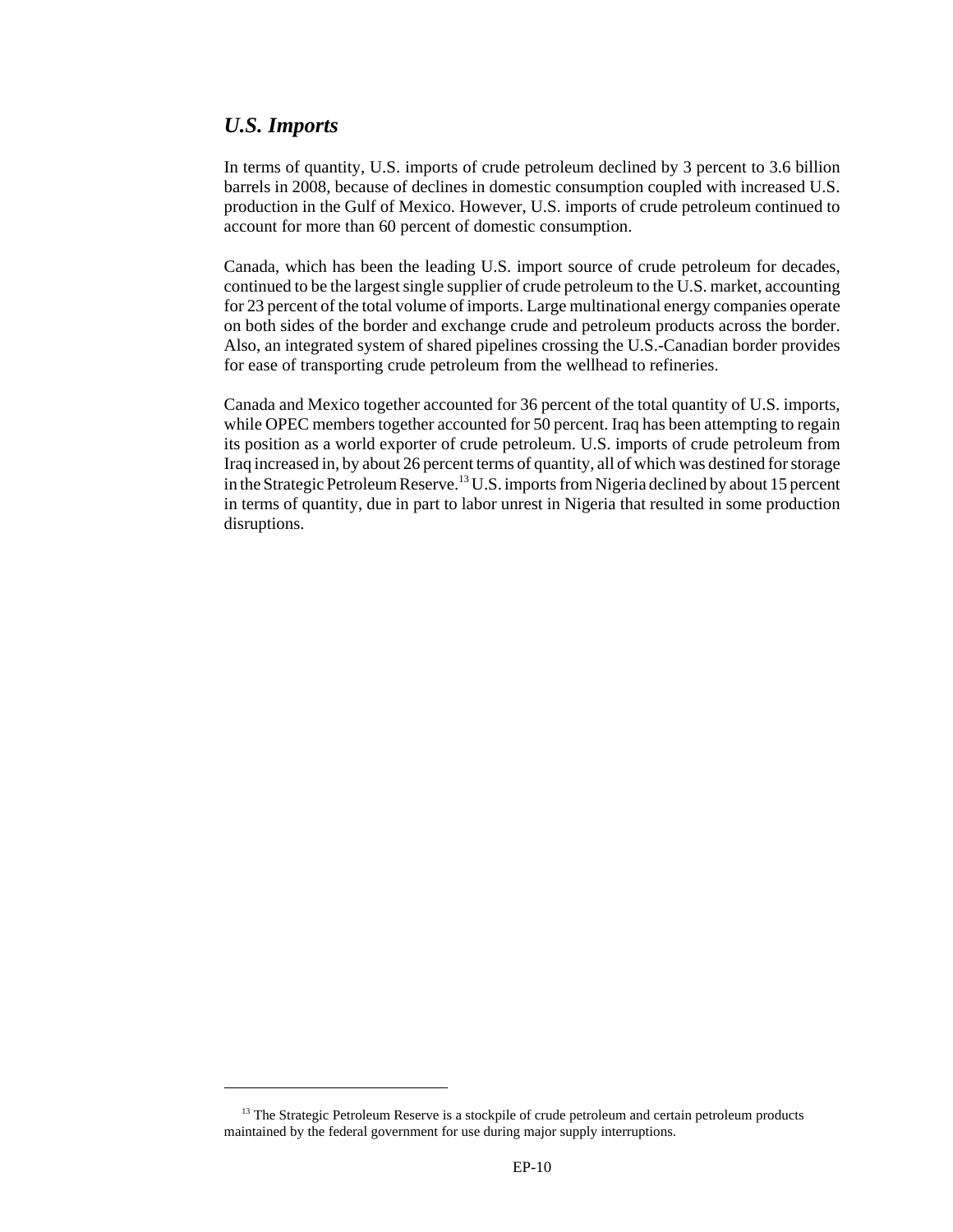## *U.S. Imports*

In terms of quantity, U.S. imports of crude petroleum declined by 3 percent to 3.6 billion barrels in 2008, because of declines in domestic consumption coupled with increased U.S. production in the Gulf of Mexico. However, U.S. imports of crude petroleum continued to account for more than 60 percent of domestic consumption.

Canada, which has been the leading U.S. import source of crude petroleum for decades, continued to be the largest single supplier of crude petroleum to the U.S. market, accounting for 23 percent of the total volume of imports. Large multinational energy companies operate on both sides of the border and exchange crude and petroleum products across the border. Also, an integrated system of shared pipelines crossing the U.S.-Canadian border provides for ease of transporting crude petroleum from the wellhead to refineries.

Canada and Mexico together accounted for 36 percent of the total quantity of U.S. imports, while OPEC members together accounted for 50 percent. Iraq has been attempting to regain its position as a world exporter of crude petroleum. U.S. imports of crude petroleum from Iraq increased in, by about 26 percent terms of quantity, all of which was destined for storage in the Strategic Petroleum Reserve.[13] U.S. imports from Nigeria declined by about 15 percent in terms of quantity, due in part to labor unrest in Nigeria that resulted in some production disruptions.

---

[13] The Strategic Petroleum Reserve is a stockpile of crude petroleum and certain petroleum products maintained by the federal government for use during major supply interruptions.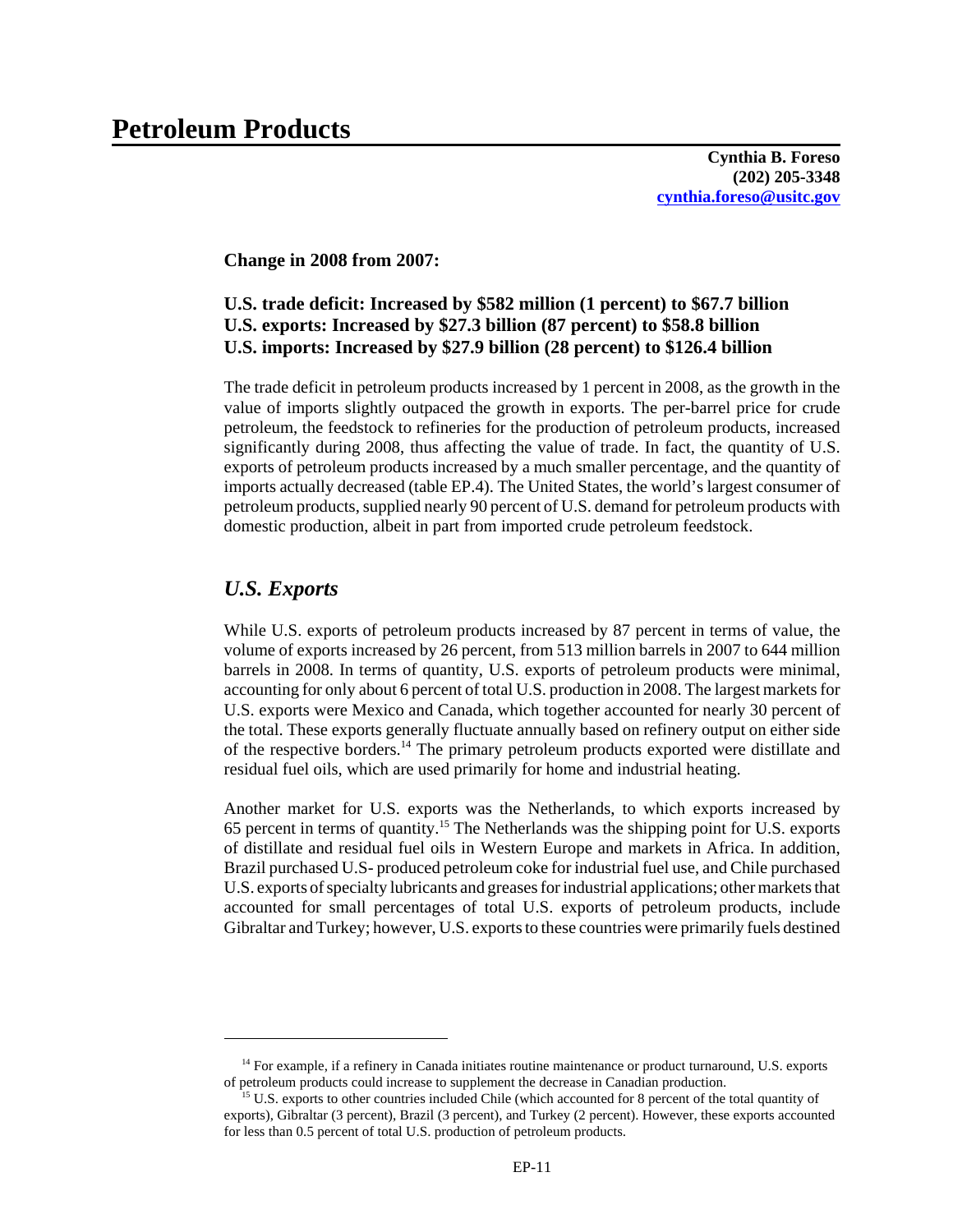# Petroleum Products

**Cynthia B. Foreso**
**(202) 205-3348**
**[cynthia.foreso@usitc.gov](mailto:cynthia.foreso@usitc.gov)**

**Change in 2008 from 2007:**

**U.S. trade deficit: Increased by $582 million (1 percent) to $67.7 billion**
**U.S. exports: Increased by $27.3 billion (87 percent) to $58.8 billion**
**U.S. imports: Increased by $27.9 billion (28 percent) to $126.4 billion**

The trade deficit in petroleum products increased by 1 percent in 2008, as the growth in the value of imports slightly outpaced the growth in exports. The per-barrel price for crude petroleum, the feedstock to refineries for the production of petroleum products, increased significantly during 2008, thus affecting the value of trade. In fact, the quantity of U.S. exports of petroleum products increased by a much smaller percentage, and the quantity of imports actually decreased (table EP.4). The United States, the world's largest consumer of petroleum products, supplied nearly 90 percent of U.S. demand for petroleum products with domestic production, albeit in part from imported crude petroleum feedstock.

## *U.S. Exports*

While U.S. exports of petroleum products increased by 87 percent in terms of value, the volume of exports increased by 26 percent, from 513 million barrels in 2007 to 644 million barrels in 2008. In terms of quantity, U.S. exports of petroleum products were minimal, accounting for only about 6 percent of total U.S. production in 2008. The largest markets for U.S. exports were Mexico and Canada, which together accounted for nearly 30 percent of the total. These exports generally fluctuate annually based on refinery output on either side of the respective borders.[14] The primary petroleum products exported were distillate and residual fuel oils, which are used primarily for home and industrial heating.

Another market for U.S. exports was the Netherlands, to which exports increased by 65 percent in terms of quantity.[15] The Netherlands was the shipping point for U.S. exports of distillate and residual fuel oils in Western Europe and markets in Africa. In addition, Brazil purchased U.S- produced petroleum coke for industrial fuel use, and Chile purchased U.S. exports of specialty lubricants and greases for industrial applications; other markets that accounted for small percentages of total U.S. exports of petroleum products, include Gibraltar and Turkey; however, U.S. exports to these countries were primarily fuels destined

---

[14] For example, if a refinery in Canada initiates routine maintenance or product turnaround, U.S. exports of petroleum products could increase to supplement the decrease in Canadian production.

[15] U.S. exports to other countries included Chile (which accounted for 8 percent of the total quantity of exports), Gibraltar (3 percent), Brazil (3 percent), and Turkey (2 percent). However, these exports accounted for less than 0.5 percent of total U.S. production of petroleum products.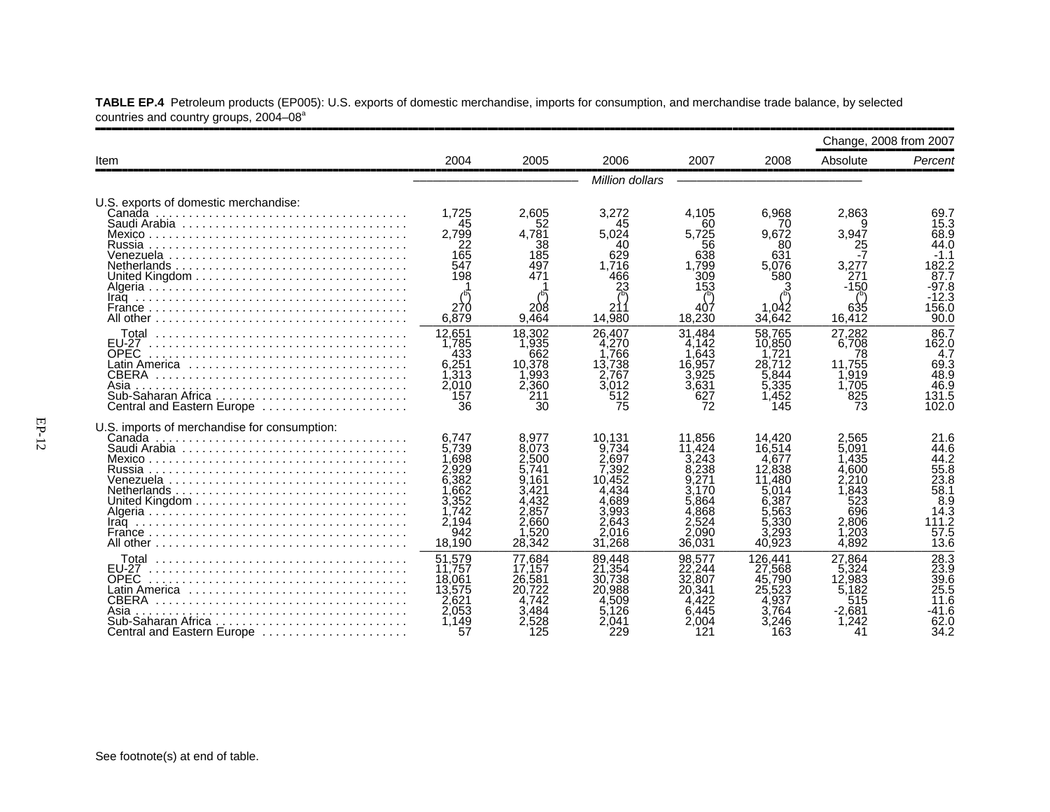**TABLE EP.4** Petroleum products (EP005): U.S. exports of domestic merchandise, imports for consumption, and merchandise trade balance, by selected countries and country groups, 2004–08[a]

| Item | 2004 | 2005 | 2006 | 2007 | 2008 | Change, 2008 from 2007 | |
|---|---|---|---|---|---|---|---|
| | | | | | | Absolute | *Percent* |
| | *Million dollars* | | | | | | |
| U.S. exports of domestic merchandise: | | | | | | | |
| Canada | 1,725 | 2,605 | 3,272 | 4,105 | 6,968 | 2,863 | 69.7 |
| Saudi Arabia | 45 | 52 | 45 | 60 | 70 | 9 | 15.3 |
| Mexico | 2,799 | 4,781 | 5,024 | 5,725 | 9,672 | 3,947 | 68.9 |
| Russia | 22 | 38 | 40 | 56 | 80 | 25 | 44.0 |
| Venezuela | 165 | 185 | 629 | 638 | 631 | -7 | -1.1 |
| Netherlands | 547 | 497 | 1,716 | 1,799 | 5,076 | 3,277 | 182.2 |
| United Kingdom | 198 | 471 | 466 | 309 | 580 | 271 | 87.7 |
| Algeria | 1 | 1 | 23 | 153 | 3 | -150 | -97.8 |
| Iraq | ([b]) | ([b]) | ([b]) | ([b]) | ([b]) | ([b]) | -12.3 |
| France | 270 | 208 | 211 | 407 | 1,042 | 635 | 156.0 |
| All other | 6,879 | 9,464 | 14,980 | 18,230 | 34,642 | 16,412 | 90.0 |
| Total | 12,651 | 18,302 | 26,407 | 31,484 | 58,765 | 27,282 | 86.7 |
| EU-27 | 1,785 | 1,935 | 4,270 | 4,142 | 10,850 | 6,708 | 162.0 |
| OPEC | 433 | 662 | 1,766 | 1,643 | 1,721 | 78 | 4.7 |
| Latin America | 6,251 | 10,378 | 13,738 | 16,957 | 28,712 | 11,755 | 69.3 |
| CBERA | 1,313 | 1,993 | 2,767 | 3,925 | 5,844 | 1,919 | 48.9 |
| Asia | 2,010 | 2,360 | 3,012 | 3,631 | 5,335 | 1,705 | 46.9 |
| Sub-Saharan Africa | 157 | 211 | 512 | 627 | 1,452 | 825 | 131.5 |
| Central and Eastern Europe | 36 | 30 | 75 | 72 | 145 | 73 | 102.0 |
| U.S. imports of merchandise for consumption: | | | | | | | |
| Canada | 6,747 | 8,977 | 10,131 | 11,856 | 14,420 | 2,565 | 21.6 |
| Saudi Arabia | 5,739 | 8,073 | 9,734 | 11,424 | 16,514 | 5,091 | 44.6 |
| Mexico | 1,698 | 2,500 | 2,697 | 3,243 | 4,677 | 1,435 | 44.2 |
| Russia | 2,929 | 5,741 | 7,392 | 8,238 | 12,838 | 4,600 | 55.8 |
| Venezuela | 6,382 | 9,161 | 10,452 | 9,271 | 11,480 | 2,210 | 23.8 |
| Netherlands | 1,662 | 3,421 | 4,434 | 3,170 | 5,014 | 1,843 | 58.1 |
| United Kingdom | 3,352 | 4,432 | 4,689 | 5,864 | 6,387 | 523 | 8.9 |
| Algeria | 1,742 | 2,857 | 3,993 | 4,868 | 5,563 | 696 | 14.3 |
| Iraq | 2,194 | 2,660 | 2,643 | 2,524 | 5,330 | 2,806 | 111.2 |
| France | 942 | 1,520 | 2,016 | 2,090 | 3,293 | 1,203 | 57.5 |
| All other | 18,190 | 28,342 | 31,268 | 36,031 | 40,923 | 4,892 | 13.6 |
| Total | 51,579 | 77,684 | 89,448 | 98,577 | 126,441 | 27,864 | 28.3 |
| EU-27 | 11,757 | 17,157 | 21,354 | 22,244 | 27,568 | 5,324 | 23.9 |
| OPEC | 18,061 | 26,581 | 30,738 | 32,807 | 45,790 | 12,983 | 39.6 |
| Latin America | 13,575 | 20,722 | 20,988 | 20,341 | 25,523 | 5,182 | 25.5 |
| CBERA | 2,621 | 4,742 | 4,509 | 4,422 | 4,937 | 515 | 11.6 |
| Asia | 2,053 | 3,484 | 5,126 | 6,445 | 3,764 | -2,681 | -41.6 |
| Sub-Saharan Africa | 1,149 | 2,528 | 2,041 | 2,004 | 3,246 | 1,242 | 62.0 |
| Central and Eastern Europe | 57 | 125 | 229 | 121 | 163 | 41 | 34.2 |

See footnote(s) at end of table.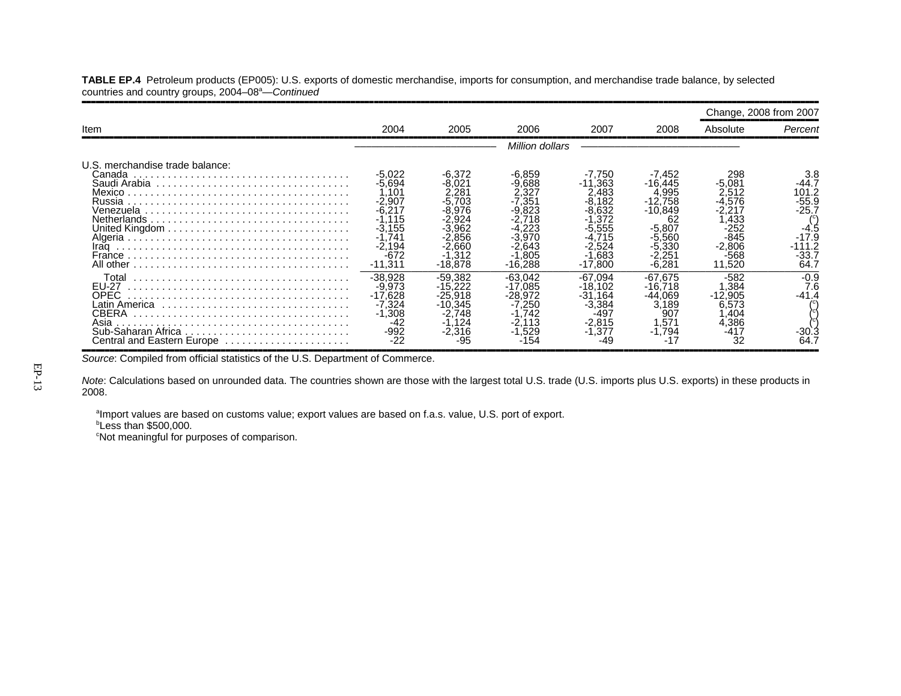**TABLE EP.4** Petroleum products (EP005): U.S. exports of domestic merchandise, imports for consumption, and merchandise trade balance, by selected countries and country groups, 2004–08[a]—*Continued*

| Item | 2004 | 2005 | 2006 | 2007 | 2008 | Change, 2008 from 2007 | |
|---|---|---|---|---|---|---|---|
| | | | | | | Absolute | *Percent* |
| | *Million dollars* | | | | | | |
| U.S. merchandise trade balance: | | | | | | | |
| Canada | -5,022 | -6,372 | -6,859 | -7,750 | -7,452 | 298 | 3.8 |
| Saudi Arabia | -5,694 | -8,021 | -9,688 | -11,363 | -16,445 | -5,081 | -44.7 |
| Mexico | 1,101 | 2,281 | 2,327 | 2,483 | 4,995 | 2,512 | 101.2 |
| Russia | -2,907 | -5,703 | -7,351 | -8,182 | -12,758 | -4,576 | -55.9 |
| Venezuela | -6,217 | -8,976 | -9,823 | -8,632 | -10,849 | -2,217 | -25.7 |
| Netherlands | -1,115 | -2,924 | -2,718 | -1,372 | 62 | 1,433 | ([c]) |
| United Kingdom | -3,155 | -3,962 | -4,223 | -5,555 | -5,807 | -252 | -4.5 |
| Algeria | -1,741 | -2,856 | -3,970 | -4,715 | -5,560 | -845 | -17.9 |
| Iraq | -2,194 | -2,660 | -2,643 | -2,524 | -5,330 | -2,806 | -111.2 |
| France | -672 | -1,312 | -1,805 | -1,683 | -2,251 | -568 | -33.7 |
| All other | -11,311 | -18,878 | -16,288 | -17,800 | -6,281 | 11,520 | 64.7 |
| Total | -38,928 | -59,382 | -63,042 | -67,094 | -67,675 | -582 | -0.9 |
| EU-27 | -9,973 | -15,222 | -17,085 | -18,102 | -16,718 | 1,384 | 7.6 |
| OPEC | -17,628 | -25,918 | -28,972 | -31,164 | -44,069 | -12,905 | -41.4 |
| Latin America | -7,324 | -10,345 | -7,250 | -3,384 | 3,189 | 6,573 | ([c]) |
| CBERA | -1,308 | -2,748 | -1,742 | -497 | 907 | 1,404 | ([c]) |
| Asia | -42 | -1,124 | -2,113 | -2,815 | 1,571 | 4,386 | ([c]) |
| Sub-Saharan Africa | -992 | -2,316 | -1,529 | -1,377 | -1,794 | -417 | -30.3 |
| Central and Eastern Europe | -22 | -95 | -154 | -49 | -17 | 32 | 64.7 |

*Source*: Compiled from official statistics of the U.S. Department of Commerce.

*Note*: Calculations based on unrounded data. The countries shown are those with the largest total U.S. trade (U.S. imports plus U.S. exports) in these products in 2008.

[a]Import values are based on customs value; export values are based on f.a.s. value, U.S. port of export.
[b]Less than $500,000.
[c]Not meaningful for purposes of comparison.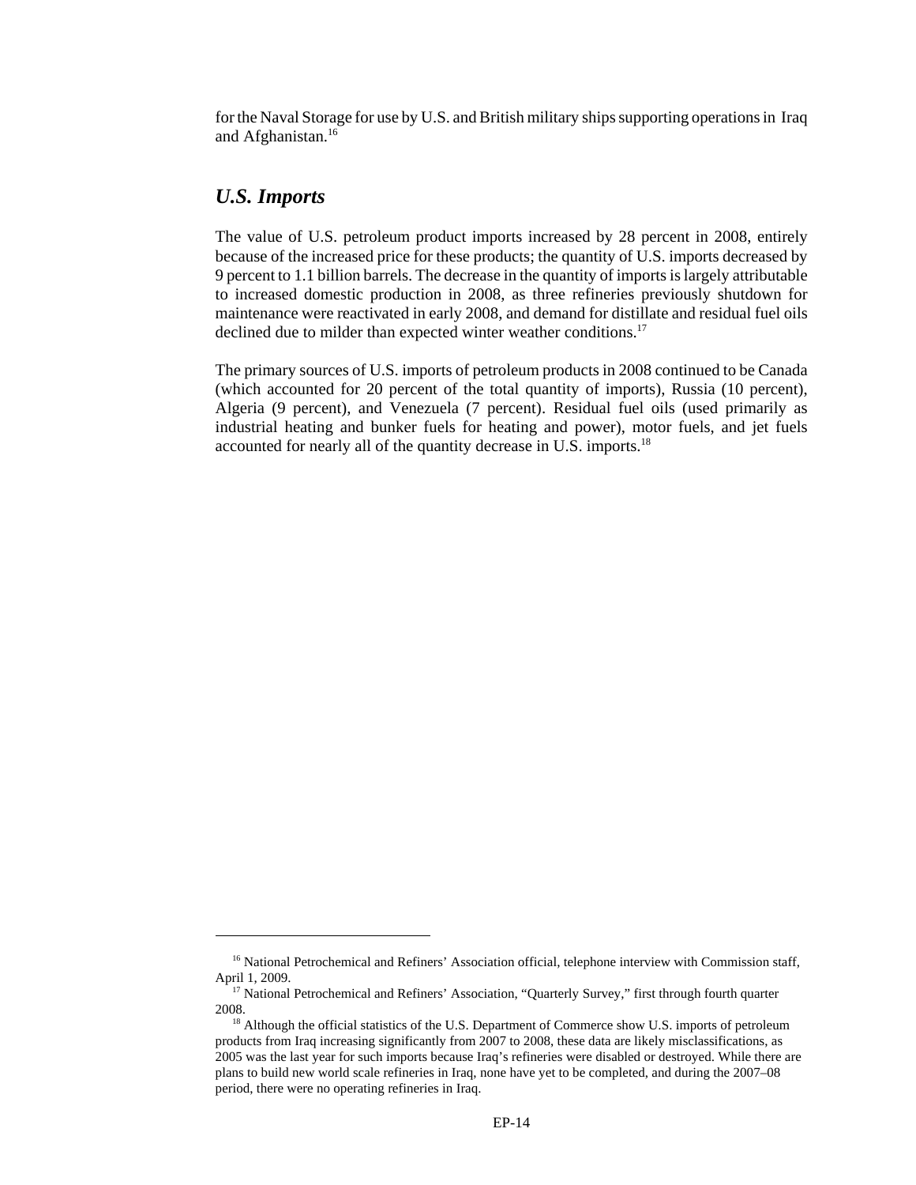for the Naval Storage for use by U.S. and British military ships supporting operations in Iraq and Afghanistan.[16]

## *U.S. Imports*

The value of U.S. petroleum product imports increased by 28 percent in 2008, entirely because of the increased price for these products; the quantity of U.S. imports decreased by 9 percent to 1.1 billion barrels. The decrease in the quantity of imports is largely attributable to increased domestic production in 2008, as three refineries previously shutdown for maintenance were reactivated in early 2008, and demand for distillate and residual fuel oils declined due to milder than expected winter weather conditions.[17]

The primary sources of U.S. imports of petroleum products in 2008 continued to be Canada (which accounted for 20 percent of the total quantity of imports), Russia (10 percent), Algeria (9 percent), and Venezuela (7 percent). Residual fuel oils (used primarily as industrial heating and bunker fuels for heating and power), motor fuels, and jet fuels accounted for nearly all of the quantity decrease in U.S. imports.[18]

---

[16] National Petrochemical and Refiners' Association official, telephone interview with Commission staff, April 1, 2009.

[17] National Petrochemical and Refiners' Association, "Quarterly Survey," first through fourth quarter 2008.

[18] Although the official statistics of the U.S. Department of Commerce show U.S. imports of petroleum products from Iraq increasing significantly from 2007 to 2008, these data are likely misclassifications, as 2005 was the last year for such imports because Iraq's refineries were disabled or destroyed. While there are plans to build new world scale refineries in Iraq, none have yet to be completed, and during the 2007–08 period, there were no operating refineries in Iraq.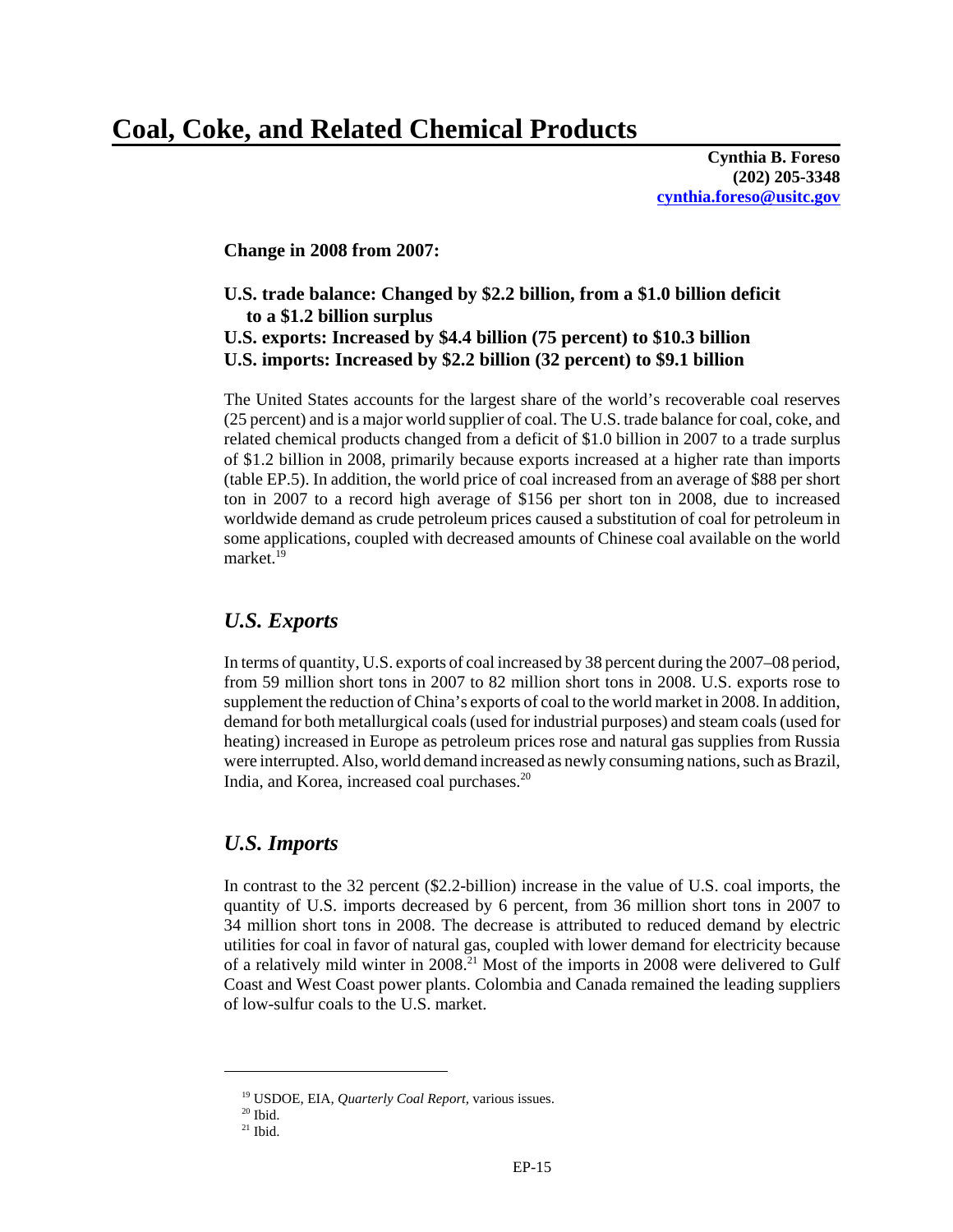# Coal, Coke, and Related Chemical Products

**Cynthia B. Foreso**
**(202) 205-3348**
**cynthia.foreso@usitc.gov**

**Change in 2008 from 2007:**

**U.S. trade balance: Changed by $2.2 billion, from a $1.0 billion deficit to a $1.2 billion surplus**
**U.S. exports: Increased by $4.4 billion (75 percent) to $10.3 billion**
**U.S. imports: Increased by $2.2 billion (32 percent) to $9.1 billion**

The United States accounts for the largest share of the world's recoverable coal reserves (25 percent) and is a major world supplier of coal. The U.S. trade balance for coal, coke, and related chemical products changed from a deficit of $1.0 billion in 2007 to a trade surplus of $1.2 billion in 2008, primarily because exports increased at a higher rate than imports (table EP.5). In addition, the world price of coal increased from an average of $88 per short ton in 2007 to a record high average of $156 per short ton in 2008, due to increased worldwide demand as crude petroleum prices caused a substitution of coal for petroleum in some applications, coupled with decreased amounts of Chinese coal available on the world market.[19]

## *U.S. Exports*

In terms of quantity, U.S. exports of coal increased by 38 percent during the 2007–08 period, from 59 million short tons in 2007 to 82 million short tons in 2008. U.S. exports rose to supplement the reduction of China's exports of coal to the world market in 2008. In addition, demand for both metallurgical coals (used for industrial purposes) and steam coals (used for heating) increased in Europe as petroleum prices rose and natural gas supplies from Russia were interrupted. Also, world demand increased as newly consuming nations, such as Brazil, India, and Korea, increased coal purchases.[20]

## *U.S. Imports*

In contrast to the 32 percent ($2.2-billion) increase in the value of U.S. coal imports, the quantity of U.S. imports decreased by 6 percent, from 36 million short tons in 2007 to 34 million short tons in 2008. The decrease is attributed to reduced demand by electric utilities for coal in favor of natural gas, coupled with lower demand for electricity because of a relatively mild winter in 2008.[21] Most of the imports in 2008 were delivered to Gulf Coast and West Coast power plants. Colombia and Canada remained the leading suppliers of low-sulfur coals to the U.S. market.

---

[19] USDOE, EIA, *Quarterly Coal Report*, various issues.
[20] Ibid.
[21] Ibid.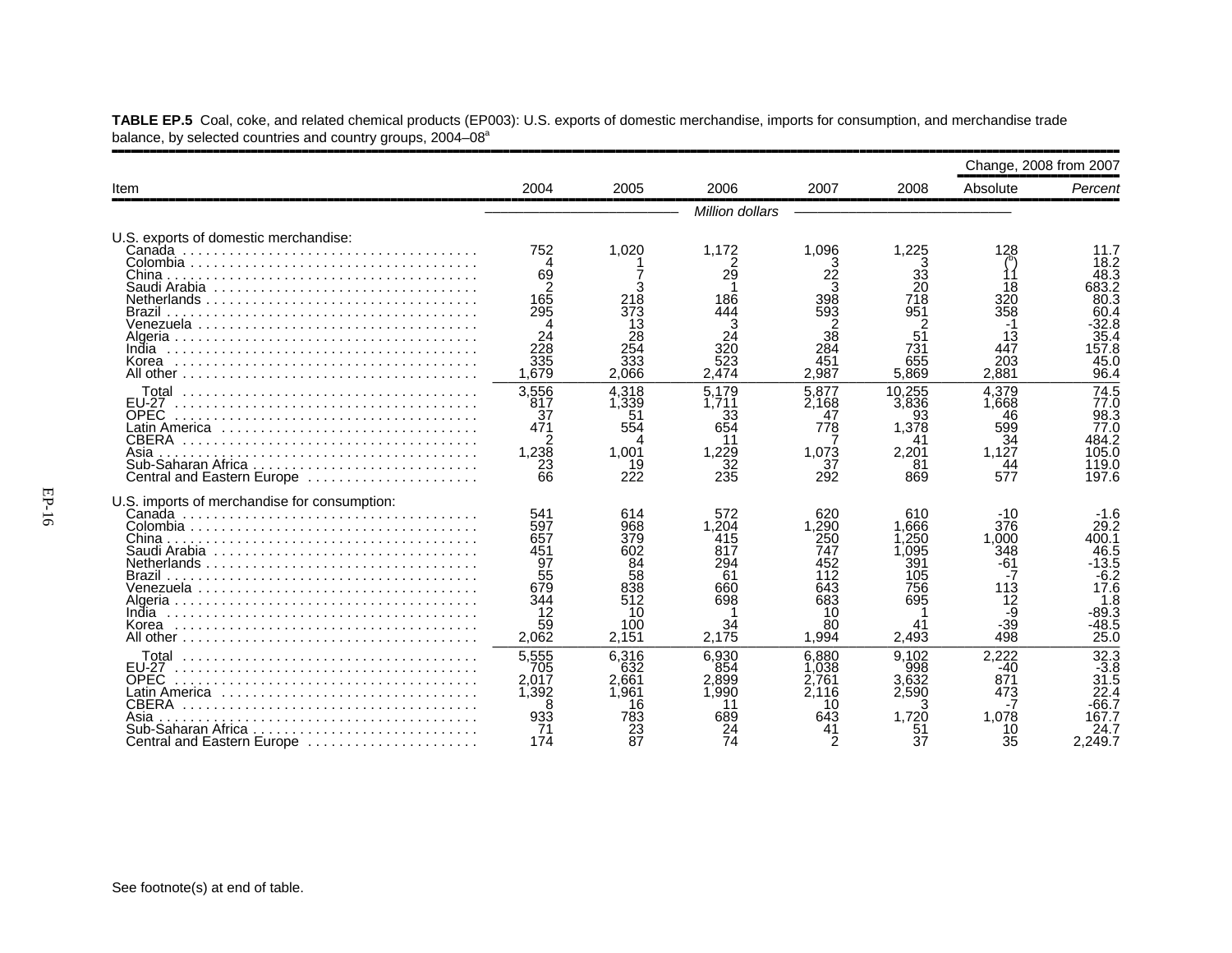**TABLE EP.5** Coal, coke, and related chemical products (EP003): U.S. exports of domestic merchandise, imports for consumption, and merchandise trade balance, by selected countries and country groups, 2004–08[a]

| Item | 2004 | 2005 | 2006 | 2007 | 2008 | Change, 2008 from 2007 | |
|---|---|---|---|---|---|---|---|
| | | | | | | Absolute | *Percent* |
| | | | *Million dollars* | | | | |
| U.S. exports of domestic merchandise: | | | | | | | |
| Canada | 752 | 1,020 | 1,172 | 1,096 | 1,225 | 128 | 11.7 |
| Colombia | 4 | 1 | 2 | 3 | 3 | ([b]) | 18.2 |
| China | 69 | 7 | 29 | 22 | 33 | 11 | 48.3 |
| Saudi Arabia | 2 | 3 | 1 | 3 | 20 | 18 | 683.2 |
| Netherlands | 165 | 218 | 186 | 398 | 718 | 320 | 80.3 |
| Brazil | 295 | 373 | 444 | 593 | 951 | 358 | 60.4 |
| Venezuela | 4 | 13 | 3 | 2 | 2 | -1 | -32.8 |
| Algeria | 24 | 28 | 24 | 38 | 51 | 13 | 35.4 |
| India | 228 | 254 | 320 | 284 | 731 | 447 | 157.8 |
| Korea | 335 | 333 | 523 | 451 | 655 | 203 | 45.0 |
| All other | 1,679 | 2,066 | 2,474 | 2,987 | 5,869 | 2,881 | 96.4 |
| Total | 3,556 | 4,318 | 5,179 | 5,877 | 10,255 | 4,379 | 74.5 |
| EU-27 | 817 | 1,339 | 1,711 | 2,168 | 3,836 | 1,668 | 77.0 |
| OPEC | 37 | 51 | 33 | 47 | 93 | 46 | 98.3 |
| Latin America | 471 | 554 | 654 | 778 | 1,378 | 599 | 77.0 |
| CBERA | 2 | 4 | 11 | 7 | 41 | 34 | 484.2 |
| Asia | 1,238 | 1,001 | 1,229 | 1,073 | 2,201 | 1,127 | 105.0 |
| Sub-Saharan Africa | 23 | 19 | 32 | 37 | 81 | 44 | 119.0 |
| Central and Eastern Europe | 66 | 222 | 235 | 292 | 869 | 577 | 197.6 |
| U.S. imports of merchandise for consumption: | | | | | | | |
| Canada | 541 | 614 | 572 | 620 | 610 | -10 | -1.6 |
| Colombia | 597 | 968 | 1,204 | 1,290 | 1,666 | 376 | 29.2 |
| China | 657 | 379 | 415 | 250 | 1,250 | 1,000 | 400.1 |
| Saudi Arabia | 451 | 602 | 817 | 747 | 1,095 | 348 | 46.5 |
| Netherlands | 97 | 84 | 294 | 452 | 391 | -61 | -13.5 |
| Brazil | 55 | 58 | 61 | 112 | 105 | -7 | -6.2 |
| Venezuela | 679 | 838 | 660 | 643 | 756 | 113 | 17.6 |
| Algeria | 344 | 512 | 698 | 683 | 695 | 12 | 1.8 |
| India | 12 | 10 | 1 | 10 | 1 | -9 | -89.3 |
| Korea | 59 | 100 | 34 | 80 | 41 | -39 | -48.5 |
| All other | 2,062 | 2,151 | 2,175 | 1,994 | 2,493 | 498 | 25.0 |
| Total | 5,555 | 6,316 | 6,930 | 6,880 | 9,102 | 2,222 | 32.3 |
| EU-27 | 705 | 632 | 854 | 1,038 | 998 | -40 | -3.8 |
| OPEC | 2,017 | 2,661 | 2,899 | 2,761 | 3,632 | 871 | 31.5 |
| Latin America | 1,392 | 1,961 | 1,990 | 2,116 | 2,590 | 473 | 22.4 |
| CBERA | 8 | 16 | 11 | 10 | 3 | -7 | -66.7 |
| Asia | 933 | 783 | 689 | 643 | 1,720 | 1,078 | 167.7 |
| Sub-Saharan Africa | 71 | 23 | 24 | 41 | 51 | 10 | 24.7 |
| Central and Eastern Europe | 174 | 87 | 74 | 2 | 37 | 35 | 2,249.7 |

See footnote(s) at end of table.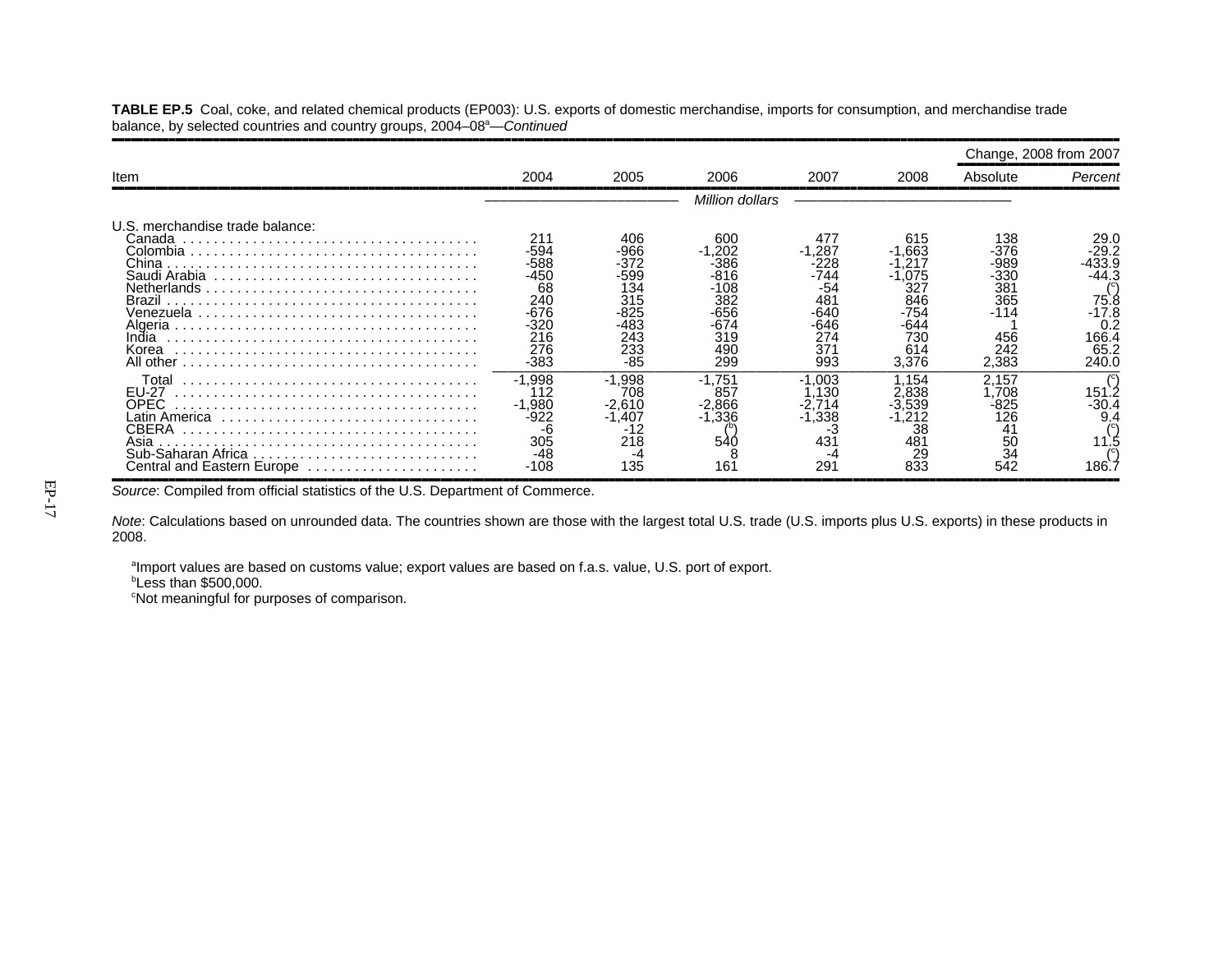**TABLE EP.5** Coal, coke, and related chemical products (EP003): U.S. exports of domestic merchandise, imports for consumption, and merchandise trade balance, by selected countries and country groups, 2004–08[a]—*Continued*

| Item | 2004 | 2005 | 2006 | 2007 | 2008 | Change, 2008 from 2007 | |
|---|---|---|---|---|---|---|---|
| | | | | | | Absolute | *Percent* |
| | *Million dollars* | | | | | | |
| U.S. merchandise trade balance: | | | | | | | |
| Canada | 211 | 406 | 600 | 477 | 615 | 138 | 29.0 |
| Colombia | -594 | -966 | -1,202 | -1,287 | -1,663 | -376 | -29.2 |
| China | -588 | -372 | -386 | -228 | -1,217 | -989 | -433.9 |
| Saudi Arabia | -450 | -599 | -816 | -744 | -1,075 | -330 | -44.3 |
| Netherlands | 68 | 134 | -108 | -54 | 327 | 381 | ([c]) |
| Brazil | 240 | 315 | 382 | 481 | 846 | 365 | 75.8 |
| Venezuela | -676 | -825 | -656 | -640 | -754 | -114 | -17.8 |
| Algeria | -320 | -483 | -674 | -646 | -644 | 1 | 0.2 |
| India | 216 | 243 | 319 | 274 | 730 | 456 | 166.4 |
| Korea | 276 | 233 | 490 | 371 | 614 | 242 | 65.2 |
| All other | -383 | -85 | 299 | 993 | 3,376 | 2,383 | 240.0 |
| Total | -1,998 | -1,998 | -1,751 | -1,003 | 1,154 | 2,157 | ([c]) |
| EU-27 | 112 | 708 | 857 | 1,130 | 2,838 | 1,708 | 151.2 |
| OPEC | -1,980 | -2,610 | -2,866 | -2,714 | -3,539 | -825 | -30.4 |
| Latin America | -922 | -1,407 | -1,336 | -1,338 | -1,212 | 126 | 9.4 |
| CBERA | -6 | -12 | ([b]) | -3 | 38 | 41 | ([c]) |
| Asia | 305 | 218 | 540 | 431 | 481 | 50 | 11.5 |
| Sub-Saharan Africa | -48 | -4 | 8 | -4 | 29 | 34 | ([c]) |
| Central and Eastern Europe | -108 | 135 | 161 | 291 | 833 | 542 | 186.7 |

*Source*: Compiled from official statistics of the U.S. Department of Commerce.

*Note*: Calculations based on unrounded data. The countries shown are those with the largest total U.S. trade (U.S. imports plus U.S. exports) in these products in 2008.

[a]Import values are based on customs value; export values are based on f.a.s. value, U.S. port of export.
[b]Less than $500,000.
[c]Not meaningful for purposes of comparison.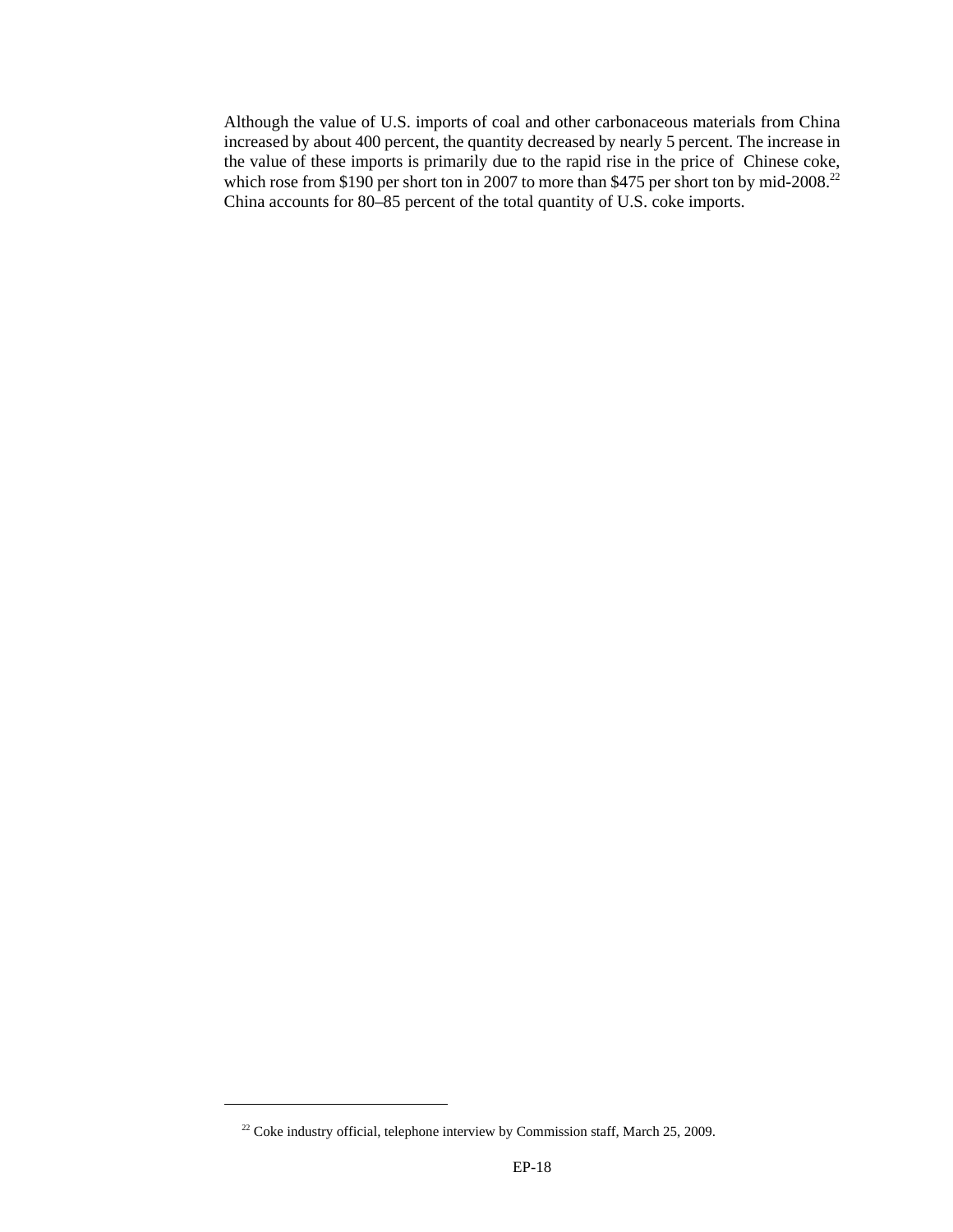Although the value of U.S. imports of coal and other carbonaceous materials from China increased by about 400 percent, the quantity decreased by nearly 5 percent. The increase in the value of these imports is primarily due to the rapid rise in the price of Chinese coke, which rose from $190 per short ton in 2007 to more than $475 per short ton by mid-2008.[22] China accounts for 80–85 percent of the total quantity of U.S. coke imports.

---

[22] Coke industry official, telephone interview by Commission staff, March 25, 2009.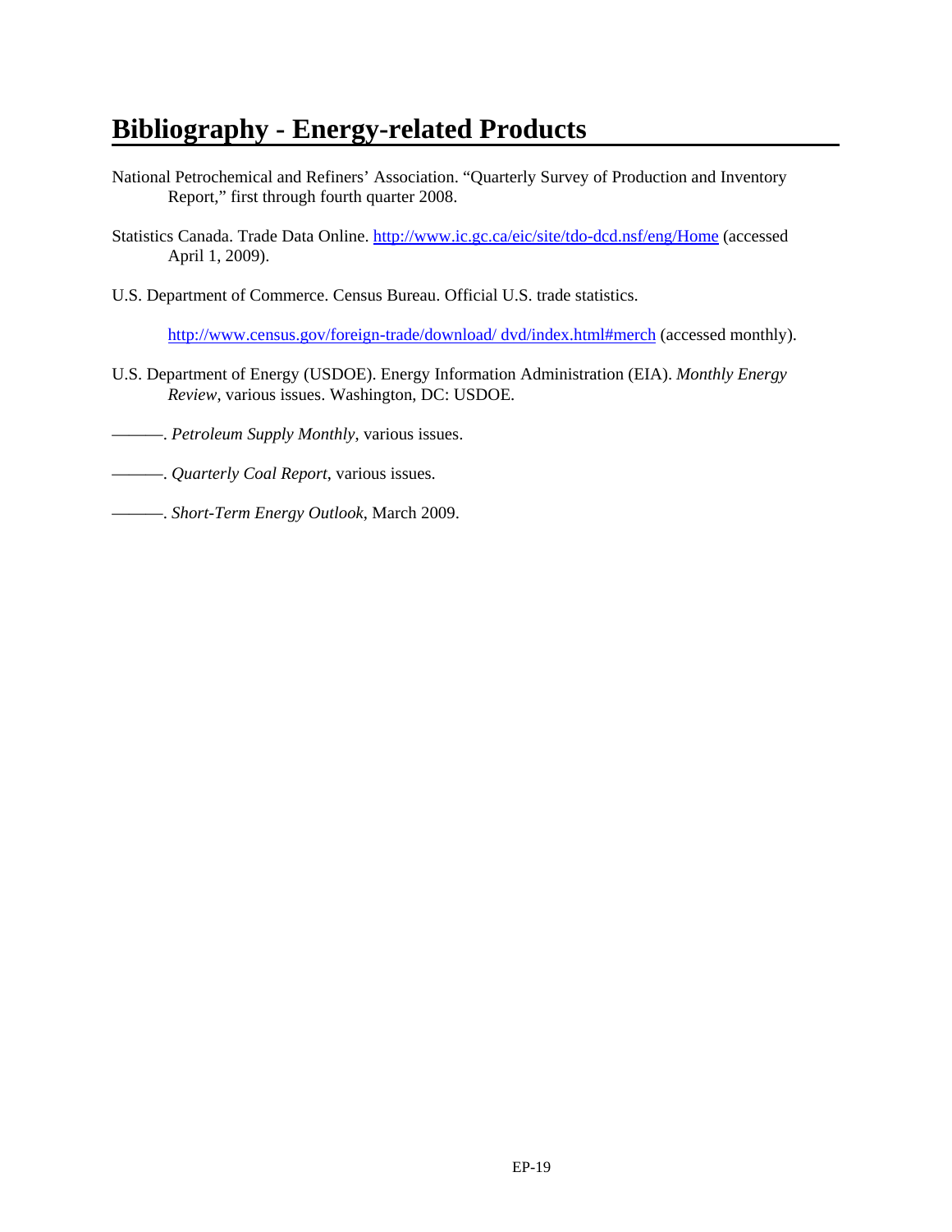# Bibliography - Energy-related Products

National Petrochemical and Refiners' Association. "Quarterly Survey of Production and Inventory Report," first through fourth quarter 2008.

Statistics Canada. Trade Data Online. http://www.ic.gc.ca/eic/site/tdo-dcd.nsf/eng/Home (accessed April 1, 2009).

U.S. Department of Commerce. Census Bureau. Official U.S. trade statistics.

http://www.census.gov/foreign-trade/download/ dvd/index.html#merch (accessed monthly).

U.S. Department of Energy (USDOE). Energy Information Administration (EIA). *Monthly Energy Review*, various issues. Washington, DC: USDOE.

———. *Petroleum Supply Monthly*, various issues.

———. *Quarterly Coal Report*, various issues.

———. *Short-Term Energy Outlook*, March 2009.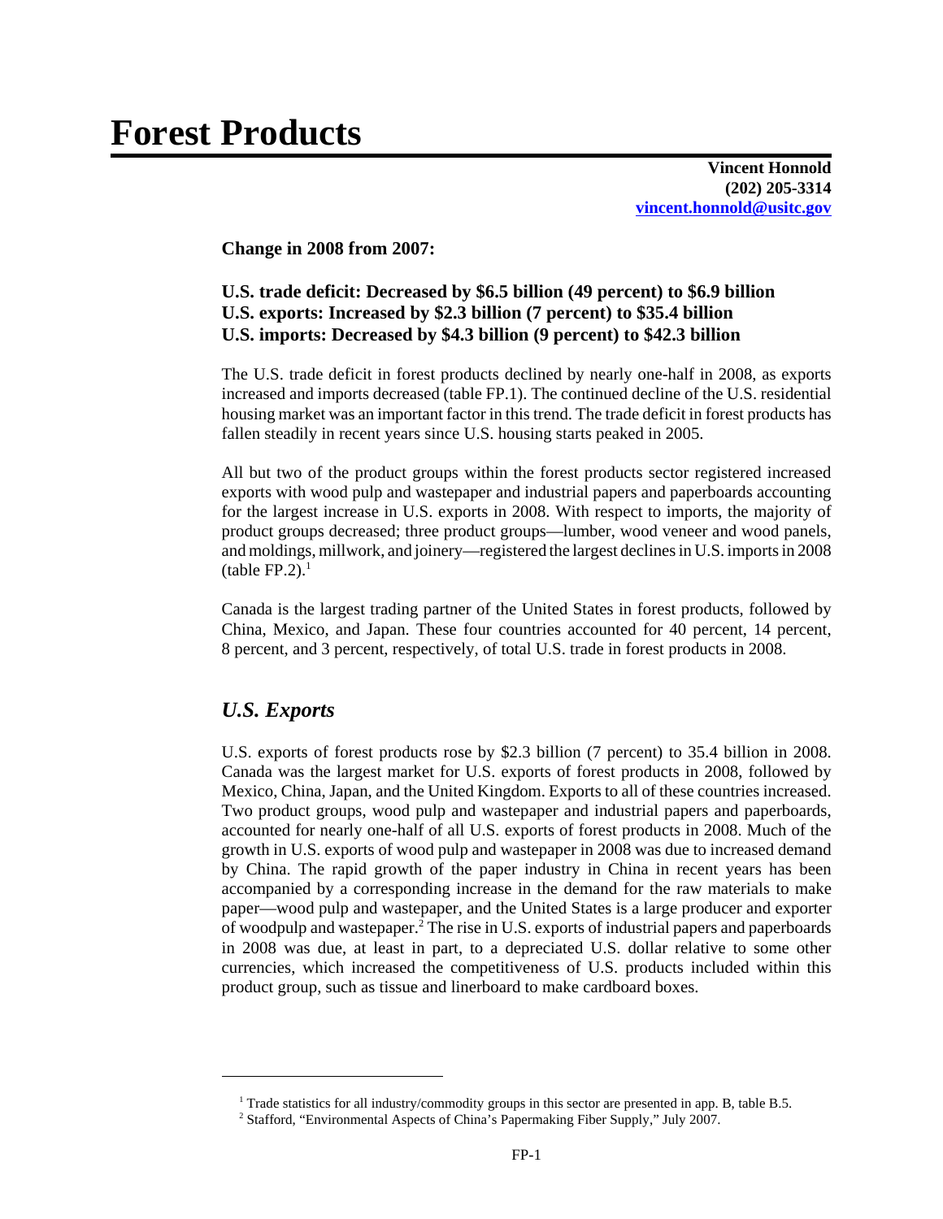# Forest Products

**Vincent Honnold**
**(202) 205-3314**
**vincent.honnold@usitc.gov**

**Change in 2008 from 2007:**

**U.S. trade deficit: Decreased by $6.5 billion (49 percent) to $6.9 billion**
**U.S. exports: Increased by $2.3 billion (7 percent) to $35.4 billion**
**U.S. imports: Decreased by $4.3 billion (9 percent) to $42.3 billion**

The U.S. trade deficit in forest products declined by nearly one-half in 2008, as exports increased and imports decreased (table FP.1). The continued decline of the U.S. residential housing market was an important factor in this trend. The trade deficit in forest products has fallen steadily in recent years since U.S. housing starts peaked in 2005.

All but two of the product groups within the forest products sector registered increased exports with wood pulp and wastepaper and industrial papers and paperboards accounting for the largest increase in U.S. exports in 2008. With respect to imports, the majority of product groups decreased; three product groups—lumber, wood veneer and wood panels, and moldings, millwork, and joinery—registered the largest declines in U.S. imports in 2008 (table FP.2).[1]

Canada is the largest trading partner of the United States in forest products, followed by China, Mexico, and Japan. These four countries accounted for 40 percent, 14 percent, 8 percent, and 3 percent, respectively, of total U.S. trade in forest products in 2008.

## *U.S. Exports*

U.S. exports of forest products rose by $2.3 billion (7 percent) to 35.4 billion in 2008. Canada was the largest market for U.S. exports of forest products in 2008, followed by Mexico, China, Japan, and the United Kingdom. Exports to all of these countries increased. Two product groups, wood pulp and wastepaper and industrial papers and paperboards, accounted for nearly one-half of all U.S. exports of forest products in 2008. Much of the growth in U.S. exports of wood pulp and wastepaper in 2008 was due to increased demand by China. The rapid growth of the paper industry in China in recent years has been accompanied by a corresponding increase in the demand for the raw materials to make paper—wood pulp and wastepaper, and the United States is a large producer and exporter of woodpulp and wastepaper.[2] The rise in U.S. exports of industrial papers and paperboards in 2008 was due, at least in part, to a depreciated U.S. dollar relative to some other currencies, which increased the competitiveness of U.S. products included within this product group, such as tissue and linerboard to make cardboard boxes.

---

[1] Trade statistics for all industry/commodity groups in this sector are presented in app. B, table B.5.

[2] Stafford, "Environmental Aspects of China's Papermaking Fiber Supply," July 2007.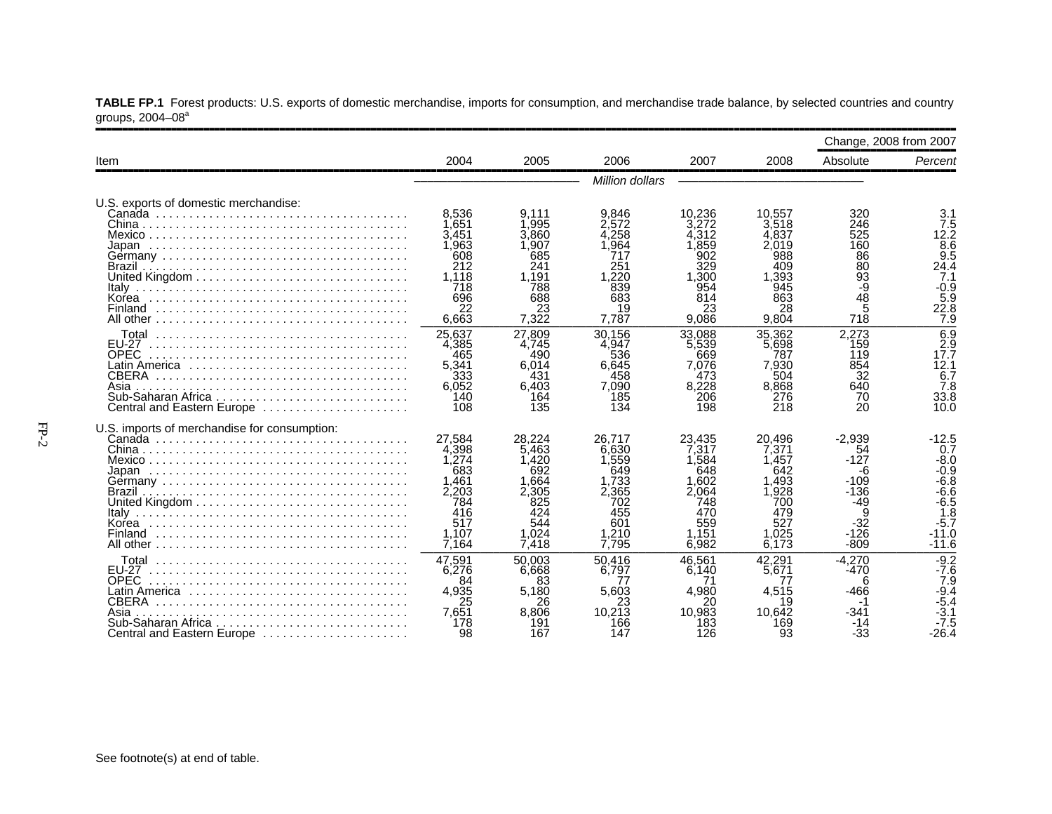**TABLE FP.1** Forest products: U.S. exports of domestic merchandise, imports for consumption, and merchandise trade balance, by selected countries and country groups, 2004–08[a]

| Item | 2004 | 2005 | 2006 | 2007 | 2008 | Change, 2008 from 2007 | |
|---|---|---|---|---|---|---|---|
| | | | | | | Absolute | *Percent* |
| | | | *Million dollars* | | | | |
| U.S. exports of domestic merchandise: | | | | | | | |
| Canada | 8,536 | 9,111 | 9,846 | 10,236 | 10,557 | 320 | 3.1 |
| China | 1,651 | 1,995 | 2,572 | 3,272 | 3,518 | 246 | 7.5 |
| Mexico | 3,451 | 3,860 | 4,258 | 4,312 | 4,837 | 525 | 12.2 |
| Japan | 1,963 | 1,907 | 1,964 | 1,859 | 2,019 | 160 | 8.6 |
| Germany | 608 | 685 | 717 | 902 | 988 | 86 | 9.5 |
| Brazil | 212 | 241 | 251 | 329 | 409 | 80 | 24.4 |
| United Kingdom | 1,118 | 1,191 | 1,220 | 1,300 | 1,393 | 93 | 7.1 |
| Italy | 718 | 788 | 839 | 954 | 945 | -9 | -0.9 |
| Korea | 696 | 688 | 683 | 814 | 863 | 48 | 5.9 |
| Finland | 22 | 23 | 19 | 23 | 28 | 5 | 22.8 |
| All other | 6,663 | 7,322 | 7,787 | 9,086 | 9,804 | 718 | 7.9 |
| Total | 25,637 | 27,809 | 30,156 | 33,088 | 35,362 | 2,273 | 6.9 |
| EU-27 | 4,385 | 4,745 | 4,947 | 5,539 | 5,698 | 159 | 2.9 |
| OPEC | 465 | 490 | 536 | 669 | 787 | 119 | 17.7 |
| Latin America | 5,341 | 6,014 | 6,645 | 7,076 | 7,930 | 854 | 12.1 |
| CBERA | 333 | 431 | 458 | 473 | 504 | 32 | 6.7 |
| Asia | 6,052 | 6,403 | 7,090 | 8,228 | 8,868 | 640 | 7.8 |
| Sub-Saharan Africa | 140 | 164 | 185 | 206 | 276 | 70 | 33.8 |
| Central and Eastern Europe | 108 | 135 | 134 | 198 | 218 | 20 | 10.0 |
| U.S. imports of merchandise for consumption: | | | | | | | |
| Canada | 27,584 | 28,224 | 26,717 | 23,435 | 20,496 | -2,939 | -12.5 |
| China | 4,398 | 5,463 | 6,630 | 7,317 | 7,371 | 54 | 0.7 |
| Mexico | 1,274 | 1,420 | 1,559 | 1,584 | 1,457 | -127 | -8.0 |
| Japan | 683 | 692 | 649 | 648 | 642 | -6 | -0.9 |
| Germany | 1,461 | 1,664 | 1,733 | 1,602 | 1,493 | -109 | -6.8 |
| Brazil | 2,203 | 2,305 | 2,365 | 2,064 | 1,928 | -136 | -6.6 |
| United Kingdom | 784 | 825 | 702 | 748 | 700 | -49 | -6.5 |
| Italy | 416 | 424 | 455 | 470 | 479 | 9 | 1.8 |
| Korea | 517 | 544 | 601 | 559 | 527 | -32 | -5.7 |
| Finland | 1,107 | 1,024 | 1,210 | 1,151 | 1,025 | -126 | -11.0 |
| All other | 7,164 | 7,418 | 7,795 | 6,982 | 6,173 | -809 | -11.6 |
| Total | 47,591 | 50,003 | 50,416 | 46,561 | 42,291 | -4,270 | -9.2 |
| EU-27 | 6,276 | 6,668 | 6,797 | 6,140 | 5,671 | -470 | -7.6 |
| OPEC | 84 | 83 | 77 | 71 | 77 | 6 | 7.9 |
| Latin America | 4,935 | 5,180 | 5,603 | 4,980 | 4,515 | -466 | -9.4 |
| CBERA | 25 | 26 | 23 | 20 | 19 | -1 | -5.4 |
| Asia | 7,651 | 8,806 | 10,213 | 10,983 | 10,642 | -341 | -3.1 |
| Sub-Saharan Africa | 178 | 191 | 166 | 183 | 169 | -14 | -7.5 |
| Central and Eastern Europe | 98 | 167 | 147 | 126 | 93 | -33 | -26.4 |

See footnote(s) at end of table.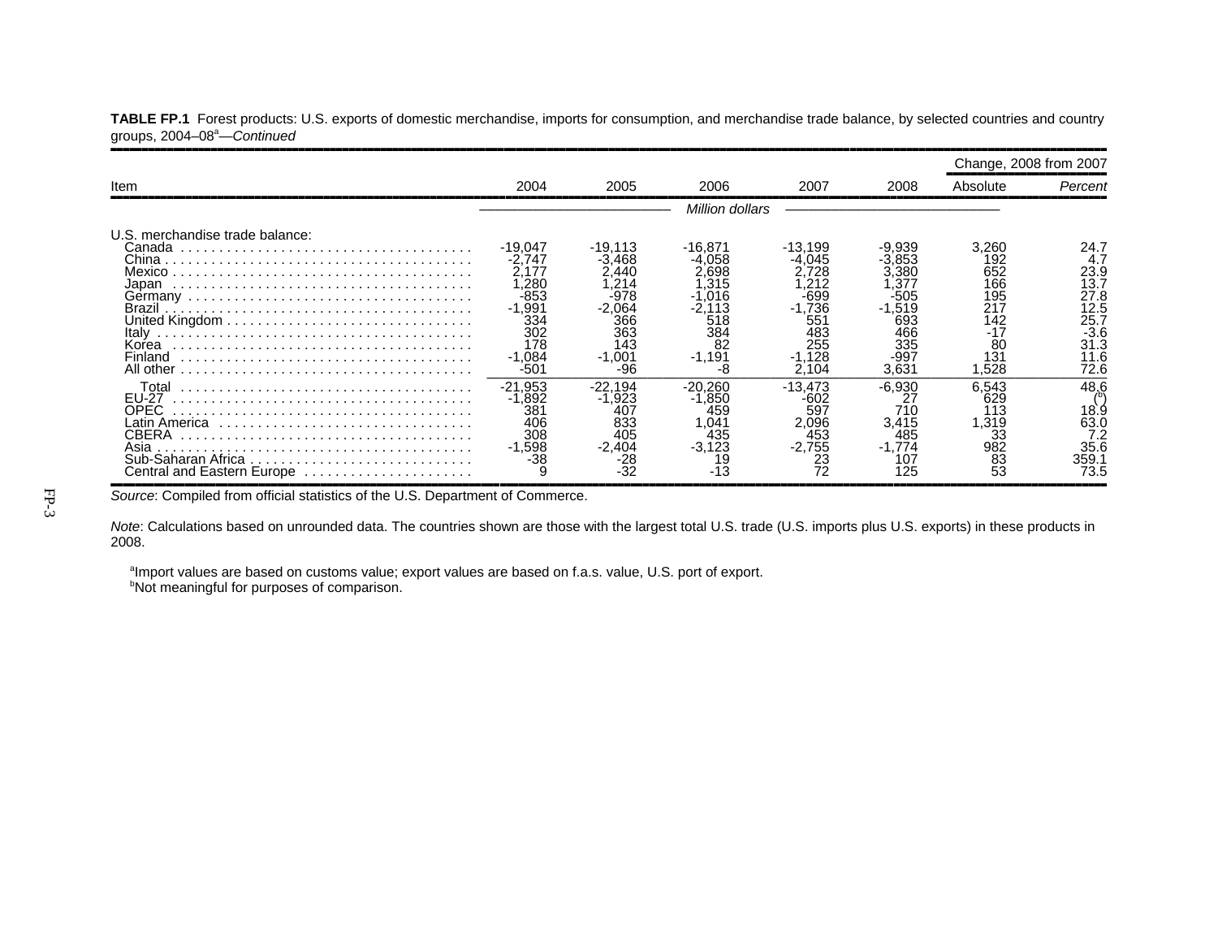**TABLE FP.1** Forest products: U.S. exports of domestic merchandise, imports for consumption, and merchandise trade balance, by selected countries and country groups, 2004–08[a]—*Continued*

| Item | 2004 | 2005 | 2006 | 2007 | 2008 | Change, 2008 from 2007 | |
|---|---|---|---|---|---|---|---|
| | | | | | | Absolute | *Percent* |
| | *Million dollars* | | | | | | |
| U.S. merchandise trade balance: | | | | | | | |
| Canada | -19,047 | -19,113 | -16,871 | -13,199 | -9,939 | 3,260 | 24.7 |
| China | -2,747 | -3,468 | -4,058 | -4,045 | -3,853 | 192 | 4.7 |
| Mexico | 2,177 | 2,440 | 2,698 | 2,728 | 3,380 | 652 | 23.9 |
| Japan | 1,280 | 1,214 | 1,315 | 1,212 | 1,377 | 166 | 13.7 |
| Germany | -853 | -978 | -1,016 | -699 | -505 | 195 | 27.8 |
| Brazil | -1,991 | -2,064 | -2,113 | -1,736 | -1,519 | 217 | 12.5 |
| United Kingdom | 334 | 366 | 518 | 551 | 693 | 142 | 25.7 |
| Italy | 302 | 363 | 384 | 483 | 466 | -17 | -3.6 |
| Korea | 178 | 143 | 82 | 255 | 335 | 80 | 31.3 |
| Finland | -1,084 | -1,001 | -1,191 | -1,128 | -997 | 131 | 11.6 |
| All other | -501 | -96 | -8 | 2,104 | 3,631 | 1,528 | 72.6 |
| Total | -21,953 | -22,194 | -20,260 | -13,473 | -6,930 | 6,543 | 48.6 |
| EU-27 | -1,892 | -1,923 | -1,850 | -602 | 27 | 629 | ([b]) |
| OPEC | 381 | 407 | 459 | 597 | 710 | 113 | 18.9 |
| Latin America | 406 | 833 | 1,041 | 2,096 | 3,415 | 1,319 | 63.0 |
| CBERA | 308 | 405 | 435 | 453 | 485 | 33 | 7.2 |
| Asia | -1,598 | -2,404 | -3,123 | -2,755 | -1,774 | 982 | 35.6 |
| Sub-Saharan Africa | -38 | -28 | 19 | 23 | 107 | 83 | 359.1 |
| Central and Eastern Europe | 9 | -32 | -13 | 72 | 125 | 53 | 73.5 |

*Source*: Compiled from official statistics of the U.S. Department of Commerce.

*Note*: Calculations based on unrounded data. The countries shown are those with the largest total U.S. trade (U.S. imports plus U.S. exports) in these products in 2008.

[a]Import values are based on customs value; export values are based on f.a.s. value, U.S. port of export.
[b]Not meaningful for purposes of comparison.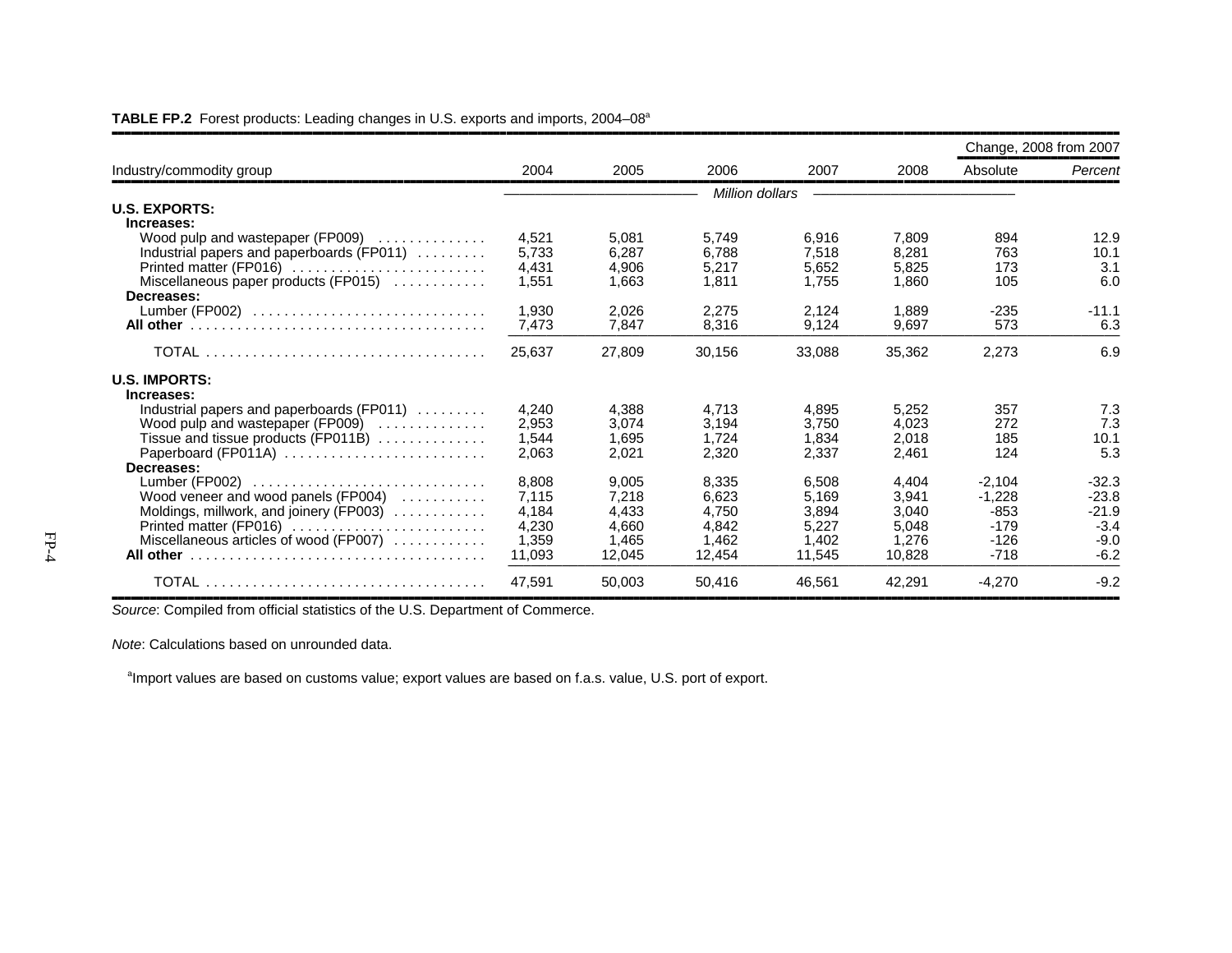**TABLE FP.2** Forest products: Leading changes in U.S. exports and imports, 2004–08[a]

| Industry/commodity group | 2004 | 2005 | 2006 | 2007 | 2008 | Change, 2008 from 2007 | |
|---|---|---|---|---|---|---|---|
| | | | | | | Absolute | *Percent* |
| | *Million dollars* | | | | | | |
| **U.S. EXPORTS:** | | | | | | | |
| **Increases:** | | | | | | | |
| Wood pulp and wastepaper (FP009) | 4,521 | 5,081 | 5,749 | 6,916 | 7,809 | 894 | 12.9 |
| Industrial papers and paperboards (FP011) | 5,733 | 6,287 | 6,788 | 7,518 | 8,281 | 763 | 10.1 |
| Printed matter (FP016) | 4,431 | 4,906 | 5,217 | 5,652 | 5,825 | 173 | 3.1 |
| Miscellaneous paper products (FP015) | 1,551 | 1,663 | 1,811 | 1,755 | 1,860 | 105 | 6.0 |
| **Decreases:** | | | | | | | |
| Lumber (FP002) | 1,930 | 2,026 | 2,275 | 2,124 | 1,889 | -235 | -11.1 |
| **All other** | 7,473 | 7,847 | 8,316 | 9,124 | 9,697 | 573 | 6.3 |
| TOTAL | 25,637 | 27,809 | 30,156 | 33,088 | 35,362 | 2,273 | 6.9 |
| **U.S. IMPORTS:** | | | | | | | |
| **Increases:** | | | | | | | |
| Industrial papers and paperboards (FP011) | 4,240 | 4,388 | 4,713 | 4,895 | 5,252 | 357 | 7.3 |
| Wood pulp and wastepaper (FP009) | 2,953 | 3,074 | 3,194 | 3,750 | 4,023 | 272 | 7.3 |
| Tissue and tissue products (FP011B) | 1,544 | 1,695 | 1,724 | 1,834 | 2,018 | 185 | 10.1 |
| Paperboard (FP011A) | 2,063 | 2,021 | 2,320 | 2,337 | 2,461 | 124 | 5.3 |
| **Decreases:** | | | | | | | |
| Lumber (FP002) | 8,808 | 9,005 | 8,335 | 6,508 | 4,404 | -2,104 | -32.3 |
| Wood veneer and wood panels (FP004) | 7,115 | 7,218 | 6,623 | 5,169 | 3,941 | -1,228 | -23.8 |
| Moldings, millwork, and joinery (FP003) | 4,184 | 4,433 | 4,750 | 3,894 | 3,040 | -853 | -21.9 |
| Printed matter (FP016) | 4,230 | 4,660 | 4,842 | 5,227 | 5,048 | -179 | -3.4 |
| Miscellaneous articles of wood (FP007) | 1,359 | 1,465 | 1,462 | 1,402 | 1,276 | -126 | -9.0 |
| **All other** | 11,093 | 12,045 | 12,454 | 11,545 | 10,828 | -718 | -6.2 |
| TOTAL | 47,591 | 50,003 | 50,416 | 46,561 | 42,291 | -4,270 | -9.2 |

*Source*: Compiled from official statistics of the U.S. Department of Commerce.

*Note*: Calculations based on unrounded data.

[a]Import values are based on customs value; export values are based on f.a.s. value, U.S. port of export.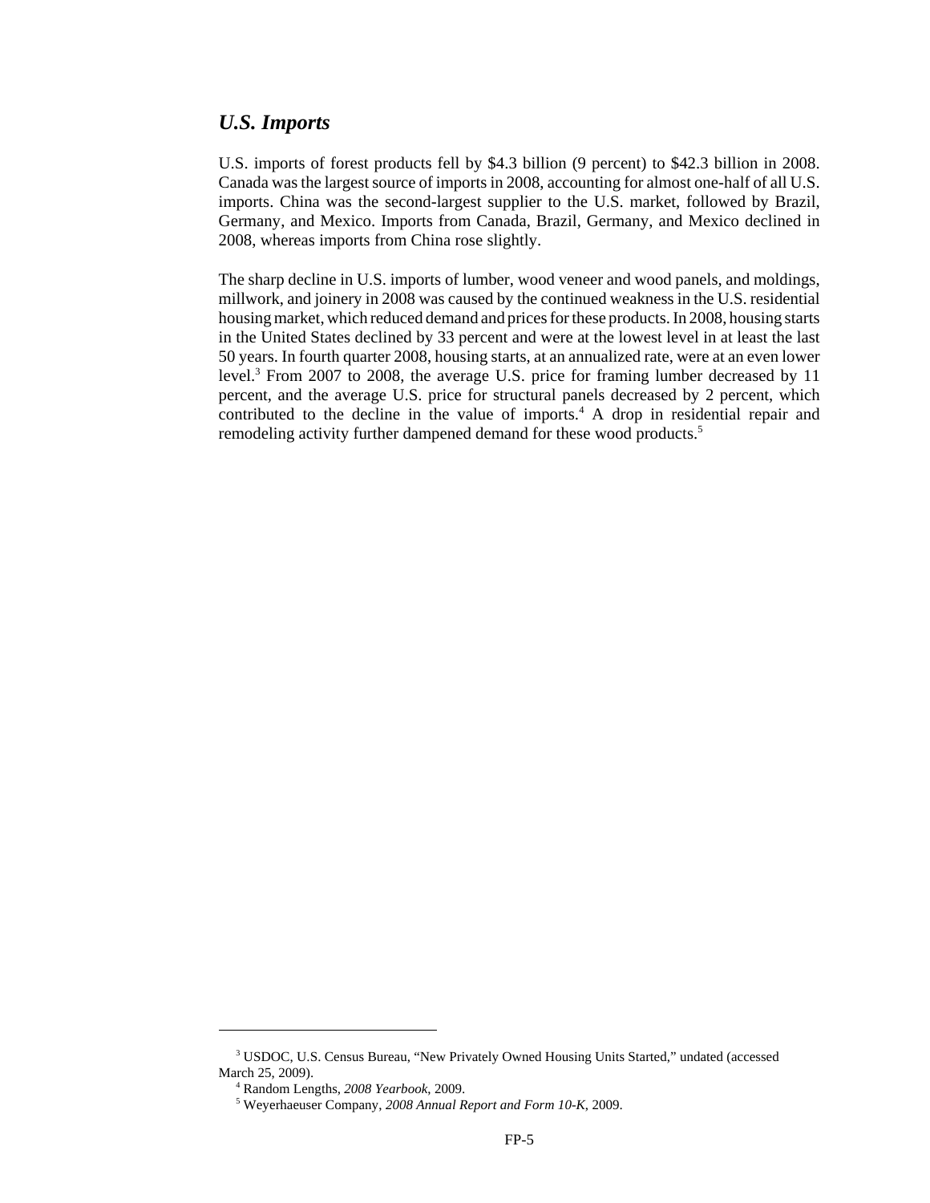## *U.S. Imports*

U.S. imports of forest products fell by $4.3 billion (9 percent) to $42.3 billion in 2008. Canada was the largest source of imports in 2008, accounting for almost one-half of all U.S. imports. China was the second-largest supplier to the U.S. market, followed by Brazil, Germany, and Mexico. Imports from Canada, Brazil, Germany, and Mexico declined in 2008, whereas imports from China rose slightly.

The sharp decline in U.S. imports of lumber, wood veneer and wood panels, and moldings, millwork, and joinery in 2008 was caused by the continued weakness in the U.S. residential housing market, which reduced demand and prices for these products. In 2008, housing starts in the United States declined by 33 percent and were at the lowest level in at least the last 50 years. In fourth quarter 2008, housing starts, at an annualized rate, were at an even lower level.[3] From 2007 to 2008, the average U.S. price for framing lumber decreased by 11 percent, and the average U.S. price for structural panels decreased by 2 percent, which contributed to the decline in the value of imports.[4] A drop in residential repair and remodeling activity further dampened demand for these wood products.[5]

---

[3] USDOC, U.S. Census Bureau, "New Privately Owned Housing Units Started," undated (accessed March 25, 2009).

[4] Random Lengths, *2008 Yearbook*, 2009.

[5] Weyerhaeuser Company, *2008 Annual Report and Form 10-K*, 2009.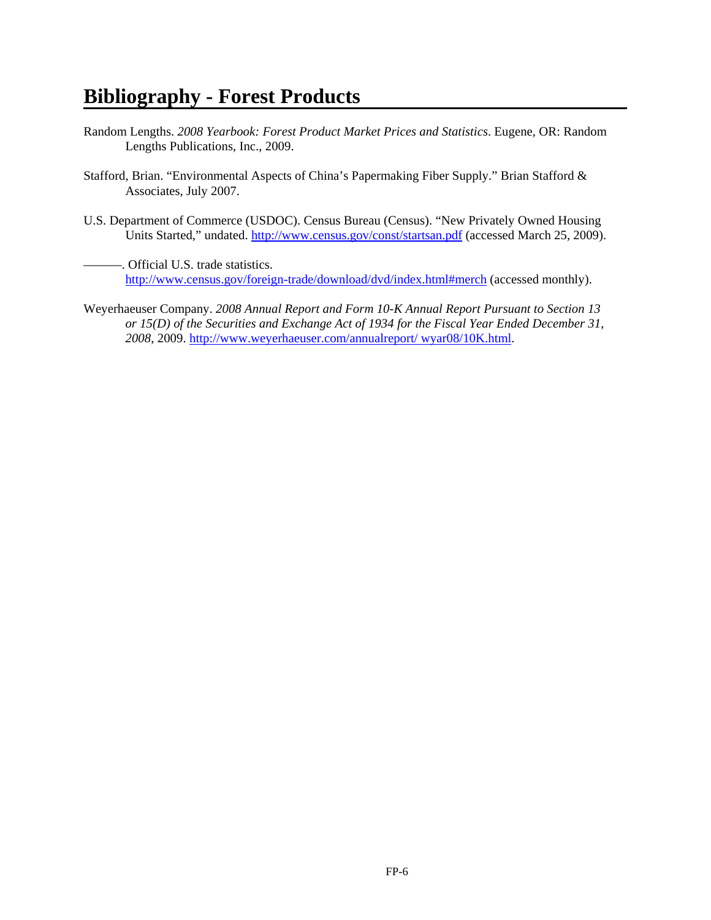# Bibliography - Forest Products

Random Lengths. *2008 Yearbook: Forest Product Market Prices and Statistics*. Eugene, OR: Random Lengths Publications, Inc., 2009.

Stafford, Brian. "Environmental Aspects of China's Papermaking Fiber Supply." Brian Stafford & Associates, July 2007.

U.S. Department of Commerce (USDOC). Census Bureau (Census). "New Privately Owned Housing Units Started," undated. http://www.census.gov/const/startsan.pdf (accessed March 25, 2009).

———. Official U.S. trade statistics. http://www.census.gov/foreign-trade/download/dvd/index.html#merch (accessed monthly).

Weyerhaeuser Company. *2008 Annual Report and Form 10-K Annual Report Pursuant to Section 13 or 15(D) of the Securities and Exchange Act of 1934 for the Fiscal Year Ended December 31, 2008*, 2009. http://www.weyerhaeuser.com/annualreport/ wyar08/10K.html.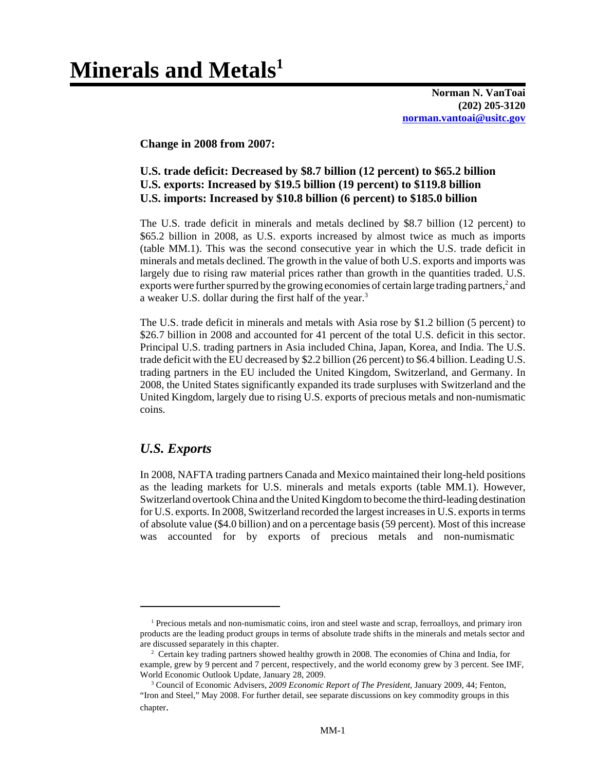# Minerals and Metals[1]

**Norman N. VanToai**
**(202) 205-3120**
**norman.vantoai@usitc.gov**

**Change in 2008 from 2007:**

**U.S. trade deficit: Decreased by \$8.7 billion (12 percent) to \$65.2 billion**
**U.S. exports: Increased by \$19.5 billion (19 percent) to \$119.8 billion**
**U.S. imports: Increased by \$10.8 billion (6 percent) to \$185.0 billion**

The U.S. trade deficit in minerals and metals declined by \$8.7 billion (12 percent) to \$65.2 billion in 2008, as U.S. exports increased by almost twice as much as imports (table MM.1). This was the second consecutive year in which the U.S. trade deficit in minerals and metals declined. The growth in the value of both U.S. exports and imports was largely due to rising raw material prices rather than growth in the quantities traded. U.S. exports were further spurred by the growing economies of certain large trading partners,[2] and a weaker U.S. dollar during the first half of the year.[3]

The U.S. trade deficit in minerals and metals with Asia rose by \$1.2 billion (5 percent) to \$26.7 billion in 2008 and accounted for 41 percent of the total U.S. deficit in this sector. Principal U.S. trading partners in Asia included China, Japan, Korea, and India. The U.S. trade deficit with the EU decreased by \$2.2 billion (26 percent) to \$6.4 billion. Leading U.S. trading partners in the EU included the United Kingdom, Switzerland, and Germany. In 2008, the United States significantly expanded its trade surpluses with Switzerland and the United Kingdom, largely due to rising U.S. exports of precious metals and non-numismatic coins.

## *U.S. Exports*

In 2008, NAFTA trading partners Canada and Mexico maintained their long-held positions as the leading markets for U.S. minerals and metals exports (table MM.1). However, Switzerland overtook China and the United Kingdom to become the third-leading destination for U.S. exports. In 2008, Switzerland recorded the largest increases in U.S. exports in terms of absolute value (\$4.0 billion) and on a percentage basis (59 percent). Most of this increase was accounted for by exports of precious metals and non-numismatic

---

[1] Precious metals and non-numismatic coins, iron and steel waste and scrap, ferroalloys, and primary iron products are the leading product groups in terms of absolute trade shifts in the minerals and metals sector and are discussed separately in this chapter.

[2] Certain key trading partners showed healthy growth in 2008. The economies of China and India, for example, grew by 9 percent and 7 percent, respectively, and the world economy grew by 3 percent. See IMF, World Economic Outlook Update, January 28, 2009.

[3] Council of Economic Advisers, *2009 Economic Report of The President*, January 2009, 44; Fenton, "Iron and Steel," May 2008. For further detail, see separate discussions on key commodity groups in this chapter.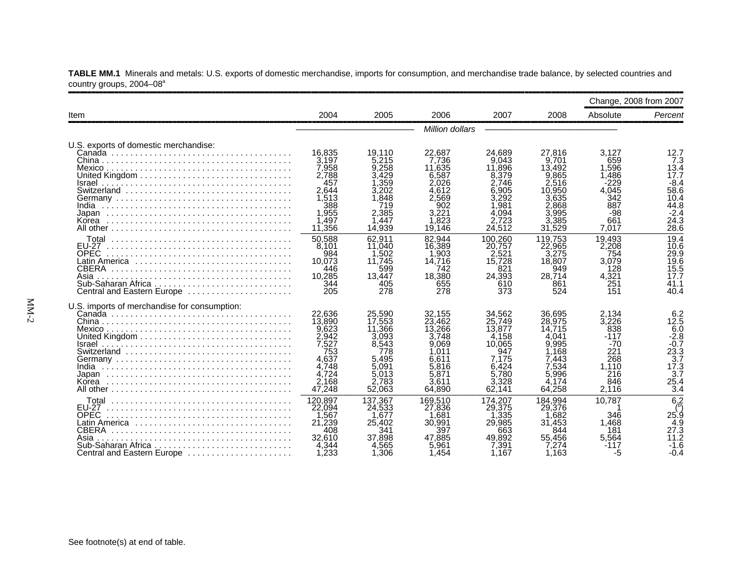**TABLE MM.1** Minerals and metals: U.S. exports of domestic merchandise, imports for consumption, and merchandise trade balance, by selected countries and country groups, 2004–08[a]

| Item | 2004 | 2005 | 2006 | 2007 | 2008 | Change, 2008 from 2007 Absolute | Change, 2008 from 2007 Percent |
|---|---|---|---|---|---|---|---|
| | | | *Million dollars* | | | | |
| U.S. exports of domestic merchandise: | | | | | | | |
| Canada | 16,835 | 19,110 | 22,687 | 24,689 | 27,816 | 3,127 | 12.7 |
| China | 3,197 | 5,215 | 7,736 | 9,043 | 9,701 | 659 | 7.3 |
| Mexico | 7,958 | 9,258 | 11,635 | 11,896 | 13,492 | 1,596 | 13.4 |
| United Kingdom | 2,788 | 3,429 | 6,587 | 8,379 | 9,865 | 1,486 | 17.7 |
| Israel | 457 | 1,359 | 2,026 | 2,746 | 2,516 | -229 | -8.4 |
| Switzerland | 2,644 | 3,202 | 4,612 | 6,905 | 10,950 | 4,045 | 58.6 |
| Germany | 1,513 | 1,848 | 2,569 | 3,292 | 3,635 | 342 | 10.4 |
| India | 388 | 719 | 902 | 1,981 | 2,868 | 887 | 44.8 |
| Japan | 1,955 | 2,385 | 3,221 | 4,094 | 3,995 | -98 | -2.4 |
| Korea | 1,497 | 1,447 | 1,823 | 2,723 | 3,385 | 661 | 24.3 |
| All other | 11,356 | 14,939 | 19,146 | 24,512 | 31,529 | 7,017 | 28.6 |
| Total | 50,588 | 62,911 | 82,944 | 100,260 | 119,753 | 19,493 | 19.4 |
| EU-27 | 8,101 | 11,040 | 16,389 | 20,757 | 22,965 | 2,208 | 10.6 |
| OPEC | 984 | 1,502 | 1,903 | 2,521 | 3,275 | 754 | 29.9 |
| Latin America | 10,073 | 11,745 | 14,716 | 15,728 | 18,807 | 3,079 | 19.6 |
| CBERA | 446 | 599 | 742 | 821 | 949 | 128 | 15.5 |
| Asia | 10,285 | 13,447 | 18,380 | 24,393 | 28,714 | 4,321 | 17.7 |
| Sub-Saharan Africa | 344 | 405 | 655 | 610 | 861 | 251 | 41.1 |
| Central and Eastern Europe | 205 | 278 | 278 | 373 | 524 | 151 | 40.4 |
| U.S. imports of merchandise for consumption: | | | | | | | |
| Canada | 22,636 | 25,590 | 32,155 | 34,562 | 36,695 | 2,134 | 6.2 |
| China | 13,890 | 17,553 | 23,462 | 25,749 | 28,975 | 3,226 | 12.5 |
| Mexico | 9,623 | 11,366 | 13,266 | 13,877 | 14,715 | 838 | 6.0 |
| United Kingdom | 2,942 | 3,093 | 3,748 | 4,158 | 4,041 | -117 | -2.8 |
| Israel | 7,527 | 8,543 | 9,069 | 10,065 | 9,995 | -70 | -0.7 |
| Switzerland | 753 | 778 | 1,011 | 947 | 1,168 | 221 | 23.3 |
| Germany | 4,637 | 5,495 | 6,611 | 7,175 | 7,443 | 268 | 3.7 |
| India | 4,748 | 5,091 | 5,816 | 6,424 | 7,534 | 1,110 | 17.3 |
| Japan | 4,724 | 5,013 | 5,871 | 5,780 | 5,996 | 216 | 3.7 |
| Korea | 2,168 | 2,783 | 3,611 | 3,328 | 4,174 | 846 | 25.4 |
| All other | 47,248 | 52,063 | 64,890 | 62,141 | 64,258 | 2,116 | 3.4 |
| Total | 120,897 | 137,367 | 169,510 | 174,207 | 184,994 | 10,787 | 6.2 |
| EU-27 | 22,094 | 24,533 | 27,836 | 29,375 | 29,376 | 1 | ([b]) |
| OPEC | 1,567 | 1,677 | 1,681 | 1,335 | 1,682 | 346 | 25.9 |
| Latin America | 21,239 | 25,402 | 30,991 | 29,985 | 31,453 | 1,468 | 4.9 |
| CBERA | 408 | 341 | 397 | 663 | 844 | 181 | 27.3 |
| Asia | 32,610 | 37,898 | 47,885 | 49,892 | 55,456 | 5,564 | 11.2 |
| Sub-Saharan Africa | 4,344 | 4,565 | 5,961 | 7,391 | 7,274 | -117 | -1.6 |
| Central and Eastern Europe | 1,233 | 1,306 | 1,454 | 1,167 | 1,163 | -5 | -0.4 |

See footnote(s) at end of table.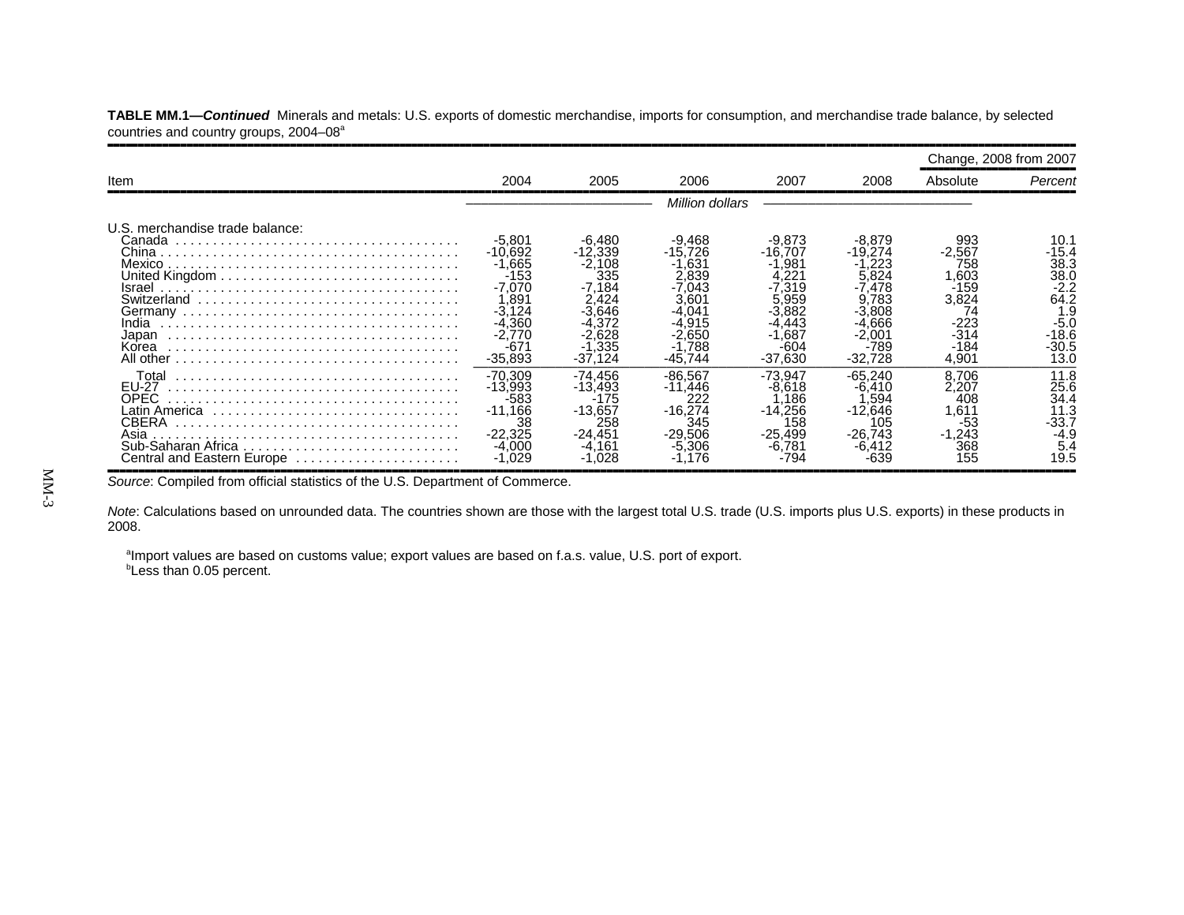**TABLE MM.1—*Continued*** Minerals and metals: U.S. exports of domestic merchandise, imports for consumption, and merchandise trade balance, by selected countries and country groups, 2004–08[a]

| Item | 2004 | 2005 | 2006 | 2007 | 2008 | Change, 2008 from 2007 | |
|---|---|---|---|---|---|---|---|
| | | | | | | Absolute | *Percent* |
| | *Million dollars* | | | | | | |
| U.S. merchandise trade balance: | | | | | | | |
| Canada | -5,801 | -6,480 | -9,468 | -9,873 | -8,879 | 993 | 10.1 |
| China | -10,692 | -12,339 | -15,726 | -16,707 | -19,274 | -2,567 | -15.4 |
| Mexico | -1,665 | -2,108 | -1,631 | -1,981 | -1,223 | 758 | 38.3 |
| United Kingdom | -153 | 335 | 2,839 | 4,221 | 5,824 | 1,603 | 38.0 |
| Israel | -7,070 | -7,184 | -7,043 | -7,319 | -7,478 | -159 | -2.2 |
| Switzerland | 1,891 | 2,424 | 3,601 | 5,959 | 9,783 | 3,824 | 64.2 |
| Germany | -3,124 | -3,646 | -4,041 | -3,882 | -3,808 | 74 | 1.9 |
| India | -4,360 | -4,372 | -4,915 | -4,443 | -4,666 | -223 | -5.0 |
| Japan | -2,770 | -2,628 | -2,650 | -1,687 | -2,001 | -314 | -18.6 |
| Korea | -671 | -1,335 | -1,788 | -604 | -789 | -184 | -30.5 |
| All other | -35,893 | -37,124 | -45,744 | -37,630 | -32,728 | 4,901 | 13.0 |
| Total | -70,309 | -74,456 | -86,567 | -73,947 | -65,240 | 8,706 | 11.8 |
| EU-27 | -13,993 | -13,493 | -11,446 | -8,618 | -6,410 | 2,207 | 25.6 |
| OPEC | -583 | -175 | 222 | 1,186 | 1,594 | 408 | 34.4 |
| Latin America | -11,166 | -13,657 | -16,274 | -14,256 | -12,646 | 1,611 | 11.3 |
| CBERA | 38 | 258 | 345 | 158 | 105 | -53 | -33.7 |
| Asia | -22,325 | -24,451 | -29,506 | -25,499 | -26,743 | -1,243 | -4.9 |
| Sub-Saharan Africa | -4,000 | -4,161 | -5,306 | -6,781 | -6,412 | 368 | 5.4 |
| Central and Eastern Europe | -1,029 | -1,028 | -1,176 | -794 | -639 | 155 | 19.5 |

*Source*: Compiled from official statistics of the U.S. Department of Commerce.

*Note*: Calculations based on unrounded data. The countries shown are those with the largest total U.S. trade (U.S. imports plus U.S. exports) in these products in 2008.

[a]Import values are based on customs value; export values are based on f.a.s. value, U.S. port of export.
[b]Less than 0.05 percent.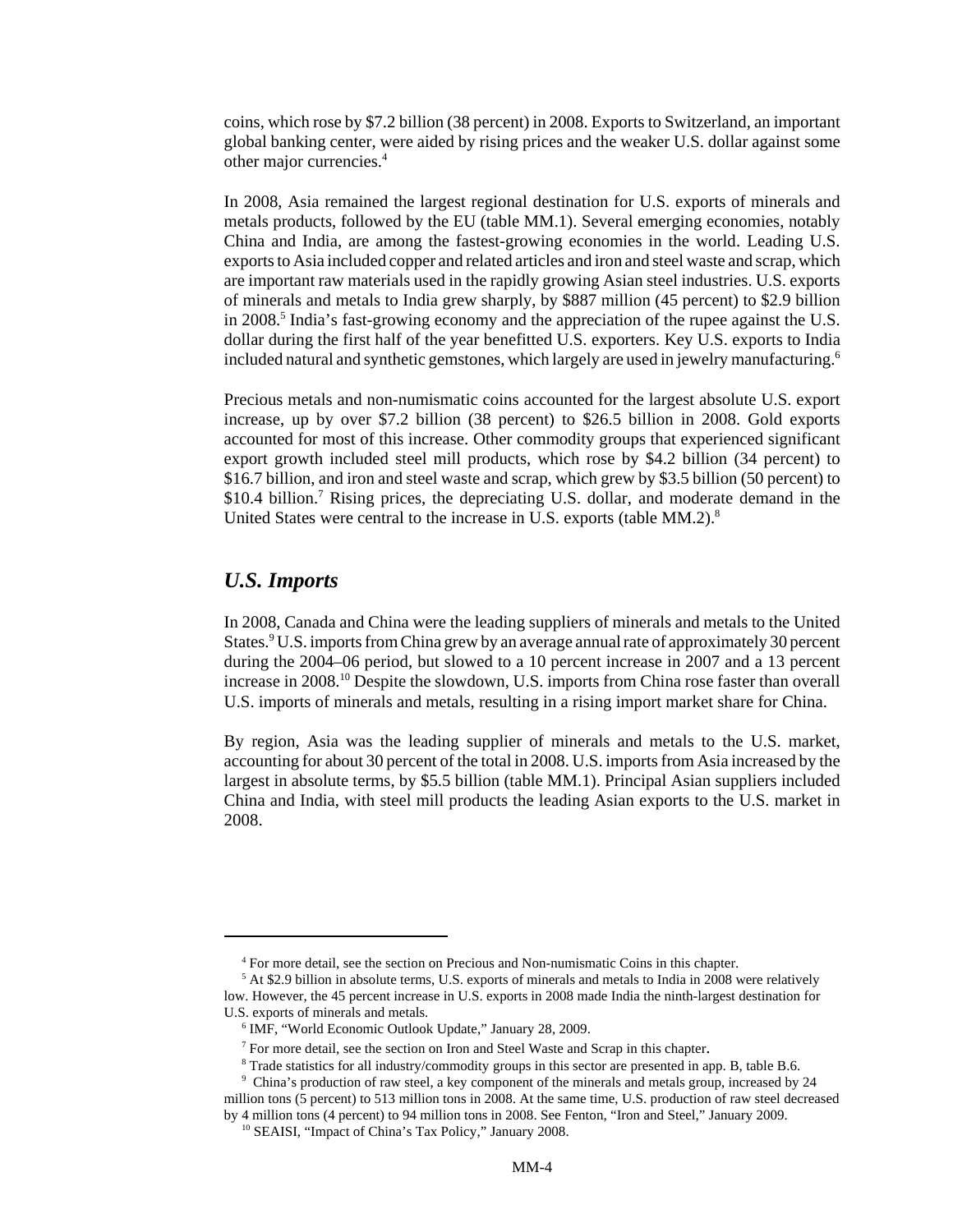coins, which rose by $7.2 billion (38 percent) in 2008. Exports to Switzerland, an important global banking center, were aided by rising prices and the weaker U.S. dollar against some other major currencies.[4]

In 2008, Asia remained the largest regional destination for U.S. exports of minerals and metals products, followed by the EU (table MM.1). Several emerging economies, notably China and India, are among the fastest-growing economies in the world. Leading U.S. exports to Asia included copper and related articles and iron and steel waste and scrap, which are important raw materials used in the rapidly growing Asian steel industries. U.S. exports of minerals and metals to India grew sharply, by $887 million (45 percent) to $2.9 billion in 2008.[5] India's fast-growing economy and the appreciation of the rupee against the U.S. dollar during the first half of the year benefitted U.S. exporters. Key U.S. exports to India included natural and synthetic gemstones, which largely are used in jewelry manufacturing.[6]

Precious metals and non-numismatic coins accounted for the largest absolute U.S. export increase, up by over $7.2 billion (38 percent) to $26.5 billion in 2008. Gold exports accounted for most of this increase. Other commodity groups that experienced significant export growth included steel mill products, which rose by $4.2 billion (34 percent) to $16.7 billion, and iron and steel waste and scrap, which grew by $3.5 billion (50 percent) to $10.4 billion.[7] Rising prices, the depreciating U.S. dollar, and moderate demand in the United States were central to the increase in U.S. exports (table MM.2).[8]

## *U.S. Imports*

In 2008, Canada and China were the leading suppliers of minerals and metals to the United States.[9] U.S. imports from China grew by an average annual rate of approximately 30 percent during the 2004–06 period, but slowed to a 10 percent increase in 2007 and a 13 percent increase in 2008.[10] Despite the slowdown, U.S. imports from China rose faster than overall U.S. imports of minerals and metals, resulting in a rising import market share for China.

By region, Asia was the leading supplier of minerals and metals to the U.S. market, accounting for about 30 percent of the total in 2008. U.S. imports from Asia increased by the largest in absolute terms, by $5.5 billion (table MM.1). Principal Asian suppliers included China and India, with steel mill products the leading Asian exports to the U.S. market in 2008.

---

[4] For more detail, see the section on Precious and Non-numismatic Coins in this chapter.

[5] At $2.9 billion in absolute terms, U.S. exports of minerals and metals to India in 2008 were relatively low. However, the 45 percent increase in U.S. exports in 2008 made India the ninth-largest destination for U.S. exports of minerals and metals.

[6] IMF, "World Economic Outlook Update," January 28, 2009.

[7] For more detail, see the section on Iron and Steel Waste and Scrap in this chapter.

[8] Trade statistics for all industry/commodity groups in this sector are presented in app. B, table B.6.

[9] China's production of raw steel, a key component of the minerals and metals group, increased by 24 million tons (5 percent) to 513 million tons in 2008. At the same time, U.S. production of raw steel decreased by 4 million tons (4 percent) to 94 million tons in 2008. See Fenton, "Iron and Steel," January 2009.

[10] SEAISI, "Impact of China's Tax Policy," January 2008.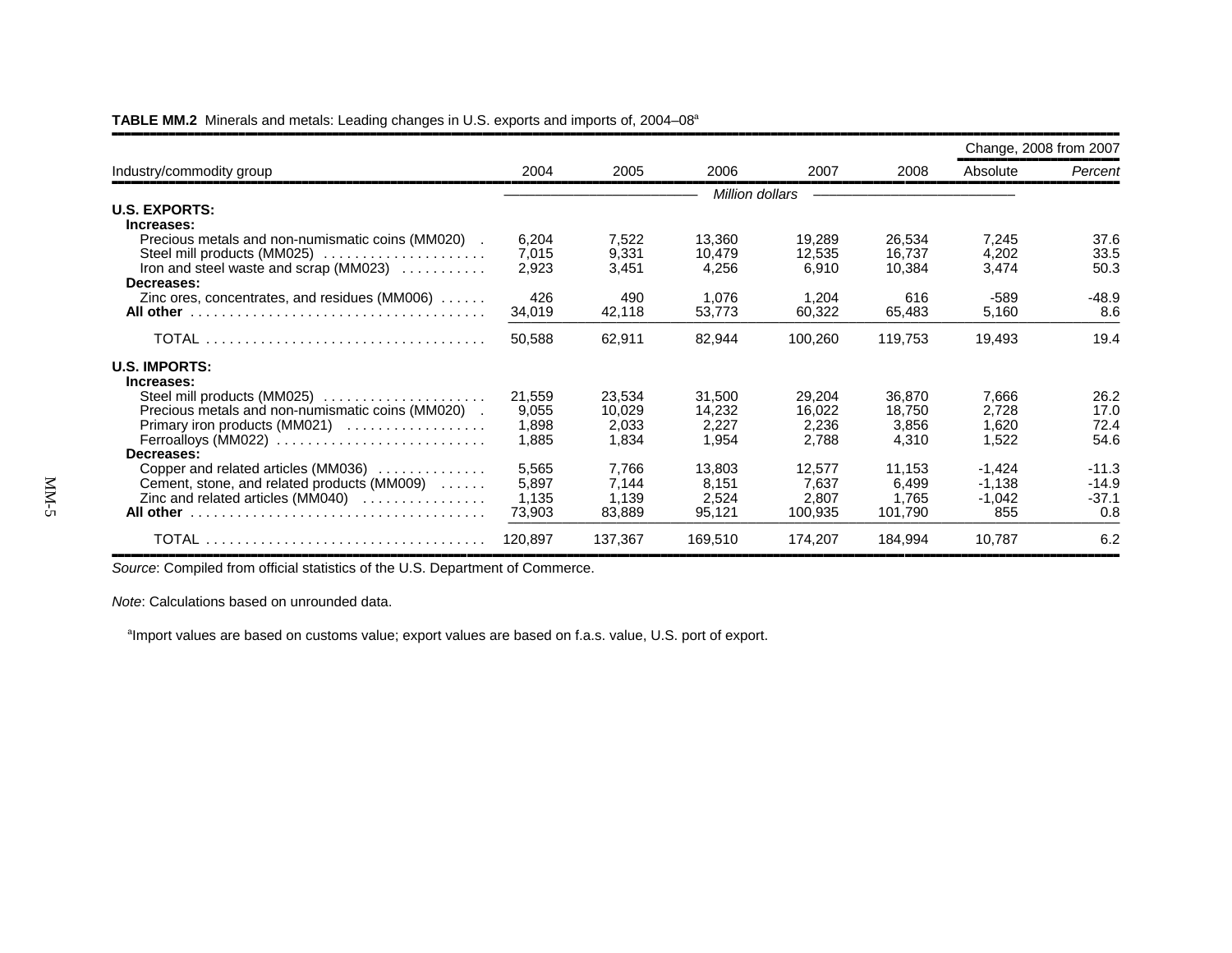**TABLE MM.2** Minerals and metals: Leading changes in U.S. exports and imports of, 2004–08[a]

| Industry/commodity group | 2004 | 2005 | 2006 | 2007 | 2008 | Change, 2008 from 2007 | |
|---|---|---|---|---|---|---|---|
| | | | | | | Absolute | Percent |
| | *Million dollars* | | | | | | |
| **U.S. EXPORTS:** | | | | | | | |
| **Increases:** | | | | | | | |
| Precious metals and non-numismatic coins (MM020) | 6,204 | 7,522 | 13,360 | 19,289 | 26,534 | 7,245 | 37.6 |
| Steel mill products (MM025) | 7,015 | 9,331 | 10,479 | 12,535 | 16,737 | 4,202 | 33.5 |
| Iron and steel waste and scrap (MM023) | 2,923 | 3,451 | 4,256 | 6,910 | 10,384 | 3,474 | 50.3 |
| **Decreases:** | | | | | | | |
| Zinc ores, concentrates, and residues (MM006) | 426 | 490 | 1,076 | 1,204 | 616 | -589 | -48.9 |
| **All other** | 34,019 | 42,118 | 53,773 | 60,322 | 65,483 | 5,160 | 8.6 |
| TOTAL | 50,588 | 62,911 | 82,944 | 100,260 | 119,753 | 19,493 | 19.4 |
| **U.S. IMPORTS:** | | | | | | | |
| **Increases:** | | | | | | | |
| Steel mill products (MM025) | 21,559 | 23,534 | 31,500 | 29,204 | 36,870 | 7,666 | 26.2 |
| Precious metals and non-numismatic coins (MM020) | 9,055 | 10,029 | 14,232 | 16,022 | 18,750 | 2,728 | 17.0 |
| Primary iron products (MM021) | 1,898 | 2,033 | 2,227 | 2,236 | 3,856 | 1,620 | 72.4 |
| Ferroalloys (MM022) | 1,885 | 1,834 | 1,954 | 2,788 | 4,310 | 1,522 | 54.6 |
| **Decreases:** | | | | | | | |
| Copper and related articles (MM036) | 5,565 | 7,766 | 13,803 | 12,577 | 11,153 | -1,424 | -11.3 |
| Cement, stone, and related products (MM009) | 5,897 | 7,144 | 8,151 | 7,637 | 6,499 | -1,138 | -14.9 |
| Zinc and related articles (MM040) | 1,135 | 1,139 | 2,524 | 2,807 | 1,765 | -1,042 | -37.1 |
| **All other** | 73,903 | 83,889 | 95,121 | 100,935 | 101,790 | 855 | 0.8 |
| TOTAL | 120,897 | 137,367 | 169,510 | 174,207 | 184,994 | 10,787 | 6.2 |

*Source*: Compiled from official statistics of the U.S. Department of Commerce.

*Note*: Calculations based on unrounded data.

[a]Import values are based on customs value; export values are based on f.a.s. value, U.S. port of export.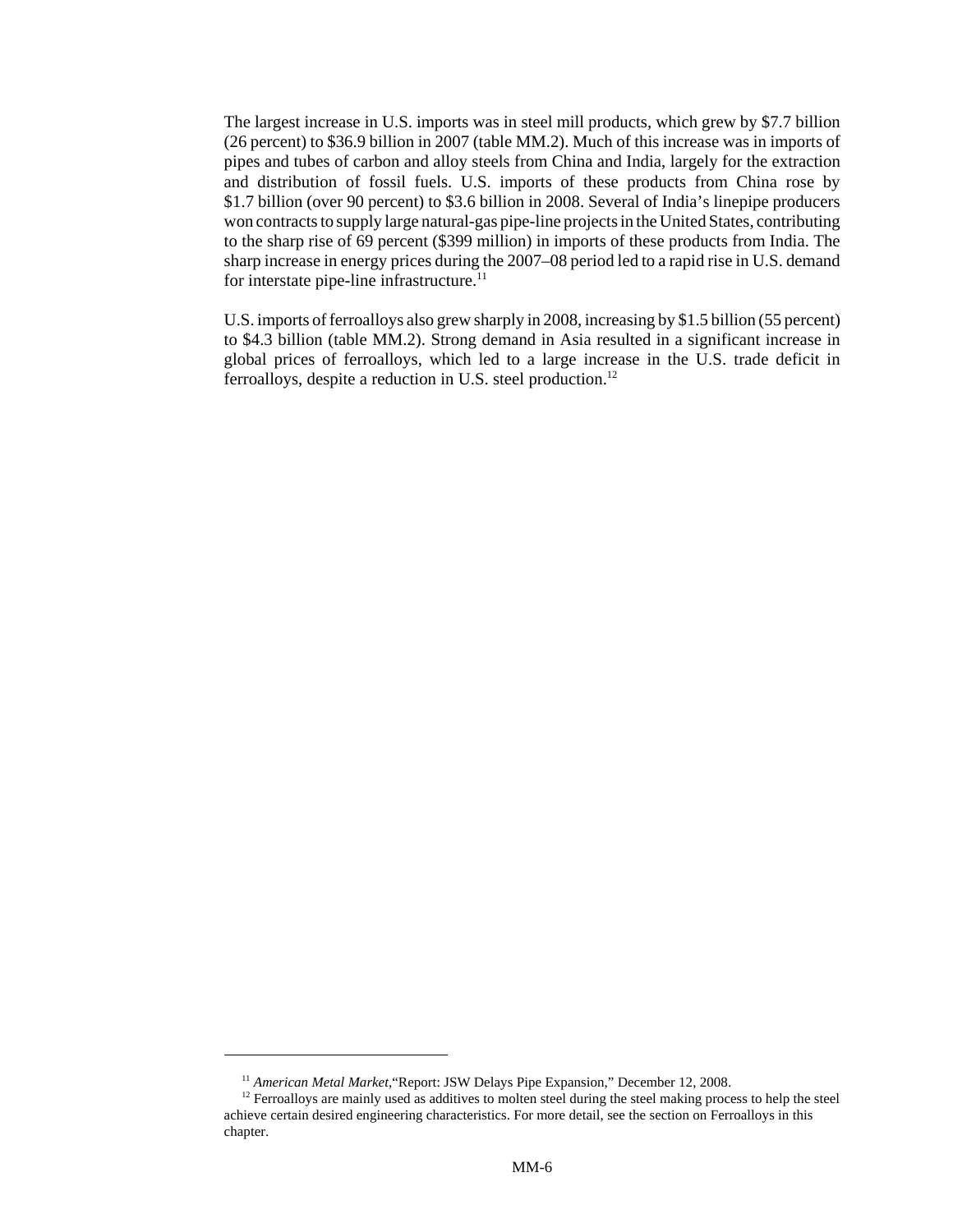The largest increase in U.S. imports was in steel mill products, which grew by $7.7 billion (26 percent) to $36.9 billion in 2007 (table MM.2). Much of this increase was in imports of pipes and tubes of carbon and alloy steels from China and India, largely for the extraction and distribution of fossil fuels. U.S. imports of these products from China rose by $1.7 billion (over 90 percent) to $3.6 billion in 2008. Several of India's linepipe producers won contracts to supply large natural-gas pipe-line projects in the United States, contributing to the sharp rise of 69 percent ($399 million) in imports of these products from India. The sharp increase in energy prices during the 2007–08 period led to a rapid rise in U.S. demand for interstate pipe-line infrastructure.[11]

U.S. imports of ferroalloys also grew sharply in 2008, increasing by $1.5 billion (55 percent) to $4.3 billion (table MM.2). Strong demand in Asia resulted in a significant increase in global prices of ferroalloys, which led to a large increase in the U.S. trade deficit in ferroalloys, despite a reduction in U.S. steel production.[12]

---

[11] *American Metal Market*,"Report: JSW Delays Pipe Expansion," December 12, 2008.

[12] Ferroalloys are mainly used as additives to molten steel during the steel making process to help the steel achieve certain desired engineering characteristics. For more detail, see the section on Ferroalloys in this chapter.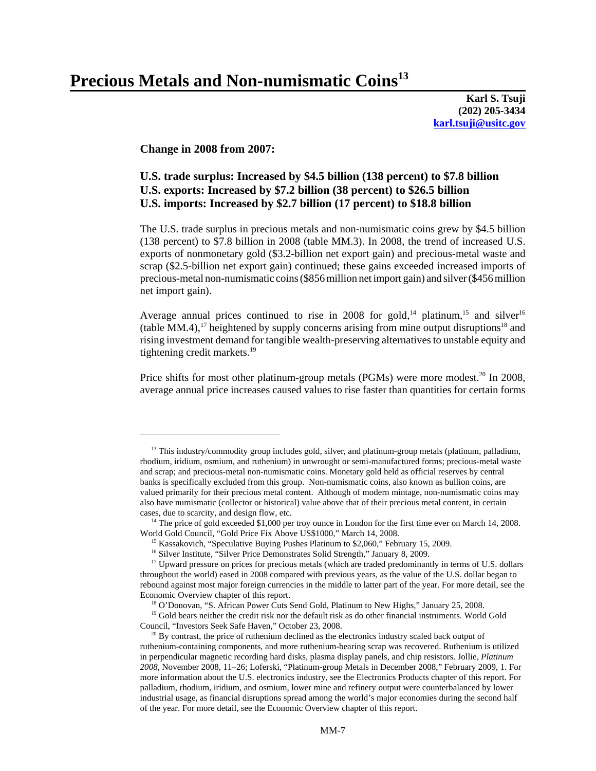# Precious Metals and Non-numismatic Coins[13]

**Karl S. Tsuji**
**(202) 205-3434**
**karl.tsuji@usitc.gov**

**Change in 2008 from 2007:**

**U.S. trade surplus: Increased by $4.5 billion (138 percent) to $7.8 billion**
**U.S. exports: Increased by $7.2 billion (38 percent) to $26.5 billion**
**U.S. imports: Increased by $2.7 billion (17 percent) to $18.8 billion**

The U.S. trade surplus in precious metals and non-numismatic coins grew by $4.5 billion (138 percent) to $7.8 billion in 2008 (table MM.3). In 2008, the trend of increased U.S. exports of nonmonetary gold ($3.2-billion net export gain) and precious-metal waste and scrap ($2.5-billion net export gain) continued; these gains exceeded increased imports of precious-metal non-numismatic coins ($856 million net import gain) and silver ($456 million net import gain).

Average annual prices continued to rise in 2008 for gold,[14] platinum,[15] and silver[16] (table MM.4),[17] heightened by supply concerns arising from mine output disruptions[18] and rising investment demand for tangible wealth-preserving alternatives to unstable equity and tightening credit markets.[19]

Price shifts for most other platinum-group metals (PGMs) were more modest.[20] In 2008, average annual price increases caused values to rise faster than quantities for certain forms

---

[13] This industry/commodity group includes gold, silver, and platinum-group metals (platinum, palladium, rhodium, iridium, osmium, and ruthenium) in unwrought or semi-manufactured forms; precious-metal waste and scrap; and precious-metal non-numismatic coins. Monetary gold held as official reserves by central banks is specifically excluded from this group. Non-numismatic coins, also known as bullion coins, are valued primarily for their precious metal content. Although of modern mintage, non-numismatic coins may also have numismatic (collector or historical) value above that of their precious metal content, in certain cases, due to scarcity, and design flow, etc.

[14] The price of gold exceeded $1,000 per troy ounce in London for the first time ever on March 14, 2008. World Gold Council, "Gold Price Fix Above US$1000," March 14, 2008.

[15] Kassakovich, "Speculative Buying Pushes Platinum to $2,060," February 15, 2009.

[16] Silver Institute, "Silver Price Demonstrates Solid Strength," January 8, 2009.

[17] Upward pressure on prices for precious metals (which are traded predominantly in terms of U.S. dollars throughout the world) eased in 2008 compared with previous years, as the value of the U.S. dollar began to rebound against most major foreign currencies in the middle to latter part of the year. For more detail, see the Economic Overview chapter of this report.

[18] O'Donovan, "S. African Power Cuts Send Gold, Platinum to New Highs," January 25, 2008.

[19] Gold bears neither the credit risk nor the default risk as do other financial instruments. World Gold Council, "Investors Seek Safe Haven," October 23, 2008.

[20] By contrast, the price of ruthenium declined as the electronics industry scaled back output of ruthenium-containing components, and more ruthenium-bearing scrap was recovered. Ruthenium is utilized in perpendicular magnetic recording hard disks, plasma display panels, and chip resistors. Jollie, *Platinum 2008*, November 2008, 11–26; Loferski, "Platinum-group Metals in December 2008," February 2009, 1. For more information about the U.S. electronics industry, see the Electronics Products chapter of this report. For palladium, rhodium, iridium, and osmium, lower mine and refinery output were counterbalanced by lower industrial usage, as financial disruptions spread among the world's major economies during the second half of the year. For more detail, see the Economic Overview chapter of this report.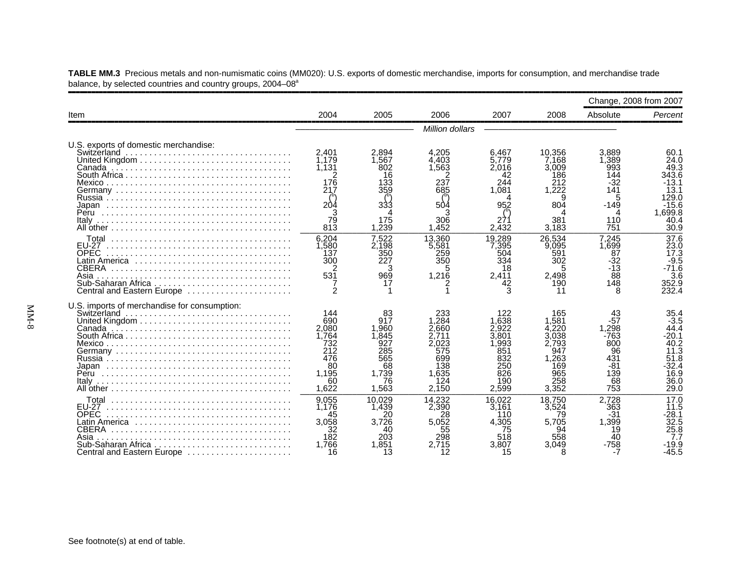**TABLE MM.3** Precious metals and non-numismatic coins (MM020): U.S. exports of domestic merchandise, imports for consumption, and merchandise trade balance, by selected countries and country groups, 2004–08[a]

| Item | 2004 | 2005 | 2006 | 2007 | 2008 | Change, 2008 from 2007 | |
|---|---|---|---|---|---|---|---|
| | | | | | | Absolute | *Percent* |
| | *Million dollars* | | | | | | |
| U.S. exports of domestic merchandise: | | | | | | | |
| Switzerland | 2,401 | 2,894 | 4,205 | 6,467 | 10,356 | 3,889 | 60.1 |
| United Kingdom | 1,179 | 1,567 | 4,403 | 5,779 | 7,168 | 1,389 | 24.0 |
| Canada | 1,131 | 802 | 1,563 | 2,016 | 3,009 | 993 | 49.3 |
| South Africa | 2 | 16 | 2 | 42 | 186 | 144 | 343.6 |
| Mexico | 176 | 133 | 237 | 244 | 212 | -32 | -13.1 |
| Germany | 217 | 359 | 685 | 1,081 | 1,222 | 141 | 13.1 |
| Russia | ([b]) | ([b]) | ([b]) | 4 | 9 | 5 | 129.0 |
| Japan | 204 | 333 | 504 | 952 | 804 | -149 | -15.6 |
| Peru | 3 | 4 | 3 | ([b]) | 4 | 4 | 1,699.8 |
| Italy | 79 | 175 | 306 | 271 | 381 | 110 | 40.4 |
| All other | 813 | 1,239 | 1,452 | 2,432 | 3,183 | 751 | 30.9 |
| Total | 6,204 | 7,522 | 13,360 | 19,289 | 26,534 | 7,245 | 37.6 |
| EU-27 | 1,580 | 2,198 | 5,581 | 7,395 | 9,095 | 1,699 | 23.0 |
| OPEC | 137 | 350 | 259 | 504 | 591 | 87 | 17.3 |
| Latin America | 300 | 227 | 350 | 334 | 302 | -32 | -9.5 |
| CBERA | 2 | 3 | 5 | 18 | 5 | -13 | -71.6 |
| Asia | 531 | 969 | 1,216 | 2,411 | 2,498 | 88 | 3.6 |
| Sub-Saharan Africa | 7 | 17 | 2 | 42 | 190 | 148 | 352.9 |
| Central and Eastern Europe | 2 | 1 | 1 | 3 | 11 | 8 | 232.4 |
| U.S. imports of merchandise for consumption: | | | | | | | |
| Switzerland | 144 | 83 | 233 | 122 | 165 | 43 | 35.4 |
| United Kingdom | 690 | 917 | 1,284 | 1,638 | 1,581 | -57 | -3.5 |
| Canada | 2,080 | 1,960 | 2,660 | 2,922 | 4,220 | 1,298 | 44.4 |
| South Africa | 1,764 | 1,845 | 2,711 | 3,801 | 3,038 | -763 | -20.1 |
| Mexico | 732 | 927 | 2,023 | 1,993 | 2,793 | 800 | 40.2 |
| Germany | 212 | 285 | 575 | 851 | 947 | 96 | 11.3 |
| Russia | 476 | 565 | 699 | 832 | 1,263 | 431 | 51.8 |
| Japan | 80 | 68 | 138 | 250 | 169 | -81 | -32.4 |
| Peru | 1,195 | 1,739 | 1,635 | 826 | 965 | 139 | 16.9 |
| Italy | 60 | 76 | 124 | 190 | 258 | 68 | 36.0 |
| All other | 1,622 | 1,563 | 2,150 | 2,599 | 3,352 | 753 | 29.0 |
| Total | 9,055 | 10,029 | 14,232 | 16,022 | 18,750 | 2,728 | 17.0 |
| EU-27 | 1,176 | 1,439 | 2,390 | 3,161 | 3,524 | 363 | 11.5 |
| OPEC | 45 | 20 | 28 | 110 | 79 | -31 | -28.1 |
| Latin America | 3,058 | 3,726 | 5,052 | 4,305 | 5,705 | 1,399 | 32.5 |
| CBERA | 32 | 40 | 55 | 75 | 94 | 19 | 25.8 |
| Asia | 182 | 203 | 298 | 518 | 558 | 40 | 7.7 |
| Sub-Saharan Africa | 1,766 | 1,851 | 2,715 | 3,807 | 3,049 | -758 | -19.9 |
| Central and Eastern Europe | 16 | 13 | 12 | 15 | 8 | -7 | -45.5 |

See footnote(s) at end of table.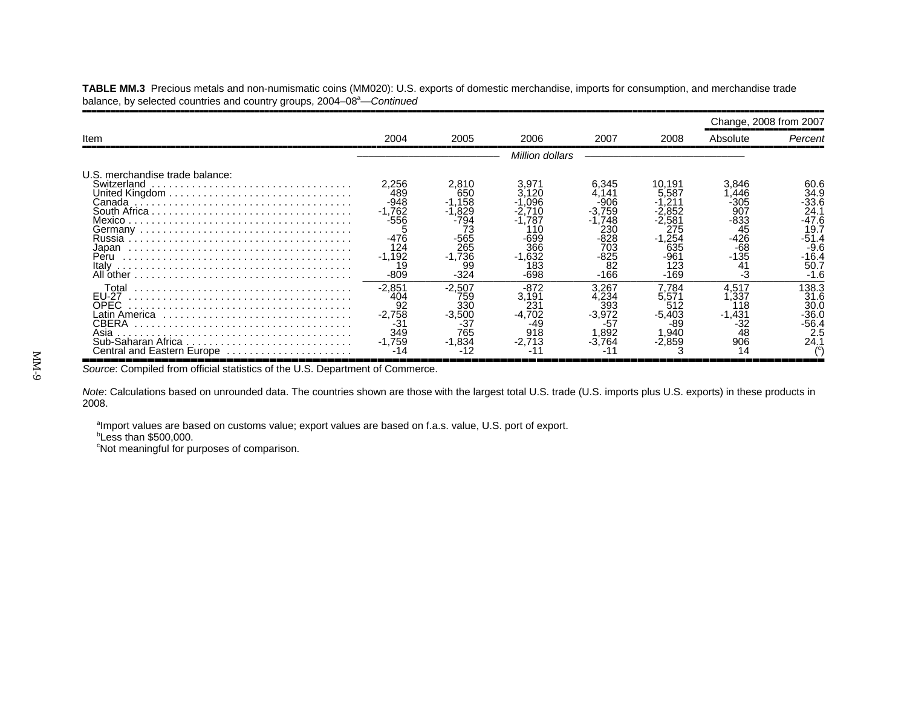**TABLE MM.3** Precious metals and non-numismatic coins (MM020): U.S. exports of domestic merchandise, imports for consumption, and merchandise trade balance, by selected countries and country groups, 2004–08[a]—*Continued*

| Item | 2004 | 2005 | 2006 | 2007 | 2008 | Change, 2008 from 2007 | |
|---|---|---|---|---|---|---|---|
| | | | | | | Absolute | *Percent* |
| | *Million dollars* | | | | | | |
| U.S. merchandise trade balance: | | | | | | | |
| Switzerland | 2,256 | 2,810 | 3,971 | 6,345 | 10,191 | 3,846 | 60.6 |
| United Kingdom | 489 | 650 | 3,120 | 4,141 | 5,587 | 1,446 | 34.9 |
| Canada | -948 | -1,158 | -1,096 | -906 | -1,211 | -305 | -33.6 |
| South Africa | -1,762 | -1,829 | -2,710 | -3,759 | -2,852 | 907 | 24.1 |
| Mexico | -556 | -794 | -1,787 | -1,748 | -2,581 | -833 | -47.6 |
| Germany | 5 | 73 | 110 | 230 | 275 | 45 | 19.7 |
| Russia | -476 | -565 | -699 | -828 | -1,254 | -426 | -51.4 |
| Japan | 124 | 265 | 366 | 703 | 635 | -68 | -9.6 |
| Peru | -1,192 | -1,736 | -1,632 | -825 | -961 | -135 | -16.4 |
| Italy | 19 | 99 | 183 | 82 | 123 | 41 | 50.7 |
| All other | -809 | -324 | -698 | -166 | -169 | -3 | -1.6 |
| Total | -2,851 | -2,507 | -872 | 3,267 | 7,784 | 4,517 | 138.3 |
| EU-27 | 404 | 759 | 3,191 | 4,234 | 5,571 | 1,337 | 31.6 |
| OPEC | 92 | 330 | 231 | 393 | 512 | 118 | 30.0 |
| Latin America | -2,758 | -3,500 | -4,702 | -3,972 | -5,403 | -1,431 | -36.0 |
| CBERA | -31 | -37 | -49 | -57 | -89 | -32 | -56.4 |
| Asia | 349 | 765 | 918 | 1,892 | 1,940 | 48 | 2.5 |
| Sub-Saharan Africa | -1,759 | -1,834 | -2,713 | -3,764 | -2,859 | 906 | 24.1 |
| Central and Eastern Europe | -14 | -12 | -11 | -11 | 3 | 14 | ([c]) |

*Source*: Compiled from official statistics of the U.S. Department of Commerce.

*Note*: Calculations based on unrounded data. The countries shown are those with the largest total U.S. trade (U.S. imports plus U.S. exports) in these products in 2008.

[a]Import values are based on customs value; export values are based on f.a.s. value, U.S. port of export.
[b]Less than $500,000.
[c]Not meaningful for purposes of comparison.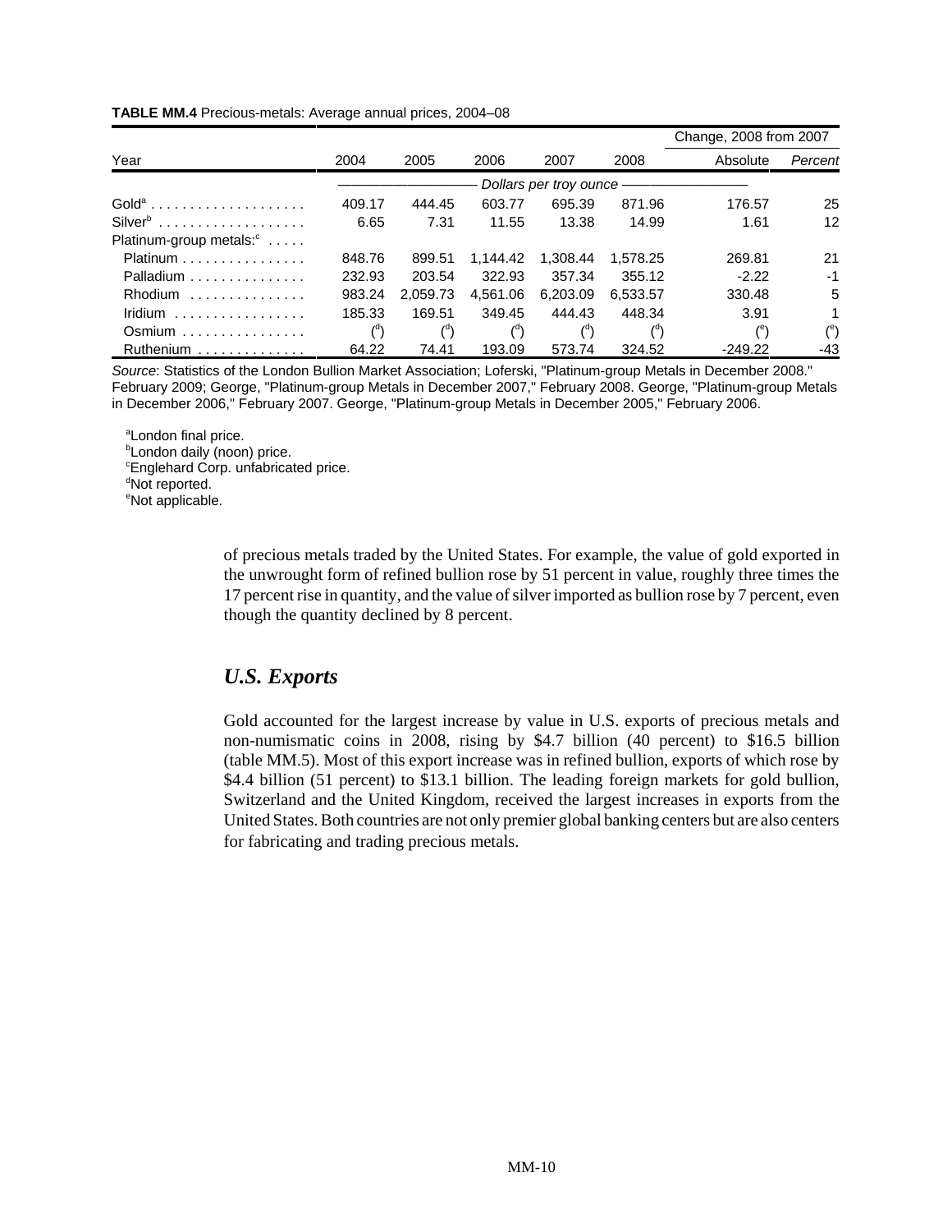**TABLE MM.4** Precious-metals: Average annual prices, 2004–08

| Year | 2004 | 2005 | 2006 | 2007 | 2008 | Change, 2008 from 2007 | |
|---|---|---|---|---|---|---|---|
| | | | | | | Absolute | *Percent* |
| | *Dollars per troy ounce* | | | | | | |
| Gold[a] | 409.17 | 444.45 | 603.77 | 695.39 | 871.96 | 176.57 | 25 |
| Silver[b] | 6.65 | 7.31 | 11.55 | 13.38 | 14.99 | 1.61 | 12 |
| Platinum-group metals:[c] | | | | | | | |
| Platinum | 848.76 | 899.51 | 1,144.42 | 1,308.44 | 1,578.25 | 269.81 | 21 |
| Palladium | 232.93 | 203.54 | 322.93 | 357.34 | 355.12 | -2.22 | -1 |
| Rhodium | 983.24 | 2,059.73 | 4,561.06 | 6,203.09 | 6,533.57 | 330.48 | 5 |
| Iridium | 185.33 | 169.51 | 349.45 | 444.43 | 448.34 | 3.91 | 1 |
| Osmium | ([d]) | ([d]) | ([d]) | ([d]) | ([d]) | ([e]) | ([e]) |
| Ruthenium | 64.22 | 74.41 | 193.09 | 573.74 | 324.52 | -249.22 | -43 |

*Source*: Statistics of the London Bullion Market Association; Loferski, "Platinum-group Metals in December 2008." February 2009; George, "Platinum-group Metals in December 2007," February 2008. George, "Platinum-group Metals in December 2006," February 2007. George, "Platinum-group Metals in December 2005," February 2006.

[a]London final price.
[b]London daily (noon) price.
[c]Englehard Corp. unfabricated price.
[d]Not reported.
[e]Not applicable.

of precious metals traded by the United States. For example, the value of gold exported in the unwrought form of refined bullion rose by 51 percent in value, roughly three times the 17 percent rise in quantity, and the value of silver imported as bullion rose by 7 percent, even though the quantity declined by 8 percent.

## *U.S. Exports*

Gold accounted for the largest increase by value in U.S. exports of precious metals and non-numismatic coins in 2008, rising by $4.7 billion (40 percent) to $16.5 billion (table MM.5). Most of this export increase was in refined bullion, exports of which rose by $4.4 billion (51 percent) to $13.1 billion. The leading foreign markets for gold bullion, Switzerland and the United Kingdom, received the largest increases in exports from the United States. Both countries are not only premier global banking centers but are also centers for fabricating and trading precious metals.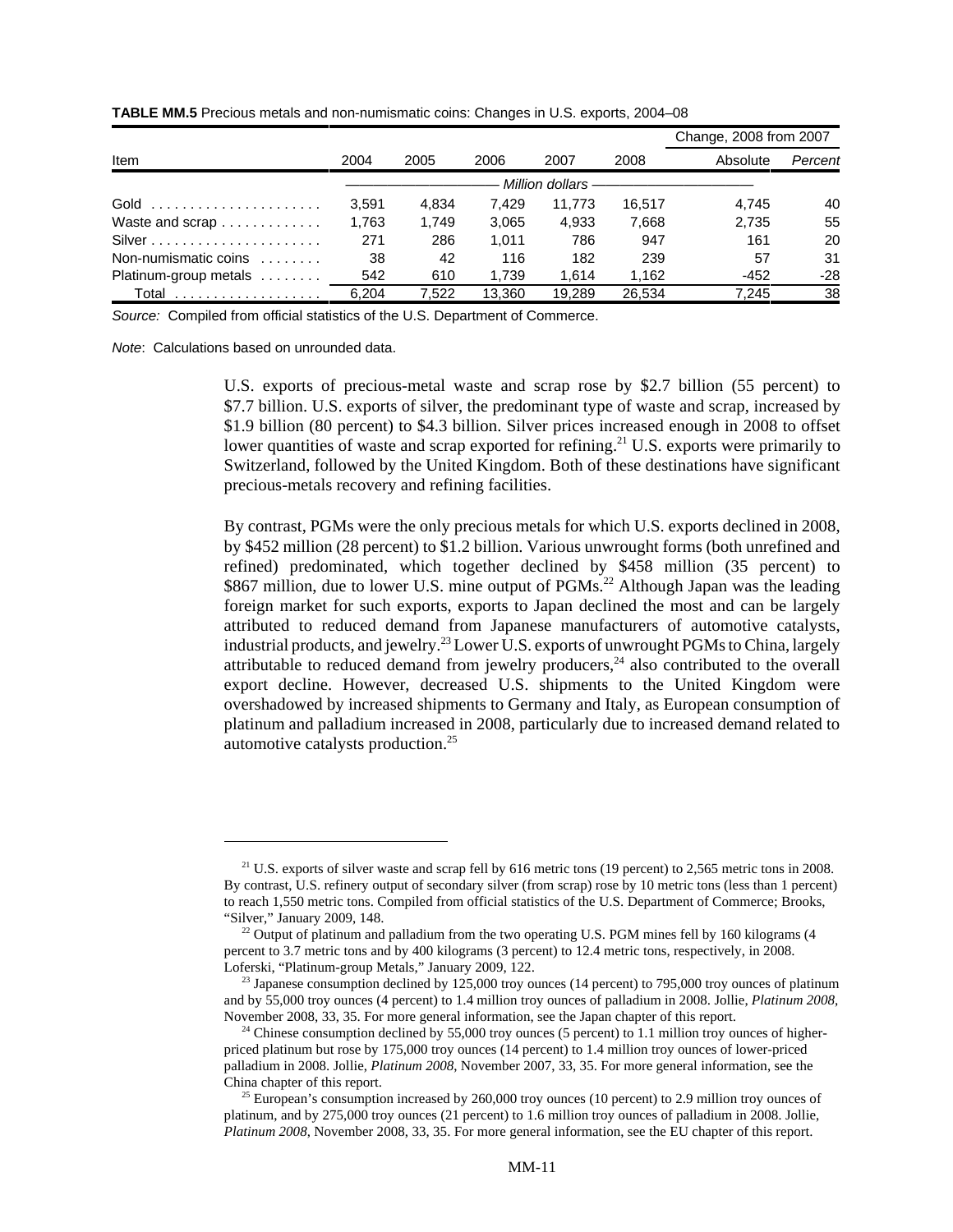**TABLE MM.5** Precious metals and non-numismatic coins: Changes in U.S. exports, 2004–08

| Item | 2004 | 2005 | 2006 | 2007 | 2008 | Change, 2008 from 2007 | |
|---|---|---|---|---|---|---|---|
| | | | | | | Absolute | *Percent* |
| | *Million dollars* | | | | | | |
| Gold | 3,591 | 4,834 | 7,429 | 11,773 | 16,517 | 4,745 | 40 |
| Waste and scrap | 1,763 | 1,749 | 3,065 | 4,933 | 7,668 | 2,735 | 55 |
| Silver | 271 | 286 | 1,011 | 786 | 947 | 161 | 20 |
| Non-numismatic coins | 38 | 42 | 116 | 182 | 239 | 57 | 31 |
| Platinum-group metals | 542 | 610 | 1,739 | 1,614 | 1,162 | -452 | -28 |
| Total | 6,204 | 7,522 | 13,360 | 19,289 | 26,534 | 7,245 | 38 |

*Source:* Compiled from official statistics of the U.S. Department of Commerce.

*Note*: Calculations based on unrounded data.

U.S. exports of precious-metal waste and scrap rose by $2.7 billion (55 percent) to $7.7 billion. U.S. exports of silver, the predominant type of waste and scrap, increased by $1.9 billion (80 percent) to $4.3 billion. Silver prices increased enough in 2008 to offset lower quantities of waste and scrap exported for refining.[21] U.S. exports were primarily to Switzerland, followed by the United Kingdom. Both of these destinations have significant precious-metals recovery and refining facilities.

By contrast, PGMs were the only precious metals for which U.S. exports declined in 2008, by $452 million (28 percent) to $1.2 billion. Various unwrought forms (both unrefined and refined) predominated, which together declined by $458 million (35 percent) to $867 million, due to lower U.S. mine output of PGMs.[22] Although Japan was the leading foreign market for such exports, exports to Japan declined the most and can be largely attributed to reduced demand from Japanese manufacturers of automotive catalysts, industrial products, and jewelry.[23] Lower U.S. exports of unwrought PGMs to China, largely attributable to reduced demand from jewelry producers,[24] also contributed to the overall export decline. However, decreased U.S. shipments to the United Kingdom were overshadowed by increased shipments to Germany and Italy, as European consumption of platinum and palladium increased in 2008, particularly due to increased demand related to automotive catalysts production.[25]

---

[21] U.S. exports of silver waste and scrap fell by 616 metric tons (19 percent) to 2,565 metric tons in 2008. By contrast, U.S. refinery output of secondary silver (from scrap) rose by 10 metric tons (less than 1 percent) to reach 1,550 metric tons. Compiled from official statistics of the U.S. Department of Commerce; Brooks, "Silver," January 2009, 148.

[22] Output of platinum and palladium from the two operating U.S. PGM mines fell by 160 kilograms (4 percent to 3.7 metric tons and by 400 kilograms (3 percent) to 12.4 metric tons, respectively, in 2008. Loferski, "Platinum-group Metals," January 2009, 122.

[23] Japanese consumption declined by 125,000 troy ounces (14 percent) to 795,000 troy ounces of platinum and by 55,000 troy ounces (4 percent) to 1.4 million troy ounces of palladium in 2008. Jollie, *Platinum 2008*, November 2008, 33, 35. For more general information, see the Japan chapter of this report.

[24] Chinese consumption declined by 55,000 troy ounces (5 percent) to 1.1 million troy ounces of higher-priced platinum but rose by 175,000 troy ounces (14 percent) to 1.4 million troy ounces of lower-priced palladium in 2008. Jollie, *Platinum 2008*, November 2007, 33, 35. For more general information, see the China chapter of this report.

[25] European's consumption increased by 260,000 troy ounces (10 percent) to 2.9 million troy ounces of platinum, and by 275,000 troy ounces (21 percent) to 1.6 million troy ounces of palladium in 2008. Jollie, *Platinum 2008*, November 2008, 33, 35. For more general information, see the EU chapter of this report.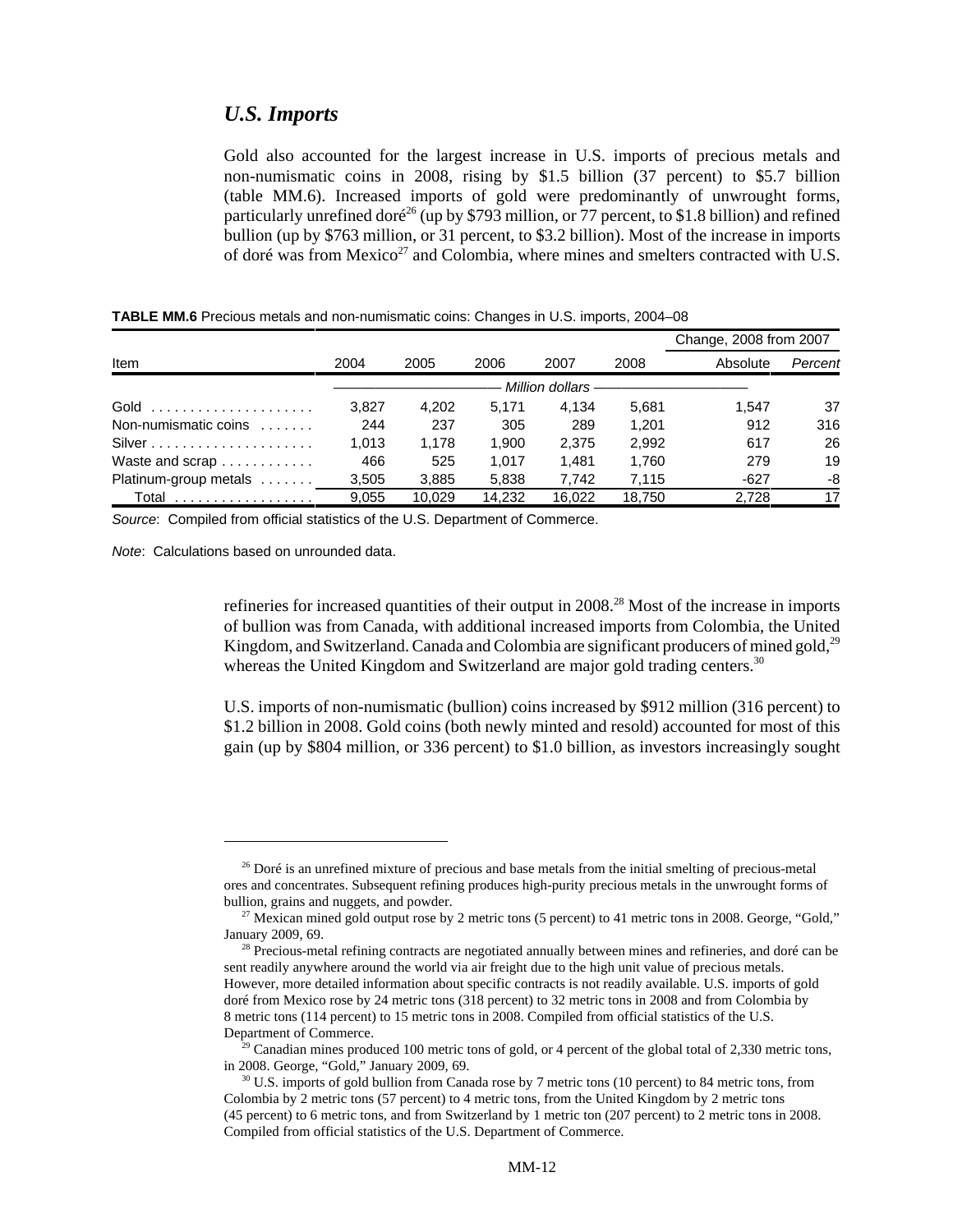## *U.S. Imports*

Gold also accounted for the largest increase in U.S. imports of precious metals and non-numismatic coins in 2008, rising by $1.5 billion (37 percent) to $5.7 billion (table MM.6). Increased imports of gold were predominantly of unwrought forms, particularly unrefined doré[26] (up by $793 million, or 77 percent, to $1.8 billion) and refined bullion (up by $763 million, or 31 percent, to $3.2 billion). Most of the increase in imports of doré was from Mexico[27] and Colombia, where mines and smelters contracted with U.S. refineries for increased quantities of their output in 2008.[28] Most of the increase in imports of bullion was from Canada, with additional increased imports from Colombia, the United Kingdom, and Switzerland. Canada and Colombia are significant producers of mined gold,[29] whereas the United Kingdom and Switzerland are major gold trading centers.[30]

**TABLE MM.6** Precious metals and non-numismatic coins: Changes in U.S. imports, 2004–08

| Item | 2004 | 2005 | 2006 | 2007 | 2008 | Change, 2008 from 2007 | |
|---|---|---|---|---|---|---|---|
| | | | | | | Absolute | *Percent* |
| | *Million dollars* | | | | | | |
| Gold | 3,827 | 4,202 | 5,171 | 4,134 | 5,681 | 1,547 | 37 |
| Non-numismatic coins | 244 | 237 | 305 | 289 | 1,201 | 912 | 316 |
| Silver | 1,013 | 1,178 | 1,900 | 2,375 | 2,992 | 617 | 26 |
| Waste and scrap | 466 | 525 | 1,017 | 1,481 | 1,760 | 279 | 19 |
| Platinum-group metals | 3,505 | 3,885 | 5,838 | 7,742 | 7,115 | -627 | -8 |
| Total | 9,055 | 10,029 | 14,232 | 16,022 | 18,750 | 2,728 | 17 |

*Source*: Compiled from official statistics of the U.S. Department of Commerce.

*Note*: Calculations based on unrounded data.

U.S. imports of non-numismatic (bullion) coins increased by $912 million (316 percent) to $1.2 billion in 2008. Gold coins (both newly minted and resold) accounted for most of this gain (up by $804 million, or 336 percent) to $1.0 billion, as investors increasingly sought

[26] Doré is an unrefined mixture of precious and base metals from the initial smelting of precious-metal ores and concentrates. Subsequent refining produces high-purity precious metals in the unwrought forms of bullion, grains and nuggets, and powder.

[27] Mexican mined gold output rose by 2 metric tons (5 percent) to 41 metric tons in 2008. George, "Gold," January 2009, 69.

[28] Precious-metal refining contracts are negotiated annually between mines and refineries, and doré can be sent readily anywhere around the world via air freight due to the high unit value of precious metals. However, more detailed information about specific contracts is not readily available. U.S. imports of gold doré from Mexico rose by 24 metric tons (318 percent) to 32 metric tons in 2008 and from Colombia by 8 metric tons (114 percent) to 15 metric tons in 2008. Compiled from official statistics of the U.S. Department of Commerce.

[29] Canadian mines produced 100 metric tons of gold, or 4 percent of the global total of 2,330 metric tons, in 2008. George, "Gold," January 2009, 69.

[30] U.S. imports of gold bullion from Canada rose by 7 metric tons (10 percent) to 84 metric tons, from Colombia by 2 metric tons (57 percent) to 4 metric tons, from the United Kingdom by 2 metric tons (45 percent) to 6 metric tons, and from Switzerland by 1 metric ton (207 percent) to 2 metric tons in 2008. Compiled from official statistics of the U.S. Department of Commerce.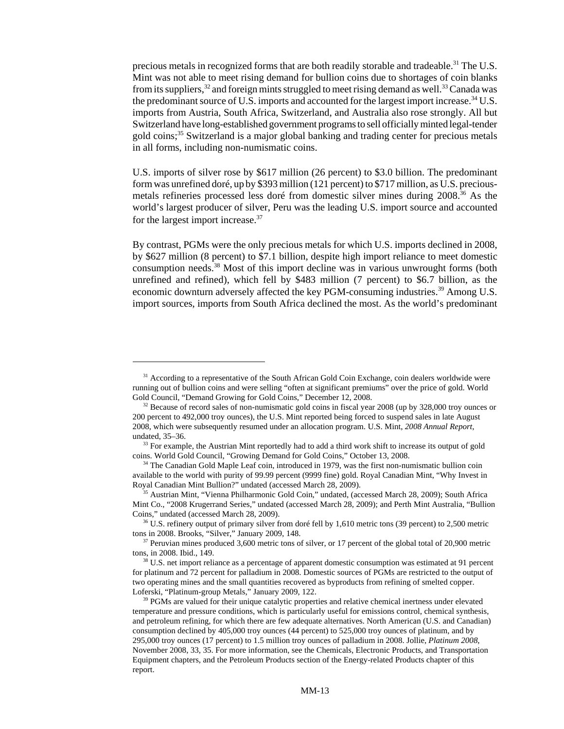precious metals in recognized forms that are both readily storable and tradeable.[31] The U.S. Mint was not able to meet rising demand for bullion coins due to shortages of coin blanks from its suppliers,[32] and foreign mints struggled to meet rising demand as well.[33] Canada was the predominant source of U.S. imports and accounted for the largest import increase.[34] U.S. imports from Austria, South Africa, Switzerland, and Australia also rose strongly. All but Switzerland have long-established government programs to sell officially minted legal-tender gold coins;[35] Switzerland is a major global banking and trading center for precious metals in all forms, including non-numismatic coins.

U.S. imports of silver rose by $617 million (26 percent) to $3.0 billion. The predominant form was unrefined doré, up by $393 million (121 percent) to $717 million, as U.S. precious-metals refineries processed less doré from domestic silver mines during 2008.[36] As the world's largest producer of silver, Peru was the leading U.S. import source and accounted for the largest import increase.[37]

By contrast, PGMs were the only precious metals for which U.S. imports declined in 2008, by $627 million (8 percent) to $7.1 billion, despite high import reliance to meet domestic consumption needs.[38] Most of this import decline was in various unwrought forms (both unrefined and refined), which fell by $483 million (7 percent) to $6.7 billion, as the economic downturn adversely affected the key PGM-consuming industries.[39] Among U.S. import sources, imports from South Africa declined the most. As the world's predominant

---

[31] According to a representative of the South African Gold Coin Exchange, coin dealers worldwide were running out of bullion coins and were selling "often at significant premiums" over the price of gold. World Gold Council, "Demand Growing for Gold Coins," December 12, 2008.

[32] Because of record sales of non-numismatic gold coins in fiscal year 2008 (up by 328,000 troy ounces or 200 percent to 492,000 troy ounces), the U.S. Mint reported being forced to suspend sales in late August 2008, which were subsequently resumed under an allocation program. U.S. Mint, *2008 Annual Report*, undated, 35–36.

[33] For example, the Austrian Mint reportedly had to add a third work shift to increase its output of gold coins. World Gold Council, "Growing Demand for Gold Coins," October 13, 2008.

[34] The Canadian Gold Maple Leaf coin, introduced in 1979, was the first non-numismatic bullion coin available to the world with purity of 99.99 percent (9999 fine) gold. Royal Canadian Mint, "Why Invest in Royal Canadian Mint Bullion?" undated (accessed March 28, 2009).

[35] Austrian Mint, "Vienna Philharmonic Gold Coin," undated, (accessed March 28, 2009); South Africa Mint Co., "2008 Krugerrand Series," undated (accessed March 28, 2009); and Perth Mint Australia, "Bullion Coins," undated (accessed March 28, 2009).

[36] U.S. refinery output of primary silver from doré fell by 1,610 metric tons (39 percent) to 2,500 metric tons in 2008. Brooks, "Silver," January 2009, 148.

[37] Peruvian mines produced 3,600 metric tons of silver, or 17 percent of the global total of 20,900 metric tons, in 2008. Ibid., 149.

[38] U.S. net import reliance as a percentage of apparent domestic consumption was estimated at 91 percent for platinum and 72 percent for palladium in 2008. Domestic sources of PGMs are restricted to the output of two operating mines and the small quantities recovered as byproducts from refining of smelted copper. Loferski, "Platinum-group Metals," January 2009, 122.

[39] PGMs are valued for their unique catalytic properties and relative chemical inertness under elevated temperature and pressure conditions, which is particularly useful for emissions control, chemical synthesis, and petroleum refining, for which there are few adequate alternatives. North American (U.S. and Canadian) consumption declined by 405,000 troy ounces (44 percent) to 525,000 troy ounces of platinum, and by 295,000 troy ounces (17 percent) to 1.5 million troy ounces of palladium in 2008. Jollie, *Platinum 2008*, November 2008, 33, 35. For more information, see the Chemicals, Electronic Products, and Transportation Equipment chapters, and the Petroleum Products section of the Energy-related Products chapter of this report.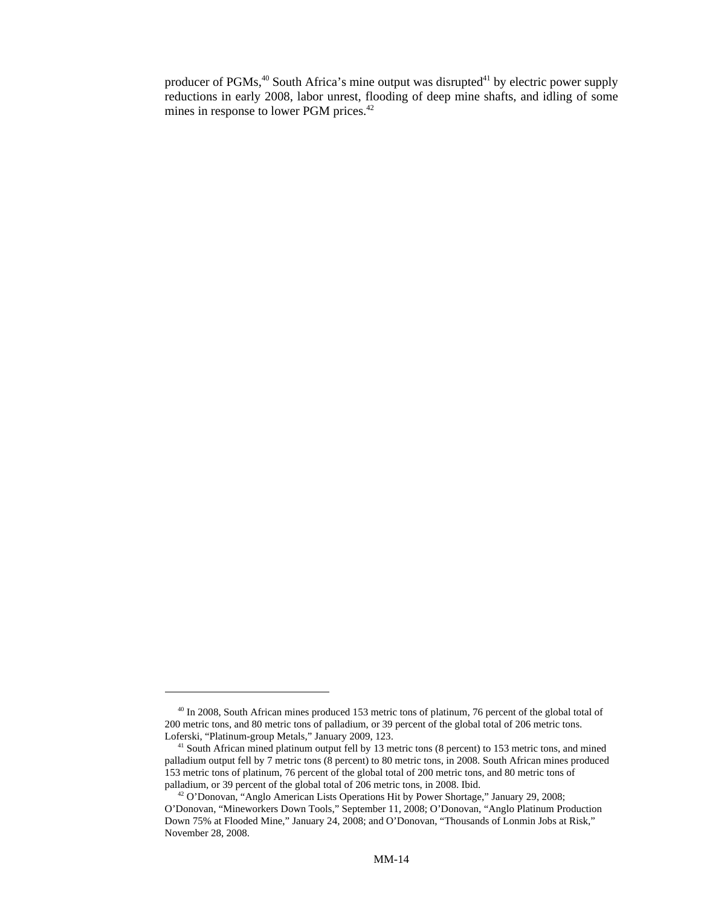producer of PGMs,[40] South Africa's mine output was disrupted[41] by electric power supply reductions in early 2008, labor unrest, flooding of deep mine shafts, and idling of some mines in response to lower PGM prices.[42]

---

[40] In 2008, South African mines produced 153 metric tons of platinum, 76 percent of the global total of 200 metric tons, and 80 metric tons of palladium, or 39 percent of the global total of 206 metric tons. Loferski, "Platinum-group Metals," January 2009, 123.

[41] South African mined platinum output fell by 13 metric tons (8 percent) to 153 metric tons, and mined palladium output fell by 7 metric tons (8 percent) to 80 metric tons, in 2008. South African mines produced 153 metric tons of platinum, 76 percent of the global total of 200 metric tons, and 80 metric tons of palladium, or 39 percent of the global total of 206 metric tons, in 2008. Ibid.

[42] O'Donovan, "Anglo American Lists Operations Hit by Power Shortage," January 29, 2008; O'Donovan, "Mineworkers Down Tools," September 11, 2008; O'Donovan, "Anglo Platinum Production Down 75% at Flooded Mine," January 24, 2008; and O'Donovan, "Thousands of Lonmin Jobs at Risk," November 28, 2008.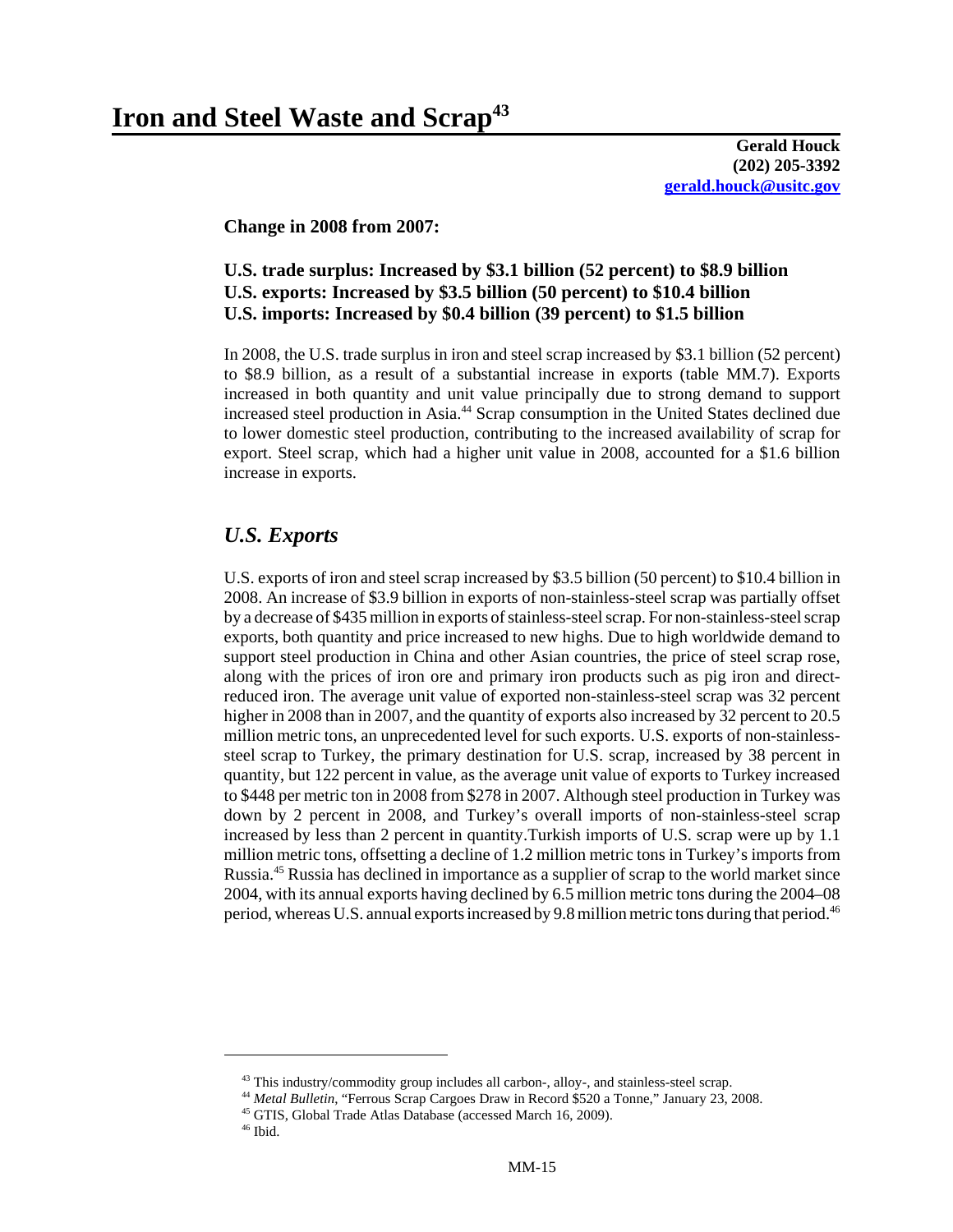# Iron and Steel Waste and Scrap[43]

**Gerald Houck**
**(202) 205-3392**
**gerald.houck@usitc.gov**

**Change in 2008 from 2007:**

**U.S. trade surplus: Increased by $3.1 billion (52 percent) to $8.9 billion**
**U.S. exports: Increased by $3.5 billion (50 percent) to $10.4 billion**
**U.S. imports: Increased by $0.4 billion (39 percent) to $1.5 billion**

In 2008, the U.S. trade surplus in iron and steel scrap increased by $3.1 billion (52 percent) to $8.9 billion, as a result of a substantial increase in exports (table MM.7). Exports increased in both quantity and unit value principally due to strong demand to support increased steel production in Asia.[44] Scrap consumption in the United States declined due to lower domestic steel production, contributing to the increased availability of scrap for export. Steel scrap, which had a higher unit value in 2008, accounted for a $1.6 billion increase in exports.

## *U.S. Exports*

U.S. exports of iron and steel scrap increased by $3.5 billion (50 percent) to $10.4 billion in 2008. An increase of $3.9 billion in exports of non-stainless-steel scrap was partially offset by a decrease of $435 million in exports of stainless-steel scrap. For non-stainless-steel scrap exports, both quantity and price increased to new highs. Due to high worldwide demand to support steel production in China and other Asian countries, the price of steel scrap rose, along with the prices of iron ore and primary iron products such as pig iron and direct-reduced iron. The average unit value of exported non-stainless-steel scrap was 32 percent higher in 2008 than in 2007, and the quantity of exports also increased by 32 percent to 20.5 million metric tons, an unprecedented level for such exports. U.S. exports of non-stainless-steel scrap to Turkey, the primary destination for U.S. scrap, increased by 38 percent in quantity, but 122 percent in value, as the average unit value of exports to Turkey increased to $448 per metric ton in 2008 from $278 in 2007. Although steel production in Turkey was down by 2 percent in 2008, and Turkey's overall imports of non-stainless-steel scrap increased by less than 2 percent in quantity.Turkish imports of U.S. scrap were up by 1.1 million metric tons, offsetting a decline of 1.2 million metric tons in Turkey's imports from Russia.[45] Russia has declined in importance as a supplier of scrap to the world market since 2004, with its annual exports having declined by 6.5 million metric tons during the 2004–08 period, whereas U.S. annual exports increased by 9.8 million metric tons during that period.[46]

---

[43] This industry/commodity group includes all carbon-, alloy-, and stainless-steel scrap.

[44] *Metal Bulletin*, "Ferrous Scrap Cargoes Draw in Record $520 a Tonne," January 23, 2008.

[45] GTIS, Global Trade Atlas Database (accessed March 16, 2009).

[46] Ibid.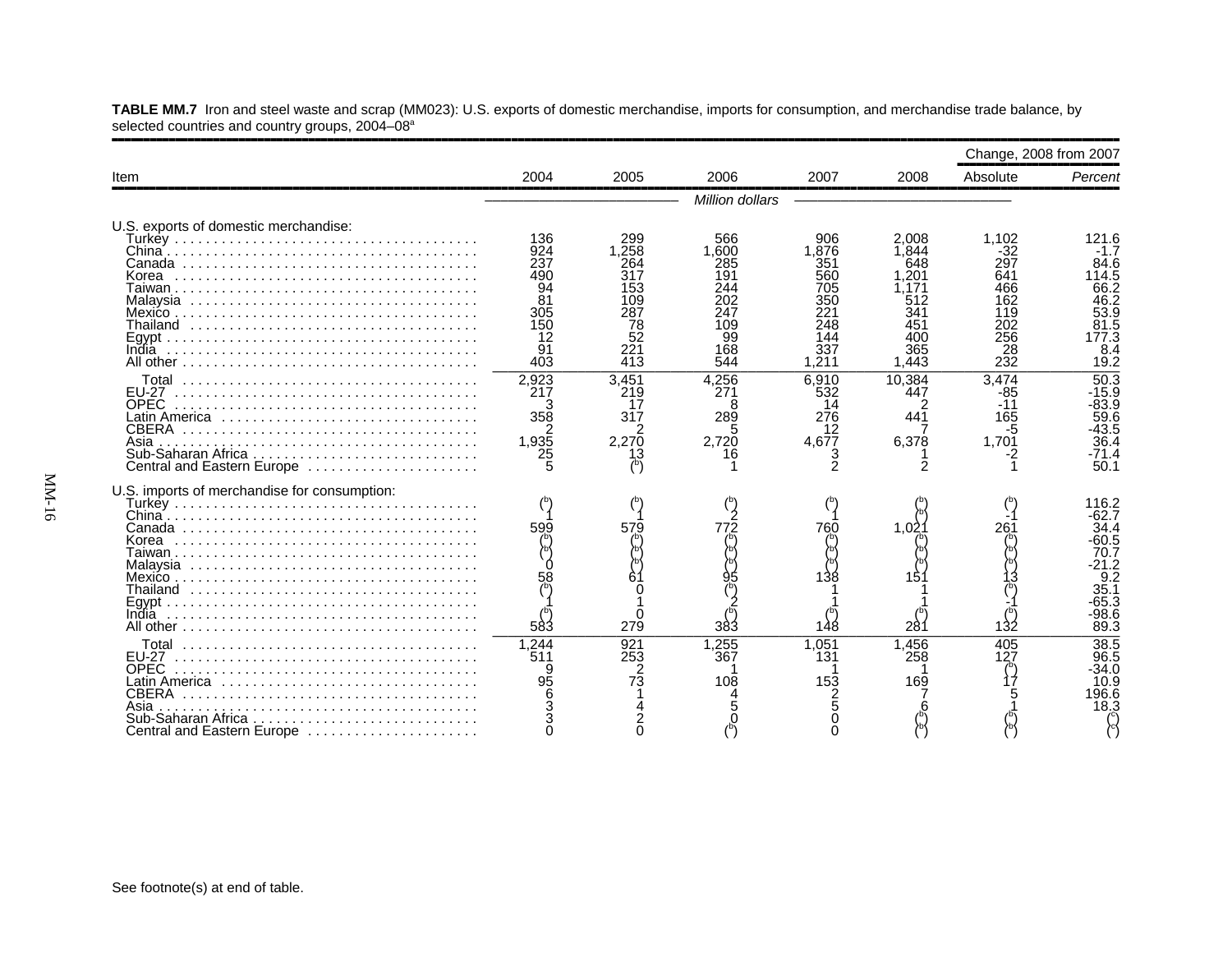**TABLE MM.7** Iron and steel waste and scrap (MM023): U.S. exports of domestic merchandise, imports for consumption, and merchandise trade balance, by selected countries and country groups, 2004–08[a]

| Item | 2004 | 2005 | 2006 | 2007 | 2008 | Change, 2008 from 2007 Absolute | *Percent* |
|---|---|---|---|---|---|---|---|
| | *Million dollars* | | | | | | |
| U.S. exports of domestic merchandise: | | | | | | | |
| Turkey | 136 | 299 | 566 | 906 | 2,008 | 1,102 | 121.6 |
| China | 924 | 1,258 | 1,600 | 1,876 | 1,844 | -32 | -1.7 |
| Canada | 237 | 264 | 285 | 351 | 648 | 297 | 84.6 |
| Korea | 490 | 317 | 191 | 560 | 1,201 | 641 | 114.5 |
| Taiwan | 94 | 153 | 244 | 705 | 1,171 | 466 | 66.2 |
| Malaysia | 81 | 109 | 202 | 350 | 512 | 162 | 46.2 |
| Mexico | 305 | 287 | 247 | 221 | 341 | 119 | 53.9 |
| Thailand | 150 | 78 | 109 | 248 | 451 | 202 | 81.5 |
| Egypt | 12 | 52 | 99 | 144 | 400 | 256 | 177.3 |
| India | 91 | 221 | 168 | 337 | 365 | 28 | 8.4 |
| All other | 403 | 413 | 544 | 1,211 | 1,443 | 232 | 19.2 |
| Total | 2,923 | 3,451 | 4,256 | 6,910 | 10,384 | 3,474 | 50.3 |
| EU-27 | 217 | 219 | 271 | 532 | 447 | -85 | -15.9 |
| OPEC | 3 | 17 | 8 | 14 | 2 | -11 | -83.9 |
| Latin America | 358 | 317 | 289 | 276 | 441 | 165 | 59.6 |
| CBERA | 2 | 2 | 5 | 12 | 7 | -5 | -43.5 |
| Asia | 1,935 | 2,270 | 2,720 | 4,677 | 6,378 | 1,701 | 36.4 |
| Sub-Saharan Africa | 25 | 13 | 16 | 3 | 1 | -2 | -71.4 |
| Central and Eastern Europe | 5 | ([b]) | 1 | 2 | 2 | 1 | 50.1 |
| U.S. imports of merchandise for consumption: | | | | | | | |
| Turkey | ([b]) | ([b]) | ([b]) | ([b]) | ([b]) | ([b]) | 116.2 |
| China | 1 | 1 | 2 | 1 | ([b]) | -1 | -62.7 |
| Canada | 599 | 579 | 772 | 760 | 1,021 | 261 | 34.4 |
| Korea | ([b]) | ([b]) | ([b]) | ([b]) | ([b]) | ([b]) | -60.5 |
| Taiwan | ([b]) | ([b]) | ([b]) | ([b]) | ([b]) | ([b]) | 70.7 |
| Malaysia | 0 | ([b]) | ([b]) | ([b]) | ([b]) | ([b]) | -21.2 |
| Mexico | 58 | 61 | 95 | 138 | 151 | 13 | 9.2 |
| Thailand | ([b]) | 0 | ([b]) | 1 | 1 | ([b]) | 35.1 |
| Egypt | 1 | 1 | 2 | 1 | 1 | -1 | -65.3 |
| India | ([b]) | 0 | ([b]) | ([b]) | ([b]) | ([b]) | -98.6 |
| All other | 583 | 279 | 383 | 148 | 281 | 132 | 89.3 |
| Total | 1,244 | 921 | 1,255 | 1,051 | 1,456 | 405 | 38.5 |
| EU-27 | 511 | 253 | 367 | 131 | 258 | 127 | 96.5 |
| OPEC | 9 | 2 | 1 | 1 | 1 | ([b]) | -34.0 |
| Latin America | 95 | 73 | 108 | 153 | 169 | 17 | 10.9 |
| CBERA | 6 | 1 | 4 | 2 | 7 | 5 | 196.6 |
| Asia | 3 | 4 | 5 | 5 | 6 | 1 | 18.3 |
| Sub-Saharan Africa | 3 | 2 | 0 | 0 | ([b]) | ([b]) | ([c]) |
| Central and Eastern Europe | 0 | 0 | ([b]) | 0 | ([b]) | ([b]) | ([c]) |

See footnote(s) at end of table.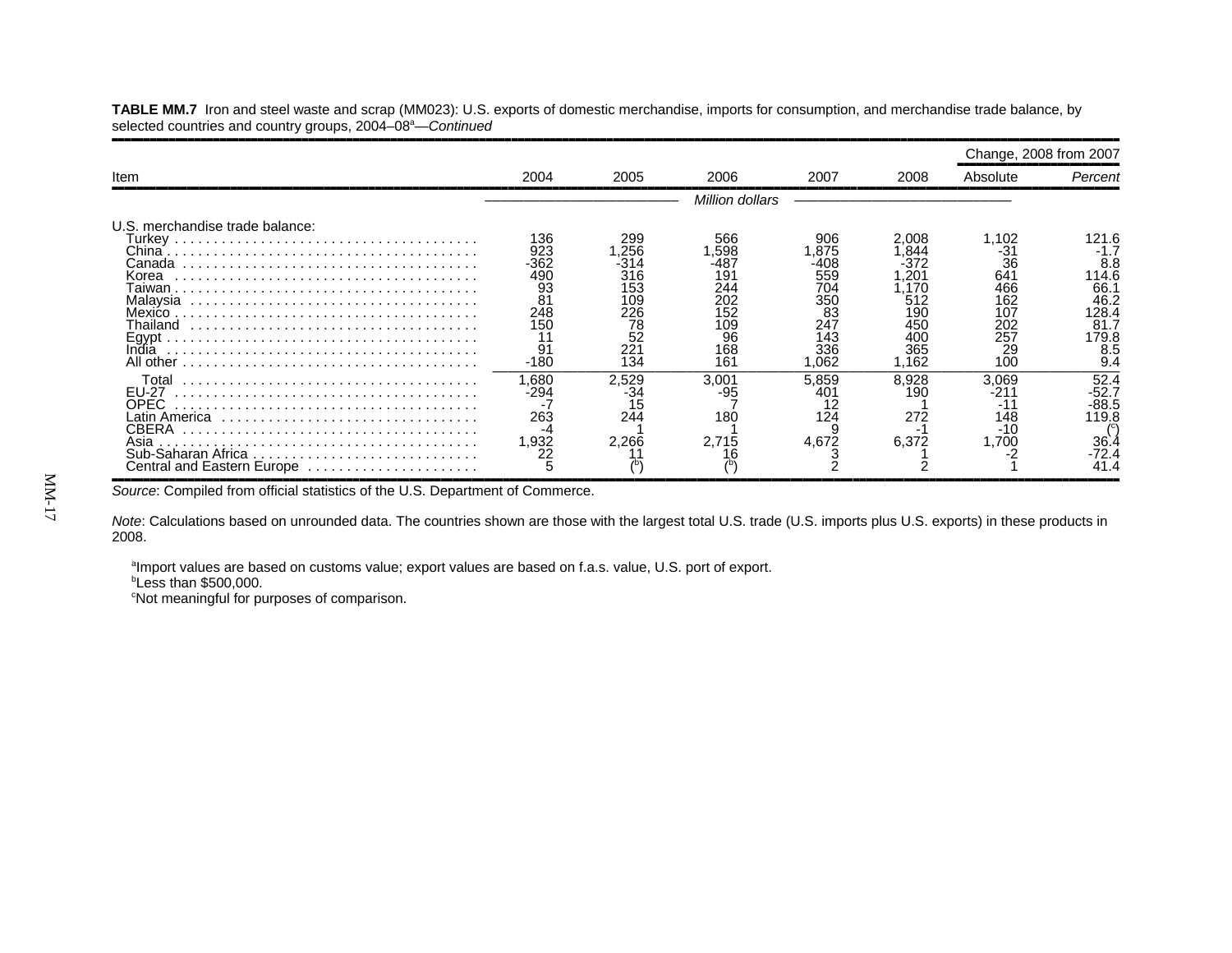**TABLE MM.7** Iron and steel waste and scrap (MM023): U.S. exports of domestic merchandise, imports for consumption, and merchandise trade balance, by selected countries and country groups, 2004–08[a]—*Continued*

| Item | 2004 | 2005 | 2006 | 2007 | 2008 | Change, 2008 from 2007 Absolute | Change, 2008 from 2007 *Percent* |
|---|---|---|---|---|---|---|---|
| | *Million dollars* | | | | | | |
| U.S. merchandise trade balance: | | | | | | | |
| Turkey | 136 | 299 | 566 | 906 | 2,008 | 1,102 | 121.6 |
| China | 923 | 1,256 | 1,598 | 1,875 | 1,844 | -31 | -1.7 |
| Canada | -362 | -314 | -487 | -408 | -372 | 36 | 8.8 |
| Korea | 490 | 316 | 191 | 559 | 1,201 | 641 | 114.6 |
| Taiwan | 93 | 153 | 244 | 704 | 1,170 | 466 | 66.1 |
| Malaysia | 81 | 109 | 202 | 350 | 512 | 162 | 46.2 |
| Mexico | 248 | 226 | 152 | 83 | 190 | 107 | 128.4 |
| Thailand | 150 | 78 | 109 | 247 | 450 | 202 | 81.7 |
| Egypt | 11 | 52 | 96 | 143 | 400 | 257 | 179.8 |
| India | 91 | 221 | 168 | 336 | 365 | 29 | 8.5 |
| All other | -180 | 134 | 161 | 1,062 | 1,162 | 100 | 9.4 |
| Total | 1,680 | 2,529 | 3,001 | 5,859 | 8,928 | 3,069 | 52.4 |
| EU-27 | -294 | -34 | -95 | 401 | 190 | -211 | -52.7 |
| OPEC | -7 | 15 | 7 | 12 | 1 | -11 | -88.5 |
| Latin America | 263 | 244 | 180 | 124 | 272 | 148 | 119.8 |
| CBERA | -4 | 1 | 1 | 9 | -1 | -10 | ([c]) |
| Asia | 1,932 | 2,266 | 2,715 | 4,672 | 6,372 | 1,700 | 36.4 |
| Sub-Saharan Africa | 22 | 11 | 16 | 3 | 1 | -2 | -72.4 |
| Central and Eastern Europe | 5 | ([b]) | ([b]) | 2 | 2 | 1 | 41.4 |

*Source*: Compiled from official statistics of the U.S. Department of Commerce.

*Note*: Calculations based on unrounded data. The countries shown are those with the largest total U.S. trade (U.S. imports plus U.S. exports) in these products in 2008.

[a]Import values are based on customs value; export values are based on f.a.s. value, U.S. port of export.
[b]Less than $500,000.
[c]Not meaningful for purposes of comparison.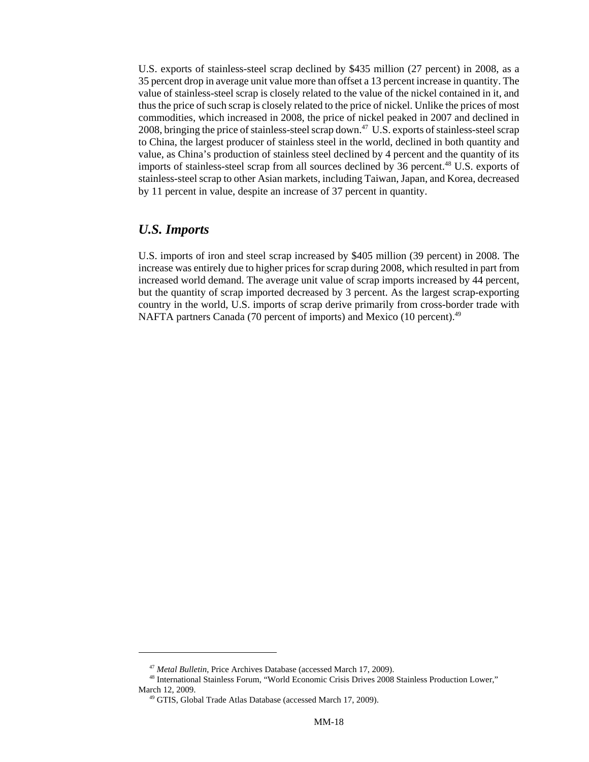U.S. exports of stainless-steel scrap declined by $435 million (27 percent) in 2008, as a 35 percent drop in average unit value more than offset a 13 percent increase in quantity. The value of stainless-steel scrap is closely related to the value of the nickel contained in it, and thus the price of such scrap is closely related to the price of nickel. Unlike the prices of most commodities, which increased in 2008, the price of nickel peaked in 2007 and declined in 2008, bringing the price of stainless-steel scrap down.[47] U.S. exports of stainless-steel scrap to China, the largest producer of stainless steel in the world, declined in both quantity and value, as China's production of stainless steel declined by 4 percent and the quantity of its imports of stainless-steel scrap from all sources declined by 36 percent.[48] U.S. exports of stainless-steel scrap to other Asian markets, including Taiwan, Japan, and Korea, decreased by 11 percent in value, despite an increase of 37 percent in quantity.

### *U.S. Imports*

U.S. imports of iron and steel scrap increased by $405 million (39 percent) in 2008. The increase was entirely due to higher prices for scrap during 2008, which resulted in part from increased world demand. The average unit value of scrap imports increased by 44 percent, but the quantity of scrap imported decreased by 3 percent. As the largest scrap-exporting country in the world, U.S. imports of scrap derive primarily from cross-border trade with NAFTA partners Canada (70 percent of imports) and Mexico (10 percent).[49]

---

[47] *Metal Bulletin*, Price Archives Database (accessed March 17, 2009).

[48] International Stainless Forum, "World Economic Crisis Drives 2008 Stainless Production Lower," March 12, 2009.

[49] GTIS, Global Trade Atlas Database (accessed March 17, 2009).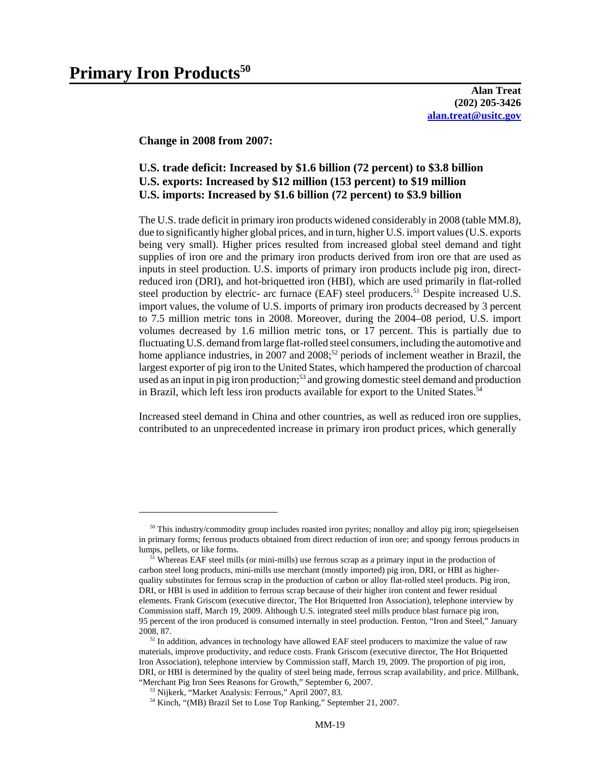# Primary Iron Products[50]

**Alan Treat**
**(202) 205-3426**
**alan.treat@usitc.gov**

**Change in 2008 from 2007:**

**U.S. trade deficit: Increased by $1.6 billion (72 percent) to $3.8 billion**
**U.S. exports: Increased by $12 million (153 percent) to $19 million**
**U.S. imports: Increased by $1.6 billion (72 percent) to $3.9 billion**

The U.S. trade deficit in primary iron products widened considerably in 2008 (table MM.8), due to significantly higher global prices, and in turn, higher U.S. import values (U.S. exports being very small). Higher prices resulted from increased global steel demand and tight supplies of iron ore and the primary iron products derived from iron ore that are used as inputs in steel production. U.S. imports of primary iron products include pig iron, direct-reduced iron (DRI), and hot-briquetted iron (HBI), which are used primarily in flat-rolled steel production by electric- arc furnace (EAF) steel producers.[51] Despite increased U.S. import values, the volume of U.S. imports of primary iron products decreased by 3 percent to 7.5 million metric tons in 2008. Moreover, during the 2004–08 period, U.S. import volumes decreased by 1.6 million metric tons, or 17 percent. This is partially due to fluctuating U.S. demand from large flat-rolled steel consumers, including the automotive and home appliance industries, in 2007 and 2008;[52] periods of inclement weather in Brazil, the largest exporter of pig iron to the United States, which hampered the production of charcoal used as an input in pig iron production;[53] and growing domestic steel demand and production in Brazil, which left less iron products available for export to the United States.[54]

Increased steel demand in China and other countries, as well as reduced iron ore supplies, contributed to an unprecedented increase in primary iron product prices, which generally

---

[50] This industry/commodity group includes roasted iron pyrites; nonalloy and alloy pig iron; spiegelseisen in primary forms; ferrous products obtained from direct reduction of iron ore; and spongy ferrous products in lumps, pellets, or like forms.

[51] Whereas EAF steel mills (or mini-mills) use ferrous scrap as a primary input in the production of carbon steel long products, mini-mills use merchant (mostly imported) pig iron, DRI, or HBI as higher-quality substitutes for ferrous scrap in the production of carbon or alloy flat-rolled steel products. Pig iron, DRI, or HBI is used in addition to ferrous scrap because of their higher iron content and fewer residual elements. Frank Griscom (executive director, The Hot Briquetted Iron Association), telephone interview by Commission staff, March 19, 2009. Although U.S. integrated steel mills produce blast furnace pig iron, 95 percent of the iron produced is consumed internally in steel production. Fenton, "Iron and Steel," January 2008, 87.

[52] In addition, advances in technology have allowed EAF steel producers to maximize the value of raw materials, improve productivity, and reduce costs. Frank Griscom (executive director, The Hot Briquetted Iron Association), telephone interview by Commission staff, March 19, 2009. The proportion of pig iron, DRI, or HBI is determined by the quality of steel being made, ferrous scrap availability, and price. Millbank, "Merchant Pig Iron Sees Reasons for Growth," September 6, 2007.

[53] Nijkerk, "Market Analysis: Ferrous," April 2007, 83.

[54] Kinch, "(MB) Brazil Set to Lose Top Ranking," September 21, 2007.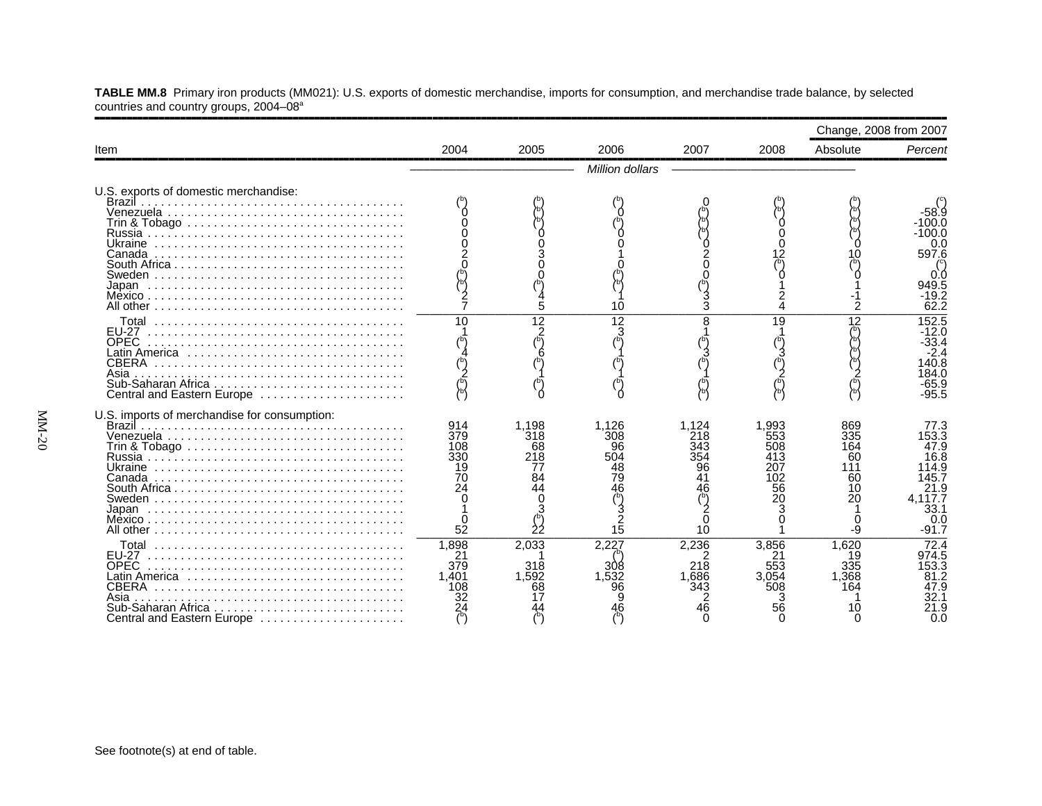**TABLE MM.8** Primary iron products (MM021): U.S. exports of domestic merchandise, imports for consumption, and merchandise trade balance, by selected countries and country groups, 2004–08[a]

| Item | 2004 | 2005 | 2006 | 2007 | 2008 | Change, 2008 from 2007 | |
|---|---|---|---|---|---|---|---|
| | | | | | | Absolute | *Percent* |
| | | | *Million dollars* | | | | |
| U.S. exports of domestic merchandise: | | | | | | | |
| Brazil | ([b]) | ([b]) | ([b]) | 0 | ([b]) | ([b]) | ([c]) |
| Venezuela | 0 | ([b]) | 0 | ([b]) | ([b]) | ([b]) | -58.9 |
| Trin & Tobago | 0 | ([b]) | ([b]) | ([b]) | 0 | ([b]) | -100.0 |
| Russia | 0 | 0 | 0 | ([b]) | 0 | ([b]) | -100.0 |
| Ukraine | 0 | 0 | 0 | 0 | 0 | 0 | 0.0 |
| Canada | 2 | 3 | 1 | 2 | 12 | 10 | 597.6 |
| South Africa | 0 | 0 | 0 | 0 | ([b]) | ([b]) | ([c]) |
| Sweden | ([b]) | 0 | ([b]) | 0 | 0 | 0 | 0.0 |
| Japan | ([b]) | ([b]) | ([b]) | ([b]) | 1 | 1 | 949.5 |
| Mexico | 2 | 4 | 1 | 3 | 2 | -1 | -19.2 |
| All other | 7 | 5 | 10 | 3 | 4 | 2 | 62.2 |
| Total | 10 | 12 | 12 | 8 | 19 | 12 | 152.5 |
| EU-27 | 1 | 2 | 3 | 1 | 1 | ([b]) | -12.0 |
| OPEC | ([b]) | ([b]) | ([b]) | ([b]) | ([b]) | ([b]) | -33.4 |
| Latin America | 4 | 6 | 1 | 3 | 3 | ([b]) | -2.4 |
| CBERA | ([b]) | ([b]) | ([b]) | ([b]) | ([b]) | ([b]) | 140.8 |
| Asia | 2 | 1 | 1 | 1 | 2 | 2 | 184.0 |
| Sub-Saharan Africa | ([b]) | ([b]) | ([b]) | ([b]) | ([b]) | ([b]) | -65.9 |
| Central and Eastern Europe | ([b]) | 0 | 0 | ([b]) | ([b]) | ([b]) | -95.5 |
| U.S. imports of merchandise for consumption: | | | | | | | |
| Brazil | 914 | 1,198 | 1,126 | 1,124 | 1,993 | 869 | 77.3 |
| Venezuela | 379 | 318 | 308 | 218 | 553 | 335 | 153.3 |
| Trin & Tobago | 108 | 68 | 96 | 343 | 508 | 164 | 47.9 |
| Russia | 330 | 218 | 504 | 354 | 413 | 60 | 16.8 |
| Ukraine | 19 | 77 | 48 | 96 | 207 | 111 | 114.9 |
| Canada | 70 | 84 | 79 | 41 | 102 | 60 | 145.7 |
| South Africa | 24 | 44 | 46 | 46 | 56 | 10 | 21.9 |
| Sweden | 0 | 0 | ([b]) | ([b]) | 20 | 20 | 4,117.7 |
| Japan | 1 | 3 | 3 | 2 | 3 | 1 | 33.1 |
| Mexico | 0 | ([b]) | 2 | 0 | 0 | 0 | 0.0 |
| All other | 52 | 22 | 15 | 10 | 1 | -9 | -91.7 |
| Total | 1,898 | 2,033 | 2,227 | 2,236 | 3,856 | 1,620 | 72.4 |
| EU-27 | 21 | 1 | ([b]) | 2 | 21 | 19 | 974.5 |
| OPEC | 379 | 318 | 308 | 218 | 553 | 335 | 153.3 |
| Latin America | 1,401 | 1,592 | 1,532 | 1,686 | 3,054 | 1,368 | 81.2 |
| CBERA | 108 | 68 | 96 | 343 | 508 | 164 | 47.9 |
| Asia | 32 | 17 | 9 | 2 | 3 | 1 | 32.1 |
| Sub-Saharan Africa | 24 | 44 | 46 | 46 | 56 | 10 | 21.9 |
| Central and Eastern Europe | ([b]) | ([b]) | ([b]) | 0 | 0 | 0 | 0.0 |

See footnote(s) at end of table.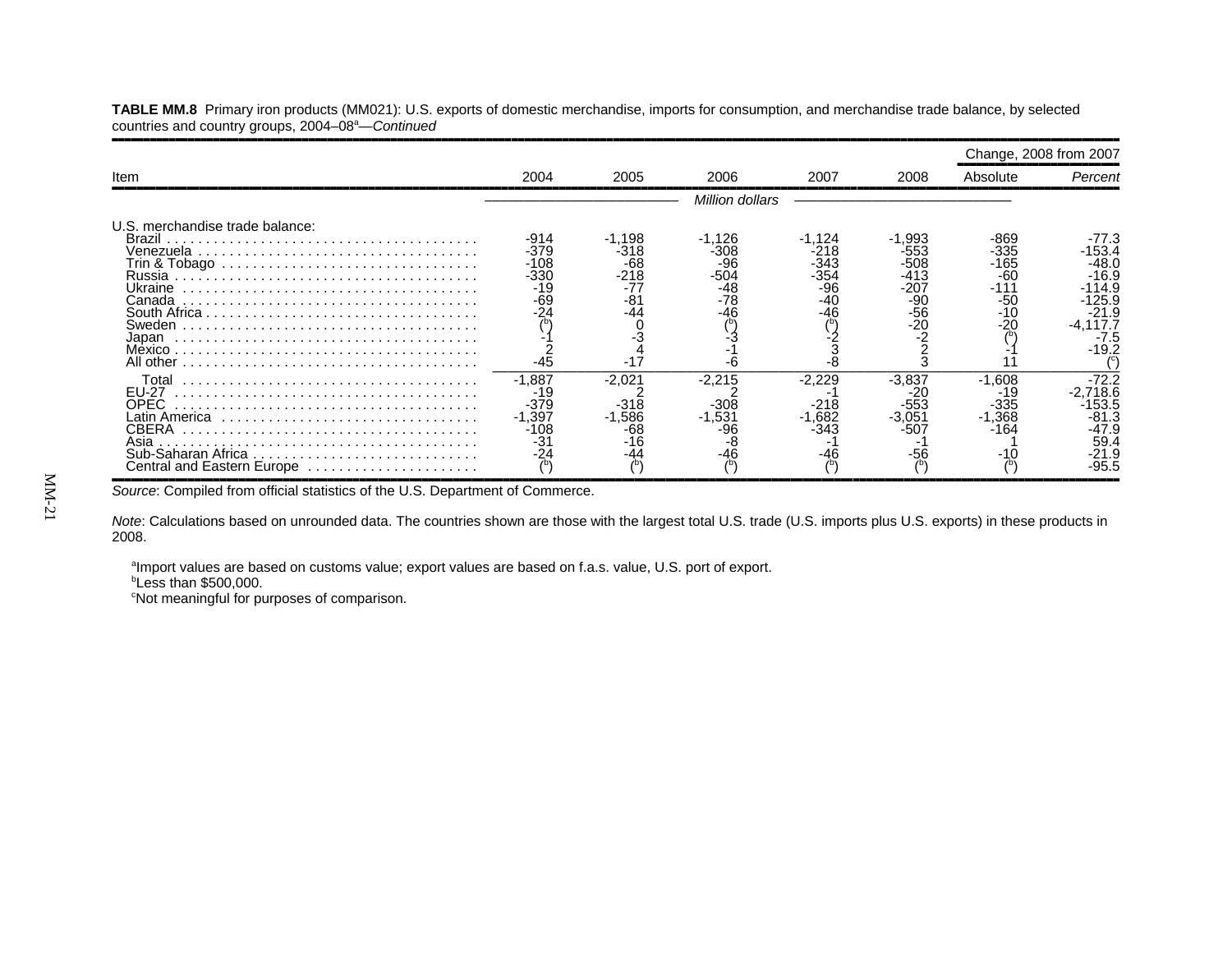**TABLE MM.8** Primary iron products (MM021): U.S. exports of domestic merchandise, imports for consumption, and merchandise trade balance, by selected countries and country groups, 2004–08[a]—*Continued*

| Item | 2004 | 2005 | 2006 | 2007 | 2008 | Change, 2008 from 2007 | |
|---|---|---|---|---|---|---|---|
| | | | | | | Absolute | *Percent* |
| | *Million dollars* | | | | | | |
| U.S. merchandise trade balance: | | | | | | | |
| Brazil | -914 | -1,198 | -1,126 | -1,124 | -1,993 | -869 | -77.3 |
| Venezuela | -379 | -318 | -308 | -218 | -553 | -335 | -153.4 |
| Trin & Tobago | -108 | -68 | -96 | -343 | -508 | -165 | -48.0 |
| Russia | -330 | -218 | -504 | -354 | -413 | -60 | -16.9 |
| Ukraine | -19 | -77 | -48 | -96 | -207 | -111 | -114.9 |
| Canada | -69 | -81 | -78 | -40 | -90 | -50 | -125.9 |
| South Africa | -24 | -44 | -46 | -46 | -56 | -10 | -21.9 |
| Sweden | ([b]) | 0 | ([b]) | ([b]) | -20 | -20 | -4,117.7 |
| Japan | -1 | -3 | -3 | -2 | -2 | ([b]) | -7.5 |
| Mexico | 2 | 4 | -1 | 3 | 2 | -1 | -19.2 |
| All other | -45 | -17 | -6 | -8 | 3 | 11 | ([c]) |
| Total | -1,887 | -2,021 | -2,215 | -2,229 | -3,837 | -1,608 | -72.2 |
| EU-27 | -19 | 2 | 2 | -1 | -20 | -19 | -2,718.6 |
| OPEC | -379 | -318 | -308 | -218 | -553 | -335 | -153.5 |
| Latin America | -1,397 | -1,586 | -1,531 | -1,682 | -3,051 | -1,368 | -81.3 |
| CBERA | -108 | -68 | -96 | -343 | -507 | -164 | -47.9 |
| Asia | -31 | -16 | -8 | -1 | -1 | 1 | 59.4 |
| Sub-Saharan Africa | -24 | -44 | -46 | -46 | -56 | -10 | -21.9 |
| Central and Eastern Europe | ([b]) | ([b]) | ([b]) | ([b]) | ([b]) | ([b]) | -95.5 |

*Source*: Compiled from official statistics of the U.S. Department of Commerce.

*Note*: Calculations based on unrounded data. The countries shown are those with the largest total U.S. trade (U.S. imports plus U.S. exports) in these products in 2008.

[a]Import values are based on customs value; export values are based on f.a.s. value, U.S. port of export.
[b]Less than $500,000.
[c]Not meaningful for purposes of comparison.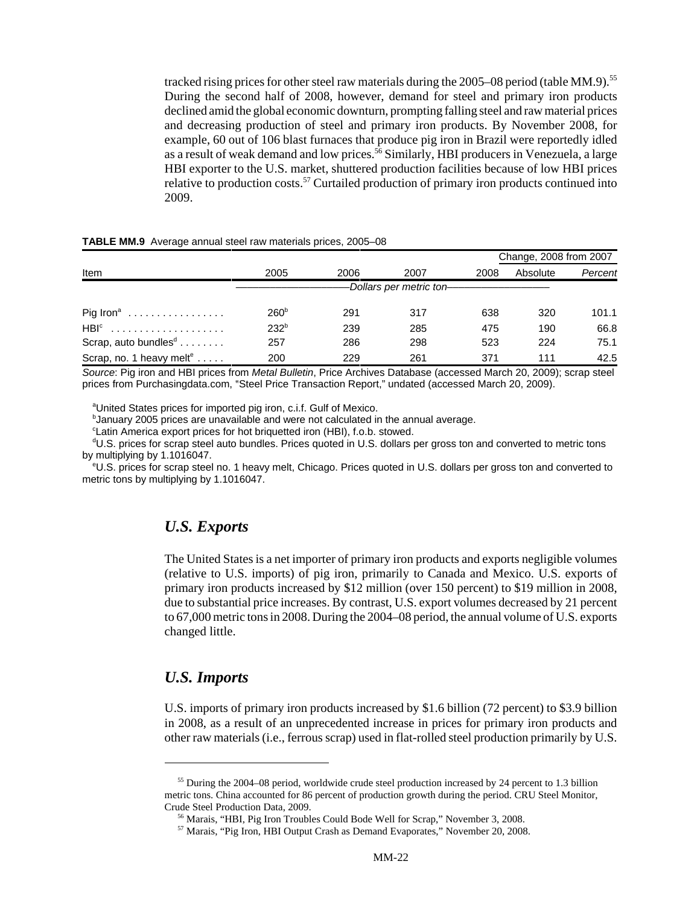tracked rising prices for other steel raw materials during the 2005–08 period (table MM.9).[55] During the second half of 2008, however, demand for steel and primary iron products declined amid the global economic downturn, prompting falling steel and raw material prices and decreasing production of steel and primary iron products. By November 2008, for example, 60 out of 106 blast furnaces that produce pig iron in Brazil were reportedly idled as a result of weak demand and low prices.[56] Similarly, HBI producers in Venezuela, a large HBI exporter to the U.S. market, shuttered production facilities because of low HBI prices relative to production costs.[57] Curtailed production of primary iron products continued into 2009.

**TABLE MM.9** Average annual steel raw materials prices, 2005–08

| Item | 2005 | 2006 | 2007 | 2008 | Change, 2008 from 2007 | |
|---|---|---|---|---|---|---|
| | | | | | Absolute | *Percent* |
| | *Dollars per metric ton* | | | | | |
| Pig Iron[a] | 260[b] | 291 | 317 | 638 | 320 | 101.1 |
| HBI[c] | 232[b] | 239 | 285 | 475 | 190 | 66.8 |
| Scrap, auto bundles[d] | 257 | 286 | 298 | 523 | 224 | 75.1 |
| Scrap, no. 1 heavy melt[e] | 200 | 229 | 261 | 371 | 111 | 42.5 |

*Source*: Pig iron and HBI prices from *Metal Bulletin*, Price Archives Database (accessed March 20, 2009); scrap steel prices from Purchasingdata.com, "Steel Price Transaction Report," undated (accessed March 20, 2009).

[a]United States prices for imported pig iron, c.i.f. Gulf of Mexico.
[b]January 2005 prices are unavailable and were not calculated in the annual average.
[c]Latin America export prices for hot briquetted iron (HBI), f.o.b. stowed.
[d]U.S. prices for scrap steel auto bundles. Prices quoted in U.S. dollars per gross ton and converted to metric tons by multiplying by 1.1016047.
[e]U.S. prices for scrap steel no. 1 heavy melt, Chicago. Prices quoted in U.S. dollars per gross ton and converted to metric tons by multiplying by 1.1016047.

## *U.S. Exports*

The United States is a net importer of primary iron products and exports negligible volumes (relative to U.S. imports) of pig iron, primarily to Canada and Mexico. U.S. exports of primary iron products increased by $12 million (over 150 percent) to $19 million in 2008, due to substantial price increases. By contrast, U.S. export volumes decreased by 21 percent to 67,000 metric tons in 2008. During the 2004–08 period, the annual volume of U.S. exports changed little.

## *U.S. Imports*

U.S. imports of primary iron products increased by $1.6 billion (72 percent) to $3.9 billion in 2008, as a result of an unprecedented increase in prices for primary iron products and other raw materials (i.e., ferrous scrap) used in flat-rolled steel production primarily by U.S.

---

[55] During the 2004–08 period, worldwide crude steel production increased by 24 percent to 1.3 billion metric tons. China accounted for 86 percent of production growth during the period. CRU Steel Monitor, Crude Steel Production Data, 2009.

[56] Marais, "HBI, Pig Iron Troubles Could Bode Well for Scrap," November 3, 2008.

[57] Marais, "Pig Iron, HBI Output Crash as Demand Evaporates," November 20, 2008.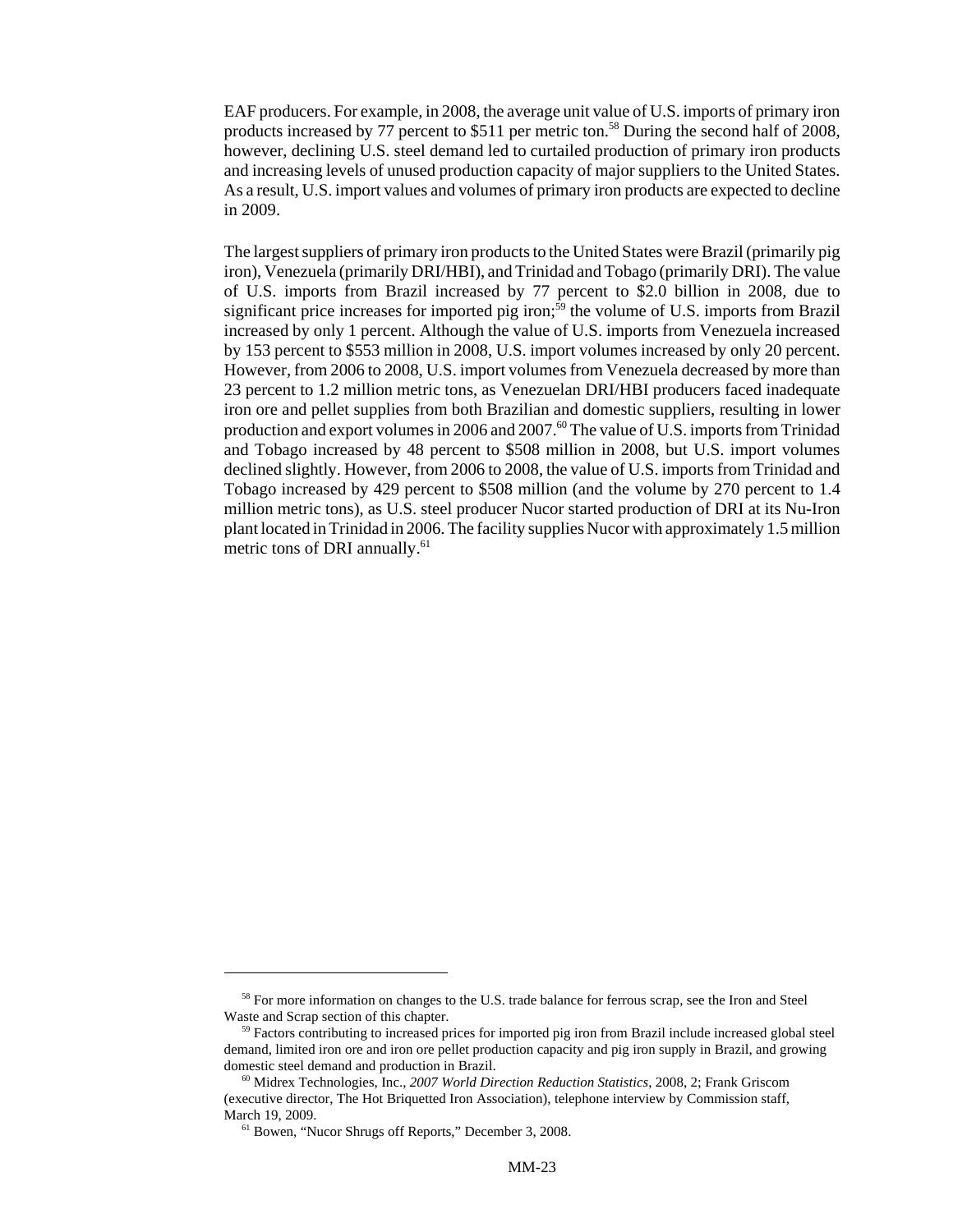EAF producers. For example, in 2008, the average unit value of U.S. imports of primary iron products increased by 77 percent to $511 per metric ton.[58] During the second half of 2008, however, declining U.S. steel demand led to curtailed production of primary iron products and increasing levels of unused production capacity of major suppliers to the United States. As a result, U.S. import values and volumes of primary iron products are expected to decline in 2009.

The largest suppliers of primary iron products to the United States were Brazil (primarily pig iron), Venezuela (primarily DRI/HBI), and Trinidad and Tobago (primarily DRI). The value of U.S. imports from Brazil increased by 77 percent to $2.0 billion in 2008, due to significant price increases for imported pig iron;[59] the volume of U.S. imports from Brazil increased by only 1 percent. Although the value of U.S. imports from Venezuela increased by 153 percent to $553 million in 2008, U.S. import volumes increased by only 20 percent. However, from 2006 to 2008, U.S. import volumes from Venezuela decreased by more than 23 percent to 1.2 million metric tons, as Venezuelan DRI/HBI producers faced inadequate iron ore and pellet supplies from both Brazilian and domestic suppliers, resulting in lower production and export volumes in 2006 and 2007.[60] The value of U.S. imports from Trinidad and Tobago increased by 48 percent to $508 million in 2008, but U.S. import volumes declined slightly. However, from 2006 to 2008, the value of U.S. imports from Trinidad and Tobago increased by 429 percent to $508 million (and the volume by 270 percent to 1.4 million metric tons), as U.S. steel producer Nucor started production of DRI at its Nu-Iron plant located in Trinidad in 2006. The facility supplies Nucor with approximately 1.5 million metric tons of DRI annually.[61]

---

[58] For more information on changes to the U.S. trade balance for ferrous scrap, see the Iron and Steel Waste and Scrap section of this chapter.

[59] Factors contributing to increased prices for imported pig iron from Brazil include increased global steel demand, limited iron ore and iron ore pellet production capacity and pig iron supply in Brazil, and growing domestic steel demand and production in Brazil.

[60] Midrex Technologies, Inc., *2007 World Direction Reduction Statistics*, 2008, 2; Frank Griscom (executive director, The Hot Briquetted Iron Association), telephone interview by Commission staff, March 19, 2009.

[61] Bowen, "Nucor Shrugs off Reports," December 3, 2008.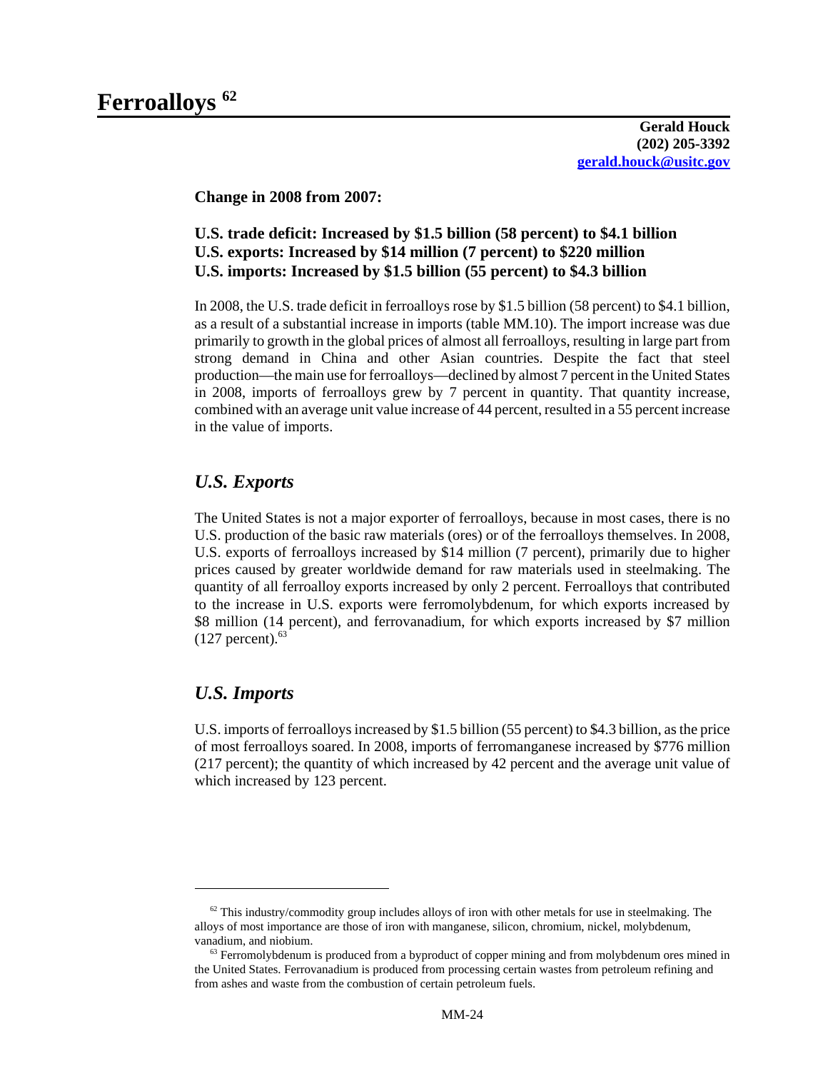# Ferroalloys [62]

**Gerald Houck**
**(202) 205-3392**
**gerald.houck@usitc.gov**

**Change in 2008 from 2007:**

**U.S. trade deficit: Increased by $1.5 billion (58 percent) to $4.1 billion**
**U.S. exports: Increased by $14 million (7 percent) to $220 million**
**U.S. imports: Increased by $1.5 billion (55 percent) to $4.3 billion**

In 2008, the U.S. trade deficit in ferroalloys rose by $1.5 billion (58 percent) to $4.1 billion, as a result of a substantial increase in imports (table MM.10). The import increase was due primarily to growth in the global prices of almost all ferroalloys, resulting in large part from strong demand in China and other Asian countries. Despite the fact that steel production—the main use for ferroalloys—declined by almost 7 percent in the United States in 2008, imports of ferroalloys grew by 7 percent in quantity. That quantity increase, combined with an average unit value increase of 44 percent, resulted in a 55 percent increase in the value of imports.

## *U.S. Exports*

The United States is not a major exporter of ferroalloys, because in most cases, there is no U.S. production of the basic raw materials (ores) or of the ferroalloys themselves. In 2008, U.S. exports of ferroalloys increased by $14 million (7 percent), primarily due to higher prices caused by greater worldwide demand for raw materials used in steelmaking. The quantity of all ferroalloy exports increased by only 2 percent. Ferroalloys that contributed to the increase in U.S. exports were ferromolybdenum, for which exports increased by $8 million (14 percent), and ferrovanadium, for which exports increased by $7 million (127 percent).[63]

## *U.S. Imports*

U.S. imports of ferroalloys increased by $1.5 billion (55 percent) to $4.3 billion, as the price of most ferroalloys soared. In 2008, imports of ferromanganese increased by $776 million (217 percent); the quantity of which increased by 42 percent and the average unit value of which increased by 123 percent.

---

[62] This industry/commodity group includes alloys of iron with other metals for use in steelmaking. The alloys of most importance are those of iron with manganese, silicon, chromium, nickel, molybdenum, vanadium, and niobium.

[63] Ferromolybdenum is produced from a byproduct of copper mining and from molybdenum ores mined in the United States. Ferrovanadium is produced from processing certain wastes from petroleum refining and from ashes and waste from the combustion of certain petroleum fuels.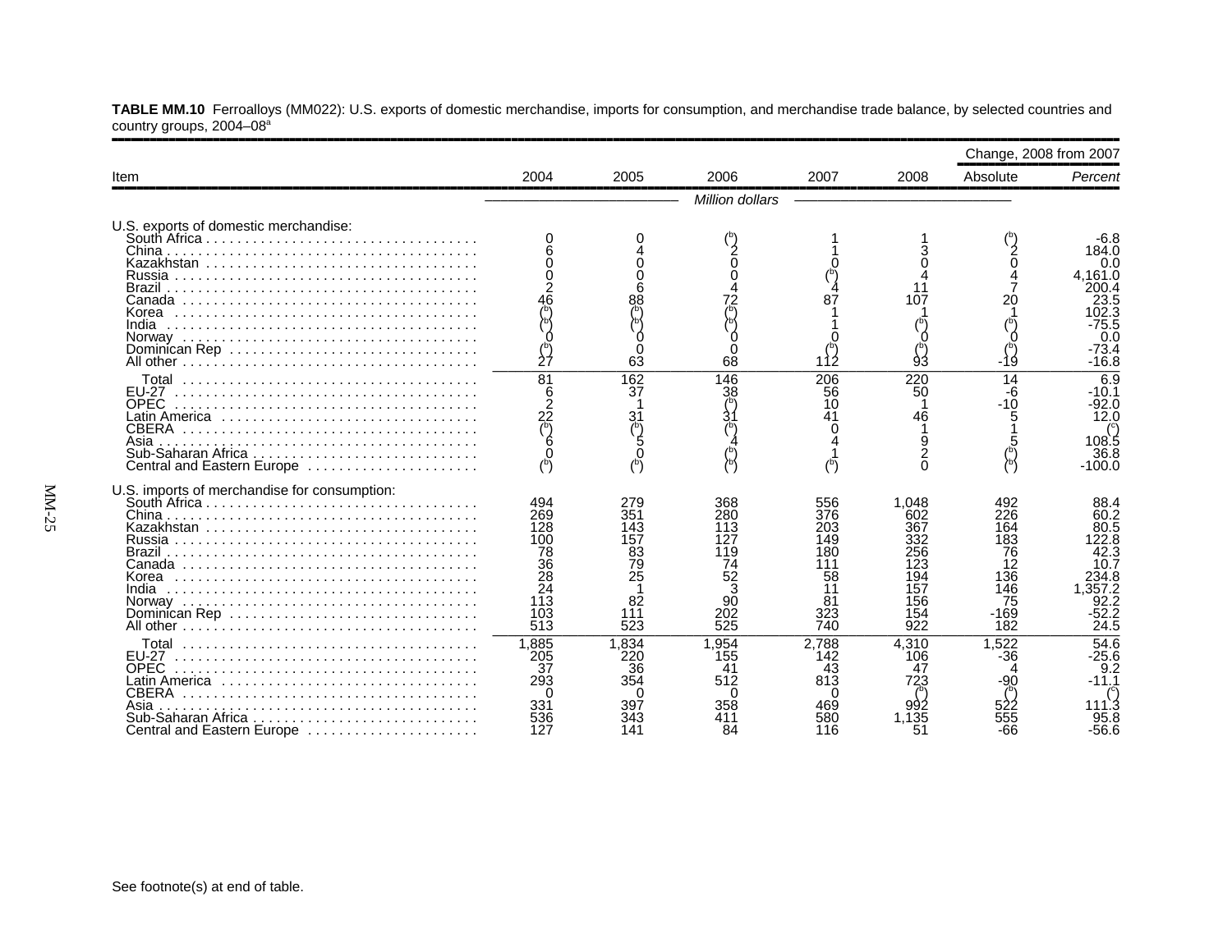**TABLE MM.10** Ferroalloys (MM022): U.S. exports of domestic merchandise, imports for consumption, and merchandise trade balance, by selected countries and country groups, 2004–08[a]

| Item | 2004 | 2005 | 2006 | 2007 | 2008 | Change, 2008 from 2007 Absolute | Change, 2008 from 2007 *Percent* |
|---|---|---|---|---|---|---|---|
| | *Million dollars* | | | | | | |
| U.S. exports of domestic merchandise: | | | | | | | |
| South Africa | 0 | 0 | ([b]) | 1 | 1 | ([b]) | -6.8 |
| China | 6 | 4 | 2 | 1 | 3 | 2 | 184.0 |
| Kazakhstan | 0 | 0 | 0 | 0 | 0 | 0 | 0.0 |
| Russia | 0 | 0 | 0 | ([b]) | 4 | 4 | 4,161.0 |
| Brazil | 2 | 6 | 4 | 4 | 11 | 7 | 200.4 |
| Canada | 46 | 88 | 72 | 87 | 107 | 20 | 23.5 |
| Korea | ([b]) | ([b]) | ([b]) | 1 | 1 | 1 | 102.3 |
| India | ([b]) | ([b]) | ([b]) | 1 | ([b]) | ([b]) | -75.5 |
| Norway | 0 | 0 | 0 | 0 | 0 | 0 | 0.0 |
| Dominican Rep | ([b]) | 0 | 0 | ([b]) | ([b]) | ([b]) | -73.4 |
| All other | 27 | 63 | 68 | 112 | 93 | -19 | -16.8 |
| Total | 81 | 162 | 146 | 206 | 220 | 14 | 6.9 |
| EU-27 | 6 | 37 | 38 | 56 | 50 | -6 | -10.1 |
| OPEC | 2 | 1 | ([b]) | 10 | 1 | -10 | -92.0 |
| Latin America | 22 | 31 | 31 | 41 | 46 | 5 | 12.0 |
| CBERA | ([b]) | ([b]) | ([b]) | 0 | 1 | 1 | ([c]) |
| Asia | 6 | 5 | 4 | 4 | 9 | 5 | 108.5 |
| Sub-Saharan Africa | 0 | 0 | ([b]) | 1 | 2 | ([b]) | 36.8 |
| Central and Eastern Europe | ([b]) | ([b]) | ([b]) | ([b]) | 0 | ([b]) | -100.0 |
| U.S. imports of merchandise for consumption: | | | | | | | |
| South Africa | 494 | 279 | 368 | 556 | 1,048 | 492 | 88.4 |
| China | 269 | 351 | 280 | 376 | 602 | 226 | 60.2 |
| Kazakhstan | 128 | 143 | 113 | 203 | 367 | 164 | 80.5 |
| Russia | 100 | 157 | 127 | 149 | 332 | 183 | 122.8 |
| Brazil | 78 | 83 | 119 | 180 | 256 | 76 | 42.3 |
| Canada | 36 | 79 | 74 | 111 | 123 | 12 | 10.7 |
| Korea | 28 | 25 | 52 | 58 | 194 | 136 | 234.8 |
| India | 24 | 1 | 3 | 11 | 157 | 146 | 1,357.2 |
| Norway | 113 | 82 | 90 | 81 | 156 | 75 | 92.2 |
| Dominican Rep | 103 | 111 | 202 | 323 | 154 | -169 | -52.2 |
| All other | 513 | 523 | 525 | 740 | 922 | 182 | 24.5 |
| Total | 1,885 | 1,834 | 1,954 | 2,788 | 4,310 | 1,522 | 54.6 |
| EU-27 | 205 | 220 | 155 | 142 | 106 | -36 | -25.6 |
| OPEC | 37 | 36 | 41 | 43 | 47 | 4 | 9.2 |
| Latin America | 293 | 354 | 512 | 813 | 723 | -90 | -11.1 |
| CBERA | 0 | 0 | 0 | 0 | ([b]) | ([b]) | ([c]) |
| Asia | 331 | 397 | 358 | 469 | 992 | 522 | 111.3 |
| Sub-Saharan Africa | 536 | 343 | 411 | 580 | 1,135 | 555 | 95.8 |
| Central and Eastern Europe | 127 | 141 | 84 | 116 | 51 | -66 | -56.6 |

See footnote(s) at end of table.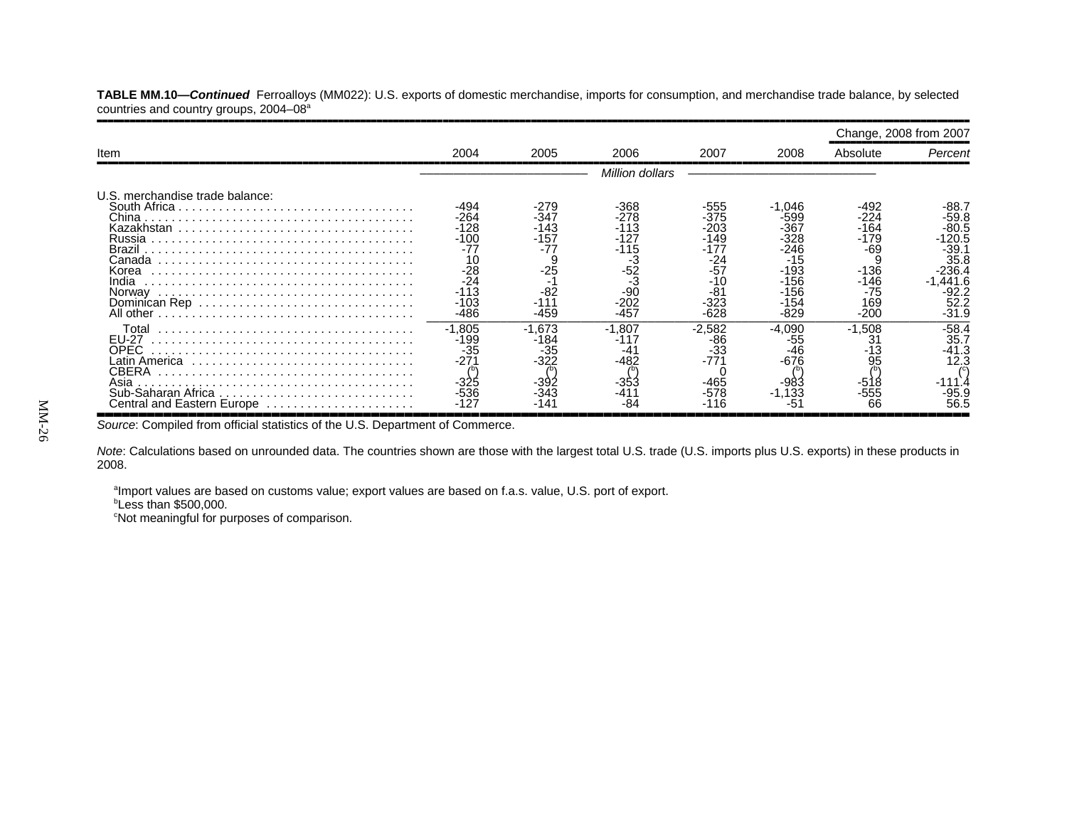**TABLE MM.10—*Continued*** Ferroalloys (MM022): U.S. exports of domestic merchandise, imports for consumption, and merchandise trade balance, by selected countries and country groups, 2004–08[a]

| Item | 2004 | 2005 | 2006 | 2007 | 2008 | Change, 2008 from 2007 | |
|---|---|---|---|---|---|---|---|
| | | | | | | Absolute | *Percent* |
| | *Million dollars* | | | | | | |
| U.S. merchandise trade balance: | | | | | | | |
| South Africa | -494 | -279 | -368 | -555 | -1,046 | -492 | -88.7 |
| China | -264 | -347 | -278 | -375 | -599 | -224 | -59.8 |
| Kazakhstan | -128 | -143 | -113 | -203 | -367 | -164 | -80.5 |
| Russia | -100 | -157 | -127 | -149 | -328 | -179 | -120.5 |
| Brazil | -77 | -77 | -115 | -177 | -246 | -69 | -39.1 |
| Canada | 10 | 9 | -3 | -24 | -15 | 9 | 35.8 |
| Korea | -28 | -25 | -52 | -57 | -193 | -136 | -236.4 |
| India | -24 | -1 | -3 | -10 | -156 | -146 | -1,441.6 |
| Norway | -113 | -82 | -90 | -81 | -156 | -75 | -92.2 |
| Dominican Rep | -103 | -111 | -202 | -323 | -154 | 169 | 52.2 |
| All other | -486 | -459 | -457 | -628 | -829 | -200 | -31.9 |
| Total | -1,805 | -1,673 | -1,807 | -2,582 | -4,090 | -1,508 | -58.4 |
| EU-27 | -199 | -184 | -117 | -86 | -55 | 31 | 35.7 |
| OPEC | -35 | -35 | -41 | -33 | -46 | -13 | -41.3 |
| Latin America | -271 | -322 | -482 | -771 | -676 | 95 | 12.3 |
| CBERA | ([b]) | ([b]) | ([b]) | 0 | ([b]) | ([b]) | ([c]) |
| Asia | -325 | -392 | -353 | -465 | -983 | -518 | -111.4 |
| Sub-Saharan Africa | -536 | -343 | -411 | -578 | -1,133 | -555 | -95.9 |
| Central and Eastern Europe | -127 | -141 | -84 | -116 | -51 | 66 | 56.5 |

*Source*: Compiled from official statistics of the U.S. Department of Commerce.

*Note*: Calculations based on unrounded data. The countries shown are those with the largest total U.S. trade (U.S. imports plus U.S. exports) in these products in 2008.

[a]Import values are based on customs value; export values are based on f.a.s. value, U.S. port of export.
[b]Less than $500,000.
[c]Not meaningful for purposes of comparison.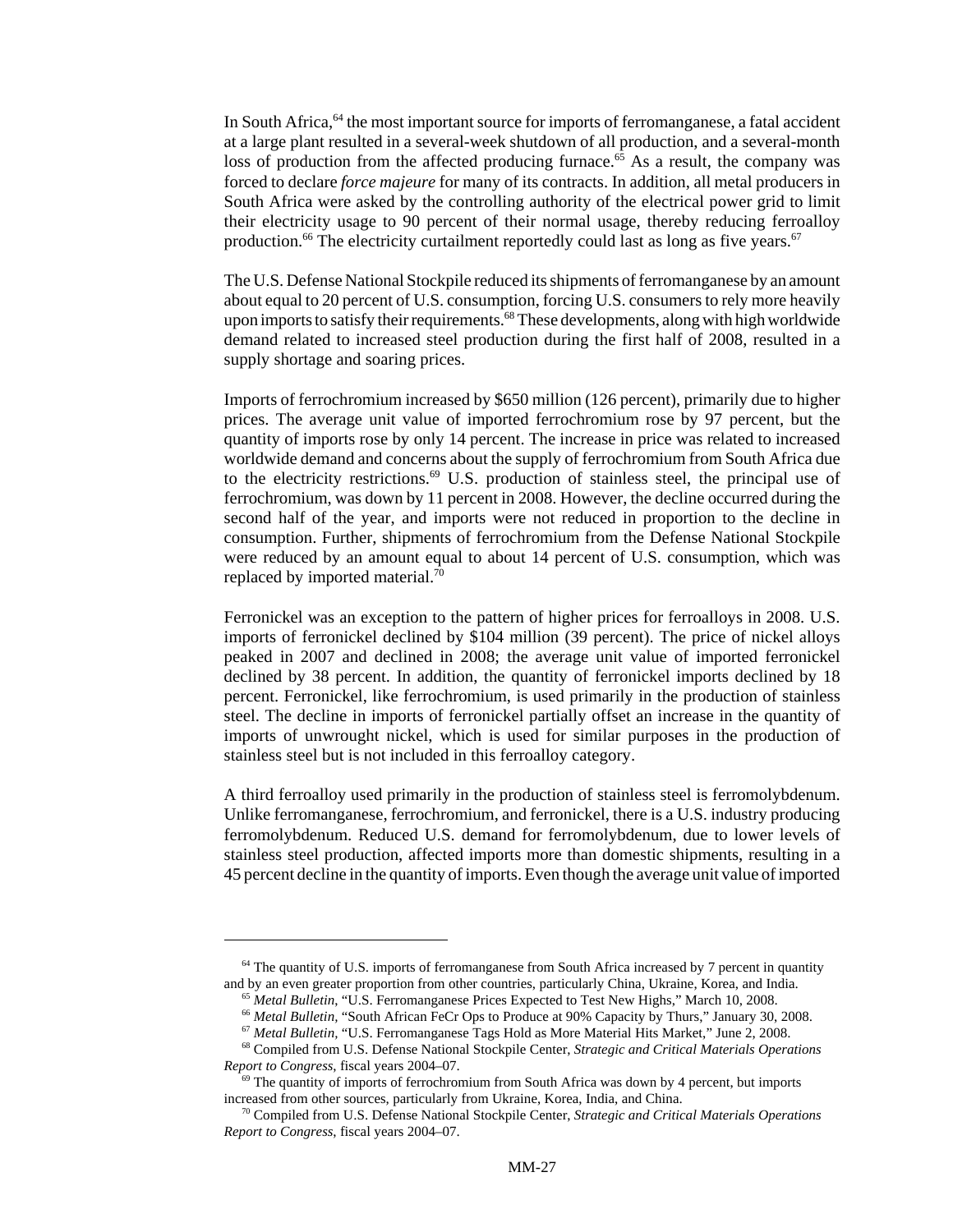In South Africa,[64] the most important source for imports of ferromanganese, a fatal accident at a large plant resulted in a several-week shutdown of all production, and a several-month loss of production from the affected producing furnace.[65] As a result, the company was forced to declare *force majeure* for many of its contracts. In addition, all metal producers in South Africa were asked by the controlling authority of the electrical power grid to limit their electricity usage to 90 percent of their normal usage, thereby reducing ferroalloy production.[66] The electricity curtailment reportedly could last as long as five years.[67]

The U.S. Defense National Stockpile reduced its shipments of ferromanganese by an amount about equal to 20 percent of U.S. consumption, forcing U.S. consumers to rely more heavily upon imports to satisfy their requirements.[68] These developments, along with high worldwide demand related to increased steel production during the first half of 2008, resulted in a supply shortage and soaring prices.

Imports of ferrochromium increased by $650 million (126 percent), primarily due to higher prices. The average unit value of imported ferrochromium rose by 97 percent, but the quantity of imports rose by only 14 percent. The increase in price was related to increased worldwide demand and concerns about the supply of ferrochromium from South Africa due to the electricity restrictions.[69] U.S. production of stainless steel, the principal use of ferrochromium, was down by 11 percent in 2008. However, the decline occurred during the second half of the year, and imports were not reduced in proportion to the decline in consumption. Further, shipments of ferrochromium from the Defense National Stockpile were reduced by an amount equal to about 14 percent of U.S. consumption, which was replaced by imported material.[70]

Ferronickel was an exception to the pattern of higher prices for ferroalloys in 2008. U.S. imports of ferronickel declined by $104 million (39 percent). The price of nickel alloys peaked in 2007 and declined in 2008; the average unit value of imported ferronickel declined by 38 percent. In addition, the quantity of ferronickel imports declined by 18 percent. Ferronickel, like ferrochromium, is used primarily in the production of stainless steel. The decline in imports of ferronickel partially offset an increase in the quantity of imports of unwrought nickel, which is used for similar purposes in the production of stainless steel but is not included in this ferroalloy category.

A third ferroalloy used primarily in the production of stainless steel is ferromolybdenum. Unlike ferromanganese, ferrochromium, and ferronickel, there is a U.S. industry producing ferromolybdenum. Reduced U.S. demand for ferromolybdenum, due to lower levels of stainless steel production, affected imports more than domestic shipments, resulting in a 45 percent decline in the quantity of imports. Even though the average unit value of imported

---

[64] The quantity of U.S. imports of ferromanganese from South Africa increased by 7 percent in quantity and by an even greater proportion from other countries, particularly China, Ukraine, Korea, and India.

[65] *Metal Bulletin*, "U.S. Ferromanganese Prices Expected to Test New Highs," March 10, 2008.

[66] *Metal Bulletin*, "South African FeCr Ops to Produce at 90% Capacity by Thurs," January 30, 2008.

[67] *Metal Bulletin*, "U.S. Ferromanganese Tags Hold as More Material Hits Market," June 2, 2008.

[68] Compiled from U.S. Defense National Stockpile Center, *Strategic and Critical Materials Operations Report to Congress*, fiscal years 2004–07.

[69] The quantity of imports of ferrochromium from South Africa was down by 4 percent, but imports increased from other sources, particularly from Ukraine, Korea, India, and China.

[70] Compiled from U.S. Defense National Stockpile Center, *Strategic and Critical Materials Operations Report to Congress*, fiscal years 2004–07.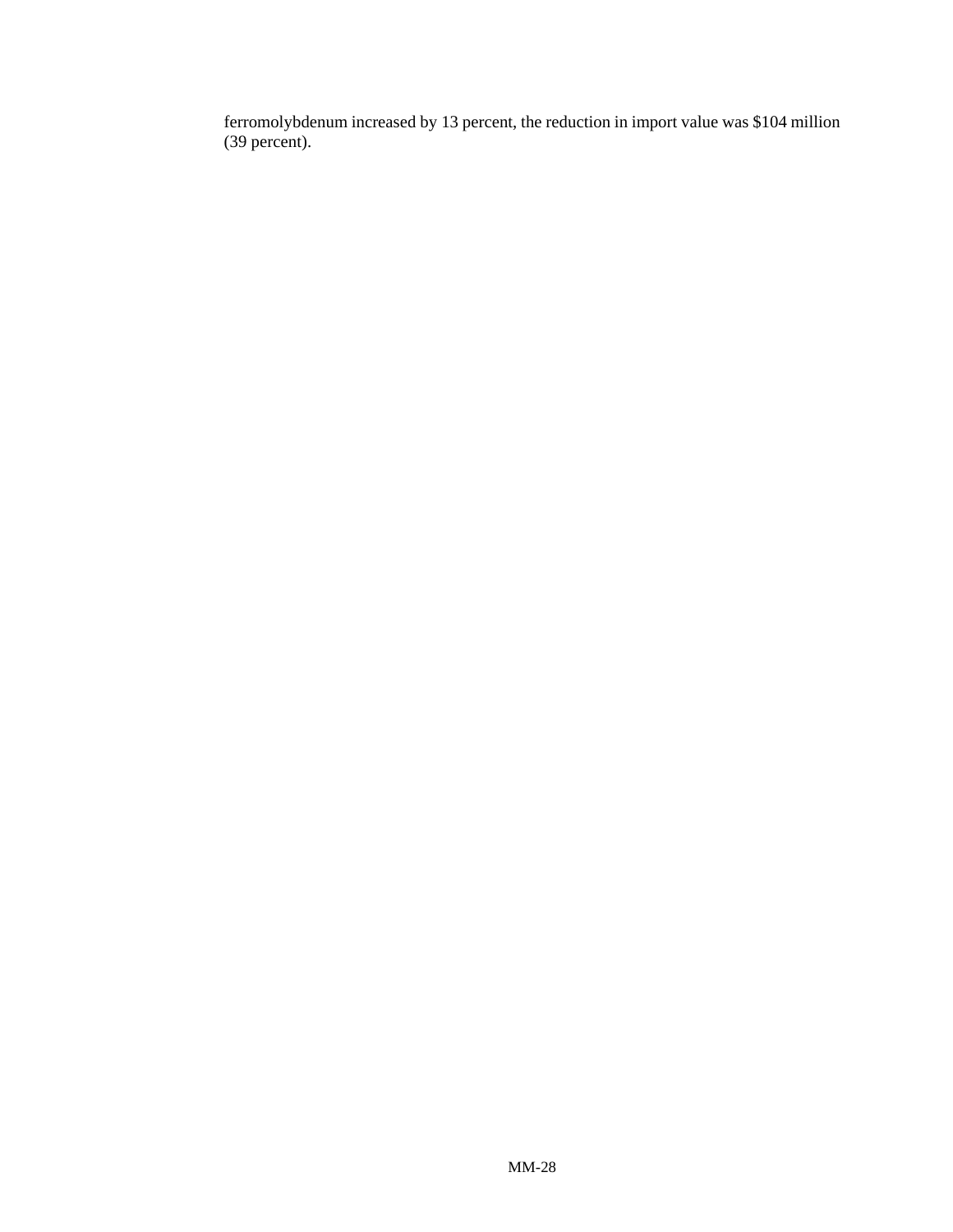ferromolybdenum increased by 13 percent, the reduction in import value was $104 million (39 percent).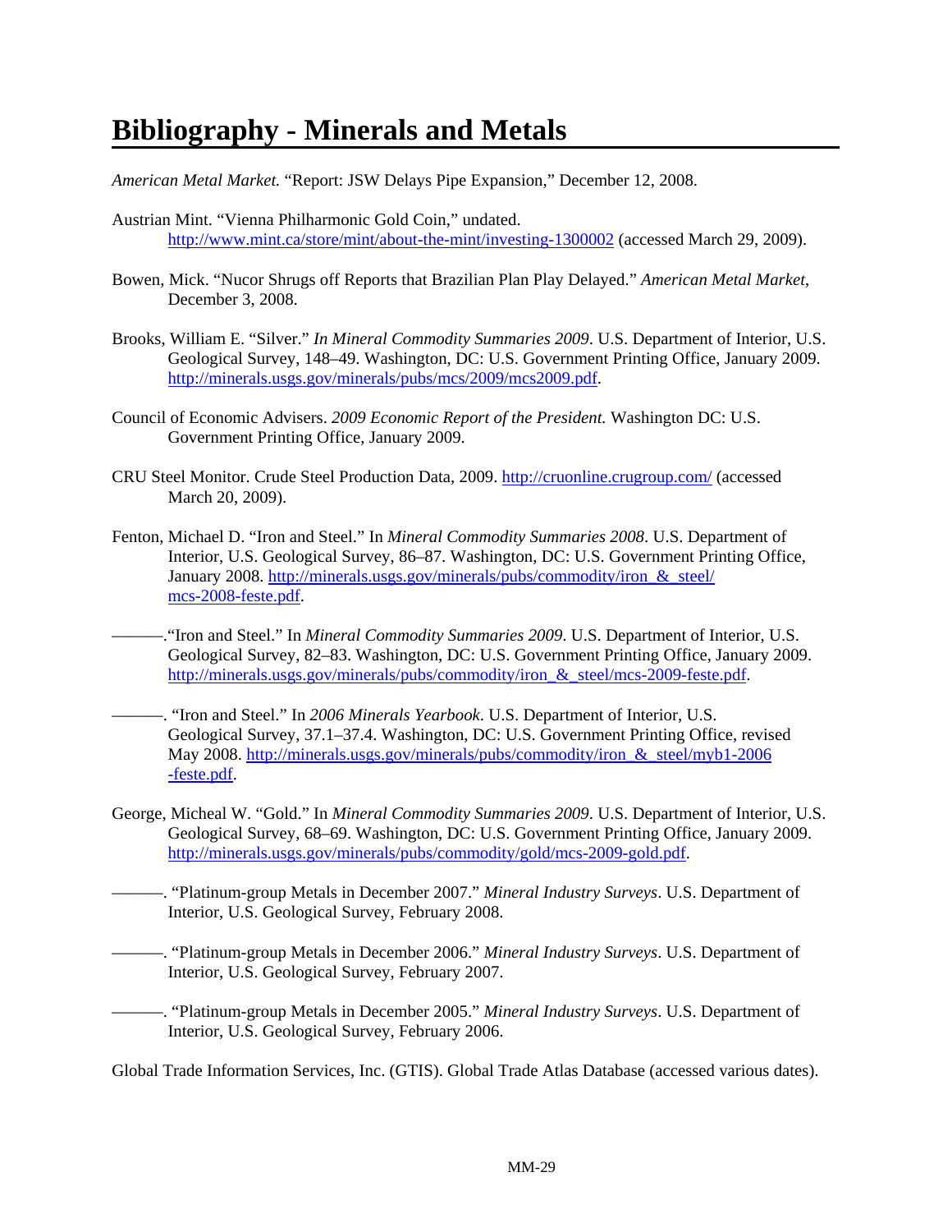# Bibliography - Minerals and Metals

*American Metal Market.* "Report: JSW Delays Pipe Expansion," December 12, 2008.

Austrian Mint. "Vienna Philharmonic Gold Coin," undated. http://www.mint.ca/store/mint/about-the-mint/investing-1300002 (accessed March 29, 2009).

Bowen, Mick. "Nucor Shrugs off Reports that Brazilian Plan Play Delayed." *American Metal Market*, December 3, 2008.

Brooks, William E. "Silver." *In Mineral Commodity Summaries 2009*. U.S. Department of Interior, U.S. Geological Survey, 148–49. Washington, DC: U.S. Government Printing Office, January 2009. http://minerals.usgs.gov/minerals/pubs/mcs/2009/mcs2009.pdf.

Council of Economic Advisers. *2009 Economic Report of the President.* Washington DC: U.S. Government Printing Office, January 2009.

CRU Steel Monitor. Crude Steel Production Data, 2009. http://cruonline.crugroup.com/ (accessed March 20, 2009).

Fenton, Michael D. "Iron and Steel." In *Mineral Commodity Summaries 2008*. U.S. Department of Interior, U.S. Geological Survey, 86–87. Washington, DC: U.S. Government Printing Office, January 2008. http://minerals.usgs.gov/minerals/pubs/commodity/iron_&_steel/mcs-2008-feste.pdf.

———."Iron and Steel." In *Mineral Commodity Summaries 2009*. U.S. Department of Interior, U.S. Geological Survey, 82–83. Washington, DC: U.S. Government Printing Office, January 2009. http://minerals.usgs.gov/minerals/pubs/commodity/iron_&_steel/mcs-2009-feste.pdf.

———. "Iron and Steel." In *2006 Minerals Yearbook*. U.S. Department of Interior, U.S. Geological Survey, 37.1–37.4. Washington, DC: U.S. Government Printing Office, revised May 2008. http://minerals.usgs.gov/minerals/pubs/commodity/iron_&_steel/myb1-2006-feste.pdf.

George, Micheal W. "Gold." In *Mineral Commodity Summaries 2009*. U.S. Department of Interior, U.S. Geological Survey, 68–69. Washington, DC: U.S. Government Printing Office, January 2009. http://minerals.usgs.gov/minerals/pubs/commodity/gold/mcs-2009-gold.pdf.

———. "Platinum-group Metals in December 2007." *Mineral Industry Surveys*. U.S. Department of Interior, U.S. Geological Survey, February 2008.

———. "Platinum-group Metals in December 2006." *Mineral Industry Surveys*. U.S. Department of Interior, U.S. Geological Survey, February 2007.

———. "Platinum-group Metals in December 2005." *Mineral Industry Surveys*. U.S. Department of Interior, U.S. Geological Survey, February 2006.

Global Trade Information Services, Inc. (GTIS). Global Trade Atlas Database (accessed various dates).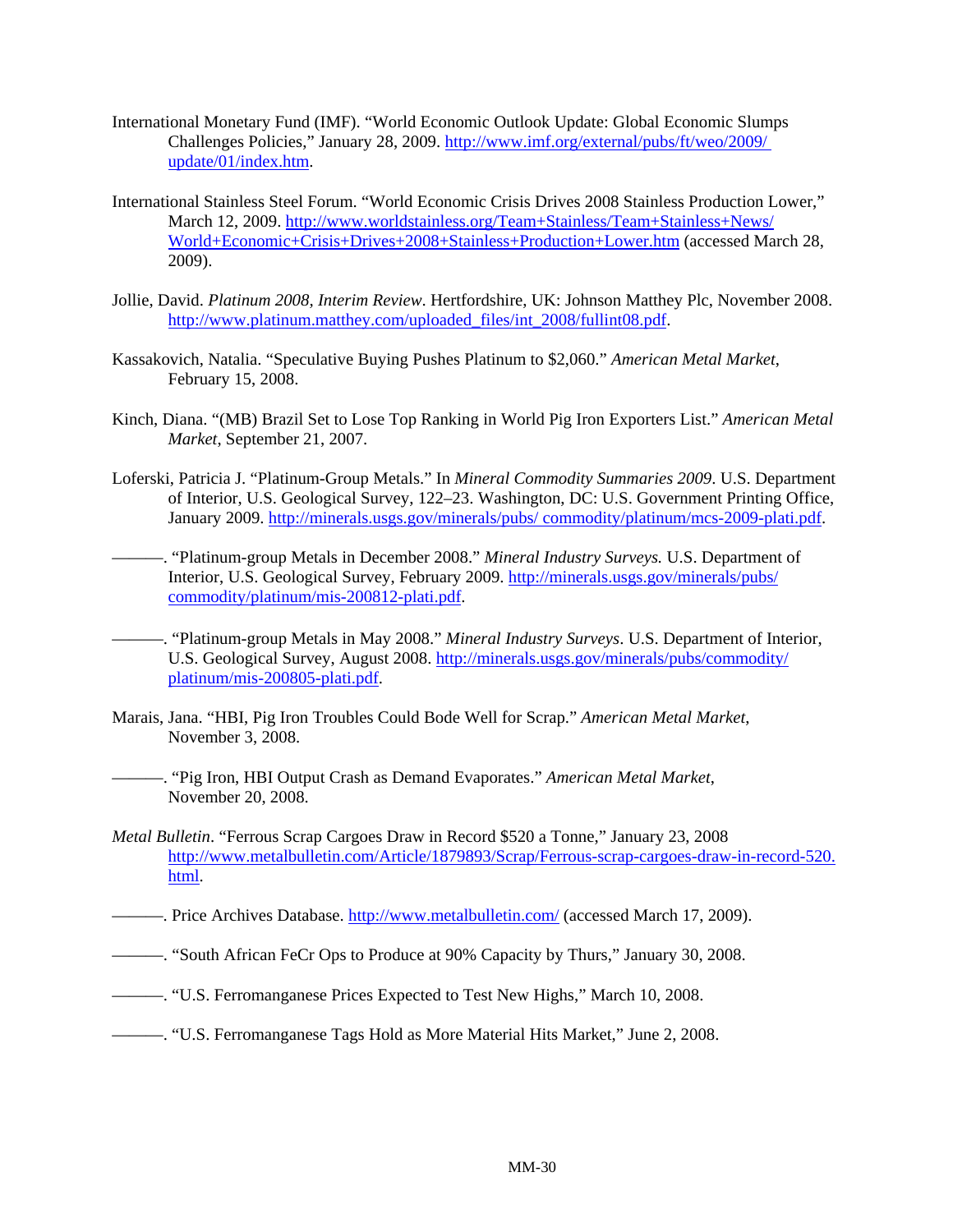International Monetary Fund (IMF). "World Economic Outlook Update: Global Economic Slumps Challenges Policies," January 28, 2009. http://www.imf.org/external/pubs/ft/weo/2009/update/01/index.htm.

International Stainless Steel Forum. "World Economic Crisis Drives 2008 Stainless Production Lower," March 12, 2009. http://www.worldstainless.org/Team+Stainless/Team+Stainless+News/World+Economic+Crisis+Drives+2008+Stainless+Production+Lower.htm (accessed March 28, 2009).

Jollie, David. *Platinum 2008, Interim Review*. Hertfordshire, UK: Johnson Matthey Plc, November 2008. http://www.platinum.matthey.com/uploaded_files/int_2008/fullint08.pdf.

Kassakovich, Natalia. "Speculative Buying Pushes Platinum to $2,060." *American Metal Market*, February 15, 2008.

Kinch, Diana. "(MB) Brazil Set to Lose Top Ranking in World Pig Iron Exporters List." *American Metal Market*, September 21, 2007.

Loferski, Patricia J. "Platinum-Group Metals." In *Mineral Commodity Summaries 2009*. U.S. Department of Interior, U.S. Geological Survey, 122–23. Washington, DC: U.S. Government Printing Office, January 2009. http://minerals.usgs.gov/minerals/pubs/ commodity/platinum/mcs-2009-plati.pdf.

———. "Platinum-group Metals in December 2008." *Mineral Industry Surveys.* U.S. Department of Interior, U.S. Geological Survey, February 2009. http://minerals.usgs.gov/minerals/pubs/commodity/platinum/mis-200812-plati.pdf.

———. "Platinum-group Metals in May 2008." *Mineral Industry Surveys*. U.S. Department of Interior, U.S. Geological Survey, August 2008. http://minerals.usgs.gov/minerals/pubs/commodity/platinum/mis-200805-plati.pdf.

Marais, Jana. "HBI, Pig Iron Troubles Could Bode Well for Scrap." *American Metal Market*, November 3, 2008.

———. "Pig Iron, HBI Output Crash as Demand Evaporates." *American Metal Market*, November 20, 2008.

*Metal Bulletin*. "Ferrous Scrap Cargoes Draw in Record $520 a Tonne," January 23, 2008 http://www.metalbulletin.com/Article/1879893/Scrap/Ferrous-scrap-cargoes-draw-in-record-520.html.

———. Price Archives Database. http://www.metalbulletin.com/ (accessed March 17, 2009).

———. "South African FeCr Ops to Produce at 90% Capacity by Thurs," January 30, 2008.

———. "U.S. Ferromanganese Prices Expected to Test New Highs," March 10, 2008.

———. "U.S. Ferromanganese Tags Hold as More Material Hits Market," June 2, 2008.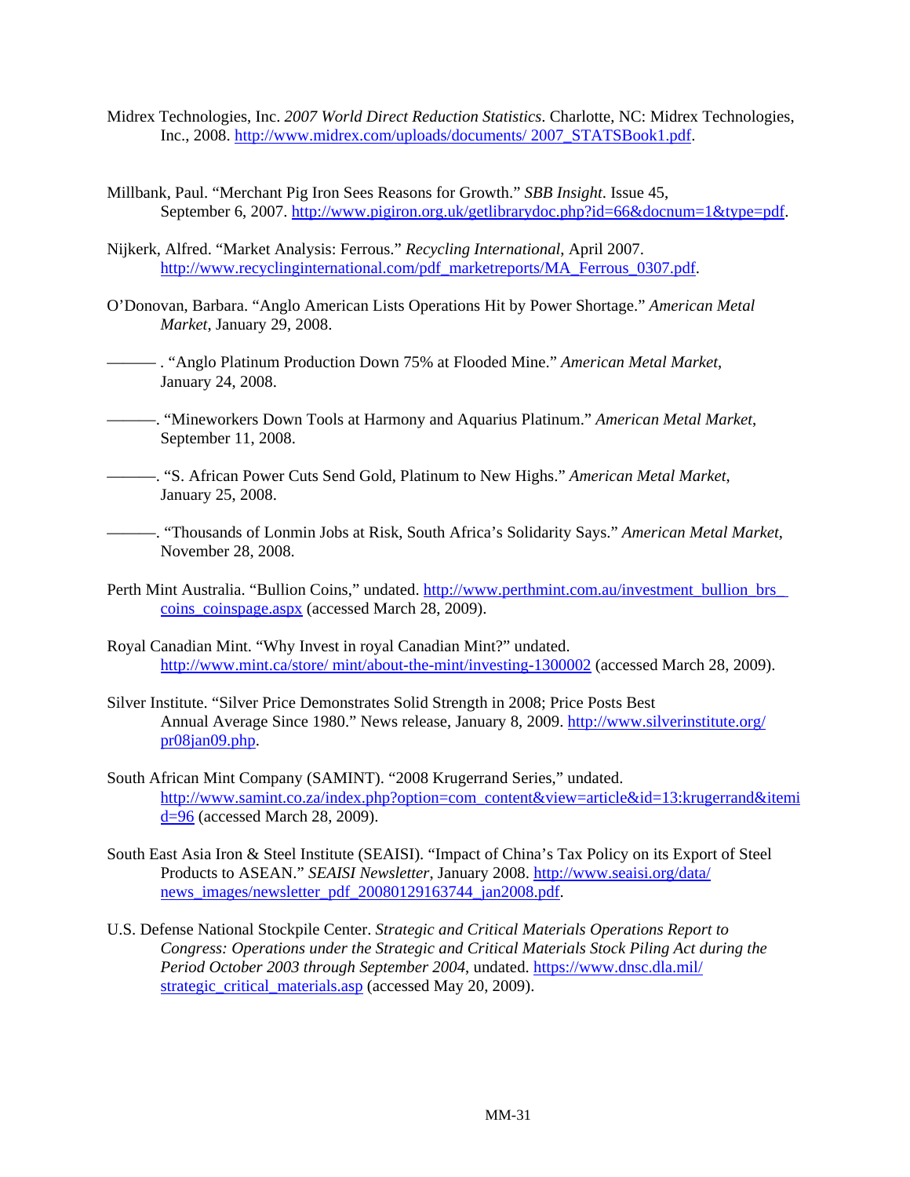Midrex Technologies, Inc. *2007 World Direct Reduction Statistics*. Charlotte, NC: Midrex Technologies, Inc., 2008. http://www.midrex.com/uploads/documents/ 2007_STATSBook1.pdf.

Millbank, Paul. "Merchant Pig Iron Sees Reasons for Growth." *SBB Insight*. Issue 45, September 6, 2007. http://www.pigiron.org.uk/getlibrarydoc.php?id=66&docnum=1&type=pdf.

Nijkerk, Alfred. "Market Analysis: Ferrous." *Recycling International*, April 2007. http://www.recyclinginternational.com/pdf_marketreports/MA_Ferrous_0307.pdf.

O'Donovan, Barbara. "Anglo American Lists Operations Hit by Power Shortage." *American Metal Market*, January 29, 2008.

———. "Anglo Platinum Production Down 75% at Flooded Mine." *American Metal Market*, January 24, 2008.

———. "Mineworkers Down Tools at Harmony and Aquarius Platinum." *American Metal Market*, September 11, 2008.

———. "S. African Power Cuts Send Gold, Platinum to New Highs." *American Metal Market*, January 25, 2008.

———. "Thousands of Lonmin Jobs at Risk, South Africa's Solidarity Says." *American Metal Market*, November 28, 2008.

Perth Mint Australia. "Bullion Coins," undated. http://www.perthmint.com.au/investment_bullion_brs_coins_coinspage.aspx (accessed March 28, 2009).

Royal Canadian Mint. "Why Invest in royal Canadian Mint?" undated. http://www.mint.ca/store/ mint/about-the-mint/investing-1300002 (accessed March 28, 2009).

Silver Institute. "Silver Price Demonstrates Solid Strength in 2008; Price Posts Best Annual Average Since 1980." News release, January 8, 2009. http://www.silverinstitute.org/pr08jan09.php.

South African Mint Company (SAMINT). "2008 Krugerrand Series," undated. http://www.samint.co.za/index.php?option=com_content&view=article&id=13:krugerrand&itemid=96 (accessed March 28, 2009).

South East Asia Iron & Steel Institute (SEAISI). "Impact of China's Tax Policy on its Export of Steel Products to ASEAN." *SEAISI Newsletter*, January 2008. http://www.seaisi.org/data/news_images/newsletter_pdf_20080129163744_jan2008.pdf.

U.S. Defense National Stockpile Center. *Strategic and Critical Materials Operations Report to Congress: Operations under the Strategic and Critical Materials Stock Piling Act during the Period October 2003 through September 2004*, undated. https://www.dnsc.dla.mil/strategic_critical_materials.asp (accessed May 20, 2009).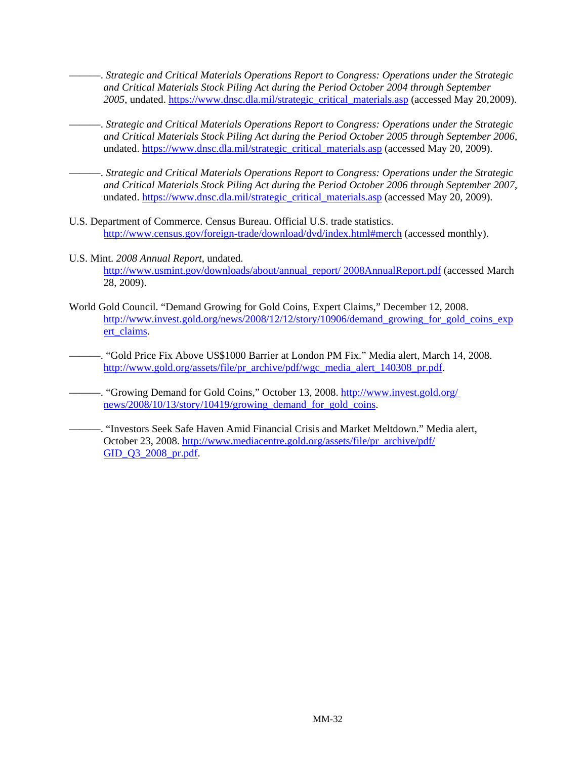———. *Strategic and Critical Materials Operations Report to Congress: Operations under the Strategic and Critical Materials Stock Piling Act during the Period October 2004 through September 2005*, undated. https://www.dnsc.dla.mil/strategic_critical_materials.asp (accessed May 20,2009).

———. *Strategic and Critical Materials Operations Report to Congress: Operations under the Strategic and Critical Materials Stock Piling Act during the Period October 2005 through September 2006*, undated. https://www.dnsc.dla.mil/strategic_critical_materials.asp (accessed May 20, 2009).

———. *Strategic and Critical Materials Operations Report to Congress: Operations under the Strategic and Critical Materials Stock Piling Act during the Period October 2006 through September 2007*, undated. https://www.dnsc.dla.mil/strategic_critical_materials.asp (accessed May 20, 2009).

U.S. Department of Commerce. Census Bureau. Official U.S. trade statistics. http://www.census.gov/foreign-trade/download/dvd/index.html#merch (accessed monthly).

U.S. Mint. *2008 Annual Report*, undated. http://www.usmint.gov/downloads/about/annual_report/ 2008AnnualReport.pdf (accessed March 28, 2009).

World Gold Council. "Demand Growing for Gold Coins, Expert Claims," December 12, 2008. http://www.invest.gold.org/news/2008/12/12/story/10906/demand_growing_for_gold_coins_expert_claims.

———. "Gold Price Fix Above US$1000 Barrier at London PM Fix." Media alert, March 14, 2008. http://www.gold.org/assets/file/pr_archive/pdf/wgc_media_alert_140308_pr.pdf.

———. "Growing Demand for Gold Coins," October 13, 2008. http://www.invest.gold.org/ news/2008/10/13/story/10419/growing_demand_for_gold_coins.

———. "Investors Seek Safe Haven Amid Financial Crisis and Market Meltdown." Media alert, October 23, 2008. http://www.mediacentre.gold.org/assets/file/pr_archive/pdf/ GID_Q3_2008_pr.pdf.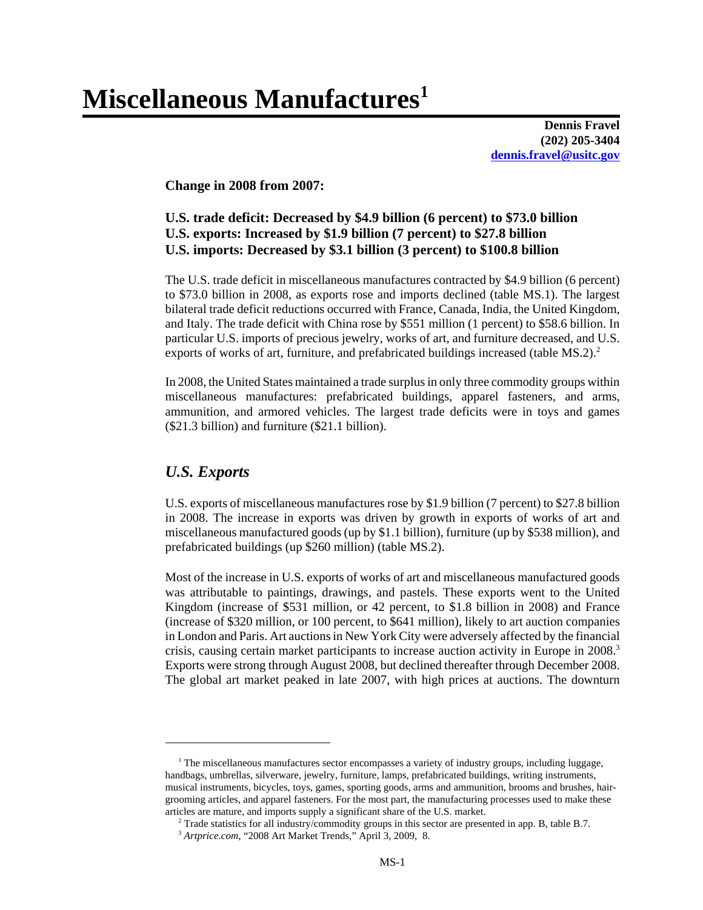# Miscellaneous Manufactures[1]

**Dennis Fravel**
**(202) 205-3404**
**[dennis.fravel@usitc.gov](mailto:dennis.fravel@usitc.gov)**

**Change in 2008 from 2007:**

**U.S. trade deficit: Decreased by $4.9 billion (6 percent) to $73.0 billion**
**U.S. exports: Increased by $1.9 billion (7 percent) to $27.8 billion**
**U.S. imports: Decreased by $3.1 billion (3 percent) to $100.8 billion**

The U.S. trade deficit in miscellaneous manufactures contracted by $4.9 billion (6 percent) to $73.0 billion in 2008, as exports rose and imports declined (table MS.1). The largest bilateral trade deficit reductions occurred with France, Canada, India, the United Kingdom, and Italy. The trade deficit with China rose by $551 million (1 percent) to $58.6 billion. In particular U.S. imports of precious jewelry, works of art, and furniture decreased, and U.S. exports of works of art, furniture, and prefabricated buildings increased (table MS.2).[2]

In 2008, the United States maintained a trade surplus in only three commodity groups within miscellaneous manufactures: prefabricated buildings, apparel fasteners, and arms, ammunition, and armored vehicles. The largest trade deficits were in toys and games ($21.3 billion) and furniture ($21.1 billion).

## *U.S. Exports*

U.S. exports of miscellaneous manufactures rose by $1.9 billion (7 percent) to $27.8 billion in 2008. The increase in exports was driven by growth in exports of works of art and miscellaneous manufactured goods (up by $1.1 billion), furniture (up by $538 million), and prefabricated buildings (up $260 million) (table MS.2).

Most of the increase in U.S. exports of works of art and miscellaneous manufactured goods was attributable to paintings, drawings, and pastels. These exports went to the United Kingdom (increase of $531 million, or 42 percent, to $1.8 billion in 2008) and France (increase of $320 million, or 100 percent, to $641 million), likely to art auction companies in London and Paris. Art auctions in New York City were adversely affected by the financial crisis, causing certain market participants to increase auction activity in Europe in 2008.[3] Exports were strong through August 2008, but declined thereafter through December 2008. The global art market peaked in late 2007, with high prices at auctions. The downturn

---

[1] The miscellaneous manufactures sector encompasses a variety of industry groups, including luggage, handbags, umbrellas, silverware, jewelry, furniture, lamps, prefabricated buildings, writing instruments, musical instruments, bicycles, toys, games, sporting goods, arms and ammunition, brooms and brushes, hair-grooming articles, and apparel fasteners. For the most part, the manufacturing processes used to make these articles are mature, and imports supply a significant share of the U.S. market.

[2] Trade statistics for all industry/commodity groups in this sector are presented in app. B, table B.7.

[3] *Artprice.com*, "2008 Art Market Trends," April 3, 2009, 8.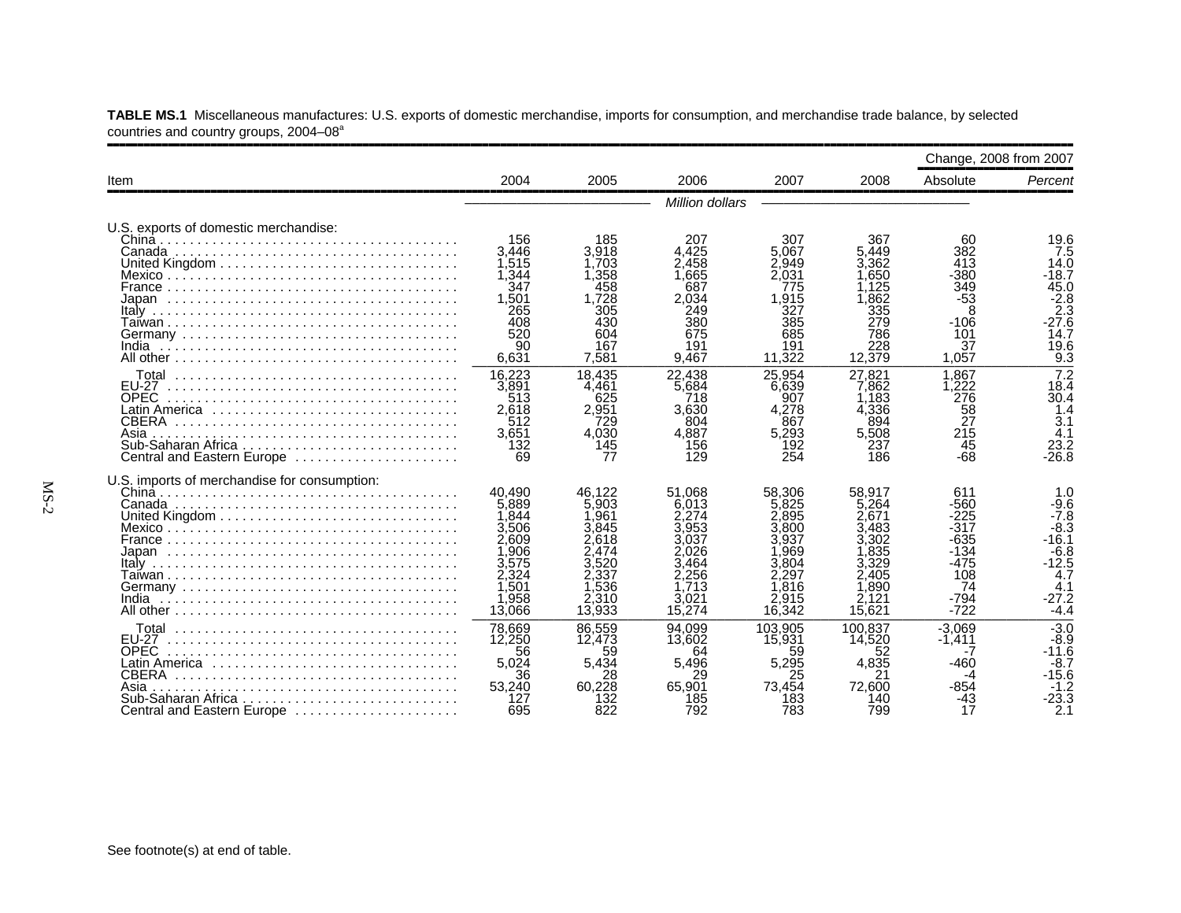**TABLE MS.1** Miscellaneous manufactures: U.S. exports of domestic merchandise, imports for consumption, and merchandise trade balance, by selected countries and country groups, 2004–08[a]

| Item | 2004 | 2005 | 2006 | 2007 | 2008 | Change, 2008 from 2007 Absolute | Change, 2008 from 2007 *Percent* |
|---|---|---|---|---|---|---|---|
| | | | *Million dollars* | | | | |
| U.S. exports of domestic merchandise: | | | | | | | |
| China | 156 | 185 | 207 | 307 | 367 | 60 | 19.6 |
| Canada | 3,446 | 3,918 | 4,425 | 5,067 | 5,449 | 382 | 7.5 |
| United Kingdom | 1,515 | 1,703 | 2,458 | 2,949 | 3,362 | 413 | 14.0 |
| Mexico | 1,344 | 1,358 | 1,665 | 2,031 | 1,650 | -380 | -18.7 |
| France | 347 | 458 | 687 | 775 | 1,125 | 349 | 45.0 |
| Japan | 1,501 | 1,728 | 2,034 | 1,915 | 1,862 | -53 | -2.8 |
| Italy | 265 | 305 | 249 | 327 | 335 | 8 | 2.3 |
| Taiwan | 408 | 430 | 380 | 385 | 279 | -106 | -27.6 |
| Germany | 520 | 604 | 675 | 685 | 786 | 101 | 14.7 |
| India | 90 | 167 | 191 | 191 | 228 | 37 | 19.6 |
| All other | 6,631 | 7,581 | 9,467 | 11,322 | 12,379 | 1,057 | 9.3 |
| Total | 16,223 | 18,435 | 22,438 | 25,954 | 27,821 | 1,867 | 7.2 |
| EU-27 | 3,891 | 4,461 | 5,684 | 6,639 | 7,862 | 1,222 | 18.4 |
| OPEC | 513 | 625 | 718 | 907 | 1,183 | 276 | 30.4 |
| Latin America | 2,618 | 2,951 | 3,630 | 4,278 | 4,336 | 58 | 1.4 |
| CBERA | 512 | 729 | 804 | 867 | 894 | 27 | 3.1 |
| Asia | 3,651 | 4,030 | 4,887 | 5,293 | 5,508 | 215 | 4.1 |
| Sub-Saharan Africa | 132 | 145 | 156 | 192 | 237 | 45 | 23.2 |
| Central and Eastern Europe | 69 | 77 | 129 | 254 | 186 | -68 | -26.8 |
| U.S. imports of merchandise for consumption: | | | | | | | |
| China | 40,490 | 46,122 | 51,068 | 58,306 | 58,917 | 611 | 1.0 |
| Canada | 5,889 | 5,903 | 6,013 | 5,825 | 5,264 | -560 | -9.6 |
| United Kingdom | 1,844 | 1,961 | 2,274 | 2,895 | 2,671 | -225 | -7.8 |
| Mexico | 3,506 | 3,845 | 3,953 | 3,800 | 3,483 | -317 | -8.3 |
| France | 2,609 | 2,618 | 3,037 | 3,937 | 3,302 | -635 | -16.1 |
| Japan | 1,906 | 2,474 | 2,026 | 1,969 | 1,835 | -134 | -6.8 |
| Italy | 3,575 | 3,520 | 3,464 | 3,804 | 3,329 | -475 | -12.5 |
| Taiwan | 2,324 | 2,337 | 2,256 | 2,297 | 2,405 | 108 | 4.7 |
| Germany | 1,501 | 1,536 | 1,713 | 1,816 | 1,890 | 74 | 4.1 |
| India | 1,958 | 2,310 | 3,021 | 2,915 | 2,121 | -794 | -27.2 |
| All other | 13,066 | 13,933 | 15,274 | 16,342 | 15,621 | -722 | -4.4 |
| Total | 78,669 | 86,559 | 94,099 | 103,905 | 100,837 | -3,069 | -3.0 |
| EU-27 | 12,250 | 12,473 | 13,602 | 15,931 | 14,520 | -1,411 | -8.9 |
| OPEC | 56 | 59 | 64 | 59 | 52 | -7 | -11.6 |
| Latin America | 5,024 | 5,434 | 5,496 | 5,295 | 4,835 | -460 | -8.7 |
| CBERA | 36 | 28 | 29 | 25 | 21 | -4 | -15.6 |
| Asia | 53,240 | 60,228 | 65,901 | 73,454 | 72,600 | -854 | -1.2 |
| Sub-Saharan Africa | 127 | 132 | 185 | 183 | 140 | -43 | -23.3 |
| Central and Eastern Europe | 695 | 822 | 792 | 783 | 799 | 17 | 2.1 |

See footnote(s) at end of table.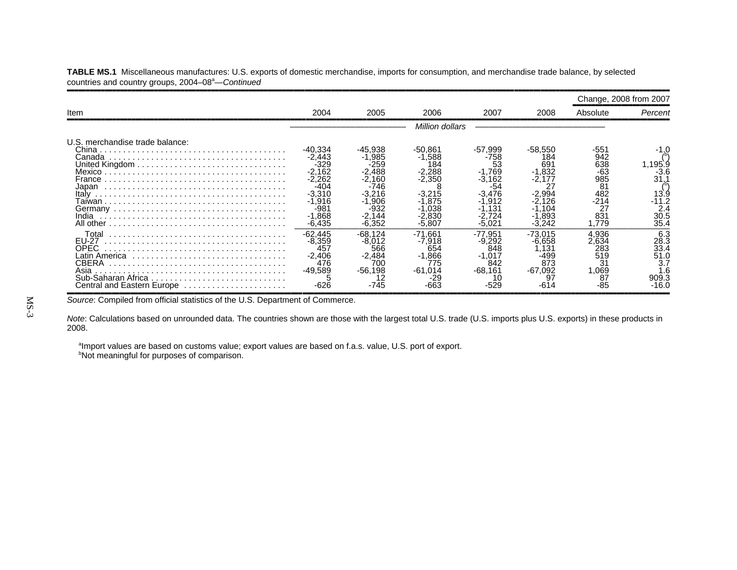**TABLE MS.1** Miscellaneous manufactures: U.S. exports of domestic merchandise, imports for consumption, and merchandise trade balance, by selected countries and country groups, 2004–08[a]—*Continued*

| Item | 2004 | 2005 | 2006 | 2007 | 2008 | Change, 2008 from 2007 | |
|---|---|---|---|---|---|---|---|
| | | | | | | Absolute | *Percent* |
| | *Million dollars* | | | | | | |
| U.S. merchandise trade balance: | | | | | | | |
| China | -40,334 | -45,938 | -50,861 | -57,999 | -58,550 | -551 | -1.0 |
| Canada | -2,443 | -1,985 | -1,588 | -758 | 184 | 942 | ([b]) |
| United Kingdom | -329 | -259 | 184 | 53 | 691 | 638 | 1,195.9 |
| Mexico | -2,162 | -2,488 | -2,288 | -1,769 | -1,832 | -63 | -3.6 |
| France | -2,262 | -2,160 | -2,350 | -3,162 | -2,177 | 985 | 31.1 |
| Japan | -404 | -746 | 8 | -54 | 27 | 81 | ([b]) |
| Italy | -3,310 | -3,216 | -3,215 | -3,476 | -2,994 | 482 | 13.9 |
| Taiwan | -1,916 | -1,906 | -1,875 | -1,912 | -2,126 | -214 | -11.2 |
| Germany | -981 | -932 | -1,038 | -1,131 | -1,104 | 27 | 2.4 |
| India | -1,868 | -2,144 | -2,830 | -2,724 | -1,893 | 831 | 30.5 |
| All other | -6,435 | -6,352 | -5,807 | -5,021 | -3,242 | 1,779 | 35.4 |
| Total | -62,445 | -68,124 | -71,661 | -77,951 | -73,015 | 4,936 | 6.3 |
| EU-27 | -8,359 | -8,012 | -7,918 | -9,292 | -6,658 | 2,634 | 28.3 |
| OPEC | 457 | 566 | 654 | 848 | 1,131 | 283 | 33.4 |
| Latin America | -2,406 | -2,484 | -1,866 | -1,017 | -499 | 519 | 51.0 |
| CBERA | 476 | 700 | 775 | 842 | 873 | 31 | 3.7 |
| Asia | -49,589 | -56,198 | -61,014 | -68,161 | -67,092 | 1,069 | 1.6 |
| Sub-Saharan Africa | 5 | 12 | -29 | 10 | 97 | 87 | 909.3 |
| Central and Eastern Europe | -626 | -745 | -663 | -529 | -614 | -85 | -16.0 |

*Source*: Compiled from official statistics of the U.S. Department of Commerce.

*Note*: Calculations based on unrounded data. The countries shown are those with the largest total U.S. trade (U.S. imports plus U.S. exports) in these products in 2008.

[a]Import values are based on customs value; export values are based on f.a.s. value, U.S. port of export.
[b]Not meaningful for purposes of comparison.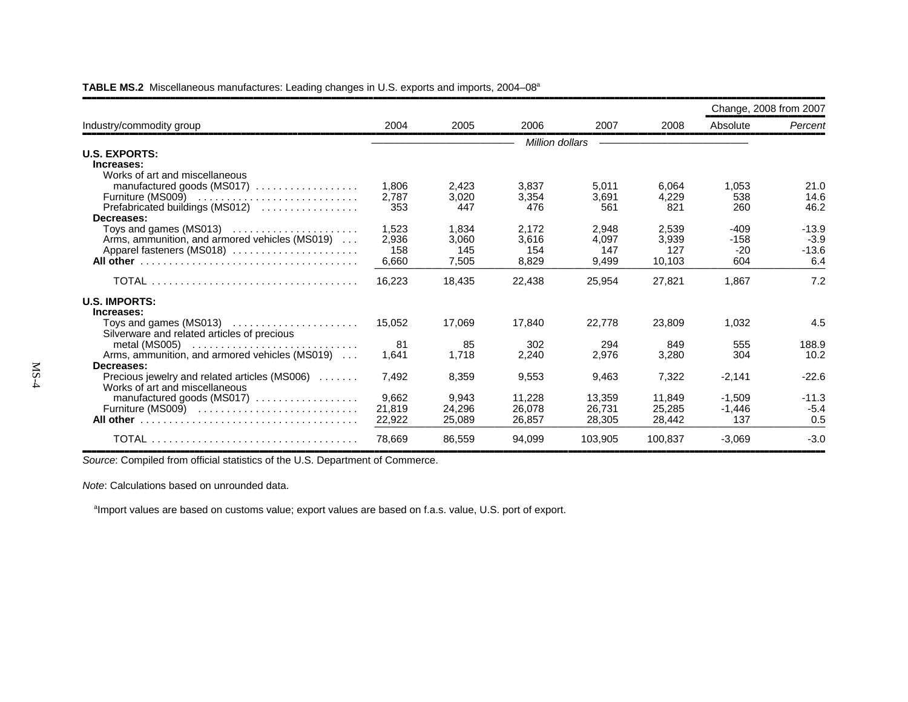**TABLE MS.2** Miscellaneous manufactures: Leading changes in U.S. exports and imports, 2004–08[a]

| Industry/commodity group | 2004 | 2005 | 2006 | 2007 | 2008 | Change, 2008 from 2007 | |
|---|---|---|---|---|---|---|---|
| | | | | | | Absolute | *Percent* |
| | *Million dollars* | | | | | | |
| **U.S. EXPORTS:** | | | | | | | |
| **Increases:** | | | | | | | |
| Works of art and miscellaneous manufactured goods (MS017) | 1,806 | 2,423 | 3,837 | 5,011 | 6,064 | 1,053 | 21.0 |
| Furniture (MS009) | 2,787 | 3,020 | 3,354 | 3,691 | 4,229 | 538 | 14.6 |
| Prefabricated buildings (MS012) | 353 | 447 | 476 | 561 | 821 | 260 | 46.2 |
| **Decreases:** | | | | | | | |
| Toys and games (MS013) | 1,523 | 1,834 | 2,172 | 2,948 | 2,539 | -409 | -13.9 |
| Arms, ammunition, and armored vehicles (MS019) | 2,936 | 3,060 | 3,616 | 4,097 | 3,939 | -158 | -3.9 |
| Apparel fasteners (MS018) | 158 | 145 | 154 | 147 | 127 | -20 | -13.6 |
| **All other** | 6,660 | 7,505 | 8,829 | 9,499 | 10,103 | 604 | 6.4 |
| TOTAL | 16,223 | 18,435 | 22,438 | 25,954 | 27,821 | 1,867 | 7.2 |
| **U.S. IMPORTS:** | | | | | | | |
| **Increases:** | | | | | | | |
| Toys and games (MS013) | 15,052 | 17,069 | 17,840 | 22,778 | 23,809 | 1,032 | 4.5 |
| Silverware and related articles of precious metal (MS005) | 81 | 85 | 302 | 294 | 849 | 555 | 188.9 |
| Arms, ammunition, and armored vehicles (MS019) | 1,641 | 1,718 | 2,240 | 2,976 | 3,280 | 304 | 10.2 |
| **Decreases:** | | | | | | | |
| Precious jewelry and related articles (MS006) | 7,492 | 8,359 | 9,553 | 9,463 | 7,322 | -2,141 | -22.6 |
| Works of art and miscellaneous manufactured goods (MS017) | 9,662 | 9,943 | 11,228 | 13,359 | 11,849 | -1,509 | -11.3 |
| Furniture (MS009) | 21,819 | 24,296 | 26,078 | 26,731 | 25,285 | -1,446 | -5.4 |
| **All other** | 22,922 | 25,089 | 26,857 | 28,305 | 28,442 | 137 | 0.5 |
| TOTAL | 78,669 | 86,559 | 94,099 | 103,905 | 100,837 | -3,069 | -3.0 |

*Source*: Compiled from official statistics of the U.S. Department of Commerce.

*Note*: Calculations based on unrounded data.

[a]Import values are based on customs value; export values are based on f.a.s. value, U.S. port of export.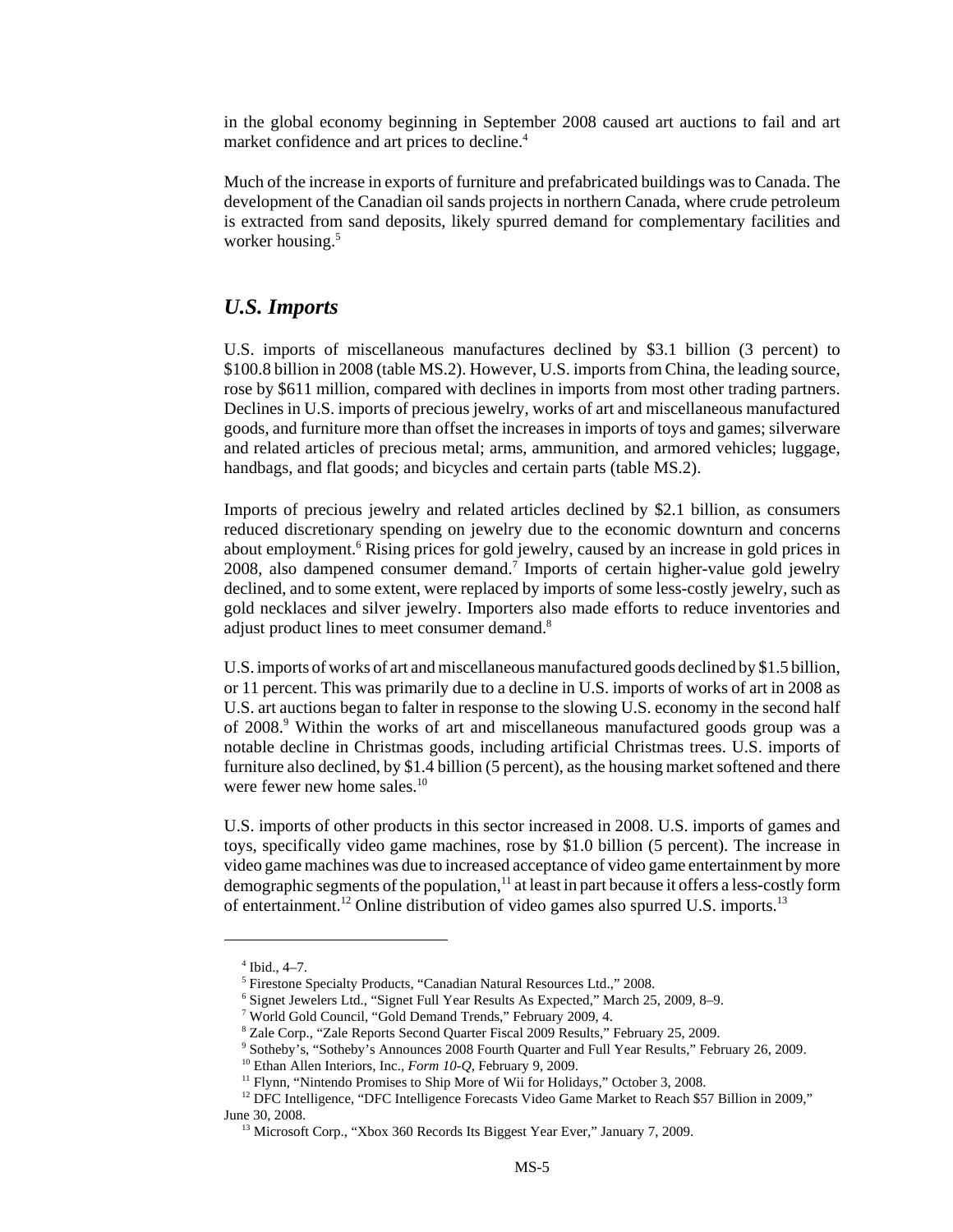in the global economy beginning in September 2008 caused art auctions to fail and art market confidence and art prices to decline.[4]

Much of the increase in exports of furniture and prefabricated buildings was to Canada. The development of the Canadian oil sands projects in northern Canada, where crude petroleum is extracted from sand deposits, likely spurred demand for complementary facilities and worker housing.[5]

## *U.S. Imports*

U.S. imports of miscellaneous manufactures declined by $3.1 billion (3 percent) to $100.8 billion in 2008 (table MS.2). However, U.S. imports from China, the leading source, rose by $611 million, compared with declines in imports from most other trading partners. Declines in U.S. imports of precious jewelry, works of art and miscellaneous manufactured goods, and furniture more than offset the increases in imports of toys and games; silverware and related articles of precious metal; arms, ammunition, and armored vehicles; luggage, handbags, and flat goods; and bicycles and certain parts (table MS.2).

Imports of precious jewelry and related articles declined by $2.1 billion, as consumers reduced discretionary spending on jewelry due to the economic downturn and concerns about employment.[6] Rising prices for gold jewelry, caused by an increase in gold prices in 2008, also dampened consumer demand.[7] Imports of certain higher-value gold jewelry declined, and to some extent, were replaced by imports of some less-costly jewelry, such as gold necklaces and silver jewelry. Importers also made efforts to reduce inventories and adjust product lines to meet consumer demand.[8]

U.S. imports of works of art and miscellaneous manufactured goods declined by $1.5 billion, or 11 percent. This was primarily due to a decline in U.S. imports of works of art in 2008 as U.S. art auctions began to falter in response to the slowing U.S. economy in the second half of 2008.[9] Within the works of art and miscellaneous manufactured goods group was a notable decline in Christmas goods, including artificial Christmas trees. U.S. imports of furniture also declined, by $1.4 billion (5 percent), as the housing market softened and there were fewer new home sales.[10]

U.S. imports of other products in this sector increased in 2008. U.S. imports of games and toys, specifically video game machines, rose by $1.0 billion (5 percent). The increase in video game machines was due to increased acceptance of video game entertainment by more demographic segments of the population,[11] at least in part because it offers a less-costly form of entertainment.[12] Online distribution of video games also spurred U.S. imports.[13]

---

[4] Ibid., 4–7.

[5] Firestone Specialty Products, "Canadian Natural Resources Ltd.," 2008.

[6] Signet Jewelers Ltd., "Signet Full Year Results As Expected," March 25, 2009, 8–9.

[7] World Gold Council, "Gold Demand Trends," February 2009, 4.

[8] Zale Corp., "Zale Reports Second Quarter Fiscal 2009 Results," February 25, 2009.

[9] Sotheby's, "Sotheby's Announces 2008 Fourth Quarter and Full Year Results," February 26, 2009.

[10] Ethan Allen Interiors, Inc., *Form 10-Q*, February 9, 2009.

[11] Flynn, "Nintendo Promises to Ship More of Wii for Holidays," October 3, 2008.

[12] DFC Intelligence, "DFC Intelligence Forecasts Video Game Market to Reach $57 Billion in 2009," June 30, 2008.

[13] Microsoft Corp., "Xbox 360 Records Its Biggest Year Ever," January 7, 2009.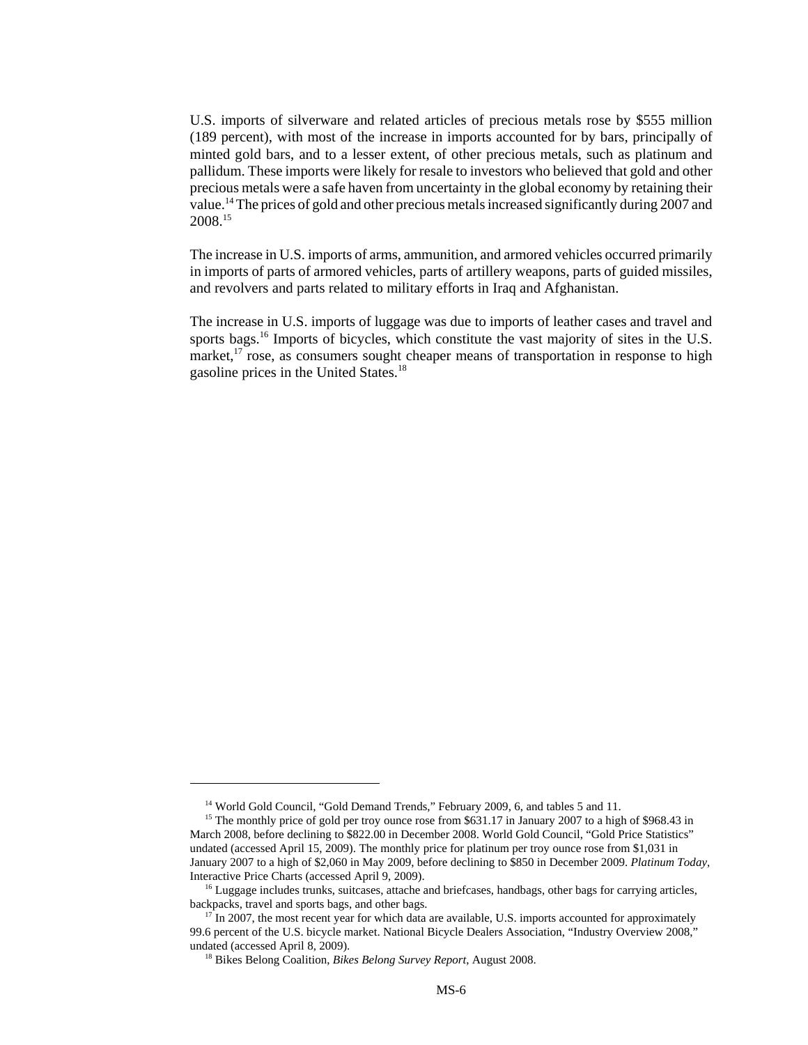U.S. imports of silverware and related articles of precious metals rose by $555 million (189 percent), with most of the increase in imports accounted for by bars, principally of minted gold bars, and to a lesser extent, of other precious metals, such as platinum and pallidum. These imports were likely for resale to investors who believed that gold and other precious metals were a safe haven from uncertainty in the global economy by retaining their value.[14] The prices of gold and other precious metals increased significantly during 2007 and 2008.[15]

The increase in U.S. imports of arms, ammunition, and armored vehicles occurred primarily in imports of parts of armored vehicles, parts of artillery weapons, parts of guided missiles, and revolvers and parts related to military efforts in Iraq and Afghanistan.

The increase in U.S. imports of luggage was due to imports of leather cases and travel and sports bags.[16] Imports of bicycles, which constitute the vast majority of sites in the U.S. market,[17] rose, as consumers sought cheaper means of transportation in response to high gasoline prices in the United States.[18]

---

[14] World Gold Council, "Gold Demand Trends," February 2009, 6, and tables 5 and 11.

[15] The monthly price of gold per troy ounce rose from $631.17 in January 2007 to a high of $968.43 in March 2008, before declining to $822.00 in December 2008. World Gold Council, "Gold Price Statistics" undated (accessed April 15, 2009). The monthly price for platinum per troy ounce rose from $1,031 in January 2007 to a high of $2,060 in May 2009, before declining to $850 in December 2009. *Platinum Today*, Interactive Price Charts (accessed April 9, 2009).

[16] Luggage includes trunks, suitcases, attache and briefcases, handbags, other bags for carrying articles, backpacks, travel and sports bags, and other bags.

[17] In 2007, the most recent year for which data are available, U.S. imports accounted for approximately 99.6 percent of the U.S. bicycle market. National Bicycle Dealers Association, "Industry Overview 2008," undated (accessed April 8, 2009).

[18] Bikes Belong Coalition, *Bikes Belong Survey Report*, August 2008.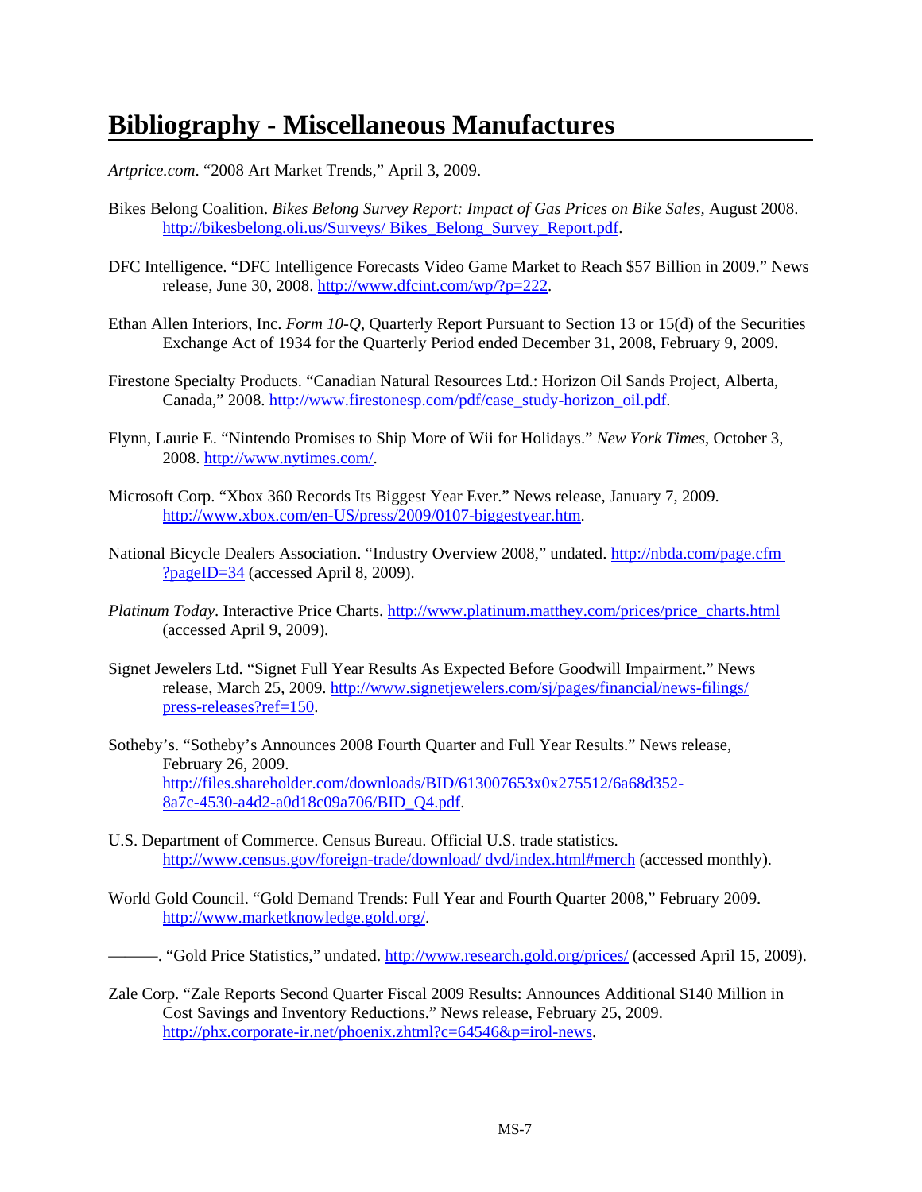# Bibliography - Miscellaneous Manufactures

*Artprice.com*. "2008 Art Market Trends," April 3, 2009.

Bikes Belong Coalition. *Bikes Belong Survey Report: Impact of Gas Prices on Bike Sales*, August 2008. http://bikesbelong.oli.us/Surveys/ Bikes_Belong_Survey_Report.pdf.

DFC Intelligence. "DFC Intelligence Forecasts Video Game Market to Reach $57 Billion in 2009." News release, June 30, 2008. http://www.dfcint.com/wp/?p=222.

Ethan Allen Interiors, Inc. *Form 10-Q*, Quarterly Report Pursuant to Section 13 or 15(d) of the Securities Exchange Act of 1934 for the Quarterly Period ended December 31, 2008, February 9, 2009.

Firestone Specialty Products. "Canadian Natural Resources Ltd.: Horizon Oil Sands Project, Alberta, Canada," 2008. http://www.firestonesp.com/pdf/case_study-horizon_oil.pdf.

Flynn, Laurie E. "Nintendo Promises to Ship More of Wii for Holidays." *New York Times*, October 3, 2008. http://www.nytimes.com/.

Microsoft Corp. "Xbox 360 Records Its Biggest Year Ever." News release, January 7, 2009. http://www.xbox.com/en-US/press/2009/0107-biggestyear.htm.

National Bicycle Dealers Association. "Industry Overview 2008," undated. http://nbda.com/page.cfm ?pageID=34 (accessed April 8, 2009).

*Platinum Today*. Interactive Price Charts. http://www.platinum.matthey.com/prices/price_charts.html (accessed April 9, 2009).

Signet Jewelers Ltd. "Signet Full Year Results As Expected Before Goodwill Impairment." News release, March 25, 2009. http://www.signetjewelers.com/sj/pages/financial/news-filings/ press-releases?ref=150.

Sotheby's. "Sotheby's Announces 2008 Fourth Quarter and Full Year Results." News release, February 26, 2009. http://files.shareholder.com/downloads/BID/613007653x0x275512/6a68d352-8a7c-4530-a4d2-a0d18c09a706/BID_Q4.pdf.

U.S. Department of Commerce. Census Bureau. Official U.S. trade statistics. http://www.census.gov/foreign-trade/download/ dvd/index.html#merch (accessed monthly).

World Gold Council. "Gold Demand Trends: Full Year and Fourth Quarter 2008," February 2009. http://www.marketknowledge.gold.org/.

———. "Gold Price Statistics," undated. http://www.research.gold.org/prices/ (accessed April 15, 2009).

Zale Corp. "Zale Reports Second Quarter Fiscal 2009 Results: Announces Additional $140 Million in Cost Savings and Inventory Reductions." News release, February 25, 2009. http://phx.corporate-ir.net/phoenix.zhtml?c=64546&p=irol-news.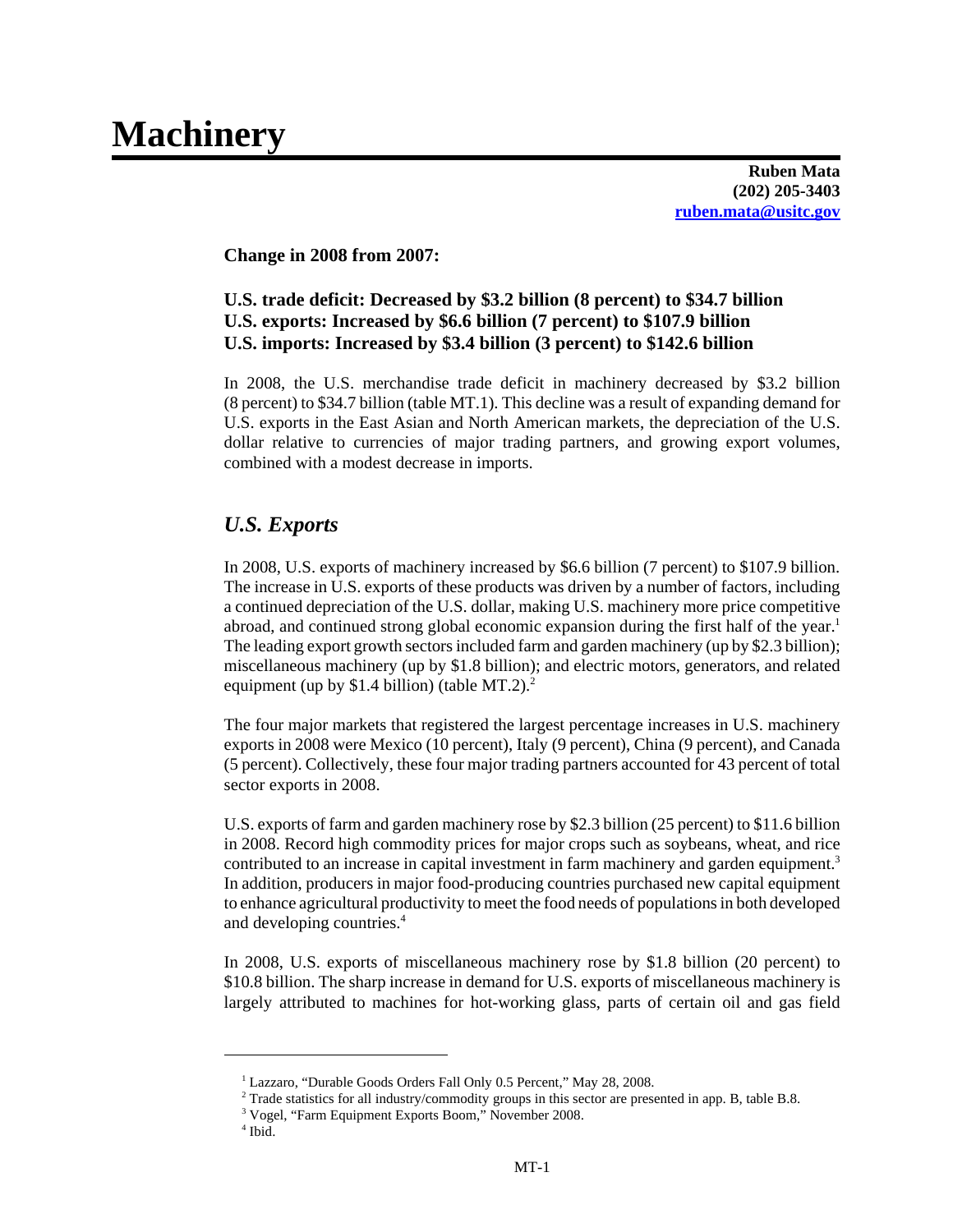# Machinery

**Ruben Mata**
**(202) 205-3403**
**ruben.mata@usitc.gov**

**Change in 2008 from 2007:**

**U.S. trade deficit: Decreased by $3.2 billion (8 percent) to $34.7 billion**
**U.S. exports: Increased by $6.6 billion (7 percent) to $107.9 billion**
**U.S. imports: Increased by $3.4 billion (3 percent) to $142.6 billion**

In 2008, the U.S. merchandise trade deficit in machinery decreased by $3.2 billion (8 percent) to $34.7 billion (table MT.1). This decline was a result of expanding demand for U.S. exports in the East Asian and North American markets, the depreciation of the U.S. dollar relative to currencies of major trading partners, and growing export volumes, combined with a modest decrease in imports.

## *U.S. Exports*

In 2008, U.S. exports of machinery increased by $6.6 billion (7 percent) to $107.9 billion. The increase in U.S. exports of these products was driven by a number of factors, including a continued depreciation of the U.S. dollar, making U.S. machinery more price competitive abroad, and continued strong global economic expansion during the first half of the year.[1] The leading export growth sectors included farm and garden machinery (up by $2.3 billion); miscellaneous machinery (up by $1.8 billion); and electric motors, generators, and related equipment (up by $1.4 billion) (table MT.2).[2]

The four major markets that registered the largest percentage increases in U.S. machinery exports in 2008 were Mexico (10 percent), Italy (9 percent), China (9 percent), and Canada (5 percent). Collectively, these four major trading partners accounted for 43 percent of total sector exports in 2008.

U.S. exports of farm and garden machinery rose by $2.3 billion (25 percent) to $11.6 billion in 2008. Record high commodity prices for major crops such as soybeans, wheat, and rice contributed to an increase in capital investment in farm machinery and garden equipment.[3] In addition, producers in major food-producing countries purchased new capital equipment to enhance agricultural productivity to meet the food needs of populations in both developed and developing countries.[4]

In 2008, U.S. exports of miscellaneous machinery rose by $1.8 billion (20 percent) to $10.8 billion. The sharp increase in demand for U.S. exports of miscellaneous machinery is largely attributed to machines for hot-working glass, parts of certain oil and gas field

---

[1] Lazzaro, "Durable Goods Orders Fall Only 0.5 Percent," May 28, 2008.
[2] Trade statistics for all industry/commodity groups in this sector are presented in app. B, table B.8.
[3] Vogel, "Farm Equipment Exports Boom," November 2008.
[4] Ibid.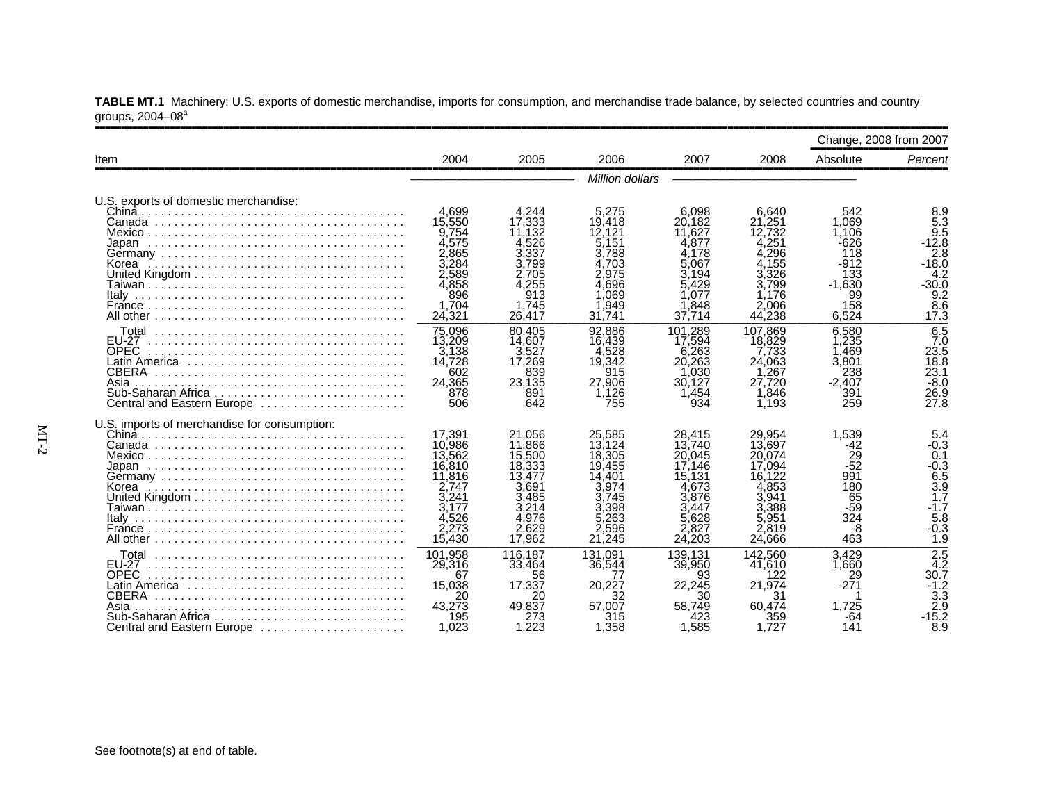**TABLE MT.1** Machinery: U.S. exports of domestic merchandise, imports for consumption, and merchandise trade balance, by selected countries and country groups, 2004–08[a]

| Item | 2004 | 2005 | 2006 | 2007 | 2008 | Change, 2008 from 2007 | |
|---|---|---|---|---|---|---|---|
| | | | | | | Absolute | *Percent* |
| | *Million dollars* | | | | | | |
| U.S. exports of domestic merchandise: | | | | | | | |
| China | 4,699 | 4,244 | 5,275 | 6,098 | 6,640 | 542 | 8.9 |
| Canada | 15,550 | 17,333 | 19,418 | 20,182 | 21,251 | 1,069 | 5.3 |
| Mexico | 9,754 | 11,132 | 12,121 | 11,627 | 12,732 | 1,106 | 9.5 |
| Japan | 4,575 | 4,526 | 5,151 | 4,877 | 4,251 | -626 | -12.8 |
| Germany | 2,865 | 3,337 | 3,788 | 4,178 | 4,296 | 118 | 2.8 |
| Korea | 3,284 | 3,799 | 4,703 | 5,067 | 4,155 | -912 | -18.0 |
| United Kingdom | 2,589 | 2,705 | 2,975 | 3,194 | 3,326 | 133 | 4.2 |
| Taiwan | 4,858 | 4,255 | 4,696 | 5,429 | 3,799 | -1,630 | -30.0 |
| Italy | 896 | 913 | 1,069 | 1,077 | 1,176 | 99 | 9.2 |
| France | 1,704 | 1,745 | 1,949 | 1,848 | 2,006 | 158 | 8.6 |
| All other | 24,321 | 26,417 | 31,741 | 37,714 | 44,238 | 6,524 | 17.3 |
| Total | 75,096 | 80,405 | 92,886 | 101,289 | 107,869 | 6,580 | 6.5 |
| EU-27 | 13,209 | 14,607 | 16,439 | 17,594 | 18,829 | 1,235 | 7.0 |
| OPEC | 3,138 | 3,527 | 4,528 | 6,263 | 7,733 | 1,469 | 23.5 |
| Latin America | 14,728 | 17,269 | 19,342 | 20,263 | 24,063 | 3,801 | 18.8 |
| CBERA | 602 | 839 | 915 | 1,030 | 1,267 | 238 | 23.1 |
| Asia | 24,365 | 23,135 | 27,906 | 30,127 | 27,720 | -2,407 | -8.0 |
| Sub-Saharan Africa | 878 | 891 | 1,126 | 1,454 | 1,846 | 391 | 26.9 |
| Central and Eastern Europe | 506 | 642 | 755 | 934 | 1,193 | 259 | 27.8 |
| U.S. imports of merchandise for consumption: | | | | | | | |
| China | 17,391 | 21,056 | 25,585 | 28,415 | 29,954 | 1,539 | 5.4 |
| Canada | 10,986 | 11,866 | 13,124 | 13,740 | 13,697 | -42 | -0.3 |
| Mexico | 13,562 | 15,500 | 18,305 | 20,045 | 20,074 | 29 | 0.1 |
| Japan | 16,810 | 18,333 | 19,455 | 17,146 | 17,094 | -52 | -0.3 |
| Germany | 11,816 | 13,477 | 14,401 | 15,131 | 16,122 | 991 | 6.5 |
| Korea | 2,747 | 3,691 | 3,974 | 4,673 | 4,853 | 180 | 3.9 |
| United Kingdom | 3,241 | 3,485 | 3,745 | 3,876 | 3,941 | 65 | 1.7 |
| Taiwan | 3,177 | 3,214 | 3,398 | 3,447 | 3,388 | -59 | -1.7 |
| Italy | 4,526 | 4,976 | 5,263 | 5,628 | 5,951 | 324 | 5.8 |
| France | 2,273 | 2,629 | 2,596 | 2,827 | 2,819 | -8 | -0.3 |
| All other | 15,430 | 17,962 | 21,245 | 24,203 | 24,666 | 463 | 1.9 |
| Total | 101,958 | 116,187 | 131,091 | 139,131 | 142,560 | 3,429 | 2.5 |
| EU-27 | 29,316 | 33,464 | 36,544 | 39,950 | 41,610 | 1,660 | 4.2 |
| OPEC | 67 | 56 | 77 | 93 | 122 | 29 | 30.7 |
| Latin America | 15,038 | 17,337 | 20,227 | 22,245 | 21,974 | -271 | -1.2 |
| CBERA | 20 | 20 | 32 | 30 | 31 | 1 | 3.3 |
| Asia | 43,273 | 49,837 | 57,007 | 58,749 | 60,474 | 1,725 | 2.9 |
| Sub-Saharan Africa | 195 | 273 | 315 | 423 | 359 | -64 | -15.2 |
| Central and Eastern Europe | 1,023 | 1,223 | 1,358 | 1,585 | 1,727 | 141 | 8.9 |

See footnote(s) at end of table.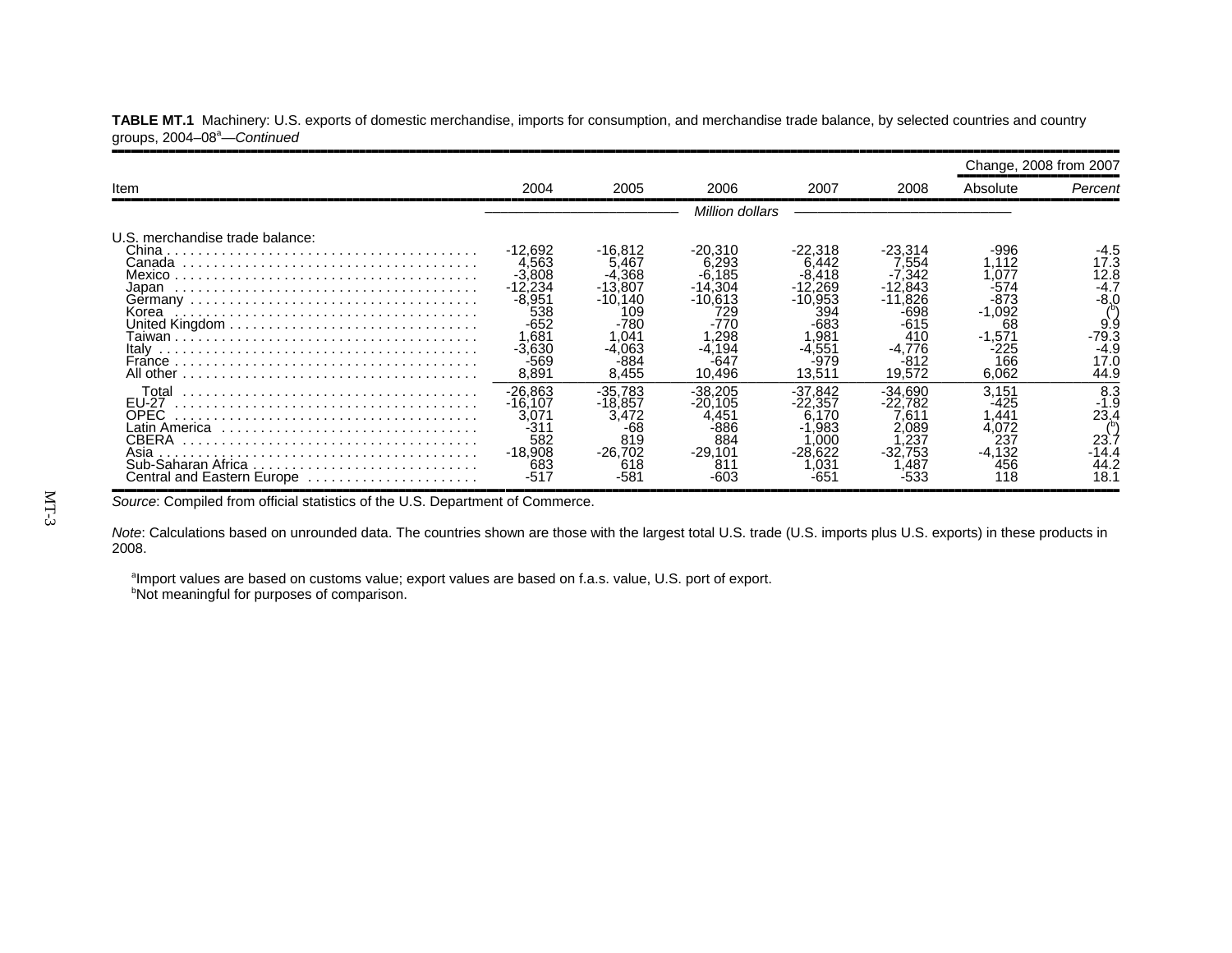**TABLE MT.1** Machinery: U.S. exports of domestic merchandise, imports for consumption, and merchandise trade balance, by selected countries and country groups, 2004–08[a]—*Continued*

| Item | 2004 | 2005 | 2006 | 2007 | 2008 | Change, 2008 from 2007 | |
|---|---|---|---|---|---|---|---|
| | | | | | | Absolute | *Percent* |
| | *Million dollars* | | | | | | |
| U.S. merchandise trade balance: | | | | | | | |
| China | -12,692 | -16,812 | -20,310 | -22,318 | -23,314 | -996 | -4.5 |
| Canada | 4,563 | 5,467 | 6,293 | 6,442 | 7,554 | 1,112 | 17.3 |
| Mexico | -3,808 | -4,368 | -6,185 | -8,418 | -7,342 | 1,077 | 12.8 |
| Japan | -12,234 | -13,807 | -14,304 | -12,269 | -12,843 | -574 | -4.7 |
| Germany | -8,951 | -10,140 | -10,613 | -10,953 | -11,826 | -873 | -8.0 |
| Korea | 538 | 109 | 729 | 394 | -698 | -1,092 | ([b]) |
| United Kingdom | -652 | -780 | -770 | -683 | -615 | 68 | 9.9 |
| Taiwan | 1,681 | 1,041 | 1,298 | 1,981 | 410 | -1,571 | -79.3 |
| Italy | -3,630 | -4,063 | -4,194 | -4,551 | -4,776 | -225 | -4.9 |
| France | -569 | -884 | -647 | -979 | -812 | 166 | 17.0 |
| All other | 8,891 | 8,455 | 10,496 | 13,511 | 19,572 | 6,062 | 44.9 |
| Total | -26,863 | -35,783 | -38,205 | -37,842 | -34,690 | 3,151 | 8.3 |
| EU-27 | -16,107 | -18,857 | -20,105 | -22,357 | -22,782 | -425 | -1.9 |
| OPEC | 3,071 | 3,472 | 4,451 | 6,170 | 7,611 | 1,441 | 23.4 |
| Latin America | -311 | -68 | -886 | -1,983 | 2,089 | 4,072 | ([b]) |
| CBERA | 582 | 819 | 884 | 1,000 | 1,237 | 237 | 23.7 |
| Asia | -18,908 | -26,702 | -29,101 | -28,622 | -32,753 | -4,132 | -14.4 |
| Sub-Saharan Africa | 683 | 618 | 811 | 1,031 | 1,487 | 456 | 44.2 |
| Central and Eastern Europe | -517 | -581 | -603 | -651 | -533 | 118 | 18.1 |

*Source*: Compiled from official statistics of the U.S. Department of Commerce.

*Note*: Calculations based on unrounded data. The countries shown are those with the largest total U.S. trade (U.S. imports plus U.S. exports) in these products in 2008.

[a]Import values are based on customs value; export values are based on f.a.s. value, U.S. port of export.

[b]Not meaningful for purposes of comparison.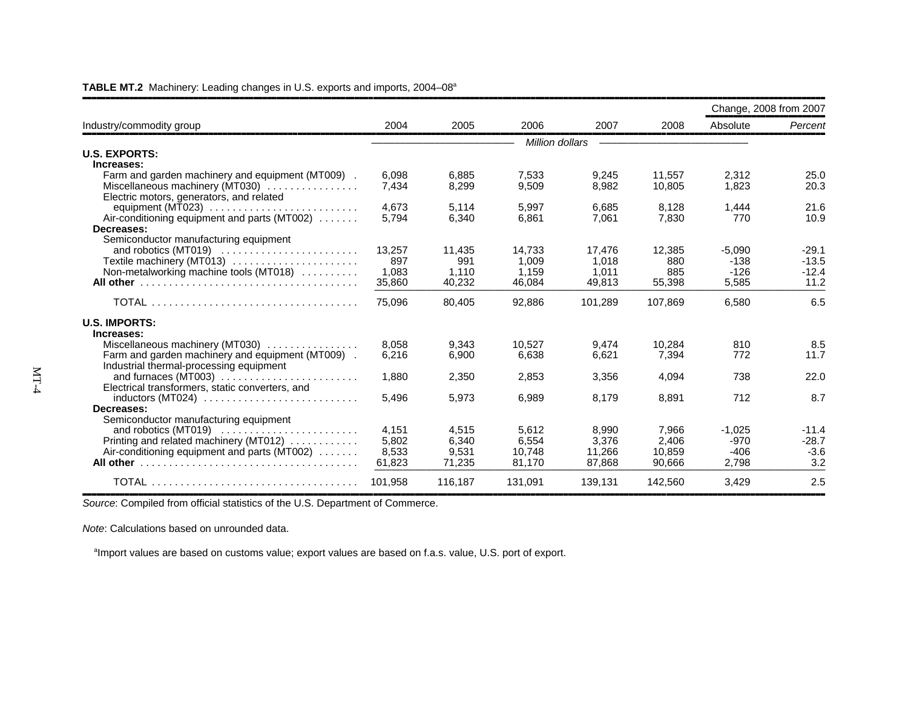**TABLE MT.2** Machinery: Leading changes in U.S. exports and imports, 2004–08[a]

| Industry/commodity group | 2004 | 2005 | 2006 | 2007 | 2008 | Change, 2008 from 2007 | |
|---|---|---|---|---|---|---|---|
| | | | | | | Absolute | *Percent* |
| | *Million dollars* | | | | | | |
| **U.S. EXPORTS:** | | | | | | | |
| **Increases:** | | | | | | | |
| Farm and garden machinery and equipment (MT009) | 6,098 | 6,885 | 7,533 | 9,245 | 11,557 | 2,312 | 25.0 |
| Miscellaneous machinery (MT030) | 7,434 | 8,299 | 9,509 | 8,982 | 10,805 | 1,823 | 20.3 |
| Electric motors, generators, and related equipment (MT023) | 4,673 | 5,114 | 5,997 | 6,685 | 8,128 | 1,444 | 21.6 |
| Air-conditioning equipment and parts (MT002) | 5,794 | 6,340 | 6,861 | 7,061 | 7,830 | 770 | 10.9 |
| **Decreases:** | | | | | | | |
| Semiconductor manufacturing equipment and robotics (MT019) | 13,257 | 11,435 | 14,733 | 17,476 | 12,385 | -5,090 | -29.1 |
| Textile machinery (MT013) | 897 | 991 | 1,009 | 1,018 | 880 | -138 | -13.5 |
| Non-metalworking machine tools (MT018) | 1,083 | 1,110 | 1,159 | 1,011 | 885 | -126 | -12.4 |
| **All other** | 35,860 | 40,232 | 46,084 | 49,813 | 55,398 | 5,585 | 11.2 |
| TOTAL | 75,096 | 80,405 | 92,886 | 101,289 | 107,869 | 6,580 | 6.5 |
| **U.S. IMPORTS:** | | | | | | | |
| **Increases:** | | | | | | | |
| Miscellaneous machinery (MT030) | 8,058 | 9,343 | 10,527 | 9,474 | 10,284 | 810 | 8.5 |
| Farm and garden machinery and equipment (MT009) | 6,216 | 6,900 | 6,638 | 6,621 | 7,394 | 772 | 11.7 |
| Industrial thermal-processing equipment and furnaces (MT003) | 1,880 | 2,350 | 2,853 | 3,356 | 4,094 | 738 | 22.0 |
| Electrical transformers, static converters, and inductors (MT024) | 5,496 | 5,973 | 6,989 | 8,179 | 8,891 | 712 | 8.7 |
| **Decreases:** | | | | | | | |
| Semiconductor manufacturing equipment and robotics (MT019) | 4,151 | 4,515 | 5,612 | 8,990 | 7,966 | -1,025 | -11.4 |
| Printing and related machinery (MT012) | 5,802 | 6,340 | 6,554 | 3,376 | 2,406 | -970 | -28.7 |
| Air-conditioning equipment and parts (MT002) | 8,533 | 9,531 | 10,748 | 11,266 | 10,859 | -406 | -3.6 |
| **All other** | 61,823 | 71,235 | 81,170 | 87,868 | 90,666 | 2,798 | 3.2 |
| TOTAL | 101,958 | 116,187 | 131,091 | 139,131 | 142,560 | 3,429 | 2.5 |

*Source*: Compiled from official statistics of the U.S. Department of Commerce.

*Note*: Calculations based on unrounded data.

[a]Import values are based on customs value; export values are based on f.a.s. value, U.S. port of export.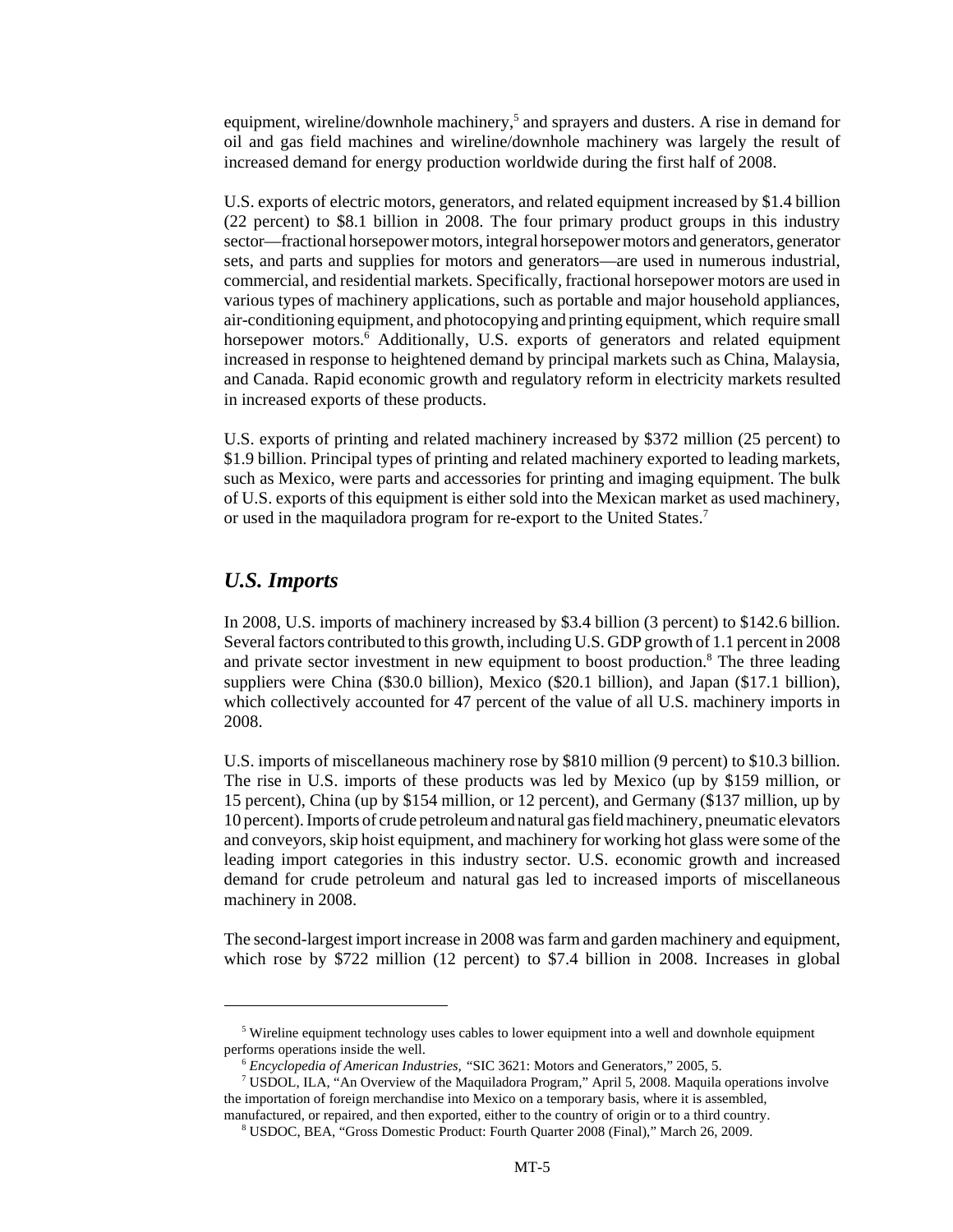equipment, wireline/downhole machinery,[5] and sprayers and dusters. A rise in demand for oil and gas field machines and wireline/downhole machinery was largely the result of increased demand for energy production worldwide during the first half of 2008.

U.S. exports of electric motors, generators, and related equipment increased by $1.4 billion (22 percent) to $8.1 billion in 2008. The four primary product groups in this industry sector—fractional horsepower motors, integral horsepower motors and generators, generator sets, and parts and supplies for motors and generators—are used in numerous industrial, commercial, and residential markets. Specifically, fractional horsepower motors are used in various types of machinery applications, such as portable and major household appliances, air-conditioning equipment, and photocopying and printing equipment, which require small horsepower motors.[6] Additionally, U.S. exports of generators and related equipment increased in response to heightened demand by principal markets such as China, Malaysia, and Canada. Rapid economic growth and regulatory reform in electricity markets resulted in increased exports of these products.

U.S. exports of printing and related machinery increased by $372 million (25 percent) to $1.9 billion. Principal types of printing and related machinery exported to leading markets, such as Mexico, were parts and accessories for printing and imaging equipment. The bulk of U.S. exports of this equipment is either sold into the Mexican market as used machinery, or used in the maquiladora program for re-export to the United States.[7]

## *U.S. Imports*

In 2008, U.S. imports of machinery increased by $3.4 billion (3 percent) to $142.6 billion. Several factors contributed to this growth, including U.S. GDP growth of 1.1 percent in 2008 and private sector investment in new equipment to boost production.[8] The three leading suppliers were China ($30.0 billion), Mexico ($20.1 billion), and Japan ($17.1 billion), which collectively accounted for 47 percent of the value of all U.S. machinery imports in 2008.

U.S. imports of miscellaneous machinery rose by $810 million (9 percent) to $10.3 billion. The rise in U.S. imports of these products was led by Mexico (up by $159 million, or 15 percent), China (up by $154 million, or 12 percent), and Germany ($137 million, up by 10 percent). Imports of crude petroleum and natural gas field machinery, pneumatic elevators and conveyors, skip hoist equipment, and machinery for working hot glass were some of the leading import categories in this industry sector. U.S. economic growth and increased demand for crude petroleum and natural gas led to increased imports of miscellaneous machinery in 2008.

The second-largest import increase in 2008 was farm and garden machinery and equipment, which rose by $722 million (12 percent) to $7.4 billion in 2008. Increases in global

---

[5] Wireline equipment technology uses cables to lower equipment into a well and downhole equipment performs operations inside the well.

[6] *Encyclopedia of American Industries,* "SIC 3621: Motors and Generators," 2005, 5.

[7] USDOL, ILA, "An Overview of the Maquiladora Program," April 5, 2008. Maquila operations involve the importation of foreign merchandise into Mexico on a temporary basis, where it is assembled, manufactured, or repaired, and then exported, either to the country of origin or to a third country.

[8] USDOC, BEA, "Gross Domestic Product: Fourth Quarter 2008 (Final)," March 26, 2009.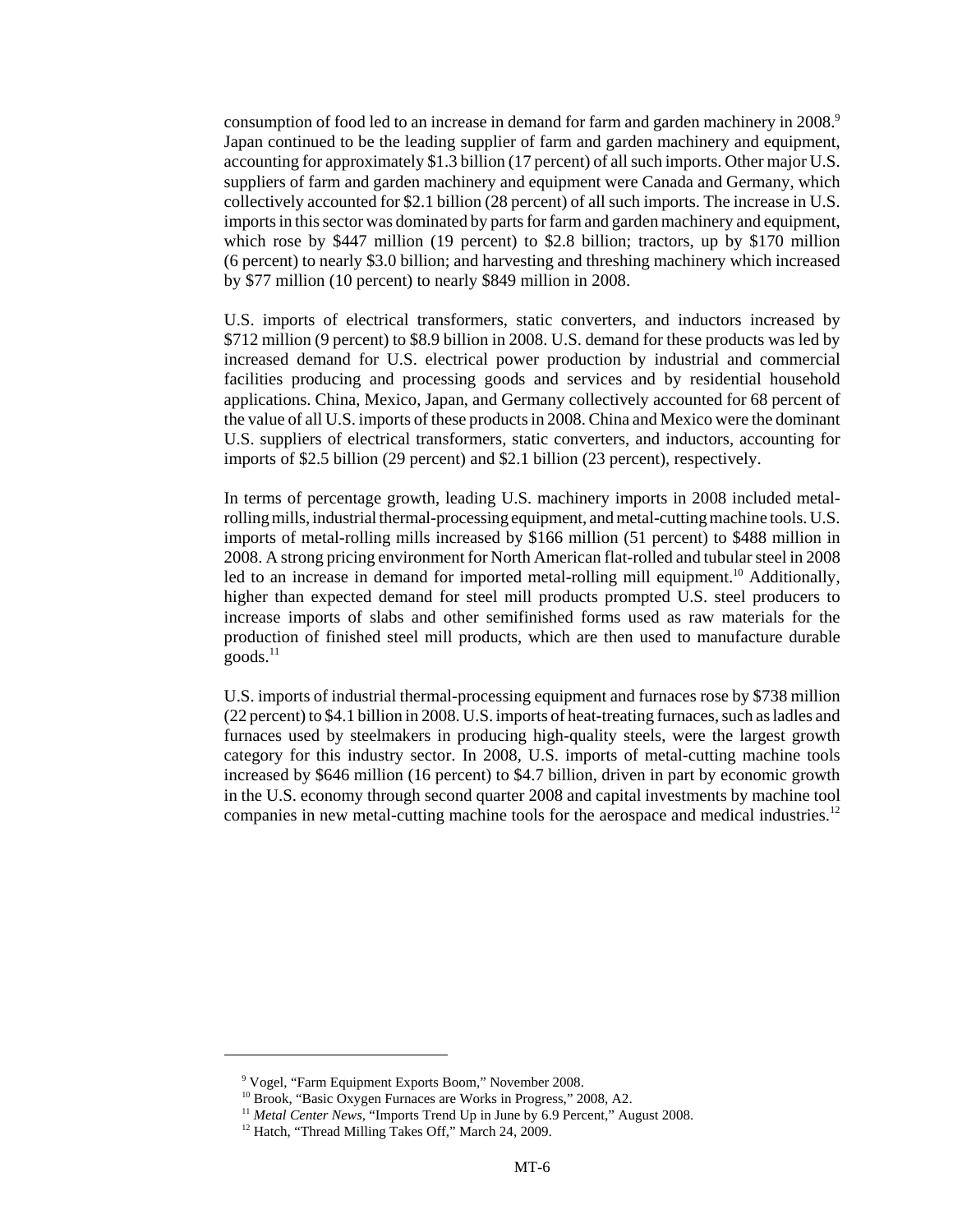consumption of food led to an increase in demand for farm and garden machinery in 2008.[9] Japan continued to be the leading supplier of farm and garden machinery and equipment, accounting for approximately $1.3 billion (17 percent) of all such imports. Other major U.S. suppliers of farm and garden machinery and equipment were Canada and Germany, which collectively accounted for $2.1 billion (28 percent) of all such imports. The increase in U.S. imports in this sector was dominated by parts for farm and garden machinery and equipment, which rose by $447 million (19 percent) to $2.8 billion; tractors, up by $170 million (6 percent) to nearly $3.0 billion; and harvesting and threshing machinery which increased by $77 million (10 percent) to nearly $849 million in 2008.

U.S. imports of electrical transformers, static converters, and inductors increased by $712 million (9 percent) to $8.9 billion in 2008. U.S. demand for these products was led by increased demand for U.S. electrical power production by industrial and commercial facilities producing and processing goods and services and by residential household applications. China, Mexico, Japan, and Germany collectively accounted for 68 percent of the value of all U.S. imports of these products in 2008. China and Mexico were the dominant U.S. suppliers of electrical transformers, static converters, and inductors, accounting for imports of $2.5 billion (29 percent) and $2.1 billion (23 percent), respectively.

In terms of percentage growth, leading U.S. machinery imports in 2008 included metal-rolling mills, industrial thermal-processing equipment, and metal-cutting machine tools. U.S. imports of metal-rolling mills increased by $166 million (51 percent) to $488 million in 2008. A strong pricing environment for North American flat-rolled and tubular steel in 2008 led to an increase in demand for imported metal-rolling mill equipment.[10] Additionally, higher than expected demand for steel mill products prompted U.S. steel producers to increase imports of slabs and other semifinished forms used as raw materials for the production of finished steel mill products, which are then used to manufacture durable goods.[11]

U.S. imports of industrial thermal-processing equipment and furnaces rose by $738 million (22 percent) to $4.1 billion in 2008. U.S. imports of heat-treating furnaces, such as ladles and furnaces used by steelmakers in producing high-quality steels, were the largest growth category for this industry sector. In 2008, U.S. imports of metal-cutting machine tools increased by $646 million (16 percent) to $4.7 billion, driven in part by economic growth in the U.S. economy through second quarter 2008 and capital investments by machine tool companies in new metal-cutting machine tools for the aerospace and medical industries.[12]

---

[9] Vogel, "Farm Equipment Exports Boom," November 2008.

[10] Brook, "Basic Oxygen Furnaces are Works in Progress," 2008, A2.

[11] *Metal Center News*, "Imports Trend Up in June by 6.9 Percent," August 2008.

[12] Hatch, "Thread Milling Takes Off," March 24, 2009.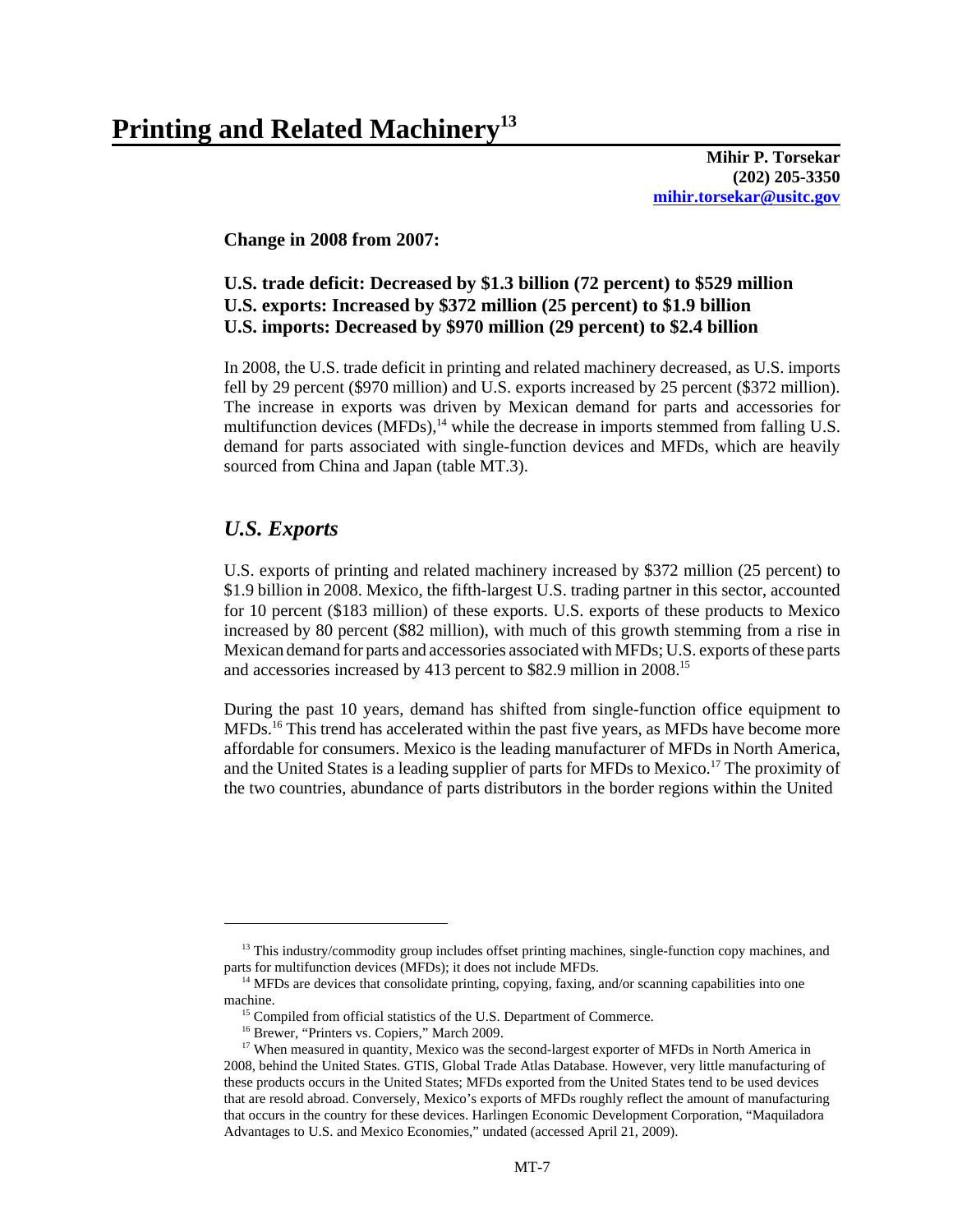# Printing and Related Machinery[13]

**Mihir P. Torsekar**
**(202) 205-3350**
**mihir.torsekar@usitc.gov**

**Change in 2008 from 2007:**

**U.S. trade deficit: Decreased by $1.3 billion (72 percent) to $529 million**
**U.S. exports: Increased by $372 million (25 percent) to $1.9 billion**
**U.S. imports: Decreased by $970 million (29 percent) to $2.4 billion**

In 2008, the U.S. trade deficit in printing and related machinery decreased, as U.S. imports fell by 29 percent ($970 million) and U.S. exports increased by 25 percent ($372 million). The increase in exports was driven by Mexican demand for parts and accessories for multifunction devices (MFDs),[14] while the decrease in imports stemmed from falling U.S. demand for parts associated with single-function devices and MFDs, which are heavily sourced from China and Japan (table MT.3).

## *U.S. Exports*

U.S. exports of printing and related machinery increased by $372 million (25 percent) to $1.9 billion in 2008. Mexico, the fifth-largest U.S. trading partner in this sector, accounted for 10 percent ($183 million) of these exports. U.S. exports of these products to Mexico increased by 80 percent ($82 million), with much of this growth stemming from a rise in Mexican demand for parts and accessories associated with MFDs; U.S. exports of these parts and accessories increased by 413 percent to $82.9 million in 2008.[15]

During the past 10 years, demand has shifted from single-function office equipment to MFDs.[16] This trend has accelerated within the past five years, as MFDs have become more affordable for consumers. Mexico is the leading manufacturer of MFDs in North America, and the United States is a leading supplier of parts for MFDs to Mexico.[17] The proximity of the two countries, abundance of parts distributors in the border regions within the United

---

[13] This industry/commodity group includes offset printing machines, single-function copy machines, and parts for multifunction devices (MFDs); it does not include MFDs.

[14] MFDs are devices that consolidate printing, copying, faxing, and/or scanning capabilities into one machine.

[15] Compiled from official statistics of the U.S. Department of Commerce.

[16] Brewer, "Printers vs. Copiers," March 2009.

[17] When measured in quantity, Mexico was the second-largest exporter of MFDs in North America in 2008, behind the United States. GTIS, Global Trade Atlas Database. However, very little manufacturing of these products occurs in the United States; MFDs exported from the United States tend to be used devices that are resold abroad. Conversely, Mexico's exports of MFDs roughly reflect the amount of manufacturing that occurs in the country for these devices. Harlingen Economic Development Corporation, "Maquiladora Advantages to U.S. and Mexico Economies," undated (accessed April 21, 2009).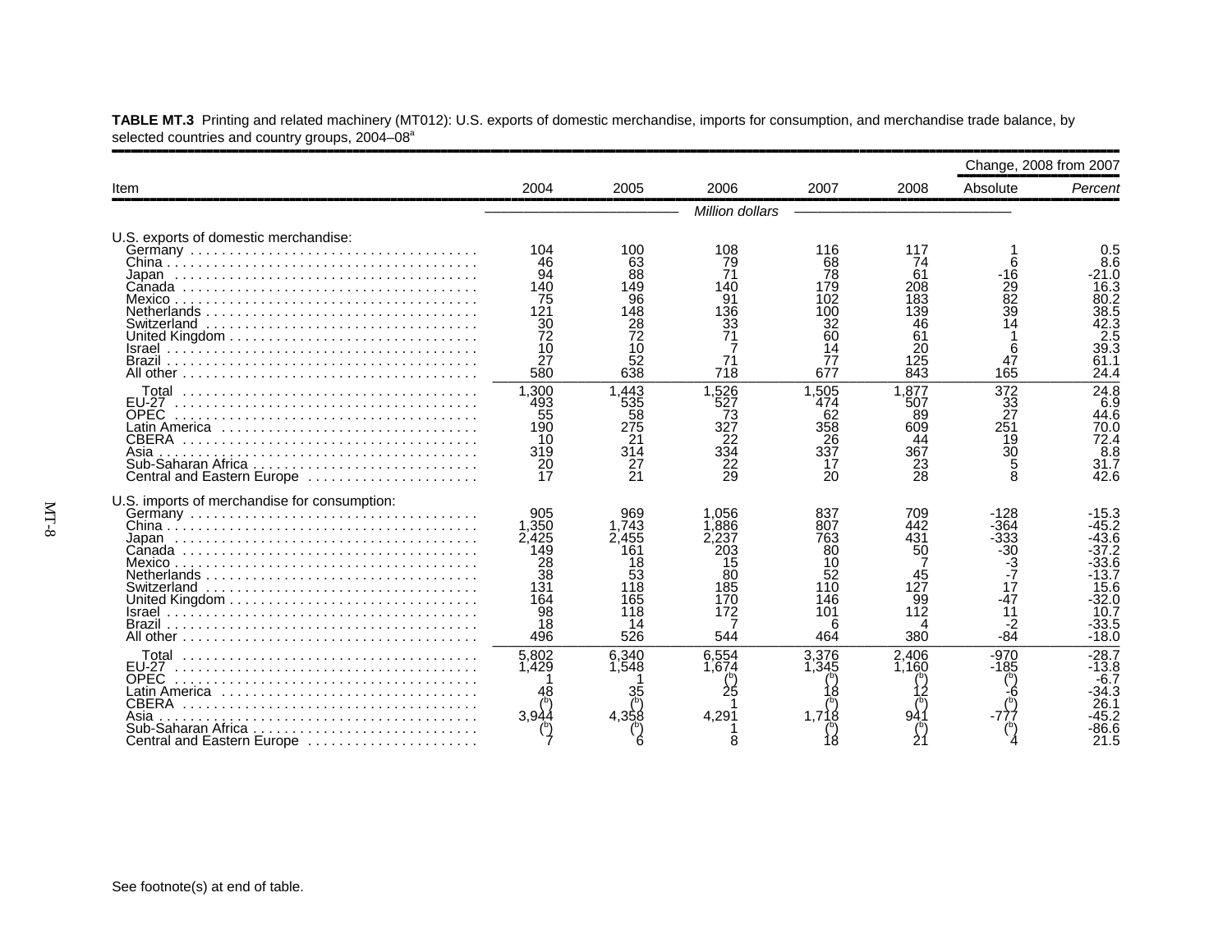**TABLE MT.3** Printing and related machinery (MT012): U.S. exports of domestic merchandise, imports for consumption, and merchandise trade balance, by selected countries and country groups, 2004–08[a]

| Item | 2004 | 2005 | 2006 | 2007 | 2008 | Change, 2008 from 2007 | |
|---|---|---|---|---|---|---|---|
| | | | | | | Absolute | *Percent* |
| | *Million dollars* | | | | | | |
| U.S. exports of domestic merchandise: | | | | | | | |
| Germany | 104 | 100 | 108 | 116 | 117 | 1 | 0.5 |
| China | 46 | 63 | 79 | 68 | 74 | 6 | 8.6 |
| Japan | 94 | 88 | 71 | 78 | 61 | -16 | -21.0 |
| Canada | 140 | 149 | 96 | 179 | 208 | 29 | 16.3 |
| Mexico | 75 | 96 | 91 | 102 | 183 | 82 | 80.2 |
| Netherlands | 121 | 148 | 136 | 100 | 139 | 39 | 38.5 |
| Switzerland | 30 | 28 | 33 | 32 | 46 | 14 | 42.3 |
| United Kingdom | 72 | 72 | 71 | 60 | 61 | 1 | 2.5 |
| Israel | 10 | 10 | 7 | 14 | 20 | 6 | 39.3 |
| Brazil | 27 | 52 | 71 | 77 | 125 | 47 | 61.1 |
| All other | 580 | 638 | 718 | 677 | 843 | 165 | 24.4 |
| Total | 1,300 | 1,443 | 1,526 | 1,505 | 1,877 | 372 | 24.8 |
| EU-27 | 493 | 535 | 527 | 474 | 507 | 33 | 6.9 |
| OPEC | 55 | 58 | 73 | 62 | 89 | 27 | 44.6 |
| Latin America | 190 | 275 | 327 | 358 | 609 | 251 | 70.0 |
| CBERA | 10 | 21 | 22 | 26 | 44 | 19 | 72.4 |
| Asia | 319 | 314 | 334 | 337 | 367 | 30 | 8.8 |
| Sub-Saharan Africa | 20 | 27 | 22 | 17 | 23 | 5 | 31.7 |
| Central and Eastern Europe | 17 | 21 | 29 | 20 | 28 | 8 | 42.6 |
| U.S. imports of merchandise for consumption: | | | | | | | |
| Germany | 905 | 969 | 1,056 | 837 | 709 | -128 | -15.3 |
| China | 1,350 | 1,743 | 1,886 | 807 | 442 | -364 | -45.2 |
| Japan | 2,425 | 2,455 | 2,237 | 763 | 431 | -333 | -43.6 |
| Canada | 149 | 161 | 203 | 80 | 50 | -30 | -37.2 |
| Mexico | 28 | 18 | 15 | 10 | 7 | -3 | -33.6 |
| Netherlands | 38 | 53 | 80 | 52 | 45 | -7 | -13.7 |
| Switzerland | 131 | 118 | 185 | 110 | 127 | 17 | 15.6 |
| United Kingdom | 164 | 165 | 170 | 146 | 99 | -47 | -32.0 |
| Israel | 98 | 118 | 172 | 101 | 112 | 11 | 10.7 |
| Brazil | 18 | 14 | 7 | 6 | 4 | -2 | -33.5 |
| All other | 496 | 526 | 544 | 464 | 380 | -84 | -18.0 |
| Total | 5,802 | 6,340 | 6,554 | 3,376 | 2,406 | -970 | -28.7 |
| EU-27 | 1,429 | 1,548 | 1,674 | 1,345 | 1,160 | -185 | -13.8 |
| OPEC | 1 | 1 | ([b]) | ([b]) | ([b]) | ([b]) | -6.7 |
| Latin America | 48 | 35 | 25 | 18 | 12 | -6 | -34.3 |
| CBERA | ([b]) | ([b]) | 1 | ([b]) | ([b]) | ([b]) | 26.1 |
| Asia | 3,944 | 4,358 | 4,291 | 1,718 | 941 | -777 | -45.2 |
| Sub-Saharan Africa | ([b]) | ([b]) | 1 | ([b]) | ([b]) | ([b]) | -86.6 |
| Central and Eastern Europe | 7 | 6 | 8 | 18 | 21 | 4 | 21.5 |

See footnote(s) at end of table.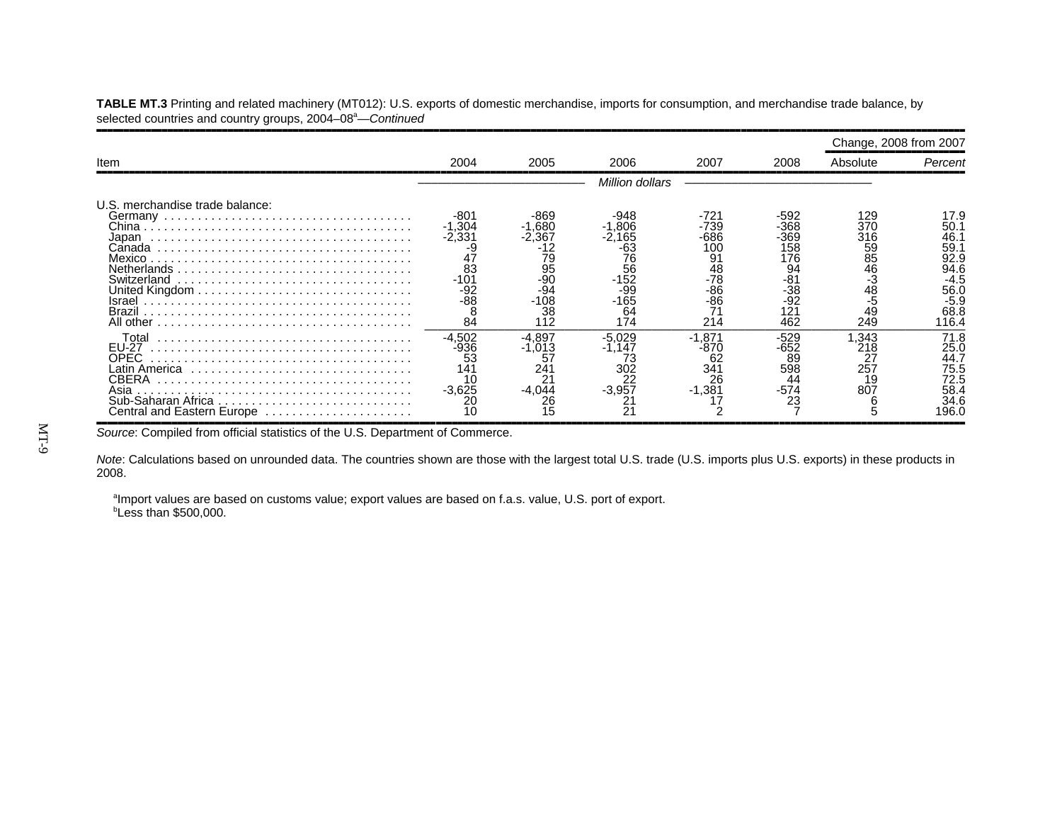**TABLE MT.3** Printing and related machinery (MT012): U.S. exports of domestic merchandise, imports for consumption, and merchandise trade balance, by selected countries and country groups, 2004–08[a]—*Continued*

| Item | 2004 | 2005 | 2006 | 2007 | 2008 | Change, 2008 from 2007 | |
|---|---|---|---|---|---|---|---|
| | | | | | | Absolute | *Percent* |
| | *Million dollars* | | | | | | |
| U.S. merchandise trade balance: | | | | | | | |
| Germany | -801 | -869 | -948 | -721 | -592 | 129 | 17.9 |
| China | -1,304 | -1,680 | -1,806 | -739 | -368 | 370 | 50.1 |
| Japan | -2,331 | -2,367 | -2,165 | -686 | -369 | 316 | 46.1 |
| Canada | -9 | -12 | -63 | 100 | 158 | 59 | 59.1 |
| Mexico | 47 | 79 | 76 | 91 | 176 | 85 | 92.9 |
| Netherlands | 83 | 95 | 56 | 48 | 94 | 46 | 94.6 |
| Switzerland | -101 | -90 | -152 | -78 | -81 | -3 | -4.5 |
| United Kingdom | -92 | -94 | -99 | -86 | -38 | 48 | 56.0 |
| Israel | -88 | -108 | -165 | -86 | -92 | -5 | -5.9 |
| Brazil | 8 | 38 | 64 | 71 | 121 | 49 | 68.8 |
| All other | 84 | 112 | 174 | 214 | 462 | 249 | 116.4 |
| Total | -4,502 | -4,897 | -5,029 | -1,871 | -529 | 1,343 | 71.8 |
| EU-27 | -936 | -1,013 | -1,147 | -870 | -652 | 218 | 25.0 |
| OPEC | 53 | 57 | 73 | 62 | 89 | 27 | 44.7 |
| Latin America | 141 | 241 | 302 | 341 | 598 | 257 | 75.5 |
| CBERA | 10 | 21 | 22 | 26 | 44 | 19 | 72.5 |
| Asia | -3,625 | -4,044 | -3,957 | -1,381 | -574 | 807 | 58.4 |
| Sub-Saharan Africa | 20 | 26 | 21 | 17 | 23 | 6 | 34.6 |
| Central and Eastern Europe | 10 | 15 | 21 | 2 | 7 | 5 | 196.0 |

*Source*: Compiled from official statistics of the U.S. Department of Commerce.

*Note*: Calculations based on unrounded data. The countries shown are those with the largest total U.S. trade (U.S. imports plus U.S. exports) in these products in 2008.

[a]Import values are based on customs value; export values are based on f.a.s. value, U.S. port of export.
[b]Less than $500,000.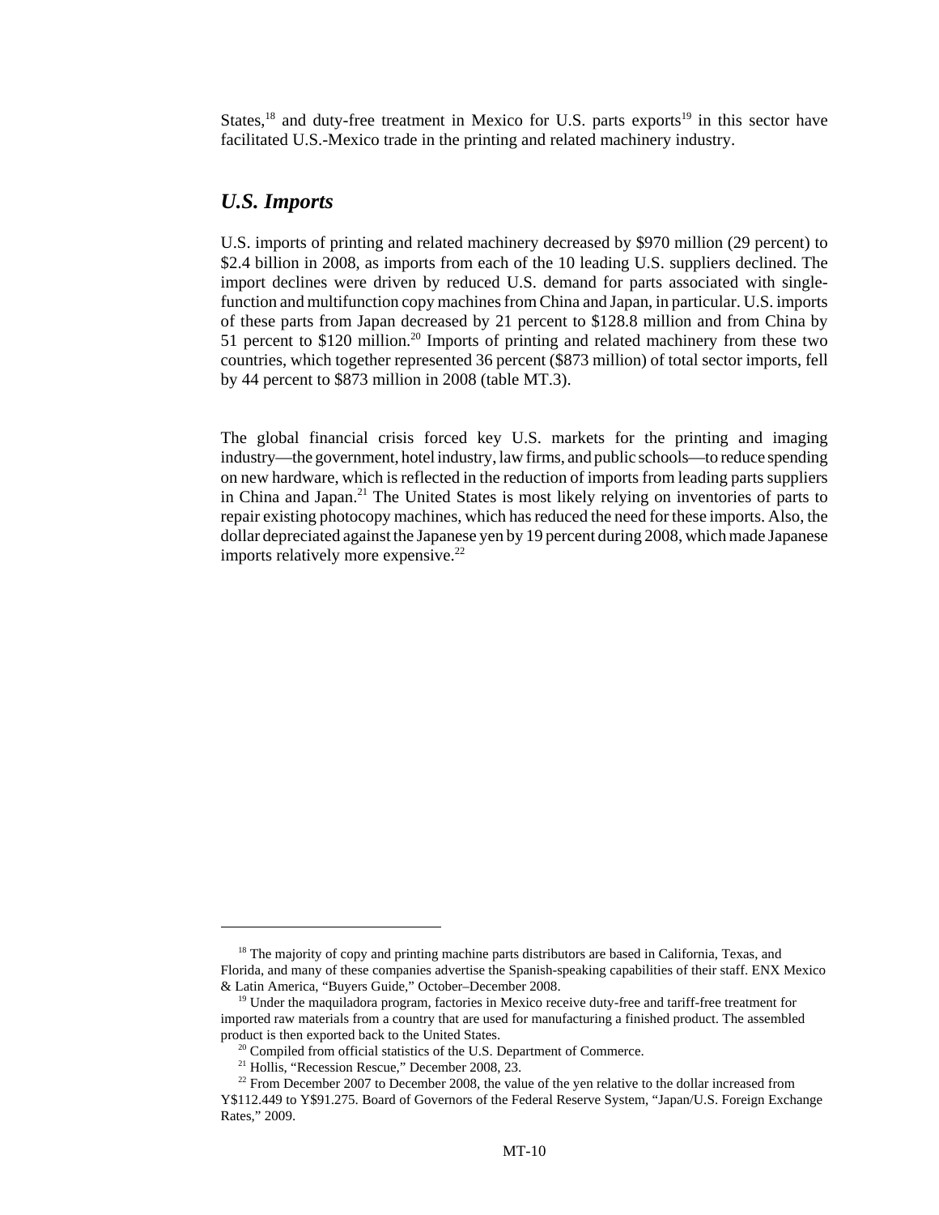States,[18] and duty-free treatment in Mexico for U.S. parts exports[19] in this sector have facilitated U.S.-Mexico trade in the printing and related machinery industry.

## *U.S. Imports*

U.S. imports of printing and related machinery decreased by $970 million (29 percent) to $2.4 billion in 2008, as imports from each of the 10 leading U.S. suppliers declined. The import declines were driven by reduced U.S. demand for parts associated with single-function and multifunction copy machines from China and Japan, in particular. U.S. imports of these parts from Japan decreased by 21 percent to $128.8 million and from China by 51 percent to $120 million.[20] Imports of printing and related machinery from these two countries, which together represented 36 percent ($873 million) of total sector imports, fell by 44 percent to $873 million in 2008 (table MT.3).

The global financial crisis forced key U.S. markets for the printing and imaging industry—the government, hotel industry, law firms, and public schools—to reduce spending on new hardware, which is reflected in the reduction of imports from leading parts suppliers in China and Japan.[21] The United States is most likely relying on inventories of parts to repair existing photocopy machines, which has reduced the need for these imports. Also, the dollar depreciated against the Japanese yen by 19 percent during 2008, which made Japanese imports relatively more expensive.[22]

---

[18] The majority of copy and printing machine parts distributors are based in California, Texas, and Florida, and many of these companies advertise the Spanish-speaking capabilities of their staff. ENX Mexico & Latin America, "Buyers Guide," October–December 2008.

[19] Under the maquiladora program, factories in Mexico receive duty-free and tariff-free treatment for imported raw materials from a country that are used for manufacturing a finished product. The assembled product is then exported back to the United States.

[20] Compiled from official statistics of the U.S. Department of Commerce.

[21] Hollis, "Recession Rescue," December 2008, 23.

[22] From December 2007 to December 2008, the value of the yen relative to the dollar increased from Y$112.449 to Y$91.275. Board of Governors of the Federal Reserve System, "Japan/U.S. Foreign Exchange Rates," 2009.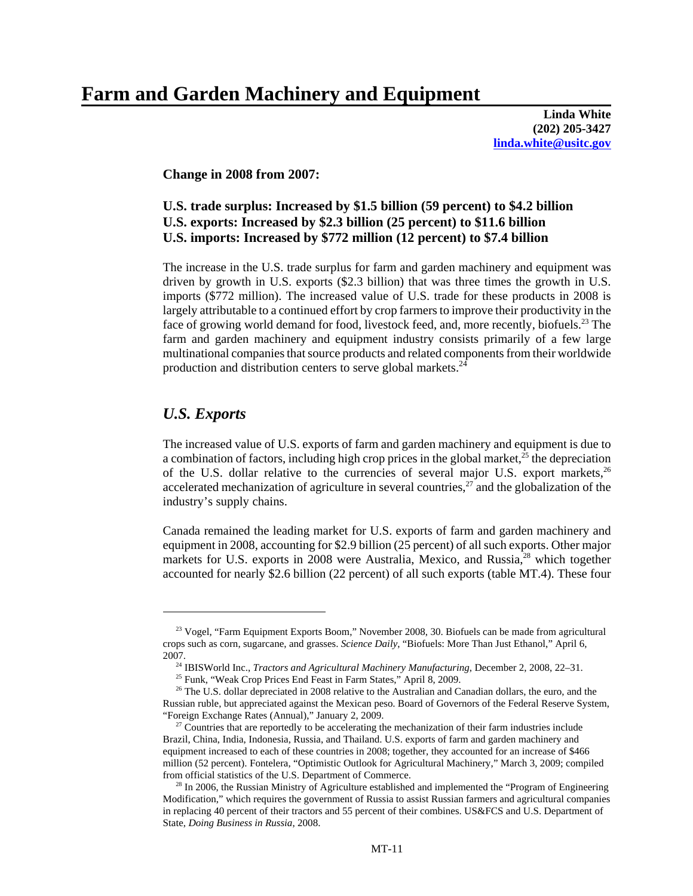# Farm and Garden Machinery and Equipment

**Linda White**
**(202) 205-3427**
**[linda.white@usitc.gov](mailto:linda.white@usitc.gov)**

**Change in 2008 from 2007:**

**U.S. trade surplus: Increased by $1.5 billion (59 percent) to $4.2 billion**
**U.S. exports: Increased by $2.3 billion (25 percent) to $11.6 billion**
**U.S. imports: Increased by $772 million (12 percent) to $7.4 billion**

The increase in the U.S. trade surplus for farm and garden machinery and equipment was driven by growth in U.S. exports ($2.3 billion) that was three times the growth in U.S. imports ($772 million). The increased value of U.S. trade for these products in 2008 is largely attributable to a continued effort by crop farmers to improve their productivity in the face of growing world demand for food, livestock feed, and, more recently, biofuels.[23] The farm and garden machinery and equipment industry consists primarily of a few large multinational companies that source products and related components from their worldwide production and distribution centers to serve global markets.[24]

## *U.S. Exports*

The increased value of U.S. exports of farm and garden machinery and equipment is due to a combination of factors, including high crop prices in the global market,[25] the depreciation of the U.S. dollar relative to the currencies of several major U.S. export markets,[26] accelerated mechanization of agriculture in several countries,[27] and the globalization of the industry's supply chains.

Canada remained the leading market for U.S. exports of farm and garden machinery and equipment in 2008, accounting for $2.9 billion (25 percent) of all such exports. Other major markets for U.S. exports in 2008 were Australia, Mexico, and Russia,[28] which together accounted for nearly $2.6 billion (22 percent) of all such exports (table MT.4). These four

---

[23] Vogel, "Farm Equipment Exports Boom," November 2008, 30. Biofuels can be made from agricultural crops such as corn, sugarcane, and grasses. *Science Daily*, "Biofuels: More Than Just Ethanol," April 6, 2007.

[24] IBISWorld Inc., *Tractors and Agricultural Machinery Manufacturing*, December 2, 2008, 22–31.

[25] Funk, "Weak Crop Prices End Feast in Farm States," April 8, 2009.

[26] The U.S. dollar depreciated in 2008 relative to the Australian and Canadian dollars, the euro, and the Russian ruble, but appreciated against the Mexican peso. Board of Governors of the Federal Reserve System, "Foreign Exchange Rates (Annual)," January 2, 2009.

[27] Countries that are reportedly to be accelerating the mechanization of their farm industries include Brazil, China, India, Indonesia, Russia, and Thailand. U.S. exports of farm and garden machinery and equipment increased to each of these countries in 2008; together, they accounted for an increase of $466 million (52 percent). Fontelera, "Optimistic Outlook for Agricultural Machinery," March 3, 2009; compiled from official statistics of the U.S. Department of Commerce.

[28] In 2006, the Russian Ministry of Agriculture established and implemented the "Program of Engineering Modification," which requires the government of Russia to assist Russian farmers and agricultural companies in replacing 40 percent of their tractors and 55 percent of their combines. US&FCS and U.S. Department of State, *Doing Business in Russia*, 2008.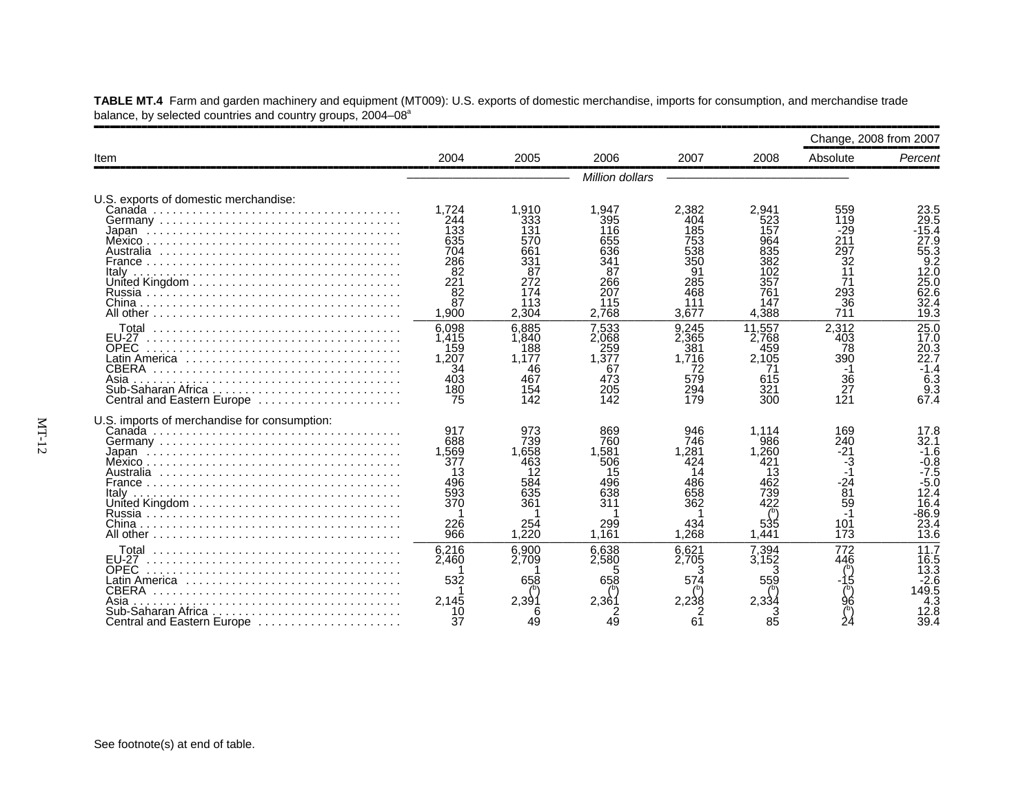**TABLE MT.4** Farm and garden machinery and equipment (MT009): U.S. exports of domestic merchandise, imports for consumption, and merchandise trade balance, by selected countries and country groups, 2004–08[a]

| Item | 2004 | 2005 | 2006 | 2007 | 2008 | Change, 2008 from 2007 | |
|---|---|---|---|---|---|---|---|
| | | | | | | Absolute | *Percent* |
| | *Million dollars* | | | | | | |
| U.S. exports of domestic merchandise: | | | | | | | |
| Canada | 1,724 | 1,910 | 1,947 | 2,382 | 2,941 | 559 | 23.5 |
| Germany | 244 | 333 | 395 | 404 | 523 | 119 | 29.5 |
| Japan | 133 | 131 | 116 | 185 | 157 | -29 | -15.4 |
| Mexico | 635 | 570 | 655 | 753 | 964 | 211 | 27.9 |
| Australia | 704 | 661 | 636 | 538 | 835 | 297 | 55.3 |
| France | 286 | 331 | 341 | 350 | 382 | 32 | 9.2 |
| Italy | 82 | 87 | 87 | 91 | 102 | 11 | 12.0 |
| United Kingdom | 221 | 272 | 266 | 285 | 357 | 71 | 25.0 |
| Russia | 82 | 174 | 207 | 468 | 761 | 293 | 62.6 |
| China | 87 | 113 | 115 | 111 | 147 | 36 | 32.4 |
| All other | 1,900 | 2,304 | 2,768 | 3,677 | 4,388 | 711 | 19.3 |
| Total | 6,098 | 6,885 | 7,533 | 9,245 | 11,557 | 2,312 | 25.0 |
| EU-27 | 1,415 | 1,840 | 2,068 | 2,365 | 2,768 | 403 | 17.0 |
| OPEC | 159 | 188 | 259 | 381 | 459 | 78 | 20.3 |
| Latin America | 1,207 | 1,177 | 1,377 | 1,716 | 2,105 | 390 | 22.7 |
| CBERA | 34 | 46 | 67 | 72 | 71 | -1 | -1.4 |
| Asia | 403 | 467 | 473 | 579 | 615 | 36 | 6.3 |
| Sub-Saharan Africa | 180 | 154 | 205 | 294 | 321 | 27 | 9.3 |
| Central and Eastern Europe | 75 | 142 | 142 | 179 | 300 | 121 | 67.4 |
| U.S. imports of merchandise for consumption: | | | | | | | |
| Canada | 917 | 973 | 869 | 946 | 1,114 | 169 | 17.8 |
| Germany | 688 | 739 | 760 | 746 | 986 | 240 | 32.1 |
| Japan | 1,569 | 1,658 | 1,581 | 1,281 | 1,260 | -21 | -1.6 |
| Mexico | 377 | 463 | 506 | 424 | 421 | -3 | -0.8 |
| Australia | 13 | 12 | 15 | 14 | 13 | -1 | -7.5 |
| France | 496 | 584 | 496 | 486 | 462 | -24 | -5.0 |
| Italy | 593 | 635 | 638 | 658 | 739 | 81 | 12.4 |
| United Kingdom | 370 | 361 | 311 | 362 | 422 | 59 | 16.4 |
| Russia | 1 | 1 | 1 | 1 | ([b]) | -1 | -86.9 |
| China | 226 | 254 | 299 | 434 | 535 | 101 | 23.4 |
| All other | 966 | 1,220 | 1,161 | 1,268 | 1,441 | 173 | 13.6 |
| Total | 6,216 | 6,900 | 6,638 | 6,621 | 7,394 | 772 | 11.7 |
| EU-27 | 2,460 | 2,709 | 2,580 | 2,705 | 3,152 | 446 | 16.5 |
| OPEC | 1 | 1 | 5 | 3 | 3 | ([b]) | 13.3 |
| Latin America | 532 | 658 | 658 | 574 | 559 | -15 | -2.6 |
| CBERA | 1 | ([b]) | ([b]) | ([b]) | ([b]) | ([b]) | 149.5 |
| Asia | 2,145 | 2,391 | 2,361 | 2,238 | 2,334 | 96 | 4.3 |
| Sub-Saharan Africa | 10 | 6 | 2 | 2 | 3 | ([b]) | 12.8 |
| Central and Eastern Europe | 37 | 49 | 49 | 61 | 85 | 24 | 39.4 |

See footnote(s) at end of table.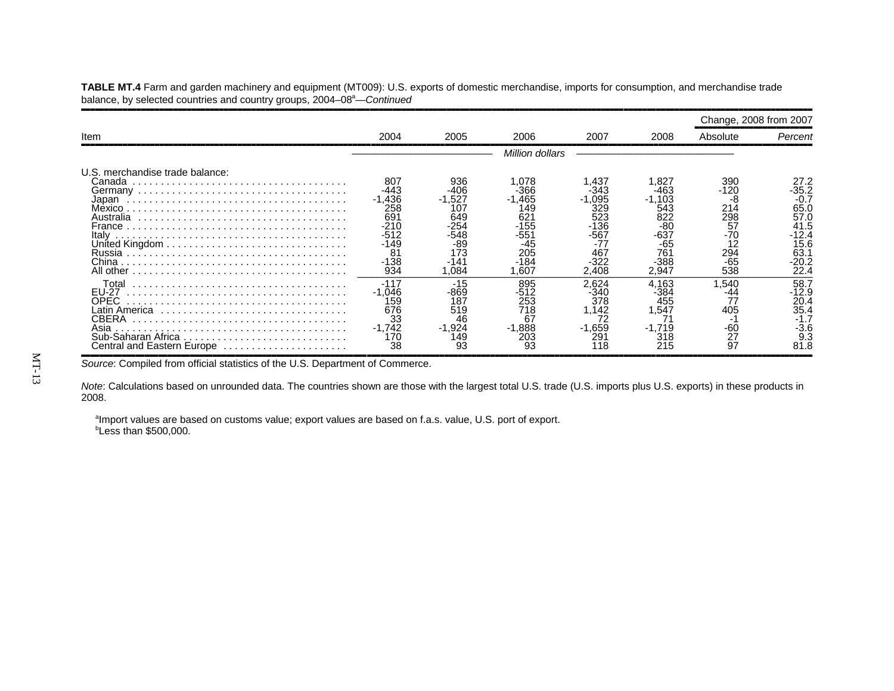**TABLE MT.4** Farm and garden machinery and equipment (MT009): U.S. exports of domestic merchandise, imports for consumption, and merchandise trade balance, by selected countries and country groups, 2004–08[a]—*Continued*

| Item | 2004 | 2005 | 2006 | 2007 | 2008 | Change, 2008 from 2007 | |
|---|---|---|---|---|---|---|---|
| | | | | | | Absolute | *Percent* |
| | *Million dollars* | | | | | | |
| U.S. merchandise trade balance: | | | | | | | |
| Canada | 807 | 936 | 1,078 | 1,437 | 1,827 | 390 | 27.2 |
| Germany | -443 | -406 | -366 | -343 | -463 | -120 | -35.2 |
| Japan | -1,436 | -1,527 | -1,465 | -1,095 | -1,103 | -8 | -0.7 |
| Mexico | 258 | 107 | 149 | 329 | 543 | 214 | 65.0 |
| Australia | 691 | 649 | 621 | 523 | 822 | 298 | 57.0 |
| France | -210 | -254 | -155 | -136 | -80 | 57 | 41.5 |
| Italy | -512 | -548 | -551 | -567 | -637 | -70 | -12.4 |
| United Kingdom | -149 | -89 | -45 | -77 | -65 | 12 | 15.6 |
| Russia | 81 | 173 | 205 | 467 | 761 | 294 | 63.1 |
| China | -138 | -141 | -184 | -322 | -388 | -65 | -20.2 |
| All other | 934 | 1,084 | 1,607 | 2,408 | 2,947 | 538 | 22.4 |
| Total | -117 | -15 | 895 | 2,624 | 4,163 | 1,540 | 58.7 |
| EU-27 | -1,046 | -869 | -512 | -340 | -384 | -44 | -12.9 |
| OPEC | 159 | 187 | 253 | 378 | 455 | 77 | 20.4 |
| Latin America | 676 | 519 | 718 | 1,142 | 1,547 | 405 | 35.4 |
| CBERA | 33 | 46 | 67 | 72 | 71 | -1 | -1.7 |
| Asia | -1,742 | -1,924 | -1,888 | -1,659 | -1,719 | -60 | -3.6 |
| Sub-Saharan Africa | 170 | 149 | 203 | 291 | 318 | 27 | 9.3 |
| Central and Eastern Europe | 38 | 93 | 93 | 118 | 215 | 97 | 81.8 |

*Source*: Compiled from official statistics of the U.S. Department of Commerce.

*Note*: Calculations based on unrounded data. The countries shown are those with the largest total U.S. trade (U.S. imports plus U.S. exports) in these products in 2008.

[a]Import values are based on customs value; export values are based on f.a.s. value, U.S. port of export.
[b]Less than $500,000.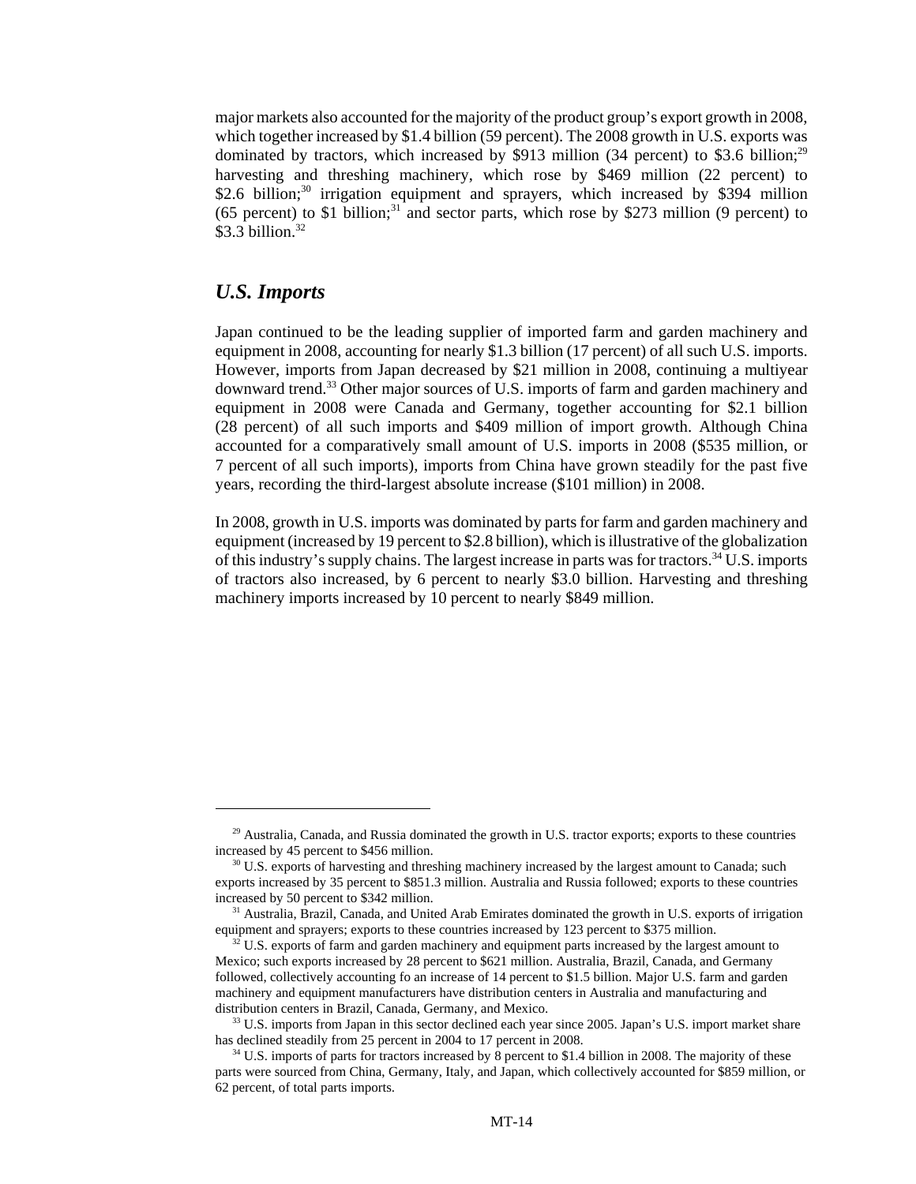major markets also accounted for the majority of the product group's export growth in 2008, which together increased by $1.4 billion (59 percent). The 2008 growth in U.S. exports was dominated by tractors, which increased by $913 million (34 percent) to $3.6 billion;[29] harvesting and threshing machinery, which rose by $469 million (22 percent) to $2.6 billion;[30] irrigation equipment and sprayers, which increased by $394 million (65 percent) to $1 billion;[31] and sector parts, which rose by $273 million (9 percent) to $3.3 billion.[32]

## *U.S. Imports*

Japan continued to be the leading supplier of imported farm and garden machinery and equipment in 2008, accounting for nearly $1.3 billion (17 percent) of all such U.S. imports. However, imports from Japan decreased by $21 million in 2008, continuing a multiyear downward trend.[33] Other major sources of U.S. imports of farm and garden machinery and equipment in 2008 were Canada and Germany, together accounting for $2.1 billion (28 percent) of all such imports and $409 million of import growth. Although China accounted for a comparatively small amount of U.S. imports in 2008 ($535 million, or 7 percent of all such imports), imports from China have grown steadily for the past five years, recording the third-largest absolute increase ($101 million) in 2008.

In 2008, growth in U.S. imports was dominated by parts for farm and garden machinery and equipment (increased by 19 percent to $2.8 billion), which is illustrative of the globalization of this industry's supply chains. The largest increase in parts was for tractors.[34] U.S. imports of tractors also increased, by 6 percent to nearly $3.0 billion. Harvesting and threshing machinery imports increased by 10 percent to nearly $849 million.

---

[29] Australia, Canada, and Russia dominated the growth in U.S. tractor exports; exports to these countries increased by 45 percent to $456 million.

[30] U.S. exports of harvesting and threshing machinery increased by the largest amount to Canada; such exports increased by 35 percent to $851.3 million. Australia and Russia followed; exports to these countries increased by 50 percent to $342 million.

[31] Australia, Brazil, Canada, and United Arab Emirates dominated the growth in U.S. exports of irrigation equipment and sprayers; exports to these countries increased by 123 percent to $375 million.

[32] U.S. exports of farm and garden machinery and equipment parts increased by the largest amount to Mexico; such exports increased by 28 percent to $621 million. Australia, Brazil, Canada, and Germany followed, collectively accounting fo an increase of 14 percent to $1.5 billion. Major U.S. farm and garden machinery and equipment manufacturers have distribution centers in Australia and manufacturing and distribution centers in Brazil, Canada, Germany, and Mexico.

[33] U.S. imports from Japan in this sector declined each year since 2005. Japan's U.S. import market share has declined steadily from 25 percent in 2004 to 17 percent in 2008.

[34] U.S. imports of parts for tractors increased by 8 percent to $1.4 billion in 2008. The majority of these parts were sourced from China, Germany, Italy, and Japan, which collectively accounted for $859 million, or 62 percent, of total parts imports.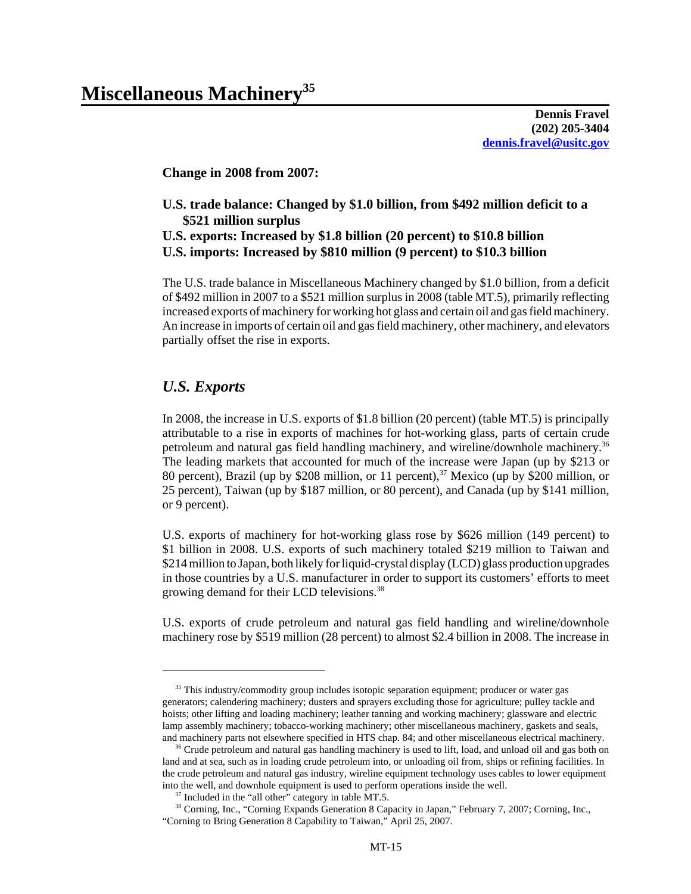# Miscellaneous Machinery[35]

**Dennis Fravel**
**(202) 205-3404**
**[dennis.fravel@usitc.gov](mailto:dennis.fravel@usitc.gov)**

**Change in 2008 from 2007:**

**U.S. trade balance: Changed by $1.0 billion, from $492 million deficit to a $521 million surplus**
**U.S. exports: Increased by $1.8 billion (20 percent) to $10.8 billion**
**U.S. imports: Increased by $810 million (9 percent) to $10.3 billion**

The U.S. trade balance in Miscellaneous Machinery changed by $1.0 billion, from a deficit of $492 million in 2007 to a $521 million surplus in 2008 (table MT.5), primarily reflecting increased exports of machinery for working hot glass and certain oil and gas field machinery. An increase in imports of certain oil and gas field machinery, other machinery, and elevators partially offset the rise in exports.

## *U.S. Exports*

In 2008, the increase in U.S. exports of $1.8 billion (20 percent) (table MT.5) is principally attributable to a rise in exports of machines for hot-working glass, parts of certain crude petroleum and natural gas field handling machinery, and wireline/downhole machinery.[36] The leading markets that accounted for much of the increase were Japan (up by $213 or 80 percent), Brazil (up by $208 million, or 11 percent),[37] Mexico (up by $200 million, or 25 percent), Taiwan (up by $187 million, or 80 percent), and Canada (up by $141 million, or 9 percent).

U.S. exports of machinery for hot-working glass rose by $626 million (149 percent) to $1 billion in 2008. U.S. exports of such machinery totaled $219 million to Taiwan and $214 million to Japan, both likely for liquid-crystal display (LCD) glass production upgrades in those countries by a U.S. manufacturer in order to support its customers' efforts to meet growing demand for their LCD televisions.[38]

U.S. exports of crude petroleum and natural gas field handling and wireline/downhole machinery rose by $519 million (28 percent) to almost $2.4 billion in 2008. The increase in

---

[35] This industry/commodity group includes isotopic separation equipment; producer or water gas generators; calendering machinery; dusters and sprayers excluding those for agriculture; pulley tackle and hoists; other lifting and loading machinery; leather tanning and working machinery; glassware and electric lamp assembly machinery; tobacco-working machinery; other miscellaneous machinery, gaskets and seals, and machinery parts not elsewhere specified in HTS chap. 84; and other miscellaneous electrical machinery.

[36] Crude petroleum and natural gas handling machinery is used to lift, load, and unload oil and gas both on land and at sea, such as in loading crude petroleum into, or unloading oil from, ships or refining facilities. In the crude petroleum and natural gas industry, wireline equipment technology uses cables to lower equipment into the well, and downhole equipment is used to perform operations inside the well.

[37] Included in the "all other" category in table MT.5.

[38] Corning, Inc., "Corning Expands Generation 8 Capacity in Japan," February 7, 2007; Corning, Inc., "Corning to Bring Generation 8 Capability to Taiwan," April 25, 2007.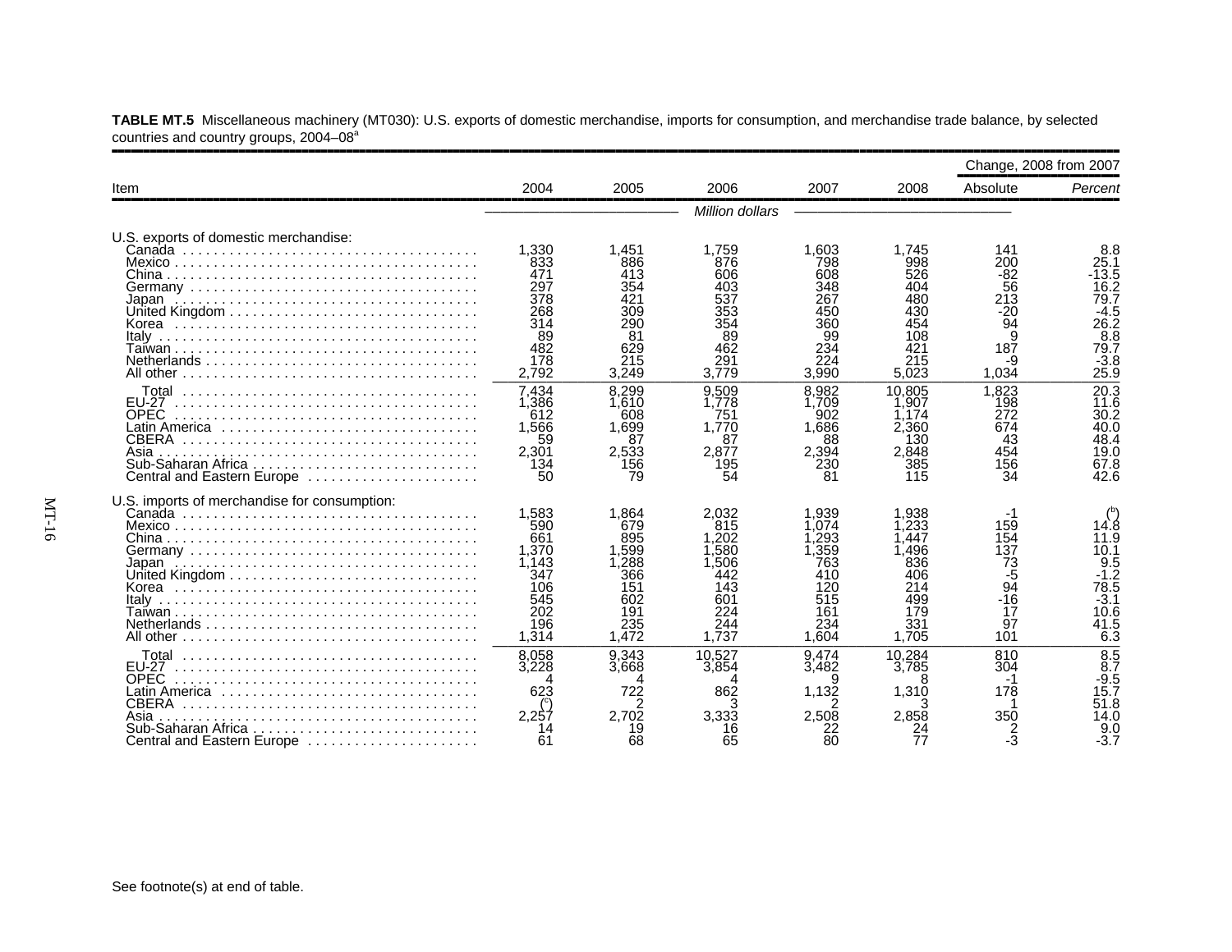**TABLE MT.5** Miscellaneous machinery (MT030): U.S. exports of domestic merchandise, imports for consumption, and merchandise trade balance, by selected countries and country groups, 2004–08[a]

| Item | 2004 | 2005 | 2006 | 2007 | 2008 | Change, 2008 from 2007 | |
|---|---|---|---|---|---|---|---|
| | | | | | | Absolute | *Percent* |
| | *Million dollars* | | | | | | |
| U.S. exports of domestic merchandise: | | | | | | | |
| Canada | 1,330 | 1,451 | 1,759 | 1,603 | 1,745 | 141 | 8.8 |
| Mexico | 833 | 886 | 876 | 798 | 998 | 200 | 25.1 |
| China | 471 | 413 | 606 | 608 | 526 | -82 | -13.5 |
| Germany | 297 | 354 | 403 | 348 | 404 | 56 | 16.2 |
| Japan | 378 | 421 | 537 | 267 | 480 | 213 | 79.7 |
| United Kingdom | 268 | 309 | 353 | 450 | 430 | -20 | -4.5 |
| Korea | 314 | 290 | 354 | 360 | 454 | 94 | 26.2 |
| Italy | 89 | 81 | 89 | 99 | 108 | 9 | 8.8 |
| Taiwan | 482 | 629 | 462 | 234 | 421 | 187 | 79.7 |
| Netherlands | 178 | 215 | 291 | 224 | 215 | -9 | -3.8 |
| All other | 2,792 | 3,249 | 3,779 | 3,990 | 5,023 | 1,034 | 25.9 |
| Total | 7,434 | 8,299 | 9,509 | 8,982 | 10,805 | 1,823 | 20.3 |
| EU-27 | 1,386 | 1,610 | 1,778 | 1,709 | 1,907 | 198 | 11.6 |
| OPEC | 612 | 608 | 751 | 902 | 1,174 | 272 | 30.2 |
| Latin America | 1,566 | 1,699 | 1,770 | 1,686 | 2,360 | 674 | 40.0 |
| CBERA | 59 | 87 | 87 | 88 | 130 | 43 | 48.4 |
| Asia | 2,301 | 2,533 | 2,877 | 2,394 | 2,848 | 454 | 19.0 |
| Sub-Saharan Africa | 134 | 156 | 195 | 230 | 385 | 156 | 67.8 |
| Central and Eastern Europe | 50 | 79 | 54 | 81 | 115 | 34 | 42.6 |
| U.S. imports of merchandise for consumption: | | | | | | | |
| Canada | 1,583 | 1,864 | 2,032 | 1,939 | 1,938 | -1 | ([b]) |
| Mexico | 590 | 679 | 815 | 1,074 | 1,233 | 159 | 14.8 |
| China | 661 | 895 | 1,202 | 1,293 | 1,447 | 154 | 11.9 |
| Germany | 1,370 | 1,599 | 1,580 | 1,359 | 1,496 | 137 | 10.1 |
| Japan | 1,143 | 1,288 | 1,506 | 763 | 836 | 73 | 9.5 |
| United Kingdom | 347 | 366 | 442 | 410 | 406 | -5 | -1.2 |
| Korea | 106 | 151 | 143 | 120 | 214 | 94 | 78.5 |
| Italy | 545 | 602 | 601 | 515 | 499 | -16 | -3.1 |
| Taiwan | 202 | 191 | 224 | 161 | 179 | 17 | 10.6 |
| Netherlands | 196 | 235 | 244 | 234 | 331 | 97 | 41.5 |
| All other | 1,314 | 1,472 | 1,737 | 1,604 | 1,705 | 101 | 6.3 |
| Total | 8,058 | 9,343 | 10,527 | 9,474 | 10,284 | 810 | 8.5 |
| EU-27 | 3,228 | 3,668 | 3,854 | 3,482 | 3,785 | 304 | 8.7 |
| OPEC | 4 | 4 | 4 | 9 | 8 | -1 | -9.5 |
| Latin America | 623 | 722 | 862 | 1,132 | 1,310 | 178 | 15.7 |
| CBERA | ([c]) | 2 | 3 | 2 | 3 | 1 | 51.8 |
| Asia | 2,257 | 2,702 | 3,333 | 2,508 | 2,858 | 350 | 14.0 |
| Sub-Saharan Africa | 14 | 19 | 16 | 22 | 24 | 2 | 9.0 |
| Central and Eastern Europe | 61 | 68 | 65 | 80 | 77 | -3 | -3.7 |

See footnote(s) at end of table.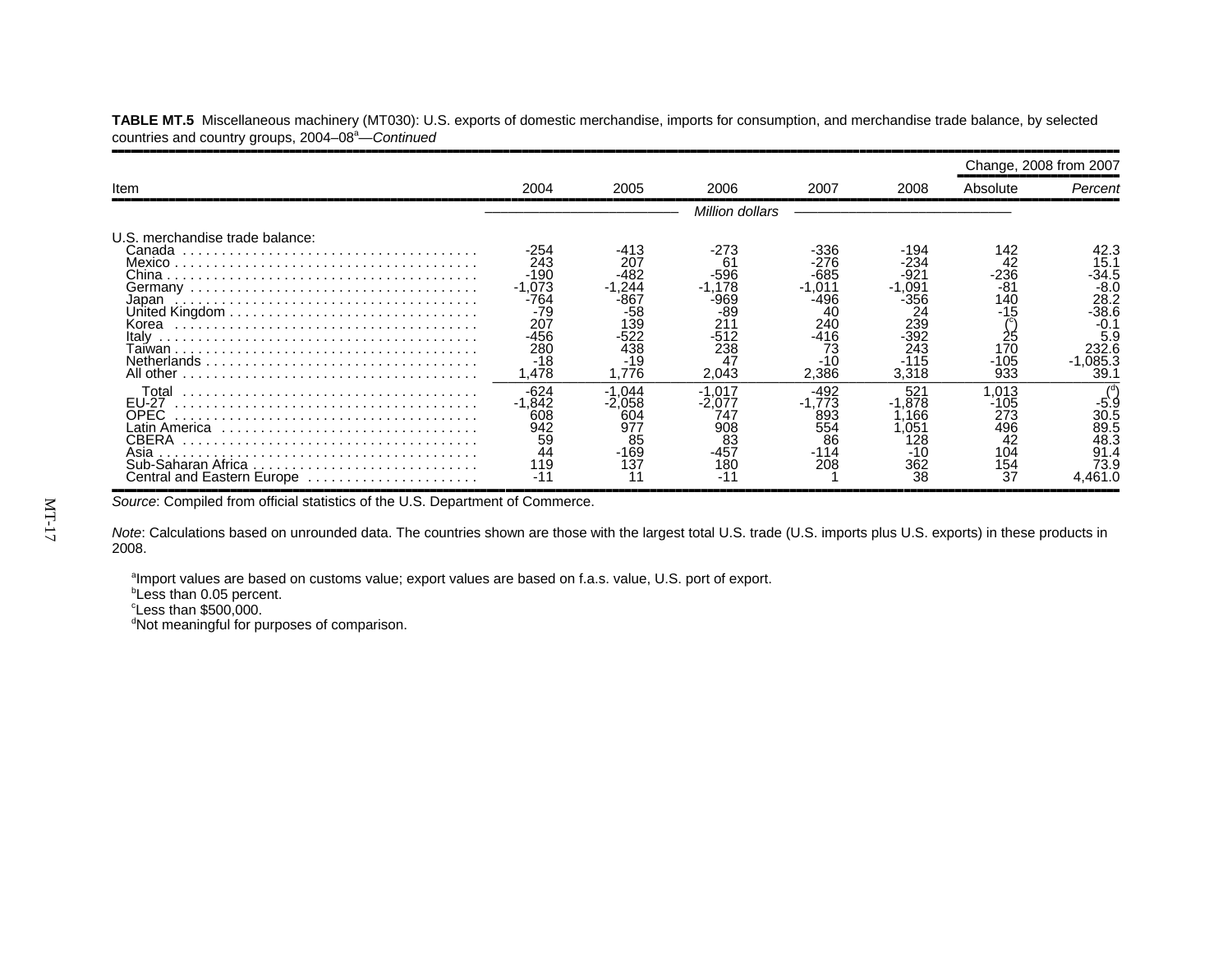**TABLE MT.5** Miscellaneous machinery (MT030): U.S. exports of domestic merchandise, imports for consumption, and merchandise trade balance, by selected countries and country groups, 2004–08[a]—*Continued*

| Item | 2004 | 2005 | 2006 | 2007 | 2008 | Change, 2008 from 2007 | |
|---|---|---|---|---|---|---|---|
| | | | | | | Absolute | *Percent* |
| | | | | *Million dollars* | | | |
| U.S. merchandise trade balance: | | | | | | | |
| Canada | -254 | -413 | -273 | -336 | -194 | 142 | 42.3 |
| Mexico | 243 | 207 | 61 | -276 | -234 | 42 | 15.1 |
| China | -190 | -482 | -596 | -685 | -921 | -236 | -34.5 |
| Germany | -1,073 | -1,244 | -1,178 | -1,011 | -1,091 | -81 | -8.0 |
| Japan | -764 | -867 | -969 | -496 | -356 | 140 | 28.2 |
| United Kingdom | -79 | -58 | -89 | 40 | 24 | -15 | -38.6 |
| Korea | 207 | 139 | 211 | 240 | 239 | ([c]) | -0.1 |
| Italy | -456 | -522 | -512 | -416 | -392 | 25 | 5.9 |
| Taiwan | 280 | 438 | 238 | 73 | 243 | 170 | 232.6 |
| Netherlands | -18 | -19 | 47 | -10 | -115 | -105 | -1,085.3 |
| All other | 1,478 | 1,776 | 2,043 | 2,386 | 3,318 | 933 | 39.1 |
| Total | -624 | -1,044 | -1,017 | -492 | 521 | 1,013 | ([d]) |
| EU-27 | -1,842 | -2,058 | -2,077 | -1,773 | -1,878 | -105 | -5.9 |
| OPEC | 608 | 604 | 747 | 893 | 1,166 | 273 | 30.5 |
| Latin America | 942 | 977 | 908 | 554 | 1,051 | 496 | 89.5 |
| CBERA | 59 | 85 | 83 | 86 | 128 | 42 | 48.3 |
| Asia | 44 | -169 | -457 | -114 | -10 | 104 | 91.4 |
| Sub-Saharan Africa | 119 | 137 | 180 | 208 | 362 | 154 | 73.9 |
| Central and Eastern Europe | -11 | 11 | -11 | 1 | 38 | 37 | 4,461.0 |

*Source*: Compiled from official statistics of the U.S. Department of Commerce.

*Note*: Calculations based on unrounded data. The countries shown are those with the largest total U.S. trade (U.S. imports plus U.S. exports) in these products in 2008.

[a]Import values are based on customs value; export values are based on f.a.s. value, U.S. port of export.
[b]Less than 0.05 percent.
[c]Less than $500,000.
[d]Not meaningful for purposes of comparison.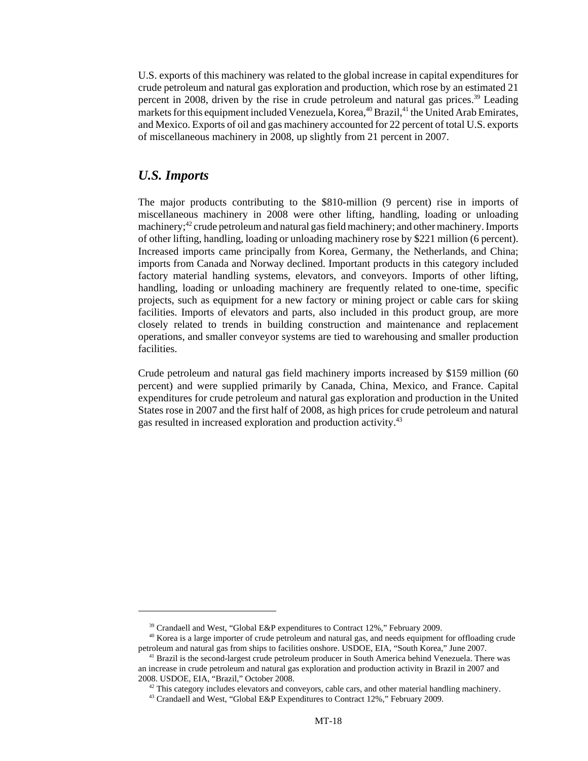U.S. exports of this machinery was related to the global increase in capital expenditures for crude petroleum and natural gas exploration and production, which rose by an estimated 21 percent in 2008, driven by the rise in crude petroleum and natural gas prices.[39] Leading markets for this equipment included Venezuela, Korea,[40] Brazil,[41] the United Arab Emirates, and Mexico. Exports of oil and gas machinery accounted for 22 percent of total U.S. exports of miscellaneous machinery in 2008, up slightly from 21 percent in 2007.

## *U.S. Imports*

The major products contributing to the $810-million (9 percent) rise in imports of miscellaneous machinery in 2008 were other lifting, handling, loading or unloading machinery;[42] crude petroleum and natural gas field machinery; and other machinery. Imports of other lifting, handling, loading or unloading machinery rose by $221 million (6 percent). Increased imports came principally from Korea, Germany, the Netherlands, and China; imports from Canada and Norway declined. Important products in this category included factory material handling systems, elevators, and conveyors. Imports of other lifting, handling, loading or unloading machinery are frequently related to one-time, specific projects, such as equipment for a new factory or mining project or cable cars for skiing facilities. Imports of elevators and parts, also included in this product group, are more closely related to trends in building construction and maintenance and replacement operations, and smaller conveyor systems are tied to warehousing and smaller production facilities.

Crude petroleum and natural gas field machinery imports increased by $159 million (60 percent) and were supplied primarily by Canada, China, Mexico, and France. Capital expenditures for crude petroleum and natural gas exploration and production in the United States rose in 2007 and the first half of 2008, as high prices for crude petroleum and natural gas resulted in increased exploration and production activity.[43]

---

[39] Crandaell and West, "Global E&P expenditures to Contract 12%," February 2009.

[40] Korea is a large importer of crude petroleum and natural gas, and needs equipment for offloading crude petroleum and natural gas from ships to facilities onshore. USDOE, EIA, "South Korea," June 2007.

[41] Brazil is the second-largest crude petroleum producer in South America behind Venezuela. There was an increase in crude petroleum and natural gas exploration and production activity in Brazil in 2007 and 2008. USDOE, EIA, "Brazil," October 2008.

[42] This category includes elevators and conveyors, cable cars, and other material handling machinery.

[43] Crandaell and West, "Global E&P Expenditures to Contract 12%," February 2009.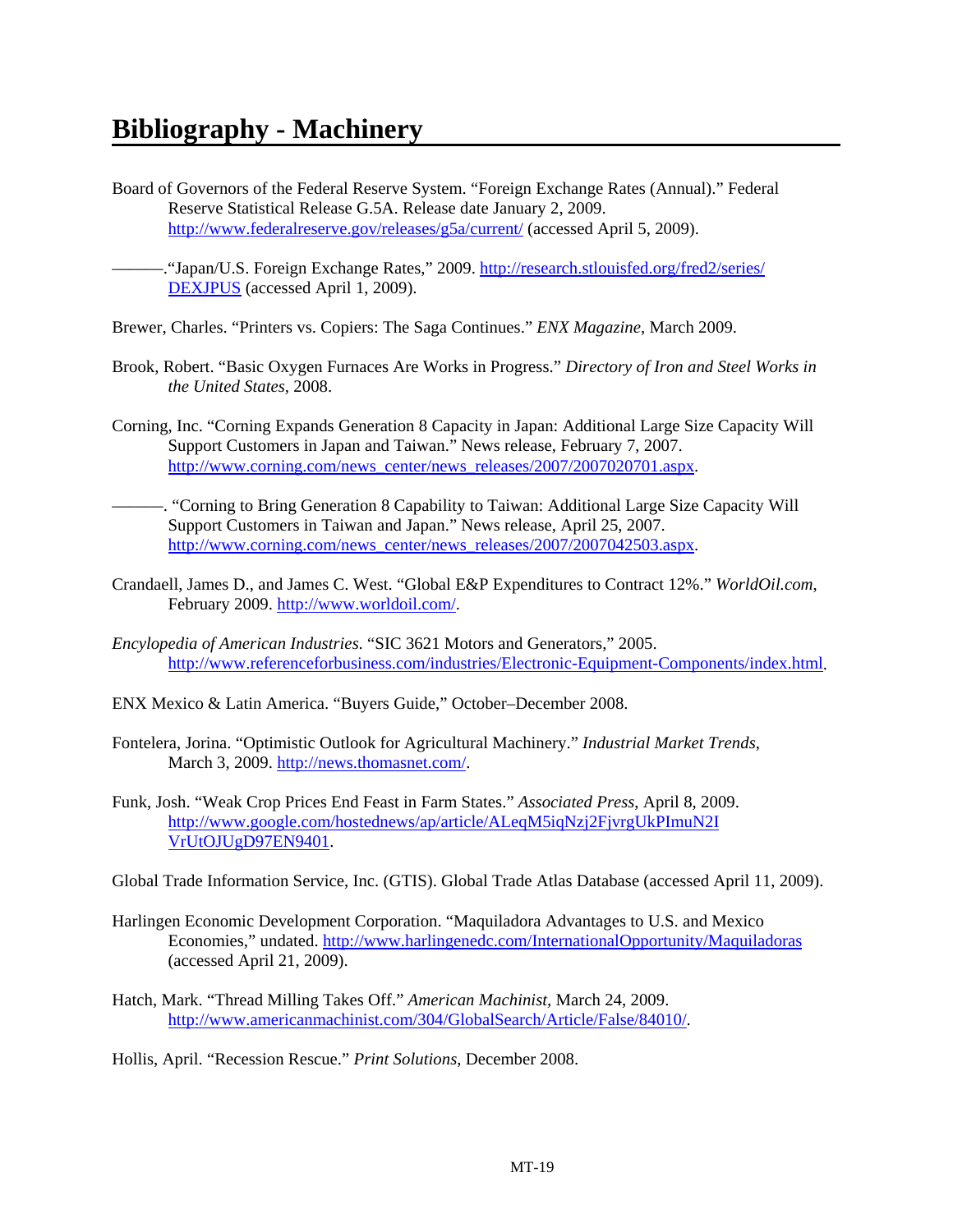# Bibliography - Machinery

Board of Governors of the Federal Reserve System. "Foreign Exchange Rates (Annual)." Federal Reserve Statistical Release G.5A. Release date January 2, 2009. http://www.federalreserve.gov/releases/g5a/current/ (accessed April 5, 2009).

———."Japan/U.S. Foreign Exchange Rates," 2009. http://research.stlouisfed.org/fred2/series/DEXJPUS (accessed April 1, 2009).

Brewer, Charles. "Printers vs. Copiers: The Saga Continues." *ENX Magazine*, March 2009.

Brook, Robert. "Basic Oxygen Furnaces Are Works in Progress." *Directory of Iron and Steel Works in the United States*, 2008.

Corning, Inc. "Corning Expands Generation 8 Capacity in Japan: Additional Large Size Capacity Will Support Customers in Japan and Taiwan." News release, February 7, 2007. http://www.corning.com/news_center/news_releases/2007/2007020701.aspx.

———. "Corning to Bring Generation 8 Capability to Taiwan: Additional Large Size Capacity Will Support Customers in Taiwan and Japan." News release, April 25, 2007. http://www.corning.com/news_center/news_releases/2007/2007042503.aspx.

Crandaell, James D., and James C. West. "Global E&P Expenditures to Contract 12%." *WorldOil.com*, February 2009. http://www.worldoil.com/.

*Encylopedia of American Industries.* "SIC 3621 Motors and Generators," 2005. http://www.referenceforbusiness.com/industries/Electronic-Equipment-Components/index.html.

ENX Mexico & Latin America. "Buyers Guide," October–December 2008.

Fontelera, Jorina. "Optimistic Outlook for Agricultural Machinery." *Industrial Market Trends*, March 3, 2009. http://news.thomasnet.com/.

Funk, Josh. "Weak Crop Prices End Feast in Farm States." *Associated Press*, April 8, 2009. http://www.google.com/hostednews/ap/article/ALeqM5iqNzj2FjvrgUkPImuN2IVrUtOJUgD97EN9401.

Global Trade Information Service, Inc. (GTIS). Global Trade Atlas Database (accessed April 11, 2009).

Harlingen Economic Development Corporation. "Maquiladora Advantages to U.S. and Mexico Economies," undated. http://www.harlingenedc.com/InternationalOpportunity/Maquiladoras (accessed April 21, 2009).

Hatch, Mark. "Thread Milling Takes Off." *American Machinist*, March 24, 2009. http://www.americanmachinist.com/304/GlobalSearch/Article/False/84010/.

Hollis, April. "Recession Rescue." *Print Solutions*, December 2008.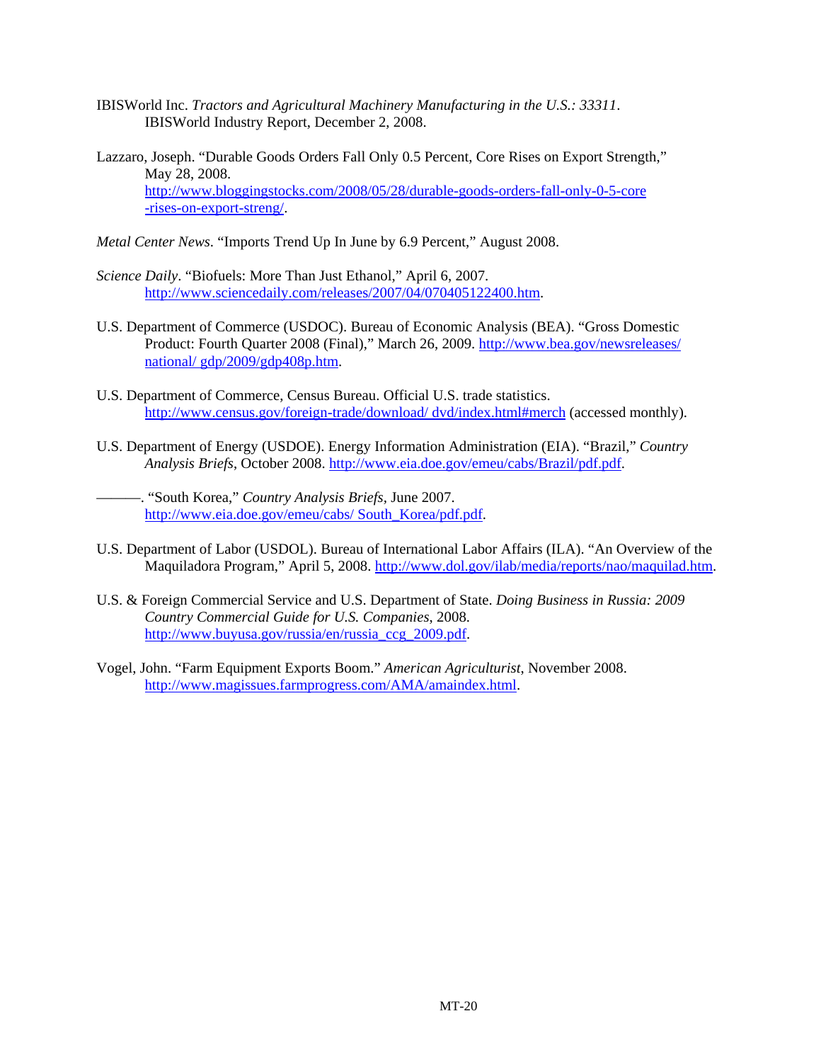IBISWorld Inc. *Tractors and Agricultural Machinery Manufacturing in the U.S.: 33311*. IBISWorld Industry Report, December 2, 2008.

Lazzaro, Joseph. "Durable Goods Orders Fall Only 0.5 Percent, Core Rises on Export Strength," May 28, 2008. http://www.bloggingstocks.com/2008/05/28/durable-goods-orders-fall-only-0-5-core-rises-on-export-streng/.

*Metal Center News*. "Imports Trend Up In June by 6.9 Percent," August 2008.

*Science Daily*. "Biofuels: More Than Just Ethanol," April 6, 2007. http://www.sciencedaily.com/releases/2007/04/070405122400.htm.

U.S. Department of Commerce (USDOC). Bureau of Economic Analysis (BEA). "Gross Domestic Product: Fourth Quarter 2008 (Final)," March 26, 2009. http://www.bea.gov/newsreleases/national/ gdp/2009/gdp408p.htm.

U.S. Department of Commerce, Census Bureau. Official U.S. trade statistics. http://www.census.gov/foreign-trade/download/ dvd/index.html#merch (accessed monthly).

U.S. Department of Energy (USDOE). Energy Information Administration (EIA). "Brazil," *Country Analysis Briefs*, October 2008. http://www.eia.doe.gov/emeu/cabs/Brazil/pdf.pdf.

———. "South Korea," *Country Analysis Briefs*, June 2007. http://www.eia.doe.gov/emeu/cabs/ South_Korea/pdf.pdf.

U.S. Department of Labor (USDOL). Bureau of International Labor Affairs (ILA). "An Overview of the Maquiladora Program," April 5, 2008. http://www.dol.gov/ilab/media/reports/nao/maquilad.htm.

U.S. & Foreign Commercial Service and U.S. Department of State. *Doing Business in Russia: 2009 Country Commercial Guide for U.S. Companies*, 2008. http://www.buyusa.gov/russia/en/russia_ccg_2009.pdf.

Vogel, John. "Farm Equipment Exports Boom." *American Agriculturist*, November 2008. http://www.magissues.farmprogress.com/AMA/amaindex.html.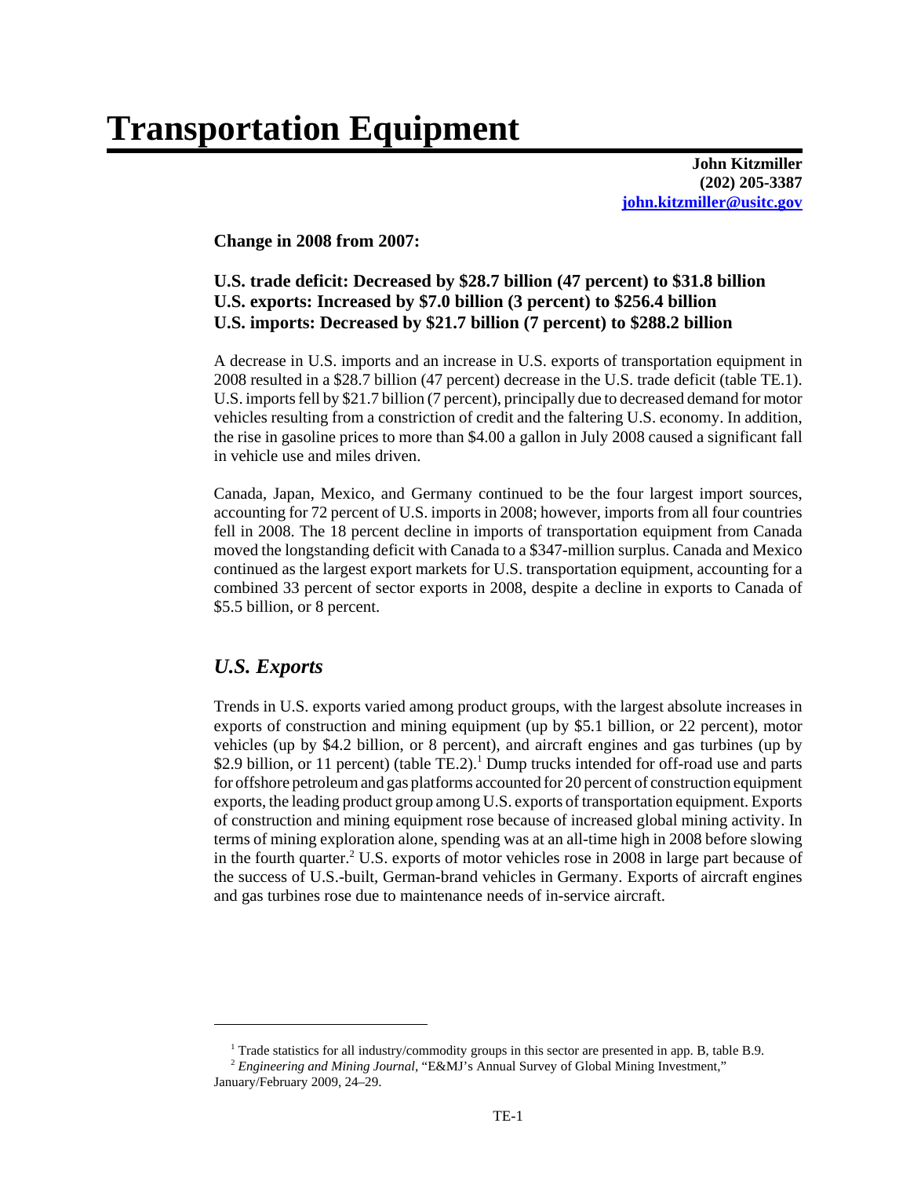# Transportation Equipment

**John Kitzmiller**
**(202) 205-3387**
**john.kitzmiller@usitc.gov**

**Change in 2008 from 2007:**

**U.S. trade deficit: Decreased by $28.7 billion (47 percent) to $31.8 billion**
**U.S. exports: Increased by $7.0 billion (3 percent) to $256.4 billion**
**U.S. imports: Decreased by $21.7 billion (7 percent) to $288.2 billion**

A decrease in U.S. imports and an increase in U.S. exports of transportation equipment in 2008 resulted in a $28.7 billion (47 percent) decrease in the U.S. trade deficit (table TE.1). U.S. imports fell by $21.7 billion (7 percent), principally due to decreased demand for motor vehicles resulting from a constriction of credit and the faltering U.S. economy. In addition, the rise in gasoline prices to more than $4.00 a gallon in July 2008 caused a significant fall in vehicle use and miles driven.

Canada, Japan, Mexico, and Germany continued to be the four largest import sources, accounting for 72 percent of U.S. imports in 2008; however, imports from all four countries fell in 2008. The 18 percent decline in imports of transportation equipment from Canada moved the longstanding deficit with Canada to a $347-million surplus. Canada and Mexico continued as the largest export markets for U.S. transportation equipment, accounting for a combined 33 percent of sector exports in 2008, despite a decline in exports to Canada of $5.5 billion, or 8 percent.

## *U.S. Exports*

Trends in U.S. exports varied among product groups, with the largest absolute increases in exports of construction and mining equipment (up by $5.1 billion, or 22 percent), motor vehicles (up by $4.2 billion, or 8 percent), and aircraft engines and gas turbines (up by $2.9 billion, or 11 percent) (table TE.2).[1] Dump trucks intended for off-road use and parts for offshore petroleum and gas platforms accounted for 20 percent of construction equipment exports, the leading product group among U.S. exports of transportation equipment. Exports of construction and mining equipment rose because of increased global mining activity. In terms of mining exploration alone, spending was at an all-time high in 2008 before slowing in the fourth quarter.[2] U.S. exports of motor vehicles rose in 2008 in large part because of the success of U.S.-built, German-brand vehicles in Germany. Exports of aircraft engines and gas turbines rose due to maintenance needs of in-service aircraft.

---

[1] Trade statistics for all industry/commodity groups in this sector are presented in app. B, table B.9.

[2] *Engineering and Mining Journal*, "E&MJ's Annual Survey of Global Mining Investment," January/February 2009, 24–29.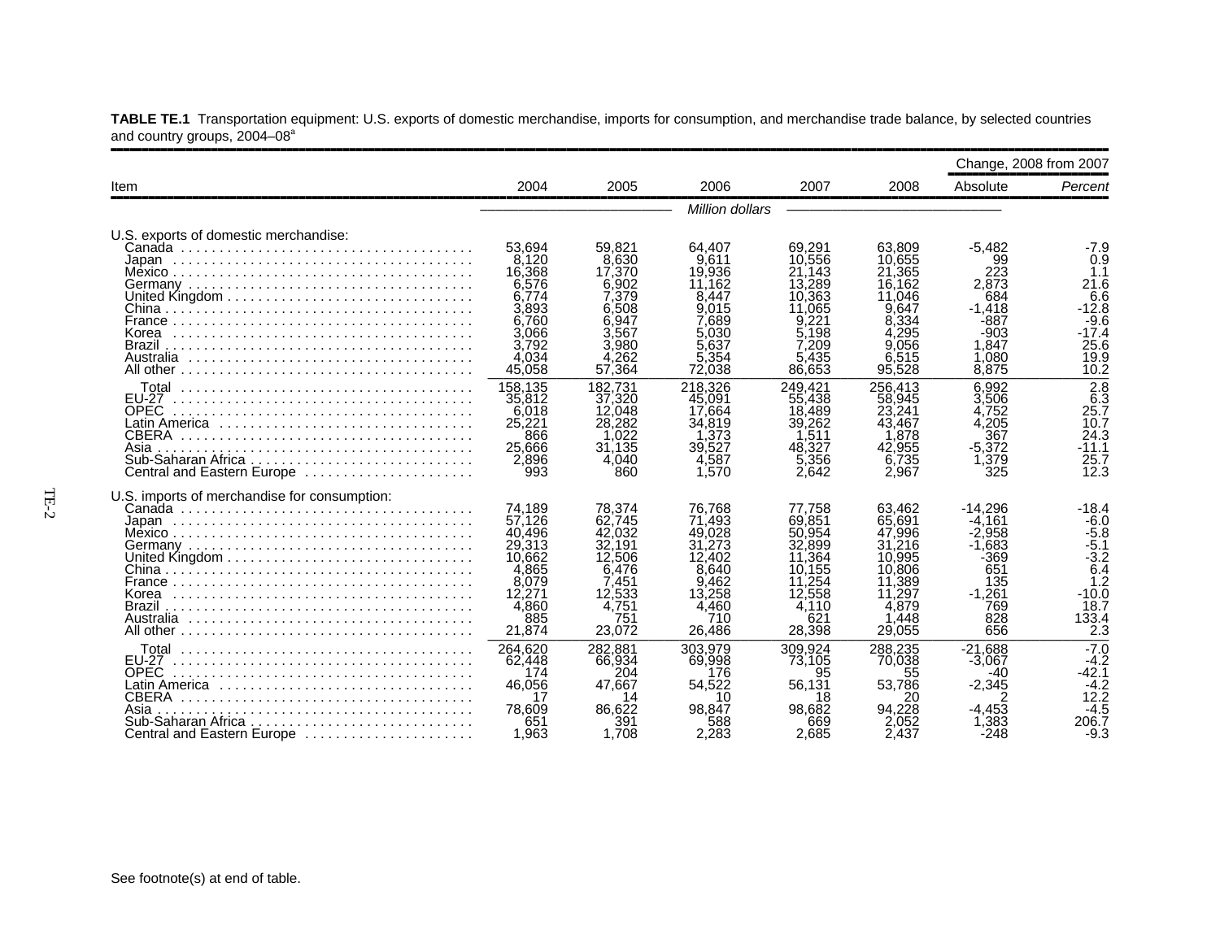**TABLE TE.1** Transportation equipment: U.S. exports of domestic merchandise, imports for consumption, and merchandise trade balance, by selected countries and country groups, 2004–08[a]

| Item | 2004 | 2005 | 2006 | 2007 | 2008 | Change, 2008 from 2007 | |
|---|---|---|---|---|---|---|---|
| | | | | | | Absolute | *Percent* |
| | | | *Million dollars* | | | | |
| U.S. exports of domestic merchandise: | | | | | | | |
| Canada | 53,694 | 59,821 | 64,407 | 69,291 | 63,809 | -5,482 | -7.9 |
| Japan | 8,120 | 8,630 | 9,611 | 10,556 | 10,655 | 99 | 0.9 |
| Mexico | 16,368 | 17,370 | 19,936 | 21,143 | 21,365 | 223 | 1.1 |
| Germany | 6,576 | 6,902 | 11,162 | 13,289 | 16,162 | 2,873 | 21.6 |
| United Kingdom | 6,774 | 7,379 | 8,447 | 10,363 | 11,046 | 684 | 6.6 |
| China | 3,893 | 6,508 | 9,015 | 11,065 | 9,647 | -1,418 | -12.8 |
| France | 6,760 | 6,947 | 7,689 | 9,221 | 8,334 | -887 | -9.6 |
| Korea | 3,066 | 3,567 | 5,030 | 5,198 | 4,295 | -903 | -17.4 |
| Brazil | 3,792 | 3,980 | 5,637 | 7,209 | 9,056 | 1,847 | 25.6 |
| Australia | 4,034 | 4,262 | 5,354 | 5,435 | 6,515 | 1,080 | 19.9 |
| All other | 45,058 | 57,364 | 72,038 | 86,653 | 95,528 | 8,875 | 10.2 |
| Total | 158,135 | 182,731 | 218,326 | 249,421 | 256,413 | 6,992 | 2.8 |
| EU-27 | 35,812 | 37,320 | 45,091 | 55,438 | 58,945 | 3,506 | 6.3 |
| OPEC | 6,018 | 12,048 | 17,664 | 18,489 | 23,241 | 4,752 | 25.7 |
| Latin America | 25,221 | 28,282 | 34,819 | 39,262 | 43,467 | 4,205 | 10.7 |
| CBERA | 866 | 1,022 | 1,373 | 1,511 | 1,878 | 367 | 24.3 |
| Asia | 25,666 | 31,135 | 39,527 | 48,327 | 42,955 | -5,372 | -11.1 |
| Sub-Saharan Africa | 2,896 | 4,040 | 4,587 | 5,356 | 6,735 | 1,379 | 25.7 |
| Central and Eastern Europe | 993 | 860 | 1,570 | 2,642 | 2,967 | 325 | 12.3 |
| U.S. imports of merchandise for consumption: | | | | | | | |
| Canada | 74,189 | 78,374 | 76,768 | 77,758 | 63,462 | -14,296 | -18.4 |
| Japan | 57,126 | 62,745 | 71,493 | 69,851 | 65,691 | -4,161 | -6.0 |
| Mexico | 40,496 | 42,032 | 49,028 | 50,954 | 47,996 | -2,958 | -5.8 |
| Germany | 29,313 | 32,191 | 31,273 | 32,899 | 31,216 | -1,683 | -5.1 |
| United Kingdom | 10,662 | 12,506 | 12,402 | 11,364 | 10,995 | -369 | -3.2 |
| China | 4,865 | 6,476 | 8,640 | 10,155 | 10,806 | 651 | 6.4 |
| France | 8,079 | 7,451 | 9,462 | 11,254 | 11,389 | 135 | 1.2 |
| Korea | 12,271 | 12,533 | 13,258 | 12,558 | 11,297 | -1,261 | -10.0 |
| Brazil | 4,860 | 4,751 | 4,460 | 4,110 | 4,879 | 769 | 18.7 |
| Australia | 885 | 751 | 710 | 621 | 1,448 | 828 | 133.4 |
| All other | 21,874 | 23,072 | 26,486 | 28,398 | 29,055 | 656 | 2.3 |
| Total | 264,620 | 282,881 | 303,979 | 309,924 | 288,235 | -21,688 | -7.0 |
| EU-27 | 62,448 | 66,934 | 69,998 | 73,105 | 70,038 | -3,067 | -4.2 |
| OPEC | 174 | 204 | 176 | 95 | 55 | -40 | -42.1 |
| Latin America | 46,056 | 47,667 | 54,522 | 56,131 | 53,786 | -2,345 | -4.2 |
| CBERA | 17 | 14 | 10 | 18 | 20 | 2 | 12.2 |
| Asia | 78,609 | 86,622 | 98,847 | 98,682 | 94,228 | -4,453 | -4.5 |
| Sub-Saharan Africa | 651 | 391 | 588 | 669 | 2,052 | 1,383 | 206.7 |
| Central and Eastern Europe | 1,963 | 1,708 | 2,283 | 2,685 | 2,437 | -248 | -9.3 |

See footnote(s) at end of table.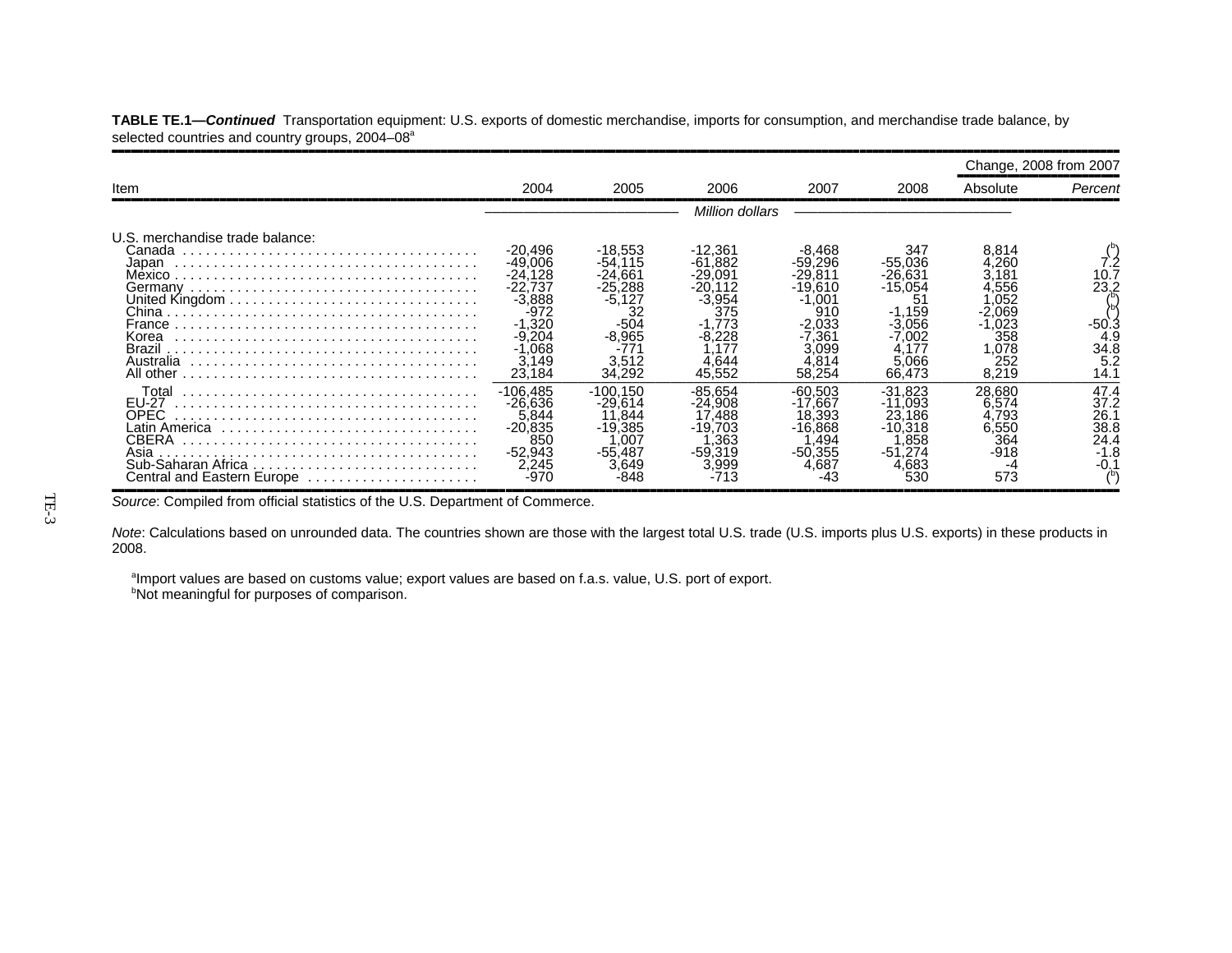**TABLE TE.1—*Continued*** Transportation equipment: U.S. exports of domestic merchandise, imports for consumption, and merchandise trade balance, by selected countries and country groups, 2004–08[a]

| Item | 2004 | 2005 | 2006 | 2007 | 2008 | Change, 2008 from 2007 | |
|---|---|---|---|---|---|---|---|
| | | | | | | Absolute | *Percent* |
| | *Million dollars* | | | | | | |
| U.S. merchandise trade balance: | | | | | | | |
| Canada | -20,496 | -18,553 | -12,361 | -8,468 | 347 | 8,814 | ([b]) |
| Japan | -49,006 | -54,115 | -61,882 | -59,296 | -55,036 | 4,260 | 7.2 |
| Mexico | -24,128 | -24,661 | -29,091 | -29,811 | -26,631 | 3,181 | 10.7 |
| Germany | -22,737 | -25,288 | -20,112 | -19,610 | -15,054 | 4,556 | 23.2 |
| United Kingdom | -3,888 | -5,127 | -3,954 | -1,001 | 51 | 1,052 | ([b]) |
| China | -972 | 32 | 375 | 910 | -1,159 | -2,069 | ([b]) |
| France | -1,320 | -504 | -1,773 | -2,033 | -3,056 | -1,023 | -50.3 |
| Korea | -9,204 | -8,965 | -8,228 | -7,361 | -7,002 | 358 | 4.9 |
| Brazil | -1,068 | -771 | 1,177 | 3,099 | 4,177 | 1,078 | 34.8 |
| Australia | 3,149 | 3,512 | 4,644 | 4,814 | 5,066 | 252 | 5.2 |
| All other | 23,184 | 34,292 | 45,552 | 58,254 | 66,473 | 8,219 | 14.1 |
| Total | -106,485 | -100,150 | -85,654 | -60,503 | -31,823 | 28,680 | 47.4 |
| EU-27 | -26,636 | -29,614 | -24,908 | -17,667 | -11,093 | 6,574 | 37.2 |
| OPEC | 5,844 | 11,844 | 17,488 | 18,393 | 23,186 | 4,793 | 26.1 |
| Latin America | -20,835 | -19,385 | -19,703 | -16,868 | -10,318 | 6,550 | 38.8 |
| CBERA | 850 | 1,007 | 1,363 | 1,494 | 1,858 | 364 | 24.4 |
| Asia | -52,943 | -55,487 | -59,319 | -50,355 | -51,274 | -918 | -1.8 |
| Sub-Saharan Africa | 2,245 | 3,649 | 3,999 | 4,687 | 4,683 | -4 | -0.1 |
| Central and Eastern Europe | -970 | -848 | -713 | -43 | 530 | 573 | ([b]) |

*Source*: Compiled from official statistics of the U.S. Department of Commerce.

*Note*: Calculations based on unrounded data. The countries shown are those with the largest total U.S. trade (U.S. imports plus U.S. exports) in these products in 2008.

[a]Import values are based on customs value; export values are based on f.a.s. value, U.S. port of export.
[b]Not meaningful for purposes of comparison.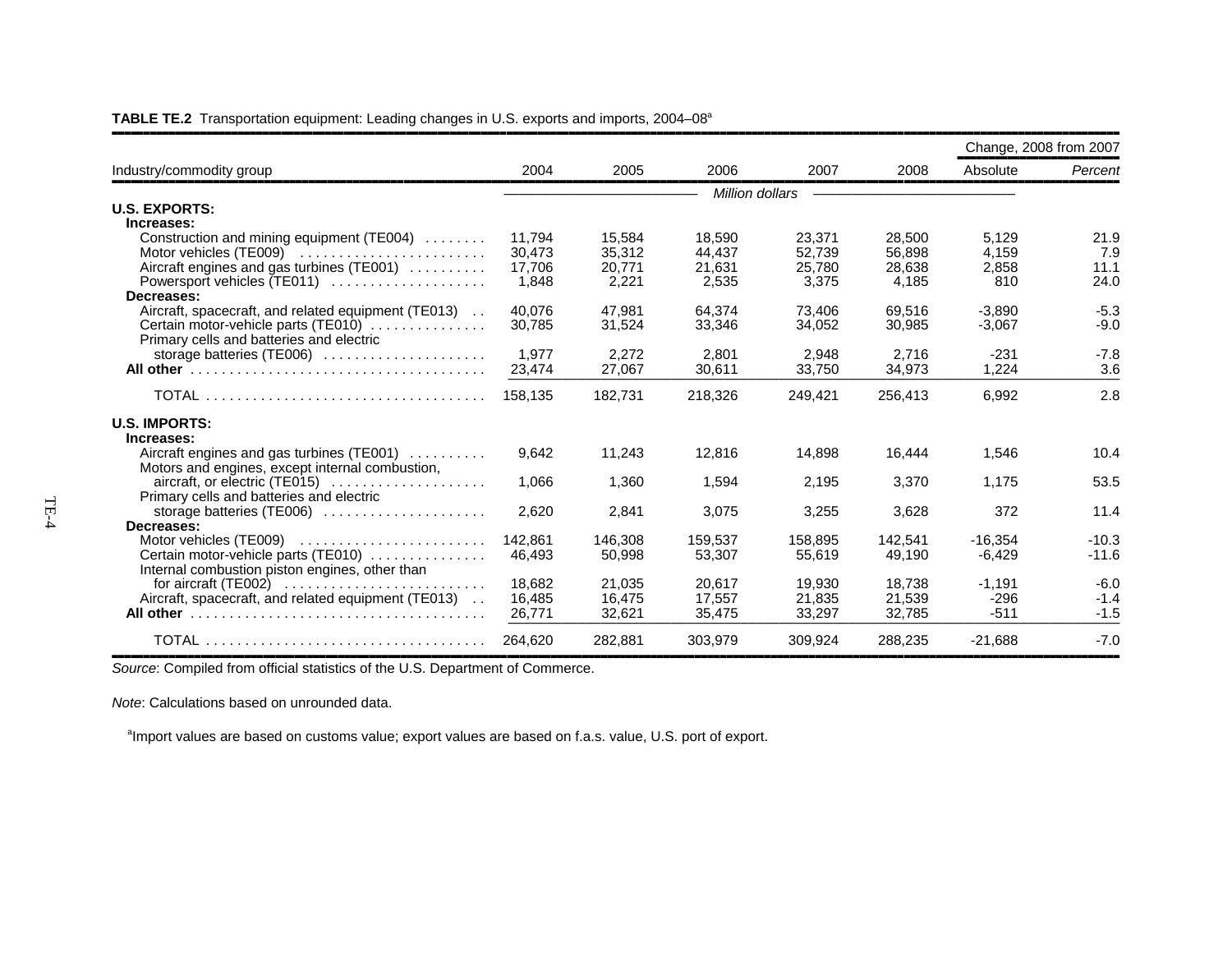**TABLE TE.2** Transportation equipment: Leading changes in U.S. exports and imports, 2004–08[a]

| Industry/commodity group | 2004 | 2005 | 2006 | 2007 | 2008 | Change, 2008 from 2007 | |
|---|---|---|---|---|---|---|---|
| | | | | | | Absolute | *Percent* |
| | *Million dollars* | | | | | | |
| **U.S. EXPORTS:** | | | | | | | |
| **Increases:** | | | | | | | |
| Construction and mining equipment (TE004) | 11,794 | 15,584 | 18,590 | 23,371 | 28,500 | 5,129 | 21.9 |
| Motor vehicles (TE009) | 30,473 | 35,312 | 44,437 | 52,739 | 56,898 | 4,159 | 7.9 |
| Aircraft engines and gas turbines (TE001) | 17,706 | 20,771 | 21,631 | 25,780 | 28,638 | 2,858 | 11.1 |
| Powersport vehicles (TE011) | 1,848 | 2,221 | 2,535 | 3,375 | 4,185 | 810 | 24.0 |
| **Decreases:** | | | | | | | |
| Aircraft, spacecraft, and related equipment (TE013) | 40,076 | 47,981 | 64,374 | 73,406 | 69,516 | -3,890 | -5.3 |
| Certain motor-vehicle parts (TE010) | 30,785 | 31,524 | 33,346 | 34,052 | 30,985 | -3,067 | -9.0 |
| Primary cells and batteries and electric storage batteries (TE006) | 1,977 | 2,272 | 2,801 | 2,948 | 2,716 | -231 | -7.8 |
| **All other** | 23,474 | 27,067 | 30,611 | 33,750 | 34,973 | 1,224 | 3.6 |
| TOTAL | 158,135 | 182,731 | 218,326 | 249,421 | 256,413 | 6,992 | 2.8 |
| **U.S. IMPORTS:** | | | | | | | |
| **Increases:** | | | | | | | |
| Aircraft engines and gas turbines (TE001) | 9,642 | 11,243 | 12,816 | 14,898 | 16,444 | 1,546 | 10.4 |
| Motors and engines, except internal combustion, aircraft, or electric (TE015) | 1,066 | 1,360 | 1,594 | 2,195 | 3,370 | 1,175 | 53.5 |
| Primary cells and batteries and electric storage batteries (TE006) | 2,620 | 2,841 | 3,075 | 3,255 | 3,628 | 372 | 11.4 |
| **Decreases:** | | | | | | | |
| Motor vehicles (TE009) | 142,861 | 146,308 | 159,537 | 158,895 | 142,541 | -16,354 | -10.3 |
| Certain motor-vehicle parts (TE010) | 46,493 | 50,998 | 53,307 | 55,619 | 49,190 | -6,429 | -11.6 |
| Internal combustion piston engines, other than for aircraft (TE002) | 18,682 | 21,035 | 20,617 | 19,930 | 18,738 | -1,191 | -6.0 |
| Aircraft, spacecraft, and related equipment (TE013) | 16,485 | 16,475 | 17,557 | 21,835 | 21,539 | -296 | -1.4 |
| **All other** | 26,771 | 32,621 | 35,475 | 33,297 | 32,785 | -511 | -1.5 |
| TOTAL | 264,620 | 282,881 | 303,979 | 309,924 | 288,235 | -21,688 | -7.0 |

*Source*: Compiled from official statistics of the U.S. Department of Commerce.

*Note*: Calculations based on unrounded data.

[a]Import values are based on customs value; export values are based on f.a.s. value, U.S. port of export.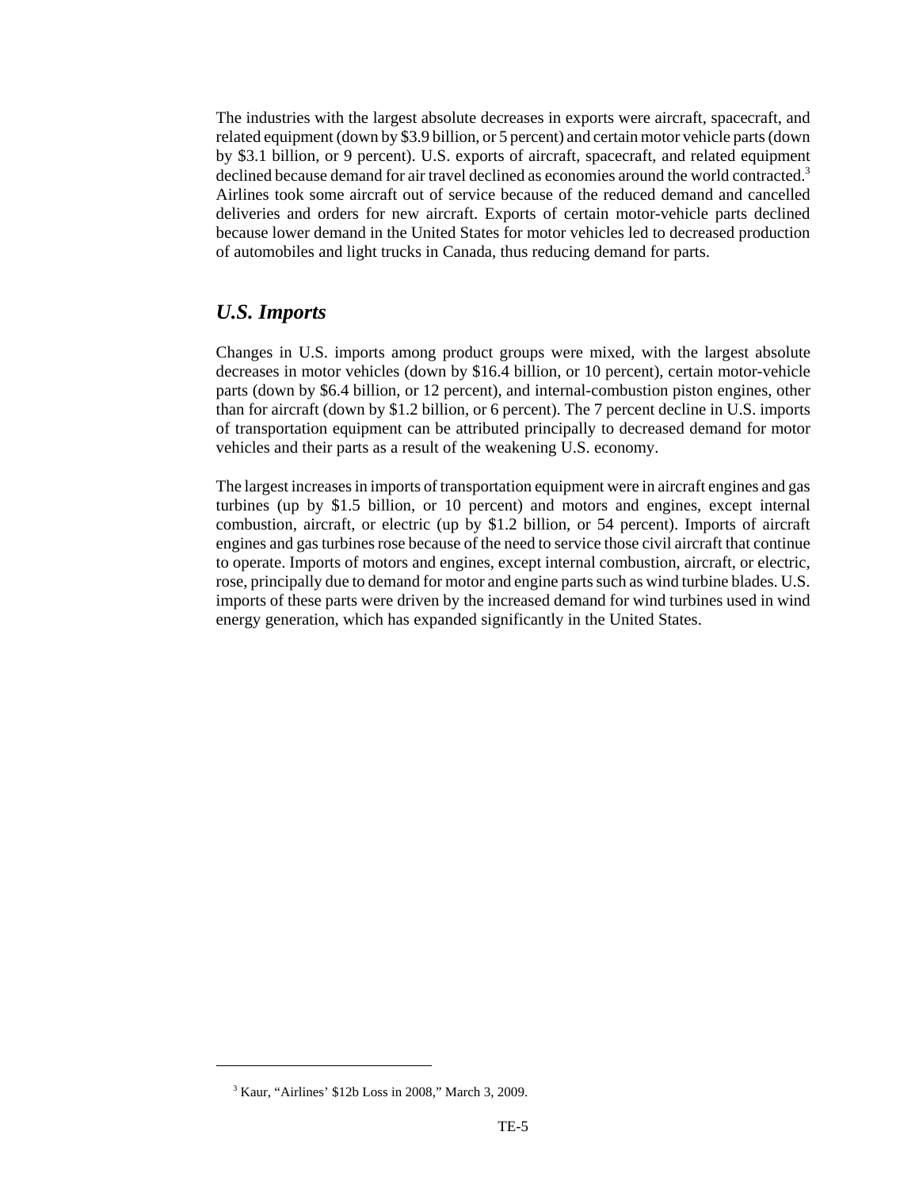The industries with the largest absolute decreases in exports were aircraft, spacecraft, and related equipment (down by $3.9 billion, or 5 percent) and certain motor vehicle parts (down by $3.1 billion, or 9 percent). U.S. exports of aircraft, spacecraft, and related equipment declined because demand for air travel declined as economies around the world contracted.[3] Airlines took some aircraft out of service because of the reduced demand and cancelled deliveries and orders for new aircraft. Exports of certain motor-vehicle parts declined because lower demand in the United States for motor vehicles led to decreased production of automobiles and light trucks in Canada, thus reducing demand for parts.

## *U.S. Imports*

Changes in U.S. imports among product groups were mixed, with the largest absolute decreases in motor vehicles (down by $16.4 billion, or 10 percent), certain motor-vehicle parts (down by $6.4 billion, or 12 percent), and internal-combustion piston engines, other than for aircraft (down by $1.2 billion, or 6 percent). The 7 percent decline in U.S. imports of transportation equipment can be attributed principally to decreased demand for motor vehicles and their parts as a result of the weakening U.S. economy.

The largest increases in imports of transportation equipment were in aircraft engines and gas turbines (up by $1.5 billion, or 10 percent) and motors and engines, except internal combustion, aircraft, or electric (up by $1.2 billion, or 54 percent). Imports of aircraft engines and gas turbines rose because of the need to service those civil aircraft that continue to operate. Imports of motors and engines, except internal combustion, aircraft, or electric, rose, principally due to demand for motor and engine parts such as wind turbine blades. U.S. imports of these parts were driven by the increased demand for wind turbines used in wind energy generation, which has expanded significantly in the United States.

[3] Kaur, "Airlines' $12b Loss in 2008," March 3, 2009.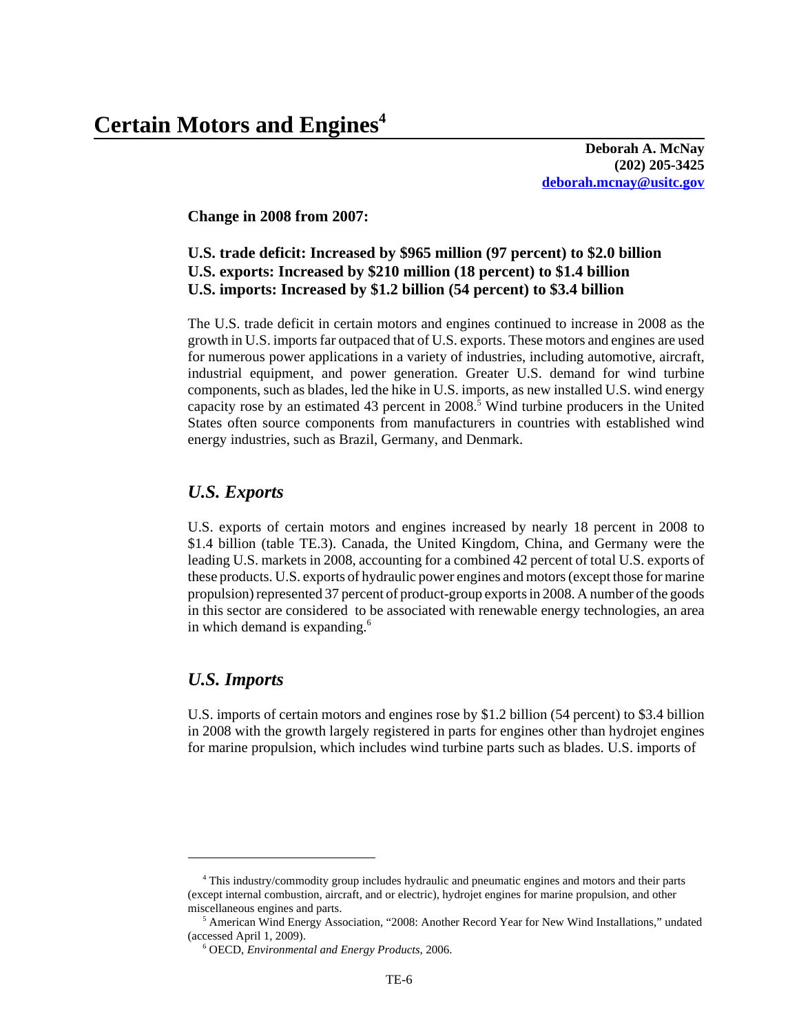# Certain Motors and Engines[4]

**Deborah A. McNay**
**(202) 205-3425**
**deborah.mcnay@usitc.gov**

**Change in 2008 from 2007:**

**U.S. trade deficit: Increased by $965 million (97 percent) to $2.0 billion**
**U.S. exports: Increased by $210 million (18 percent) to $1.4 billion**
**U.S. imports: Increased by $1.2 billion (54 percent) to $3.4 billion**

The U.S. trade deficit in certain motors and engines continued to increase in 2008 as the growth in U.S. imports far outpaced that of U.S. exports. These motors and engines are used for numerous power applications in a variety of industries, including automotive, aircraft, industrial equipment, and power generation. Greater U.S. demand for wind turbine components, such as blades, led the hike in U.S. imports, as new installed U.S. wind energy capacity rose by an estimated 43 percent in 2008.[5] Wind turbine producers in the United States often source components from manufacturers in countries with established wind energy industries, such as Brazil, Germany, and Denmark.

## *U.S. Exports*

U.S. exports of certain motors and engines increased by nearly 18 percent in 2008 to $1.4 billion (table TE.3). Canada, the United Kingdom, China, and Germany were the leading U.S. markets in 2008, accounting for a combined 42 percent of total U.S. exports of these products. U.S. exports of hydraulic power engines and motors (except those for marine propulsion) represented 37 percent of product-group exports in 2008. A number of the goods in this sector are considered to be associated with renewable energy technologies, an area in which demand is expanding.[6]

## *U.S. Imports*

U.S. imports of certain motors and engines rose by $1.2 billion (54 percent) to $3.4 billion in 2008 with the growth largely registered in parts for engines other than hydrojet engines for marine propulsion, which includes wind turbine parts such as blades. U.S. imports of

---

[4] This industry/commodity group includes hydraulic and pneumatic engines and motors and their parts (except internal combustion, aircraft, and or electric), hydrojet engines for marine propulsion, and other miscellaneous engines and parts.

[5] American Wind Energy Association, "2008: Another Record Year for New Wind Installations," undated (accessed April 1, 2009).

[6] OECD, *Environmental and Energy Products*, 2006.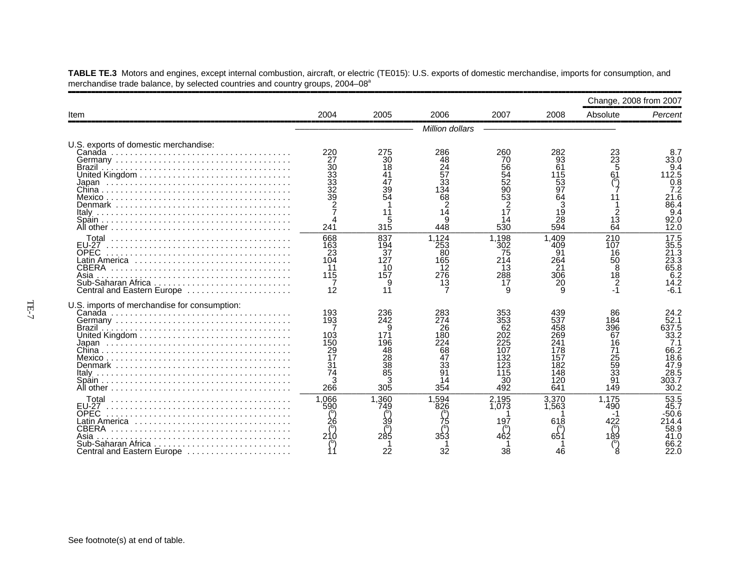**TABLE TE.3** Motors and engines, except internal combustion, aircraft, or electric (TE015): U.S. exports of domestic merchandise, imports for consumption, and merchandise trade balance, by selected countries and country groups, 2004–08[a]

| Item | 2004 | 2005 | 2006 | 2007 | 2008 | Change, 2008 from 2007 Absolute | Change, 2008 from 2007 *Percent* |
|---|---|---|---|---|---|---|---|
| | *Million dollars* | | | | | | |
| U.S. exports of domestic merchandise: | | | | | | | |
| Canada | 220 | 275 | 286 | 260 | 282 | 23 | 8.7 |
| Germany | 27 | 30 | 48 | 70 | 93 | 23 | 33.0 |
| Brazil | 30 | 18 | 24 | 56 | 61 | 5 | 9.4 |
| United Kingdom | 33 | 41 | 57 | 54 | 115 | 61 | 112.5 |
| Japan | 33 | 47 | 33 | 52 | 53 | ([b]) | 0.8 |
| China | 32 | 39 | 134 | 90 | 97 | 7 | 7.2 |
| Mexico | 39 | 54 | 68 | 53 | 64 | 11 | 21.6 |
| Denmark | 2 | 1 | 2 | 2 | 3 | 1 | 86.4 |
| Italy | 7 | 11 | 14 | 17 | 19 | 2 | 9.4 |
| Spain | 4 | 5 | 9 | 14 | 28 | 13 | 92.0 |
| All other | 241 | 315 | 448 | 530 | 594 | 64 | 12.0 |
| Total | 668 | 837 | 1,124 | 1,198 | 1,409 | 210 | 17.5 |
| EU-27 | 163 | 194 | 253 | 302 | 409 | 107 | 35.5 |
| OPEC | 23 | 37 | 80 | 75 | 91 | 16 | 21.3 |
| Latin America | 104 | 127 | 165 | 214 | 264 | 50 | 23.3 |
| CBERA | 11 | 10 | 12 | 13 | 21 | 8 | 65.8 |
| Asia | 115 | 157 | 276 | 288 | 306 | 18 | 6.2 |
| Sub-Saharan Africa | 7 | 9 | 13 | 17 | 20 | 2 | 14.2 |
| Central and Eastern Europe | 12 | 11 | 7 | 9 | 9 | -1 | -6.1 |
| U.S. imports of merchandise for consumption: | | | | | | | |
| Canada | 193 | 236 | 283 | 353 | 439 | 86 | 24.2 |
| Germany | 193 | 242 | 274 | 353 | 537 | 184 | 52.1 |
| Brazil | 7 | 9 | 26 | 62 | 458 | 396 | 637.5 |
| United Kingdom | 103 | 171 | 180 | 202 | 269 | 67 | 33.2 |
| Japan | 150 | 196 | 224 | 225 | 241 | 16 | 7.1 |
| China | 29 | 48 | 68 | 107 | 178 | 71 | 66.2 |
| Mexico | 17 | 28 | 47 | 132 | 157 | 25 | 18.6 |
| Denmark | 31 | 38 | 33 | 123 | 182 | 59 | 47.9 |
| Italy | 74 | 85 | 91 | 115 | 148 | 33 | 28.5 |
| Spain | 3 | 3 | 14 | 30 | 120 | 91 | 303.7 |
| All other | 266 | 305 | 354 | 492 | 641 | 149 | 30.2 |
| Total | 1,066 | 1,360 | 1,594 | 2,195 | 3,370 | 1,175 | 53.5 |
| EU-27 | 590 | 749 | 826 | 1,073 | 1,563 | 490 | 45.7 |
| OPEC | ([b]) | ([b]) | ([b]) | 1 | 1 | -1 | -50.6 |
| Latin America | 26 | 39 | 75 | 197 | 618 | 422 | 214.4 |
| CBERA | ([b]) | ([b]) | ([b]) | ([b]) | ([b]) | ([b]) | 58.9 |
| Asia | 210 | 285 | 353 | 462 | 651 | 189 | 41.0 |
| Sub-Saharan Africa | ([b]) | 1 | 1 | 1 | 1 | ([b]) | 66.2 |
| Central and Eastern Europe | 11 | 22 | 32 | 38 | 46 | 8 | 22.0 |

See footnote(s) at end of table.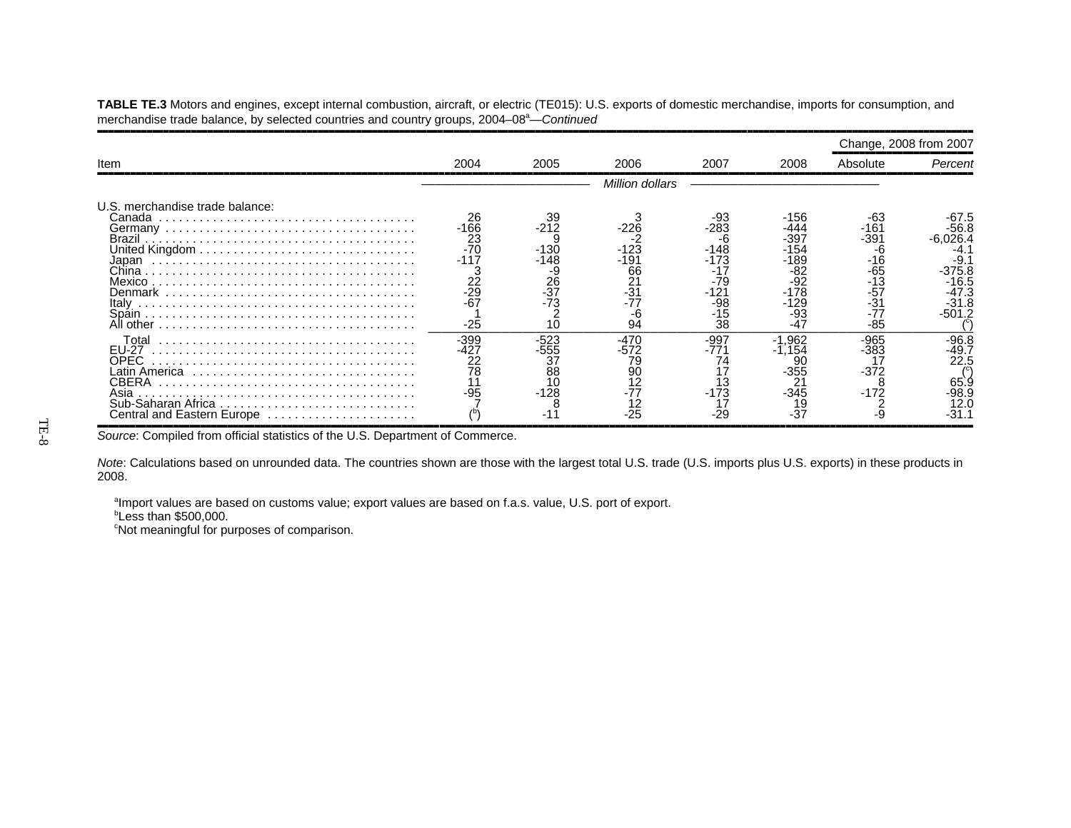**TABLE TE.3** Motors and engines, except internal combustion, aircraft, or electric (TE015): U.S. exports of domestic merchandise, imports for consumption, and merchandise trade balance, by selected countries and country groups, 2004–08[a]—*Continued*

| Item | 2004 | 2005 | 2006 | 2007 | 2008 | Change, 2008 from 2007 | |
|---|---|---|---|---|---|---|---|
| | | | | | | Absolute | *Percent* |
| | *Million dollars* | | | | | | |
| U.S. merchandise trade balance: | | | | | | | |
| Canada | 26 | 39 | 3 | -93 | -156 | -63 | -67.5 |
| Germany | -166 | -212 | -226 | -283 | -444 | -161 | -56.8 |
| Brazil | 23 | 9 | -2 | -6 | -397 | -391 | -6,026.4 |
| United Kingdom | -70 | -130 | -123 | -148 | -154 | -6 | -4.1 |
| Japan | -117 | -148 | -191 | -173 | -189 | -16 | -9.1 |
| China | 3 | -9 | 66 | -17 | -82 | -65 | -375.8 |
| Mexico | 22 | 26 | 21 | -79 | -92 | -13 | -16.5 |
| Denmark | -29 | -37 | -31 | -121 | -178 | -57 | -47.3 |
| Italy | -67 | -73 | -77 | -98 | -129 | -31 | -31.8 |
| Spain | 1 | 2 | -6 | -15 | -93 | -77 | -501.2 |
| All other | -25 | 10 | 94 | 38 | -47 | -85 | ([c]) |
| Total | -399 | -523 | -470 | -997 | -1,962 | -965 | -96.8 |
| EU-27 | -427 | -555 | -572 | -771 | -1,154 | -383 | -49.7 |
| OPEC | 22 | 37 | 79 | 74 | 90 | 17 | 22.5 |
| Latin America | 78 | 88 | 90 | 17 | -355 | -372 | ([c]) |
| CBERA | 11 | 10 | 12 | 13 | 21 | 8 | 65.9 |
| Asia | -95 | -128 | -77 | -173 | -345 | -172 | -98.9 |
| Sub-Saharan Africa | 7 | 8 | 12 | 17 | 19 | 2 | 12.0 |
| Central and Eastern Europe | ([b]) | -11 | -25 | -29 | -37 | -9 | -31.1 |

*Source*: Compiled from official statistics of the U.S. Department of Commerce.

*Note*: Calculations based on unrounded data. The countries shown are those with the largest total U.S. trade (U.S. imports plus U.S. exports) in these products in 2008.

[a]Import values are based on customs value; export values are based on f.a.s. value, U.S. port of export.
[b]Less than $500,000.
[c]Not meaningful for purposes of comparison.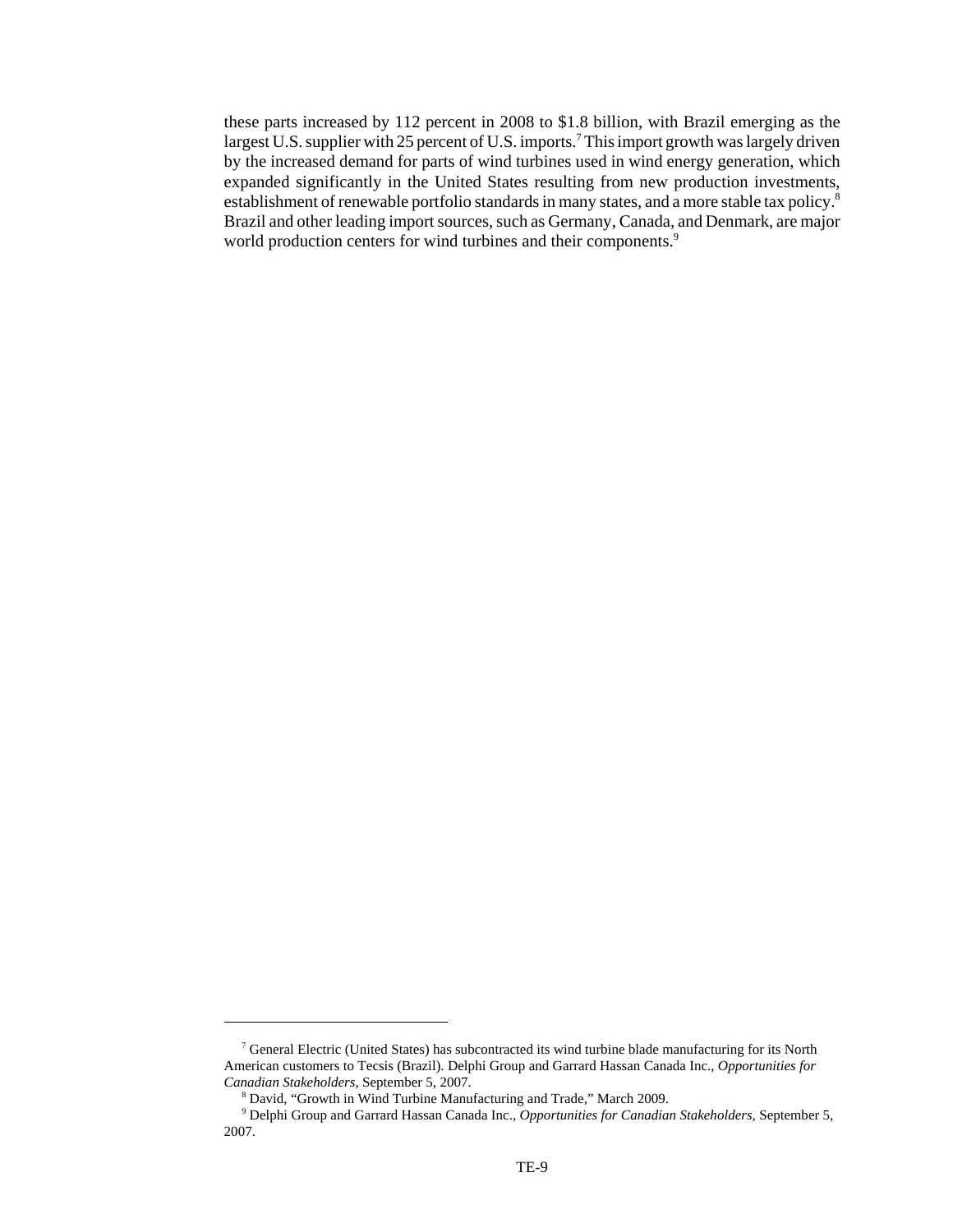these parts increased by 112 percent in 2008 to $1.8 billion, with Brazil emerging as the largest U.S. supplier with 25 percent of U.S. imports.[7] This import growth was largely driven by the increased demand for parts of wind turbines used in wind energy generation, which expanded significantly in the United States resulting from new production investments, establishment of renewable portfolio standards in many states, and a more stable tax policy.[8] Brazil and other leading import sources, such as Germany, Canada, and Denmark, are major world production centers for wind turbines and their components.[9]

---

[7] General Electric (United States) has subcontracted its wind turbine blade manufacturing for its North American customers to Tecsis (Brazil). Delphi Group and Garrard Hassan Canada Inc., *Opportunities for Canadian Stakeholders*, September 5, 2007.

[8] David, "Growth in Wind Turbine Manufacturing and Trade," March 2009.

[9] Delphi Group and Garrard Hassan Canada Inc., *Opportunities for Canadian Stakeholders*, September 5, 2007.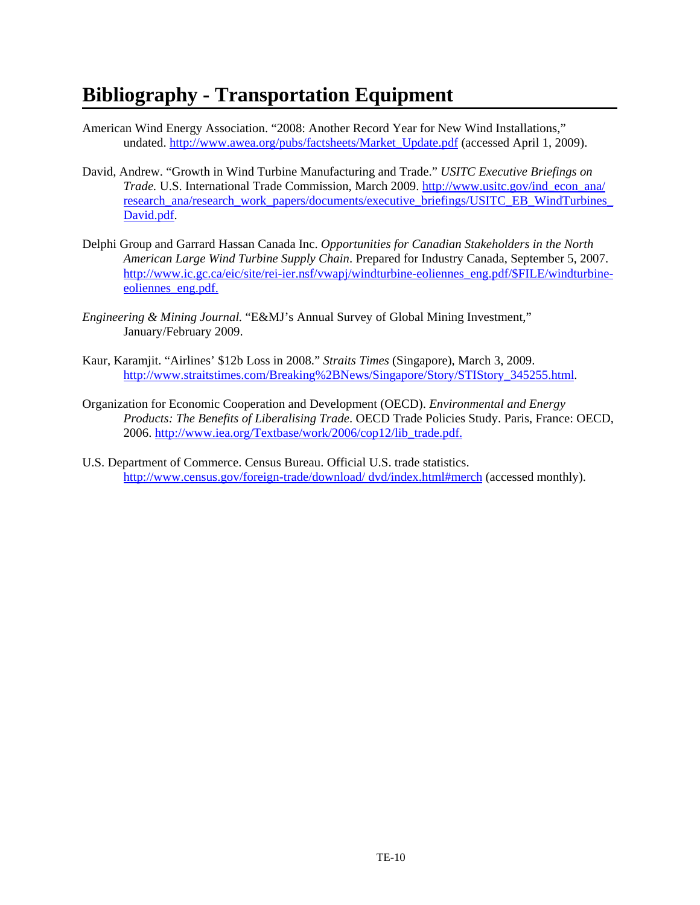# Bibliography - Transportation Equipment

American Wind Energy Association. “2008: Another Record Year for New Wind Installations,” undated. http://www.awea.org/pubs/factsheets/Market_Update.pdf (accessed April 1, 2009).

David, Andrew. “Growth in Wind Turbine Manufacturing and Trade.” *USITC Executive Briefings on Trade.* U.S. International Trade Commission, March 2009. http://www.usitc.gov/ind_econ_ana/research_ana/research_work_papers/documents/executive_briefings/USITC_EB_WindTurbines_David.pdf.

Delphi Group and Garrard Hassan Canada Inc. *Opportunities for Canadian Stakeholders in the North American Large Wind Turbine Supply Chain*. Prepared for Industry Canada, September 5, 2007. http://www.ic.gc.ca/eic/site/rei-ier.nsf/vwapj/windturbine-eoliennes_eng.pdf/$FILE/windturbine-eoliennes_eng.pdf.

*Engineering & Mining Journal.* “E&MJ’s Annual Survey of Global Mining Investment,” January/February 2009.

Kaur, Karamjit. “Airlines’ $12b Loss in 2008.” *Straits Times* (Singapore), March 3, 2009. http://www.straitstimes.com/Breaking%2BNews/Singapore/Story/STIStory_345255.html.

Organization for Economic Cooperation and Development (OECD). *Environmental and Energy Products: The Benefits of Liberalising Trade*. OECD Trade Policies Study. Paris, France: OECD, 2006. http://www.iea.org/Textbase/work/2006/cop12/lib_trade.pdf.

U.S. Department of Commerce. Census Bureau. Official U.S. trade statistics. http://www.census.gov/foreign-trade/download/ dvd/index.html#merch (accessed monthly).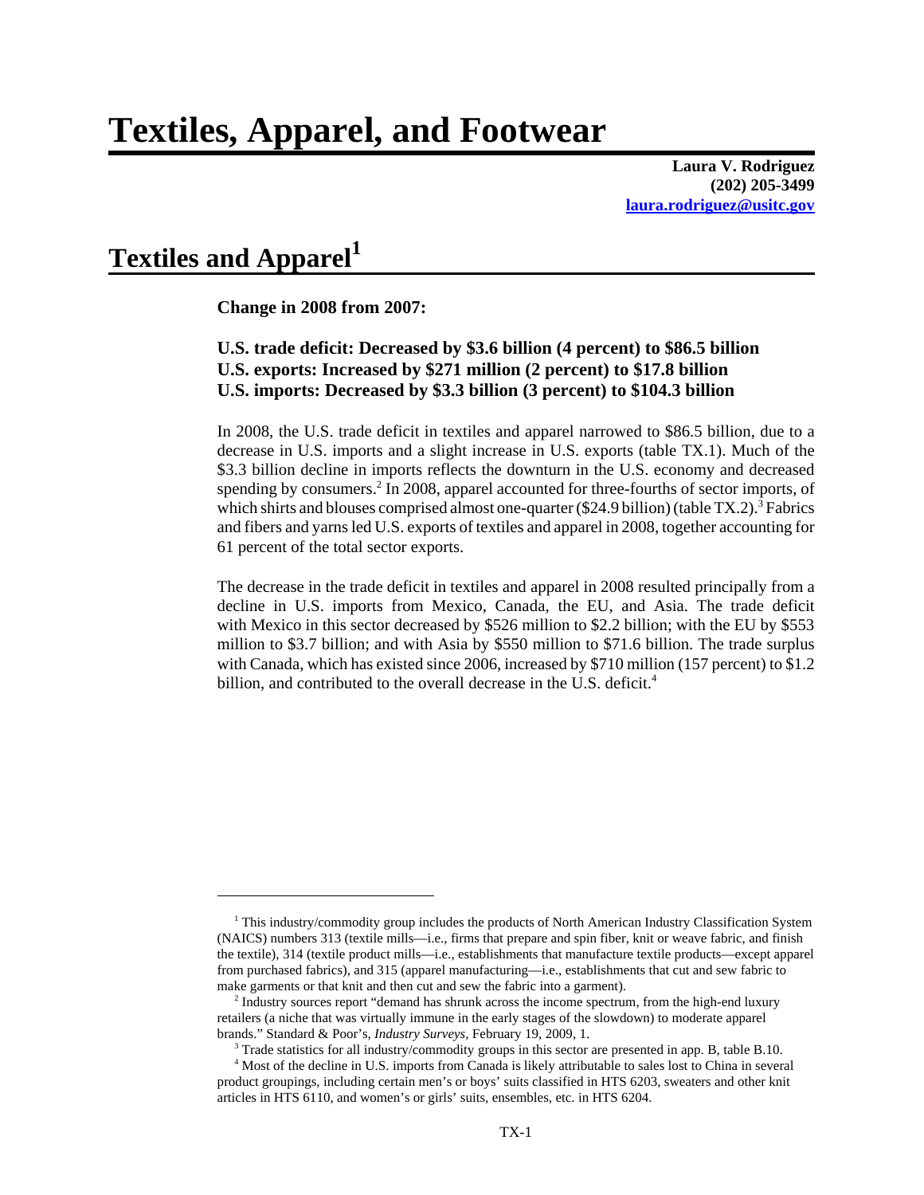# Textiles, Apparel, and Footwear

**Laura V. Rodriguez**
**(202) 205-3499**
**laura.rodriguez@usitc.gov**

## Textiles and Apparel[1]

**Change in 2008 from 2007:**

**U.S. trade deficit: Decreased by $3.6 billion (4 percent) to $86.5 billion**
**U.S. exports: Increased by $271 million (2 percent) to $17.8 billion**
**U.S. imports: Decreased by $3.3 billion (3 percent) to $104.3 billion**

In 2008, the U.S. trade deficit in textiles and apparel narrowed to $86.5 billion, due to a decrease in U.S. imports and a slight increase in U.S. exports (table TX.1). Much of the $3.3 billion decline in imports reflects the downturn in the U.S. economy and decreased spending by consumers.[2] In 2008, apparel accounted for three-fourths of sector imports, of which shirts and blouses comprised almost one-quarter ($24.9 billion) (table TX.2).[3] Fabrics and fibers and yarns led U.S. exports of textiles and apparel in 2008, together accounting for 61 percent of the total sector exports.

The decrease in the trade deficit in textiles and apparel in 2008 resulted principally from a decline in U.S. imports from Mexico, Canada, the EU, and Asia. The trade deficit with Mexico in this sector decreased by $526 million to $2.2 billion; with the EU by $553 million to $3.7 billion; and with Asia by $550 million to $71.6 billion. The trade surplus with Canada, which has existed since 2006, increased by $710 million (157 percent) to $1.2 billion, and contributed to the overall decrease in the U.S. deficit.[4]

---

[1] This industry/commodity group includes the products of North American Industry Classification System (NAICS) numbers 313 (textile mills—i.e., firms that prepare and spin fiber, knit or weave fabric, and finish the textile), 314 (textile product mills—i.e., establishments that manufacture textile products—except apparel from purchased fabrics), and 315 (apparel manufacturing—i.e., establishments that cut and sew fabric to make garments or that knit and then cut and sew the fabric into a garment).

[2] Industry sources report "demand has shrunk across the income spectrum, from the high-end luxury retailers (a niche that was virtually immune in the early stages of the slowdown) to moderate apparel brands." Standard & Poor's, *Industry Surveys*, February 19, 2009, 1.

[3] Trade statistics for all industry/commodity groups in this sector are presented in app. B, table B.10.

[4] Most of the decline in U.S. imports from Canada is likely attributable to sales lost to China in several product groupings, including certain men's or boys' suits classified in HTS 6203, sweaters and other knit articles in HTS 6110, and women's or girls' suits, ensembles, etc. in HTS 6204.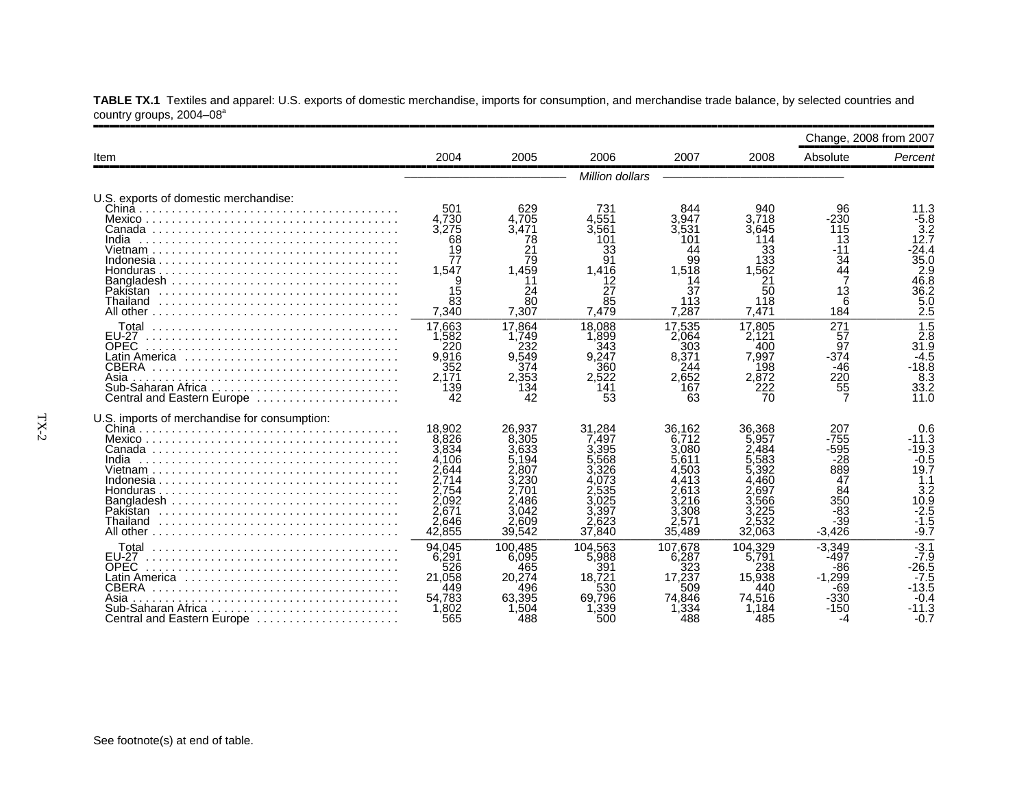**TABLE TX.1** Textiles and apparel: U.S. exports of domestic merchandise, imports for consumption, and merchandise trade balance, by selected countries and country groups, 2004–08[a]

| Item | 2004 | 2005 | 2006 | 2007 | 2008 | Change, 2008 from 2007 Absolute | Change, 2008 from 2007 *Percent* |
|---|---|---|---|---|---|---|---|
| | | | *Million dollars* | | | | |
| U.S. exports of domestic merchandise: | | | | | | | |
| China | 501 | 629 | 731 | 844 | 940 | 96 | 11.3 |
| Mexico | 4,730 | 4,705 | 4,551 | 3,947 | 3,718 | -230 | -5.8 |
| Canada | 3,275 | 3,471 | 3,561 | 3,531 | 3,645 | 115 | 3.2 |
| India | 68 | 78 | 101 | 101 | 114 | 13 | 12.7 |
| Vietnam | 19 | 21 | 33 | 44 | 33 | -11 | -24.4 |
| Indonesia | 77 | 79 | 91 | 99 | 133 | 34 | 35.0 |
| Honduras | 1,547 | 1,459 | 1,416 | 1,518 | 1,562 | 44 | 2.9 |
| Bangladesh | 9 | 11 | 12 | 14 | 21 | 7 | 46.8 |
| Pakistan | 15 | 24 | 27 | 37 | 50 | 13 | 36.2 |
| Thailand | 83 | 80 | 85 | 113 | 118 | 6 | 5.0 |
| All other | 7,340 | 7,307 | 7,479 | 7,287 | 7,471 | 184 | 2.5 |
| Total | 17,663 | 17,864 | 18,088 | 17,535 | 17,805 | 271 | 1.5 |
| EU-27 | 1,582 | 1,749 | 1,899 | 2,064 | 2,121 | 57 | 2.8 |
| OPEC | 220 | 232 | 343 | 303 | 400 | 97 | 31.9 |
| Latin America | 9,916 | 9,549 | 9,247 | 8,371 | 7,997 | -374 | -4.5 |
| CBERA | 352 | 374 | 360 | 244 | 198 | -46 | -18.8 |
| Asia | 2,171 | 2,353 | 2,522 | 2,652 | 2,872 | 220 | 8.3 |
| Sub-Saharan Africa | 139 | 134 | 141 | 167 | 222 | 55 | 33.2 |
| Central and Eastern Europe | 42 | 42 | 53 | 63 | 70 | 7 | 11.0 |
| U.S. imports of merchandise for consumption: | | | | | | | |
| China | 18,902 | 26,937 | 31,284 | 36,162 | 36,368 | 207 | 0.6 |
| Mexico | 8,826 | 8,305 | 7,497 | 6,712 | 5,957 | -755 | -11.3 |
| Canada | 3,834 | 3,633 | 3,395 | 3,080 | 2,484 | -595 | -19.3 |
| India | 4,106 | 5,194 | 5,568 | 5,611 | 5,583 | -28 | -0.5 |
| Vietnam | 2,644 | 2,807 | 3,326 | 4,503 | 5,392 | 889 | 19.7 |
| Indonesia | 2,714 | 3,230 | 4,073 | 4,413 | 4,460 | 47 | 1.1 |
| Honduras | 2,754 | 2,701 | 2,535 | 2,613 | 2,697 | 84 | 3.2 |
| Bangladesh | 2,092 | 2,486 | 3,025 | 3,216 | 3,566 | 350 | 10.9 |
| Pakistan | 2,671 | 3,042 | 3,397 | 3,308 | 3,225 | -83 | -2.5 |
| Thailand | 2,646 | 2,609 | 2,623 | 2,571 | 2,532 | -39 | -1.5 |
| All other | 42,855 | 39,542 | 37,840 | 35,489 | 32,063 | -3,426 | -9.7 |
| Total | 94,045 | 100,485 | 104,563 | 107,678 | 104,329 | -3,349 | -3.1 |
| EU-27 | 6,291 | 6,095 | 5,988 | 6,287 | 5,791 | -497 | -7.9 |
| OPEC | 526 | 465 | 391 | 323 | 238 | -86 | -26.5 |
| Latin America | 21,058 | 20,274 | 18,721 | 17,237 | 15,938 | -1,299 | -7.5 |
| CBERA | 449 | 496 | 530 | 509 | 440 | -69 | -13.5 |
| Asia | 54,783 | 63,395 | 69,796 | 74,846 | 74,516 | -330 | -0.4 |
| Sub-Saharan Africa | 1,802 | 1,504 | 1,339 | 1,334 | 1,184 | -150 | -11.3 |
| Central and Eastern Europe | 565 | 488 | 500 | 488 | 485 | -4 | -0.7 |

See footnote(s) at end of table.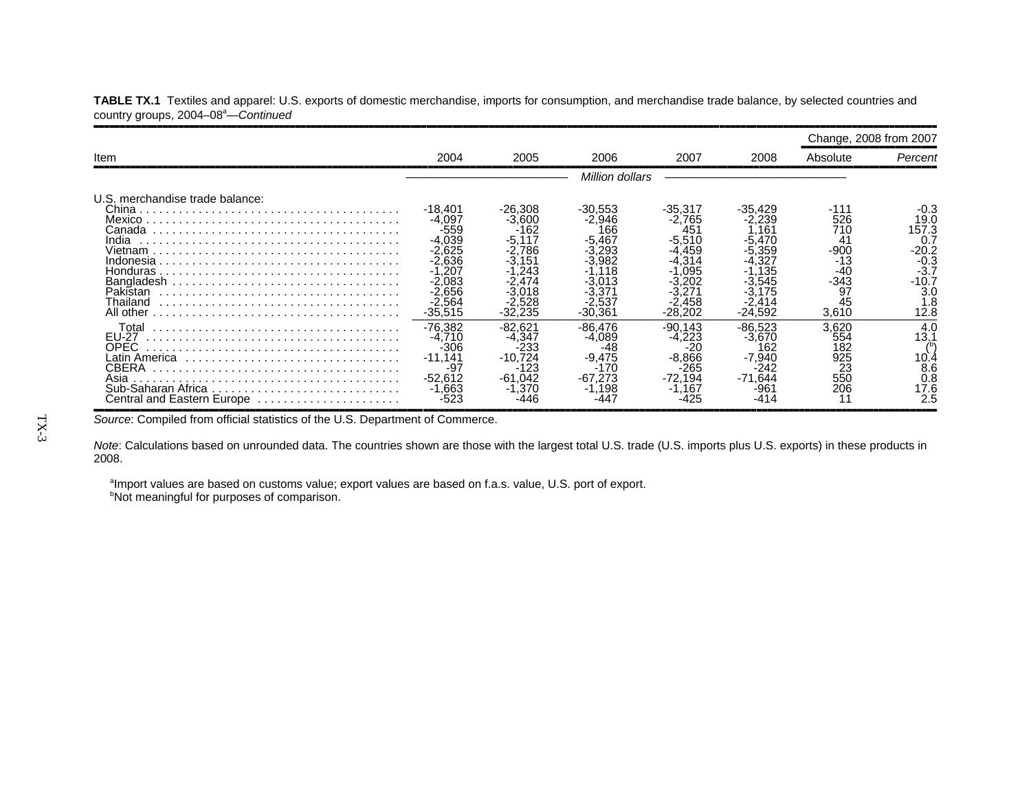**TABLE TX.1** Textiles and apparel: U.S. exports of domestic merchandise, imports for consumption, and merchandise trade balance, by selected countries and country groups, 2004–08[a]—*Continued*

| Item | 2004 | 2005 | 2006 | 2007 | 2008 | Change, 2008 from 2007 | |
|---|---|---|---|---|---|---|---|
| | | | | | | Absolute | *Percent* |
| | *Million dollars* | | | | | | |
| U.S. merchandise trade balance: | | | | | | | |
| China | -18,401 | -26,308 | -30,553 | -35,317 | -35,429 | -111 | -0.3 |
| Mexico | -4,097 | -3,600 | -2,946 | -2,765 | -2,239 | 526 | 19.0 |
| Canada | -559 | -162 | 166 | 451 | 1,161 | 710 | 157.3 |
| India | -4,039 | -5,117 | -5,467 | -5,510 | -5,470 | 41 | 0.7 |
| Vietnam | -2,625 | -2,786 | -3,293 | -4,459 | -5,359 | -900 | -20.2 |
| Indonesia | -2,636 | -3,151 | -3,982 | -4,314 | -4,327 | -13 | -0.3 |
| Honduras | -1,207 | -1,243 | -1,118 | -1,095 | -1,135 | -40 | -3.7 |
| Bangladesh | -2,083 | -2,474 | -3,013 | -3,202 | -3,545 | -343 | -10.7 |
| Pakistan | -2,656 | -3,018 | -3,371 | -3,271 | -3,175 | 97 | 3.0 |
| Thailand | -2,564 | -2,528 | -2,537 | -2,458 | -2,414 | 45 | 1.8 |
| All other | -35,515 | -32,235 | -30,361 | -28,202 | -24,592 | 3,610 | 12.8 |
| Total | -76,382 | -82,621 | -86,476 | -90,143 | -86,523 | 3,620 | 4.0 |
| EU-27 | -4,710 | -4,347 | -4,089 | -4,223 | -3,670 | 554 | 13.1 |
| OPEC | -306 | -233 | -48 | -20 | 162 | 182 | ([b]) |
| Latin America | -11,141 | -10,724 | -9,475 | -8,866 | -7,940 | 925 | 10.4 |
| CBERA | -97 | -123 | -170 | -265 | -242 | 23 | 8.6 |
| Asia | -52,612 | -61,042 | -67,273 | -72,194 | -71,644 | 550 | 0.8 |
| Sub-Saharan Africa | -1,663 | -1,370 | -1,198 | -1,167 | -961 | 206 | 17.6 |
| Central and Eastern Europe | -523 | -446 | -447 | -425 | -414 | 11 | 2.5 |

*Source*: Compiled from official statistics of the U.S. Department of Commerce.

*Note*: Calculations based on unrounded data. The countries shown are those with the largest total U.S. trade (U.S. imports plus U.S. exports) in these products in 2008.

[a]Import values are based on customs value; export values are based on f.a.s. value, U.S. port of export.
[b]Not meaningful for purposes of comparison.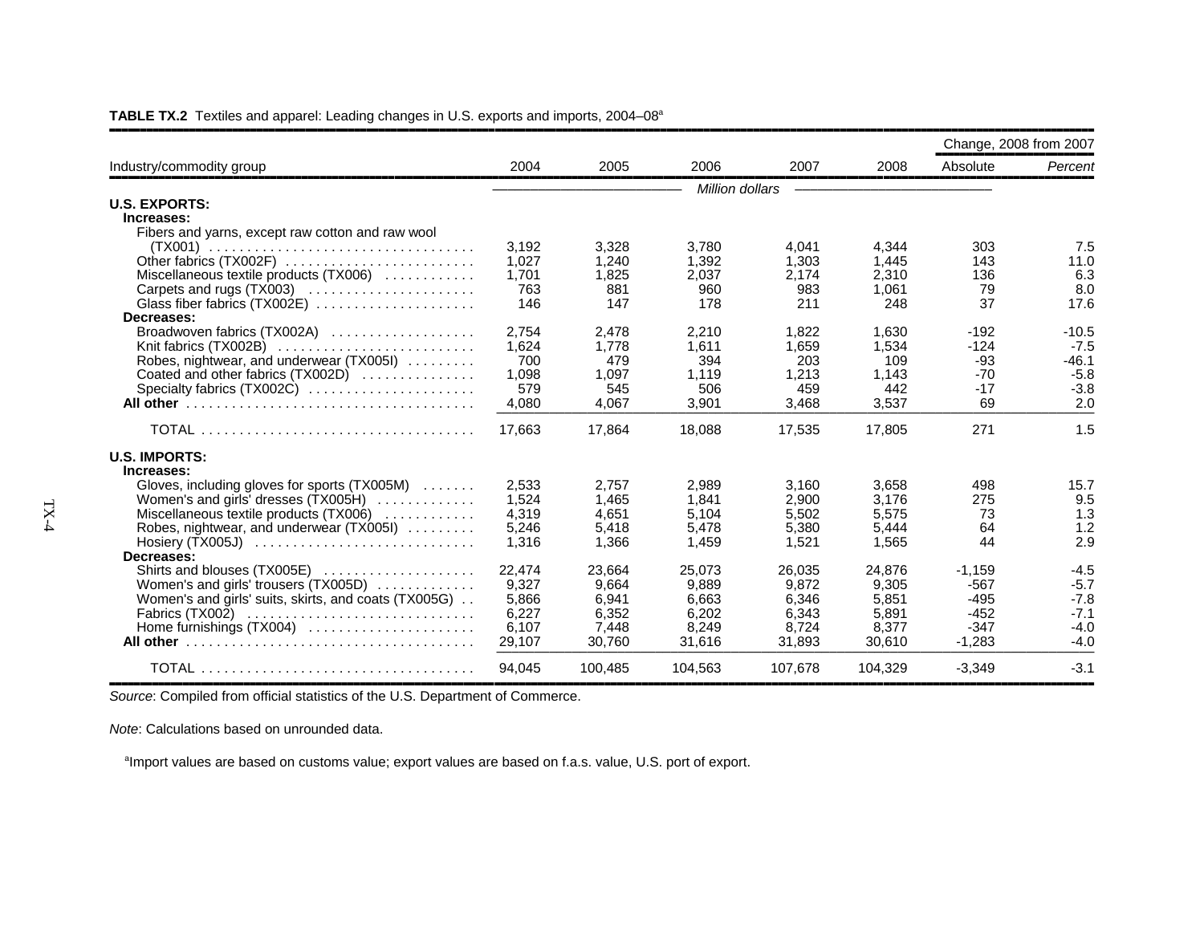**TABLE TX.2** Textiles and apparel: Leading changes in U.S. exports and imports, 2004–08[a]

| Industry/commodity group | 2004 | 2005 | 2006 | 2007 | 2008 | Change, 2008 from 2007 | |
|---|---|---|---|---|---|---|---|
| | | | | | | Absolute | *Percent* |
| | *Million dollars* | | | | | | |
| **U.S. EXPORTS:** | | | | | | | |
| **Increases:** | | | | | | | |
| Fibers and yarns, except raw cotton and raw wool (TX001) | 3,192 | 3,328 | 3,780 | 4,041 | 4,344 | 303 | 7.5 |
| Other fabrics (TX002F) | 1,027 | 1,240 | 1,392 | 1,303 | 1,445 | 143 | 11.0 |
| Miscellaneous textile products (TX006) | 1,701 | 1,825 | 2,037 | 2,174 | 2,310 | 136 | 6.3 |
| Carpets and rugs (TX003) | 763 | 881 | 960 | 983 | 1,061 | 79 | 8.0 |
| Glass fiber fabrics (TX002E) | 146 | 147 | 178 | 211 | 248 | 37 | 17.6 |
| **Decreases:** | | | | | | | |
| Broadwoven fabrics (TX002A) | 2,754 | 2,478 | 2,210 | 1,822 | 1,630 | -192 | -10.5 |
| Knit fabrics (TX002B) | 1,624 | 1,778 | 1,611 | 1,659 | 1,534 | -124 | -7.5 |
| Robes, nightwear, and underwear (TX005I) | 700 | 479 | 394 | 203 | 109 | -93 | -46.1 |
| Coated and other fabrics (TX002D) | 1,098 | 1,097 | 1,119 | 1,213 | 1,143 | -70 | -5.8 |
| Specialty fabrics (TX002C) | 579 | 545 | 506 | 459 | 442 | -17 | -3.8 |
| **All other** | 4,080 | 4,067 | 3,901 | 3,468 | 3,537 | 69 | 2.0 |
| TOTAL | 17,663 | 17,864 | 18,088 | 17,535 | 17,805 | 271 | 1.5 |
| **U.S. IMPORTS:** | | | | | | | |
| **Increases:** | | | | | | | |
| Gloves, including gloves for sports (TX005M) | 2,533 | 2,757 | 2,989 | 3,160 | 3,658 | 498 | 15.7 |
| Women's and girls' dresses (TX005H) | 1,524 | 1,465 | 1,841 | 2,900 | 3,176 | 275 | 9.5 |
| Miscellaneous textile products (TX006) | 4,319 | 4,651 | 5,104 | 5,502 | 5,575 | 73 | 1.3 |
| Robes, nightwear, and underwear (TX005I) | 5,246 | 5,418 | 5,478 | 5,380 | 5,444 | 64 | 1.2 |
| Hosiery (TX005J) | 1,316 | 1,366 | 1,459 | 1,521 | 1,565 | 44 | 2.9 |
| **Decreases:** | | | | | | | |
| Shirts and blouses (TX005E) | 22,474 | 23,664 | 25,073 | 26,035 | 24,876 | -1,159 | -4.5 |
| Women's and girls' trousers (TX005D) | 9,327 | 9,664 | 9,889 | 9,872 | 9,305 | -567 | -5.7 |
| Women's and girls' suits, skirts, and coats (TX005G) | 5,866 | 6,941 | 6,663 | 6,346 | 5,851 | -495 | -7.8 |
| Fabrics (TX002) | 6,227 | 6,352 | 6,202 | 6,343 | 5,891 | -452 | -7.1 |
| Home furnishings (TX004) | 6,107 | 7,448 | 8,249 | 8,724 | 8,377 | -347 | -4.0 |
| **All other** | 29,107 | 30,760 | 31,616 | 31,893 | 30,610 | -1,283 | -4.0 |
| TOTAL | 94,045 | 100,485 | 104,563 | 107,678 | 104,329 | -3,349 | -3.1 |

*Source*: Compiled from official statistics of the U.S. Department of Commerce.

*Note*: Calculations based on unrounded data.

[a]Import values are based on customs value; export values are based on f.a.s. value, U.S. port of export.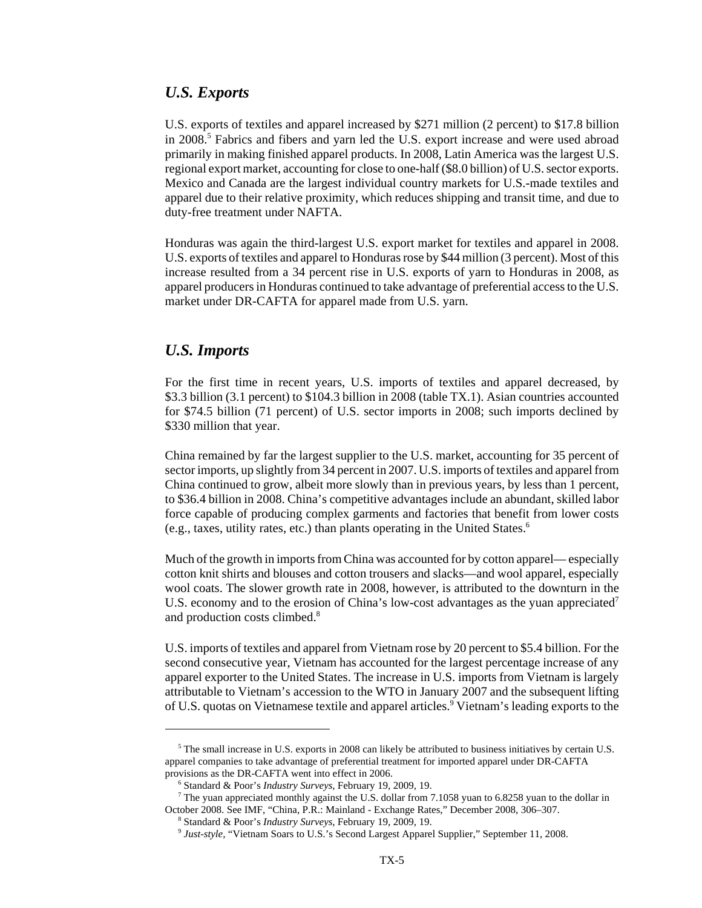## *U.S. Exports*

U.S. exports of textiles and apparel increased by $271 million (2 percent) to $17.8 billion in 2008.[5] Fabrics and fibers and yarn led the U.S. export increase and were used abroad primarily in making finished apparel products. In 2008, Latin America was the largest U.S. regional export market, accounting for close to one-half ($8.0 billion) of U.S. sector exports. Mexico and Canada are the largest individual country markets for U.S.-made textiles and apparel due to their relative proximity, which reduces shipping and transit time, and due to duty-free treatment under NAFTA.

Honduras was again the third-largest U.S. export market for textiles and apparel in 2008. U.S. exports of textiles and apparel to Honduras rose by $44 million (3 percent). Most of this increase resulted from a 34 percent rise in U.S. exports of yarn to Honduras in 2008, as apparel producers in Honduras continued to take advantage of preferential access to the U.S. market under DR-CAFTA for apparel made from U.S. yarn.

## *U.S. Imports*

For the first time in recent years, U.S. imports of textiles and apparel decreased, by $3.3 billion (3.1 percent) to $104.3 billion in 2008 (table TX.1). Asian countries accounted for $74.5 billion (71 percent) of U.S. sector imports in 2008; such imports declined by $330 million that year.

China remained by far the largest supplier to the U.S. market, accounting for 35 percent of sector imports, up slightly from 34 percent in 2007. U.S. imports of textiles and apparel from China continued to grow, albeit more slowly than in previous years, by less than 1 percent, to $36.4 billion in 2008. China's competitive advantages include an abundant, skilled labor force capable of producing complex garments and factories that benefit from lower costs (e.g., taxes, utility rates, etc.) than plants operating in the United States.[6]

Much of the growth in imports from China was accounted for by cotton apparel— especially cotton knit shirts and blouses and cotton trousers and slacks—and wool apparel, especially wool coats. The slower growth rate in 2008, however, is attributed to the downturn in the U.S. economy and to the erosion of China's low-cost advantages as the yuan appreciated[7] and production costs climbed.[8]

U.S. imports of textiles and apparel from Vietnam rose by 20 percent to $5.4 billion. For the second consecutive year, Vietnam has accounted for the largest percentage increase of any apparel exporter to the United States. The increase in U.S. imports from Vietnam is largely attributable to Vietnam's accession to the WTO in January 2007 and the subsequent lifting of U.S. quotas on Vietnamese textile and apparel articles.[9] Vietnam's leading exports to the

---

[5] The small increase in U.S. exports in 2008 can likely be attributed to business initiatives by certain U.S. apparel companies to take advantage of preferential treatment for imported apparel under DR-CAFTA provisions as the DR-CAFTA went into effect in 2006.

[6] Standard & Poor's *Industry Surveys*, February 19, 2009, 19.

[7] The yuan appreciated monthly against the U.S. dollar from 7.1058 yuan to 6.8258 yuan to the dollar in October 2008. See IMF, "China, P.R.: Mainland - Exchange Rates," December 2008, 306–307.

[8] Standard & Poor's *Industry Surveys*, February 19, 2009, 19.

[9] *Just-style*, "Vietnam Soars to U.S.'s Second Largest Apparel Supplier," September 11, 2008.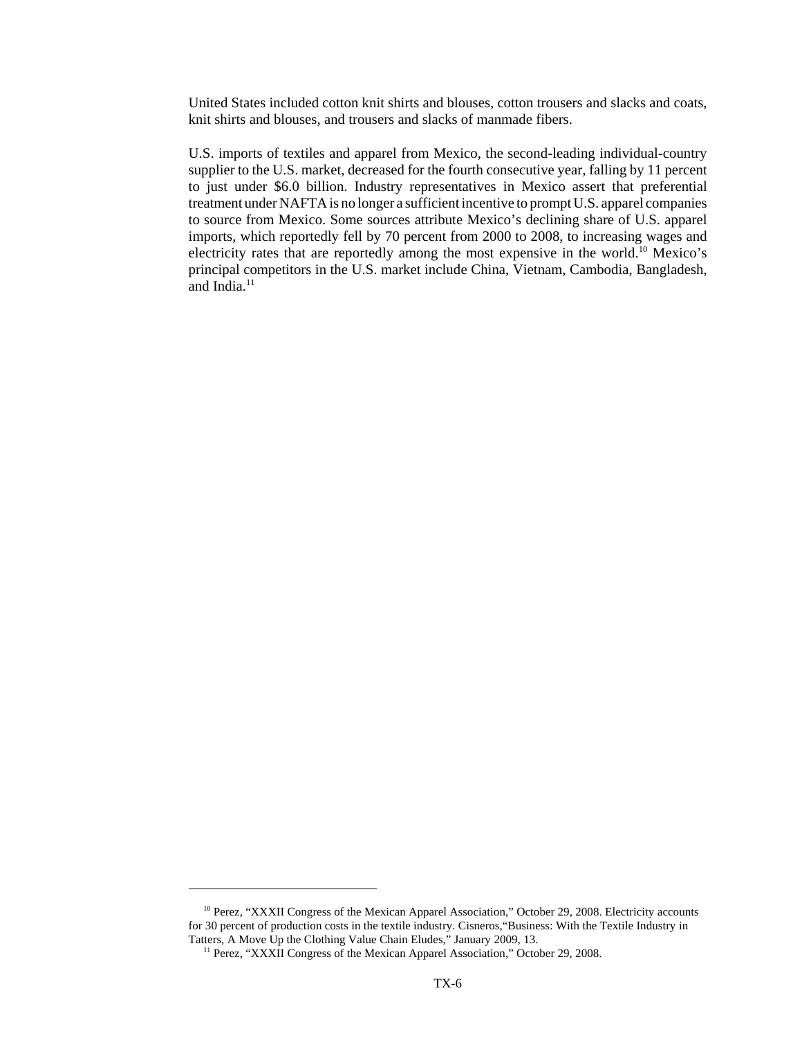United States included cotton knit shirts and blouses, cotton trousers and slacks and coats, knit shirts and blouses, and trousers and slacks of manmade fibers.

U.S. imports of textiles and apparel from Mexico, the second-leading individual-country supplier to the U.S. market, decreased for the fourth consecutive year, falling by 11 percent to just under $6.0 billion. Industry representatives in Mexico assert that preferential treatment under NAFTA is no longer a sufficient incentive to prompt U.S. apparel companies to source from Mexico. Some sources attribute Mexico's declining share of U.S. apparel imports, which reportedly fell by 70 percent from 2000 to 2008, to increasing wages and electricity rates that are reportedly among the most expensive in the world.[10] Mexico's principal competitors in the U.S. market include China, Vietnam, Cambodia, Bangladesh, and India.[11]

---

[10] Perez, "XXXII Congress of the Mexican Apparel Association," October 29, 2008. Electricity accounts for 30 percent of production costs in the textile industry. Cisneros,"Business: With the Textile Industry in Tatters, A Move Up the Clothing Value Chain Eludes," January 2009, 13.

[11] Perez, "XXXII Congress of the Mexican Apparel Association," October 29, 2008.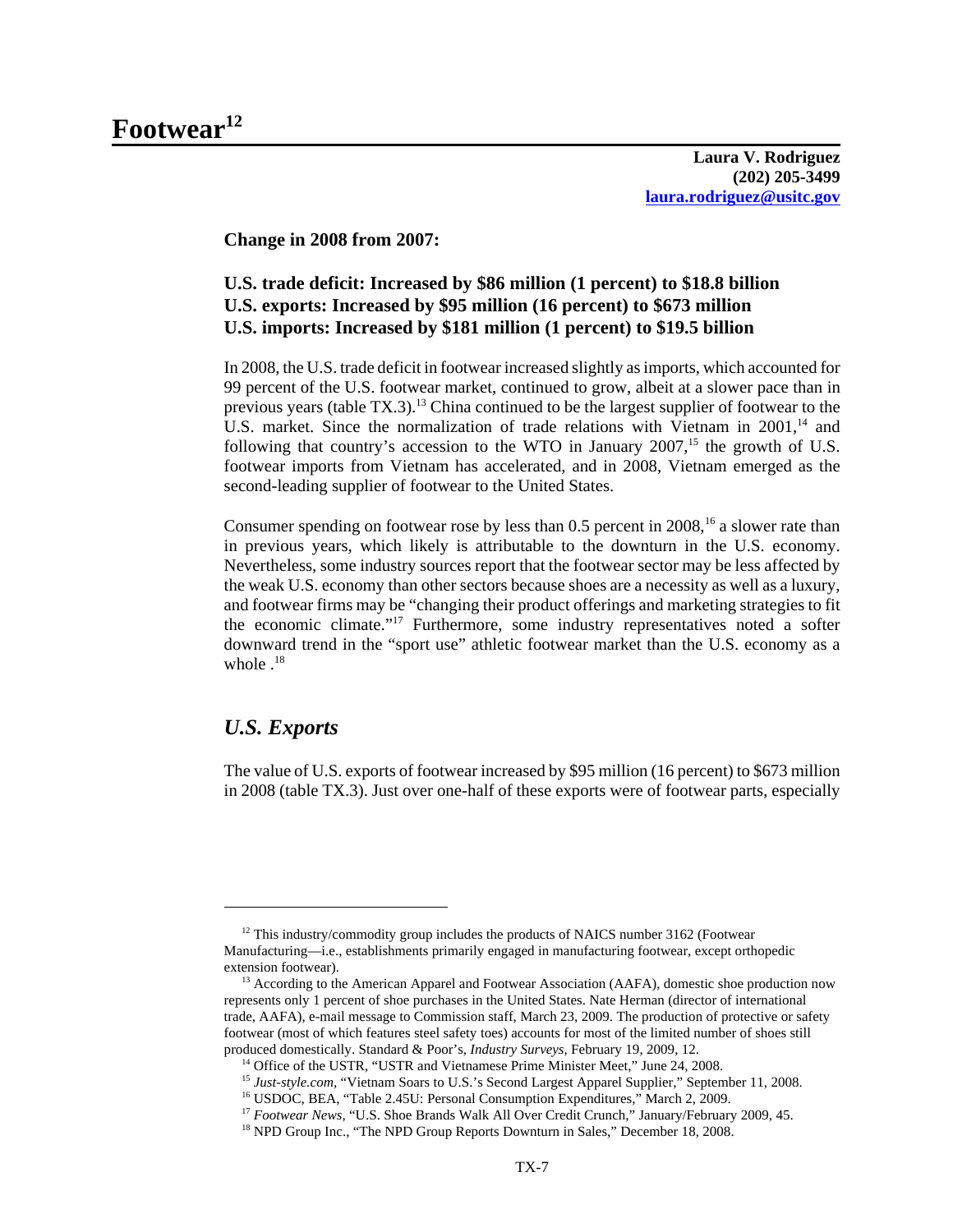# Footwear[12]

**Laura V. Rodriguez**
**(202) 205-3499**
**laura.rodriguez@usitc.gov**

**Change in 2008 from 2007:**

**U.S. trade deficit: Increased by $86 million (1 percent) to $18.8 billion**
**U.S. exports: Increased by $95 million (16 percent) to $673 million**
**U.S. imports: Increased by $181 million (1 percent) to $19.5 billion**

In 2008, the U.S. trade deficit in footwear increased slightly as imports, which accounted for 99 percent of the U.S. footwear market, continued to grow, albeit at a slower pace than in previous years (table TX.3).[13] China continued to be the largest supplier of footwear to the U.S. market. Since the normalization of trade relations with Vietnam in 2001,[14] and following that country's accession to the WTO in January 2007,[15] the growth of U.S. footwear imports from Vietnam has accelerated, and in 2008, Vietnam emerged as the second-leading supplier of footwear to the United States.

Consumer spending on footwear rose by less than 0.5 percent in 2008,[16] a slower rate than in previous years, which likely is attributable to the downturn in the U.S. economy. Nevertheless, some industry sources report that the footwear sector may be less affected by the weak U.S. economy than other sectors because shoes are a necessity as well as a luxury, and footwear firms may be "changing their product offerings and marketing strategies to fit the economic climate."[17] Furthermore, some industry representatives noted a softer downward trend in the "sport use" athletic footwear market than the U.S. economy as a whole .[18]

## *U.S. Exports*

The value of U.S. exports of footwear increased by $95 million (16 percent) to $673 million in 2008 (table TX.3). Just over one-half of these exports were of footwear parts, especially

---

[12] This industry/commodity group includes the products of NAICS number 3162 (Footwear Manufacturing—i.e., establishments primarily engaged in manufacturing footwear, except orthopedic extension footwear).

[13] According to the American Apparel and Footwear Association (AAFA), domestic shoe production now represents only 1 percent of shoe purchases in the United States. Nate Herman (director of international trade, AAFA), e-mail message to Commission staff, March 23, 2009. The production of protective or safety footwear (most of which features steel safety toes) accounts for most of the limited number of shoes still produced domestically. Standard & Poor's, *Industry Surveys*, February 19, 2009, 12.

[14] Office of the USTR, "USTR and Vietnamese Prime Minister Meet," June 24, 2008.

[15] *Just-style.com*, "Vietnam Soars to U.S.'s Second Largest Apparel Supplier," September 11, 2008.

[16] USDOC, BEA, "Table 2.45U: Personal Consumption Expenditures," March 2, 2009.

[17] *Footwear News*, "U.S. Shoe Brands Walk All Over Credit Crunch," January/February 2009, 45.

[18] NPD Group Inc., "The NPD Group Reports Downturn in Sales," December 18, 2008.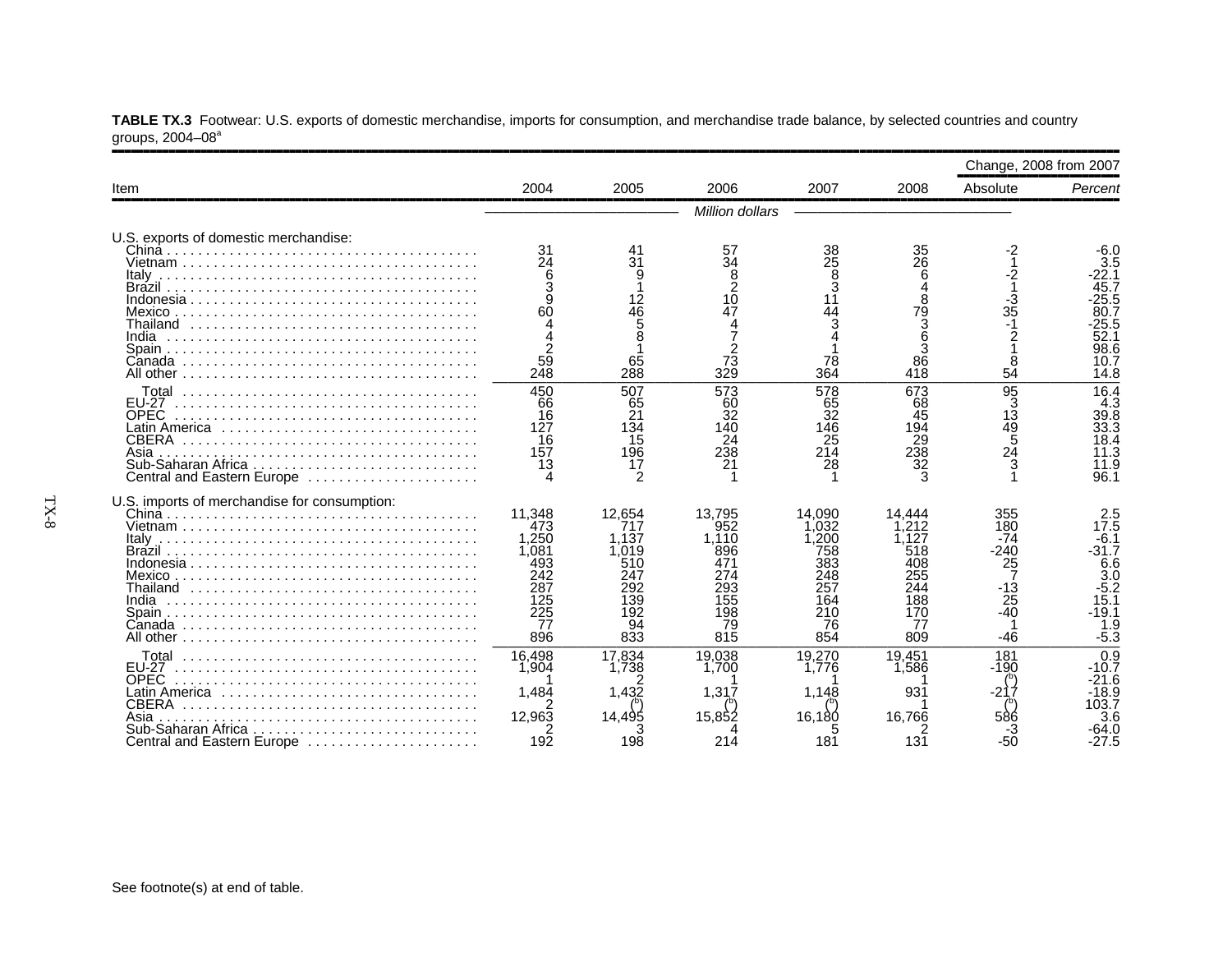**TABLE TX.3** Footwear: U.S. exports of domestic merchandise, imports for consumption, and merchandise trade balance, by selected countries and country groups, 2004–08[a]

| Item | 2004 | 2005 | 2006 | 2007 | 2008 | Change, 2008 from 2007 | |
|---|---|---|---|---|---|---|---|
| | | | | | | Absolute | *Percent* |
| | *Million dollars* | | | | | | |
| U.S. exports of domestic merchandise: | | | | | | | |
| China | 31 | 41 | 57 | 38 | 35 | -2 | -6.0 |
| Vietnam | 24 | 31 | 34 | 25 | 26 | 1 | 3.5 |
| Italy | 6 | 9 | 8 | 8 | 6 | -2 | -22.1 |
| Brazil | 3 | 1 | 2 | 3 | 4 | 1 | 45.7 |
| Indonesia | 9 | 12 | 10 | 11 | 8 | -3 | -25.5 |
| Mexico | 60 | 46 | 47 | 44 | 79 | 35 | 80.7 |
| Thailand | 4 | 5 | 4 | 3 | 3 | -1 | -25.5 |
| India | 4 | 8 | 7 | 4 | 6 | 2 | 52.1 |
| Spain | 2 | 1 | 2 | 1 | 3 | 1 | 98.6 |
| Canada | 59 | 65 | 73 | 78 | 86 | 8 | 10.7 |
| All other | 248 | 288 | 329 | 364 | 418 | 54 | 14.8 |
| Total | 450 | 507 | 573 | 578 | 673 | 95 | 16.4 |
| EU-27 | 66 | 65 | 60 | 65 | 68 | 3 | 4.3 |
| OPEC | 16 | 21 | 32 | 32 | 45 | 13 | 39.8 |
| Latin America | 127 | 134 | 140 | 146 | 194 | 49 | 33.3 |
| CBERA | 16 | 15 | 24 | 25 | 29 | 5 | 18.4 |
| Asia | 157 | 196 | 238 | 214 | 238 | 24 | 11.3 |
| Sub-Saharan Africa | 13 | 17 | 21 | 28 | 32 | 3 | 11.9 |
| Central and Eastern Europe | 4 | 2 | 1 | 1 | 3 | 1 | 96.1 |
| U.S. imports of merchandise for consumption: | | | | | | | |
| China | 11,348 | 12,654 | 13,795 | 14,090 | 14,444 | 355 | 2.5 |
| Vietnam | 473 | 717 | 952 | 1,032 | 1,212 | 180 | 17.5 |
| Italy | 1,250 | 1,137 | 1,110 | 1,200 | 1,127 | -74 | -6.1 |
| Brazil | 1,081 | 1,019 | 896 | 758 | 518 | -240 | -31.7 |
| Indonesia | 493 | 510 | 471 | 383 | 408 | 25 | 6.6 |
| Mexico | 242 | 247 | 274 | 248 | 255 | 7 | 3.0 |
| Thailand | 287 | 292 | 293 | 257 | 244 | -13 | -5.2 |
| India | 125 | 139 | 155 | 164 | 188 | 25 | 15.1 |
| Spain | 225 | 192 | 198 | 210 | 170 | -40 | -19.1 |
| Canada | 77 | 94 | 79 | 76 | 77 | 1 | 1.9 |
| All other | 896 | 833 | 815 | 854 | 809 | -46 | -5.3 |
| Total | 16,498 | 17,834 | 19,038 | 19,270 | 19,451 | 181 | 0.9 |
| EU-27 | 1,904 | 1,738 | 1,700 | 1,776 | 1,586 | -190 | -10.7 |
| OPEC | 1 | 2 | 1 | 1 | 1 | ([b]) | -21.6 |
| Latin America | 1,484 | 1,432 | 1,317 | 1,148 | 931 | -217 | -18.9 |
| CBERA | 2 | ([b]) | ([b]) | ([b]) | 1 | ([b]) | 103.7 |
| Asia | 12,963 | 14,495 | 15,852 | 16,180 | 16,766 | 586 | 3.6 |
| Sub-Saharan Africa | 2 | 3 | 4 | 5 | 2 | -3 | -64.0 |
| Central and Eastern Europe | 192 | 198 | 214 | 181 | 131 | -50 | -27.5 |

See footnote(s) at end of table.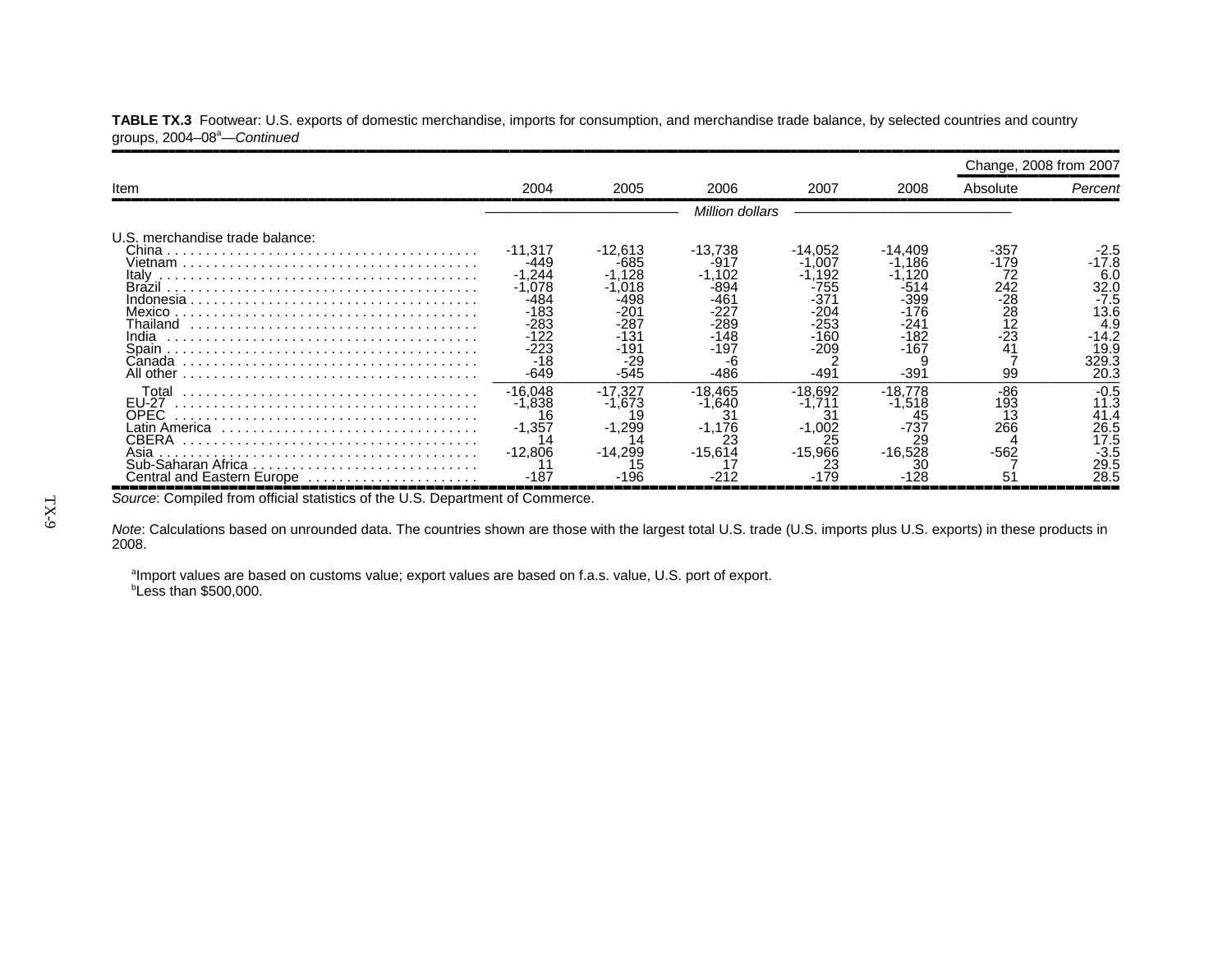**TABLE TX.3** Footwear: U.S. exports of domestic merchandise, imports for consumption, and merchandise trade balance, by selected countries and country groups, 2004–08[a]—*Continued*

| Item | 2004 | 2005 | 2006 | 2007 | 2008 | Change, 2008 from 2007 | |
|---|---|---|---|---|---|---|---|
| | | | | | | Absolute | *Percent* |
| | *Million dollars* | | | | | | |
| U.S. merchandise trade balance: | | | | | | | |
| China | -11,317 | -12,613 | -13,738 | -14,052 | -14,409 | -357 | -2.5 |
| Vietnam | -449 | -685 | -917 | -1,007 | -1,186 | -179 | -17.8 |
| Italy | -1,244 | -1,128 | -1,102 | -1,192 | -1,120 | 72 | 6.0 |
| Brazil | -1,078 | -1,018 | -894 | -755 | -514 | 242 | 32.0 |
| Indonesia | -484 | -498 | -461 | -371 | -399 | -28 | -7.5 |
| Mexico | -183 | -201 | -227 | -204 | -176 | 28 | 13.6 |
| Thailand | -283 | -287 | -289 | -253 | -241 | 12 | 4.9 |
| India | -122 | -131 | -148 | -160 | -182 | -23 | -14.2 |
| Spain | -223 | -191 | -197 | -209 | -167 | 41 | 19.9 |
| Canada | -18 | -29 | -6 | 2 | 9 | 7 | 329.3 |
| All other | -649 | -545 | -486 | -491 | -391 | 99 | 20.3 |
| Total | -16,048 | -17,327 | -18,465 | -18,692 | -18,778 | -86 | -0.5 |
| EU-27 | -1,838 | -1,673 | -1,640 | -1,711 | -1,518 | 193 | 11.3 |
| OPEC | 16 | 19 | 31 | 31 | 45 | 13 | 41.4 |
| Latin America | -1,357 | -1,299 | -1,176 | -1,002 | -737 | 266 | 26.5 |
| CBERA | 14 | 14 | 23 | 25 | 29 | 4 | 17.5 |
| Asia | -12,806 | -14,299 | -15,614 | -15,966 | -16,528 | -562 | -3.5 |
| Sub-Saharan Africa | 11 | 15 | 17 | 23 | 30 | 7 | 29.5 |
| Central and Eastern Europe | -187 | -196 | -212 | -179 | -128 | 51 | 28.5 |

*Source*: Compiled from official statistics of the U.S. Department of Commerce.

*Note*: Calculations based on unrounded data. The countries shown are those with the largest total U.S. trade (U.S. imports plus U.S. exports) in these products in 2008.

[a]Import values are based on customs value; export values are based on f.a.s. value, U.S. port of export.
[b]Less than $500,000.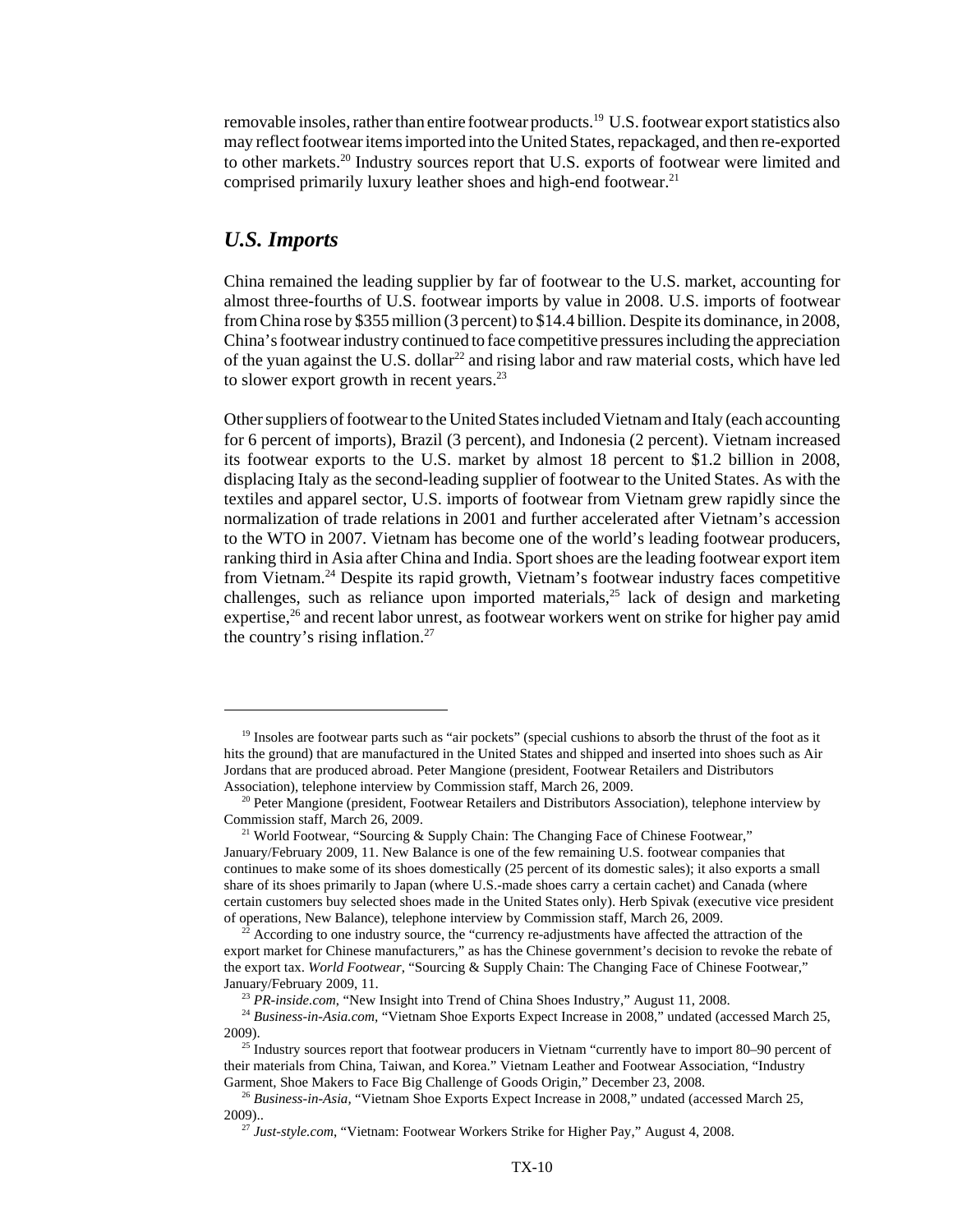removable insoles, rather than entire footwear products.[19] U.S. footwear export statistics also may reflect footwear items imported into the United States, repackaged, and then re-exported to other markets.[20] Industry sources report that U.S. exports of footwear were limited and comprised primarily luxury leather shoes and high-end footwear.[21]

## *U.S. Imports*

China remained the leading supplier by far of footwear to the U.S. market, accounting for almost three-fourths of U.S. footwear imports by value in 2008. U.S. imports of footwear from China rose by $355 million (3 percent) to $14.4 billion. Despite its dominance, in 2008, China's footwear industry continued to face competitive pressures including the appreciation of the yuan against the U.S. dollar[22] and rising labor and raw material costs, which have led to slower export growth in recent years.[23]

Other suppliers of footwear to the United States included Vietnam and Italy (each accounting for 6 percent of imports), Brazil (3 percent), and Indonesia (2 percent). Vietnam increased its footwear exports to the U.S. market by almost 18 percent to $1.2 billion in 2008, displacing Italy as the second-leading supplier of footwear to the United States. As with the textiles and apparel sector, U.S. imports of footwear from Vietnam grew rapidly since the normalization of trade relations in 2001 and further accelerated after Vietnam's accession to the WTO in 2007. Vietnam has become one of the world's leading footwear producers, ranking third in Asia after China and India. Sport shoes are the leading footwear export item from Vietnam.[24] Despite its rapid growth, Vietnam's footwear industry faces competitive challenges, such as reliance upon imported materials,[25] lack of design and marketing expertise,[26] and recent labor unrest, as footwear workers went on strike for higher pay amid the country's rising inflation.[27]

---

[19] Insoles are footwear parts such as "air pockets" (special cushions to absorb the thrust of the foot as it hits the ground) that are manufactured in the United States and shipped and inserted into shoes such as Air Jordans that are produced abroad. Peter Mangione (president, Footwear Retailers and Distributors Association), telephone interview by Commission staff, March 26, 2009.

[20] Peter Mangione (president, Footwear Retailers and Distributors Association), telephone interview by Commission staff, March 26, 2009.

[21] World Footwear, "Sourcing & Supply Chain: The Changing Face of Chinese Footwear," January/February 2009, 11. New Balance is one of the few remaining U.S. footwear companies that continues to make some of its shoes domestically (25 percent of its domestic sales); it also exports a small share of its shoes primarily to Japan (where U.S.-made shoes carry a certain cachet) and Canada (where certain customers buy selected shoes made in the United States only). Herb Spivak (executive vice president of operations, New Balance), telephone interview by Commission staff, March 26, 2009.

[22] According to one industry source, the "currency re-adjustments have affected the attraction of the export market for Chinese manufacturers," as has the Chinese government's decision to revoke the rebate of the export tax. *World Footwear*, "Sourcing & Supply Chain: The Changing Face of Chinese Footwear," January/February 2009, 11.

[23] *PR-inside.com*, "New Insight into Trend of China Shoes Industry," August 11, 2008.

[24] *Business-in-Asia.com*, "Vietnam Shoe Exports Expect Increase in 2008," undated (accessed March 25, 2009).

[25] Industry sources report that footwear producers in Vietnam "currently have to import 80–90 percent of their materials from China, Taiwan, and Korea." Vietnam Leather and Footwear Association, "Industry Garment, Shoe Makers to Face Big Challenge of Goods Origin," December 23, 2008.

[26] *Business-in-Asia*, "Vietnam Shoe Exports Expect Increase in 2008," undated (accessed March 25, 2009)..

[27] *Just-style.com*, "Vietnam: Footwear Workers Strike for Higher Pay," August 4, 2008.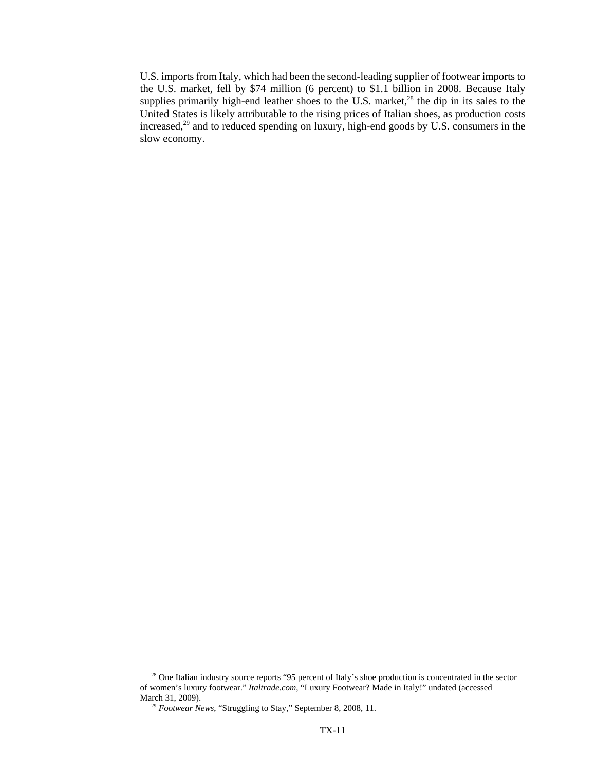U.S. imports from Italy, which had been the second-leading supplier of footwear imports to the U.S. market, fell by $74 million (6 percent) to $1.1 billion in 2008. Because Italy supplies primarily high-end leather shoes to the U.S. market,[28] the dip in its sales to the United States is likely attributable to the rising prices of Italian shoes, as production costs increased,[29] and to reduced spending on luxury, high-end goods by U.S. consumers in the slow economy.

---

[28] One Italian industry source reports "95 percent of Italy's shoe production is concentrated in the sector of women's luxury footwear." *Italtrade.com*, "Luxury Footwear? Made in Italy!" undated (accessed March 31, 2009).

[29] *Footwear News*, "Struggling to Stay," September 8, 2008, 11.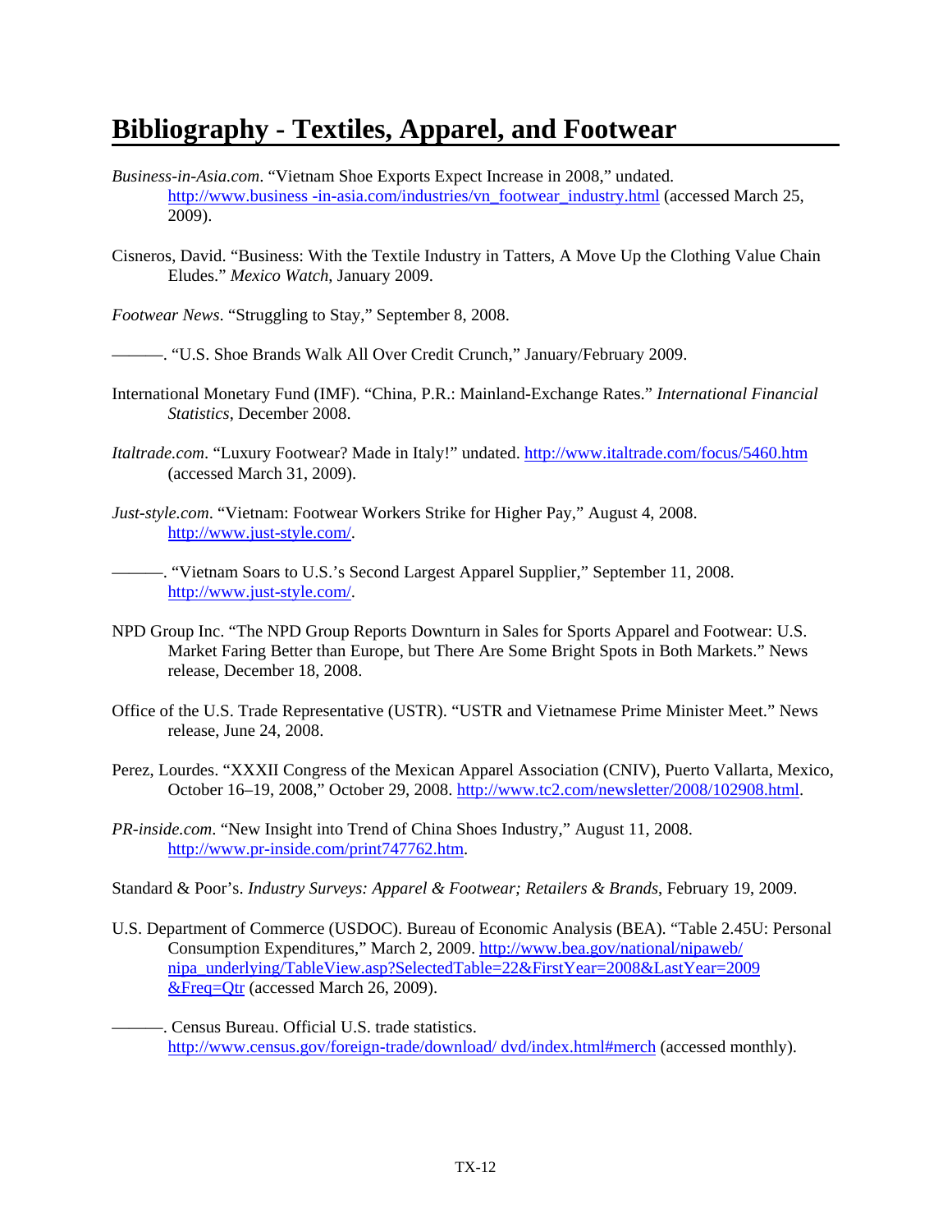# Bibliography - Textiles, Apparel, and Footwear

*Business-in-Asia.com*. "Vietnam Shoe Exports Expect Increase in 2008," undated. http://www.business -in-asia.com/industries/vn_footwear_industry.html (accessed March 25, 2009).

Cisneros, David. "Business: With the Textile Industry in Tatters, A Move Up the Clothing Value Chain Eludes." *Mexico Watch*, January 2009.

*Footwear News*. "Struggling to Stay," September 8, 2008.

———. "U.S. Shoe Brands Walk All Over Credit Crunch," January/February 2009.

International Monetary Fund (IMF). "China, P.R.: Mainland-Exchange Rates." *International Financial Statistics*, December 2008.

*Italtrade.com*. "Luxury Footwear? Made in Italy!" undated. http://www.italtrade.com/focus/5460.htm (accessed March 31, 2009).

*Just-style.com*. "Vietnam: Footwear Workers Strike for Higher Pay," August 4, 2008. http://www.just-style.com/.

———. "Vietnam Soars to U.S.'s Second Largest Apparel Supplier," September 11, 2008. http://www.just-style.com/.

NPD Group Inc. "The NPD Group Reports Downturn in Sales for Sports Apparel and Footwear: U.S. Market Faring Better than Europe, but There Are Some Bright Spots in Both Markets." News release, December 18, 2008.

Office of the U.S. Trade Representative (USTR). "USTR and Vietnamese Prime Minister Meet." News release, June 24, 2008.

Perez, Lourdes. "XXXII Congress of the Mexican Apparel Association (CNIV), Puerto Vallarta, Mexico, October 16–19, 2008," October 29, 2008. http://www.tc2.com/newsletter/2008/102908.html.

*PR-inside.com*. "New Insight into Trend of China Shoes Industry," August 11, 2008. http://www.pr-inside.com/print747762.htm.

Standard & Poor's. *Industry Surveys: Apparel & Footwear; Retailers & Brands*, February 19, 2009.

U.S. Department of Commerce (USDOC). Bureau of Economic Analysis (BEA). "Table 2.45U: Personal Consumption Expenditures," March 2, 2009. http://www.bea.gov/national/nipaweb/nipa_underlying/TableView.asp?SelectedTable=22&FirstYear=2008&LastYear=2009&Freq=Qtr (accessed March 26, 2009).

———. Census Bureau. Official U.S. trade statistics. http://www.census.gov/foreign-trade/download/ dvd/index.html#merch (accessed monthly).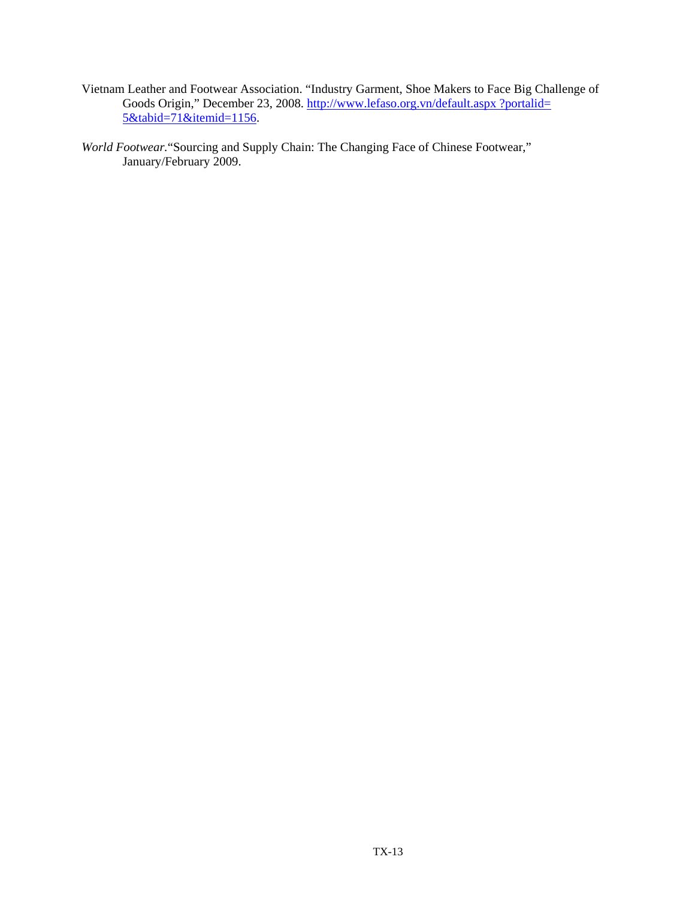Vietnam Leather and Footwear Association. "Industry Garment, Shoe Makers to Face Big Challenge of Goods Origin," December 23, 2008. http://www.lefaso.org.vn/default.aspx ?portalid=5&tabid=71&itemid=1156.

*World Footwear*."Sourcing and Supply Chain: The Changing Face of Chinese Footwear," January/February 2009.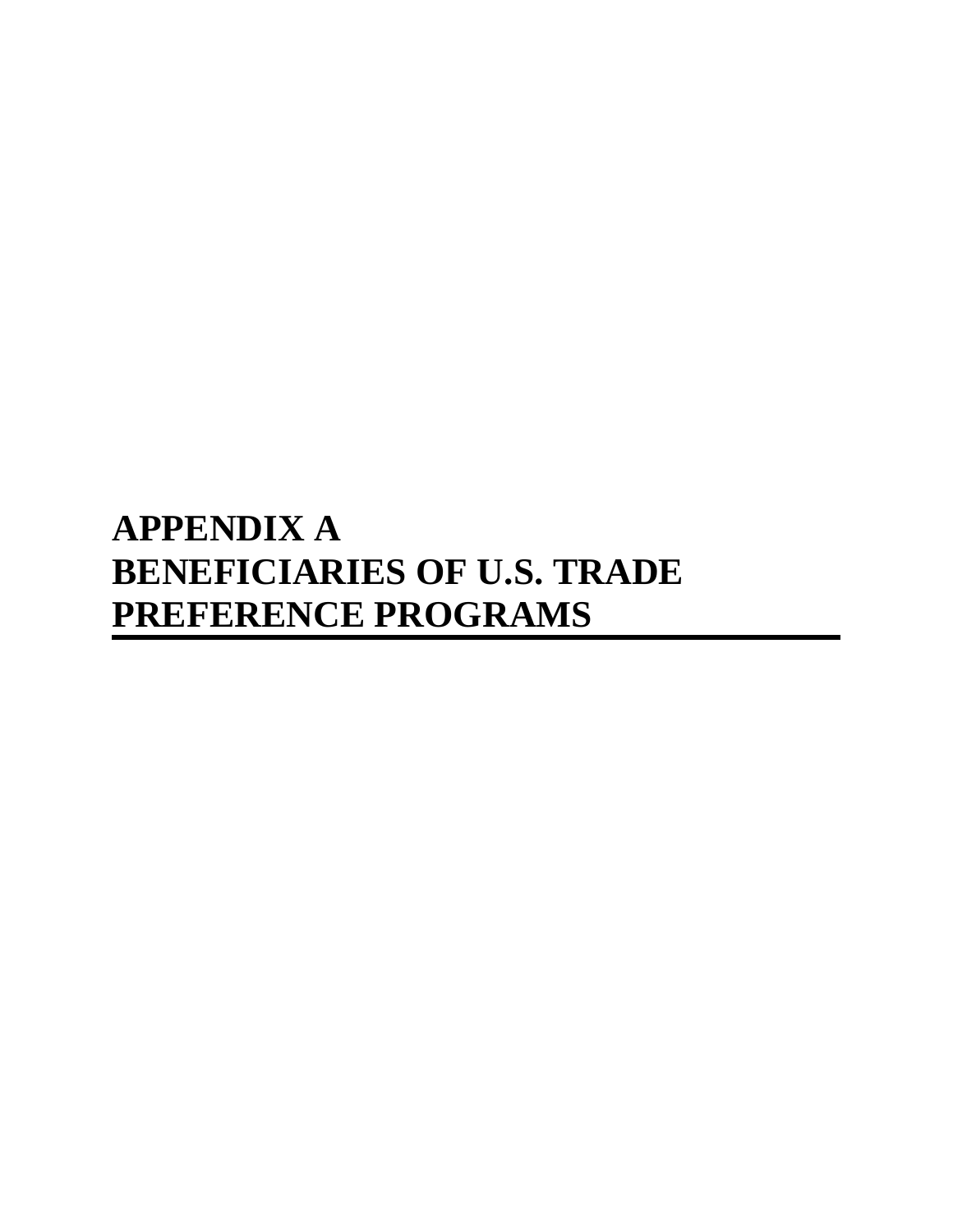# APPENDIX A
# BENEFICIARIES OF U.S. TRADE PREFERENCE PROGRAMS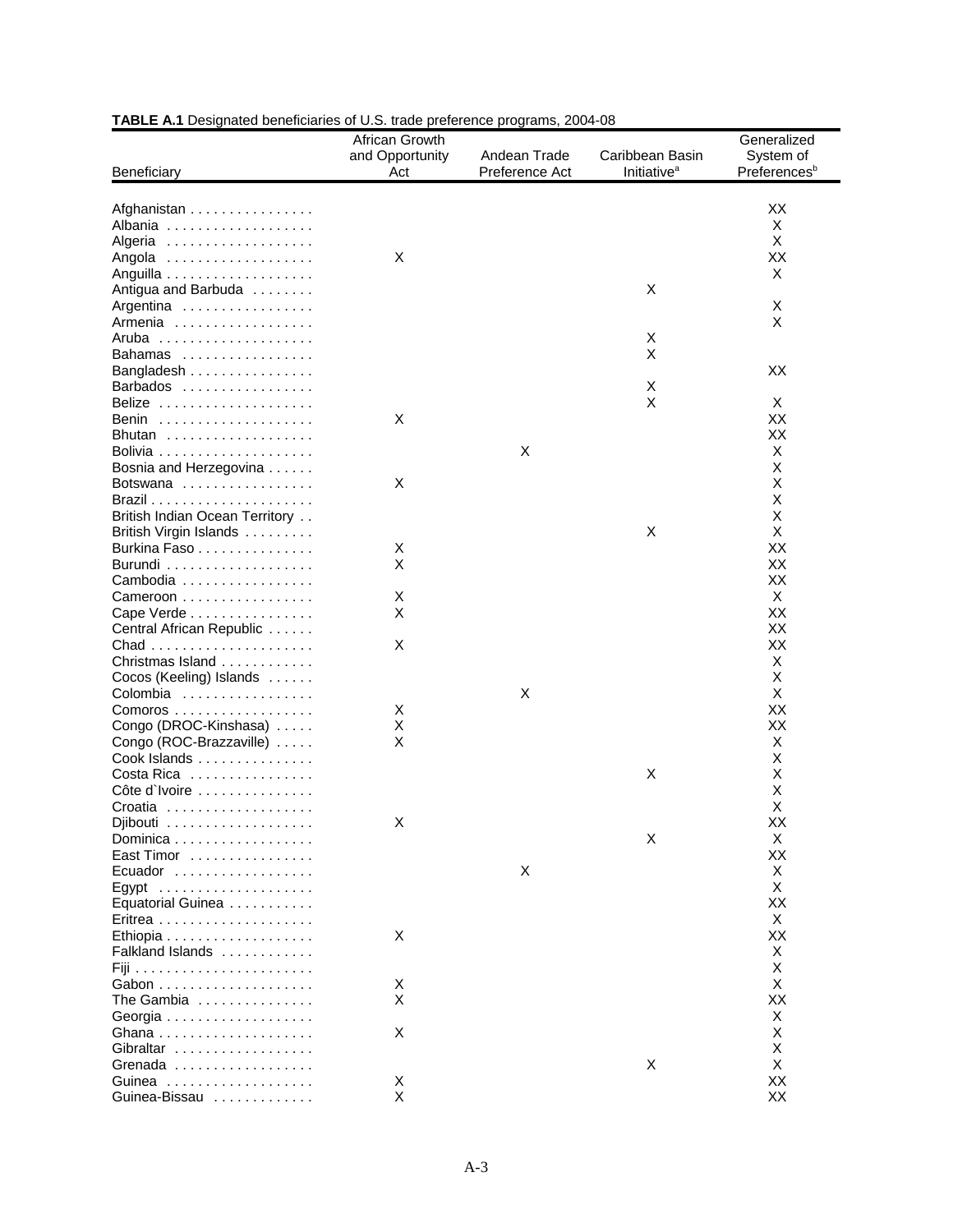**TABLE A.1** Designated beneficiaries of U.S. trade preference programs, 2004-08

| Beneficiary | African Growth and Opportunity Act | Andean Trade Preference Act | Caribbean Basin Initiative[a] | Generalized System of Preferences[b] |
|---|---|---|---|---|
| Afghanistan | | | | XX |
| Albania | | | | X |
| Algeria | | | | X |
| Angola | X | | | XX |
| Anguilla | | | | X |
| Antigua and Barbuda | | | X | |
| Argentina | | | | X |
| Armenia | | | | X |
| Aruba | | | X | |
| Bahamas | | | X | |
| Bangladesh | | | | XX |
| Barbados | | | X | |
| Belize | | | X | X |
| Benin | X | | | XX |
| Bhutan | | | | XX |
| Bolivia | | X | | X |
| Bosnia and Herzegovina | | | | X |
| Botswana | X | | | X |
| Brazil | | | | X |
| British Indian Ocean Territory | | | | X |
| British Virgin Islands | | | X | X |
| Burkina Faso | X | | | XX |
| Burundi | X | | | XX |
| Cambodia | | | | XX |
| Cameroon | X | | | X |
| Cape Verde | X | | | XX |
| Central African Republic | | | | XX |
| Chad | X | | | XX |
| Christmas Island | | | | X |
| Cocos (Keeling) Islands | | | | X |
| Colombia | | X | | X |
| Comoros | X | | | XX |
| Congo (DROC-Kinshasa) | X | | | XX |
| Congo (ROC-Brazzaville) | X | | | X |
| Cook Islands | | | | X |
| Costa Rica | | | X | X |
| Côte d`Ivoire | | | | X |
| Croatia | | | | X |
| Djibouti | X | | | XX |
| Dominica | | | X | X |
| East Timor | | | | XX |
| Ecuador | | X | | X |
| Egypt | | | | X |
| Equatorial Guinea | | | | XX |
| Eritrea | | | | X |
| Ethiopia | X | | | XX |
| Falkland Islands | | | | X |
| Fiji | | | | X |
| Gabon | X | | | X |
| The Gambia | X | | | XX |
| Georgia | | | | X |
| Ghana | X | | | X |
| Gibraltar | | | | X |
| Grenada | | | X | X |
| Guinea | X | | | XX |
| Guinea-Bissau | X | | | XX |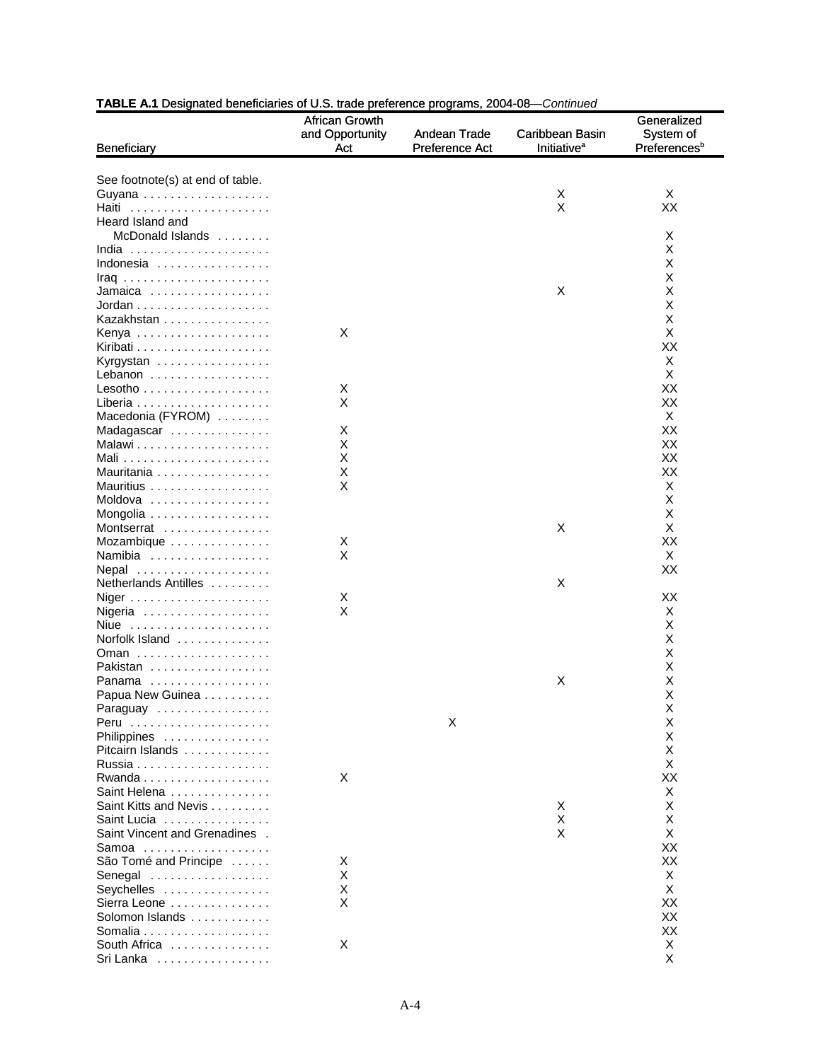**TABLE A.1** Designated beneficiaries of U.S. trade preference programs, 2004-08—*Continued*

| Beneficiary | African Growth and Opportunity Act | Andean Trade Preference Act | Caribbean Basin Initiative[a] | Generalized System of Preferences[b] |
|---|---|---|---|---|
| See footnote(s) at end of table. | | | | |
| Guyana | | | X | X |
| Haiti | | | X | XX |
| Heard Island and McDonald Islands | | | | X |
| India | | | | X |
| Indonesia | | | | X |
| Iraq | | | | X |
| Jamaica | | | X | X |
| Jordan | | | | X |
| Kazakhstan | | | | X |
| Kenya | X | | | X |
| Kiribati | | | | XX |
| Kyrgystan | | | | X |
| Lebanon | | | | X |
| Lesotho | X | | | XX |
| Liberia | X | | | XX |
| Macedonia (FYROM) | | | | X |
| Madagascar | X | | | XX |
| Malawi | X | | | XX |
| Mali | X | | | XX |
| Mauritania | X | | | XX |
| Mauritius | X | | | X |
| Moldova | | | | X |
| Mongolia | | | | X |
| Montserrat | | | X | X |
| Mozambique | X | | | XX |
| Namibia | X | | | X |
| Nepal | | | | XX |
| Netherlands Antilles | | | X | |
| Niger | X | | | XX |
| Nigeria | X | | | X |
| Niue | | | | X |
| Norfolk Island | | | | X |
| Oman | | | | X |
| Pakistan | | | | X |
| Panama | | | X | X |
| Papua New Guinea | | | | X |
| Paraguay | | | | X |
| Peru | | X | | X |
| Philippines | | | | X |
| Pitcairn Islands | | | | X |
| Russia | | | | X |
| Rwanda | X | | | XX |
| Saint Helena | | | | X |
| Saint Kitts and Nevis | | | X | X |
| Saint Lucia | | | X | X |
| Saint Vincent and Grenadines | | | X | X |
| Samoa | | | | XX |
| São Tomé and Principe | X | | | XX |
| Senegal | X | | | X |
| Seychelles | X | | | X |
| Sierra Leone | X | | | XX |
| Solomon Islands | | | | XX |
| Somalia | | | | XX |
| South Africa | X | | | X |
| Sri Lanka | | | | X |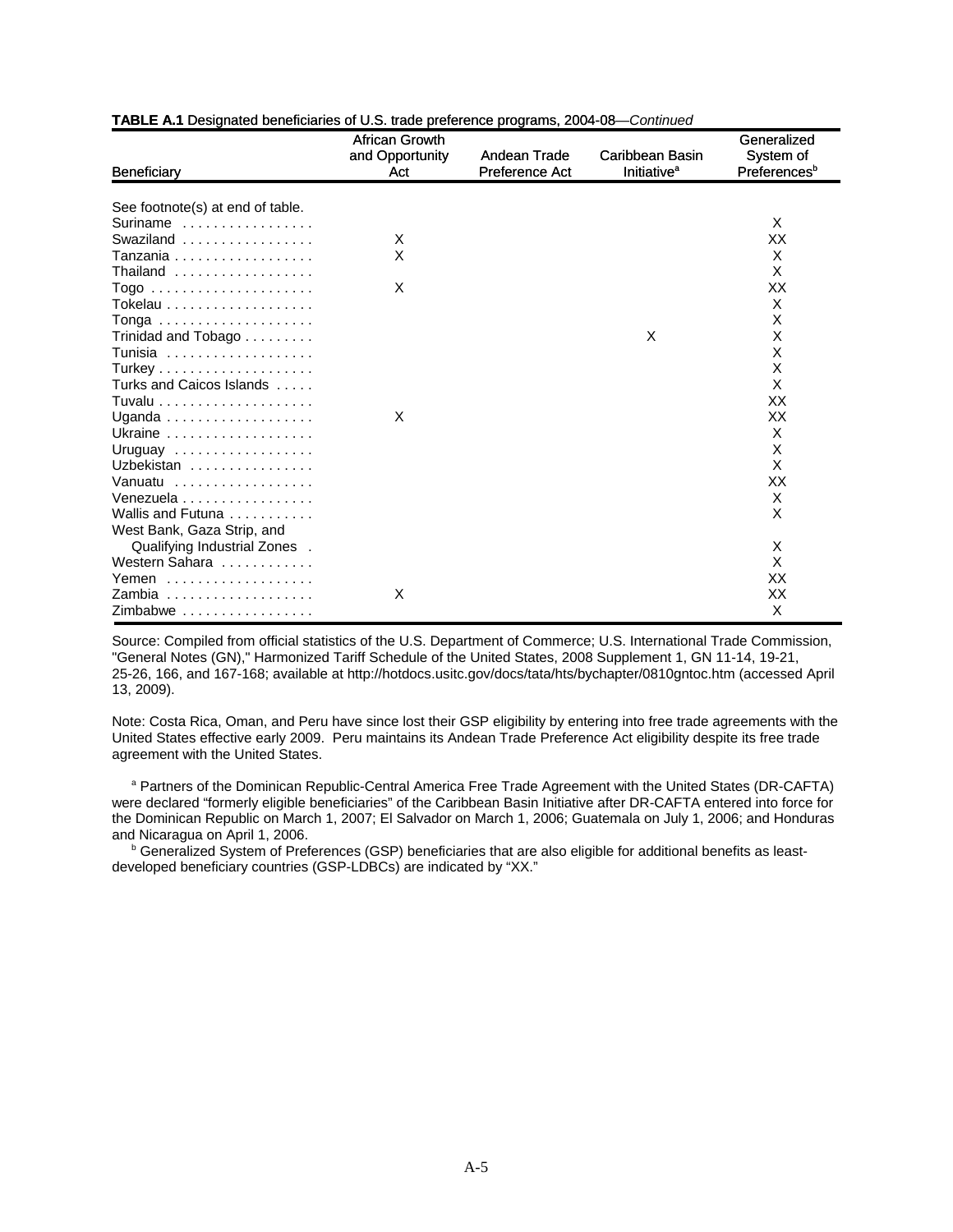**TABLE A.1** Designated beneficiaries of U.S. trade preference programs, 2004-08—*Continued*

| Beneficiary | African Growth and Opportunity Act | Andean Trade Preference Act | Caribbean Basin Initiative[a] | Generalized System of Preferences[b] |
|---|---|---|---|---|
| See footnote(s) at end of table. | | | | |
| Suriname | | | | X |
| Swaziland | X | | | XX |
| Tanzania | X | | | X |
| Thailand | | | | X |
| Togo | X | | | XX |
| Tokelau | | | | X |
| Tonga | | | | X |
| Trinidad and Tobago | | | X | X |
| Tunisia | | | | X |
| Turkey | | | | X |
| Turks and Caicos Islands | | | | X |
| Tuvalu | | | | XX |
| Uganda | X | | | XX |
| Ukraine | | | | X |
| Uruguay | | | | X |
| Uzbekistan | | | | X |
| Vanuatu | | | | XX |
| Venezuela | | | | X |
| Wallis and Futuna | | | | X |
| West Bank, Gaza Strip, and Qualifying Industrial Zones | | | | X |
| Western Sahara | | | | X |
| Yemen | | | | XX |
| Zambia | X | | | XX |
| Zimbabwe | | | | X |

Source: Compiled from official statistics of the U.S. Department of Commerce; U.S. International Trade Commission, "General Notes (GN)," Harmonized Tariff Schedule of the United States, 2008 Supplement 1, GN 11-14, 19-21, 25-26, 166, and 167-168; available at http://hotdocs.usitc.gov/docs/tata/hts/bychapter/0810gntoc.htm (accessed April 13, 2009).

Note: Costa Rica, Oman, and Peru have since lost their GSP eligibility by entering into free trade agreements with the United States effective early 2009. Peru maintains its Andean Trade Preference Act eligibility despite its free trade agreement with the United States.

[a] Partners of the Dominican Republic-Central America Free Trade Agreement with the United States (DR-CAFTA) were declared "formerly eligible beneficiaries" of the Caribbean Basin Initiative after DR-CAFTA entered into force for the Dominican Republic on March 1, 2007; El Salvador on March 1, 2006; Guatemala on July 1, 2006; and Honduras and Nicaragua on April 1, 2006.

[b] Generalized System of Preferences (GSP) beneficiaries that are also eligible for additional benefits as least-developed beneficiary countries (GSP-LDBCs) are indicated by "XX."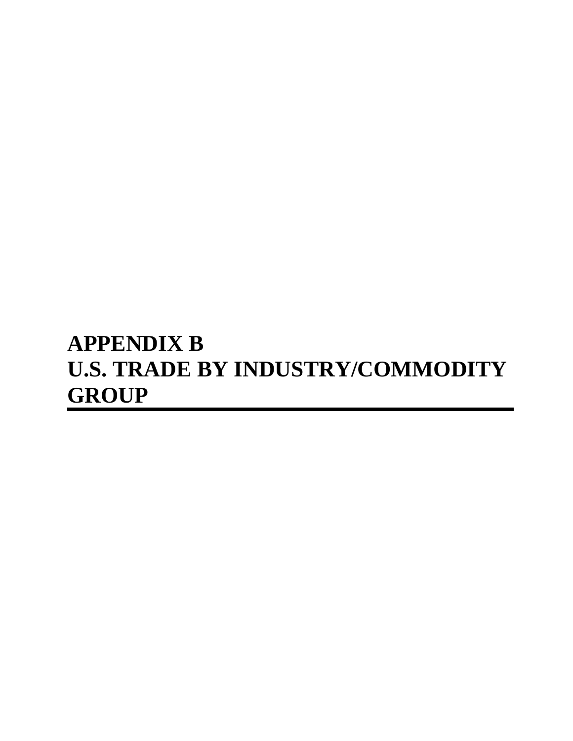# APPENDIX B
# U.S. TRADE BY INDUSTRY/COMMODITY GROUP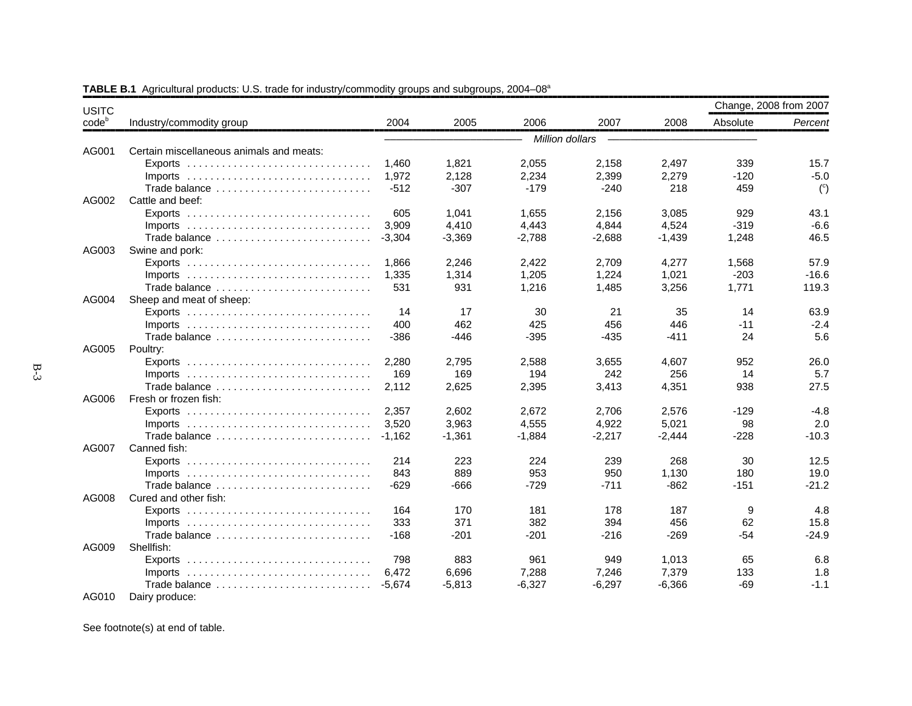**TABLE B.1** Agricultural products: U.S. trade for industry/commodity groups and subgroups, 2004–08[a]

| USITC code[b] | Industry/commodity group | 2004 | 2005 | 2006 | 2007 | 2008 | Change, 2008 from 2007 Absolute | Percent |
|---|---|---|---|---|---|---|---|---|
| | | *Million dollars* | | | | | | |
| AG001 | Certain miscellaneous animals and meats: | | | | | | | |
| | Exports | 1,460 | 1,821 | 2,055 | 2,158 | 2,497 | 339 | 15.7 |
| | Imports | 1,972 | 2,128 | 2,234 | 2,399 | 2,279 | -120 | -5.0 |
| | Trade balance | -512 | -307 | -179 | -240 | 218 | 459 | ([c]) |
| AG002 | Cattle and beef: | | | | | | | |
| | Exports | 605 | 1,041 | 1,655 | 2,156 | 3,085 | 929 | 43.1 |
| | Imports | 3,909 | 4,410 | 4,443 | 4,844 | 4,524 | -319 | -6.6 |
| | Trade balance | -3,304 | -3,369 | -2,788 | -2,688 | -1,439 | 1,248 | 46.5 |
| AG003 | Swine and pork: | | | | | | | |
| | Exports | 1,866 | 2,246 | 2,422 | 2,709 | 4,277 | 1,568 | 57.9 |
| | Imports | 1,335 | 1,314 | 1,205 | 1,224 | 1,021 | -203 | -16.6 |
| | Trade balance | 531 | 931 | 1,216 | 1,485 | 3,256 | 1,771 | 119.3 |
| AG004 | Sheep and meat of sheep: | | | | | | | |
| | Exports | 14 | 17 | 30 | 21 | 35 | 14 | 63.9 |
| | Imports | 400 | 462 | 425 | 456 | 446 | -11 | -2.4 |
| | Trade balance | -386 | -446 | -395 | -435 | -411 | 24 | 5.6 |
| AG005 | Poultry: | | | | | | | |
| | Exports | 2,280 | 2,795 | 2,588 | 3,655 | 4,607 | 952 | 26.0 |
| | Imports | 169 | 169 | 194 | 242 | 256 | 14 | 5.7 |
| | Trade balance | 2,112 | 2,625 | 2,395 | 3,413 | 4,351 | 938 | 27.5 |
| AG006 | Fresh or frozen fish: | | | | | | | |
| | Exports | 2,357 | 2,602 | 2,672 | 2,706 | 2,576 | -129 | -4.8 |
| | Imports | 3,520 | 3,963 | 4,555 | 4,922 | 5,021 | 98 | 2.0 |
| | Trade balance | -1,162 | -1,361 | -1,884 | -2,217 | -2,444 | -228 | -10.3 |
| AG007 | Canned fish: | | | | | | | |
| | Exports | 214 | 223 | 224 | 239 | 268 | 30 | 12.5 |
| | Imports | 843 | 889 | 953 | 950 | 1,130 | 180 | 19.0 |
| | Trade balance | -629 | -666 | -729 | -711 | -862 | -151 | -21.2 |
| AG008 | Cured and other fish: | | | | | | | |
| | Exports | 164 | 170 | 181 | 178 | 187 | 9 | 4.8 |
| | Imports | 333 | 371 | 382 | 394 | 456 | 62 | 15.8 |
| | Trade balance | -168 | -201 | -201 | -216 | -269 | -54 | -24.9 |
| AG009 | Shellfish: | | | | | | | |
| | Exports | 798 | 883 | 961 | 949 | 1,013 | 65 | 6.8 |
| | Imports | 6,472 | 6,696 | 7,288 | 7,246 | 7,379 | 133 | 1.8 |
| | Trade balance | -5,674 | -5,813 | -6,327 | -6,297 | -6,366 | -69 | -1.1 |
| AG010 | Dairy produce: | | | | | | | |

See footnote(s) at end of table.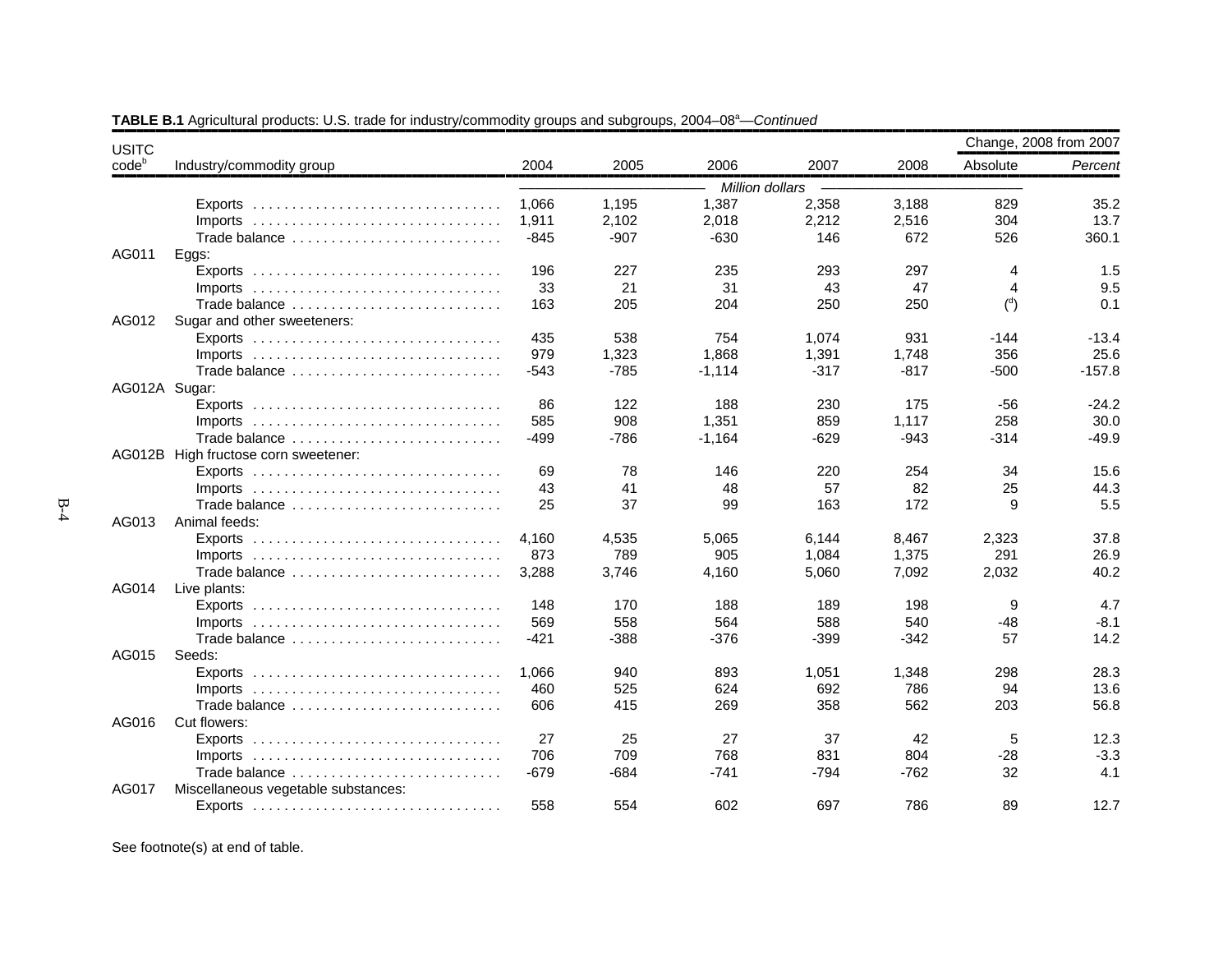**TABLE B.1** Agricultural products: U.S. trade for industry/commodity groups and subgroups, 2004–08[a]—*Continued*

| USITC code[b] | Industry/commodity group | 2004 | 2005 | 2006 | 2007 | 2008 | Change, 2008 from 2007 Absolute | Change, 2008 from 2007 *Percent* |
|---|---|---|---|---|---|---|---|---|
| | | *Million dollars* | | | | | | |
| | Exports | 1,066 | 1,195 | 1,387 | 2,358 | 3,188 | 829 | 35.2 |
| | Imports | 1,911 | 2,102 | 2,018 | 2,212 | 2,516 | 304 | 13.7 |
| | Trade balance | -845 | -907 | -630 | 146 | 672 | 526 | 360.1 |
| AG011 | Eggs: | | | | | | | |
| | Exports | 196 | 227 | 235 | 293 | 297 | 4 | 1.5 |
| | Imports | 33 | 21 | 31 | 43 | 47 | 4 | 9.5 |
| | Trade balance | 163 | 205 | 204 | 250 | 250 | ([d]) | 0.1 |
| AG012 | Sugar and other sweeteners: | | | | | | | |
| | Exports | 435 | 538 | 754 | 1,074 | 931 | -144 | -13.4 |
| | Imports | 979 | 1,323 | 1,868 | 1,391 | 1,748 | 356 | 25.6 |
| | Trade balance | -543 | -785 | -1,114 | -317 | -817 | -500 | -157.8 |
| AG012A | Sugar: | | | | | | | |
| | Exports | 86 | 122 | 188 | 230 | 175 | -56 | -24.2 |
| | Imports | 585 | 908 | 1,351 | 859 | 1,117 | 258 | 30.0 |
| | Trade balance | -499 | -786 | -1,164 | -629 | -943 | -314 | -49.9 |
| AG012B | High fructose corn sweetener: | | | | | | | |
| | Exports | 69 | 78 | 146 | 220 | 254 | 34 | 15.6 |
| | Imports | 43 | 41 | 48 | 57 | 82 | 25 | 44.3 |
| | Trade balance | 25 | 37 | 99 | 163 | 172 | 9 | 5.5 |
| AG013 | Animal feeds: | | | | | | | |
| | Exports | 4,160 | 4,535 | 5,065 | 6,144 | 8,467 | 2,323 | 37.8 |
| | Imports | 873 | 789 | 905 | 1,084 | 1,375 | 291 | 26.9 |
| | Trade balance | 3,288 | 3,746 | 4,160 | 5,060 | 7,092 | 2,032 | 40.2 |
| AG014 | Live plants: | | | | | | | |
| | Exports | 148 | 170 | 188 | 189 | 198 | 9 | 4.7 |
| | Imports | 569 | 558 | 564 | 588 | 540 | -48 | -8.1 |
| | Trade balance | -421 | -388 | -376 | -399 | -342 | 57 | 14.2 |
| AG015 | Seeds: | | | | | | | |
| | Exports | 1,066 | 940 | 893 | 1,051 | 1,348 | 298 | 28.3 |
| | Imports | 460 | 525 | 624 | 692 | 786 | 94 | 13.6 |
| | Trade balance | 606 | 415 | 269 | 358 | 562 | 203 | 56.8 |
| AG016 | Cut flowers: | | | | | | | |
| | Exports | 27 | 25 | 27 | 37 | 42 | 5 | 12.3 |
| | Imports | 706 | 709 | 768 | 831 | 804 | -28 | -3.3 |
| | Trade balance | -679 | -684 | -741 | -794 | -762 | 32 | 4.1 |
| AG017 | Miscellaneous vegetable substances: | | | | | | | |
| | Exports | 558 | 554 | 602 | 697 | 786 | 89 | 12.7 |

See footnote(s) at end of table.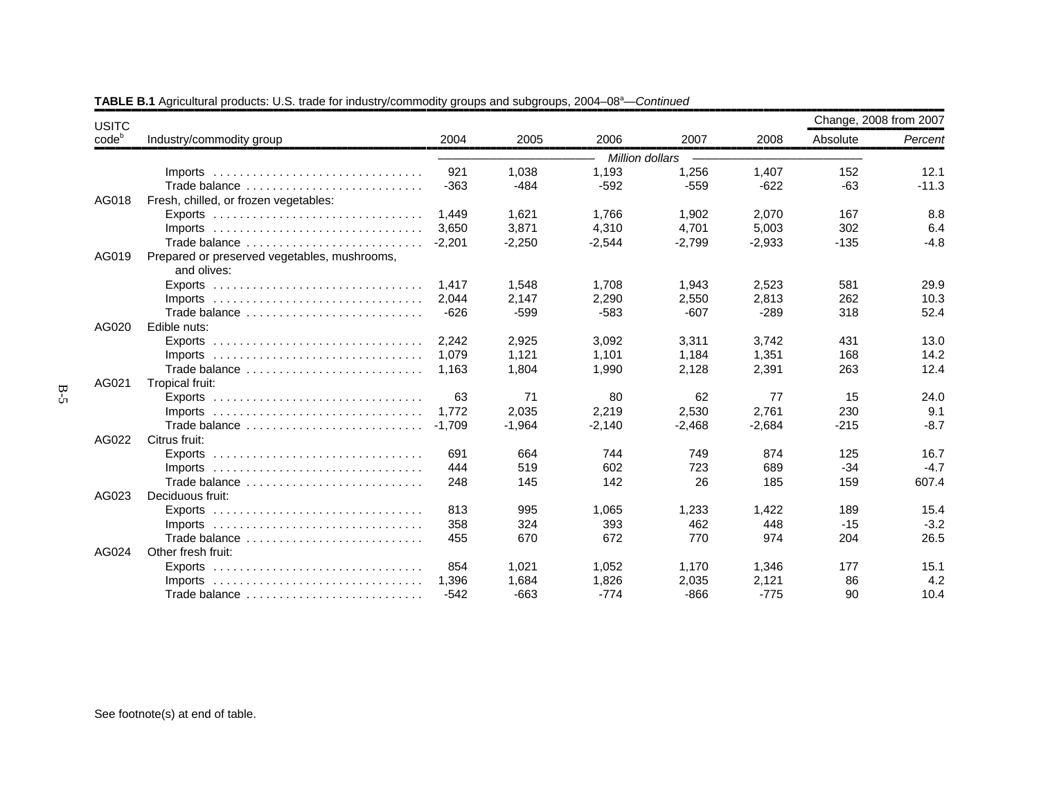**TABLE B.1** Agricultural products: U.S. trade for industry/commodity groups and subgroups, 2004–08[a]—*Continued*

| USITC code[b] | Industry/commodity group | 2004 | 2005 | 2006 | 2007 | 2008 | Change, 2008 from 2007 Absolute | *Percent* |
|---|---|---|---|---|---|---|---|---|
| | | *Million dollars* | | | | | | |
| | Imports | 921 | 1,038 | 1,193 | 1,256 | 1,407 | 152 | 12.1 |
| | Trade balance | -363 | -484 | -592 | -559 | -622 | -63 | -11.3 |
| AG018 | Fresh, chilled, or frozen vegetables: | | | | | | | |
| | Exports | 1,449 | 1,621 | 1,766 | 1,902 | 2,070 | 167 | 8.8 |
| | Imports | 3,650 | 3,871 | 4,310 | 4,701 | 5,003 | 302 | 6.4 |
| | Trade balance | -2,201 | -2,250 | -2,544 | -2,799 | -2,933 | -135 | -4.8 |
| AG019 | Prepared or preserved vegetables, mushrooms, and olives: | | | | | | | |
| | Exports | 1,417 | 1,548 | 1,708 | 1,943 | 2,523 | 581 | 29.9 |
| | Imports | 2,044 | 2,147 | 2,290 | 2,550 | 2,813 | 262 | 10.3 |
| | Trade balance | -626 | -599 | -583 | -607 | -289 | 318 | 52.4 |
| AG020 | Edible nuts: | | | | | | | |
| | Exports | 2,242 | 2,925 | 3,092 | 3,311 | 3,742 | 431 | 13.0 |
| | Imports | 1,079 | 1,121 | 1,101 | 1,184 | 1,351 | 168 | 14.2 |
| | Trade balance | 1,163 | 1,804 | 1,990 | 2,128 | 2,391 | 263 | 12.4 |
| AG021 | Tropical fruit: | | | | | | | |
| | Exports | 63 | 71 | 80 | 62 | 77 | 15 | 24.0 |
| | Imports | 1,772 | 2,035 | 2,219 | 2,530 | 2,761 | 230 | 9.1 |
| | Trade balance | -1,709 | -1,964 | -2,140 | -2,468 | -2,684 | -215 | -8.7 |
| AG022 | Citrus fruit: | | | | | | | |
| | Exports | 691 | 664 | 744 | 749 | 874 | 125 | 16.7 |
| | Imports | 444 | 519 | 602 | 723 | 689 | -34 | -4.7 |
| | Trade balance | 248 | 145 | 142 | 26 | 185 | 159 | 607.4 |
| AG023 | Deciduous fruit: | | | | | | | |
| | Exports | 813 | 995 | 1,065 | 1,233 | 1,422 | 189 | 15.4 |
| | Imports | 358 | 324 | 393 | 462 | 448 | -15 | -3.2 |
| | Trade balance | 455 | 670 | 672 | 770 | 974 | 204 | 26.5 |
| AG024 | Other fresh fruit: | | | | | | | |
| | Exports | 854 | 1,021 | 1,052 | 1,170 | 1,346 | 177 | 15.1 |
| | Imports | 1,396 | 1,684 | 1,826 | 2,035 | 2,121 | 86 | 4.2 |
| | Trade balance | -542 | -663 | -774 | -866 | -775 | 90 | 10.4 |

See footnote(s) at end of table.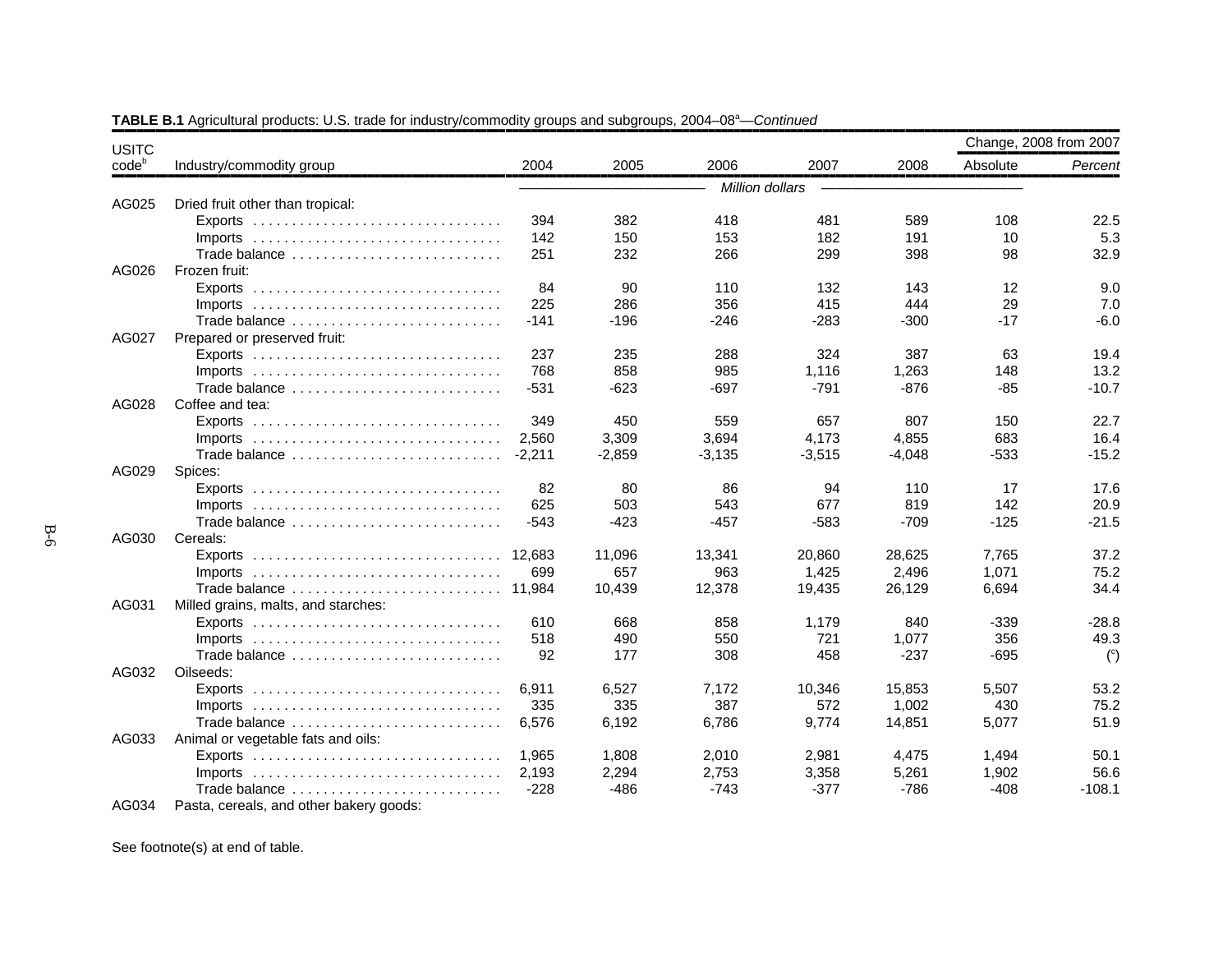**TABLE B.1** Agricultural products: U.S. trade for industry/commodity groups and subgroups, 2004–08[a]—*Continued*

| USITC code[b] | Industry/commodity group | 2004 | 2005 | 2006 | 2007 | 2008 | Change, 2008 from 2007 Absolute | *Percent* |
|---|---|---|---|---|---|---|---|---|
| | | *Million dollars* | | | | | | |
| AG025 | Dried fruit other than tropical: | | | | | | | |
| | Exports | 394 | 382 | 418 | 481 | 589 | 108 | 22.5 |
| | Imports | 142 | 150 | 153 | 182 | 191 | 10 | 5.3 |
| | Trade balance | 251 | 232 | 266 | 299 | 398 | 98 | 32.9 |
| AG026 | Frozen fruit: | | | | | | | |
| | Exports | 84 | 90 | 110 | 132 | 143 | 12 | 9.0 |
| | Imports | 225 | 286 | 356 | 415 | 444 | 29 | 7.0 |
| | Trade balance | -141 | -196 | -246 | -283 | -300 | -17 | -6.0 |
| AG027 | Prepared or preserved fruit: | | | | | | | |
| | Exports | 237 | 235 | 288 | 324 | 387 | 63 | 19.4 |
| | Imports | 768 | 858 | 985 | 1,116 | 1,263 | 148 | 13.2 |
| | Trade balance | -531 | -623 | -697 | -791 | -876 | -85 | -10.7 |
| AG028 | Coffee and tea: | | | | | | | |
| | Exports | 349 | 450 | 559 | 657 | 807 | 150 | 22.7 |
| | Imports | 2,560 | 3,309 | 3,694 | 4,173 | 4,855 | 683 | 16.4 |
| | Trade balance | -2,211 | -2,859 | -3,135 | -3,515 | -4,048 | -533 | -15.2 |
| AG029 | Spices: | | | | | | | |
| | Exports | 82 | 80 | 86 | 94 | 110 | 17 | 17.6 |
| | Imports | 625 | 503 | 543 | 677 | 819 | 142 | 20.9 |
| | Trade balance | -543 | -423 | -457 | -583 | -709 | -125 | -21.5 |
| AG030 | Cereals: | | | | | | | |
| | Exports | 12,683 | 11,096 | 13,341 | 20,860 | 28,625 | 7,765 | 37.2 |
| | Imports | 699 | 657 | 963 | 1,425 | 2,496 | 1,071 | 75.2 |
| | Trade balance | 11,984 | 10,439 | 12,378 | 19,435 | 26,129 | 6,694 | 34.4 |
| AG031 | Milled grains, malts, and starches: | | | | | | | |
| | Exports | 610 | 668 | 858 | 1,179 | 840 | -339 | -28.8 |
| | Imports | 518 | 490 | 550 | 721 | 1,077 | 356 | 49.3 |
| | Trade balance | 92 | 177 | 308 | 458 | -237 | -695 | ([c]) |
| AG032 | Oilseeds: | | | | | | | |
| | Exports | 6,911 | 6,527 | 7,172 | 10,346 | 15,853 | 5,507 | 53.2 |
| | Imports | 335 | 335 | 387 | 572 | 1,002 | 430 | 75.2 |
| | Trade balance | 6,576 | 6,192 | 6,786 | 9,774 | 14,851 | 5,077 | 51.9 |
| AG033 | Animal or vegetable fats and oils: | | | | | | | |
| | Exports | 1,965 | 1,808 | 2,010 | 2,981 | 4,475 | 1,494 | 50.1 |
| | Imports | 2,193 | 2,294 | 2,753 | 3,358 | 5,261 | 1,902 | 56.6 |
| | Trade balance | -228 | -486 | -743 | -377 | -786 | -408 | -108.1 |
| AG034 | Pasta, cereals, and other bakery goods: | | | | | | | |

See footnote(s) at end of table.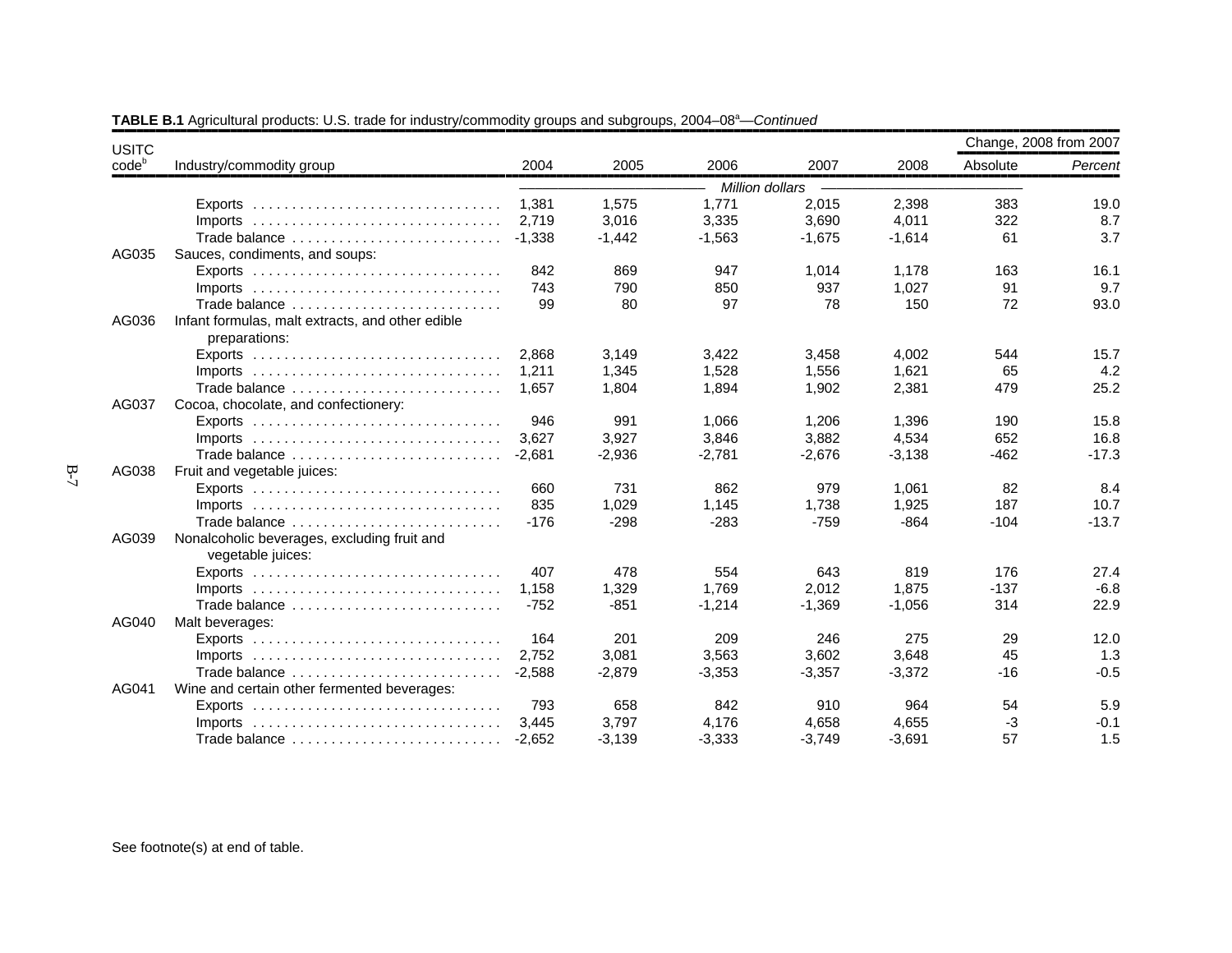**TABLE B.1** Agricultural products: U.S. trade for industry/commodity groups and subgroups, 2004–08[a]—*Continued*

| USITC code[b] | Industry/commodity group | 2004 | 2005 | 2006 | 2007 | 2008 | Change, 2008 from 2007 Absolute | Change, 2008 from 2007 Percent |
|---|---|---|---|---|---|---|---|---|
| | | *Million dollars* | | | | | | |
| | Exports | 1,381 | 1,575 | 1,771 | 2,015 | 2,398 | 383 | 19.0 |
| | Imports | 2,719 | 3,016 | 3,335 | 3,690 | 4,011 | 322 | 8.7 |
| | Trade balance | -1,338 | -1,442 | -1,563 | -1,675 | -1,614 | 61 | 3.7 |
| AG035 | Sauces, condiments, and soups: | | | | | | | |
| | Exports | 842 | 869 | 947 | 1,014 | 1,178 | 163 | 16.1 |
| | Imports | 743 | 790 | 850 | 937 | 1,027 | 91 | 9.7 |
| | Trade balance | 99 | 80 | 97 | 78 | 150 | 72 | 93.0 |
| AG036 | Infant formulas, malt extracts, and other edible preparations: | | | | | | | |
| | Exports | 2,868 | 3,149 | 3,422 | 3,458 | 4,002 | 544 | 15.7 |
| | Imports | 1,211 | 1,345 | 1,528 | 1,556 | 1,621 | 65 | 4.2 |
| | Trade balance | 1,657 | 1,804 | 1,894 | 1,902 | 2,381 | 479 | 25.2 |
| AG037 | Cocoa, chocolate, and confectionery: | | | | | | | |
| | Exports | 946 | 991 | 1,066 | 1,206 | 1,396 | 190 | 15.8 |
| | Imports | 3,627 | 3,927 | 3,846 | 3,882 | 4,534 | 652 | 16.8 |
| | Trade balance | -2,681 | -2,936 | -2,781 | -2,676 | -3,138 | -462 | -17.3 |
| AG038 | Fruit and vegetable juices: | | | | | | | |
| | Exports | 660 | 731 | 862 | 979 | 1,061 | 82 | 8.4 |
| | Imports | 835 | 1,029 | 1,145 | 1,738 | 1,925 | 187 | 10.7 |
| | Trade balance | -176 | -298 | -283 | -759 | -864 | -104 | -13.7 |
| AG039 | Nonalcoholic beverages, excluding fruit and vegetable juices: | | | | | | | |
| | Exports | 407 | 478 | 554 | 643 | 819 | 176 | 27.4 |
| | Imports | 1,158 | 1,329 | 1,769 | 2,012 | 1,875 | -137 | -6.8 |
| | Trade balance | -752 | -851 | -1,214 | -1,369 | -1,056 | 314 | 22.9 |
| AG040 | Malt beverages: | | | | | | | |
| | Exports | 164 | 201 | 209 | 246 | 275 | 29 | 12.0 |
| | Imports | 2,752 | 3,081 | 3,563 | 3,602 | 3,648 | 45 | 1.3 |
| | Trade balance | -2,588 | -2,879 | -3,353 | -3,357 | -3,372 | -16 | -0.5 |
| AG041 | Wine and certain other fermented beverages: | | | | | | | |
| | Exports | 793 | 658 | 842 | 910 | 964 | 54 | 5.9 |
| | Imports | 3,445 | 3,797 | 4,176 | 4,658 | 4,655 | -3 | -0.1 |
| | Trade balance | -2,652 | -3,139 | -3,333 | -3,749 | -3,691 | 57 | 1.5 |

See footnote(s) at end of table.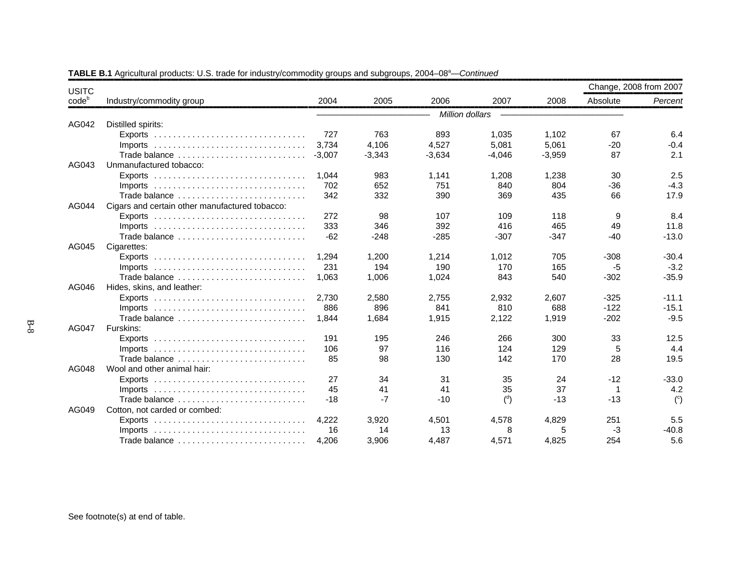**TABLE B.1** Agricultural products: U.S. trade for industry/commodity groups and subgroups, 2004–08[a]—*Continued*

| USITC code[b] | Industry/commodity group | 2004 | 2005 | 2006 | 2007 | 2008 | Change, 2008 from 2007 Absolute | *Percent* |
|---|---|---|---|---|---|---|---|---|
| | | *Million dollars* | | | | | | |
| AG042 | Distilled spirits: | | | | | | | |
| | Exports | 727 | 763 | 893 | 1,035 | 1,102 | 67 | 6.4 |
| | Imports | 3,734 | 4,106 | 4,527 | 5,081 | 5,061 | -20 | -0.4 |
| | Trade balance | -3,007 | -3,343 | -3,634 | -4,046 | -3,959 | 87 | 2.1 |
| AG043 | Unmanufactured tobacco: | | | | | | | |
| | Exports | 1,044 | 983 | 1,141 | 1,208 | 1,238 | 30 | 2.5 |
| | Imports | 702 | 652 | 751 | 840 | 804 | -36 | -4.3 |
| | Trade balance | 342 | 332 | 390 | 369 | 435 | 66 | 17.9 |
| AG044 | Cigars and certain other manufactured tobacco: | | | | | | | |
| | Exports | 272 | 98 | 107 | 109 | 118 | 9 | 8.4 |
| | Imports | 333 | 346 | 392 | 416 | 465 | 49 | 11.8 |
| | Trade balance | -62 | -248 | -285 | -307 | -347 | -40 | -13.0 |
| AG045 | Cigarettes: | | | | | | | |
| | Exports | 1,294 | 1,200 | 1,214 | 1,012 | 705 | -308 | -30.4 |
| | Imports | 231 | 194 | 190 | 170 | 165 | -5 | -3.2 |
| | Trade balance | 1,063 | 1,006 | 1,024 | 843 | 540 | -302 | -35.9 |
| AG046 | Hides, skins, and leather: | | | | | | | |
| | Exports | 2,730 | 2,580 | 2,755 | 2,932 | 2,607 | -325 | -11.1 |
| | Imports | 886 | 896 | 841 | 810 | 688 | -122 | -15.1 |
| | Trade balance | 1,844 | 1,684 | 1,915 | 2,122 | 1,919 | -202 | -9.5 |
| AG047 | Furskins: | | | | | | | |
| | Exports | 191 | 195 | 246 | 266 | 300 | 33 | 12.5 |
| | Imports | 106 | 97 | 116 | 124 | 129 | 5 | 4.4 |
| | Trade balance | 85 | 98 | 130 | 142 | 170 | 28 | 19.5 |
| AG048 | Wool and other animal hair: | | | | | | | |
| | Exports | 27 | 34 | 31 | 35 | 24 | -12 | -33.0 |
| | Imports | 45 | 41 | 41 | 35 | 37 | 1 | 4.2 |
| | Trade balance | -18 | -7 | -10 | ([d]) | -13 | -13 | ([c]) |
| AG049 | Cotton, not carded or combed: | | | | | | | |
| | Exports | 4,222 | 3,920 | 4,501 | 4,578 | 4,829 | 251 | 5.5 |
| | Imports | 16 | 14 | 13 | 8 | 5 | -3 | -40.8 |
| | Trade balance | 4,206 | 3,906 | 4,487 | 4,571 | 4,825 | 254 | 5.6 |

See footnote(s) at end of table.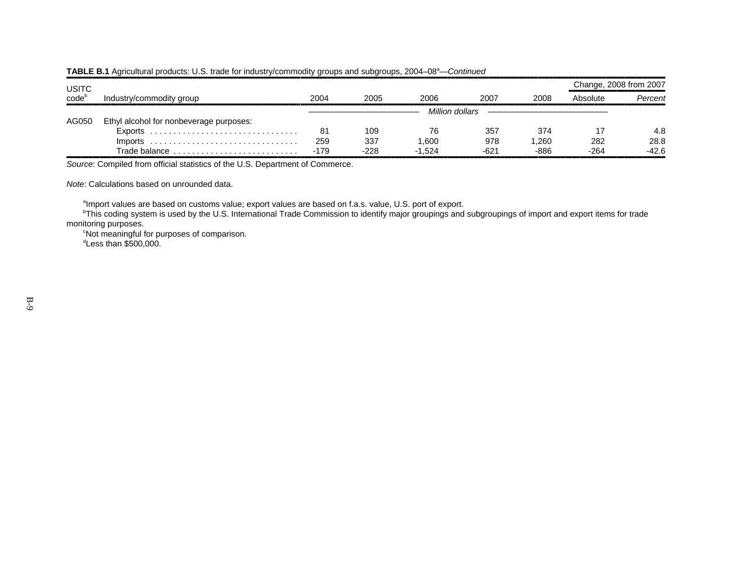**TABLE B.1** Agricultural products: U.S. trade for industry/commodity groups and subgroups, 2004–08[a]—*Continued*

| USITC code[b] | Industry/commodity group | 2004 | 2005 | 2006 | 2007 | 2008 | Change, 2008 from 2007 | |
|---|---|---|---|---|---|---|---|---|
| | | | | | | | Absolute | *Percent* |
| | | *Million dollars* | | | | | | |
| AG050 | Ethyl alcohol for nonbeverage purposes: | | | | | | | |
| | Exports | 81 | 109 | 76 | 357 | 374 | 17 | 4.8 |
| | Imports | 259 | 337 | 1,600 | 978 | 1,260 | 282 | 28.8 |
| | Trade balance | -179 | -228 | -1,524 | -621 | -886 | -264 | -42.6 |

*Source*: Compiled from official statistics of the U.S. Department of Commerce.

*Note*: Calculations based on unrounded data.

[a]Import values are based on customs value; export values are based on f.a.s. value, U.S. port of export.
[b]This coding system is used by the U.S. International Trade Commission to identify major groupings and subgroupings of import and export items for trade monitoring purposes.
[c]Not meaningful for purposes of comparison.
[d]Less than $500,000.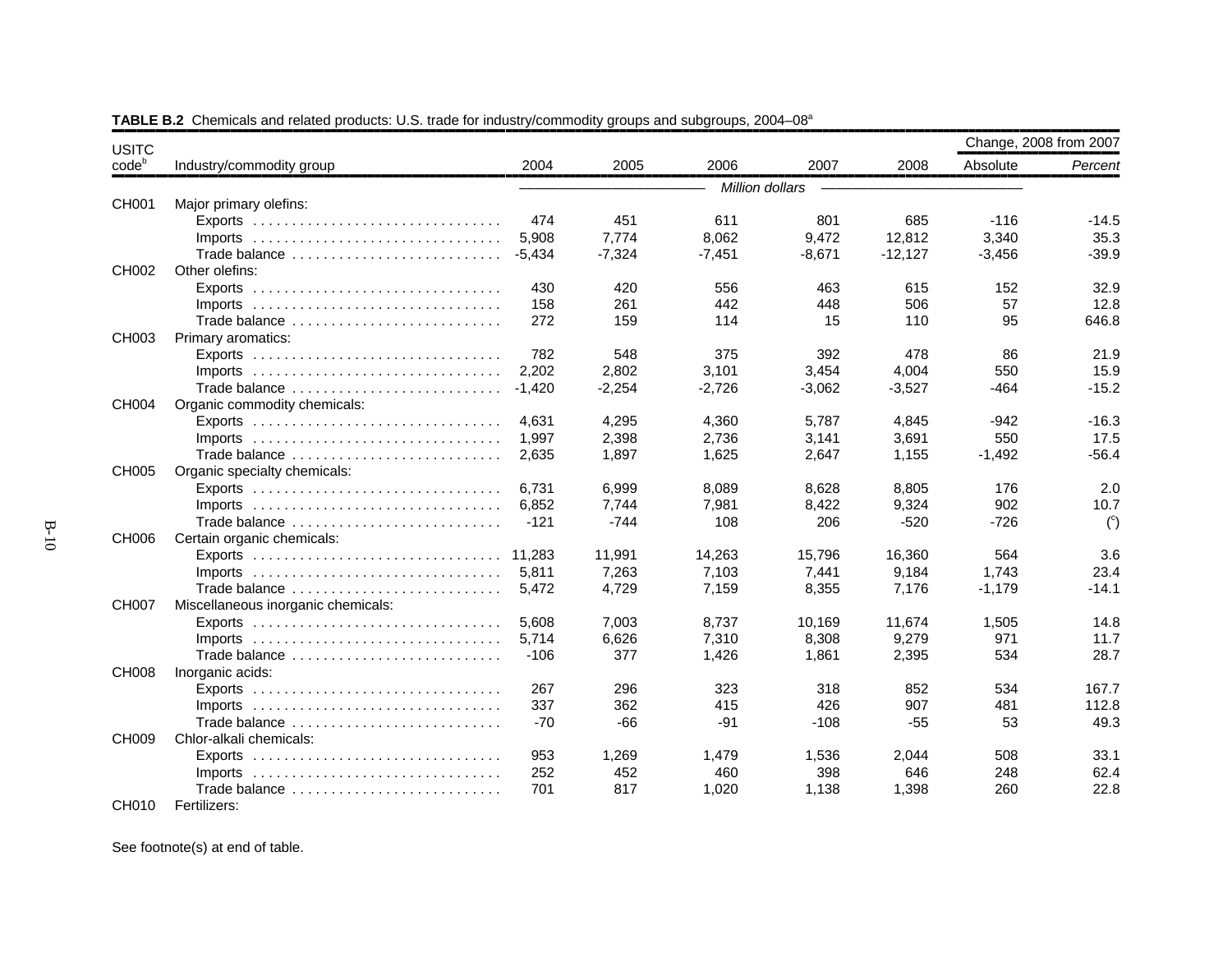**TABLE B.2** Chemicals and related products: U.S. trade for industry/commodity groups and subgroups, 2004–08[a]

| USITC code[b] | Industry/commodity group | 2004 | 2005 | 2006 | 2007 | 2008 | Change, 2008 from 2007 Absolute | Percent |
|---|---|---|---|---|---|---|---|---|
| | | *Million dollars* | | | | | | |
| CH001 | Major primary olefins: | | | | | | | |
| | Exports | 474 | 451 | 611 | 801 | 685 | -116 | -14.5 |
| | Imports | 5,908 | 7,774 | 8,062 | 9,472 | 12,812 | 3,340 | 35.3 |
| | Trade balance | -5,434 | -7,324 | -7,451 | -8,671 | -12,127 | -3,456 | -39.9 |
| CH002 | Other olefins: | | | | | | | |
| | Exports | 430 | 420 | 556 | 463 | 615 | 152 | 32.9 |
| | Imports | 158 | 261 | 442 | 448 | 506 | 57 | 12.8 |
| | Trade balance | 272 | 159 | 114 | 15 | 110 | 95 | 646.8 |
| CH003 | Primary aromatics: | | | | | | | |
| | Exports | 782 | 548 | 375 | 392 | 478 | 86 | 21.9 |
| | Imports | 2,202 | 2,802 | 3,101 | 3,454 | 4,004 | 550 | 15.9 |
| | Trade balance | -1,420 | -2,254 | -2,726 | -3,062 | -3,527 | -464 | -15.2 |
| CH004 | Organic commodity chemicals: | | | | | | | |
| | Exports | 4,631 | 4,295 | 4,360 | 5,787 | 4,845 | -942 | -16.3 |
| | Imports | 1,997 | 2,398 | 2,736 | 3,141 | 3,691 | 550 | 17.5 |
| | Trade balance | 2,635 | 1,897 | 1,625 | 2,647 | 1,155 | -1,492 | -56.4 |
| CH005 | Organic specialty chemicals: | | | | | | | |
| | Exports | 6,731 | 6,999 | 8,089 | 8,628 | 8,805 | 176 | 2.0 |
| | Imports | 6,852 | 7,744 | 7,981 | 8,422 | 9,324 | 902 | 10.7 |
| | Trade balance | -121 | -744 | 108 | 206 | -520 | -726 | ([c]) |
| CH006 | Certain organic chemicals: | | | | | | | |
| | Exports | 11,283 | 11,991 | 14,263 | 15,796 | 16,360 | 564 | 3.6 |
| | Imports | 5,811 | 7,263 | 7,103 | 7,441 | 9,184 | 1,743 | 23.4 |
| | Trade balance | 5,472 | 4,729 | 7,159 | 8,355 | 7,176 | -1,179 | -14.1 |
| CH007 | Miscellaneous inorganic chemicals: | | | | | | | |
| | Exports | 5,608 | 7,003 | 8,737 | 10,169 | 11,674 | 1,505 | 14.8 |
| | Imports | 5,714 | 6,626 | 7,310 | 8,308 | 9,279 | 971 | 11.7 |
| | Trade balance | -106 | 377 | 1,426 | 1,861 | 2,395 | 534 | 28.7 |
| CH008 | Inorganic acids: | | | | | | | |
| | Exports | 267 | 296 | 323 | 318 | 852 | 534 | 167.7 |
| | Imports | 337 | 362 | 415 | 426 | 907 | 481 | 112.8 |
| | Trade balance | -70 | -66 | -91 | -108 | -55 | 53 | 49.3 |
| CH009 | Chlor-alkali chemicals: | | | | | | | |
| | Exports | 953 | 1,269 | 1,479 | 1,536 | 2,044 | 508 | 33.1 |
| | Imports | 252 | 452 | 460 | 398 | 646 | 248 | 62.4 |
| | Trade balance | 701 | 817 | 1,020 | 1,138 | 1,398 | 260 | 22.8 |
| CH010 | Fertilizers: | | | | | | | |

See footnote(s) at end of table.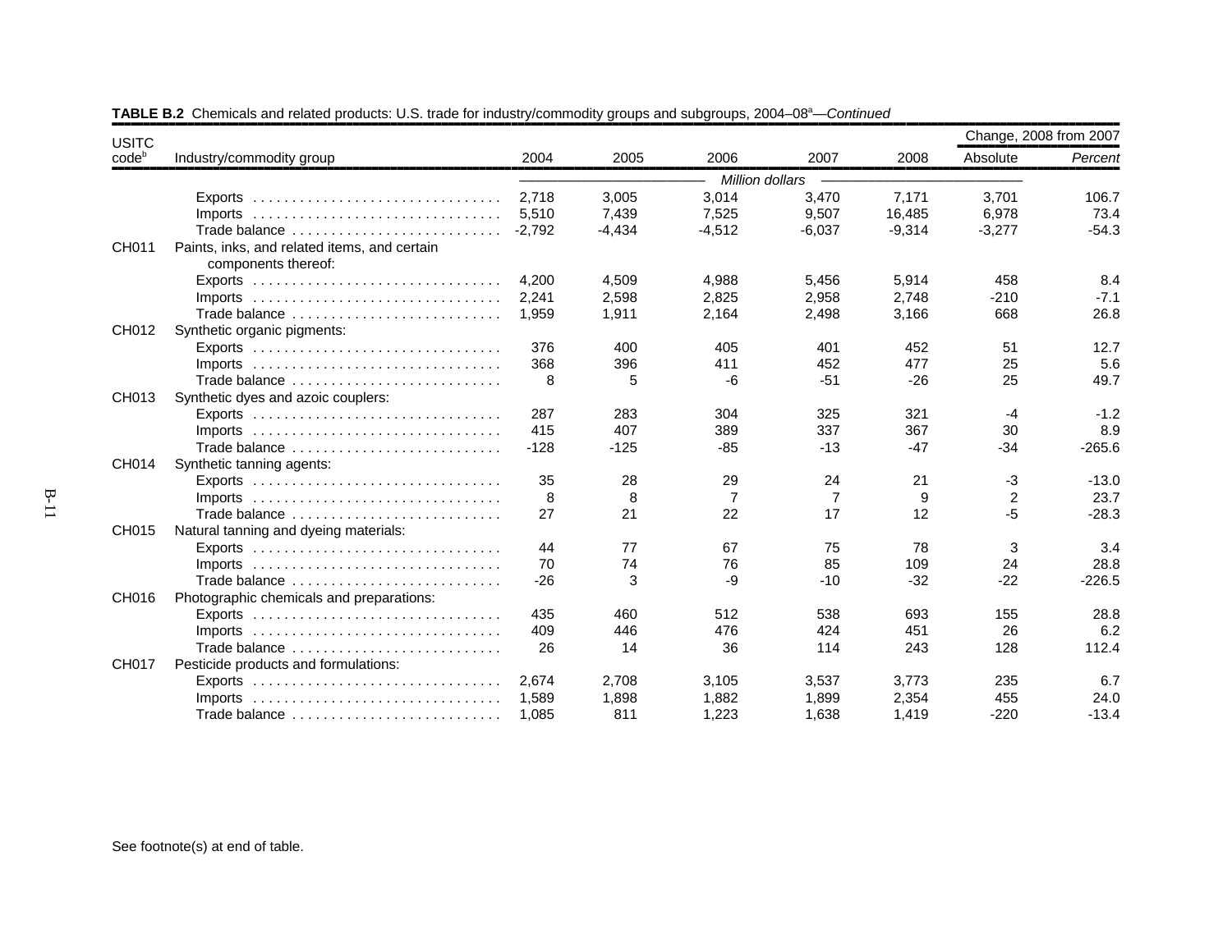**TABLE B.2** Chemicals and related products: U.S. trade for industry/commodity groups and subgroups, 2004–08[a]—*Continued*

| USITC code[b] | Industry/commodity group | 2004 | 2005 | 2006 | 2007 | 2008 | Change, 2008 from 2007 Absolute | *Percent* |
|---|---|---|---|---|---|---|---|---|
| | | *Million dollars* | | | | | | |
| | Exports | 2,718 | 3,005 | 3,014 | 3,470 | 7,171 | 3,701 | 106.7 |
| | Imports | 5,510 | 7,439 | 7,525 | 9,507 | 16,485 | 6,978 | 73.4 |
| | Trade balance | -2,792 | -4,434 | -4,512 | -6,037 | -9,314 | -3,277 | -54.3 |
| CH011 | Paints, inks, and related items, and certain components thereof: | | | | | | | |
| | Exports | 4,200 | 4,509 | 4,988 | 5,456 | 5,914 | 458 | 8.4 |
| | Imports | 2,241 | 2,598 | 2,825 | 2,958 | 2,748 | -210 | -7.1 |
| | Trade balance | 1,959 | 1,911 | 2,164 | 2,498 | 3,166 | 668 | 26.8 |
| CH012 | Synthetic organic pigments: | | | | | | | |
| | Exports | 376 | 400 | 405 | 401 | 452 | 51 | 12.7 |
| | Imports | 368 | 396 | 411 | 452 | 477 | 25 | 5.6 |
| | Trade balance | 8 | 5 | -6 | -51 | -26 | 25 | 49.7 |
| CH013 | Synthetic dyes and azoic couplers: | | | | | | | |
| | Exports | 287 | 283 | 304 | 325 | 321 | -4 | -1.2 |
| | Imports | 415 | 407 | 389 | 337 | 367 | 30 | 8.9 |
| | Trade balance | -128 | -125 | -85 | -13 | -47 | -34 | -265.6 |
| CH014 | Synthetic tanning agents: | | | | | | | |
| | Exports | 35 | 28 | 29 | 24 | 21 | -3 | -13.0 |
| | Imports | 8 | 8 | 7 | 7 | 9 | 2 | 23.7 |
| | Trade balance | 27 | 21 | 22 | 17 | 12 | -5 | -28.3 |
| CH015 | Natural tanning and dyeing materials: | | | | | | | |
| | Exports | 44 | 77 | 67 | 75 | 78 | 3 | 3.4 |
| | Imports | 70 | 74 | 76 | 85 | 109 | 24 | 28.8 |
| | Trade balance | -26 | 3 | -9 | -10 | -32 | -22 | -226.5 |
| CH016 | Photographic chemicals and preparations: | | | | | | | |
| | Exports | 435 | 460 | 512 | 538 | 693 | 155 | 28.8 |
| | Imports | 409 | 446 | 476 | 424 | 451 | 26 | 6.2 |
| | Trade balance | 26 | 14 | 36 | 114 | 243 | 128 | 112.4 |
| CH017 | Pesticide products and formulations: | | | | | | | |
| | Exports | 2,674 | 2,708 | 3,105 | 3,537 | 3,773 | 235 | 6.7 |
| | Imports | 1,589 | 1,898 | 1,882 | 1,899 | 2,354 | 455 | 24.0 |
| | Trade balance | 1,085 | 811 | 1,223 | 1,638 | 1,419 | -220 | -13.4 |

See footnote(s) at end of table.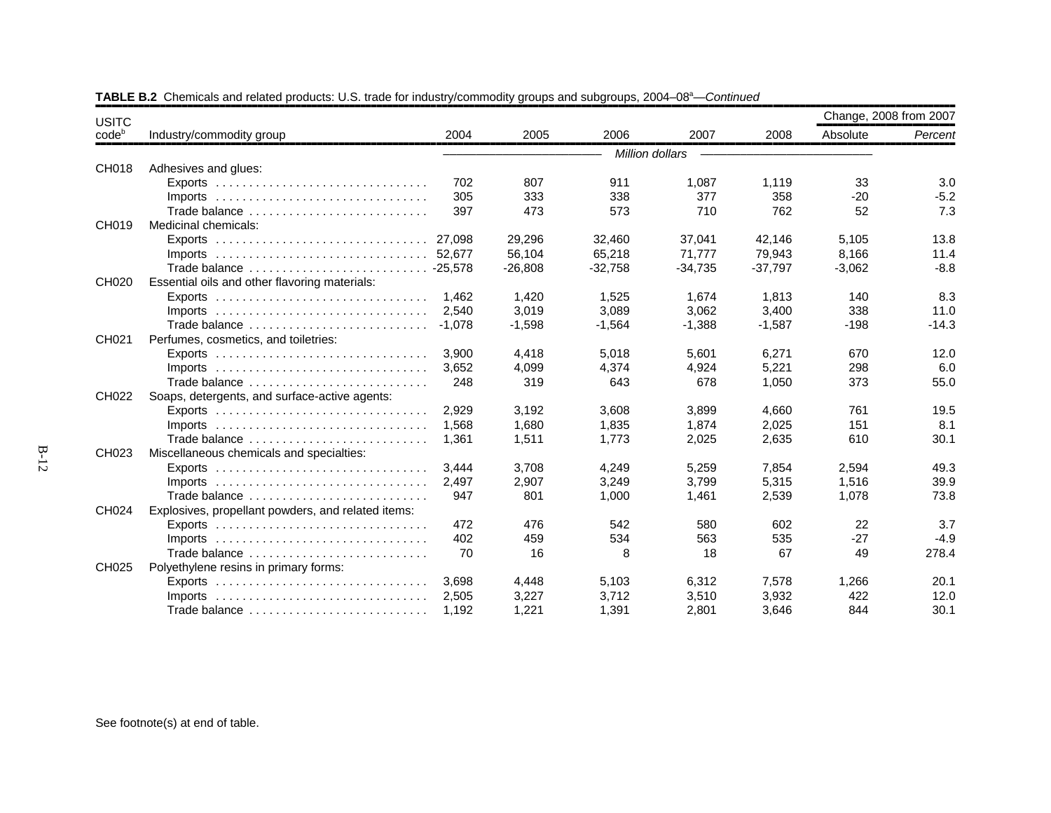**TABLE B.2** Chemicals and related products: U.S. trade for industry/commodity groups and subgroups, 2004–08[a]—*Continued*

| USITC code[b] | Industry/commodity group | 2004 | 2005 | 2006 | 2007 | 2008 | Change, 2008 from 2007 Absolute | *Percent* |
|---|---|---|---|---|---|---|---|---|
| | | *Million dollars* | | | | | | |
| CH018 | Adhesives and glues: | | | | | | | |
| | Exports | 702 | 807 | 911 | 1,087 | 1,119 | 33 | 3.0 |
| | Imports | 305 | 333 | 338 | 377 | 358 | -20 | -5.2 |
| | Trade balance | 397 | 473 | 573 | 710 | 762 | 52 | 7.3 |
| CH019 | Medicinal chemicals: | | | | | | | |
| | Exports | 27,098 | 29,296 | 32,460 | 37,041 | 42,146 | 5,105 | 13.8 |
| | Imports | 52,677 | 56,104 | 65,218 | 71,777 | 79,943 | 8,166 | 11.4 |
| | Trade balance | -25,578 | -26,808 | -32,758 | -34,735 | -37,797 | -3,062 | -8.8 |
| CH020 | Essential oils and other flavoring materials: | | | | | | | |
| | Exports | 1,462 | 1,420 | 1,525 | 1,674 | 1,813 | 140 | 8.3 |
| | Imports | 2,540 | 3,019 | 3,089 | 3,062 | 3,400 | 338 | 11.0 |
| | Trade balance | -1,078 | -1,598 | -1,564 | -1,388 | -1,587 | -198 | -14.3 |
| CH021 | Perfumes, cosmetics, and toiletries: | | | | | | | |
| | Exports | 3,900 | 4,418 | 5,018 | 5,601 | 6,271 | 670 | 12.0 |
| | Imports | 3,652 | 4,099 | 4,374 | 4,924 | 5,221 | 298 | 6.0 |
| | Trade balance | 248 | 319 | 643 | 678 | 1,050 | 373 | 55.0 |
| CH022 | Soaps, detergents, and surface-active agents: | | | | | | | |
| | Exports | 2,929 | 3,192 | 3,608 | 3,899 | 4,660 | 761 | 19.5 |
| | Imports | 1,568 | 1,680 | 1,835 | 1,874 | 2,025 | 151 | 8.1 |
| | Trade balance | 1,361 | 1,511 | 1,773 | 2,025 | 2,635 | 610 | 30.1 |
| CH023 | Miscellaneous chemicals and specialties: | | | | | | | |
| | Exports | 3,444 | 3,708 | 4,249 | 5,259 | 7,854 | 2,594 | 49.3 |
| | Imports | 2,497 | 2,907 | 3,249 | 3,799 | 5,315 | 1,516 | 39.9 |
| | Trade balance | 947 | 801 | 1,000 | 1,461 | 2,539 | 1,078 | 73.8 |
| CH024 | Explosives, propellant powders, and related items: | | | | | | | |
| | Exports | 472 | 476 | 542 | 580 | 602 | 22 | 3.7 |
| | Imports | 402 | 459 | 534 | 563 | 535 | -27 | -4.9 |
| | Trade balance | 70 | 16 | 8 | 18 | 67 | 49 | 278.4 |
| CH025 | Polyethylene resins in primary forms: | | | | | | | |
| | Exports | 3,698 | 4,448 | 5,103 | 6,312 | 7,578 | 1,266 | 20.1 |
| | Imports | 2,505 | 3,227 | 3,712 | 3,510 | 3,932 | 422 | 12.0 |
| | Trade balance | 1,192 | 1,221 | 1,391 | 2,801 | 3,646 | 844 | 30.1 |

See footnote(s) at end of table.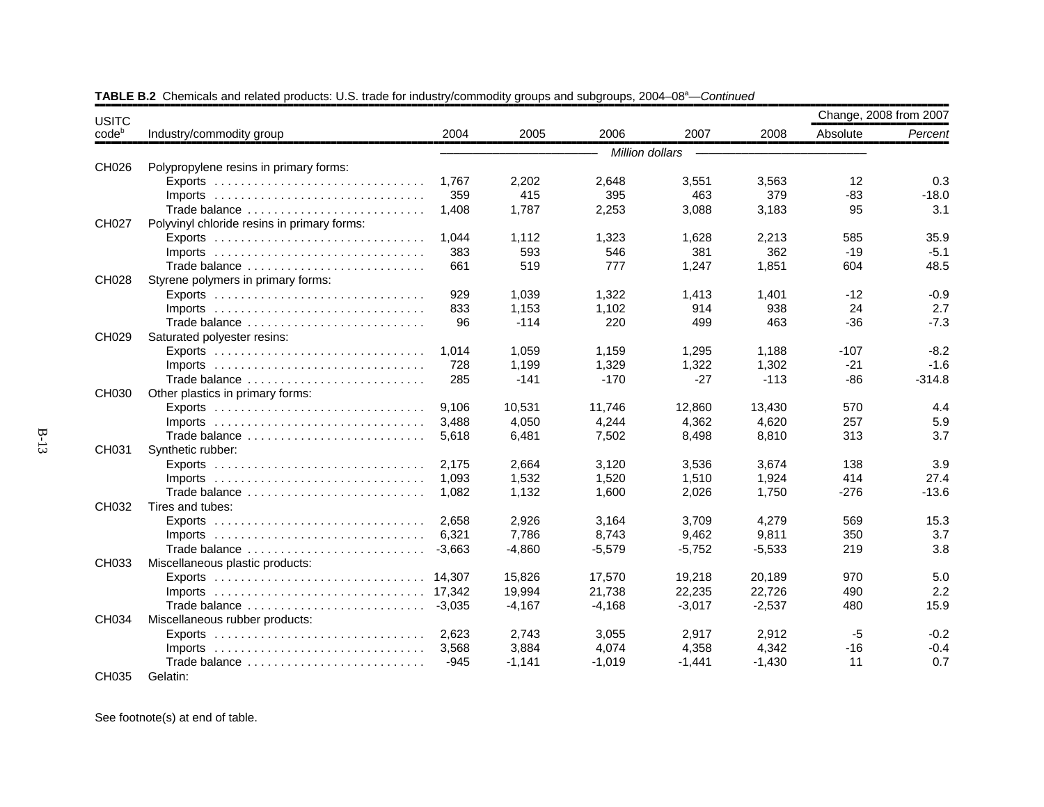**TABLE B.2** Chemicals and related products: U.S. trade for industry/commodity groups and subgroups, 2004–08[a]—*Continued*

| USITC code[b] | Industry/commodity group | 2004 | 2005 | 2006 | 2007 | 2008 | Change, 2008 from 2007 Absolute | *Percent* |
|---|---|---|---|---|---|---|---|---|
| | | *Million dollars* | | | | | | |
| CH026 | Polypropylene resins in primary forms: | | | | | | | |
| | Exports | 1,767 | 2,202 | 2,648 | 3,551 | 3,563 | 12 | 0.3 |
| | Imports | 359 | 415 | 395 | 463 | 379 | -83 | -18.0 |
| | Trade balance | 1,408 | 1,787 | 2,253 | 3,088 | 3,183 | 95 | 3.1 |
| CH027 | Polyvinyl chloride resins in primary forms: | | | | | | | |
| | Exports | 1,044 | 1,112 | 1,323 | 1,628 | 2,213 | 585 | 35.9 |
| | Imports | 383 | 593 | 546 | 381 | 362 | -19 | -5.1 |
| | Trade balance | 661 | 519 | 777 | 1,247 | 1,851 | 604 | 48.5 |
| CH028 | Styrene polymers in primary forms: | | | | | | | |
| | Exports | 929 | 1,039 | 1,322 | 1,413 | 1,401 | -12 | -0.9 |
| | Imports | 833 | 1,153 | 1,102 | 914 | 938 | 24 | 2.7 |
| | Trade balance | 96 | -114 | 220 | 499 | 463 | -36 | -7.3 |
| CH029 | Saturated polyester resins: | | | | | | | |
| | Exports | 1,014 | 1,059 | 1,159 | 1,295 | 1,188 | -107 | -8.2 |
| | Imports | 728 | 1,199 | 1,329 | 1,322 | 1,302 | -21 | -1.6 |
| | Trade balance | 285 | -141 | -170 | -27 | -113 | -86 | -314.8 |
| CH030 | Other plastics in primary forms: | | | | | | | |
| | Exports | 9,106 | 10,531 | 11,746 | 12,860 | 13,430 | 570 | 4.4 |
| | Imports | 3,488 | 4,050 | 4,244 | 4,362 | 4,620 | 257 | 5.9 |
| | Trade balance | 5,618 | 6,481 | 7,502 | 8,498 | 8,810 | 313 | 3.7 |
| CH031 | Synthetic rubber: | | | | | | | |
| | Exports | 2,175 | 2,664 | 3,120 | 3,536 | 3,674 | 138 | 3.9 |
| | Imports | 1,093 | 1,532 | 1,520 | 1,510 | 1,924 | 414 | 27.4 |
| | Trade balance | 1,082 | 1,132 | 1,600 | 2,026 | 1,750 | -276 | -13.6 |
| CH032 | Tires and tubes: | | | | | | | |
| | Exports | 2,658 | 2,926 | 3,164 | 3,709 | 4,279 | 569 | 15.3 |
| | Imports | 6,321 | 7,786 | 8,743 | 9,462 | 9,811 | 350 | 3.7 |
| | Trade balance | -3,663 | -4,860 | -5,579 | -5,752 | -5,533 | 219 | 3.8 |
| CH033 | Miscellaneous plastic products: | | | | | | | |
| | Exports | 14,307 | 15,826 | 17,570 | 19,218 | 20,189 | 970 | 5.0 |
| | Imports | 17,342 | 19,994 | 21,738 | 22,235 | 22,726 | 490 | 2.2 |
| | Trade balance | -3,035 | -4,167 | -4,168 | -3,017 | -2,537 | 480 | 15.9 |
| CH034 | Miscellaneous rubber products: | | | | | | | |
| | Exports | 2,623 | 2,743 | 3,055 | 2,917 | 2,912 | -5 | -0.2 |
| | Imports | 3,568 | 3,884 | 4,074 | 4,358 | 4,342 | -16 | -0.4 |
| | Trade balance | -945 | -1,141 | -1,019 | -1,441 | -1,430 | 11 | 0.7 |
| CH035 | Gelatin: | | | | | | | |

See footnote(s) at end of table.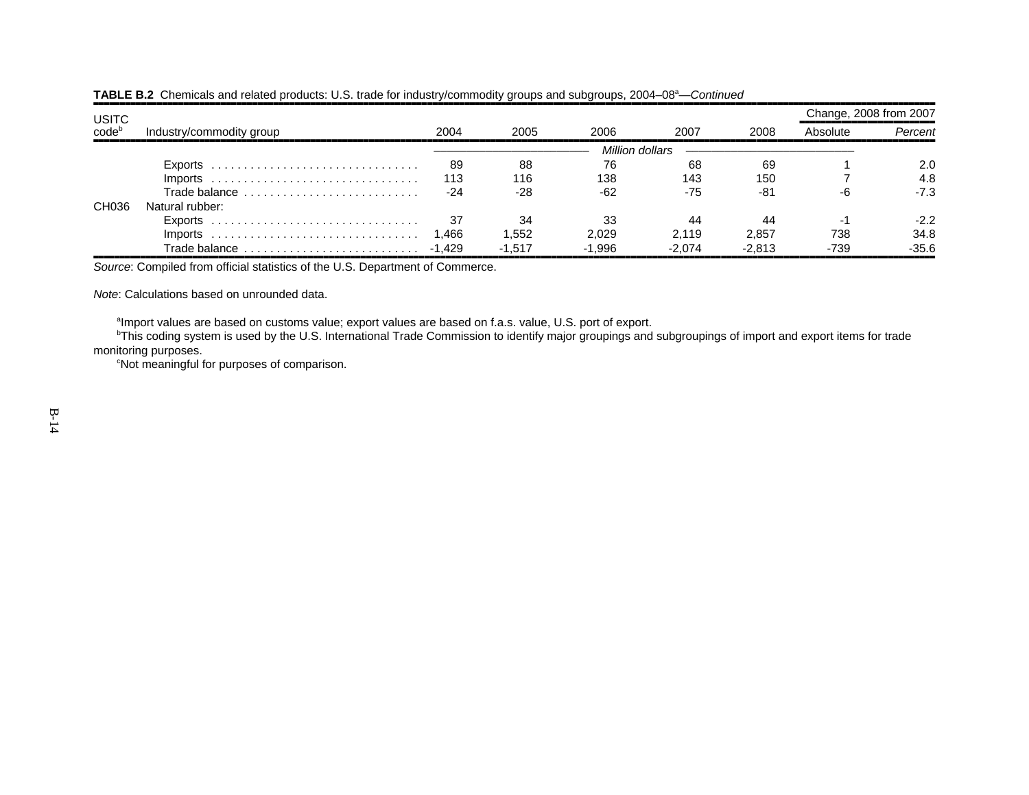**TABLE B.2** Chemicals and related products: U.S. trade for industry/commodity groups and subgroups, 2004–08[a]—*Continued*

| USITC code[b] | Industry/commodity group | 2004 | 2005 | 2006 | 2007 | 2008 | Change, 2008 from 2007 Absolute | Change, 2008 from 2007 *Percent* |
|---|---|---|---|---|---|---|---|---|
| | | *Million dollars* | | | | | | |
| | Exports | 89 | 88 | 76 | 68 | 69 | 1 | 2.0 |
| | Imports | 113 | 116 | 138 | 143 | 150 | 7 | 4.8 |
| | Trade balance | -24 | -28 | -62 | -75 | -81 | -6 | -7.3 |
| CH036 | Natural rubber: | | | | | | | |
| | Exports | 37 | 34 | 33 | 44 | 44 | -1 | -2.2 |
| | Imports | 1,466 | 1,552 | 2,029 | 2,119 | 2,857 | 738 | 34.8 |
| | Trade balance | -1,429 | -1,517 | -1,996 | -2,074 | -2,813 | -739 | -35.6 |

*Source*: Compiled from official statistics of the U.S. Department of Commerce.

*Note*: Calculations based on unrounded data.

[a]Import values are based on customs value; export values are based on f.a.s. value, U.S. port of export.
[b]This coding system is used by the U.S. International Trade Commission to identify major groupings and subgroupings of import and export items for trade monitoring purposes.
[c]Not meaningful for purposes of comparison.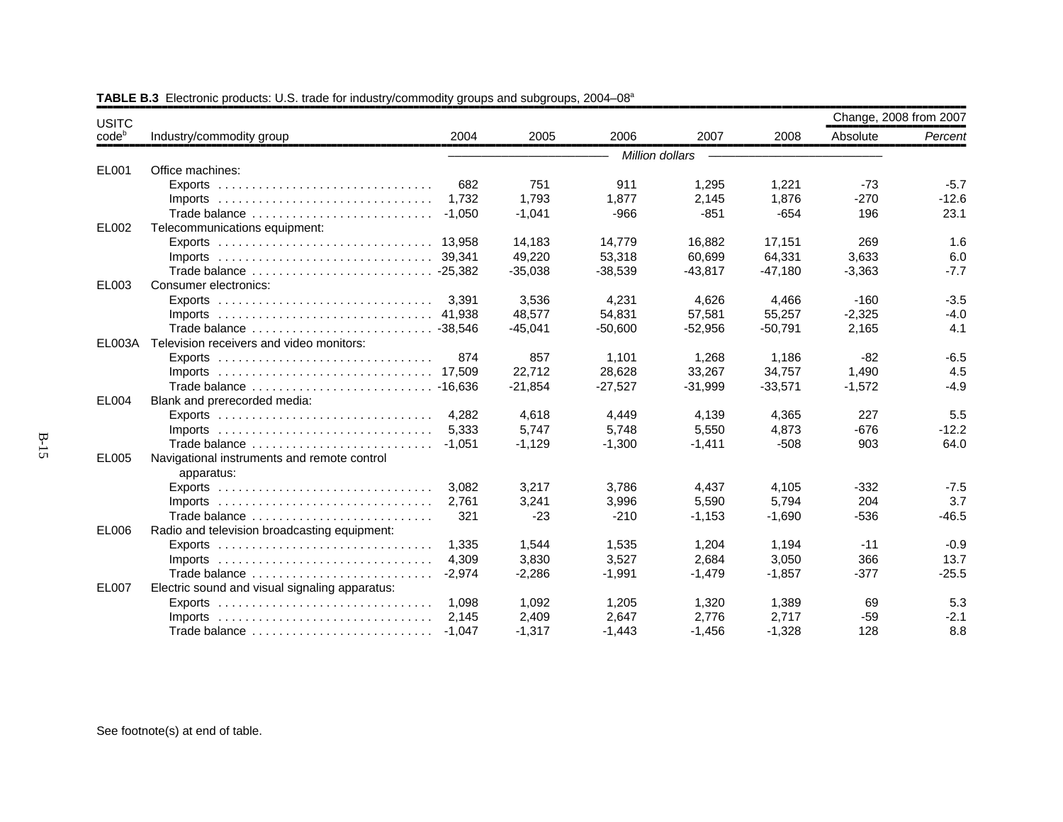**TABLE B.3** Electronic products: U.S. trade for industry/commodity groups and subgroups, 2004–08[a]

| USITC code[b] | Industry/commodity group | 2004 | 2005 | 2006 | 2007 | 2008 | Change, 2008 from 2007 Absolute | Change, 2008 from 2007 *Percent* |
|---|---|---|---|---|---|---|---|---|
| | | *Million dollars* | | | | | | |
| EL001 | Office machines: | | | | | | | |
| | Exports | 682 | 751 | 911 | 1,295 | 1,221 | -73 | -5.7 |
| | Imports | 1,732 | 1,793 | 1,877 | 2,145 | 1,876 | -270 | -12.6 |
| | Trade balance | -1,050 | -1,041 | -966 | -851 | -654 | 196 | 23.1 |
| EL002 | Telecommunications equipment: | | | | | | | |
| | Exports | 13,958 | 14,183 | 14,779 | 16,882 | 17,151 | 269 | 1.6 |
| | Imports | 39,341 | 49,220 | 53,318 | 60,699 | 64,331 | 3,633 | 6.0 |
| | Trade balance | -25,382 | -35,038 | -38,539 | -43,817 | -47,180 | -3,363 | -7.7 |
| EL003 | Consumer electronics: | | | | | | | |
| | Exports | 3,391 | 3,536 | 4,231 | 4,626 | 4,466 | -160 | -3.5 |
| | Imports | 41,938 | 48,577 | 54,831 | 57,581 | 55,257 | -2,325 | -4.0 |
| | Trade balance | -38,546 | -45,041 | -50,600 | -52,956 | -50,791 | 2,165 | 4.1 |
| EL003A | Television receivers and video monitors: | | | | | | | |
| | Exports | 874 | 857 | 1,101 | 1,268 | 1,186 | -82 | -6.5 |
| | Imports | 17,509 | 22,712 | 28,628 | 33,267 | 34,757 | 1,490 | 4.5 |
| | Trade balance | -16,636 | -21,854 | -27,527 | -31,999 | -33,571 | -1,572 | -4.9 |
| EL004 | Blank and prerecorded media: | | | | | | | |
| | Exports | 4,282 | 4,618 | 4,449 | 4,139 | 4,365 | 227 | 5.5 |
| | Imports | 5,333 | 5,747 | 5,748 | 5,550 | 4,873 | -676 | -12.2 |
| | Trade balance | -1,051 | -1,129 | -1,300 | -1,411 | -508 | 903 | 64.0 |
| EL005 | Navigational instruments and remote control apparatus: | | | | | | | |
| | Exports | 3,082 | 3,217 | 3,786 | 4,437 | 4,105 | -332 | -7.5 |
| | Imports | 2,761 | 3,241 | 3,996 | 5,590 | 5,794 | 204 | 3.7 |
| | Trade balance | 321 | -23 | -210 | -1,153 | -1,690 | -536 | -46.5 |
| EL006 | Radio and television broadcasting equipment: | | | | | | | |
| | Exports | 1,335 | 1,544 | 1,535 | 1,204 | 1,194 | -11 | -0.9 |
| | Imports | 4,309 | 3,830 | 3,527 | 2,684 | 3,050 | 366 | 13.7 |
| | Trade balance | -2,974 | -2,286 | -1,991 | -1,479 | -1,857 | -377 | -25.5 |
| EL007 | Electric sound and visual signaling apparatus: | | | | | | | |
| | Exports | 1,098 | 1,092 | 1,205 | 1,320 | 1,389 | 69 | 5.3 |
| | Imports | 2,145 | 2,409 | 2,647 | 2,776 | 2,717 | -59 | -2.1 |
| | Trade balance | -1,047 | -1,317 | -1,443 | -1,456 | -1,328 | 128 | 8.8 |

See footnote(s) at end of table.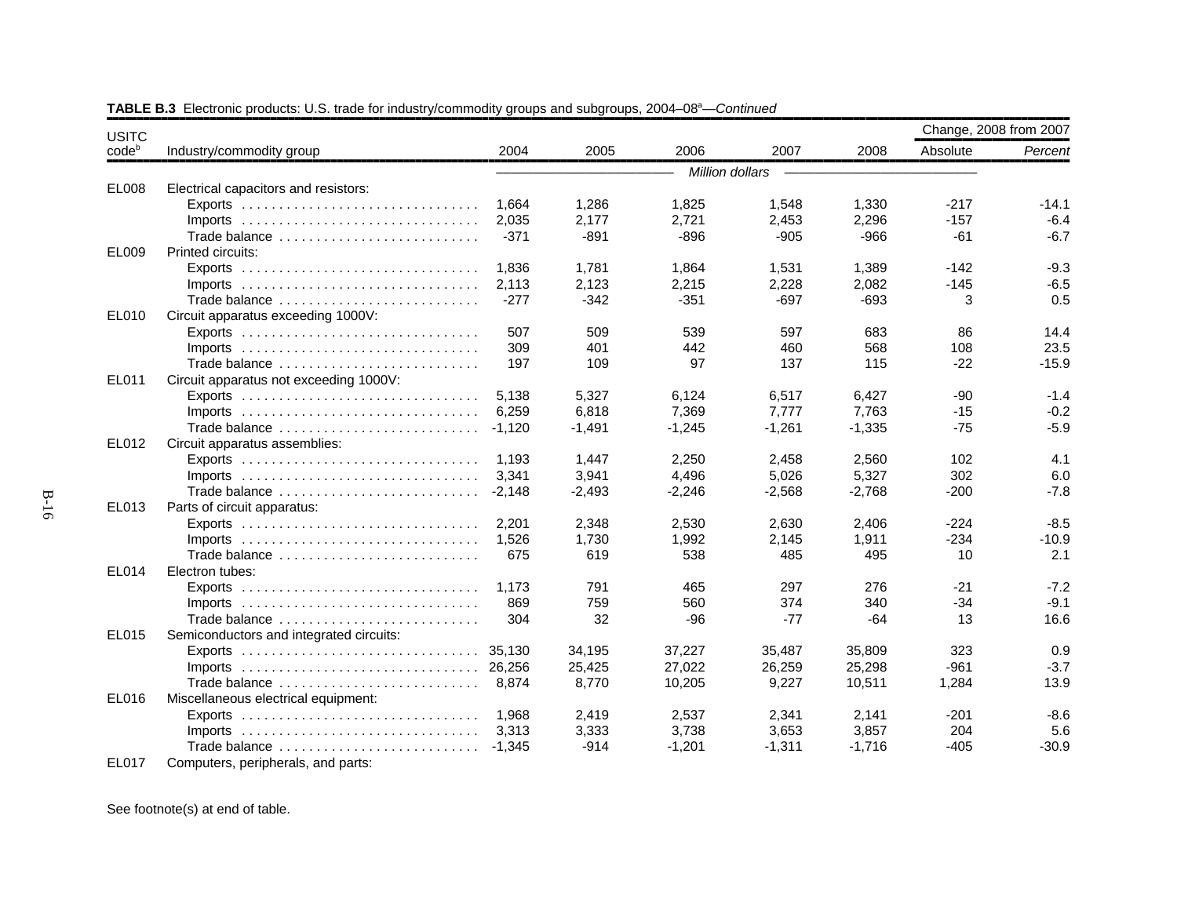**TABLE B.3** Electronic products: U.S. trade for industry/commodity groups and subgroups, 2004–08[a]—*Continued*

| USITC code[b] | Industry/commodity group | 2004 | 2005 | 2006 | 2007 | 2008 | Change, 2008 from 2007 Absolute | *Percent* |
|---|---|---|---|---|---|---|---|---|
| | | *Million dollars* | | | | | | |
| EL008 | Electrical capacitors and resistors: | | | | | | | |
| | Exports | 1,664 | 1,286 | 1,825 | 1,548 | 1,330 | -217 | -14.1 |
| | Imports | 2,035 | 2,177 | 2,721 | 2,453 | 2,296 | -157 | -6.4 |
| | Trade balance | -371 | -891 | -896 | -905 | -966 | -61 | -6.7 |
| EL009 | Printed circuits: | | | | | | | |
| | Exports | 1,836 | 1,781 | 1,864 | 1,531 | 1,389 | -142 | -9.3 |
| | Imports | 2,113 | 2,123 | 2,215 | 2,228 | 2,082 | -145 | -6.5 |
| | Trade balance | -277 | -342 | -351 | -697 | -693 | 3 | 0.5 |
| EL010 | Circuit apparatus exceeding 1000V: | | | | | | | |
| | Exports | 507 | 509 | 539 | 597 | 683 | 86 | 14.4 |
| | Imports | 309 | 401 | 442 | 460 | 568 | 108 | 23.5 |
| | Trade balance | 197 | 109 | 97 | 137 | 115 | -22 | -15.9 |
| EL011 | Circuit apparatus not exceeding 1000V: | | | | | | | |
| | Exports | 5,138 | 5,327 | 6,124 | 6,517 | 6,427 | -90 | -1.4 |
| | Imports | 6,259 | 6,818 | 7,369 | 7,777 | 7,763 | -15 | -0.2 |
| | Trade balance | -1,120 | -1,491 | -1,245 | -1,261 | -1,335 | -75 | -5.9 |
| EL012 | Circuit apparatus assemblies: | | | | | | | |
| | Exports | 1,193 | 1,447 | 2,250 | 2,458 | 2,560 | 102 | 4.1 |
| | Imports | 3,341 | 3,941 | 4,496 | 5,026 | 5,327 | 302 | 6.0 |
| | Trade balance | -2,148 | -2,493 | -2,246 | -2,568 | -2,768 | -200 | -7.8 |
| EL013 | Parts of circuit apparatus: | | | | | | | |
| | Exports | 2,201 | 2,348 | 2,530 | 2,630 | 2,406 | -224 | -8.5 |
| | Imports | 1,526 | 1,730 | 1,992 | 2,145 | 1,911 | -234 | -10.9 |
| | Trade balance | 675 | 619 | 538 | 485 | 495 | 10 | 2.1 |
| EL014 | Electron tubes: | | | | | | | |
| | Exports | 1,173 | 791 | 465 | 297 | 276 | -21 | -7.2 |
| | Imports | 869 | 759 | 560 | 374 | 340 | -34 | -9.1 |
| | Trade balance | 304 | 32 | -96 | -77 | -64 | 13 | 16.6 |
| EL015 | Semiconductors and integrated circuits: | | | | | | | |
| | Exports | 35,130 | 34,195 | 37,227 | 35,487 | 35,809 | 323 | 0.9 |
| | Imports | 26,256 | 25,425 | 27,022 | 26,259 | 25,298 | -961 | -3.7 |
| | Trade balance | 8,874 | 8,770 | 10,205 | 9,227 | 10,511 | 1,284 | 13.9 |
| EL016 | Miscellaneous electrical equipment: | | | | | | | |
| | Exports | 1,968 | 2,419 | 2,537 | 2,341 | 2,141 | -201 | -8.6 |
| | Imports | 3,313 | 3,333 | 3,738 | 3,653 | 3,857 | 204 | 5.6 |
| | Trade balance | -1,345 | -914 | -1,201 | -1,311 | -1,716 | -405 | -30.9 |
| EL017 | Computers, peripherals, and parts: | | | | | | | |

See footnote(s) at end of table.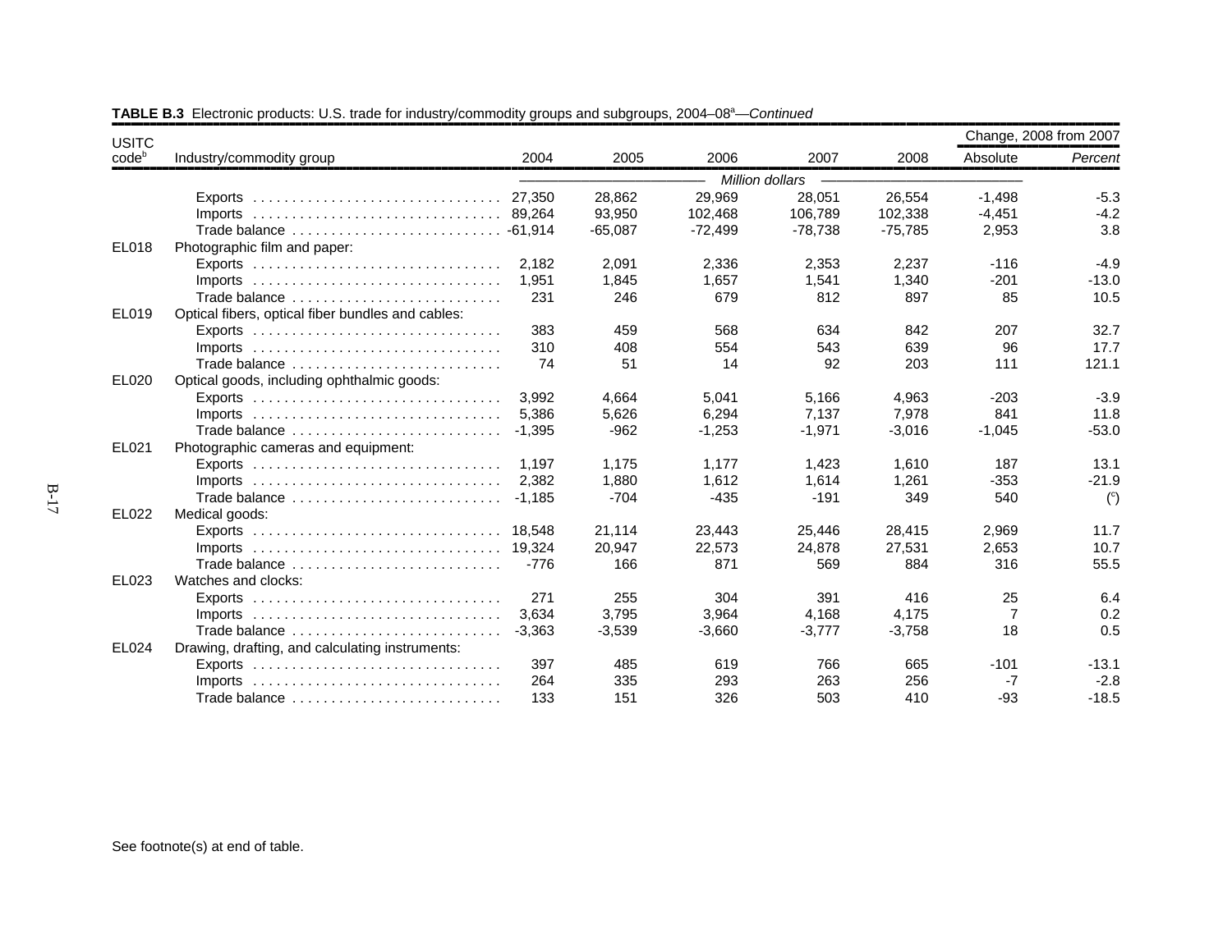**TABLE B.3** Electronic products: U.S. trade for industry/commodity groups and subgroups, 2004–08[a]—*Continued*

| USITC code[b] | Industry/commodity group | 2004 | 2005 | 2006 | 2007 | 2008 | Change, 2008 from 2007 Absolute | *Percent* |
|---|---|---|---|---|---|---|---|---|
| | | *Million dollars* | | | | | | |
| | Exports | 27,350 | 28,862 | 29,969 | 28,051 | 26,554 | -1,498 | -5.3 |
| | Imports | 89,264 | 93,950 | 102,468 | 106,789 | 102,338 | -4,451 | -4.2 |
| | Trade balance | -61,914 | -65,087 | -72,499 | -78,738 | -75,785 | 2,953 | 3.8 |
| EL018 | Photographic film and paper: | | | | | | | |
| | Exports | 2,182 | 2,091 | 2,336 | 2,353 | 2,237 | -116 | -4.9 |
| | Imports | 1,951 | 1,845 | 1,657 | 1,541 | 1,340 | -201 | -13.0 |
| | Trade balance | 231 | 246 | 679 | 812 | 897 | 85 | 10.5 |
| EL019 | Optical fibers, optical fiber bundles and cables: | | | | | | | |
| | Exports | 383 | 459 | 568 | 634 | 842 | 207 | 32.7 |
| | Imports | 310 | 408 | 554 | 543 | 639 | 96 | 17.7 |
| | Trade balance | 74 | 51 | 14 | 92 | 203 | 111 | 121.1 |
| EL020 | Optical goods, including ophthalmic goods: | | | | | | | |
| | Exports | 3,992 | 4,664 | 5,041 | 5,166 | 4,963 | -203 | -3.9 |
| | Imports | 5,386 | 5,626 | 6,294 | 7,137 | 7,978 | 841 | 11.8 |
| | Trade balance | -1,395 | -962 | -1,253 | -1,971 | -3,016 | -1,045 | -53.0 |
| EL021 | Photographic cameras and equipment: | | | | | | | |
| | Exports | 1,197 | 1,175 | 1,177 | 1,423 | 1,610 | 187 | 13.1 |
| | Imports | 2,382 | 1,880 | 1,612 | 1,614 | 1,261 | -353 | -21.9 |
| | Trade balance | -1,185 | -704 | -435 | -191 | 349 | 540 | ([c]) |
| EL022 | Medical goods: | | | | | | | |
| | Exports | 18,548 | 21,114 | 23,443 | 25,446 | 28,415 | 2,969 | 11.7 |
| | Imports | 19,324 | 20,947 | 22,573 | 24,878 | 27,531 | 2,653 | 10.7 |
| | Trade balance | -776 | 166 | 871 | 569 | 884 | 316 | 55.5 |
| EL023 | Watches and clocks: | | | | | | | |
| | Exports | 271 | 255 | 304 | 391 | 416 | 25 | 6.4 |
| | Imports | 3,634 | 3,795 | 3,964 | 4,168 | 4,175 | 7 | 0.2 |
| | Trade balance | -3,363 | -3,539 | -3,660 | -3,777 | -3,758 | 18 | 0.5 |
| EL024 | Drawing, drafting, and calculating instruments: | | | | | | | |
| | Exports | 397 | 485 | 619 | 766 | 665 | -101 | -13.1 |
| | Imports | 264 | 335 | 293 | 263 | 256 | -7 | -2.8 |
| | Trade balance | 133 | 151 | 326 | 503 | 410 | -93 | -18.5 |

See footnote(s) at end of table.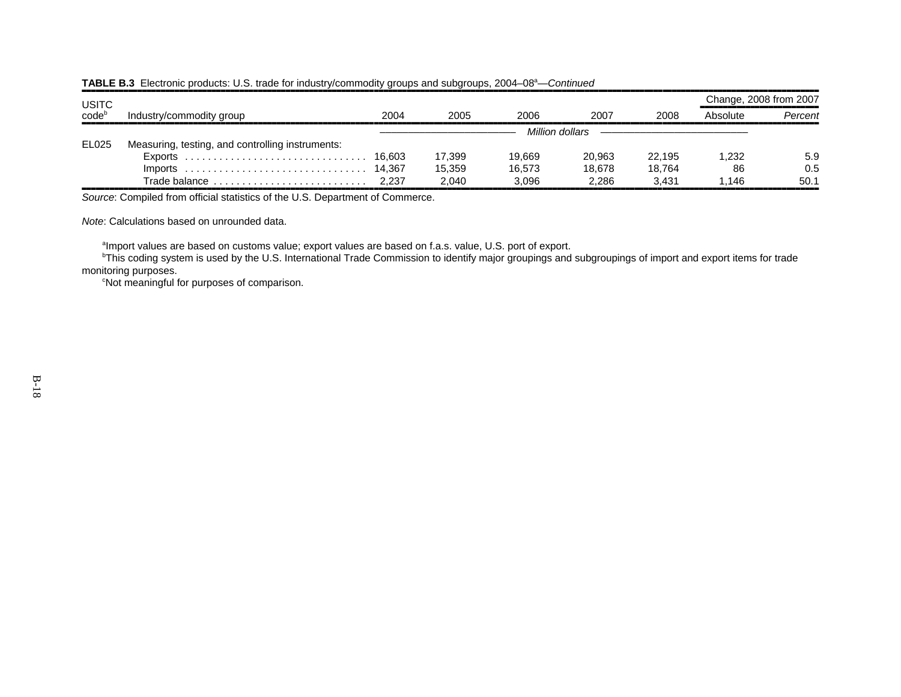**TABLE B.3** Electronic products: U.S. trade for industry/commodity groups and subgroups, 2004–08[a]—*Continued*

| USITC code[b] | Industry/commodity group | 2004 | 2005 | 2006 | 2007 | 2008 | Change, 2008 from 2007 Absolute | Change, 2008 from 2007 *Percent* |
|---|---|---|---|---|---|---|---|---|
| | | *Million dollars* | | | | | | |
| EL025 | Measuring, testing, and controlling instruments: | | | | | | | |
| | Exports | 16,603 | 17,399 | 19,669 | 20,963 | 22,195 | 1,232 | 5.9 |
| | Imports | 14,367 | 15,359 | 16,573 | 18,678 | 18,764 | 86 | 0.5 |
| | Trade balance | 2,237 | 2,040 | 3,096 | 2,286 | 3,431 | 1,146 | 50.1 |

*Source*: Compiled from official statistics of the U.S. Department of Commerce.

*Note*: Calculations based on unrounded data.

[a]Import values are based on customs value; export values are based on f.a.s. value, U.S. port of export.

[b]This coding system is used by the U.S. International Trade Commission to identify major groupings and subgroupings of import and export items for trade monitoring purposes.

[c]Not meaningful for purposes of comparison.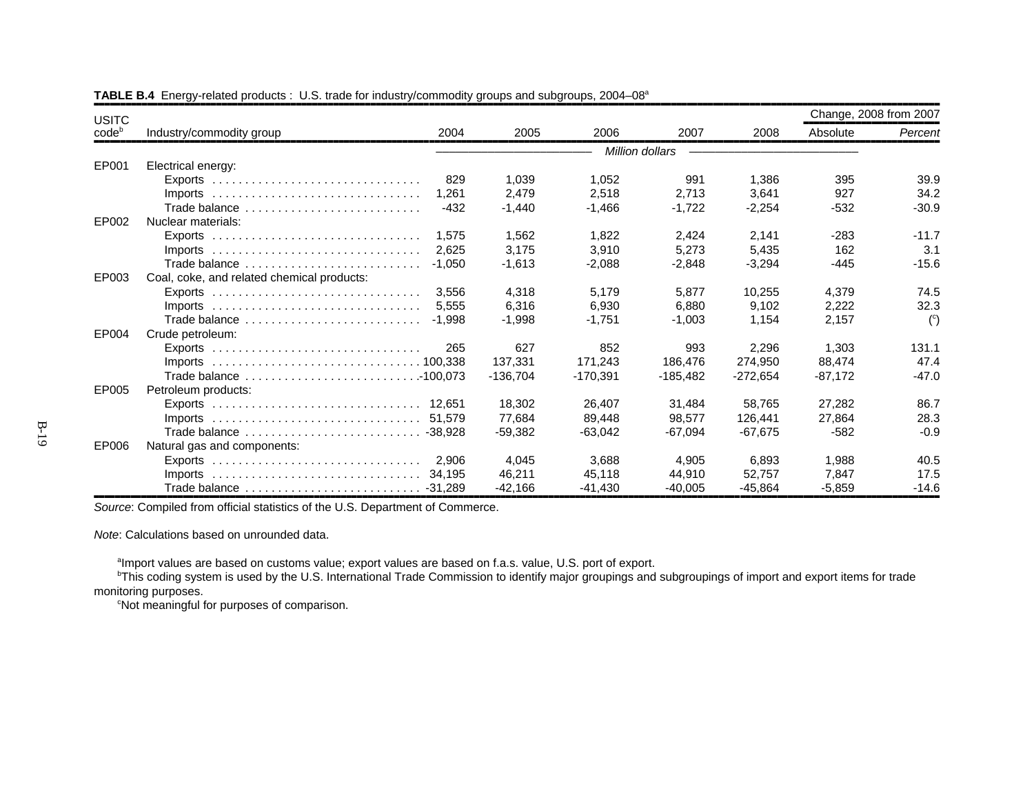**TABLE B.4** Energy-related products : U.S. trade for industry/commodity groups and subgroups, 2004–08[a]

| USITC code[b] | Industry/commodity group | 2004 | 2005 | 2006 | 2007 | 2008 | Change, 2008 from 2007 | |
|---|---|---|---|---|---|---|---|---|
| | | | | | | | Absolute | Percent |
| | | Million dollars | | | | | | |
| EP001 | Electrical energy: | | | | | | | |
| | Exports | 829 | 1,039 | 1,052 | 991 | 1,386 | 395 | 39.9 |
| | Imports | 1,261 | 2,479 | 2,518 | 2,713 | 3,641 | 927 | 34.2 |
| | Trade balance | -432 | -1,440 | -1,466 | -1,722 | -2,254 | -532 | -30.9 |
| EP002 | Nuclear materials: | | | | | | | |
| | Exports | 1,575 | 1,562 | 1,822 | 2,424 | 2,141 | -283 | -11.7 |
| | Imports | 2,625 | 3,175 | 3,910 | 5,273 | 5,435 | 162 | 3.1 |
| | Trade balance | -1,050 | -1,613 | -2,088 | -2,848 | -3,294 | -445 | -15.6 |
| EP003 | Coal, coke, and related chemical products: | | | | | | | |
| | Exports | 3,556 | 4,318 | 5,179 | 5,877 | 10,255 | 4,379 | 74.5 |
| | Imports | 5,555 | 6,316 | 6,930 | 6,880 | 9,102 | 2,222 | 32.3 |
| | Trade balance | -1,998 | -1,998 | -1,751 | -1,003 | 1,154 | 2,157 | ([c]) |
| EP004 | Crude petroleum: | | | | | | | |
| | Exports | 265 | 627 | 852 | 993 | 2,296 | 1,303 | 131.1 |
| | Imports | 100,338 | 137,331 | 171,243 | 186,476 | 274,950 | 88,474 | 47.4 |
| | Trade balance | -100,073 | -136,704 | -170,391 | -185,482 | -272,654 | -87,172 | -47.0 |
| EP005 | Petroleum products: | | | | | | | |
| | Exports | 12,651 | 18,302 | 26,407 | 31,484 | 58,765 | 27,282 | 86.7 |
| | Imports | 51,579 | 77,684 | 89,448 | 98,577 | 126,441 | 27,864 | 28.3 |
| | Trade balance | -38,928 | -59,382 | -63,042 | -67,094 | -67,675 | -582 | -0.9 |
| EP006 | Natural gas and components: | | | | | | | |
| | Exports | 2,906 | 4,045 | 3,688 | 4,905 | 6,893 | 1,988 | 40.5 |
| | Imports | 34,195 | 46,211 | 45,118 | 44,910 | 52,757 | 7,847 | 17.5 |
| | Trade balance | -31,289 | -42,166 | -41,430 | -40,005 | -45,864 | -5,859 | -14.6 |

*Source*: Compiled from official statistics of the U.S. Department of Commerce.

*Note*: Calculations based on unrounded data.

[a]Import values are based on customs value; export values are based on f.a.s. value, U.S. port of export.

[b]This coding system is used by the U.S. International Trade Commission to identify major groupings and subgroupings of import and export items for trade monitoring purposes.

[c]Not meaningful for purposes of comparison.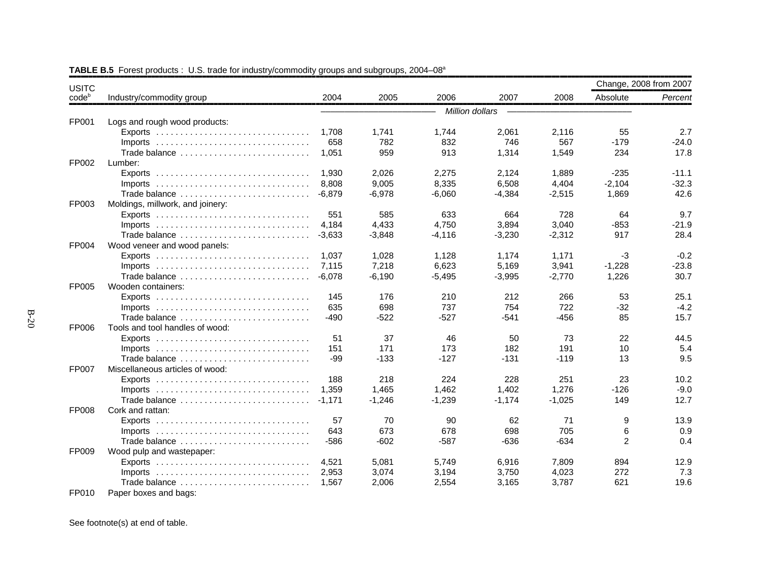**TABLE B.5** Forest products : U.S. trade for industry/commodity groups and subgroups, 2004–08[a]

| USITC code[b] | Industry/commodity group | 2004 | 2005 | 2006 | 2007 | 2008 | Change, 2008 from 2007 Absolute | *Percent* |
|---|---|---|---|---|---|---|---|---|
| | | *Million dollars* | | | | | | |
| FP001 | Logs and rough wood products: | | | | | | | |
| | Exports | 1,708 | 1,741 | 1,744 | 2,061 | 2,116 | 55 | 2.7 |
| | Imports | 658 | 782 | 832 | 746 | 567 | -179 | -24.0 |
| | Trade balance | 1,051 | 959 | 913 | 1,314 | 1,549 | 234 | 17.8 |
| FP002 | Lumber: | | | | | | | |
| | Exports | 1,930 | 2,026 | 2,275 | 2,124 | 1,889 | -235 | -11.1 |
| | Imports | 8,808 | 9,005 | 8,335 | 6,508 | 4,404 | -2,104 | -32.3 |
| | Trade balance | -6,879 | -6,978 | -6,060 | -4,384 | -2,515 | 1,869 | 42.6 |
| FP003 | Moldings, millwork, and joinery: | | | | | | | |
| | Exports | 551 | 585 | 633 | 664 | 728 | 64 | 9.7 |
| | Imports | 4,184 | 4,433 | 4,750 | 3,894 | 3,040 | -853 | -21.9 |
| | Trade balance | -3,633 | -3,848 | -4,116 | -3,230 | -2,312 | 917 | 28.4 |
| FP004 | Wood veneer and wood panels: | | | | | | | |
| | Exports | 1,037 | 1,028 | 1,128 | 1,174 | 1,171 | -3 | -0.2 |
| | Imports | 7,115 | 7,218 | 6,623 | 5,169 | 3,941 | -1,228 | -23.8 |
| | Trade balance | -6,078 | -6,190 | -5,495 | -3,995 | -2,770 | 1,226 | 30.7 |
| FP005 | Wooden containers: | | | | | | | |
| | Exports | 145 | 176 | 210 | 212 | 266 | 53 | 25.1 |
| | Imports | 635 | 698 | 737 | 754 | 722 | -32 | -4.2 |
| | Trade balance | -490 | -522 | -527 | -541 | -456 | 85 | 15.7 |
| FP006 | Tools and tool handles of wood: | | | | | | | |
| | Exports | 51 | 37 | 46 | 50 | 73 | 22 | 44.5 |
| | Imports | 151 | 171 | 173 | 182 | 191 | 10 | 5.4 |
| | Trade balance | -99 | -133 | -127 | -131 | -119 | 13 | 9.5 |
| FP007 | Miscellaneous articles of wood: | | | | | | | |
| | Exports | 188 | 218 | 224 | 228 | 251 | 23 | 10.2 |
| | Imports | 1,359 | 1,465 | 1,462 | 1,402 | 1,276 | -126 | -9.0 |
| | Trade balance | -1,171 | -1,246 | -1,239 | -1,174 | -1,025 | 149 | 12.7 |
| FP008 | Cork and rattan: | | | | | | | |
| | Exports | 57 | 70 | 90 | 62 | 71 | 9 | 13.9 |
| | Imports | 643 | 673 | 678 | 698 | 705 | 6 | 0.9 |
| | Trade balance | -586 | -602 | -587 | -636 | -634 | 2 | 0.4 |
| FP009 | Wood pulp and wastepaper: | | | | | | | |
| | Exports | 4,521 | 5,081 | 5,749 | 6,916 | 7,809 | 894 | 12.9 |
| | Imports | 2,953 | 3,074 | 3,194 | 3,750 | 4,023 | 272 | 7.3 |
| | Trade balance | 1,567 | 2,006 | 2,554 | 3,165 | 3,787 | 621 | 19.6 |
| FP010 | Paper boxes and bags: | | | | | | | |

See footnote(s) at end of table.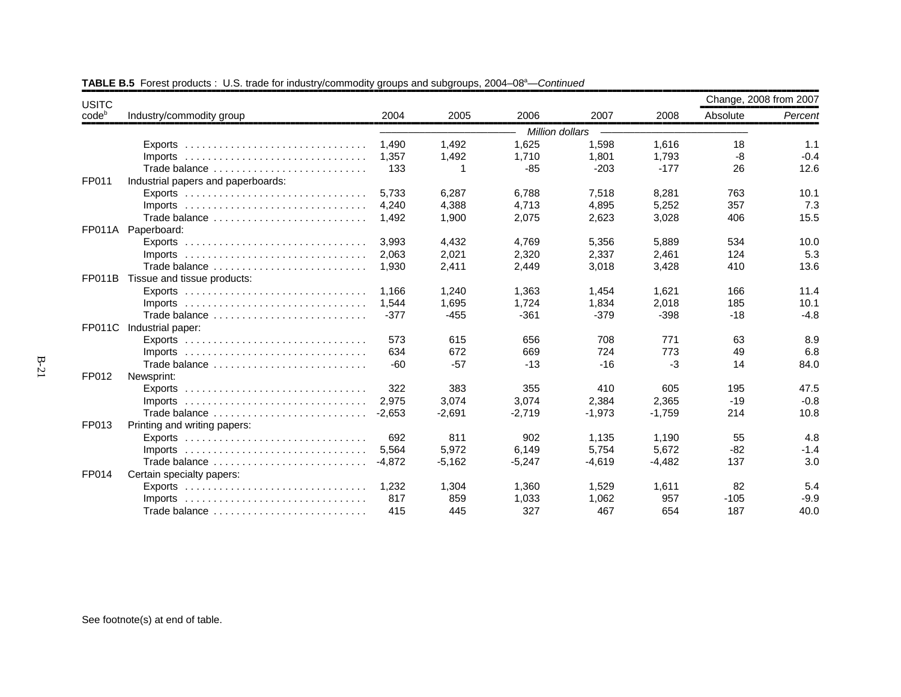**TABLE B.5** Forest products : U.S. trade for industry/commodity groups and subgroups, 2004–08[a]—*Continued*

| USITC code[b] | Industry/commodity group | 2004 | 2005 | 2006 | 2007 | 2008 | Change, 2008 from 2007 Absolute | *Percent* |
|---|---|---|---|---|---|---|---|---|
| | | *Million dollars* | | | | | | |
| | Exports | 1,490 | 1,492 | 1,625 | 1,598 | 1,616 | 18 | 1.1 |
| | Imports | 1,357 | 1,492 | 1,710 | 1,801 | 1,793 | -8 | -0.4 |
| | Trade balance | 133 | 1 | -85 | -203 | -177 | 26 | 12.6 |
| FP011 | Industrial papers and paperboards: | | | | | | | |
| | Exports | 5,733 | 6,287 | 6,788 | 7,518 | 8,281 | 763 | 10.1 |
| | Imports | 4,240 | 4,388 | 4,713 | 4,895 | 5,252 | 357 | 7.3 |
| | Trade balance | 1,492 | 1,900 | 2,075 | 2,623 | 3,028 | 406 | 15.5 |
| FP011A | Paperboard: | | | | | | | |
| | Exports | 3,993 | 4,432 | 4,769 | 5,356 | 5,889 | 534 | 10.0 |
| | Imports | 2,063 | 2,021 | 2,320 | 2,337 | 2,461 | 124 | 5.3 |
| | Trade balance | 1,930 | 2,411 | 2,449 | 3,018 | 3,428 | 410 | 13.6 |
| FP011B | Tissue and tissue products: | | | | | | | |
| | Exports | 1,166 | 1,240 | 1,363 | 1,454 | 1,621 | 166 | 11.4 |
| | Imports | 1,544 | 1,695 | 1,724 | 1,834 | 2,018 | 185 | 10.1 |
| | Trade balance | -377 | -455 | -361 | -379 | -398 | -18 | -4.8 |
| FP011C | Industrial paper: | | | | | | | |
| | Exports | 573 | 615 | 656 | 708 | 771 | 63 | 8.9 |
| | Imports | 634 | 672 | 669 | 724 | 773 | 49 | 6.8 |
| | Trade balance | -60 | -57 | -13 | -16 | -3 | 14 | 84.0 |
| FP012 | Newsprint: | | | | | | | |
| | Exports | 322 | 383 | 355 | 410 | 605 | 195 | 47.5 |
| | Imports | 2,975 | 3,074 | 3,074 | 2,384 | 2,365 | -19 | -0.8 |
| | Trade balance | -2,653 | -2,691 | -2,719 | -1,973 | -1,759 | 214 | 10.8 |
| FP013 | Printing and writing papers: | | | | | | | |
| | Exports | 692 | 811 | 902 | 1,135 | 1,190 | 55 | 4.8 |
| | Imports | 5,564 | 5,972 | 6,149 | 5,754 | 5,672 | -82 | -1.4 |
| | Trade balance | -4,872 | -5,162 | -5,247 | -4,619 | -4,482 | 137 | 3.0 |
| FP014 | Certain specialty papers: | | | | | | | |
| | Exports | 1,232 | 1,304 | 1,360 | 1,529 | 1,611 | 82 | 5.4 |
| | Imports | 817 | 859 | 1,033 | 1,062 | 957 | -105 | -9.9 |
| | Trade balance | 415 | 445 | 327 | 467 | 654 | 187 | 40.0 |

See footnote(s) at end of table.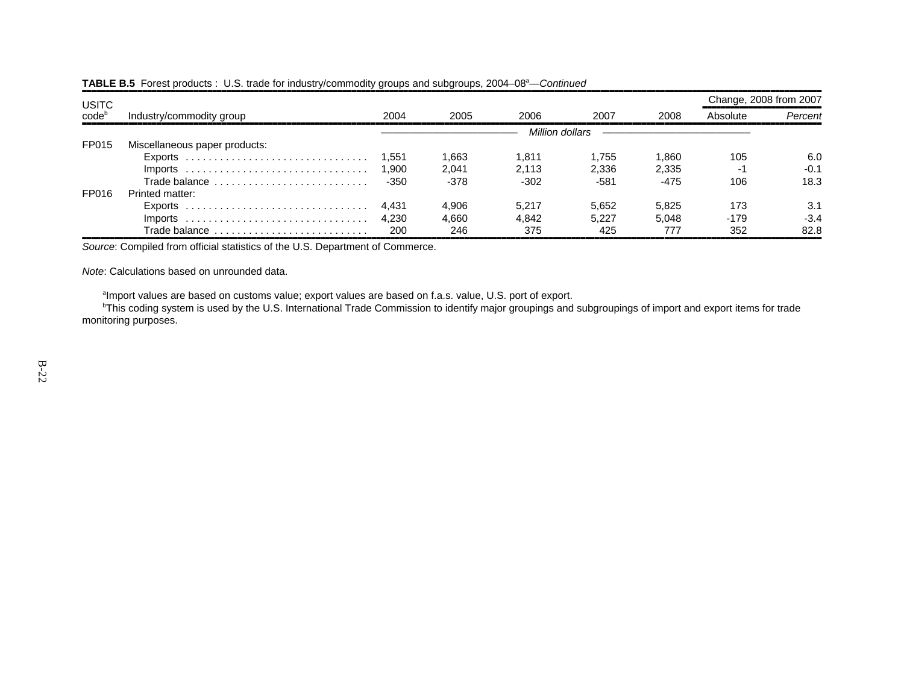**TABLE B.5** Forest products : U.S. trade for industry/commodity groups and subgroups, 2004–08[a]—*Continued*

| USITC code[b] | Industry/commodity group | 2004 | 2005 | 2006 | 2007 | 2008 | Change, 2008 from 2007 | |
|---|---|---|---|---|---|---|---|---|
| | | | | | | | Absolute | *Percent* |
| | | *Million dollars* | | | | | | |
| FP015 | Miscellaneous paper products: | | | | | | | |
| | Exports | 1,551 | 1,663 | 1,811 | 1,755 | 1,860 | 105 | 6.0 |
| | Imports | 1,900 | 2,041 | 2,113 | 2,336 | 2,335 | -1 | -0.1 |
| | Trade balance | -350 | -378 | -302 | -581 | -475 | 106 | 18.3 |
| FP016 | Printed matter: | | | | | | | |
| | Exports | 4,431 | 4,906 | 5,217 | 5,652 | 5,825 | 173 | 3.1 |
| | Imports | 4,230 | 4,660 | 4,842 | 5,227 | 5,048 | -179 | -3.4 |
| | Trade balance | 200 | 246 | 375 | 425 | 777 | 352 | 82.8 |

*Source*: Compiled from official statistics of the U.S. Department of Commerce.

*Note*: Calculations based on unrounded data.

[a]Import values are based on customs value; export values are based on f.a.s. value, U.S. port of export.

[b]This coding system is used by the U.S. International Trade Commission to identify major groupings and subgroupings of import and export items for trade monitoring purposes.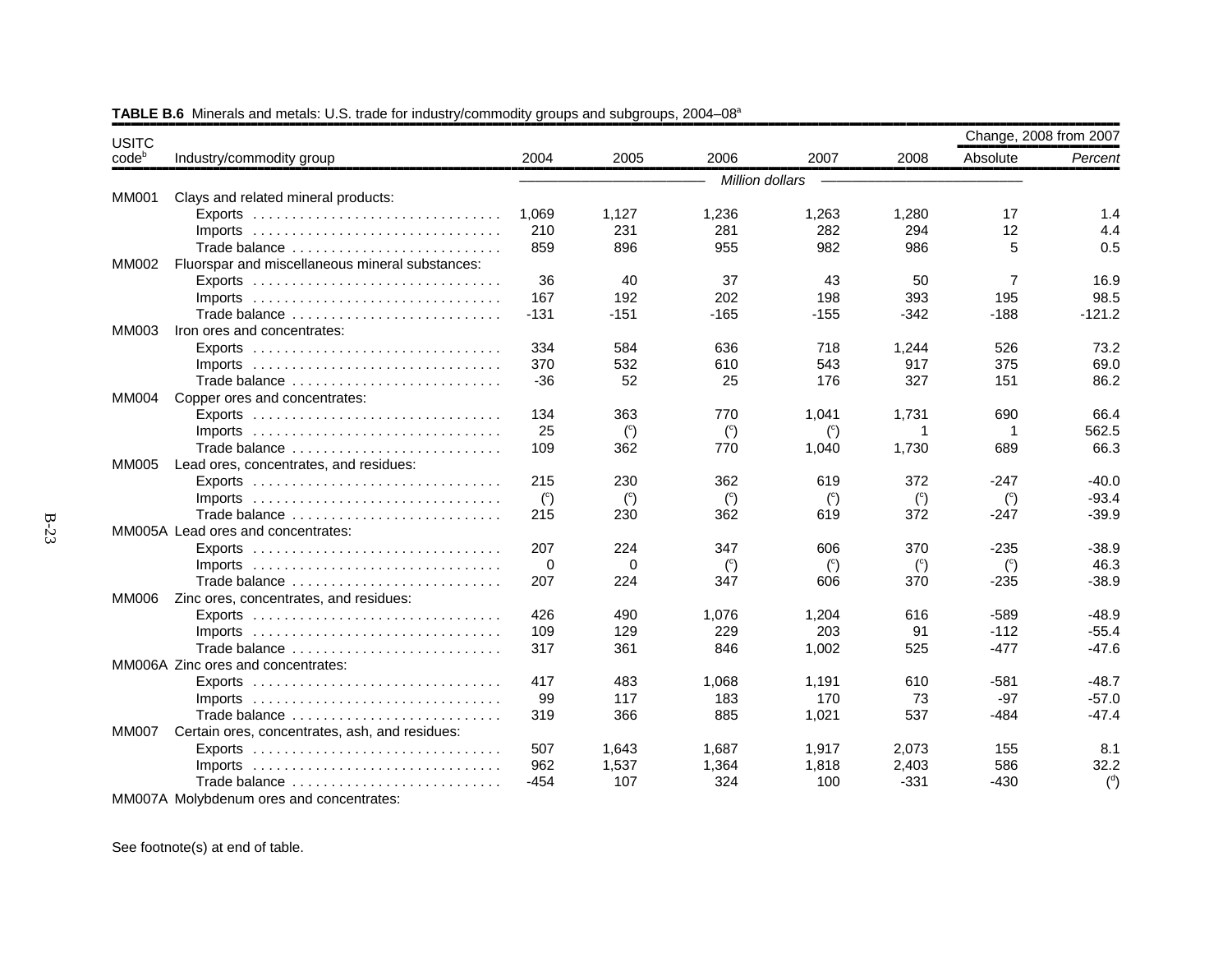**TABLE B.6** Minerals and metals: U.S. trade for industry/commodity groups and subgroups, 2004–08[a]

| USITC code[b] | Industry/commodity group | 2004 | 2005 | 2006 | 2007 | 2008 | Change, 2008 from 2007 Absolute | Change, 2008 from 2007 *Percent* |
|---|---|---|---|---|---|---|---|---|
| | | *Million dollars* | | | | | | |
| MM001 | Clays and related mineral products: | | | | | | | |
| | Exports | 1,069 | 1,127 | 1,236 | 1,263 | 1,280 | 17 | 1.4 |
| | Imports | 210 | 231 | 281 | 282 | 294 | 12 | 4.4 |
| | Trade balance | 859 | 896 | 955 | 982 | 986 | 5 | 0.5 |
| MM002 | Fluorspar and miscellaneous mineral substances: | | | | | | | |
| | Exports | 36 | 40 | 37 | 43 | 50 | 7 | 16.9 |
| | Imports | 167 | 192 | 202 | 198 | 393 | 195 | 98.5 |
| | Trade balance | -131 | -151 | -165 | -155 | -342 | -188 | -121.2 |
| MM003 | Iron ores and concentrates: | | | | | | | |
| | Exports | 334 | 584 | 636 | 718 | 1,244 | 526 | 73.2 |
| | Imports | 370 | 532 | 610 | 543 | 917 | 375 | 69.0 |
| | Trade balance | -36 | 52 | 25 | 176 | 327 | 151 | 86.2 |
| MM004 | Copper ores and concentrates: | | | | | | | |
| | Exports | 134 | 363 | 770 | 1,041 | 1,731 | 690 | 66.4 |
| | Imports | 25 | ([c]) | ([c]) | ([c]) | 1 | 1 | 562.5 |
| | Trade balance | 109 | 362 | 770 | 1,040 | 1,730 | 689 | 66.3 |
| MM005 | Lead ores, concentrates, and residues: | | | | | | | |
| | Exports | 215 | 230 | 362 | 619 | 372 | -247 | -40.0 |
| | Imports | ([c]) | ([c]) | ([c]) | ([c]) | ([c]) | ([c]) | -93.4 |
| | Trade balance | 215 | 230 | 362 | 619 | 372 | -247 | -39.9 |
| MM005A | Lead ores and concentrates: | | | | | | | |
| | Exports | 207 | 224 | 347 | 606 | 370 | -235 | -38.9 |
| | Imports | 0 | 0 | ([c]) | ([c]) | ([c]) | ([c]) | 46.3 |
| | Trade balance | 207 | 224 | 347 | 606 | 370 | -235 | -38.9 |
| MM006 | Zinc ores, concentrates, and residues: | | | | | | | |
| | Exports | 426 | 490 | 1,076 | 1,204 | 616 | -589 | -48.9 |
| | Imports | 109 | 129 | 229 | 203 | 91 | -112 | -55.4 |
| | Trade balance | 317 | 361 | 846 | 1,002 | 525 | -477 | -47.6 |
| MM006A | Zinc ores and concentrates: | | | | | | | |
| | Exports | 417 | 483 | 1,068 | 1,191 | 610 | -581 | -48.7 |
| | Imports | 99 | 117 | 183 | 170 | 73 | -97 | -57.0 |
| | Trade balance | 319 | 366 | 885 | 1,021 | 537 | -484 | -47.4 |
| MM007 | Certain ores, concentrates, ash, and residues: | | | | | | | |
| | Exports | 507 | 1,643 | 1,687 | 1,917 | 2,073 | 155 | 8.1 |
| | Imports | 962 | 1,537 | 1,364 | 1,818 | 2,403 | 586 | 32.2 |
| | Trade balance | -454 | 107 | 324 | 100 | -331 | -430 | ([d]) |
| MM007A | Molybdenum ores and concentrates: | | | | | | | |

See footnote(s) at end of table.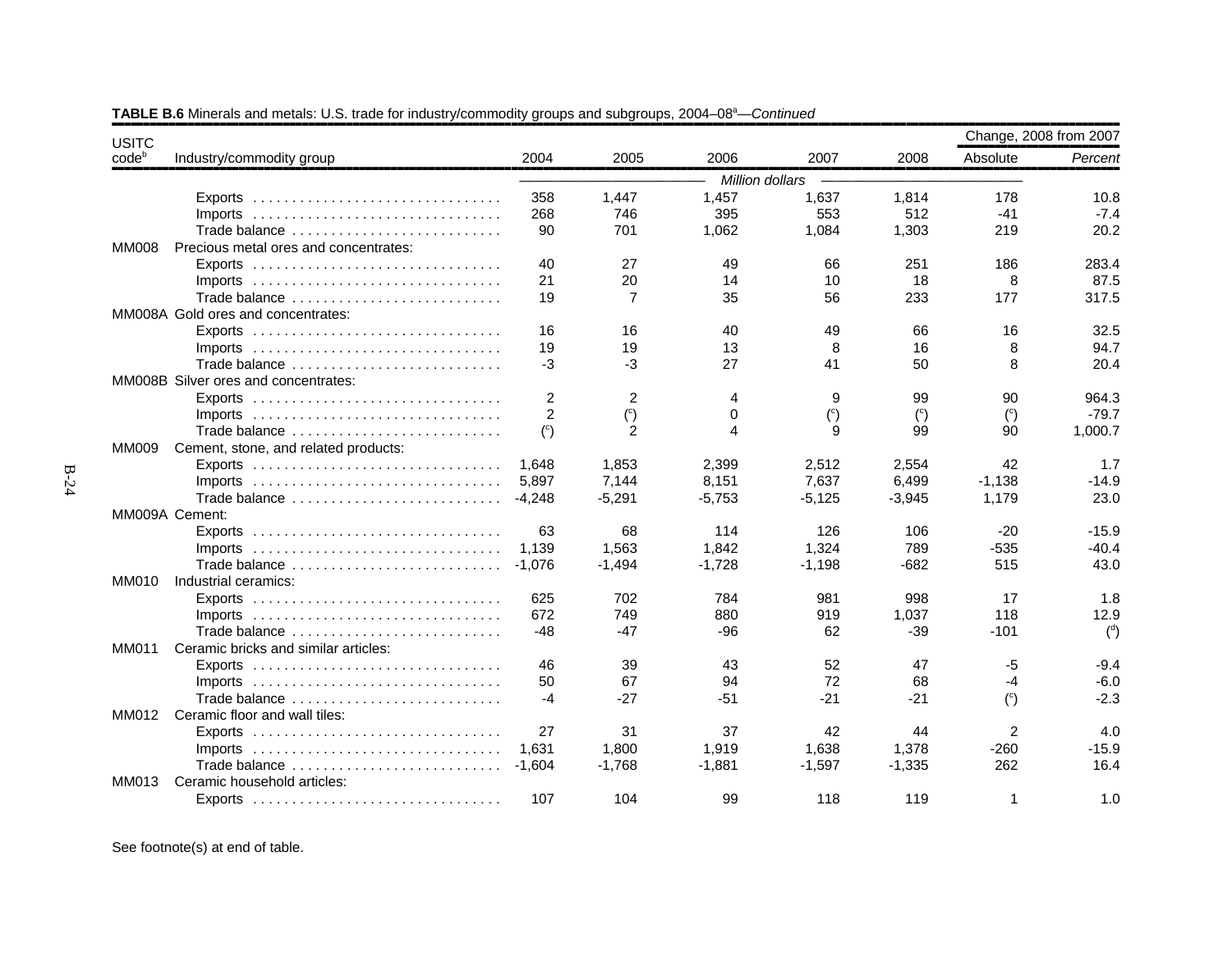**TABLE B.6** Minerals and metals: U.S. trade for industry/commodity groups and subgroups, 2004–08[a]—*Continued*

| USITC code[b] | Industry/commodity group | 2004 | 2005 | 2006 | 2007 | 2008 | Change, 2008 from 2007 Absolute | *Percent* |
|---|---|---|---|---|---|---|---|---|
| | | *Million dollars* | | | | | | |
| | Exports | 358 | 1,447 | 1,457 | 1,637 | 1,814 | 178 | 10.8 |
| | Imports | 268 | 746 | 395 | 553 | 512 | -41 | -7.4 |
| | Trade balance | 90 | 701 | 1,062 | 1,084 | 1,303 | 219 | 20.2 |
| MM008 | Precious metal ores and concentrates: | | | | | | | |
| | Exports | 40 | 27 | 49 | 66 | 251 | 186 | 283.4 |
| | Imports | 21 | 20 | 14 | 10 | 18 | 8 | 87.5 |
| | Trade balance | 19 | 7 | 35 | 56 | 233 | 177 | 317.5 |
| MM008A | Gold ores and concentrates: | | | | | | | |
| | Exports | 16 | 16 | 40 | 49 | 66 | 16 | 32.5 |
| | Imports | 19 | 19 | 13 | 8 | 16 | 8 | 94.7 |
| | Trade balance | -3 | -3 | 27 | 41 | 50 | 8 | 20.4 |
| MM008B | Silver ores and concentrates: | | | | | | | |
| | Exports | 2 | 2 | 4 | 9 | 99 | 90 | 964.3 |
| | Imports | 2 | ([c]) | 0 | ([c]) | ([c]) | ([c]) | -79.7 |
| | Trade balance | ([c]) | 2 | 4 | 9 | 99 | 90 | 1,000.7 |
| MM009 | Cement, stone, and related products: | | | | | | | |
| | Exports | 1,648 | 1,853 | 2,399 | 2,512 | 2,554 | 42 | 1.7 |
| | Imports | 5,897 | 7,144 | 8,151 | 7,637 | 6,499 | -1,138 | -14.9 |
| | Trade balance | -4,248 | -5,291 | -5,753 | -5,125 | -3,945 | 1,179 | 23.0 |
| MM009A | Cement: | | | | | | | |
| | Exports | 63 | 68 | 114 | 126 | 106 | -20 | -15.9 |
| | Imports | 1,139 | 1,563 | 1,842 | 1,324 | 789 | -535 | -40.4 |
| | Trade balance | -1,076 | -1,494 | -1,728 | -1,198 | -682 | 515 | 43.0 |
| MM010 | Industrial ceramics: | | | | | | | |
| | Exports | 625 | 702 | 784 | 981 | 998 | 17 | 1.8 |
| | Imports | 672 | 749 | 880 | 919 | 1,037 | 118 | 12.9 |
| | Trade balance | -48 | -47 | -96 | 62 | -39 | -101 | ([d]) |
| MM011 | Ceramic bricks and similar articles: | | | | | | | |
| | Exports | 46 | 39 | 43 | 52 | 47 | -5 | -9.4 |
| | Imports | 50 | 67 | 94 | 72 | 68 | -4 | -6.0 |
| | Trade balance | -4 | -27 | -51 | -21 | -21 | ([c]) | -2.3 |
| MM012 | Ceramic floor and wall tiles: | | | | | | | |
| | Exports | 27 | 31 | 37 | 42 | 44 | 2 | 4.0 |
| | Imports | 1,631 | 1,800 | 1,919 | 1,638 | 1,378 | -260 | -15.9 |
| | Trade balance | -1,604 | -1,768 | -1,881 | -1,597 | -1,335 | 262 | 16.4 |
| MM013 | Ceramic household articles: | | | | | | | |
| | Exports | 107 | 104 | 99 | 118 | 119 | 1 | 1.0 |

See footnote(s) at end of table.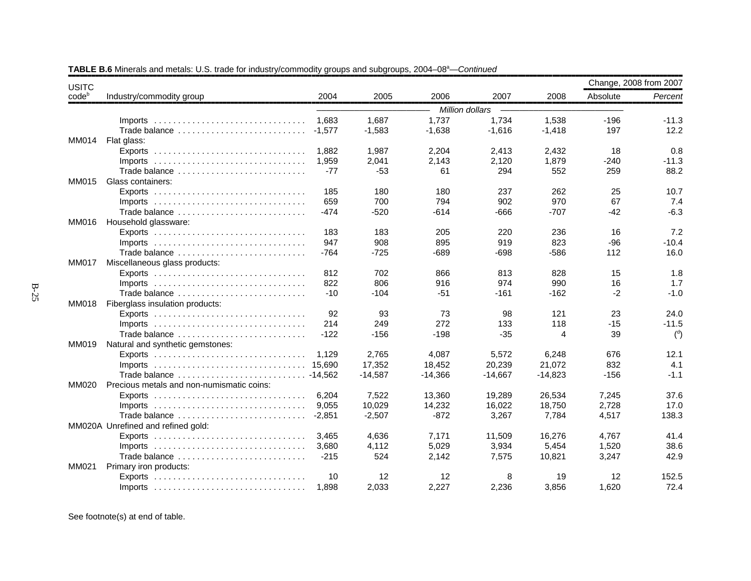**TABLE B.6** Minerals and metals: U.S. trade for industry/commodity groups and subgroups, 2004–08[a]—*Continued*

| USITC code[b] | Industry/commodity group | 2004 | 2005 | 2006 | 2007 | 2008 | Change, 2008 from 2007 Absolute | *Percent* |
|---|---|---|---|---|---|---|---|---|
| | | *Million dollars* | | | | | | |
| | Imports | 1,683 | 1,687 | 1,737 | 1,734 | 1,538 | -196 | -11.3 |
| | Trade balance | -1,577 | -1,583 | -1,638 | -1,616 | -1,418 | 197 | 12.2 |
| MM014 | Flat glass: | | | | | | | |
| | Exports | 1,882 | 1,987 | 2,204 | 2,413 | 2,432 | 18 | 0.8 |
| | Imports | 1,959 | 2,041 | 2,143 | 2,120 | 1,879 | -240 | -11.3 |
| | Trade balance | -77 | -53 | 61 | 294 | 552 | 259 | 88.2 |
| MM015 | Glass containers: | | | | | | | |
| | Exports | 185 | 180 | 180 | 237 | 262 | 25 | 10.7 |
| | Imports | 659 | 700 | 794 | 902 | 970 | 67 | 7.4 |
| | Trade balance | -474 | -520 | -614 | -666 | -707 | -42 | -6.3 |
| MM016 | Household glassware: | | | | | | | |
| | Exports | 183 | 183 | 205 | 220 | 236 | 16 | 7.2 |
| | Imports | 947 | 908 | 895 | 919 | 823 | -96 | -10.4 |
| | Trade balance | -764 | -725 | -689 | -698 | -586 | 112 | 16.0 |
| MM017 | Miscellaneous glass products: | | | | | | | |
| | Exports | 812 | 702 | 866 | 813 | 828 | 15 | 1.8 |
| | Imports | 822 | 806 | 916 | 974 | 990 | 16 | 1.7 |
| | Trade balance | -10 | -104 | -51 | -161 | -162 | -2 | -1.0 |
| MM018 | Fiberglass insulation products: | | | | | | | |
| | Exports | 92 | 93 | 73 | 98 | 121 | 23 | 24.0 |
| | Imports | 214 | 249 | 272 | 133 | 118 | -15 | -11.5 |
| | Trade balance | -122 | -156 | -198 | -35 | 4 | 39 | ([d]) |
| MM019 | Natural and synthetic gemstones: | | | | | | | |
| | Exports | 1,129 | 2,765 | 4,087 | 5,572 | 6,248 | 676 | 12.1 |
| | Imports | 15,690 | 17,352 | 18,452 | 20,239 | 21,072 | 832 | 4.1 |
| | Trade balance | -14,562 | -14,587 | -14,366 | -14,667 | -14,823 | -156 | -1.1 |
| MM020 | Precious metals and non-numismatic coins: | | | | | | | |
| | Exports | 6,204 | 7,522 | 13,360 | 19,289 | 26,534 | 7,245 | 37.6 |
| | Imports | 9,055 | 10,029 | 14,232 | 16,022 | 18,750 | 2,728 | 17.0 |
| | Trade balance | -2,851 | -2,507 | -872 | 3,267 | 7,784 | 4,517 | 138.3 |
| MM020A | Unrefined and refined gold: | | | | | | | |
| | Exports | 3,465 | 4,636 | 7,171 | 11,509 | 16,276 | 4,767 | 41.4 |
| | Imports | 3,680 | 4,112 | 5,029 | 3,934 | 5,454 | 1,520 | 38.6 |
| | Trade balance | -215 | 524 | 2,142 | 7,575 | 10,821 | 3,247 | 42.9 |
| MM021 | Primary iron products: | | | | | | | |
| | Exports | 10 | 12 | 12 | 8 | 19 | 12 | 152.5 |
| | Imports | 1,898 | 2,033 | 2,227 | 2,236 | 3,856 | 1,620 | 72.4 |

See footnote(s) at end of table.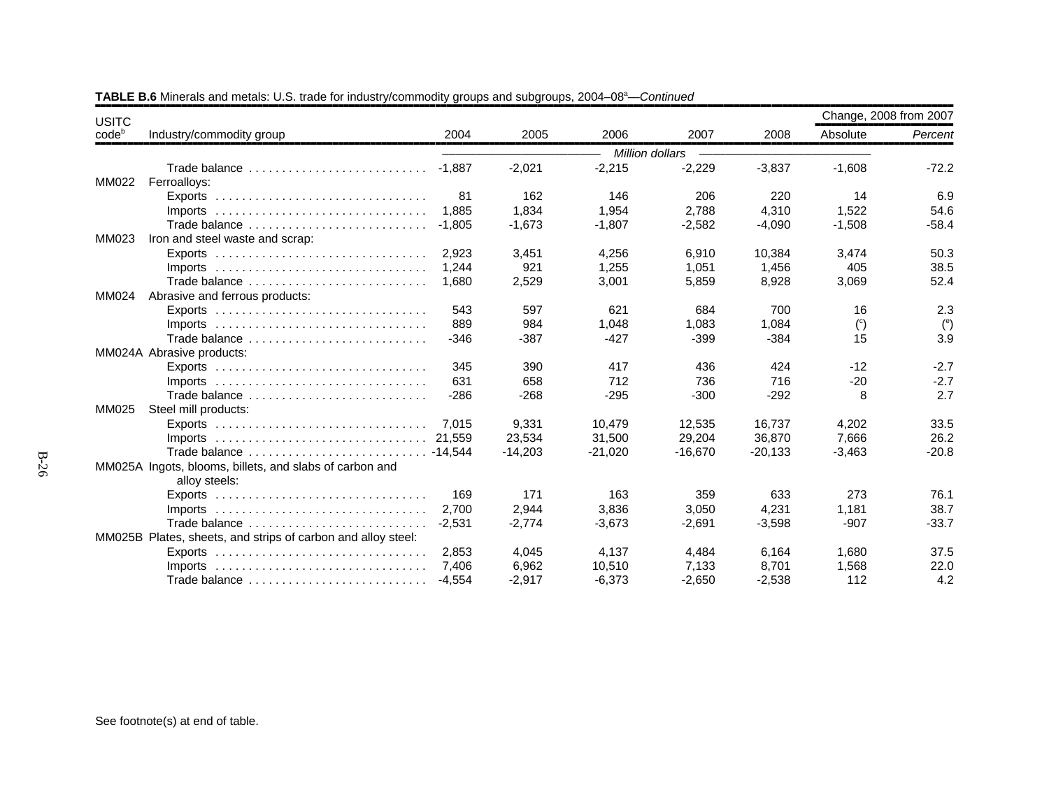**TABLE B.6** Minerals and metals: U.S. trade for industry/commodity groups and subgroups, 2004–08[a]—*Continued*

| USITC code[b] | Industry/commodity group | 2004 | 2005 | 2006 | 2007 | 2008 | Change, 2008 from 2007 Absolute | *Percent* |
|---|---|---|---|---|---|---|---|---|
| | | *Million dollars* | | | | | | |
| | Trade balance | -1,887 | -2,021 | -2,215 | -2,229 | -3,837 | -1,608 | -72.2 |
| MM022 | Ferroalloys: | | | | | | | |
| | Exports | 81 | 162 | 146 | 206 | 220 | 14 | 6.9 |
| | Imports | 1,885 | 1,834 | 1,954 | 2,788 | 4,310 | 1,522 | 54.6 |
| | Trade balance | -1,805 | -1,673 | -1,807 | -2,582 | -4,090 | -1,508 | -58.4 |
| MM023 | Iron and steel waste and scrap: | | | | | | | |
| | Exports | 2,923 | 3,451 | 4,256 | 6,910 | 10,384 | 3,474 | 50.3 |
| | Imports | 1,244 | 921 | 1,255 | 1,051 | 1,456 | 405 | 38.5 |
| | Trade balance | 1,680 | 2,529 | 3,001 | 5,859 | 8,928 | 3,069 | 52.4 |
| MM024 | Abrasive and ferrous products: | | | | | | | |
| | Exports | 543 | 597 | 621 | 684 | 700 | 16 | 2.3 |
| | Imports | 889 | 984 | 1,048 | 1,083 | 1,084 | ([c]) | ([e]) |
| | Trade balance | -346 | -387 | -427 | -399 | -384 | 15 | 3.9 |
| MM024A | Abrasive products: | | | | | | | |
| | Exports | 345 | 390 | 417 | 436 | 424 | -12 | -2.7 |
| | Imports | 631 | 658 | 712 | 736 | 716 | -20 | -2.7 |
| | Trade balance | -286 | -268 | -295 | -300 | -292 | 8 | 2.7 |
| MM025 | Steel mill products: | | | | | | | |
| | Exports | 7,015 | 9,331 | 10,479 | 12,535 | 16,737 | 4,202 | 33.5 |
| | Imports | 21,559 | 23,534 | 31,500 | 29,204 | 36,870 | 7,666 | 26.2 |
| | Trade balance | -14,544 | -14,203 | -21,020 | -16,670 | -20,133 | -3,463 | -20.8 |
| MM025A | Ingots, blooms, billets, and slabs of carbon and alloy steels: | | | | | | | |
| | Exports | 169 | 171 | 163 | 359 | 633 | 273 | 76.1 |
| | Imports | 2,700 | 2,944 | 3,836 | 3,050 | 4,231 | 1,181 | 38.7 |
| | Trade balance | -2,531 | -2,774 | -3,673 | -2,691 | -3,598 | -907 | -33.7 |
| MM025B | Plates, sheets, and strips of carbon and alloy steel: | | | | | | | |
| | Exports | 2,853 | 4,045 | 4,137 | 4,484 | 6,164 | 1,680 | 37.5 |
| | Imports | 7,406 | 6,962 | 10,510 | 7,133 | 8,701 | 1,568 | 22.0 |
| | Trade balance | -4,554 | -2,917 | -6,373 | -2,650 | -2,538 | 112 | 4.2 |

See footnote(s) at end of table.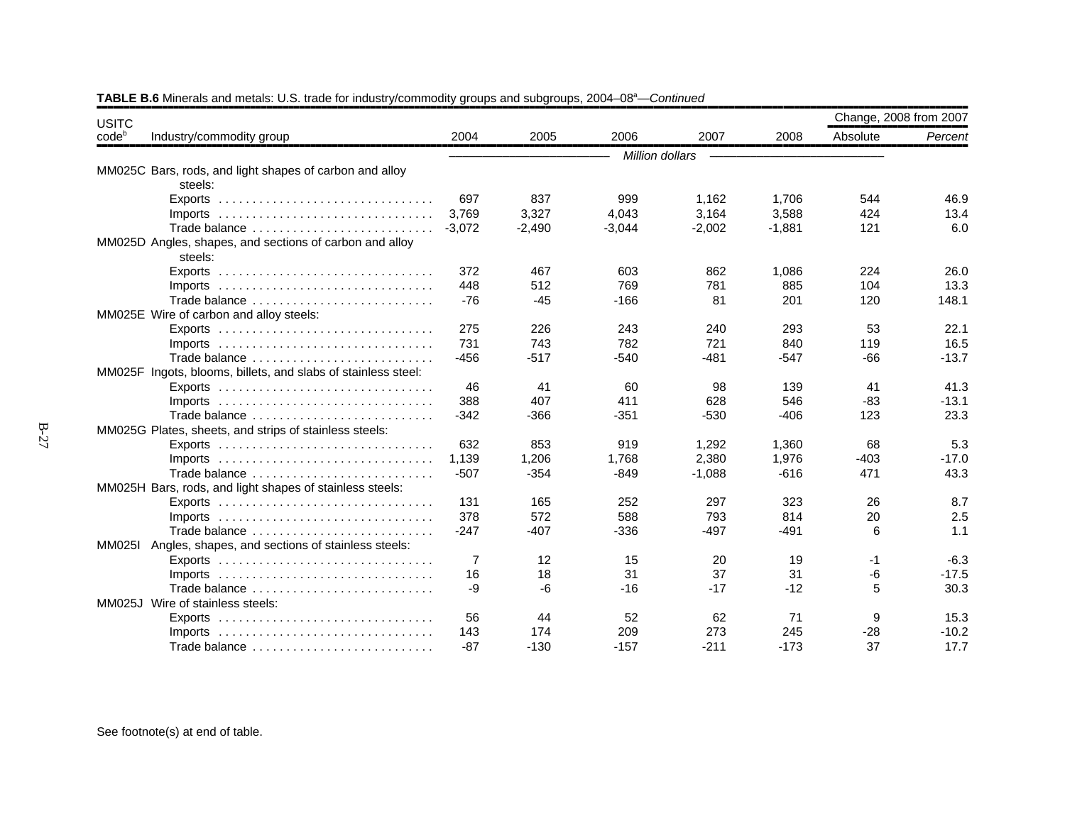**TABLE B.6** Minerals and metals: U.S. trade for industry/commodity groups and subgroups, 2004–08[a]—*Continued*

| USITC code[b] | Industry/commodity group | 2004 | 2005 | 2006 | 2007 | 2008 | Change, 2008 from 2007 Absolute | *Percent* |
|---|---|---|---|---|---|---|---|---|
| | | *Million dollars* | | | | | | |
| MM025C | Bars, rods, and light shapes of carbon and alloy steels: | | | | | | | |
| | Exports | 697 | 837 | 999 | 1,162 | 1,706 | 544 | 46.9 |
| | Imports | 3,769 | 3,327 | 4,043 | 3,164 | 3,588 | 424 | 13.4 |
| | Trade balance | -3,072 | -2,490 | -3,044 | -2,002 | -1,881 | 121 | 6.0 |
| MM025D | Angles, shapes, and sections of carbon and alloy steels: | | | | | | | |
| | Exports | 372 | 467 | 603 | 862 | 1,086 | 224 | 26.0 |
| | Imports | 448 | 512 | 769 | 781 | 885 | 104 | 13.3 |
| | Trade balance | -76 | -45 | -166 | 81 | 201 | 120 | 148.1 |
| MM025E | Wire of carbon and alloy steels: | | | | | | | |
| | Exports | 275 | 226 | 243 | 240 | 293 | 53 | 22.1 |
| | Imports | 731 | 743 | 782 | 721 | 840 | 119 | 16.5 |
| | Trade balance | -456 | -517 | -540 | -481 | -547 | -66 | -13.7 |
| MM025F | Ingots, blooms, billets, and slabs of stainless steel: | | | | | | | |
| | Exports | 46 | 41 | 60 | 98 | 139 | 41 | 41.3 |
| | Imports | 388 | 407 | 411 | 628 | 546 | -83 | -13.1 |
| | Trade balance | -342 | -366 | -351 | -530 | -406 | 123 | 23.3 |
| MM025G | Plates, sheets, and strips of stainless steels: | | | | | | | |
| | Exports | 632 | 853 | 919 | 1,292 | 1,360 | 68 | 5.3 |
| | Imports | 1,139 | 1,206 | 1,768 | 2,380 | 1,976 | -403 | -17.0 |
| | Trade balance | -507 | -354 | -849 | -1,088 | -616 | 471 | 43.3 |
| MM025H | Bars, rods, and light shapes of stainless steels: | | | | | | | |
| | Exports | 131 | 165 | 252 | 297 | 323 | 26 | 8.7 |
| | Imports | 378 | 572 | 588 | 793 | 814 | 20 | 2.5 |
| | Trade balance | -247 | -407 | -336 | -497 | -491 | 6 | 1.1 |
| MM025I | Angles, shapes, and sections of stainless steels: | | | | | | | |
| | Exports | 7 | 12 | 15 | 20 | 19 | -1 | -6.3 |
| | Imports | 16 | 18 | 31 | 37 | 31 | -6 | -17.5 |
| | Trade balance | -9 | -6 | -16 | -17 | -12 | 5 | 30.3 |
| MM025J | Wire of stainless steels: | | | | | | | |
| | Exports | 56 | 44 | 52 | 62 | 71 | 9 | 15.3 |
| | Imports | 143 | 174 | 209 | 273 | 245 | -28 | -10.2 |
| | Trade balance | -87 | -130 | -157 | -211 | -173 | 37 | 17.7 |

See footnote(s) at end of table.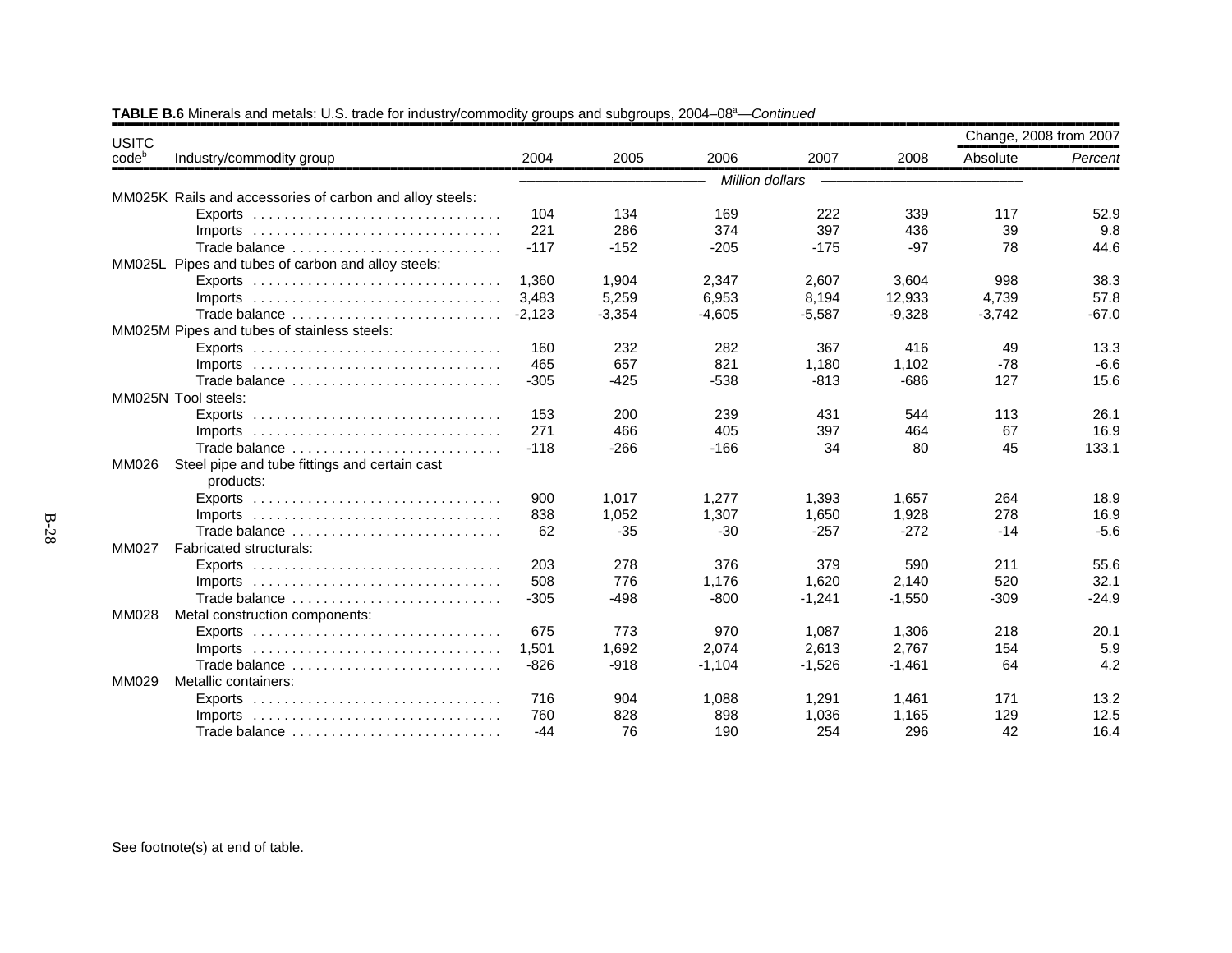**TABLE B.6** Minerals and metals: U.S. trade for industry/commodity groups and subgroups, 2004–08[a]—*Continued*

| USITC code[b] | Industry/commodity group | 2004 | 2005 | 2006 | 2007 | 2008 | Change, 2008 from 2007 | |
|---|---|---|---|---|---|---|---|---|
| | | | | | | | Absolute | *Percent* |
| | | *Million dollars* | | | | | | |
| MM025K | Rails and accessories of carbon and alloy steels: | | | | | | | |
| | Exports | 104 | 134 | 169 | 222 | 339 | 117 | 52.9 |
| | Imports | 221 | 286 | 374 | 397 | 436 | 39 | 9.8 |
| | Trade balance | -117 | -152 | -205 | -175 | -97 | 78 | 44.6 |
| MM025L | Pipes and tubes of carbon and alloy steels: | | | | | | | |
| | Exports | 1,360 | 1,904 | 2,347 | 2,607 | 3,604 | 998 | 38.3 |
| | Imports | 3,483 | 5,259 | 6,953 | 8,194 | 12,933 | 4,739 | 57.8 |
| | Trade balance | -2,123 | -3,354 | -4,605 | -5,587 | -9,328 | -3,742 | -67.0 |
| MM025M | Pipes and tubes of stainless steels: | | | | | | | |
| | Exports | 160 | 232 | 282 | 367 | 416 | 49 | 13.3 |
| | Imports | 465 | 657 | 821 | 1,180 | 1,102 | -78 | -6.6 |
| | Trade balance | -305 | -425 | -538 | -813 | -686 | 127 | 15.6 |
| MM025N | Tool steels: | | | | | | | |
| | Exports | 153 | 200 | 239 | 431 | 544 | 113 | 26.1 |
| | Imports | 271 | 466 | 405 | 397 | 464 | 67 | 16.9 |
| | Trade balance | -118 | -266 | -166 | 34 | 80 | 45 | 133.1 |
| MM026 | Steel pipe and tube fittings and certain cast products: | | | | | | | |
| | Exports | 900 | 1,017 | 1,277 | 1,393 | 1,657 | 264 | 18.9 |
| | Imports | 838 | 1,052 | 1,307 | 1,650 | 1,928 | 278 | 16.9 |
| | Trade balance | 62 | -35 | -30 | -257 | -272 | -14 | -5.6 |
| MM027 | Fabricated structurals: | | | | | | | |
| | Exports | 203 | 278 | 376 | 379 | 590 | 211 | 55.6 |
| | Imports | 508 | 776 | 1,176 | 1,620 | 2,140 | 520 | 32.1 |
| | Trade balance | -305 | -498 | -800 | -1,241 | -1,550 | -309 | -24.9 |
| MM028 | Metal construction components: | | | | | | | |
| | Exports | 675 | 773 | 970 | 1,087 | 1,306 | 218 | 20.1 |
| | Imports | 1,501 | 1,692 | 2,074 | 2,613 | 2,767 | 154 | 5.9 |
| | Trade balance | -826 | -918 | -1,104 | -1,526 | -1,461 | 64 | 4.2 |
| MM029 | Metallic containers: | | | | | | | |
| | Exports | 716 | 904 | 1,088 | 1,291 | 1,461 | 171 | 13.2 |
| | Imports | 760 | 828 | 898 | 1,036 | 1,165 | 129 | 12.5 |
| | Trade balance | -44 | 76 | 190 | 254 | 296 | 42 | 16.4 |

See footnote(s) at end of table.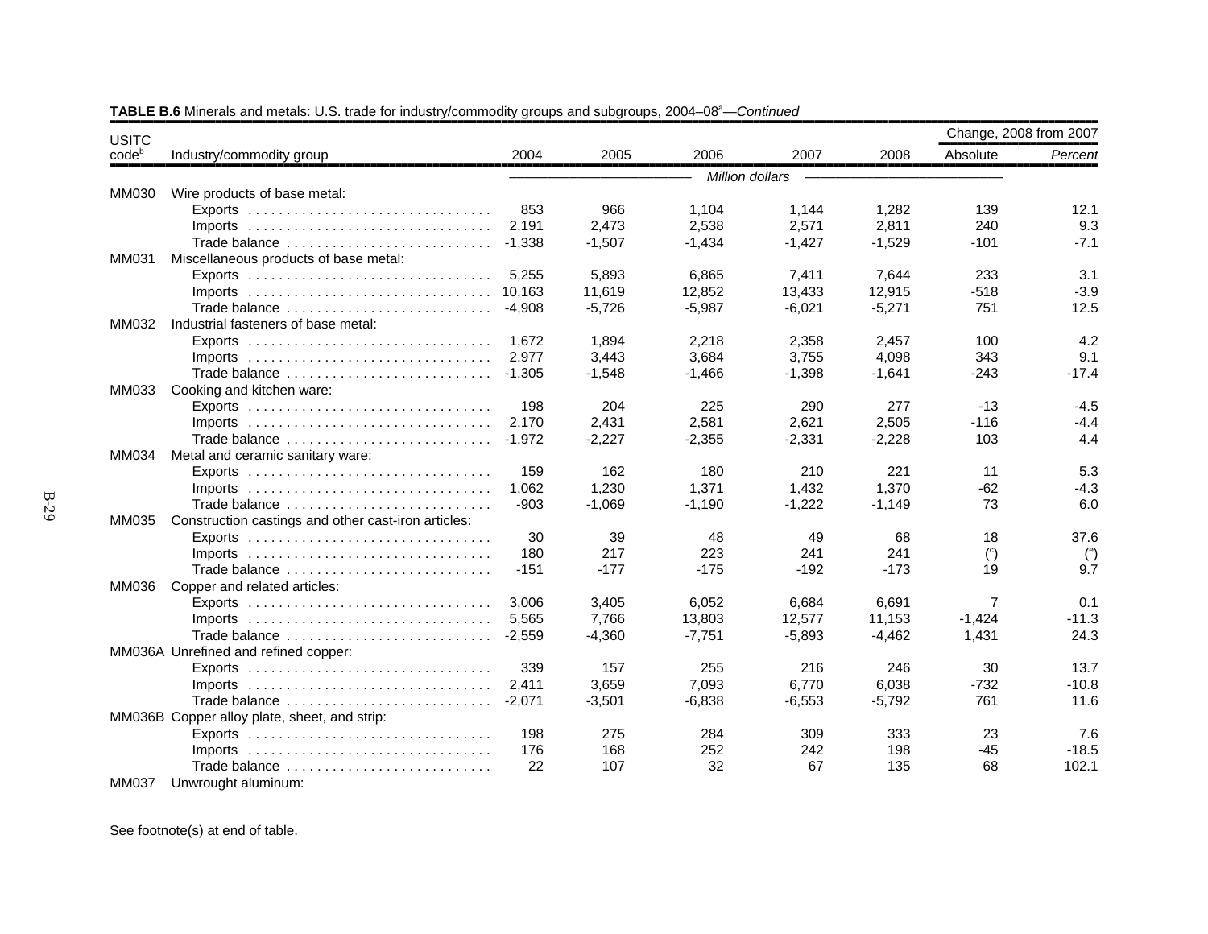**TABLE B.6** Minerals and metals: U.S. trade for industry/commodity groups and subgroups, 2004–08[a]—*Continued*

| USITC code[b] | Industry/commodity group | 2004 | 2005 | 2006 | 2007 | 2008 | Change, 2008 from 2007 Absolute | Percent |
|---|---|---|---|---|---|---|---|---|
| | | *Million dollars* | | | | | | |
| MM030 | Wire products of base metal: | | | | | | | |
| | Exports | 853 | 966 | 1,104 | 1,144 | 1,282 | 139 | 12.1 |
| | Imports | 2,191 | 2,473 | 2,538 | 2,571 | 2,811 | 240 | 9.3 |
| | Trade balance | -1,338 | -1,507 | -1,434 | -1,427 | -1,529 | -101 | -7.1 |
| MM031 | Miscellaneous products of base metal: | | | | | | | |
| | Exports | 5,255 | 5,893 | 6,865 | 7,411 | 7,644 | 233 | 3.1 |
| | Imports | 10,163 | 11,619 | 12,852 | 13,433 | 12,915 | -518 | -3.9 |
| | Trade balance | -4,908 | -5,726 | -5,987 | -6,021 | -5,271 | 751 | 12.5 |
| MM032 | Industrial fasteners of base metal: | | | | | | | |
| | Exports | 1,672 | 1,894 | 2,218 | 2,358 | 2,457 | 100 | 4.2 |
| | Imports | 2,977 | 3,443 | 3,684 | 3,755 | 4,098 | 343 | 9.1 |
| | Trade balance | -1,305 | -1,548 | -1,466 | -1,398 | -1,641 | -243 | -17.4 |
| MM033 | Cooking and kitchen ware: | | | | | | | |
| | Exports | 198 | 204 | 225 | 290 | 277 | -13 | -4.5 |
| | Imports | 2,170 | 2,431 | 2,581 | 2,621 | 2,505 | -116 | -4.4 |
| | Trade balance | -1,972 | -2,227 | -2,355 | -2,331 | -2,228 | 103 | 4.4 |
| MM034 | Metal and ceramic sanitary ware: | | | | | | | |
| | Exports | 159 | 162 | 180 | 210 | 221 | 11 | 5.3 |
| | Imports | 1,062 | 1,230 | 1,371 | 1,432 | 1,370 | -62 | -4.3 |
| | Trade balance | -903 | -1,069 | -1,190 | -1,222 | -1,149 | 73 | 6.0 |
| MM035 | Construction castings and other cast-iron articles: | | | | | | | |
| | Exports | 30 | 39 | 48 | 49 | 68 | 18 | 37.6 |
| | Imports | 180 | 217 | 223 | 241 | 241 | ([c]) | ([e]) |
| | Trade balance | -151 | -177 | -175 | -192 | -173 | 19 | 9.7 |
| MM036 | Copper and related articles: | | | | | | | |
| | Exports | 3,006 | 3,405 | 6,052 | 6,684 | 6,691 | 7 | 0.1 |
| | Imports | 5,565 | 7,766 | 13,803 | 12,577 | 11,153 | -1,424 | -11.3 |
| | Trade balance | -2,559 | -4,360 | -7,751 | -5,893 | -4,462 | 1,431 | 24.3 |
| MM036A | Unrefined and refined copper: | | | | | | | |
| | Exports | 339 | 157 | 255 | 216 | 246 | 30 | 13.7 |
| | Imports | 2,411 | 3,659 | 7,093 | 6,770 | 6,038 | -732 | -10.8 |
| | Trade balance | -2,071 | -3,501 | -6,838 | -6,553 | -5,792 | 761 | 11.6 |
| MM036B | Copper alloy plate, sheet, and strip: | | | | | | | |
| | Exports | 198 | 275 | 284 | 309 | 333 | 23 | 7.6 |
| | Imports | 176 | 168 | 252 | 242 | 198 | -45 | -18.5 |
| | Trade balance | 22 | 107 | 32 | 67 | 135 | 68 | 102.1 |
| MM037 | Unwrought aluminum: | | | | | | | |

See footnote(s) at end of table.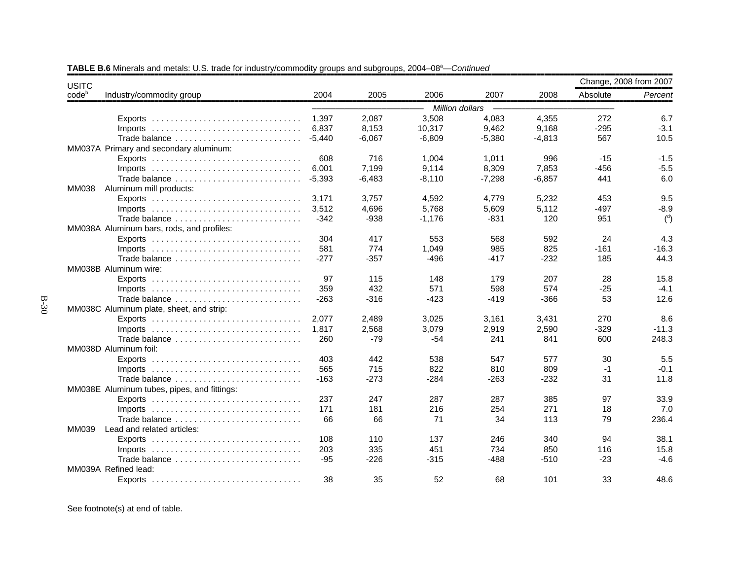**TABLE B.6** Minerals and metals: U.S. trade for industry/commodity groups and subgroups, 2004–08[a]—*Continued*

| USITC code[b] | Industry/commodity group | 2004 | 2005 | 2006 | 2007 | 2008 | Change, 2008 from 2007 Absolute | *Percent* |
|---|---|---|---|---|---|---|---|---|
| | | *Million dollars* | | | | | | |
| | Exports | 1,397 | 2,087 | 3,508 | 4,083 | 4,355 | 272 | 6.7 |
| | Imports | 6,837 | 8,153 | 10,317 | 9,462 | 9,168 | -295 | -3.1 |
| | Trade balance | -5,440 | -6,067 | -6,809 | -5,380 | -4,813 | 567 | 10.5 |
| MM037A | Primary and secondary aluminum: | | | | | | | |
| | Exports | 608 | 716 | 1,004 | 1,011 | 996 | -15 | -1.5 |
| | Imports | 6,001 | 7,199 | 9,114 | 8,309 | 7,853 | -456 | -5.5 |
| | Trade balance | -5,393 | -6,483 | -8,110 | -7,298 | -6,857 | 441 | 6.0 |
| MM038 | Aluminum mill products: | | | | | | | |
| | Exports | 3,171 | 3,757 | 4,592 | 4,779 | 5,232 | 453 | 9.5 |
| | Imports | 3,512 | 4,696 | 5,768 | 5,609 | 5,112 | -497 | -8.9 |
| | Trade balance | -342 | -938 | -1,176 | -831 | 120 | 951 | ([d]) |
| MM038A | Aluminum bars, rods, and profiles: | | | | | | | |
| | Exports | 304 | 417 | 553 | 568 | 592 | 24 | 4.3 |
| | Imports | 581 | 774 | 1,049 | 985 | 825 | -161 | -16.3 |
| | Trade balance | -277 | -357 | -496 | -417 | -232 | 185 | 44.3 |
| MM038B | Aluminum wire: | | | | | | | |
| | Exports | 97 | 115 | 148 | 179 | 207 | 28 | 15.8 |
| | Imports | 359 | 432 | 571 | 598 | 574 | -25 | -4.1 |
| | Trade balance | -263 | -316 | -423 | -419 | -366 | 53 | 12.6 |
| MM038C | Aluminum plate, sheet, and strip: | | | | | | | |
| | Exports | 2,077 | 2,489 | 3,025 | 3,161 | 3,431 | 270 | 8.6 |
| | Imports | 1,817 | 2,568 | 3,079 | 2,919 | 2,590 | -329 | -11.3 |
| | Trade balance | 260 | -79 | -54 | 241 | 841 | 600 | 248.3 |
| MM038D | Aluminum foil: | | | | | | | |
| | Exports | 403 | 442 | 538 | 547 | 577 | 30 | 5.5 |
| | Imports | 565 | 715 | 822 | 810 | 809 | -1 | -0.1 |
| | Trade balance | -163 | -273 | -284 | -263 | -232 | 31 | 11.8 |
| MM038E | Aluminum tubes, pipes, and fittings: | | | | | | | |
| | Exports | 237 | 247 | 287 | 287 | 385 | 97 | 33.9 |
| | Imports | 171 | 181 | 216 | 254 | 271 | 18 | 7.0 |
| | Trade balance | 66 | 66 | 71 | 34 | 113 | 79 | 236.4 |
| MM039 | Lead and related articles: | | | | | | | |
| | Exports | 108 | 110 | 137 | 246 | 340 | 94 | 38.1 |
| | Imports | 203 | 335 | 451 | 734 | 850 | 116 | 15.8 |
| | Trade balance | -95 | -226 | -315 | -488 | -510 | -23 | -4.6 |
| MM039A | Refined lead: | | | | | | | |
| | Exports | 38 | 35 | 52 | 68 | 101 | 33 | 48.6 |

See footnote(s) at end of table.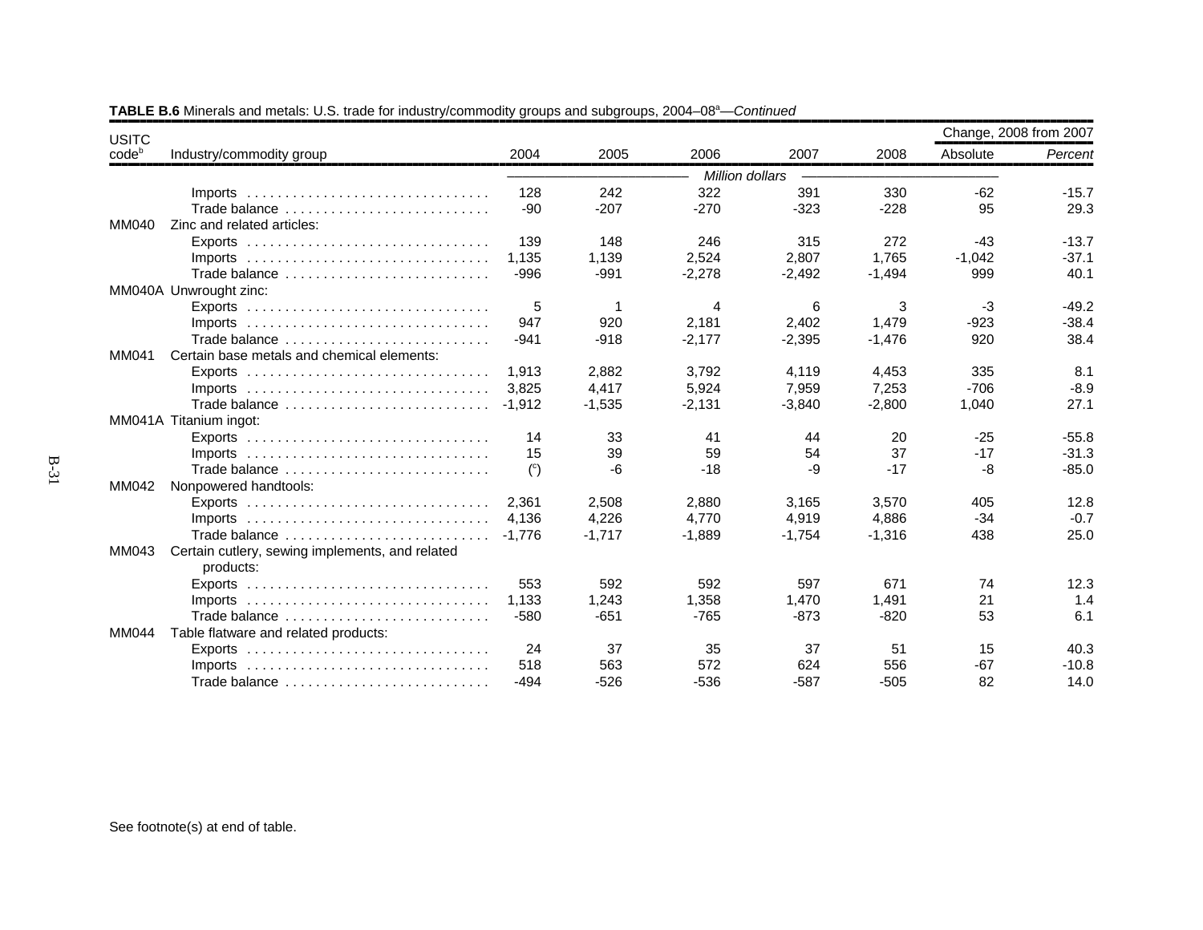**TABLE B.6** Minerals and metals: U.S. trade for industry/commodity groups and subgroups, 2004–08[a]—*Continued*

| USITC code[b] | Industry/commodity group | 2004 | 2005 | 2006 | 2007 | 2008 | Change, 2008 from 2007 Absolute | Percent |
|---|---|---|---|---|---|---|---|---|
| | | *Million dollars* | | | | | | |
| | Imports | 128 | 242 | 322 | 391 | 330 | -62 | -15.7 |
| | Trade balance | -90 | -207 | -270 | -323 | -228 | 95 | 29.3 |
| MM040 | Zinc and related articles: | | | | | | | |
| | Exports | 139 | 148 | 246 | 315 | 272 | -43 | -13.7 |
| | Imports | 1,135 | 1,139 | 2,524 | 2,807 | 1,765 | -1,042 | -37.1 |
| | Trade balance | -996 | -991 | -2,278 | -2,492 | -1,494 | 999 | 40.1 |
| MM040A | Unwrought zinc: | | | | | | | |
| | Exports | 5 | 1 | 4 | 6 | 3 | -3 | -49.2 |
| | Imports | 947 | 920 | 2,181 | 2,402 | 1,479 | -923 | -38.4 |
| | Trade balance | -941 | -918 | -2,177 | -2,395 | -1,476 | 920 | 38.4 |
| MM041 | Certain base metals and chemical elements: | | | | | | | |
| | Exports | 1,913 | 2,882 | 3,792 | 4,119 | 4,453 | 335 | 8.1 |
| | Imports | 3,825 | 4,417 | 5,924 | 7,959 | 7,253 | -706 | -8.9 |
| | Trade balance | -1,912 | -1,535 | -2,131 | -3,840 | -2,800 | 1,040 | 27.1 |
| MM041A | Titanium ingot: | | | | | | | |
| | Exports | 14 | 33 | 41 | 44 | 20 | -25 | -55.8 |
| | Imports | 15 | 39 | 59 | 54 | 37 | -17 | -31.3 |
| | Trade balance | ([c]) | -6 | -18 | -9 | -17 | -8 | -85.0 |
| MM042 | Nonpowered handtools: | | | | | | | |
| | Exports | 2,361 | 2,508 | 2,880 | 3,165 | 3,570 | 405 | 12.8 |
| | Imports | 4,136 | 4,226 | 4,770 | 4,919 | 4,886 | -34 | -0.7 |
| | Trade balance | -1,776 | -1,717 | -1,889 | -1,754 | -1,316 | 438 | 25.0 |
| MM043 | Certain cutlery, sewing implements, and related products: | | | | | | | |
| | Exports | 553 | 592 | 592 | 597 | 671 | 74 | 12.3 |
| | Imports | 1,133 | 1,243 | 1,358 | 1,470 | 1,491 | 21 | 1.4 |
| | Trade balance | -580 | -651 | -765 | -873 | -820 | 53 | 6.1 |
| MM044 | Table flatware and related products: | | | | | | | |
| | Exports | 24 | 37 | 35 | 37 | 51 | 15 | 40.3 |
| | Imports | 518 | 563 | 572 | 624 | 556 | -67 | -10.8 |
| | Trade balance | -494 | -526 | -536 | -587 | -505 | 82 | 14.0 |

See footnote(s) at end of table.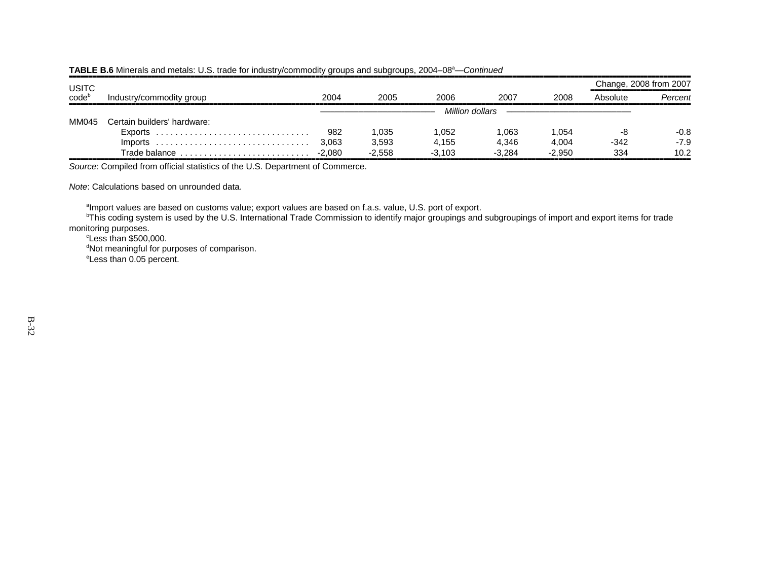**TABLE B.6** Minerals and metals: U.S. trade for industry/commodity groups and subgroups, 2004–08[a]—*Continued*

| USITC code[b] | Industry/commodity group | 2004 | 2005 | 2006 | 2007 | 2008 | Change, 2008 from 2007 Absolute | *Percent* |
|---|---|---|---|---|---|---|---|---|
| | | *Million dollars* | | | | | | |
| MM045 | Certain builders' hardware: | | | | | | | |
| | Exports | 982 | 1,035 | 1,052 | 1,063 | 1,054 | -8 | -0.8 |
| | Imports | 3,063 | 3,593 | 4,155 | 4,346 | 4,004 | -342 | -7.9 |
| | Trade balance | -2,080 | -2,558 | -3,103 | -3,284 | -2,950 | 334 | 10.2 |

*Source*: Compiled from official statistics of the U.S. Department of Commerce.

*Note*: Calculations based on unrounded data.

[a]Import values are based on customs value; export values are based on f.a.s. value, U.S. port of export.
[b]This coding system is used by the U.S. International Trade Commission to identify major groupings and subgroupings of import and export items for trade monitoring purposes.
[c]Less than $500,000.
[d]Not meaningful for purposes of comparison.
[e]Less than 0.05 percent.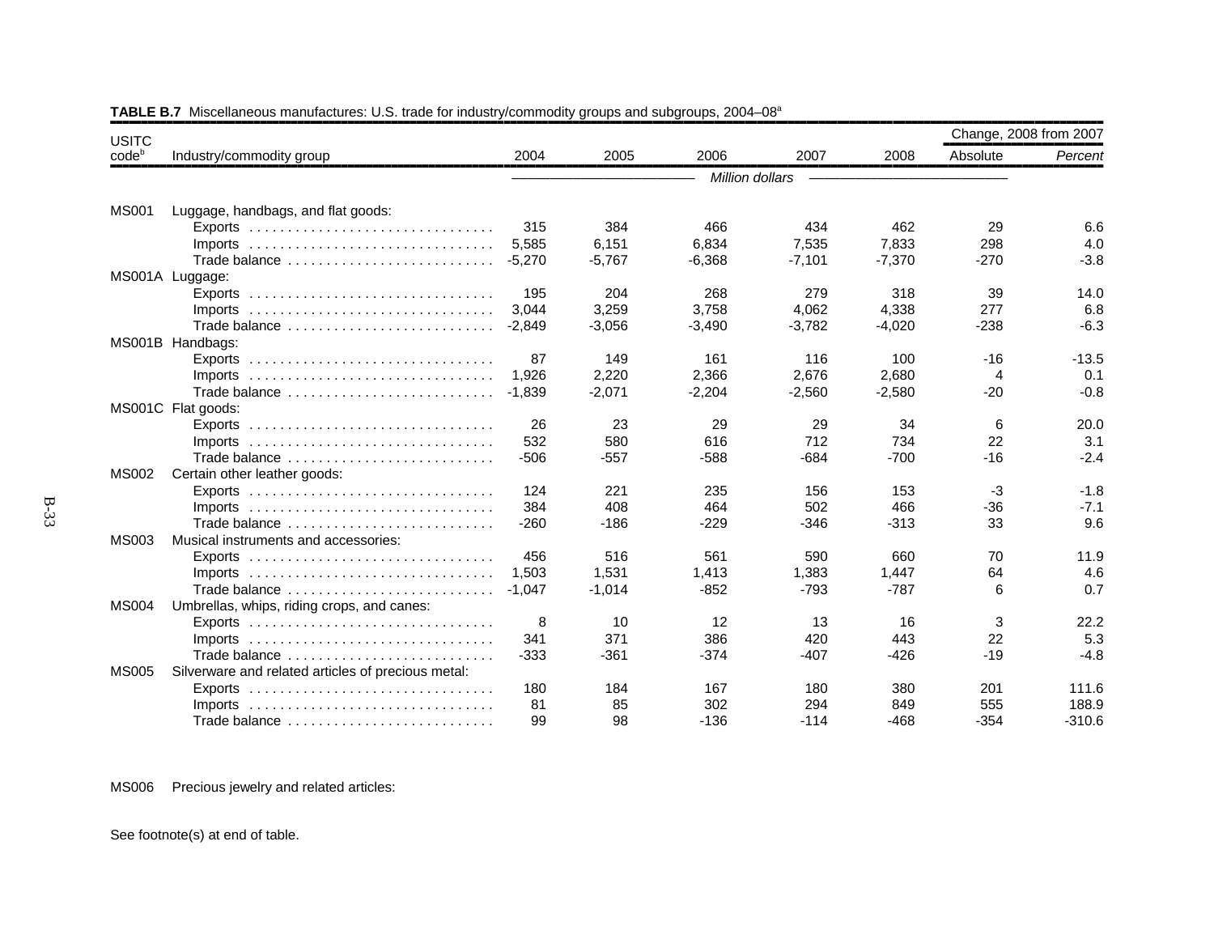**TABLE B.7** Miscellaneous manufactures: U.S. trade for industry/commodity groups and subgroups, 2004–08[a]

| USITC code[b] | Industry/commodity group | 2004 | 2005 | 2006 | 2007 | 2008 | Change, 2008 from 2007 Absolute | *Percent* |
|---|---|---|---|---|---|---|---|---|
| | | *Million dollars* | | | | | | |
| MS001 | Luggage, handbags, and flat goods: | | | | | | | |
| | Exports | 315 | 384 | 466 | 434 | 462 | 29 | 6.6 |
| | Imports | 5,585 | 6,151 | 6,834 | 7,535 | 7,833 | 298 | 4.0 |
| | Trade balance | -5,270 | -5,767 | -6,368 | -7,101 | -7,370 | -270 | -3.8 |
| MS001A | Luggage: | | | | | | | |
| | Exports | 195 | 204 | 268 | 279 | 318 | 39 | 14.0 |
| | Imports | 3,044 | 3,259 | 3,758 | 4,062 | 4,338 | 277 | 6.8 |
| | Trade balance | -2,849 | -3,056 | -3,490 | -3,782 | -4,020 | -238 | -6.3 |
| MS001B | Handbags: | | | | | | | |
| | Exports | 87 | 149 | 161 | 116 | 100 | -16 | -13.5 |
| | Imports | 1,926 | 2,220 | 2,366 | 2,676 | 2,680 | 4 | 0.1 |
| | Trade balance | -1,839 | -2,071 | -2,204 | -2,560 | -2,580 | -20 | -0.8 |
| MS001C | Flat goods: | | | | | | | |
| | Exports | 26 | 23 | 29 | 29 | 34 | 6 | 20.0 |
| | Imports | 532 | 580 | 616 | 712 | 734 | 22 | 3.1 |
| | Trade balance | -506 | -557 | -588 | -684 | -700 | -16 | -2.4 |
| MS002 | Certain other leather goods: | | | | | | | |
| | Exports | 124 | 221 | 235 | 156 | 153 | -3 | -1.8 |
| | Imports | 384 | 408 | 464 | 502 | 466 | -36 | -7.1 |
| | Trade balance | -260 | -186 | -229 | -346 | -313 | 33 | 9.6 |
| MS003 | Musical instruments and accessories: | | | | | | | |
| | Exports | 456 | 516 | 561 | 590 | 660 | 70 | 11.9 |
| | Imports | 1,503 | 1,531 | 1,413 | 1,383 | 1,447 | 64 | 4.6 |
| | Trade balance | -1,047 | -1,014 | -852 | -793 | -787 | 6 | 0.7 |
| MS004 | Umbrellas, whips, riding crops, and canes: | | | | | | | |
| | Exports | 8 | 10 | 12 | 13 | 16 | 3 | 22.2 |
| | Imports | 341 | 371 | 386 | 420 | 443 | 22 | 5.3 |
| | Trade balance | -333 | -361 | -374 | -407 | -426 | -19 | -4.8 |
| MS005 | Silverware and related articles of precious metal: | | | | | | | |
| | Exports | 180 | 184 | 167 | 180 | 380 | 201 | 111.6 |
| | Imports | 81 | 85 | 302 | 294 | 849 | 555 | 188.9 |
| | Trade balance | 99 | 98 | -136 | -114 | -468 | -354 | -310.6 |
| MS006 | Precious jewelry and related articles: | | | | | | | |

See footnote(s) at end of table.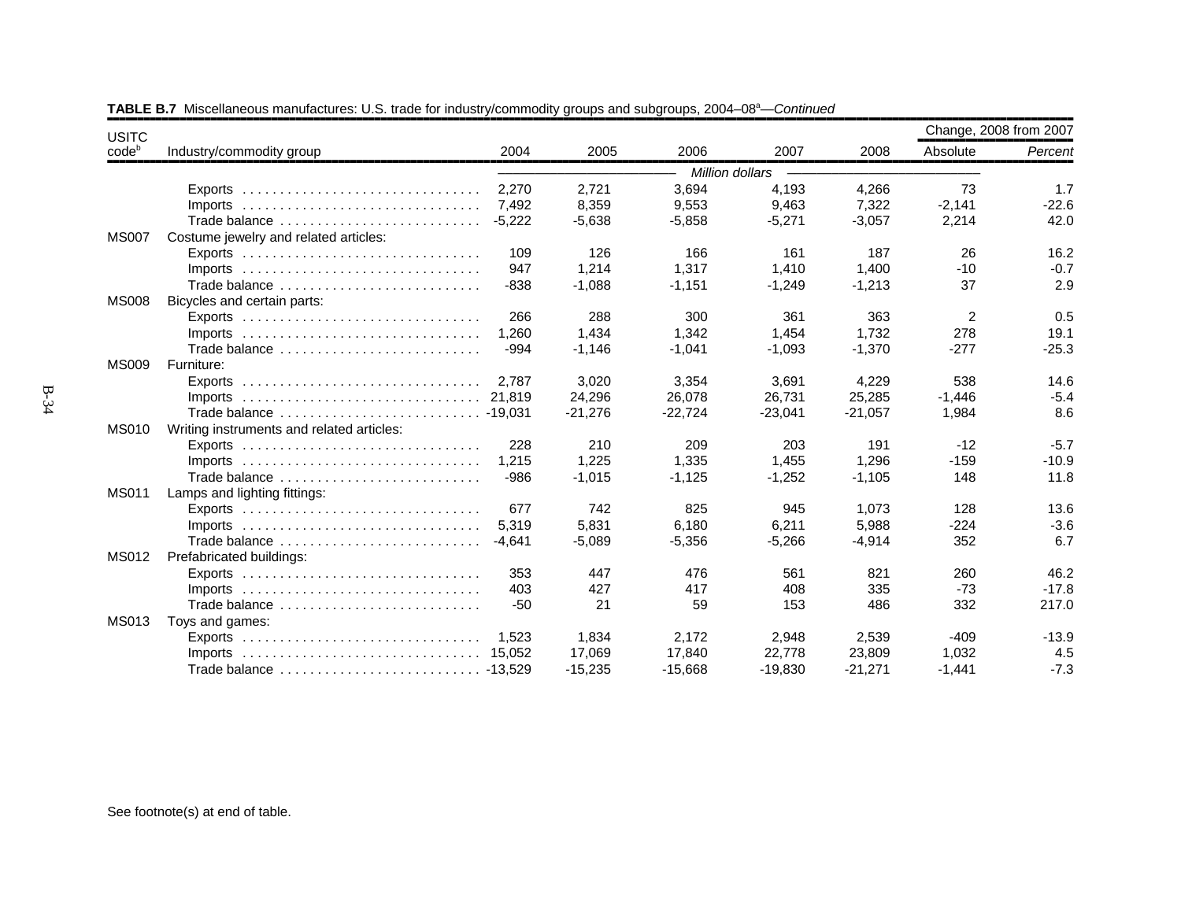**TABLE B.7** Miscellaneous manufactures: U.S. trade for industry/commodity groups and subgroups, 2004–08[a]—*Continued*

| USITC code[b] | Industry/commodity group | 2004 | 2005 | 2006 | 2007 | 2008 | Change, 2008 from 2007 Absolute | Percent |
|---|---|---|---|---|---|---|---|---|
| | | *Million dollars* | | | | | | *Percent* |
| | Exports | 2,270 | 2,721 | 3,694 | 4,193 | 4,266 | 73 | 1.7 |
| | Imports | 7,492 | 8,359 | 9,553 | 9,463 | 7,322 | -2,141 | -22.6 |
| | Trade balance | -5,222 | -5,638 | -5,858 | -5,271 | -3,057 | 2,214 | 42.0 |
| MS007 | Costume jewelry and related articles: | | | | | | | |
| | Exports | 109 | 126 | 166 | 161 | 187 | 26 | 16.2 |
| | Imports | 947 | 1,214 | 1,317 | 1,410 | 1,400 | -10 | -0.7 |
| | Trade balance | -838 | -1,088 | -1,151 | -1,249 | -1,213 | 37 | 2.9 |
| MS008 | Bicycles and certain parts: | | | | | | | |
| | Exports | 266 | 288 | 300 | 361 | 363 | 2 | 0.5 |
| | Imports | 1,260 | 1,434 | 1,342 | 1,454 | 1,732 | 278 | 19.1 |
| | Trade balance | -994 | -1,146 | -1,041 | -1,093 | -1,370 | -277 | -25.3 |
| MS009 | Furniture: | | | | | | | |
| | Exports | 2,787 | 3,020 | 3,354 | 3,691 | 4,229 | 538 | 14.6 |
| | Imports | 21,819 | 24,296 | 26,078 | 26,731 | 25,285 | -1,446 | -5.4 |
| | Trade balance | -19,031 | -21,276 | -22,724 | -23,041 | -21,057 | 1,984 | 8.6 |
| MS010 | Writing instruments and related articles: | | | | | | | |
| | Exports | 228 | 210 | 209 | 203 | 191 | -12 | -5.7 |
| | Imports | 1,215 | 1,225 | 1,335 | 1,455 | 1,296 | -159 | -10.9 |
| | Trade balance | -986 | -1,015 | -1,125 | -1,252 | -1,105 | 148 | 11.8 |
| MS011 | Lamps and lighting fittings: | | | | | | | |
| | Exports | 677 | 742 | 825 | 945 | 1,073 | 128 | 13.6 |
| | Imports | 5,319 | 5,831 | 6,180 | 6,211 | 5,988 | -224 | -3.6 |
| | Trade balance | -4,641 | -5,089 | -5,356 | -5,266 | -4,914 | 352 | 6.7 |
| MS012 | Prefabricated buildings: | | | | | | | |
| | Exports | 353 | 447 | 476 | 561 | 821 | 260 | 46.2 |
| | Imports | 403 | 427 | 417 | 408 | 335 | -73 | -17.8 |
| | Trade balance | -50 | 21 | 59 | 153 | 486 | 332 | 217.0 |
| MS013 | Toys and games: | | | | | | | |
| | Exports | 1,523 | 1,834 | 2,172 | 2,948 | 2,539 | -409 | -13.9 |
| | Imports | 15,052 | 17,069 | 17,840 | 22,778 | 23,809 | 1,032 | 4.5 |
| | Trade balance | -13,529 | -15,235 | -15,668 | -19,830 | -21,271 | -1,441 | -7.3 |

See footnote(s) at end of table.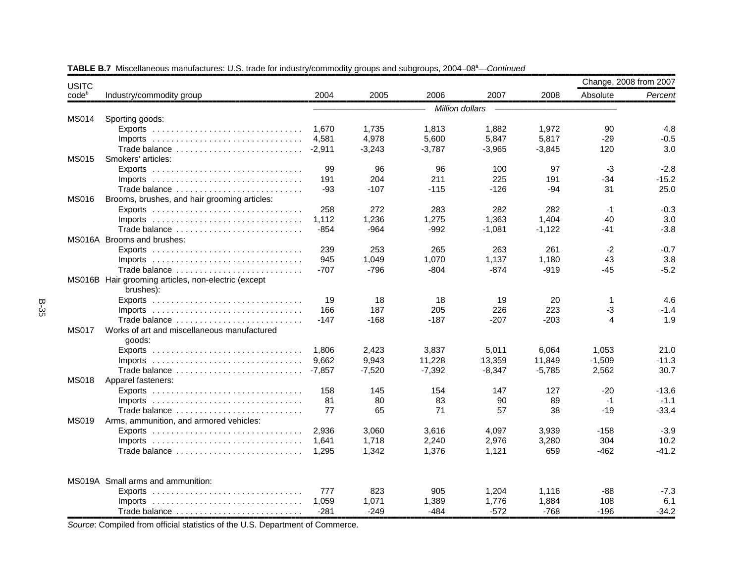**TABLE B.7** Miscellaneous manufactures: U.S. trade for industry/commodity groups and subgroups, 2004–08[a]—*Continued*

| USITC code[b] | Industry/commodity group | 2004 | 2005 | 2006 | 2007 | 2008 | Change, 2008 from 2007 Absolute | *Percent* |
|---|---|---|---|---|---|---|---|---|
| | | *Million dollars* | | | | | | |
| MS014 | Sporting goods: | | | | | | | |
| | Exports | 1,670 | 1,735 | 1,813 | 1,882 | 1,972 | 90 | 4.8 |
| | Imports | 4,581 | 4,978 | 5,600 | 5,847 | 5,817 | -29 | -0.5 |
| | Trade balance | -2,911 | -3,243 | -3,787 | -3,965 | -3,845 | 120 | 3.0 |
| MS015 | Smokers' articles: | | | | | | | |
| | Exports | 99 | 96 | 96 | 100 | 97 | -3 | -2.8 |
| | Imports | 191 | 204 | 211 | 225 | 191 | -34 | -15.2 |
| | Trade balance | -93 | -107 | -115 | -126 | -94 | 31 | 25.0 |
| MS016 | Brooms, brushes, and hair grooming articles: | | | | | | | |
| | Exports | 258 | 272 | 283 | 282 | 282 | -1 | -0.3 |
| | Imports | 1,112 | 1,236 | 1,275 | 1,363 | 1,404 | 40 | 3.0 |
| | Trade balance | -854 | -964 | -992 | -1,081 | -1,122 | -41 | -3.8 |
| MS016A | Brooms and brushes: | | | | | | | |
| | Exports | 239 | 253 | 265 | 263 | 261 | -2 | -0.7 |
| | Imports | 945 | 1,049 | 1,070 | 1,137 | 1,180 | 43 | 3.8 |
| | Trade balance | -707 | -796 | -804 | -874 | -919 | -45 | -5.2 |
| MS016B | Hair grooming articles, non-electric (except brushes): | | | | | | | |
| | Exports | 19 | 18 | 18 | 19 | 20 | 1 | 4.6 |
| | Imports | 166 | 187 | 205 | 226 | 223 | -3 | -1.4 |
| | Trade balance | -147 | -168 | -187 | -207 | -203 | 4 | 1.9 |
| MS017 | Works of art and miscellaneous manufactured goods: | | | | | | | |
| | Exports | 1,806 | 2,423 | 3,837 | 5,011 | 6,064 | 1,053 | 21.0 |
| | Imports | 9,662 | 9,943 | 11,228 | 13,359 | 11,849 | -1,509 | -11.3 |
| | Trade balance | -7,857 | -7,520 | -7,392 | -8,347 | -5,785 | 2,562 | 30.7 |
| MS018 | Apparel fasteners: | | | | | | | |
| | Exports | 158 | 145 | 154 | 147 | 127 | -20 | -13.6 |
| | Imports | 81 | 80 | 83 | 90 | 89 | -1 | -1.1 |
| | Trade balance | 77 | 65 | 71 | 57 | 38 | -19 | -33.4 |
| MS019 | Arms, ammunition, and armored vehicles: | | | | | | | |
| | Exports | 2,936 | 3,060 | 3,616 | 4,097 | 3,939 | -158 | -3.9 |
| | Imports | 1,641 | 1,718 | 2,240 | 2,976 | 3,280 | 304 | 10.2 |
| | Trade balance | 1,295 | 1,342 | 1,376 | 1,121 | 659 | -462 | -41.2 |
| MS019A | Small arms and ammunition: | | | | | | | |
| | Exports | 777 | 823 | 905 | 1,204 | 1,116 | -88 | -7.3 |
| | Imports | 1,059 | 1,071 | 1,389 | 1,776 | 1,884 | 108 | 6.1 |
| | Trade balance | -281 | -249 | -484 | -572 | -768 | -196 | -34.2 |

*Source*: Compiled from official statistics of the U.S. Department of Commerce.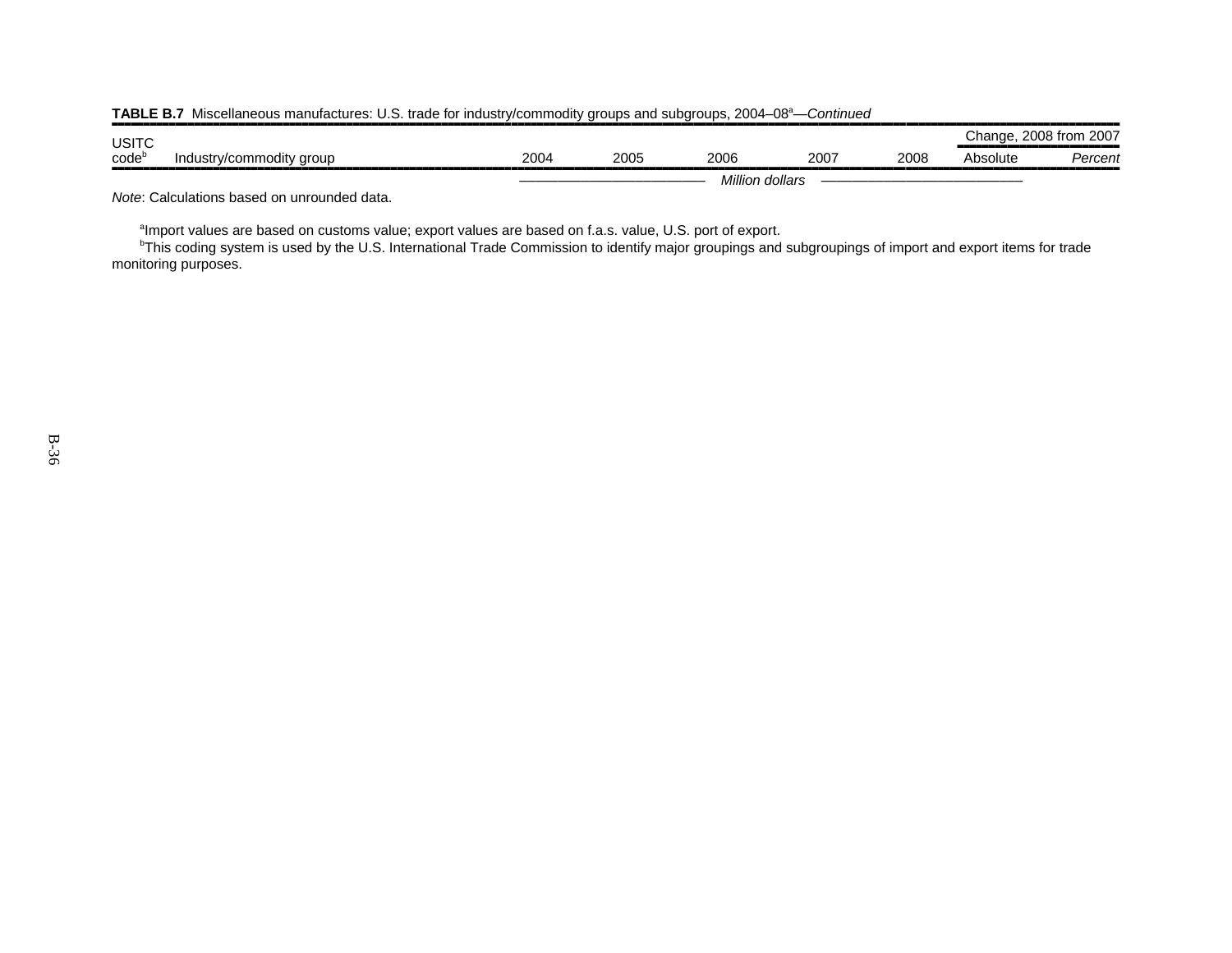**TABLE B.7** Miscellaneous manufactures: U.S. trade for industry/commodity groups and subgroups, 2004–08[a]—*Continued*

| USITC code[b] | Industry/commodity group | 2004 | 2005 | 2006 | 2007 | 2008 | Change, 2008 from 2007 | |
|---|---|---|---|---|---|---|---|---|
| | | | | | | | Absolute | *Percent* |
| | | *Million dollars* | | | | | | |

*Note*: Calculations based on unrounded data.

[a]Import values are based on customs value; export values are based on f.a.s. value, U.S. port of export.

[b]This coding system is used by the U.S. International Trade Commission to identify major groupings and subgroupings of import and export items for trade monitoring purposes.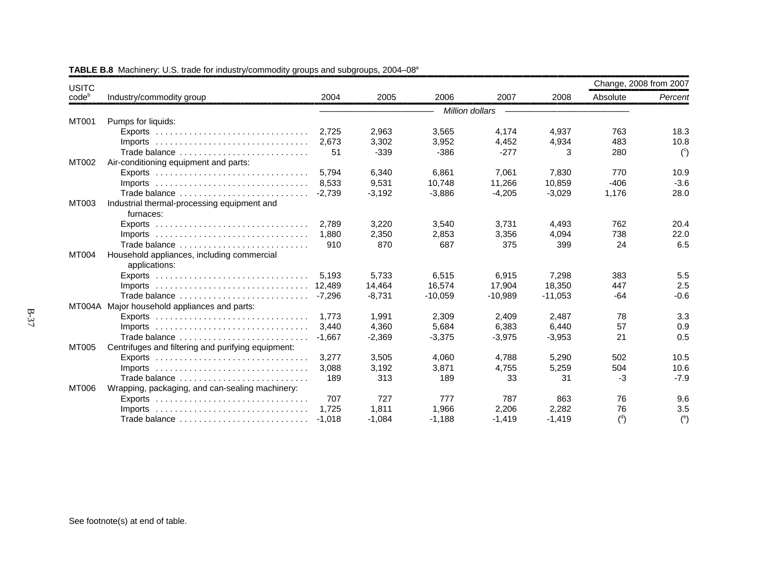**TABLE B.8** Machinery: U.S. trade for industry/commodity groups and subgroups, 2004–08[a]

| USITC code[b] | Industry/commodity group | 2004 | 2005 | 2006 | 2007 | 2008 | Change, 2008 from 2007 Absolute | *Percent* |
|---|---|---|---|---|---|---|---|---|
| | | *Million dollars* | | | | | | |
| MT001 | Pumps for liquids: | | | | | | | |
| | Exports | 2,725 | 2,963 | 3,565 | 4,174 | 4,937 | 763 | 18.3 |
| | Imports | 2,673 | 3,302 | 3,952 | 4,452 | 4,934 | 483 | 10.8 |
| | Trade balance | 51 | -339 | -386 | -277 | 3 | 280 | ([c]) |
| MT002 | Air-conditioning equipment and parts: | | | | | | | |
| | Exports | 5,794 | 6,340 | 6,861 | 7,061 | 7,830 | 770 | 10.9 |
| | Imports | 8,533 | 9,531 | 10,748 | 11,266 | 10,859 | -406 | -3.6 |
| | Trade balance | -2,739 | -3,192 | -3,886 | -4,205 | -3,029 | 1,176 | 28.0 |
| MT003 | Industrial thermal-processing equipment and furnaces: | | | | | | | |
| | Exports | 2,789 | 3,220 | 3,540 | 3,731 | 4,493 | 762 | 20.4 |
| | Imports | 1,880 | 2,350 | 2,853 | 3,356 | 4,094 | 738 | 22.0 |
| | Trade balance | 910 | 870 | 687 | 375 | 399 | 24 | 6.5 |
| MT004 | Household appliances, including commercial applications: | | | | | | | |
| | Exports | 5,193 | 5,733 | 6,515 | 6,915 | 7,298 | 383 | 5.5 |
| | Imports | 12,489 | 14,464 | 16,574 | 17,904 | 18,350 | 447 | 2.5 |
| | Trade balance | -7,296 | -8,731 | -10,059 | -10,989 | -11,053 | -64 | -0.6 |
| MT004A | Major household appliances and parts: | | | | | | | |
| | Exports | 1,773 | 1,991 | 2,309 | 2,409 | 2,487 | 78 | 3.3 |
| | Imports | 3,440 | 4,360 | 5,684 | 6,383 | 6,440 | 57 | 0.9 |
| | Trade balance | -1,667 | -2,369 | -3,375 | -3,975 | -3,953 | 21 | 0.5 |
| MT005 | Centrifuges and filtering and purifying equipment: | | | | | | | |
| | Exports | 3,277 | 3,505 | 4,060 | 4,788 | 5,290 | 502 | 10.5 |
| | Imports | 3,088 | 3,192 | 3,871 | 4,755 | 5,259 | 504 | 10.6 |
| | Trade balance | 189 | 313 | 189 | 33 | 31 | -3 | -7.9 |
| MT006 | Wrapping, packaging, and can-sealing machinery: | | | | | | | |
| | Exports | 707 | 727 | 777 | 787 | 863 | 76 | 9.6 |
| | Imports | 1,725 | 1,811 | 1,966 | 2,206 | 2,282 | 76 | 3.5 |
| | Trade balance | -1,018 | -1,084 | -1,188 | -1,419 | -1,419 | ([d]) | ([e]) |

See footnote(s) at end of table.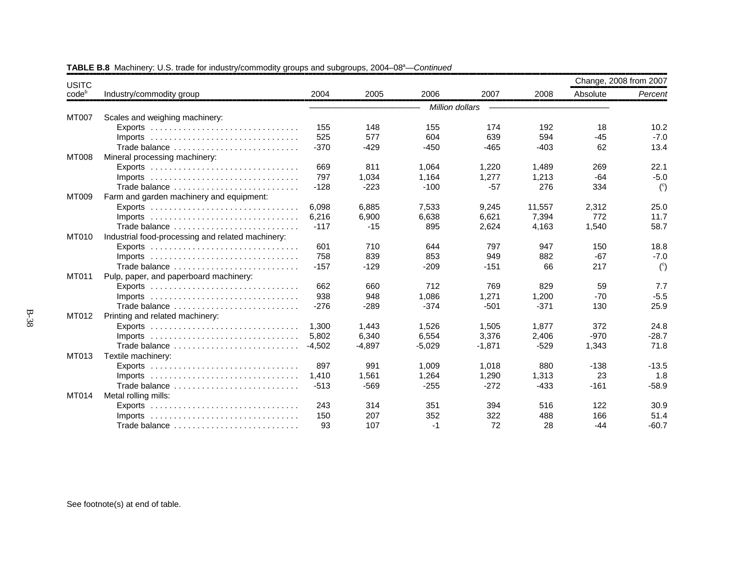**TABLE B.8** Machinery: U.S. trade for industry/commodity groups and subgroups, 2004–08[a]—*Continued*

| USITC code[b] | Industry/commodity group | 2004 | 2005 | 2006 | 2007 | 2008 | Change, 2008 from 2007 Absolute | *Percent* |
|---|---|---|---|---|---|---|---|---|
| | | *Million dollars* | | | | | | |
| MT007 | Scales and weighing machinery: | | | | | | | |
| | Exports | 155 | 148 | 155 | 174 | 192 | 18 | 10.2 |
| | Imports | 525 | 577 | 604 | 639 | 594 | -45 | -7.0 |
| | Trade balance | -370 | -429 | -450 | -465 | -403 | 62 | 13.4 |
| MT008 | Mineral processing machinery: | | | | | | | |
| | Exports | 669 | 811 | 1,064 | 1,220 | 1,489 | 269 | 22.1 |
| | Imports | 797 | 1,034 | 1,164 | 1,277 | 1,213 | -64 | -5.0 |
| | Trade balance | -128 | -223 | -100 | -57 | 276 | 334 | ([c]) |
| MT009 | Farm and garden machinery and equipment: | | | | | | | |
| | Exports | 6,098 | 6,885 | 7,533 | 9,245 | 11,557 | 2,312 | 25.0 |
| | Imports | 6,216 | 6,900 | 6,638 | 6,621 | 7,394 | 772 | 11.7 |
| | Trade balance | -117 | -15 | 895 | 2,624 | 4,163 | 1,540 | 58.7 |
| MT010 | Industrial food-processing and related machinery: | | | | | | | |
| | Exports | 601 | 710 | 644 | 797 | 947 | 150 | 18.8 |
| | Imports | 758 | 839 | 853 | 949 | 882 | -67 | -7.0 |
| | Trade balance | -157 | -129 | -209 | -151 | 66 | 217 | ([c]) |
| MT011 | Pulp, paper, and paperboard machinery: | | | | | | | |
| | Exports | 662 | 660 | 712 | 769 | 829 | 59 | 7.7 |
| | Imports | 938 | 948 | 1,086 | 1,271 | 1,200 | -70 | -5.5 |
| | Trade balance | -276 | -289 | -374 | -501 | -371 | 130 | 25.9 |
| MT012 | Printing and related machinery: | | | | | | | |
| | Exports | 1,300 | 1,443 | 1,526 | 1,505 | 1,877 | 372 | 24.8 |
| | Imports | 5,802 | 6,340 | 6,554 | 3,376 | 2,406 | -970 | -28.7 |
| | Trade balance | -4,502 | -4,897 | -5,029 | -1,871 | -529 | 1,343 | 71.8 |
| MT013 | Textile machinery: | | | | | | | |
| | Exports | 897 | 991 | 1,009 | 1,018 | 880 | -138 | -13.5 |
| | Imports | 1,410 | 1,561 | 1,264 | 1,290 | 1,313 | 23 | 1.8 |
| | Trade balance | -513 | -569 | -255 | -272 | -433 | -161 | -58.9 |
| MT014 | Metal rolling mills: | | | | | | | |
| | Exports | 243 | 314 | 351 | 394 | 516 | 122 | 30.9 |
| | Imports | 150 | 207 | 352 | 322 | 488 | 166 | 51.4 |
| | Trade balance | 93 | 107 | -1 | 72 | 28 | -44 | -60.7 |

See footnote(s) at end of table.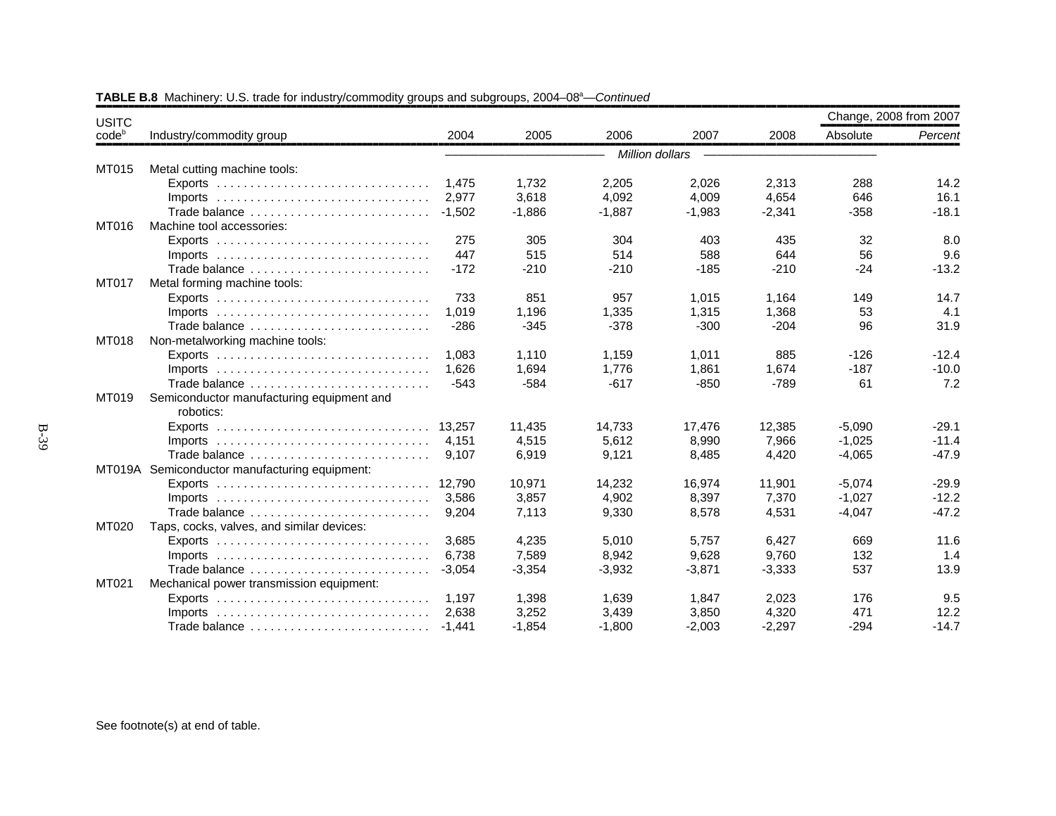**TABLE B.8** Machinery: U.S. trade for industry/commodity groups and subgroups, 2004–08[a]—*Continued*

| USITC code[b] | Industry/commodity group | 2004 | 2005 | 2006 | 2007 | 2008 | Change, 2008 from 2007 | |
|---|---|---|---|---|---|---|---|---|
| | | | | | | | Absolute | *Percent* |
| | | *Million dollars* | | | | | | |
| MT015 | Metal cutting machine tools: | | | | | | | |
| | Exports | 1,475 | 1,732 | 2,205 | 2,026 | 2,313 | 288 | 14.2 |
| | Imports | 2,977 | 3,618 | 4,092 | 4,009 | 4,654 | 646 | 16.1 |
| | Trade balance | -1,502 | -1,886 | -1,887 | -1,983 | -2,341 | -358 | -18.1 |
| MT016 | Machine tool accessories: | | | | | | | |
| | Exports | 275 | 305 | 304 | 403 | 435 | 32 | 8.0 |
| | Imports | 447 | 515 | 514 | 588 | 644 | 56 | 9.6 |
| | Trade balance | -172 | -210 | -210 | -185 | -210 | -24 | -13.2 |
| MT017 | Metal forming machine tools: | | | | | | | |
| | Exports | 733 | 851 | 957 | 1,015 | 1,164 | 149 | 14.7 |
| | Imports | 1,019 | 1,196 | 1,335 | 1,315 | 1,368 | 53 | 4.1 |
| | Trade balance | -286 | -345 | -378 | -300 | -204 | 96 | 31.9 |
| MT018 | Non-metalworking machine tools: | | | | | | | |
| | Exports | 1,083 | 1,110 | 1,159 | 1,011 | 885 | -126 | -12.4 |
| | Imports | 1,626 | 1,694 | 1,776 | 1,861 | 1,674 | -187 | -10.0 |
| | Trade balance | -543 | -584 | -617 | -850 | -789 | 61 | 7.2 |
| MT019 | Semiconductor manufacturing equipment and robotics: | | | | | | | |
| | Exports | 13,257 | 11,435 | 14,733 | 17,476 | 12,385 | -5,090 | -29.1 |
| | Imports | 4,151 | 4,515 | 5,612 | 8,990 | 7,966 | -1,025 | -11.4 |
| | Trade balance | 9,107 | 6,919 | 9,121 | 8,485 | 4,420 | -4,065 | -47.9 |
| MT019A | Semiconductor manufacturing equipment: | | | | | | | |
| | Exports | 12,790 | 10,971 | 14,232 | 16,974 | 11,901 | -5,074 | -29.9 |
| | Imports | 3,586 | 3,857 | 4,902 | 8,397 | 7,370 | -1,027 | -12.2 |
| | Trade balance | 9,204 | 7,113 | 9,330 | 8,578 | 4,531 | -4,047 | -47.2 |
| MT020 | Taps, cocks, valves, and similar devices: | | | | | | | |
| | Exports | 3,685 | 4,235 | 5,010 | 5,757 | 6,427 | 669 | 11.6 |
| | Imports | 6,738 | 7,589 | 8,942 | 9,628 | 9,760 | 132 | 1.4 |
| | Trade balance | -3,054 | -3,354 | -3,932 | -3,871 | -3,333 | 537 | 13.9 |
| MT021 | Mechanical power transmission equipment: | | | | | | | |
| | Exports | 1,197 | 1,398 | 1,639 | 1,847 | 2,023 | 176 | 9.5 |
| | Imports | 2,638 | 3,252 | 3,439 | 3,850 | 4,320 | 471 | 12.2 |
| | Trade balance | -1,441 | -1,854 | -1,800 | -2,003 | -2,297 | -294 | -14.7 |

See footnote(s) at end of table.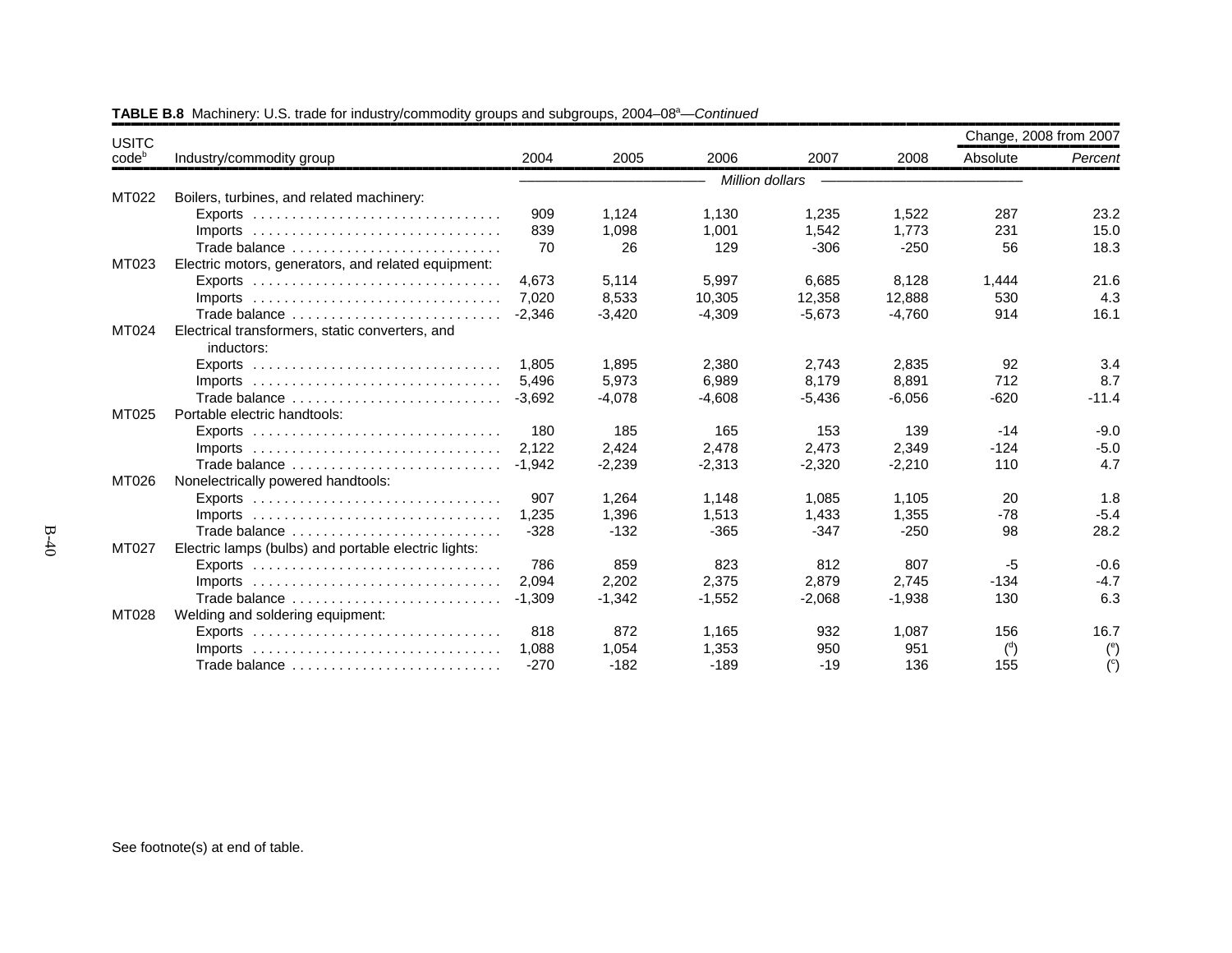**TABLE B.8** Machinery: U.S. trade for industry/commodity groups and subgroups, 2004–08[a]—*Continued*

| USITC code[b] | Industry/commodity group | 2004 | 2005 | 2006 | 2007 | 2008 | Change, 2008 from 2007 Absolute | *Percent* |
|---|---|---|---|---|---|---|---|---|
| | | *Million dollars* | | | | | | |
| MT022 | Boilers, turbines, and related machinery: | | | | | | | |
| | Exports | 909 | 1,124 | 1,130 | 1,235 | 1,522 | 287 | 23.2 |
| | Imports | 839 | 1,098 | 1,001 | 1,542 | 1,773 | 231 | 15.0 |
| | Trade balance | 70 | 26 | 129 | -306 | -250 | 56 | 18.3 |
| MT023 | Electric motors, generators, and related equipment: | | | | | | | |
| | Exports | 4,673 | 5,114 | 5,997 | 6,685 | 8,128 | 1,444 | 21.6 |
| | Imports | 7,020 | 8,533 | 10,305 | 12,358 | 12,888 | 530 | 4.3 |
| | Trade balance | -2,346 | -3,420 | -4,309 | -5,673 | -4,760 | 914 | 16.1 |
| MT024 | Electrical transformers, static converters, and inductors: | | | | | | | |
| | Exports | 1,805 | 1,895 | 2,380 | 2,743 | 2,835 | 92 | 3.4 |
| | Imports | 5,496 | 5,973 | 6,989 | 8,179 | 8,891 | 712 | 8.7 |
| | Trade balance | -3,692 | -4,078 | -4,608 | -5,436 | -6,056 | -620 | -11.4 |
| MT025 | Portable electric handtools: | | | | | | | |
| | Exports | 180 | 185 | 165 | 153 | 139 | -14 | -9.0 |
| | Imports | 2,122 | 2,424 | 2,478 | 2,473 | 2,349 | -124 | -5.0 |
| | Trade balance | -1,942 | -2,239 | -2,313 | -2,320 | -2,210 | 110 | 4.7 |
| MT026 | Nonelectrically powered handtools: | | | | | | | |
| | Exports | 907 | 1,264 | 1,148 | 1,085 | 1,105 | 20 | 1.8 |
| | Imports | 1,235 | 1,396 | 1,513 | 1,433 | 1,355 | -78 | -5.4 |
| | Trade balance | -328 | -132 | -365 | -347 | -250 | 98 | 28.2 |
| MT027 | Electric lamps (bulbs) and portable electric lights: | | | | | | | |
| | Exports | 786 | 859 | 823 | 812 | 807 | -5 | -0.6 |
| | Imports | 2,094 | 2,202 | 2,375 | 2,879 | 2,745 | -134 | -4.7 |
| | Trade balance | -1,309 | -1,342 | -1,552 | -2,068 | -1,938 | 130 | 6.3 |
| MT028 | Welding and soldering equipment: | | | | | | | |
| | Exports | 818 | 872 | 1,165 | 932 | 1,087 | 156 | 16.7 |
| | Imports | 1,088 | 1,054 | 1,353 | 950 | 951 | ([d]) | ([e]) |
| | Trade balance | -270 | -182 | -189 | -19 | 136 | 155 | ([c]) |

See footnote(s) at end of table.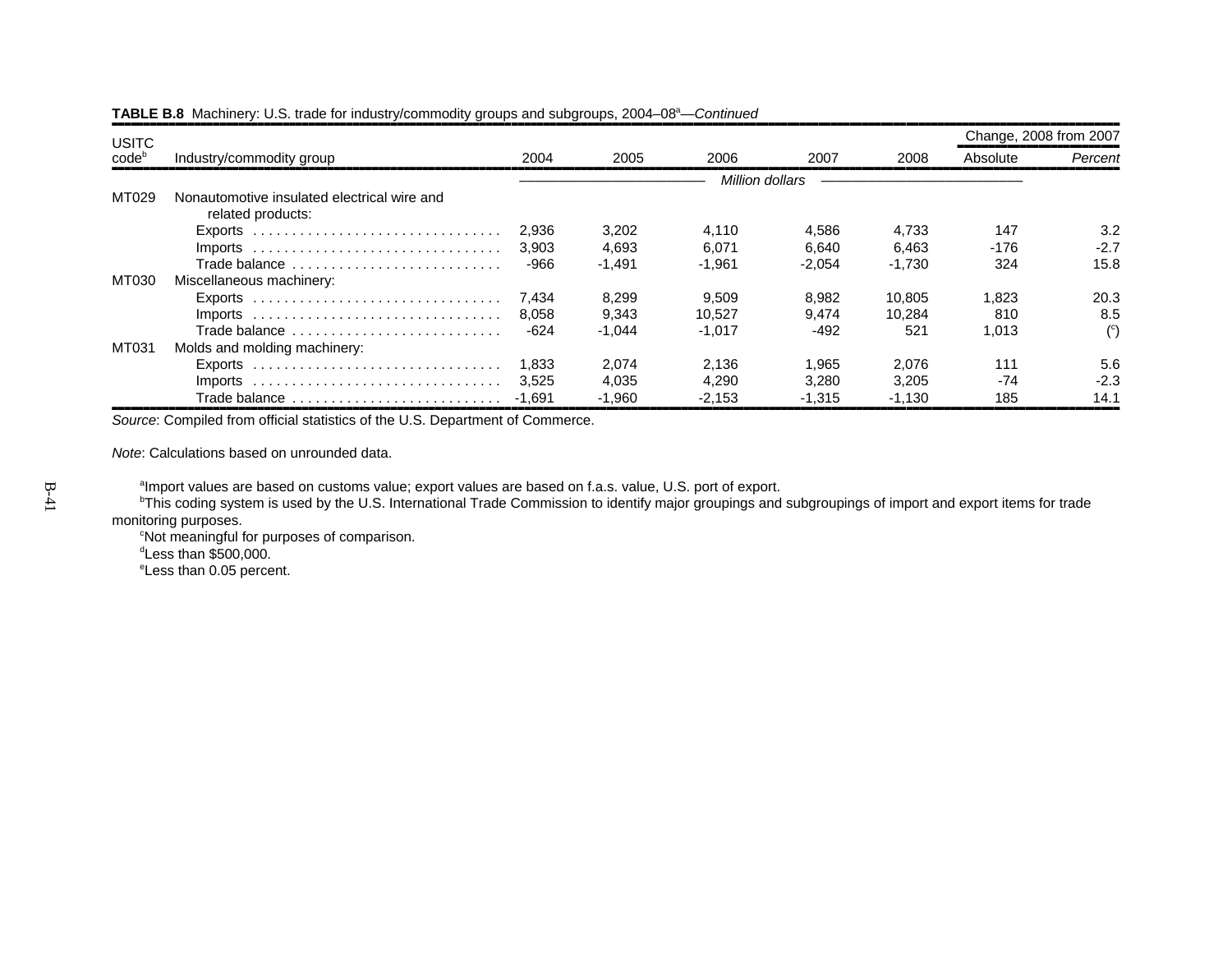**TABLE B.8** Machinery: U.S. trade for industry/commodity groups and subgroups, 2004–08[a]—*Continued*

| USITC code[b] | Industry/commodity group | 2004 | 2005 | 2006 | 2007 | 2008 | Change, 2008 from 2007 Absolute | Change, 2008 from 2007 *Percent* |
|---|---|---|---|---|---|---|---|---|
| | | *Million dollars* | | | | | | |
| MT029 | Nonautomotive insulated electrical wire and related products: | | | | | | | |
| | Exports | 2,936 | 3,202 | 4,110 | 4,586 | 4,733 | 147 | 3.2 |
| | Imports | 3,903 | 4,693 | 6,071 | 6,640 | 6,463 | -176 | -2.7 |
| | Trade balance | -966 | -1,491 | -1,961 | -2,054 | -1,730 | 324 | 15.8 |
| MT030 | Miscellaneous machinery: | | | | | | | |
| | Exports | 7,434 | 8,299 | 9,509 | 8,982 | 10,805 | 1,823 | 20.3 |
| | Imports | 8,058 | 9,343 | 10,527 | 9,474 | 10,284 | 810 | 8.5 |
| | Trade balance | -624 | -1,044 | -1,017 | -492 | 521 | 1,013 | ([c]) |
| MT031 | Molds and molding machinery: | | | | | | | |
| | Exports | 1,833 | 2,074 | 2,136 | 1,965 | 2,076 | 111 | 5.6 |
| | Imports | 3,525 | 4,035 | 4,290 | 3,280 | 3,205 | -74 | -2.3 |
| | Trade balance | -1,691 | -1,960 | -2,153 | -1,315 | -1,130 | 185 | 14.1 |

*Source*: Compiled from official statistics of the U.S. Department of Commerce.

*Note*: Calculations based on unrounded data.

[a]Import values are based on customs value; export values are based on f.a.s. value, U.S. port of export.

[b]This coding system is used by the U.S. International Trade Commission to identify major groupings and subgroupings of import and export items for trade monitoring purposes.

[c]Not meaningful for purposes of comparison.

[d]Less than $500,000.

[e]Less than 0.05 percent.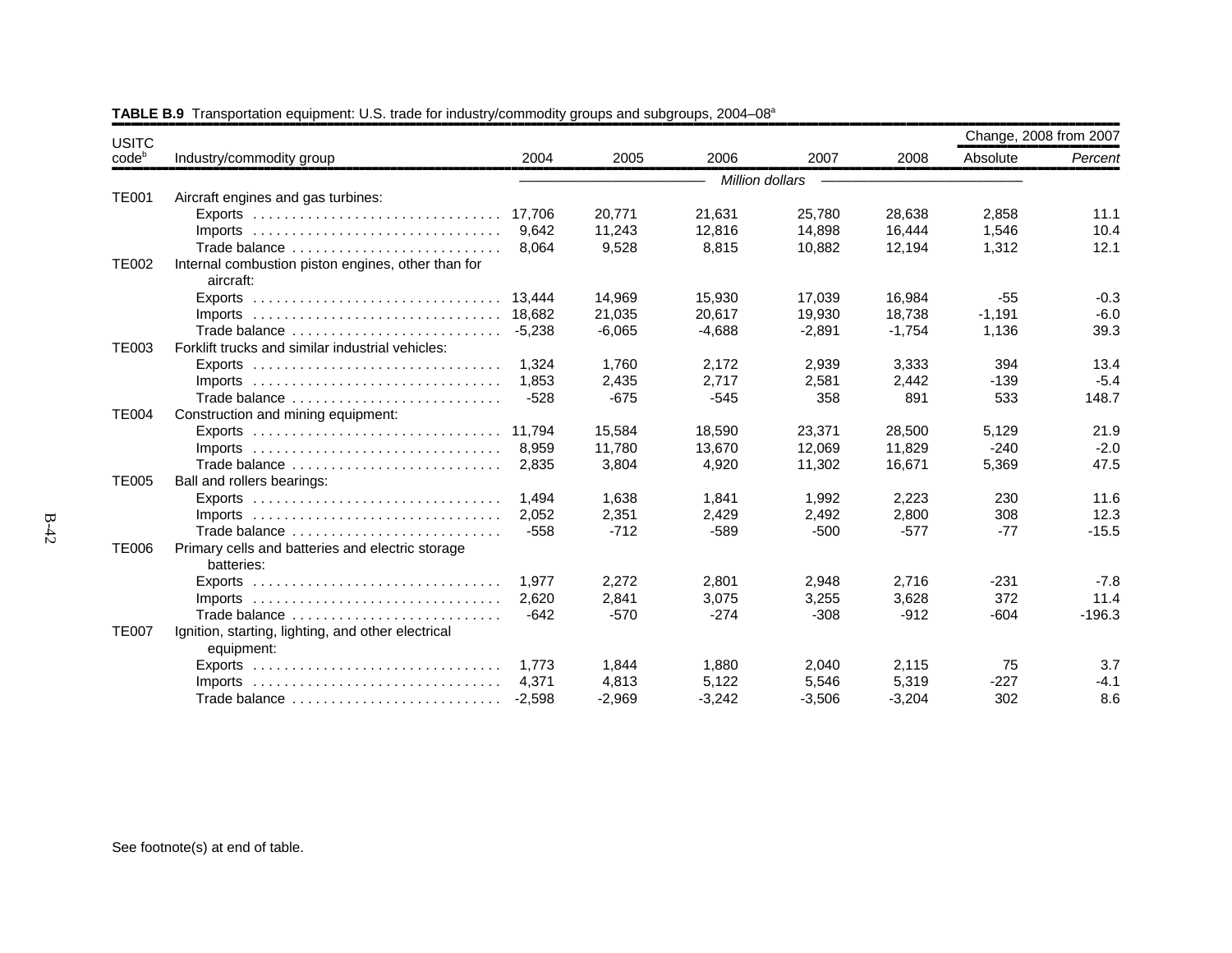**TABLE B.9** Transportation equipment: U.S. trade for industry/commodity groups and subgroups, 2004–08[a]

| USITC code[b] | Industry/commodity group | 2004 | 2005 | 2006 | 2007 | 2008 | Change, 2008 from 2007 Absolute | Percent |
|---|---|---|---|---|---|---|---|---|
| | | *Million dollars* | | | | | | |
| TE001 | Aircraft engines and gas turbines: | | | | | | | |
| | Exports | 17,706 | 20,771 | 21,631 | 25,780 | 28,638 | 2,858 | 11.1 |
| | Imports | 9,642 | 11,243 | 12,816 | 14,898 | 16,444 | 1,546 | 10.4 |
| | Trade balance | 8,064 | 9,528 | 8,815 | 10,882 | 12,194 | 1,312 | 12.1 |
| TE002 | Internal combustion piston engines, other than for aircraft: | | | | | | | |
| | Exports | 13,444 | 14,969 | 15,930 | 17,039 | 16,984 | -55 | -0.3 |
| | Imports | 18,682 | 21,035 | 20,617 | 19,930 | 18,738 | -1,191 | -6.0 |
| | Trade balance | -5,238 | -6,065 | -4,688 | -2,891 | -1,754 | 1,136 | 39.3 |
| TE003 | Forklift trucks and similar industrial vehicles: | | | | | | | |
| | Exports | 1,324 | 1,760 | 2,172 | 2,939 | 3,333 | 394 | 13.4 |
| | Imports | 1,853 | 2,435 | 2,717 | 2,581 | 2,442 | -139 | -5.4 |
| | Trade balance | -528 | -675 | -545 | 358 | 891 | 533 | 148.7 |
| TE004 | Construction and mining equipment: | | | | | | | |
| | Exports | 11,794 | 15,584 | 18,590 | 23,371 | 28,500 | 5,129 | 21.9 |
| | Imports | 8,959 | 11,780 | 13,670 | 12,069 | 11,829 | -240 | -2.0 |
| | Trade balance | 2,835 | 3,804 | 4,920 | 11,302 | 16,671 | 5,369 | 47.5 |
| TE005 | Ball and rollers bearings: | | | | | | | |
| | Exports | 1,494 | 1,638 | 1,841 | 1,992 | 2,223 | 230 | 11.6 |
| | Imports | 2,052 | 2,351 | 2,429 | 2,492 | 2,800 | 308 | 12.3 |
| | Trade balance | -558 | -712 | -589 | -500 | -577 | -77 | -15.5 |
| TE006 | Primary cells and batteries and electric storage batteries: | | | | | | | |
| | Exports | 1,977 | 2,272 | 2,801 | 2,948 | 2,716 | -231 | -7.8 |
| | Imports | 2,620 | 2,841 | 3,075 | 3,255 | 3,628 | 372 | 11.4 |
| | Trade balance | -642 | -570 | -274 | -308 | -912 | -604 | -196.3 |
| TE007 | Ignition, starting, lighting, and other electrical equipment: | | | | | | | |
| | Exports | 1,773 | 1,844 | 1,880 | 2,040 | 2,115 | 75 | 3.7 |
| | Imports | 4,371 | 4,813 | 5,122 | 5,546 | 5,319 | -227 | -4.1 |
| | Trade balance | -2,598 | -2,969 | -3,242 | -3,506 | -3,204 | 302 | 8.6 |

See footnote(s) at end of table.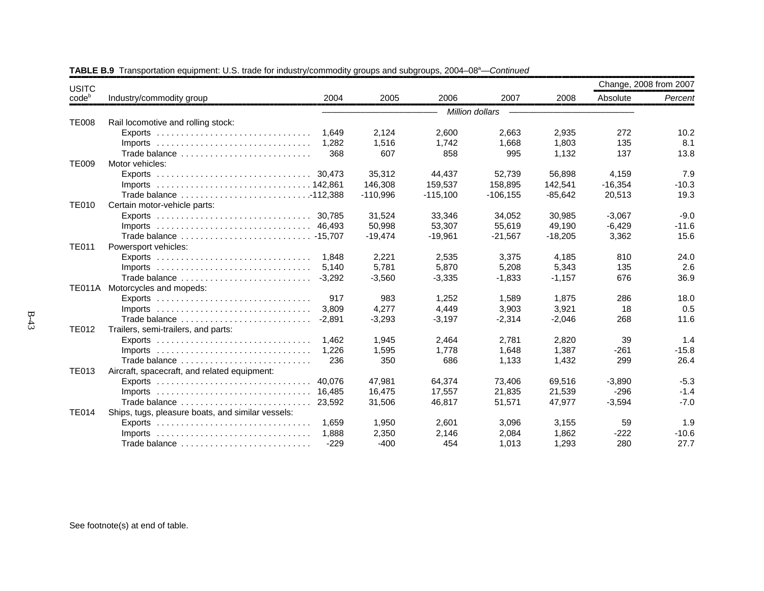**TABLE B.9** Transportation equipment: U.S. trade for industry/commodity groups and subgroups, 2004–08[a]—*Continued*

| USITC code[b] | Industry/commodity group | 2004 | 2005 | 2006 | 2007 | 2008 | Change, 2008 from 2007 | |
|---|---|---|---|---|---|---|---|---|
| | | | | | | | Absolute | *Percent* |
| | | *Million dollars* | | | | | | |
| TE008 | Rail locomotive and rolling stock: | | | | | | | |
| | Exports | 1,649 | 2,124 | 2,600 | 2,663 | 2,935 | 272 | 10.2 |
| | Imports | 1,282 | 1,516 | 1,742 | 1,668 | 1,803 | 135 | 8.1 |
| | Trade balance | 368 | 607 | 858 | 995 | 1,132 | 137 | 13.8 |
| TE009 | Motor vehicles: | | | | | | | |
| | Exports | 30,473 | 35,312 | 44,437 | 52,739 | 56,898 | 4,159 | 7.9 |
| | Imports | 142,861 | 146,308 | 159,537 | 158,895 | 142,541 | -16,354 | -10.3 |
| | Trade balance | -112,388 | -110,996 | -115,100 | -106,155 | -85,642 | 20,513 | 19.3 |
| TE010 | Certain motor-vehicle parts: | | | | | | | |
| | Exports | 30,785 | 31,524 | 33,346 | 34,052 | 30,985 | -3,067 | -9.0 |
| | Imports | 46,493 | 50,998 | 53,307 | 55,619 | 49,190 | -6,429 | -11.6 |
| | Trade balance | -15,707 | -19,474 | -19,961 | -21,567 | -18,205 | 3,362 | 15.6 |
| TE011 | Powersport vehicles: | | | | | | | |
| | Exports | 1,848 | 2,221 | 2,535 | 3,375 | 4,185 | 810 | 24.0 |
| | Imports | 5,140 | 5,781 | 5,870 | 5,208 | 5,343 | 135 | 2.6 |
| | Trade balance | -3,292 | -3,560 | -3,335 | -1,833 | -1,157 | 676 | 36.9 |
| TE011A | Motorcycles and mopeds: | | | | | | | |
| | Exports | 917 | 983 | 1,252 | 1,589 | 1,875 | 286 | 18.0 |
| | Imports | 3,809 | 4,277 | 4,449 | 3,903 | 3,921 | 18 | 0.5 |
| | Trade balance | -2,891 | -3,293 | -3,197 | -2,314 | -2,046 | 268 | 11.6 |
| TE012 | Trailers, semi-trailers, and parts: | | | | | | | |
| | Exports | 1,462 | 1,945 | 2,464 | 2,781 | 2,820 | 39 | 1.4 |
| | Imports | 1,226 | 1,595 | 1,778 | 1,648 | 1,387 | -261 | -15.8 |
| | Trade balance | 236 | 350 | 686 | 1,133 | 1,432 | 299 | 26.4 |
| TE013 | Aircraft, spacecraft, and related equipment: | | | | | | | |
| | Exports | 40,076 | 47,981 | 64,374 | 73,406 | 69,516 | -3,890 | -5.3 |
| | Imports | 16,485 | 16,475 | 17,557 | 21,835 | 21,539 | -296 | -1.4 |
| | Trade balance | 23,592 | 31,506 | 46,817 | 51,571 | 47,977 | -3,594 | -7.0 |
| TE014 | Ships, tugs, pleasure boats, and similar vessels: | | | | | | | |
| | Exports | 1,659 | 1,950 | 2,601 | 3,096 | 3,155 | 59 | 1.9 |
| | Imports | 1,888 | 2,350 | 2,146 | 2,084 | 1,862 | -222 | -10.6 |
| | Trade balance | -229 | -400 | 454 | 1,013 | 1,293 | 280 | 27.7 |

See footnote(s) at end of table.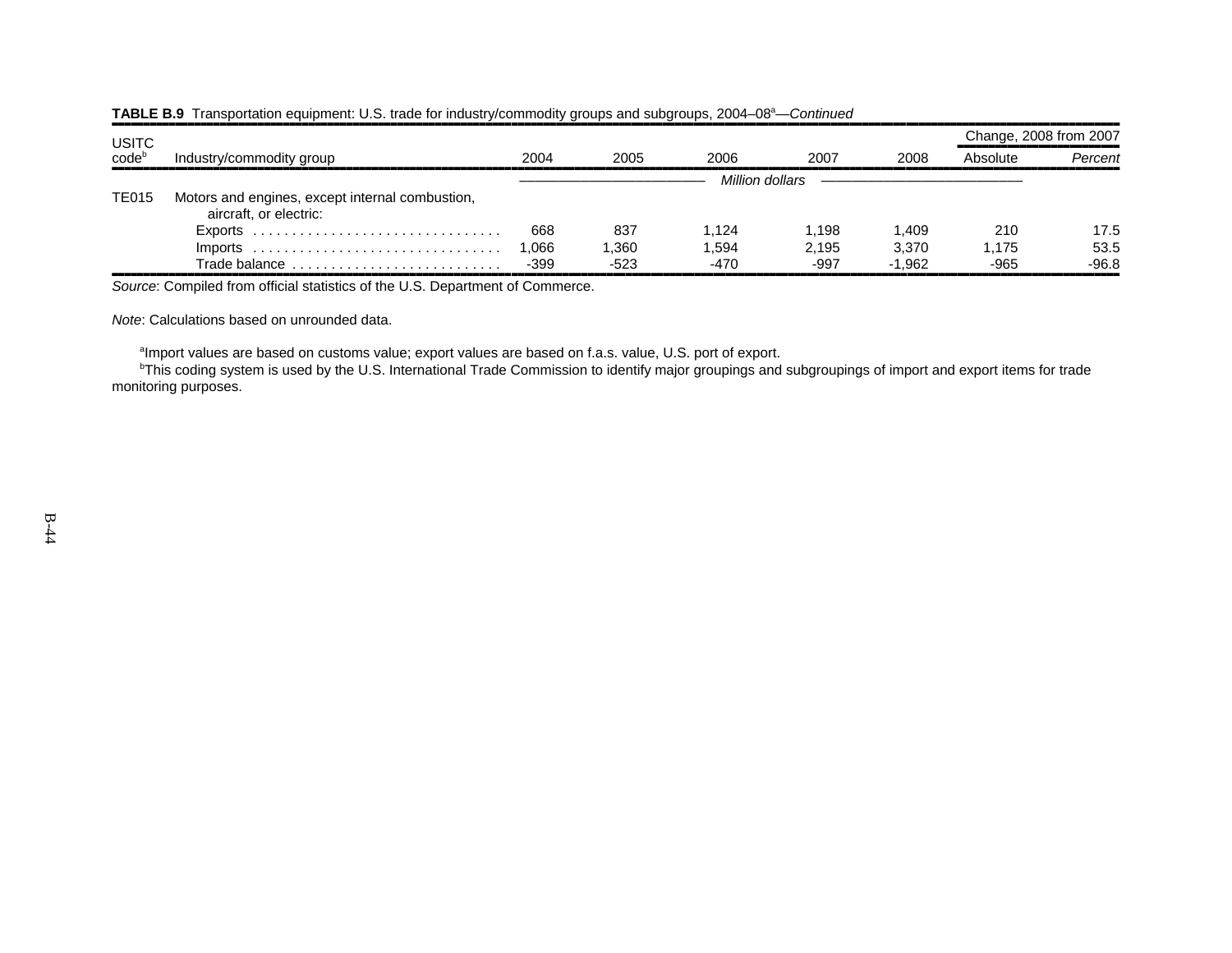**TABLE B.9** Transportation equipment: U.S. trade for industry/commodity groups and subgroups, 2004–08[a]—*Continued*

| USITC code[b] | Industry/commodity group | 2004 | 2005 | 2006 | 2007 | 2008 | Change, 2008 from 2007 | |
|---|---|---|---|---|---|---|---|---|
| | | | | | | | Absolute | *Percent* |
| | | *Million dollars* | | | | | | |
| TE015 | Motors and engines, except internal combustion, aircraft, or electric: | | | | | | | |
| | Exports | 668 | 837 | 1,124 | 1,198 | 1,409 | 210 | 17.5 |
| | Imports | 1,066 | 1,360 | 1,594 | 2,195 | 3,370 | 1,175 | 53.5 |
| | Trade balance | -399 | -523 | -470 | -997 | -1,962 | -965 | -96.8 |

*Source*: Compiled from official statistics of the U.S. Department of Commerce.

*Note*: Calculations based on unrounded data.

[a]Import values are based on customs value; export values are based on f.a.s. value, U.S. port of export.
[b]This coding system is used by the U.S. International Trade Commission to identify major groupings and subgroupings of import and export items for trade monitoring purposes.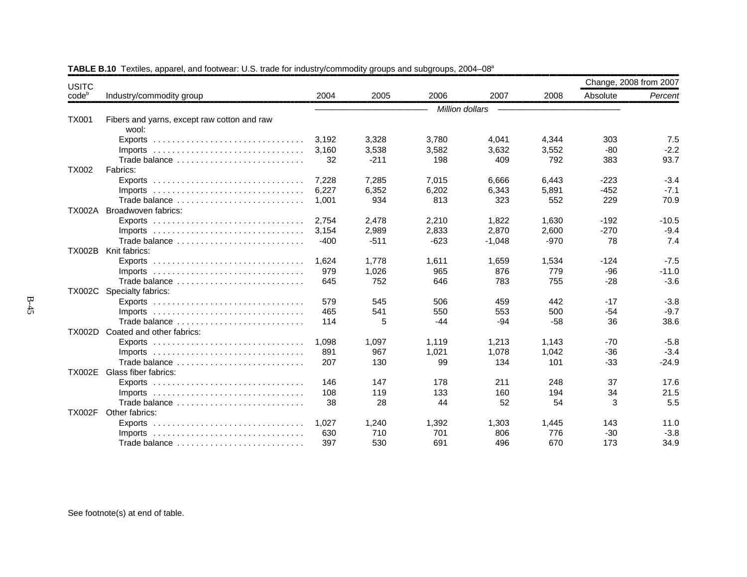**TABLE B.10** Textiles, apparel, and footwear: U.S. trade for industry/commodity groups and subgroups, 2004–08[a]

| USITC code[b] | Industry/commodity group | 2004 | 2005 | 2006 | 2007 | 2008 | Change, 2008 from 2007 Absolute | Change, 2008 from 2007 *Percent* |
|---|---|---|---|---|---|---|---|---|
| | | *Million dollars* | | | | | | |
| TX001 | Fibers and yarns, except raw cotton and raw wool: | | | | | | | |
| | Exports | 3,192 | 3,328 | 3,780 | 4,041 | 4,344 | 303 | 7.5 |
| | Imports | 3,160 | 3,538 | 3,582 | 3,632 | 3,552 | -80 | -2.2 |
| | Trade balance | 32 | -211 | 198 | 409 | 792 | 383 | 93.7 |
| TX002 | Fabrics: | | | | | | | |
| | Exports | 7,228 | 7,285 | 7,015 | 6,666 | 6,443 | -223 | -3.4 |
| | Imports | 6,227 | 6,352 | 6,202 | 6,343 | 5,891 | -452 | -7.1 |
| | Trade balance | 1,001 | 934 | 813 | 323 | 552 | 229 | 70.9 |
| TX002A | Broadwoven fabrics: | | | | | | | |
| | Exports | 2,754 | 2,478 | 2,210 | 1,822 | 1,630 | -192 | -10.5 |
| | Imports | 3,154 | 2,989 | 2,833 | 2,870 | 2,600 | -270 | -9.4 |
| | Trade balance | -400 | -511 | -623 | -1,048 | -970 | 78 | 7.4 |
| TX002B | Knit fabrics: | | | | | | | |
| | Exports | 1,624 | 1,778 | 1,611 | 1,659 | 1,534 | -124 | -7.5 |
| | Imports | 979 | 1,026 | 965 | 876 | 779 | -96 | -11.0 |
| | Trade balance | 645 | 752 | 646 | 783 | 755 | -28 | -3.6 |
| TX002C | Specialty fabrics: | | | | | | | |
| | Exports | 579 | 545 | 506 | 459 | 442 | -17 | -3.8 |
| | Imports | 465 | 541 | 550 | 553 | 500 | -54 | -9.7 |
| | Trade balance | 114 | 5 | -44 | -94 | -58 | 36 | 38.6 |
| TX002D | Coated and other fabrics: | | | | | | | |
| | Exports | 1,098 | 1,097 | 1,119 | 1,213 | 1,143 | -70 | -5.8 |
| | Imports | 891 | 967 | 1,021 | 1,078 | 1,042 | -36 | -3.4 |
| | Trade balance | 207 | 130 | 99 | 134 | 101 | -33 | -24.9 |
| TX002E | Glass fiber fabrics: | | | | | | | |
| | Exports | 146 | 147 | 178 | 211 | 248 | 37 | 17.6 |
| | Imports | 108 | 119 | 133 | 160 | 194 | 34 | 21.5 |
| | Trade balance | 38 | 28 | 44 | 52 | 54 | 3 | 5.5 |
| TX002F | Other fabrics: | | | | | | | |
| | Exports | 1,027 | 1,240 | 1,392 | 1,303 | 1,445 | 143 | 11.0 |
| | Imports | 630 | 710 | 701 | 806 | 776 | -30 | -3.8 |
| | Trade balance | 397 | 530 | 691 | 496 | 670 | 173 | 34.9 |

See footnote(s) at end of table.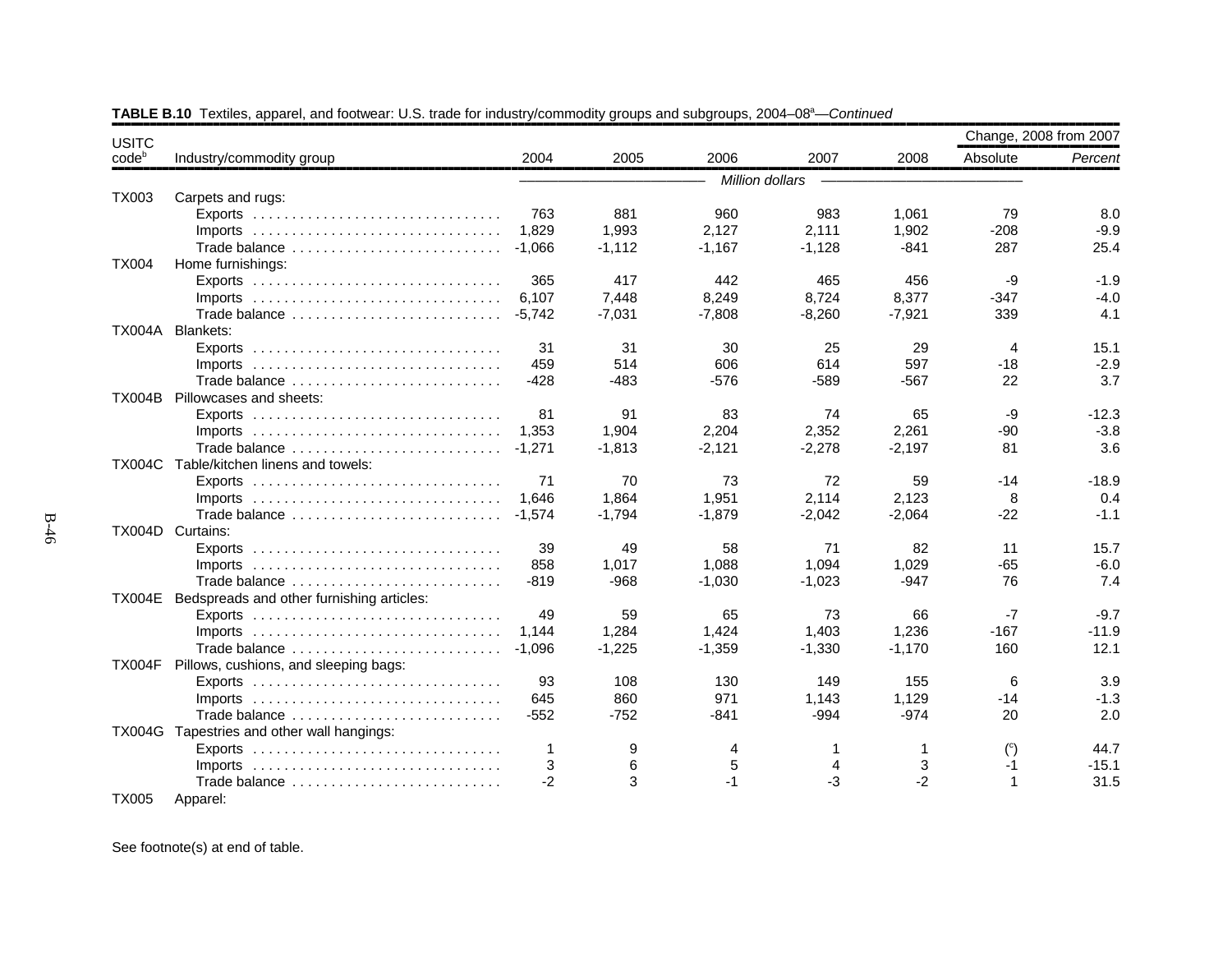**TABLE B.10** Textiles, apparel, and footwear: U.S. trade for industry/commodity groups and subgroups, 2004–08[a]—*Continued*

| USITC code[b] | Industry/commodity group | 2004 | 2005 | 2006 | 2007 | 2008 | Change, 2008 from 2007 Absolute | *Percent* |
|---|---|---|---|---|---|---|---|---|
| | | *Million dollars* | | | | | | |
| TX003 | Carpets and rugs: | | | | | | | |
| | Exports | 763 | 881 | 960 | 983 | 1,061 | 79 | 8.0 |
| | Imports | 1,829 | 1,993 | 2,127 | 2,111 | 1,902 | -208 | -9.9 |
| | Trade balance | -1,066 | -1,112 | -1,167 | -1,128 | -841 | 287 | 25.4 |
| TX004 | Home furnishings: | | | | | | | |
| | Exports | 365 | 417 | 442 | 465 | 456 | -9 | -1.9 |
| | Imports | 6,107 | 7,448 | 8,249 | 8,724 | 8,377 | -347 | -4.0 |
| | Trade balance | -5,742 | -7,031 | -7,808 | -8,260 | -7,921 | 339 | 4.1 |
| TX004A | Blankets: | | | | | | | |
| | Exports | 31 | 31 | 30 | 25 | 29 | 4 | 15.1 |
| | Imports | 459 | 514 | 606 | 614 | 597 | -18 | -2.9 |
| | Trade balance | -428 | -483 | -576 | -589 | -567 | 22 | 3.7 |
| TX004B | Pillowcases and sheets: | | | | | | | |
| | Exports | 81 | 91 | 83 | 74 | 65 | -9 | -12.3 |
| | Imports | 1,353 | 1,904 | 2,204 | 2,352 | 2,261 | -90 | -3.8 |
| | Trade balance | -1,271 | -1,813 | -2,121 | -2,278 | -2,197 | 81 | 3.6 |
| TX004C | Table/kitchen linens and towels: | | | | | | | |
| | Exports | 71 | 70 | 73 | 72 | 59 | -14 | -18.9 |
| | Imports | 1,646 | 1,864 | 1,951 | 2,114 | 2,123 | 8 | 0.4 |
| | Trade balance | -1,574 | -1,794 | -1,879 | -2,042 | -2,064 | -22 | -1.1 |
| TX004D | Curtains: | | | | | | | |
| | Exports | 39 | 49 | 58 | 71 | 82 | 11 | 15.7 |
| | Imports | 858 | 1,017 | 1,088 | 1,094 | 1,029 | -65 | -6.0 |
| | Trade balance | -819 | -968 | -1,030 | -1,023 | -947 | 76 | 7.4 |
| TX004E | Bedspreads and other furnishing articles: | | | | | | | |
| | Exports | 49 | 59 | 65 | 73 | 66 | -7 | -9.7 |
| | Imports | 1,144 | 1,284 | 1,424 | 1,403 | 1,236 | -167 | -11.9 |
| | Trade balance | -1,096 | -1,225 | -1,359 | -1,330 | -1,170 | 160 | 12.1 |
| TX004F | Pillows, cushions, and sleeping bags: | | | | | | | |
| | Exports | 93 | 108 | 130 | 149 | 155 | 6 | 3.9 |
| | Imports | 645 | 860 | 971 | 1,143 | 1,129 | -14 | -1.3 |
| | Trade balance | -552 | -752 | -841 | -994 | -974 | 20 | 2.0 |
| TX004G | Tapestries and other wall hangings: | | | | | | | |
| | Exports | 1 | 9 | 4 | 1 | 1 | ([c]) | 44.7 |
| | Imports | 3 | 6 | 5 | 4 | 3 | -1 | -15.1 |
| | Trade balance | -2 | 3 | -1 | -3 | -2 | 1 | 31.5 |
| TX005 | Apparel: | | | | | | | |

See footnote(s) at end of table.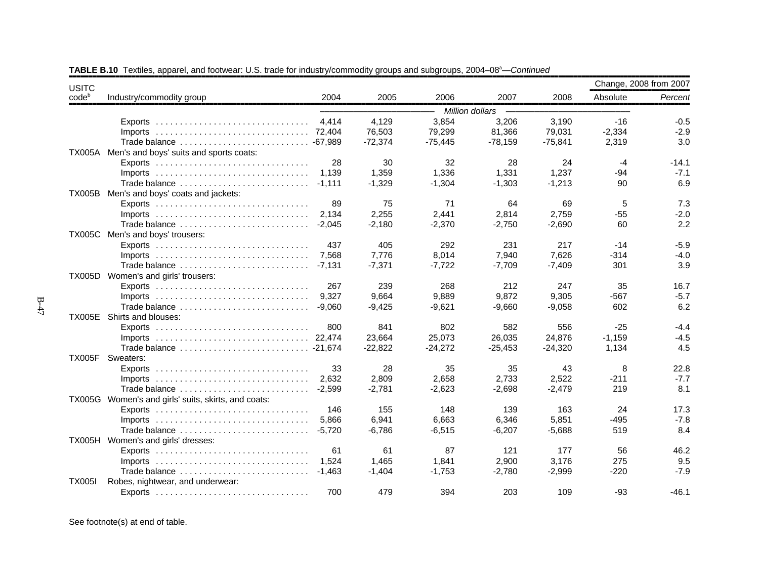**TABLE B.10** Textiles, apparel, and footwear: U.S. trade for industry/commodity groups and subgroups, 2004–08[a]—*Continued*

| USITC code[b] | Industry/commodity group | 2004 | 2005 | 2006 | 2007 | 2008 | Change, 2008 from 2007 Absolute | *Percent* |
|---|---|---|---|---|---|---|---|---|
| | | *Million dollars* | | | | | | |
| | Exports | 4,414 | 4,129 | 3,854 | 3,206 | 3,190 | -16 | -0.5 |
| | Imports | 72,404 | 76,503 | 79,299 | 81,366 | 79,031 | -2,334 | -2.9 |
| | Trade balance | -67,989 | -72,374 | -75,445 | -78,159 | -75,841 | 2,319 | 3.0 |
| TX005A | Men's and boys' suits and sports coats: | | | | | | | |
| | Exports | 28 | 30 | 32 | 28 | 24 | -4 | -14.1 |
| | Imports | 1,139 | 1,359 | 1,336 | 1,331 | 1,237 | -94 | -7.1 |
| | Trade balance | -1,111 | -1,329 | -1,304 | -1,303 | -1,213 | 90 | 6.9 |
| TX005B | Men's and boys' coats and jackets: | | | | | | | |
| | Exports | 89 | 75 | 71 | 64 | 69 | 5 | 7.3 |
| | Imports | 2,134 | 2,255 | 2,441 | 2,814 | 2,759 | -55 | -2.0 |
| | Trade balance | -2,045 | -2,180 | -2,370 | -2,750 | -2,690 | 60 | 2.2 |
| TX005C | Men's and boys' trousers: | | | | | | | |
| | Exports | 437 | 405 | 292 | 231 | 217 | -14 | -5.9 |
| | Imports | 7,568 | 7,776 | 8,014 | 7,940 | 7,626 | -314 | -4.0 |
| | Trade balance | -7,131 | -7,371 | -7,722 | -7,709 | -7,409 | 301 | 3.9 |
| TX005D | Women's and girls' trousers: | | | | | | | |
| | Exports | 267 | 239 | 268 | 212 | 247 | 35 | 16.7 |
| | Imports | 9,327 | 9,664 | 9,889 | 9,872 | 9,305 | -567 | -5.7 |
| | Trade balance | -9,060 | -9,425 | -9,621 | -9,660 | -9,058 | 602 | 6.2 |
| TX005E | Shirts and blouses: | | | | | | | |
| | Exports | 800 | 841 | 802 | 582 | 556 | -25 | -4.4 |
| | Imports | 22,474 | 23,664 | 25,073 | 26,035 | 24,876 | -1,159 | -4.5 |
| | Trade balance | -21,674 | -22,822 | -24,272 | -25,453 | -24,320 | 1,134 | 4.5 |
| TX005F | Sweaters: | | | | | | | |
| | Exports | 33 | 28 | 35 | 35 | 43 | 8 | 22.8 |
| | Imports | 2,632 | 2,809 | 2,658 | 2,733 | 2,522 | -211 | -7.7 |
| | Trade balance | -2,599 | -2,781 | -2,623 | -2,698 | -2,479 | 219 | 8.1 |
| TX005G | Women's and girls' suits, skirts, and coats: | | | | | | | |
| | Exports | 146 | 155 | 148 | 139 | 163 | 24 | 17.3 |
| | Imports | 5,866 | 6,941 | 6,663 | 6,346 | 5,851 | -495 | -7.8 |
| | Trade balance | -5,720 | -6,786 | -6,515 | -6,207 | -5,688 | 519 | 8.4 |
| TX005H | Women's and girls' dresses: | | | | | | | |
| | Exports | 61 | 61 | 87 | 121 | 177 | 56 | 46.2 |
| | Imports | 1,524 | 1,465 | 1,841 | 2,900 | 3,176 | 275 | 9.5 |
| | Trade balance | -1,463 | -1,404 | -1,753 | -2,780 | -2,999 | -220 | -7.9 |
| TX005I | Robes, nightwear, and underwear: | | | | | | | |
| | Exports | 700 | 479 | 394 | 203 | 109 | -93 | -46.1 |

See footnote(s) at end of table.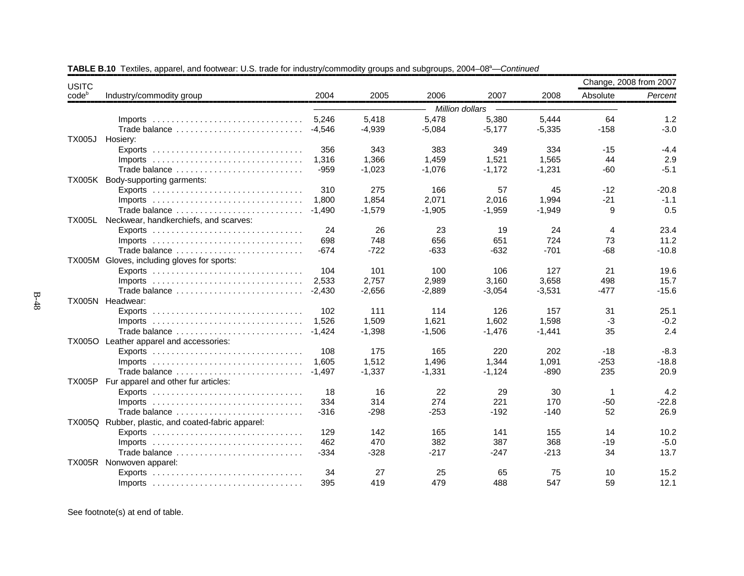**TABLE B.10** Textiles, apparel, and footwear: U.S. trade for industry/commodity groups and subgroups, 2004–08[a]—*Continued*

| USITC code[b] | Industry/commodity group | 2004 | 2005 | 2006 | 2007 | 2008 | Change, 2008 from 2007 Absolute | *Percent* |
|---|---|---|---|---|---|---|---|---|
| | | *Million dollars* | | | | | | |
| | Imports | 5,246 | 5,418 | 5,478 | 5,380 | 5,444 | 64 | 1.2 |
| | Trade balance | -4,546 | -4,939 | -5,084 | -5,177 | -5,335 | -158 | -3.0 |
| TX005J | Hosiery: | | | | | | | |
| | Exports | 356 | 343 | 383 | 349 | 334 | -15 | -4.4 |
| | Imports | 1,316 | 1,366 | 1,459 | 1,521 | 1,565 | 44 | 2.9 |
| | Trade balance | -959 | -1,023 | -1,076 | -1,172 | -1,231 | -60 | -5.1 |
| TX005K | Body-supporting garments: | | | | | | | |
| | Exports | 310 | 275 | 166 | 57 | 45 | -12 | -20.8 |
| | Imports | 1,800 | 1,854 | 2,071 | 2,016 | 1,994 | -21 | -1.1 |
| | Trade balance | -1,490 | -1,579 | -1,905 | -1,959 | -1,949 | 9 | 0.5 |
| TX005L | Neckwear, handkerchiefs, and scarves: | | | | | | | |
| | Exports | 24 | 26 | 23 | 19 | 24 | 4 | 23.4 |
| | Imports | 698 | 748 | 656 | 651 | 724 | 73 | 11.2 |
| | Trade balance | -674 | -722 | -633 | -632 | -701 | -68 | -10.8 |
| TX005M | Gloves, including gloves for sports: | | | | | | | |
| | Exports | 104 | 101 | 100 | 106 | 127 | 21 | 19.6 |
| | Imports | 2,533 | 2,757 | 2,989 | 3,160 | 3,658 | 498 | 15.7 |
| | Trade balance | -2,430 | -2,656 | -2,889 | -3,054 | -3,531 | -477 | -15.6 |
| TX005N | Headwear: | | | | | | | |
| | Exports | 102 | 111 | 114 | 126 | 157 | 31 | 25.1 |
| | Imports | 1,526 | 1,509 | 1,621 | 1,602 | 1,598 | -3 | -0.2 |
| | Trade balance | -1,424 | -1,398 | -1,506 | -1,476 | -1,441 | 35 | 2.4 |
| TX005O | Leather apparel and accessories: | | | | | | | |
| | Exports | 108 | 175 | 165 | 220 | 202 | -18 | -8.3 |
| | Imports | 1,605 | 1,512 | 1,496 | 1,344 | 1,091 | -253 | -18.8 |
| | Trade balance | -1,497 | -1,337 | -1,331 | -1,124 | -890 | 235 | 20.9 |
| TX005P | Fur apparel and other fur articles: | | | | | | | |
| | Exports | 18 | 16 | 22 | 29 | 30 | 1 | 4.2 |
| | Imports | 334 | 314 | 274 | 221 | 170 | -50 | -22.8 |
| | Trade balance | -316 | -298 | -253 | -192 | -140 | 52 | 26.9 |
| TX005Q | Rubber, plastic, and coated-fabric apparel: | | | | | | | |
| | Exports | 129 | 142 | 165 | 141 | 155 | 14 | 10.2 |
| | Imports | 462 | 470 | 382 | 387 | 368 | -19 | -5.0 |
| | Trade balance | -334 | -328 | -217 | -247 | -213 | 34 | 13.7 |
| TX005R | Nonwoven apparel: | | | | | | | |
| | Exports | 34 | 27 | 25 | 65 | 75 | 10 | 15.2 |
| | Imports | 395 | 419 | 479 | 488 | 547 | 59 | 12.1 |

See footnote(s) at end of table.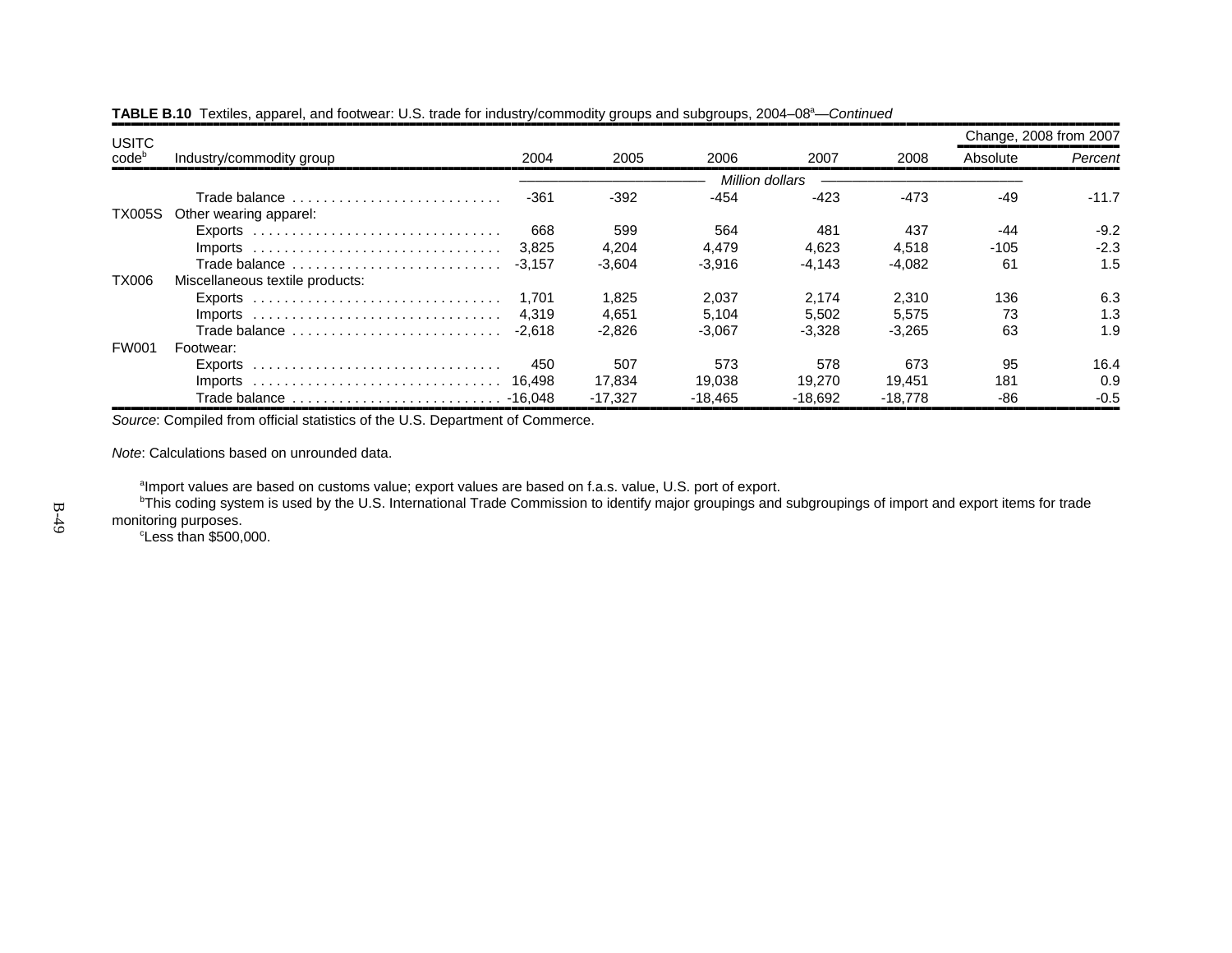**TABLE B.10** Textiles, apparel, and footwear: U.S. trade for industry/commodity groups and subgroups, 2004–08[a]—*Continued*

| USITC code[b] | Industry/commodity group | 2004 | 2005 | 2006 | 2007 | 2008 | Change, 2008 from 2007 Absolute | *Percent* |
|---|---|---|---|---|---|---|---|---|
| | | *Million dollars* | | | | | | |
| | Trade balance | -361 | -392 | -454 | -423 | -473 | -49 | -11.7 |
| TX005S | Other wearing apparel: | | | | | | | |
| | Exports | 668 | 599 | 564 | 481 | 437 | -44 | -9.2 |
| | Imports | 3,825 | 4,204 | 4,479 | 4,623 | 4,518 | -105 | -2.3 |
| | Trade balance | -3,157 | -3,604 | -3,916 | -4,143 | -4,082 | 61 | 1.5 |
| TX006 | Miscellaneous textile products: | | | | | | | |
| | Exports | 1,701 | 1,825 | 2,037 | 2,174 | 2,310 | 136 | 6.3 |
| | Imports | 4,319 | 4,651 | 5,104 | 5,502 | 5,575 | 73 | 1.3 |
| | Trade balance | -2,618 | -2,826 | -3,067 | -3,328 | -3,265 | 63 | 1.9 |
| FW001 | Footwear: | | | | | | | |
| | Exports | 450 | 507 | 573 | 578 | 673 | 95 | 16.4 |
| | Imports | 16,498 | 17,834 | 19,038 | 19,270 | 19,451 | 181 | 0.9 |
| | Trade balance | -16,048 | -17,327 | -18,465 | -18,692 | -18,778 | -86 | -0.5 |

*Source*: Compiled from official statistics of the U.S. Department of Commerce.

*Note*: Calculations based on unrounded data.

[a]Import values are based on customs value; export values are based on f.a.s. value, U.S. port of export.

[b]This coding system is used by the U.S. International Trade Commission to identify major groupings and subgroupings of import and export items for trade monitoring purposes.

[c]Less than $500,000.